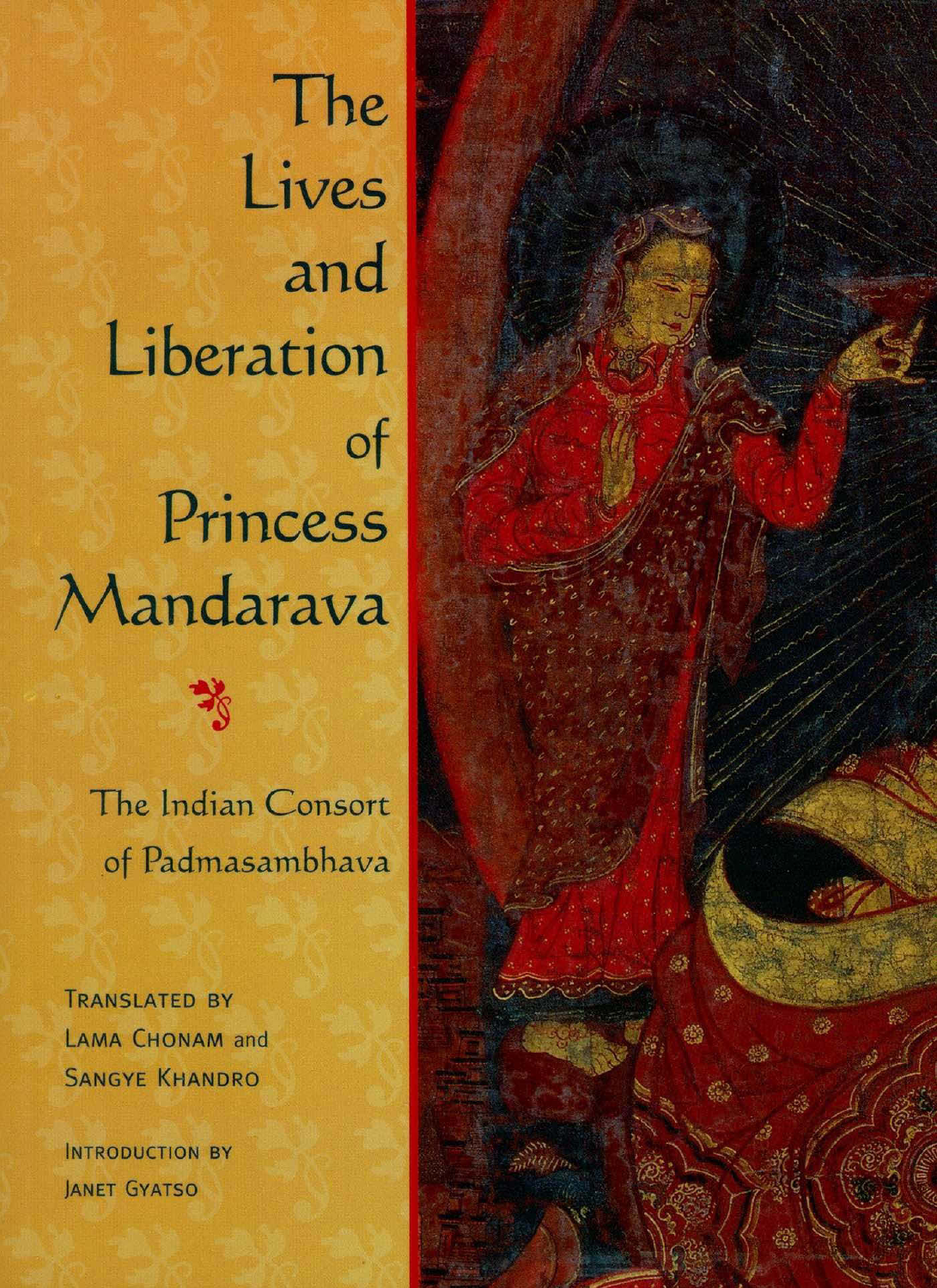# The Lives and Liberation of Princess Mandarava

## The Indian Consort of Padmasambhava

TRANSLATED BY
LAMA CHONAM and
SANGYE KHANDRO

INTRODUCTION BY
JANET GYATSO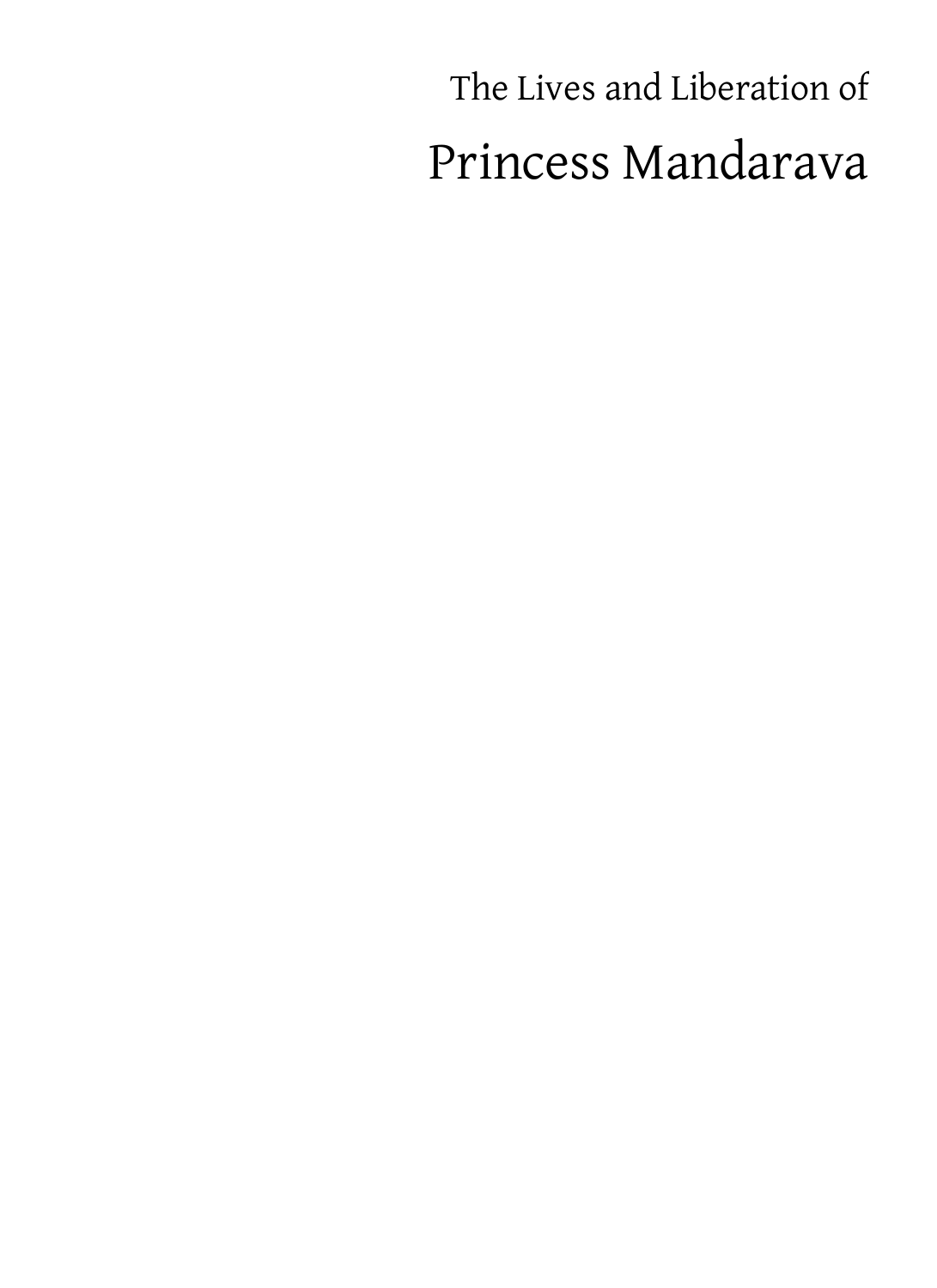The Lives and Liberation of

# Princess Mandarava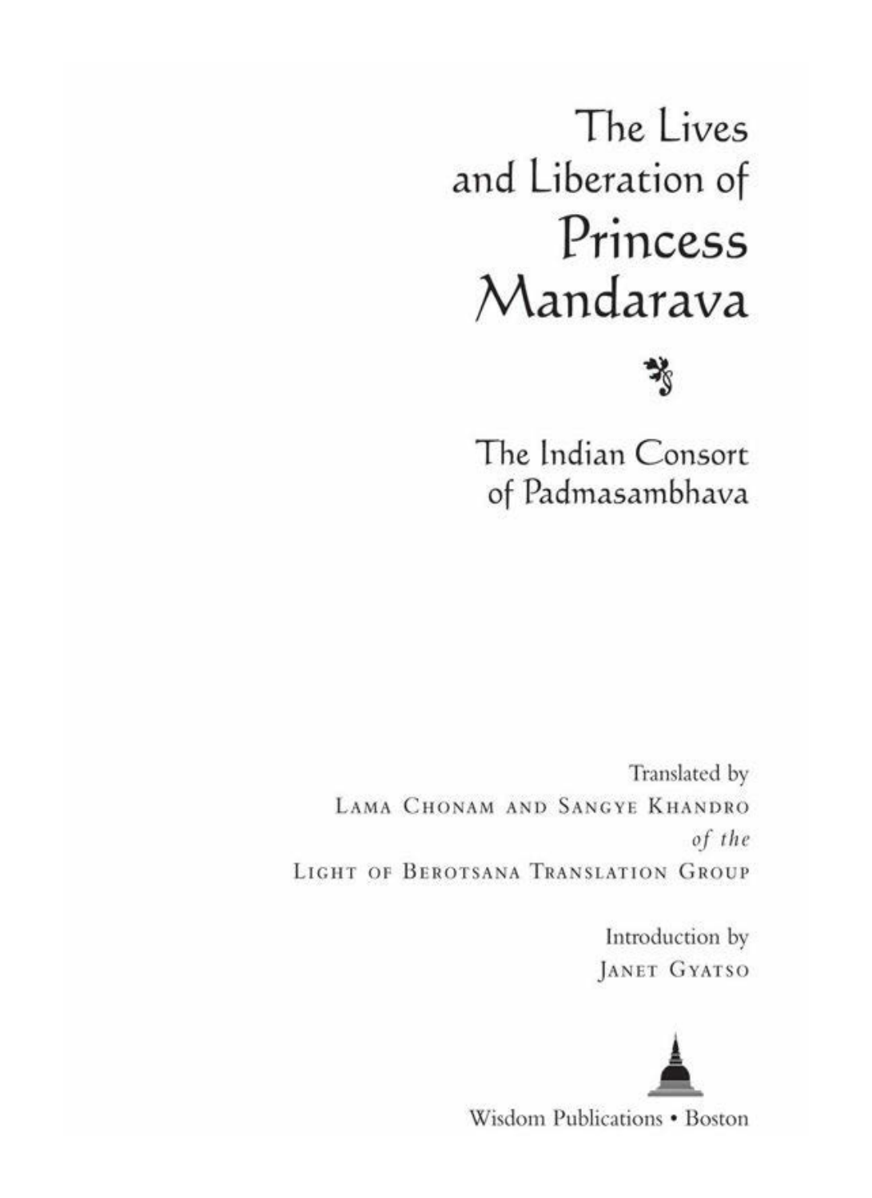# The Lives and Liberation of Princess Mandarava

## The Indian Consort of Padmasambhava

Translated by
LAMA CHONAM AND SANGYE KHANDRO
*of the*
LIGHT OF BEROTSANA TRANSLATION GROUP

Introduction by
JANET GYATSO

Wisdom Publications • Boston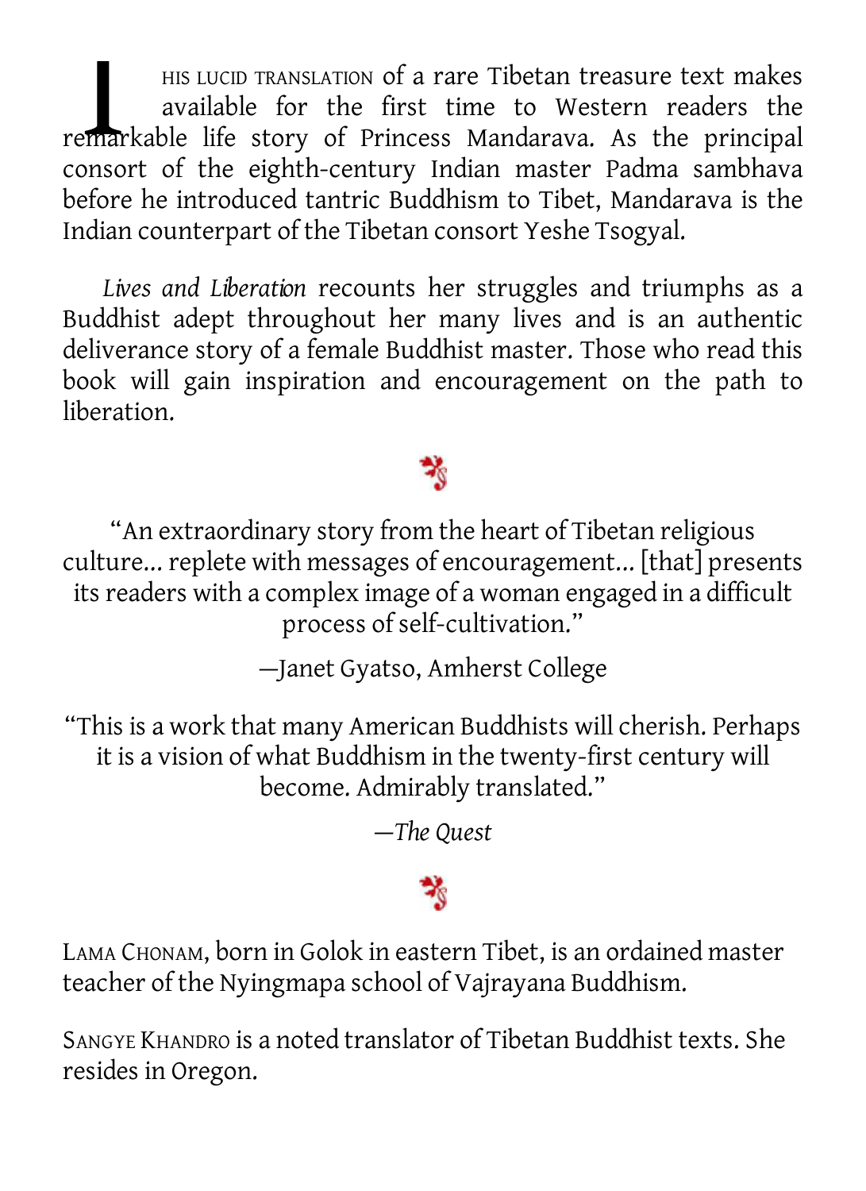THIS LUCID TRANSLATION of a rare Tibetan treasure text makes available for the first time to Western readers the remarkable life story of Princess Mandarava. As the principal consort of the eighth-century Indian master Padma sambhava before he introduced tantric Buddhism to Tibet, Mandarava is the Indian counterpart of the Tibetan consort Yeshe Tsogyal.

*Lives and Liberation* recounts her struggles and triumphs as a Buddhist adept throughout her many lives and is an authentic deliverance story of a female Buddhist master. Those who read this book will gain inspiration and encouragement on the path to liberation.

"An extraordinary story from the heart of Tibetan religious culture... replete with messages of encouragement... [that] presents its readers with a complex image of a woman engaged in a difficult process of self-cultivation."

—Janet Gyatso, Amherst College

"This is a work that many American Buddhists will cherish. Perhaps it is a vision of what Buddhism in the twenty-first century will become. Admirably translated."

—*The Quest*

LAMA CHONAM, born in Golok in eastern Tibet, is an ordained master teacher of the Nyingmapa school of Vajrayana Buddhism.

SANGYE KHANDRO is a noted translator of Tibetan Buddhist texts. She resides in Oregon.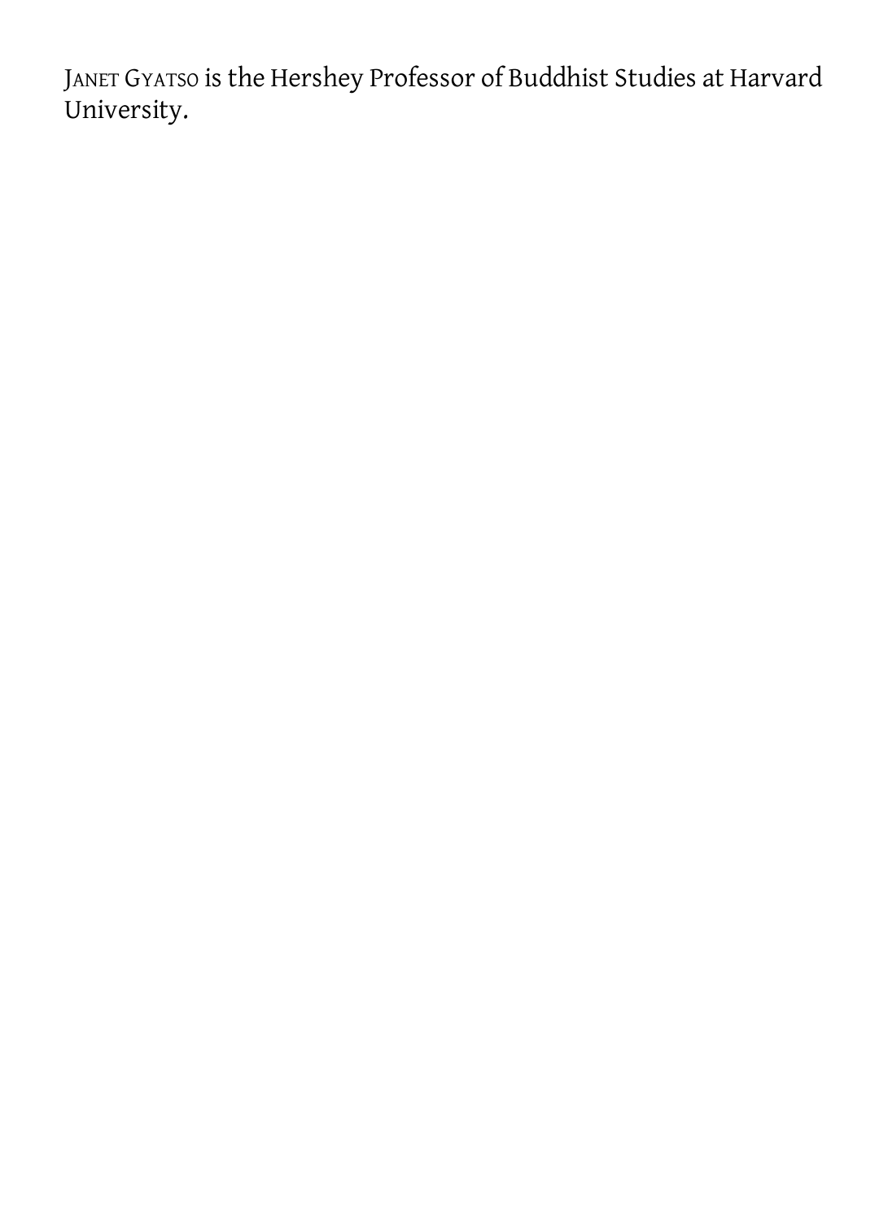JANET GYATSO is the Hershey Professor of Buddhist Studies at Harvard University.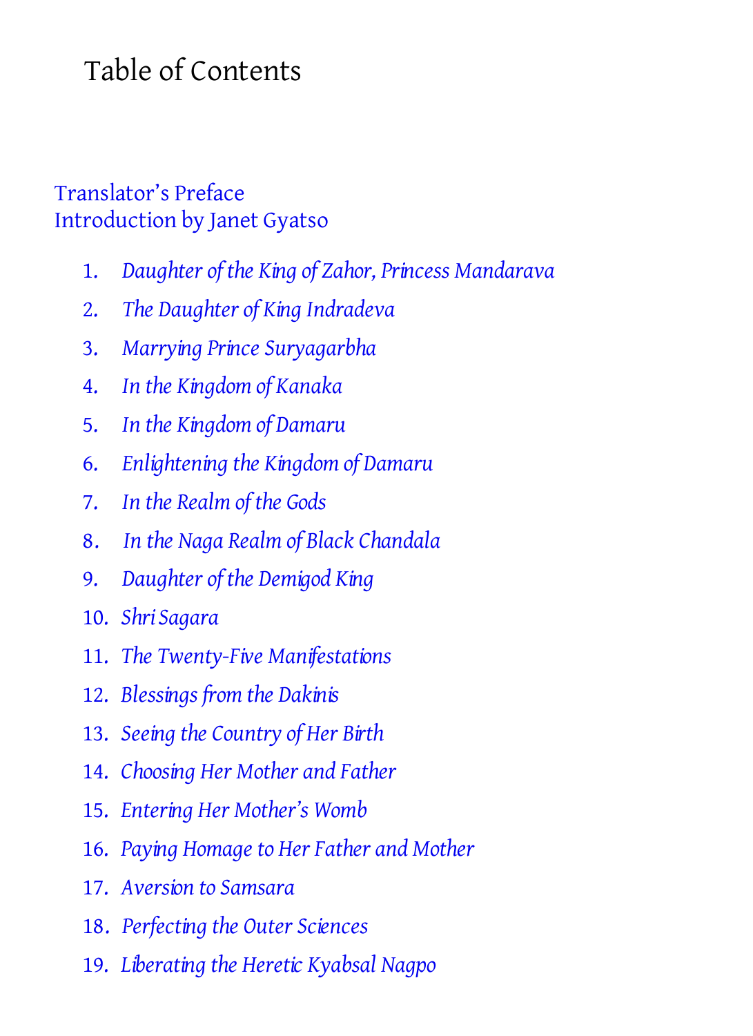# Table of Contents

Translator's Preface
Introduction by Janet Gyatso

1. *Daughter of the King of Zahor, Princess Mandarava*
2. *The Daughter of King Indradeva*
3. *Marrying Prince Suryagarbha*
4. *In the Kingdom of Kanaka*
5. *In the Kingdom of Damaru*
6. *Enlightening the Kingdom of Damaru*
7. *In the Realm of the Gods*
8. *In the Naga Realm of Black Chandala*
9. *Daughter of the Demigod King*
10. *Shri Sagara*
11. *The Twenty-Five Manifestations*
12. *Blessings from the Dakinis*
13. *Seeing the Country of Her Birth*
14. *Choosing Her Mother and Father*
15. *Entering Her Mother's Womb*
16. *Paying Homage to Her Father and Mother*
17. *Aversion to Samsara*
18. *Perfecting the Outer Sciences*
19. *Liberating the Heretic Kyabsal Nagpo*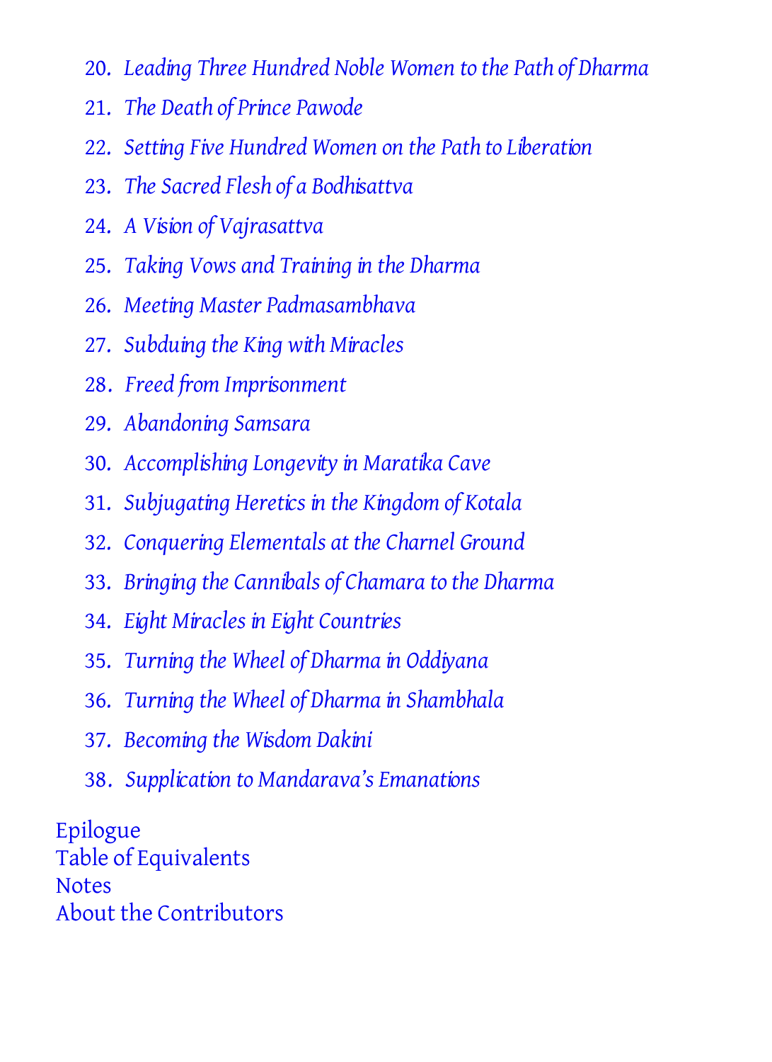20. *Leading Three Hundred Noble Women to the Path of Dharma*
21. *The Death of Prince Pawode*
22. *Setting Five Hundred Women on the Path to Liberation*
23. *The Sacred Flesh of a Bodhisattva*
24. *A Vision of Vajrasattva*
25. *Taking Vows and Training in the Dharma*
26. *Meeting Master Padmasambhava*
27. *Subduing the King with Miracles*
28. *Freed from Imprisonment*
29. *Abandoning Samsara*
30. *Accomplishing Longevity in Maratika Cave*
31. *Subjugating Heretics in the Kingdom of Kotala*
32. *Conquering Elementals at the Charnel Ground*
33. *Bringing the Cannibals of Chamara to the Dharma*
34. *Eight Miracles in Eight Countries*
35. *Turning the Wheel of Dharma in Oddiyana*
36. *Turning the Wheel of Dharma in Shambhala*
37. *Becoming the Wisdom Dakini*
38. *Supplication to Mandarava's Emanations*

Epilogue
Table of Equivalents
Notes
About the Contributors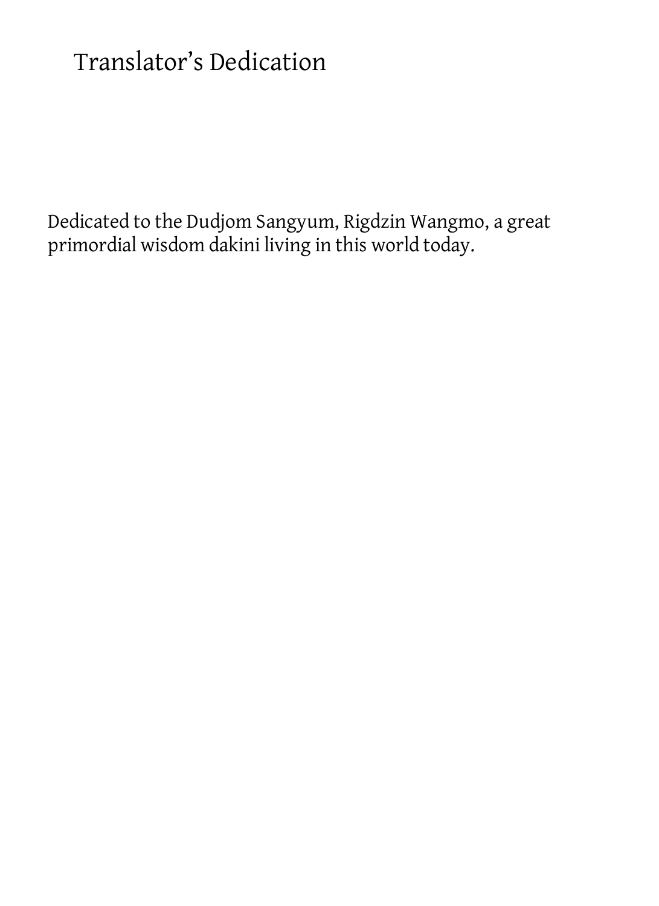# Translator’s Dedication

Dedicated to the Dudjom Sangyum, Rigdzin Wangmo, a great primordial wisdom dakini living in this world today.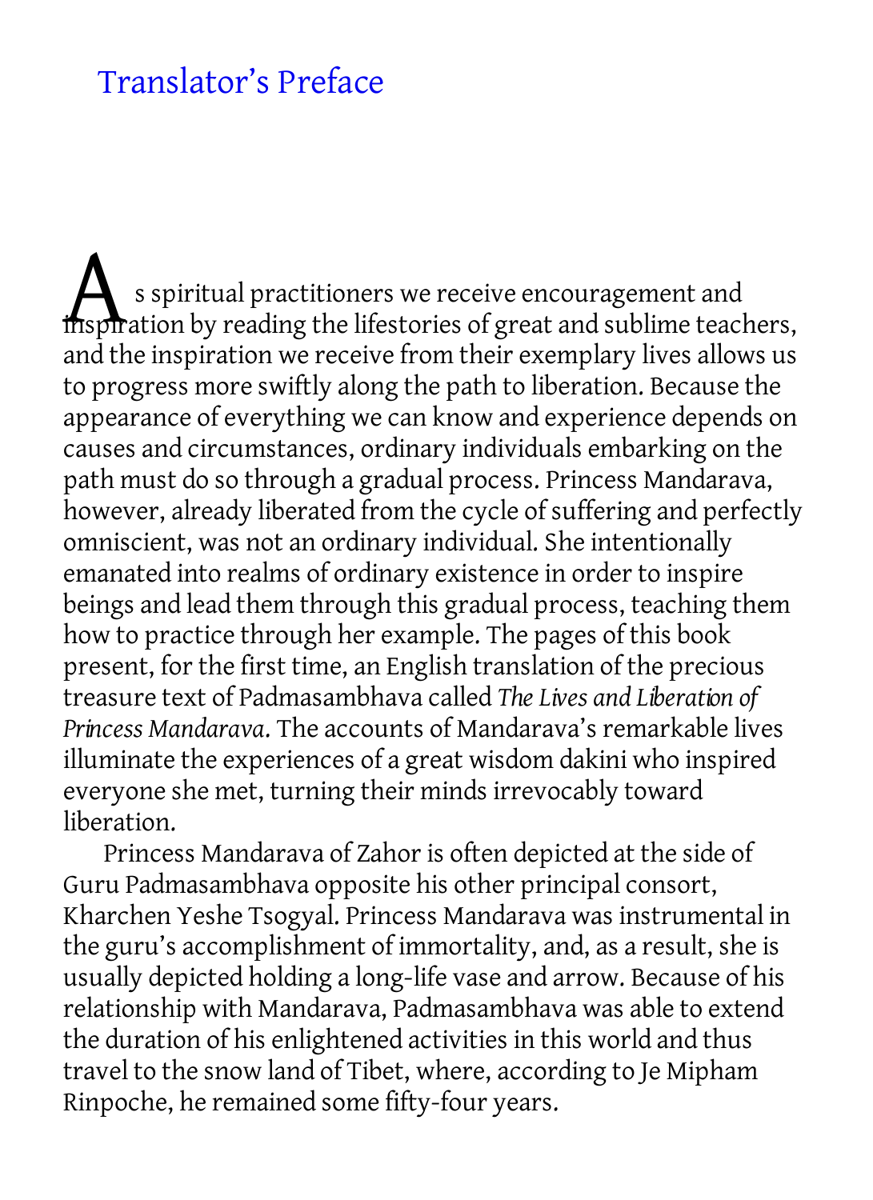# Translator's Preface

As spiritual practitioners we receive encouragement and inspiration by reading the lifestories of great and sublime teachers, and the inspiration we receive from their exemplary lives allows us to progress more swiftly along the path to liberation. Because the appearance of everything we can know and experience depends on causes and circumstances, ordinary individuals embarking on the path must do so through a gradual process. Princess Mandarava, however, already liberated from the cycle of suffering and perfectly omniscient, was not an ordinary individual. She intentionally emanated into realms of ordinary existence in order to inspire beings and lead them through this gradual process, teaching them how to practice through her example. The pages of this book present, for the first time, an English translation of the precious treasure text of Padmasambhava called *The Lives and Liberation of Princess Mandarava*. The accounts of Mandarava's remarkable lives illuminate the experiences of a great wisdom dakini who inspired everyone she met, turning their minds irrevocably toward liberation.

Princess Mandarava of Zahor is often depicted at the side of Guru Padmasambhava opposite his other principal consort, Kharchen Yeshe Tsogyal. Princess Mandarava was instrumental in the guru's accomplishment of immortality, and, as a result, she is usually depicted holding a long-life vase and arrow. Because of his relationship with Mandarava, Padmasambhava was able to extend the duration of his enlightened activities in this world and thus travel to the snow land of Tibet, where, according to Je Mipham Rinpoche, he remained some fifty-four years.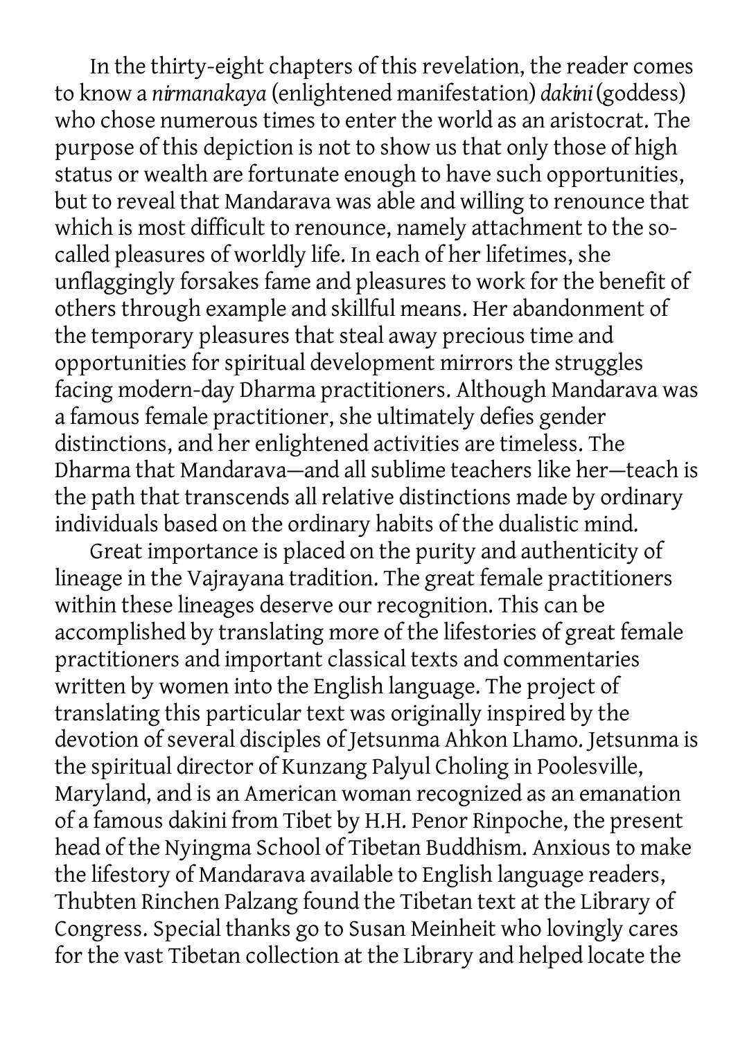In the thirty-eight chapters of this revelation, the reader comes to know a *nirmanakaya* (enlightened manifestation) *dakini* (goddess) who chose numerous times to enter the world as an aristocrat. The purpose of this depiction is not to show us that only those of high status or wealth are fortunate enough to have such opportunities, but to reveal that Mandarava was able and willing to renounce that which is most difficult to renounce, namely attachment to the so-called pleasures of worldly life. In each of her lifetimes, she unflaggingly forsakes fame and pleasures to work for the benefit of others through example and skillful means. Her abandonment of the temporary pleasures that steal away precious time and opportunities for spiritual development mirrors the struggles facing modern-day Dharma practitioners. Although Mandarava was a famous female practitioner, she ultimately defies gender distinctions, and her enlightened activities are timeless. The Dharma that Mandarava—and all sublime teachers like her—teach is the path that transcends all relative distinctions made by ordinary individuals based on the ordinary habits of the dualistic mind.

Great importance is placed on the purity and authenticity of lineage in the Vajrayana tradition. The great female practitioners within these lineages deserve our recognition. This can be accomplished by translating more of the lifestories of great female practitioners and important classical texts and commentaries written by women into the English language. The project of translating this particular text was originally inspired by the devotion of several disciples of Jetsunma Ahkon Lhamo. Jetsunma is the spiritual director of Kunzang Palyul Choling in Poolesville, Maryland, and is an American woman recognized as an emanation of a famous dakini from Tibet by H.H. Penor Rinpoche, the present head of the Nyingma School of Tibetan Buddhism. Anxious to make the lifestory of Mandarava available to English language readers, Thubten Rinchen Palzang found the Tibetan text at the Library of Congress. Special thanks go to Susan Meinheit who lovingly cares for the vast Tibetan collection at the Library and helped locate the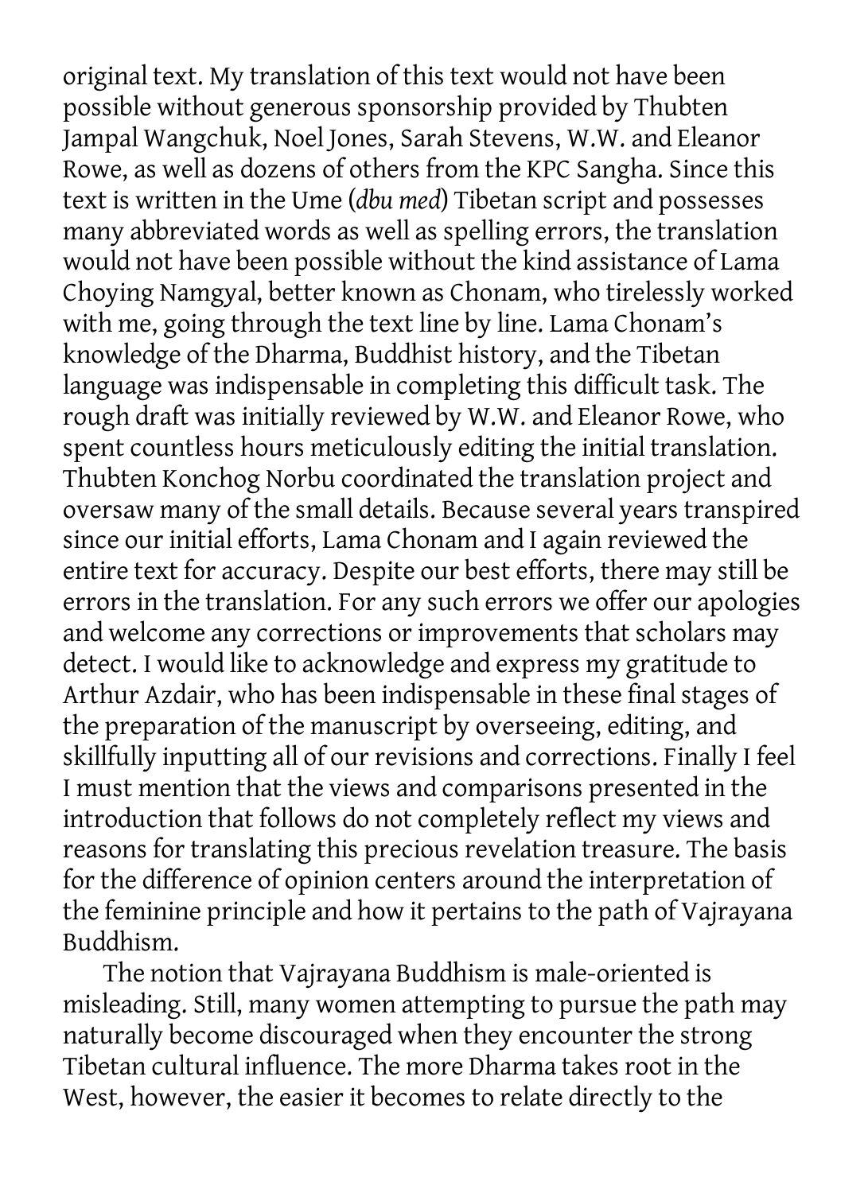original text. My translation of this text would not have been possible without generous sponsorship provided by Thubten Jampal Wangchuk, Noel Jones, Sarah Stevens, W.W. and Eleanor Rowe, as well as dozens of others from the KPC Sangha. Since this text is written in the Ume (*dbu med*) Tibetan script and possesses many abbreviated words as well as spelling errors, the translation would not have been possible without the kind assistance of Lama Choying Namgyal, better known as Chonam, who tirelessly worked with me, going through the text line by line. Lama Chonam's knowledge of the Dharma, Buddhist history, and the Tibetan language was indispensable in completing this difficult task. The rough draft was initially reviewed by W.W. and Eleanor Rowe, who spent countless hours meticulously editing the initial translation. Thubten Konchog Norbu coordinated the translation project and oversaw many of the small details. Because several years transpired since our initial efforts, Lama Chonam and I again reviewed the entire text for accuracy. Despite our best efforts, there may still be errors in the translation. For any such errors we offer our apologies and welcome any corrections or improvements that scholars may detect. I would like to acknowledge and express my gratitude to Arthur Azdair, who has been indispensable in these final stages of the preparation of the manuscript by overseeing, editing, and skillfully inputting all of our revisions and corrections. Finally I feel I must mention that the views and comparisons presented in the introduction that follows do not completely reflect my views and reasons for translating this precious revelation treasure. The basis for the difference of opinion centers around the interpretation of the feminine principle and how it pertains to the path of Vajrayana Buddhism.

The notion that Vajrayana Buddhism is male-oriented is misleading. Still, many women attempting to pursue the path may naturally become discouraged when they encounter the strong Tibetan cultural influence. The more Dharma takes root in the West, however, the easier it becomes to relate directly to the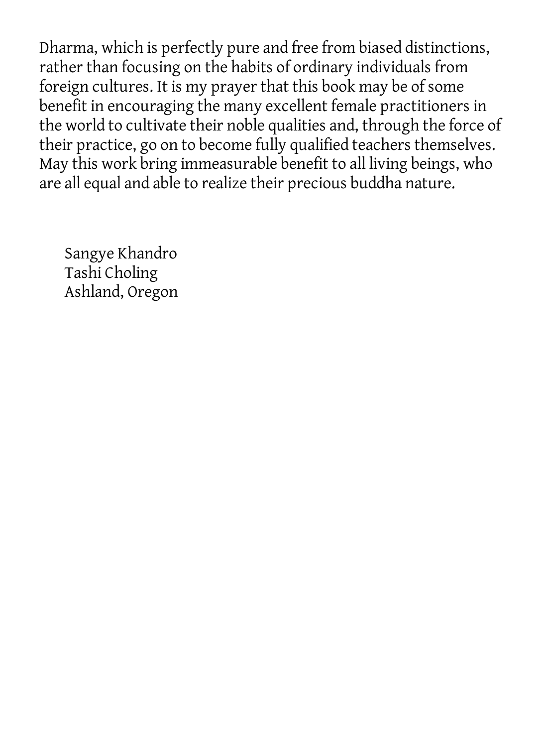Dharma, which is perfectly pure and free from biased distinctions, rather than focusing on the habits of ordinary individuals from foreign cultures. It is my prayer that this book may be of some benefit in encouraging the many excellent female practitioners in the world to cultivate their noble qualities and, through the force of their practice, go on to become fully qualified teachers themselves. May this work bring immeasurable benefit to all living beings, who are all equal and able to realize their precious buddha nature.

Sangye Khandro
Tashi Choling
Ashland, Oregon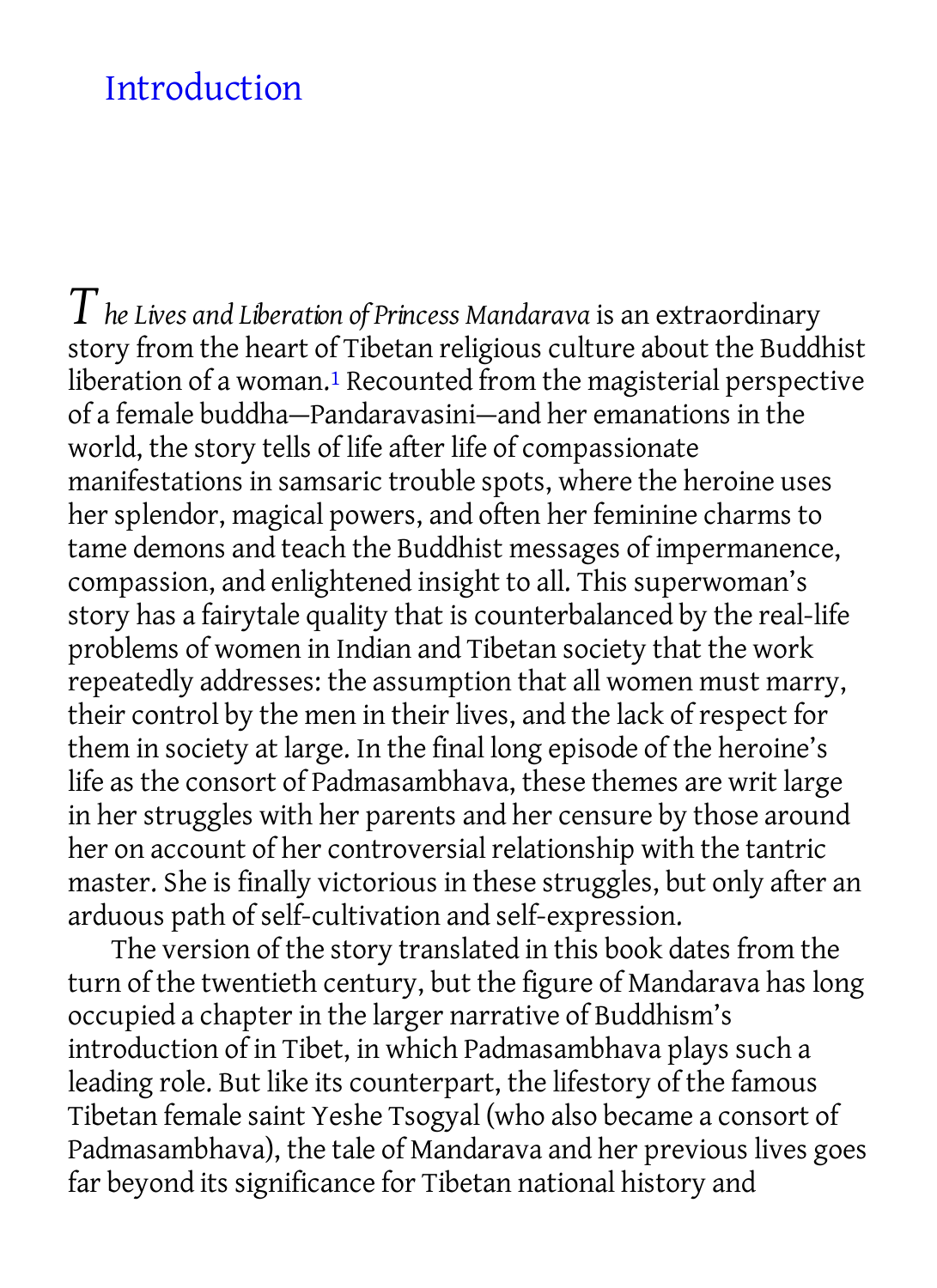# Introduction

*The Lives and Liberation of Princess Mandarava* is an extraordinary story from the heart of Tibetan religious culture about the Buddhist liberation of a woman.[1] Recounted from the magisterial perspective of a female buddha—Pandaravasini—and her emanations in the world, the story tells of life after life of compassionate manifestations in samsaric trouble spots, where the heroine uses her splendor, magical powers, and often her feminine charms to tame demons and teach the Buddhist messages of impermanence, compassion, and enlightened insight to all. This superwoman's story has a fairytale quality that is counterbalanced by the real-life problems of women in Indian and Tibetan society that the work repeatedly addresses: the assumption that all women must marry, their control by the men in their lives, and the lack of respect for them in society at large. In the final long episode of the heroine's life as the consort of Padmasambhava, these themes are writ large in her struggles with her parents and her censure by those around her on account of her controversial relationship with the tantric master. She is finally victorious in these struggles, but only after an arduous path of self-cultivation and self-expression.

The version of the story translated in this book dates from the turn of the twentieth century, but the figure of Mandarava has long occupied a chapter in the larger narrative of Buddhism's introduction of in Tibet, in which Padmasambhava plays such a leading role. But like its counterpart, the lifestory of the famous Tibetan female saint Yeshe Tsogyal (who also became a consort of Padmasambhava), the tale of Mandarava and her previous lives goes far beyond its significance for Tibetan national history and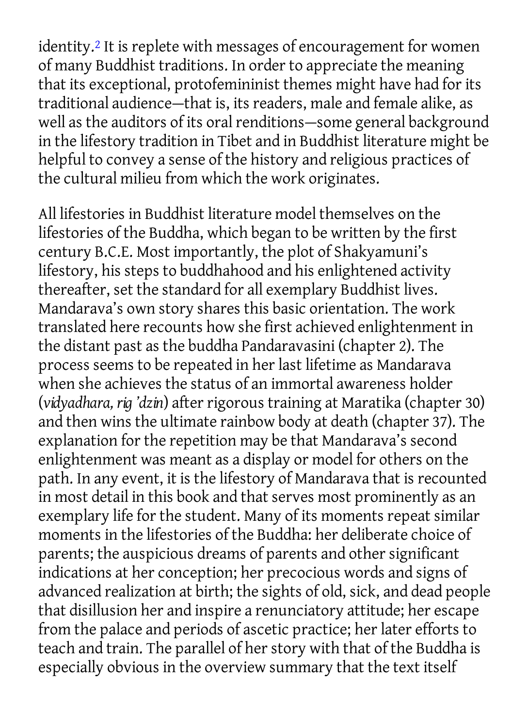identity.[2] It is replete with messages of encouragement for women of many Buddhist traditions. In order to appreciate the meaning that its exceptional, protofemininist themes might have had for its traditional audience—that is, its readers, male and female alike, as well as the auditors of its oral renditions—some general background in the lifestory tradition in Tibet and in Buddhist literature might be helpful to convey a sense of the history and religious practices of the cultural milieu from which the work originates.

All lifestories in Buddhist literature model themselves on the lifestories of the Buddha, which began to be written by the first century B.C.E. Most importantly, the plot of Shakyamuni's lifestory, his steps to buddhahood and his enlightened activity thereafter, set the standard for all exemplary Buddhist lives. Mandarava's own story shares this basic orientation. The work translated here recounts how she first achieved enlightenment in the distant past as the buddha Pandaravasini (chapter 2). The process seems to be repeated in her last lifetime as Mandarava when she achieves the status of an immortal awareness holder (*vidyadhara, rig 'dzin*) after rigorous training at Maratika (chapter 30) and then wins the ultimate rainbow body at death (chapter 37). The explanation for the repetition may be that Mandarava's second enlightenment was meant as a display or model for others on the path. In any event, it is the lifestory of Mandarava that is recounted in most detail in this book and that serves most prominently as an exemplary life for the student. Many of its moments repeat similar moments in the lifestories of the Buddha: her deliberate choice of parents; the auspicious dreams of parents and other significant indications at her conception; her precocious words and signs of advanced realization at birth; the sights of old, sick, and dead people that disillusion her and inspire a renunciatory attitude; her escape from the palace and periods of ascetic practice; her later efforts to teach and train. The parallel of her story with that of the Buddha is especially obvious in the overview summary that the text itself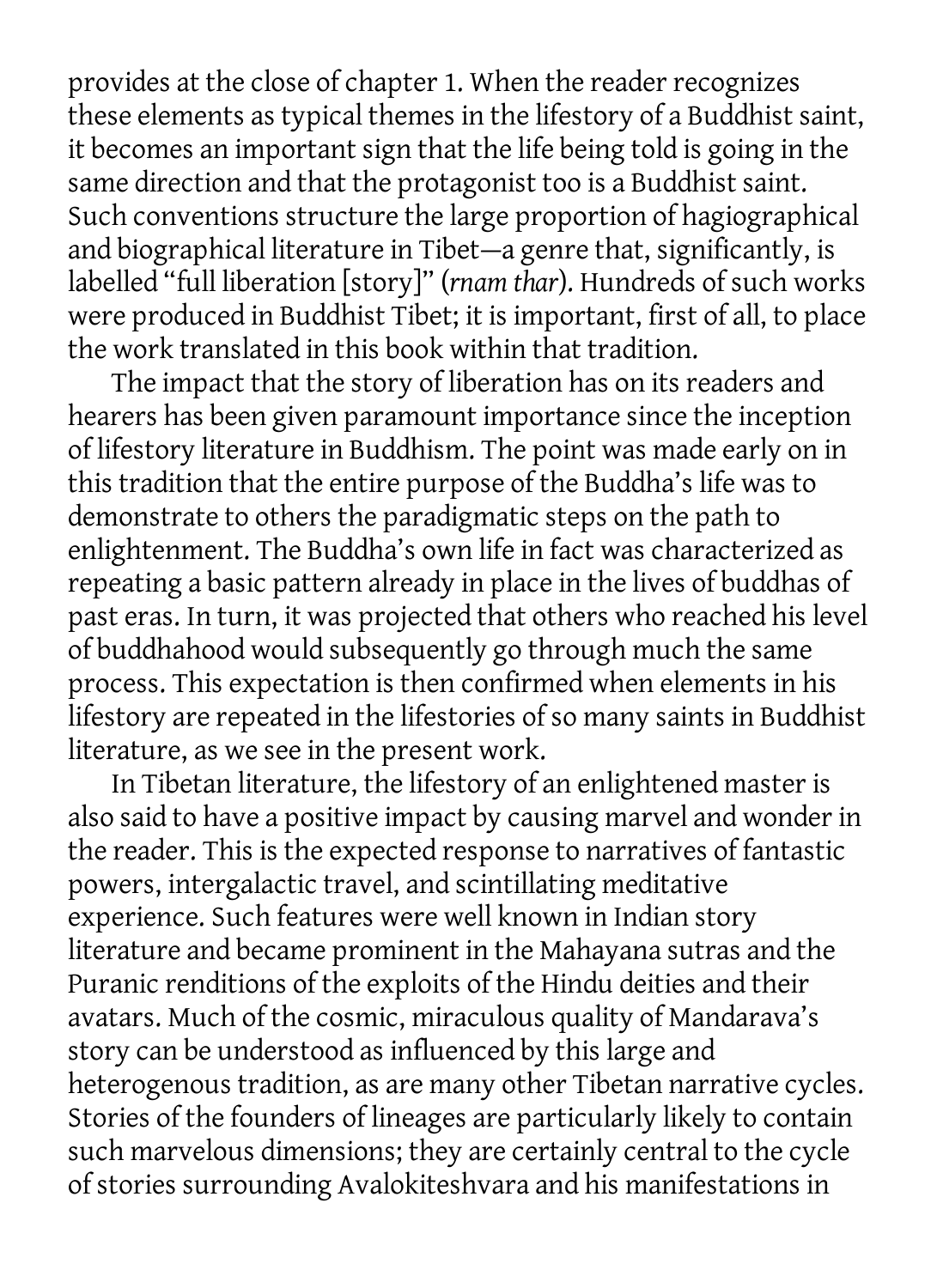provides at the close of chapter 1. When the reader recognizes these elements as typical themes in the lifestory of a Buddhist saint, it becomes an important sign that the life being told is going in the same direction and that the protagonist too is a Buddhist saint. Such conventions structure the large proportion of hagiographical and biographical literature in Tibet—a genre that, significantly, is labelled "full liberation [story]" (*rnam thar*). Hundreds of such works were produced in Buddhist Tibet; it is important, first of all, to place the work translated in this book within that tradition.

The impact that the story of liberation has on its readers and hearers has been given paramount importance since the inception of lifestory literature in Buddhism. The point was made early on in this tradition that the entire purpose of the Buddha's life was to demonstrate to others the paradigmatic steps on the path to enlightenment. The Buddha's own life in fact was characterized as repeating a basic pattern already in place in the lives of buddhas of past eras. In turn, it was projected that others who reached his level of buddhahood would subsequently go through much the same process. This expectation is then confirmed when elements in his lifestory are repeated in the lifestories of so many saints in Buddhist literature, as we see in the present work.

In Tibetan literature, the lifestory of an enlightened master is also said to have a positive impact by causing marvel and wonder in the reader. This is the expected response to narratives of fantastic powers, intergalactic travel, and scintillating meditative experience. Such features were well known in Indian story literature and became prominent in the Mahayana sutras and the Puranic renditions of the exploits of the Hindu deities and their avatars. Much of the cosmic, miraculous quality of Mandarava's story can be understood as influenced by this large and heterogenous tradition, as are many other Tibetan narrative cycles. Stories of the founders of lineages are particularly likely to contain such marvelous dimensions; they are certainly central to the cycle of stories surrounding Avalokiteshvara and his manifestations in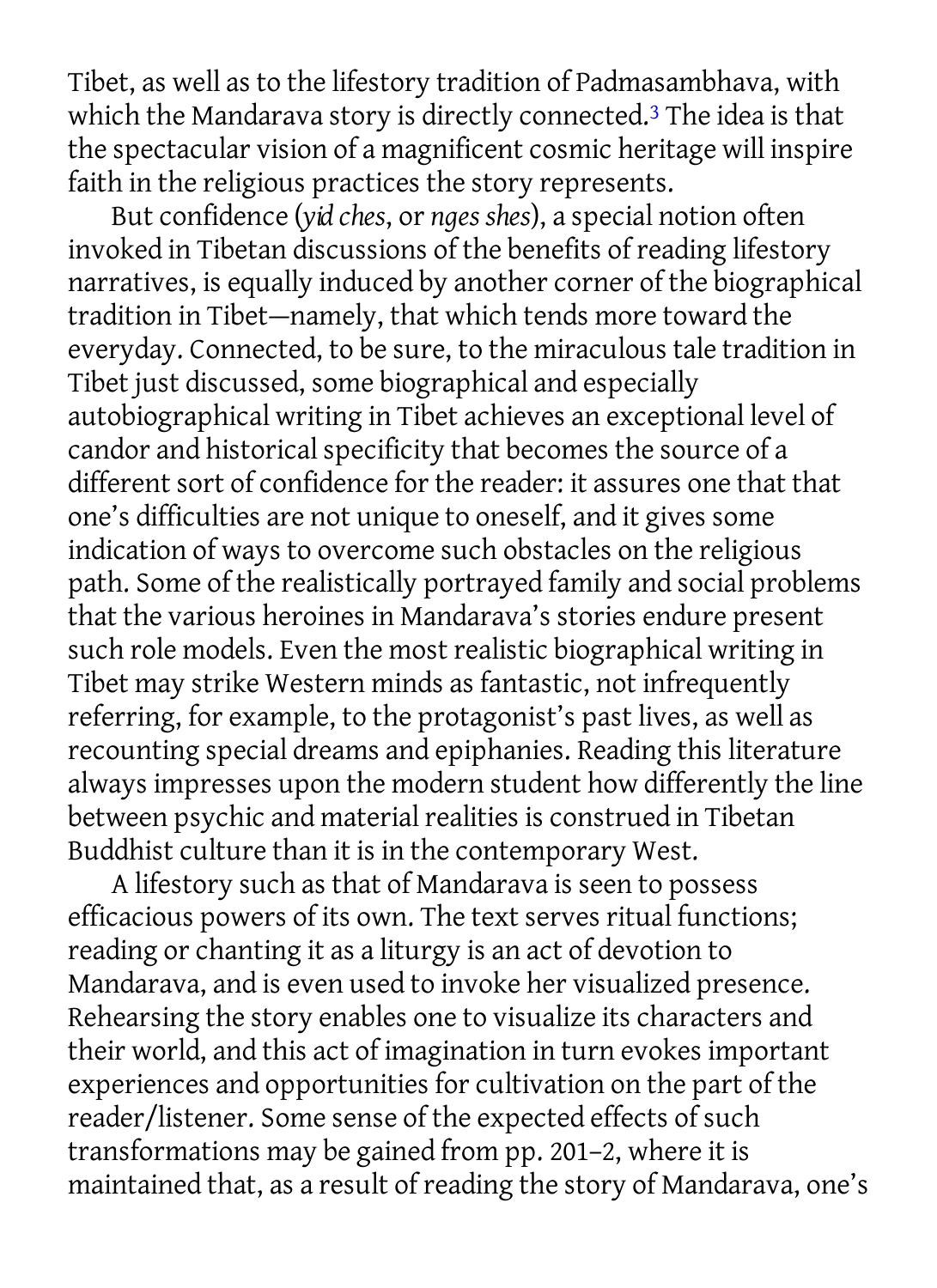Tibet, as well as to the lifestory tradition of Padmasambhava, with which the Mandarava story is directly connected.[3] The idea is that the spectacular vision of a magnificent cosmic heritage will inspire faith in the religious practices the story represents.

But confidence (*yid ches*, or *nges shes*), a special notion often invoked in Tibetan discussions of the benefits of reading lifestory narratives, is equally induced by another corner of the biographical tradition in Tibet—namely, that which tends more toward the everyday. Connected, to be sure, to the miraculous tale tradition in Tibet just discussed, some biographical and especially autobiographical writing in Tibet achieves an exceptional level of candor and historical specificity that becomes the source of a different sort of confidence for the reader: it assures one that that one's difficulties are not unique to oneself, and it gives some indication of ways to overcome such obstacles on the religious path. Some of the realistically portrayed family and social problems that the various heroines in Mandarava's stories endure present such role models. Even the most realistic biographical writing in Tibet may strike Western minds as fantastic, not infrequently referring, for example, to the protagonist's past lives, as well as recounting special dreams and epiphanies. Reading this literature always impresses upon the modern student how differently the line between psychic and material realities is construed in Tibetan Buddhist culture than it is in the contemporary West.

A lifestory such as that of Mandarava is seen to possess efficacious powers of its own. The text serves ritual functions; reading or chanting it as a liturgy is an act of devotion to Mandarava, and is even used to invoke her visualized presence. Rehearsing the story enables one to visualize its characters and their world, and this act of imagination in turn evokes important experiences and opportunities for cultivation on the part of the reader/listener. Some sense of the expected effects of such transformations may be gained from pp. 201–2, where it is maintained that, as a result of reading the story of Mandarava, one's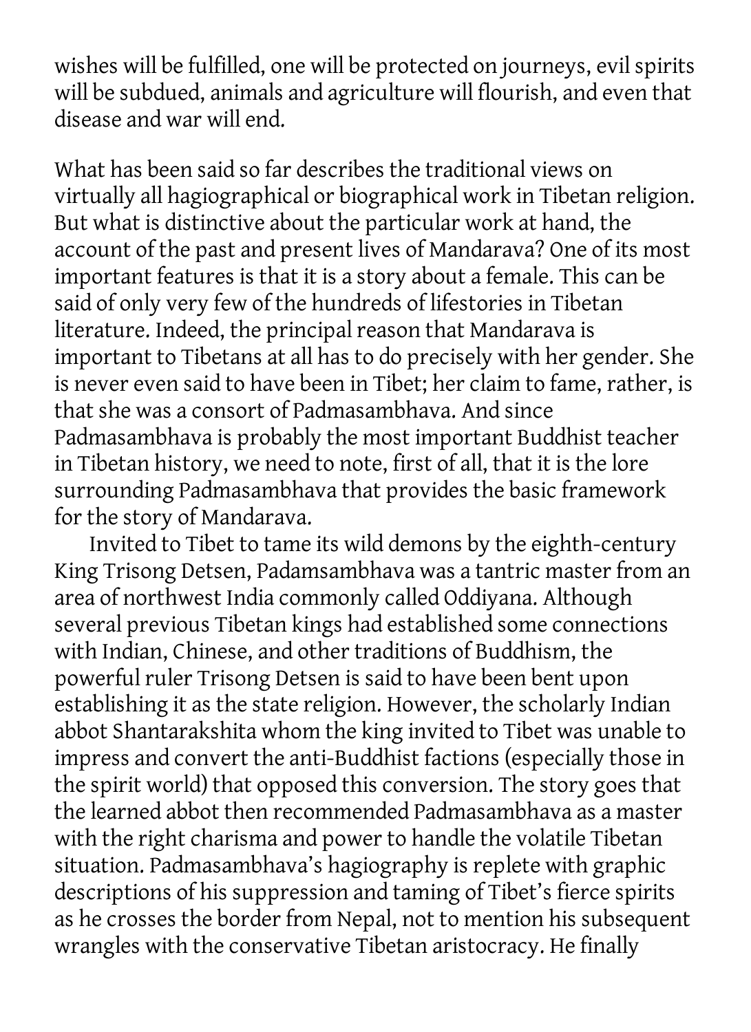wishes will be fulfilled, one will be protected on journeys, evil spirits will be subdued, animals and agriculture will flourish, and even that disease and war will end.

What has been said so far describes the traditional views on virtually all hagiographical or biographical work in Tibetan religion. But what is distinctive about the particular work at hand, the account of the past and present lives of Mandarava? One of its most important features is that it is a story about a female. This can be said of only very few of the hundreds of lifestories in Tibetan literature. Indeed, the principal reason that Mandarava is important to Tibetans at all has to do precisely with her gender. She is never even said to have been in Tibet; her claim to fame, rather, is that she was a consort of Padmasambhava. And since Padmasambhava is probably the most important Buddhist teacher in Tibetan history, we need to note, first of all, that it is the lore surrounding Padmasambhava that provides the basic framework for the story of Mandarava.

Invited to Tibet to tame its wild demons by the eighth-century King Trisong Detsen, Padamsambhava was a tantric master from an area of northwest India commonly called Oddiyana. Although several previous Tibetan kings had established some connections with Indian, Chinese, and other traditions of Buddhism, the powerful ruler Trisong Detsen is said to have been bent upon establishing it as the state religion. However, the scholarly Indian abbot Shantarakshita whom the king invited to Tibet was unable to impress and convert the anti-Buddhist factions (especially those in the spirit world) that opposed this conversion. The story goes that the learned abbot then recommended Padmasambhava as a master with the right charisma and power to handle the volatile Tibetan situation. Padmasambhava's hagiography is replete with graphic descriptions of his suppression and taming of Tibet's fierce spirits as he crosses the border from Nepal, not to mention his subsequent wrangles with the conservative Tibetan aristocracy. He finally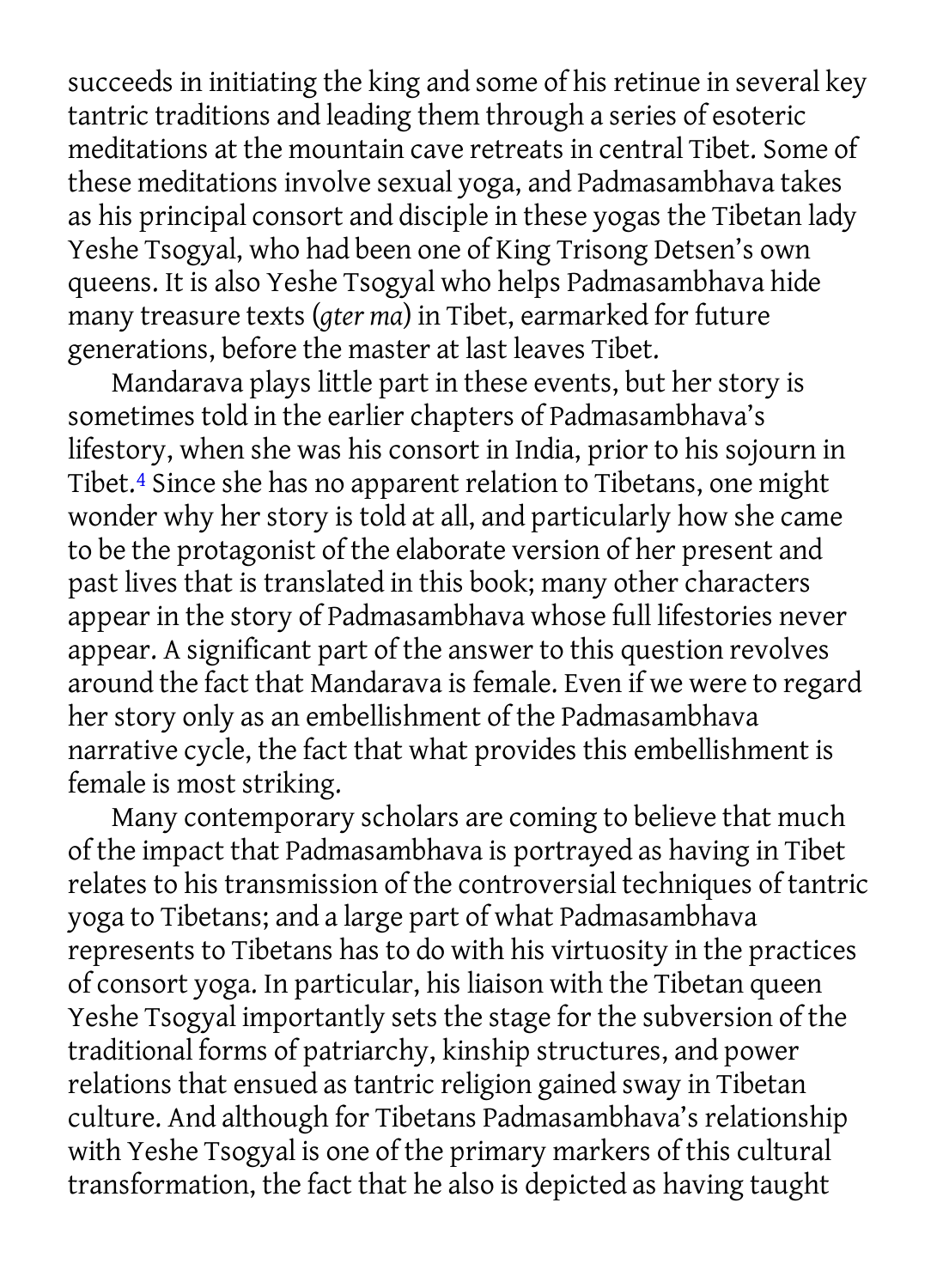succeeds in initiating the king and some of his retinue in several key tantric traditions and leading them through a series of esoteric meditations at the mountain cave retreats in central Tibet. Some of these meditations involve sexual yoga, and Padmasambhava takes as his principal consort and disciple in these yogas the Tibetan lady Yeshe Tsogyal, who had been one of King Trisong Detsen's own queens. It is also Yeshe Tsogyal who helps Padmasambhava hide many treasure texts (*gter ma*) in Tibet, earmarked for future generations, before the master at last leaves Tibet.

Mandarava plays little part in these events, but her story is sometimes told in the earlier chapters of Padmasambhava's lifestory, when she was his consort in India, prior to his sojourn in Tibet.[4] Since she has no apparent relation to Tibetans, one might wonder why her story is told at all, and particularly how she came to be the protagonist of the elaborate version of her present and past lives that is translated in this book; many other characters appear in the story of Padmasambhava whose full lifestories never appear. A significant part of the answer to this question revolves around the fact that Mandarava is female. Even if we were to regard her story only as an embellishment of the Padmasambhava narrative cycle, the fact that what provides this embellishment is female is most striking.

Many contemporary scholars are coming to believe that much of the impact that Padmasambhava is portrayed as having in Tibet relates to his transmission of the controversial techniques of tantric yoga to Tibetans; and a large part of what Padmasambhava represents to Tibetans has to do with his virtuosity in the practices of consort yoga. In particular, his liaison with the Tibetan queen Yeshe Tsogyal importantly sets the stage for the subversion of the traditional forms of patriarchy, kinship structures, and power relations that ensued as tantric religion gained sway in Tibetan culture. And although for Tibetans Padmasambhava's relationship with Yeshe Tsogyal is one of the primary markers of this cultural transformation, the fact that he also is depicted as having taught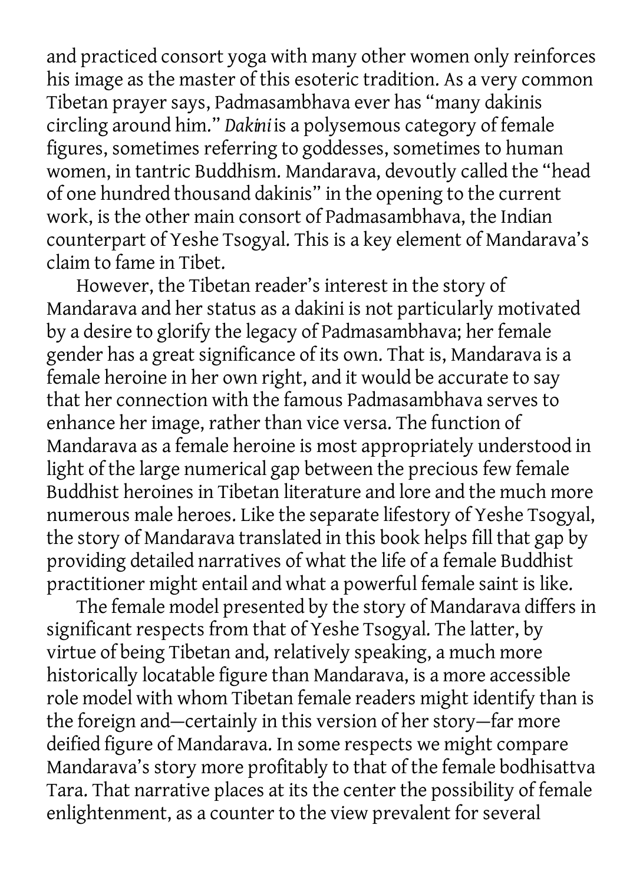and practiced consort yoga with many other women only reinforces his image as the master of this esoteric tradition. As a very common Tibetan prayer says, Padmasambhava ever has "many dakinis circling around him." *Dakini* is a polysemous category of female figures, sometimes referring to goddesses, sometimes to human women, in tantric Buddhism. Mandarava, devoutly called the "head of one hundred thousand dakinis" in the opening to the current work, is the other main consort of Padmasambhava, the Indian counterpart of Yeshe Tsogyal. This is a key element of Mandarava's claim to fame in Tibet.

However, the Tibetan reader's interest in the story of Mandarava and her status as a dakini is not particularly motivated by a desire to glorify the legacy of Padmasambhava; her female gender has a great significance of its own. That is, Mandarava is a female heroine in her own right, and it would be accurate to say that her connection with the famous Padmasambhava serves to enhance her image, rather than vice versa. The function of Mandarava as a female heroine is most appropriately understood in light of the large numerical gap between the precious few female Buddhist heroines in Tibetan literature and lore and the much more numerous male heroes. Like the separate lifestory of Yeshe Tsogyal, the story of Mandarava translated in this book helps fill that gap by providing detailed narratives of what the life of a female Buddhist practitioner might entail and what a powerful female saint is like.

The female model presented by the story of Mandarava differs in significant respects from that of Yeshe Tsogyal. The latter, by virtue of being Tibetan and, relatively speaking, a much more historically locatable figure than Mandarava, is a more accessible role model with whom Tibetan female readers might identify than is the foreign and—certainly in this version of her story—far more deified figure of Mandarava. In some respects we might compare Mandarava's story more profitably to that of the female bodhisattva Tara. That narrative places at its the center the possibility of female enlightenment, as a counter to the view prevalent for several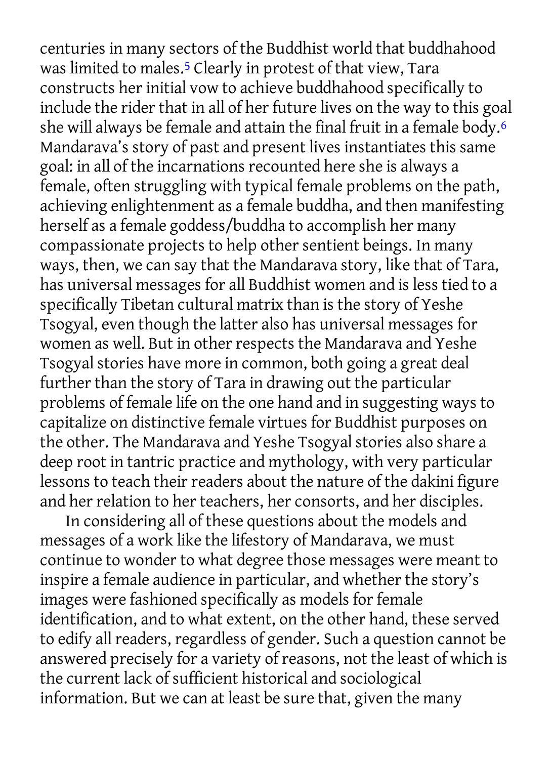centuries in many sectors of the Buddhist world that buddhahood was limited to males.[5] Clearly in protest of that view, Tara constructs her initial vow to achieve buddhahood specifically to include the rider that in all of her future lives on the way to this goal she will always be female and attain the final fruit in a female body.[6] Mandarava's story of past and present lives instantiates this same goal: in all of the incarnations recounted here she is always a female, often struggling with typical female problems on the path, achieving enlightenment as a female buddha, and then manifesting herself as a female goddess/buddha to accomplish her many compassionate projects to help other sentient beings. In many ways, then, we can say that the Mandarava story, like that of Tara, has universal messages for all Buddhist women and is less tied to a specifically Tibetan cultural matrix than is the story of Yeshe Tsogyal, even though the latter also has universal messages for women as well. But in other respects the Mandarava and Yeshe Tsogyal stories have more in common, both going a great deal further than the story of Tara in drawing out the particular problems of female life on the one hand and in suggesting ways to capitalize on distinctive female virtues for Buddhist purposes on the other. The Mandarava and Yeshe Tsogyal stories also share a deep root in tantric practice and mythology, with very particular lessons to teach their readers about the nature of the dakini figure and her relation to her teachers, her consorts, and her disciples.

In considering all of these questions about the models and messages of a work like the lifestory of Mandarava, we must continue to wonder to what degree those messages were meant to inspire a female audience in particular, and whether the story's images were fashioned specifically as models for female identification, and to what extent, on the other hand, these served to edify all readers, regardless of gender. Such a question cannot be answered precisely for a variety of reasons, not the least of which is the current lack of sufficient historical and sociological information. But we can at least be sure that, given the many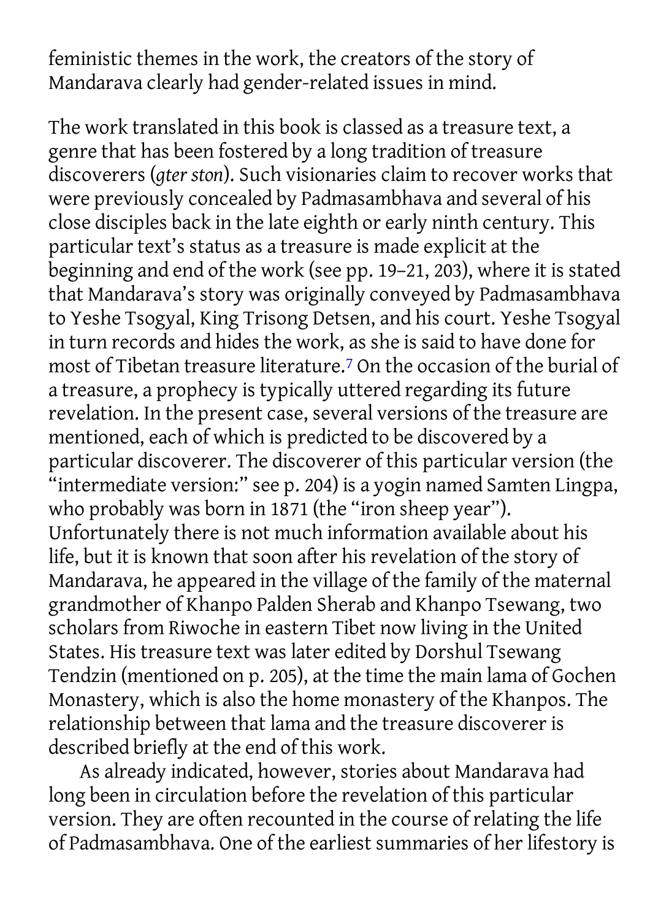feministic themes in the work, the creators of the story of Mandarava clearly had gender-related issues in mind.

The work translated in this book is classed as a treasure text, a genre that has been fostered by a long tradition of treasure discoverers (*gter ston*). Such visionaries claim to recover works that were previously concealed by Padmasambhava and several of his close disciples back in the late eighth or early ninth century. This particular text's status as a treasure is made explicit at the beginning and end of the work (see pp. 19–21, 203), where it is stated that Mandarava's story was originally conveyed by Padmasambhava to Yeshe Tsogyal, King Trisong Detsen, and his court. Yeshe Tsogyal in turn records and hides the work, as she is said to have done for most of Tibetan treasure literature.[7] On the occasion of the burial of a treasure, a prophecy is typically uttered regarding its future revelation. In the present case, several versions of the treasure are mentioned, each of which is predicted to be discovered by a particular discoverer. The discoverer of this particular version (the "intermediate version:" see p. 204) is a yogin named Samten Lingpa, who probably was born in 1871 (the "iron sheep year"). Unfortunately there is not much information available about his life, but it is known that soon after his revelation of the story of Mandarava, he appeared in the village of the family of the maternal grandmother of Khanpo Palden Sherab and Khanpo Tsewang, two scholars from Riwoche in eastern Tibet now living in the United States. His treasure text was later edited by Dorshul Tsewang Tendzin (mentioned on p. 205), at the time the main lama of Gochen Monastery, which is also the home monastery of the Khanpos. The relationship between that lama and the treasure discoverer is described briefly at the end of this work.

As already indicated, however, stories about Mandarava had long been in circulation before the revelation of this particular version. They are often recounted in the course of relating the life of Padmasambhava. One of the earliest summaries of her lifestory is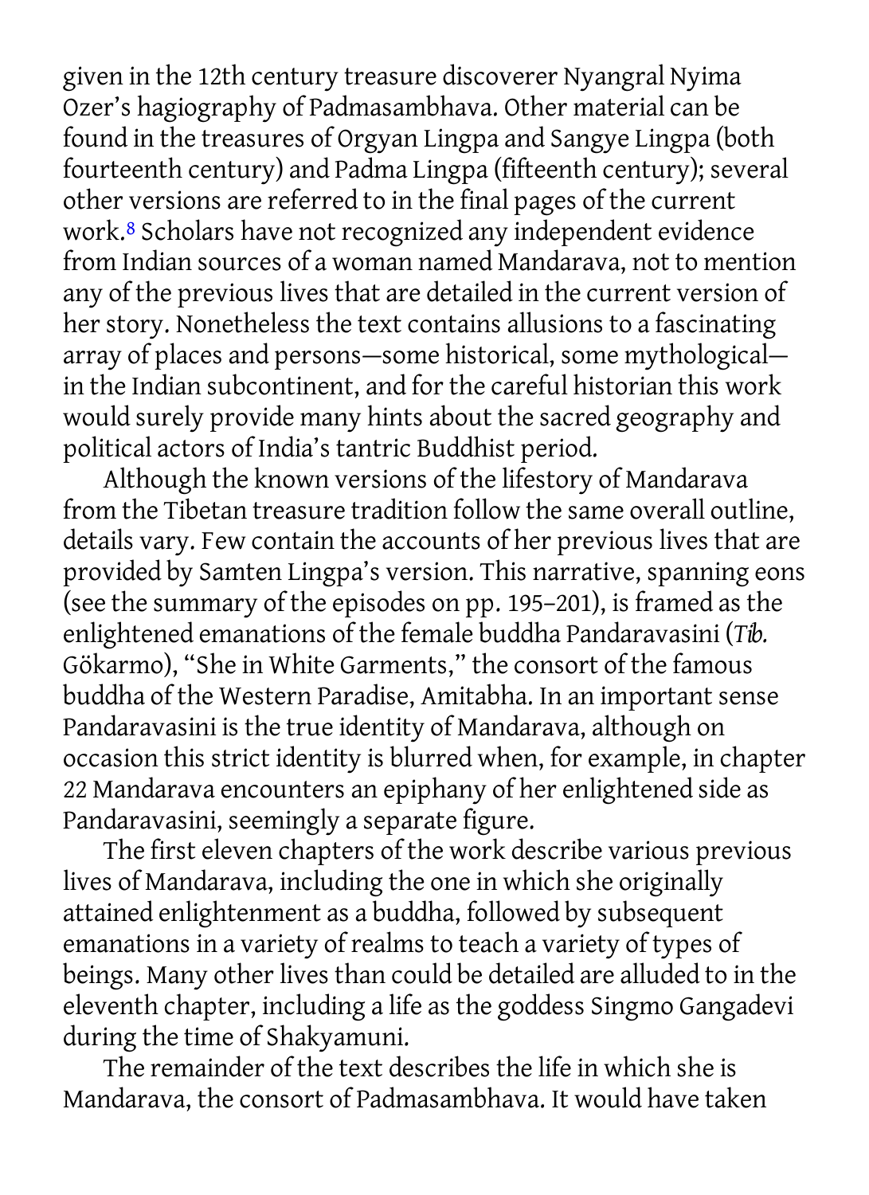given in the 12th century treasure discoverer Nyangral Nyima Ozer's hagiography of Padmasambhava. Other material can be found in the treasures of Orgyan Lingpa and Sangye Lingpa (both fourteenth century) and Padma Lingpa (fifteenth century); several other versions are referred to in the final pages of the current work.[8] Scholars have not recognized any independent evidence from Indian sources of a woman named Mandarava, not to mention any of the previous lives that are detailed in the current version of her story. Nonetheless the text contains allusions to a fascinating array of places and persons—some historical, some mythological—in the Indian subcontinent, and for the careful historian this work would surely provide many hints about the sacred geography and political actors of India's tantric Buddhist period.

Although the known versions of the lifestory of Mandarava from the Tibetan treasure tradition follow the same overall outline, details vary. Few contain the accounts of her previous lives that are provided by Samten Lingpa's version. This narrative, spanning eons (see the summary of the episodes on pp. 195–201), is framed as the enlightened emanations of the female buddha Pandaravasini (*Tib.* Gökarmo), "She in White Garments," the consort of the famous buddha of the Western Paradise, Amitabha. In an important sense Pandaravasini is the true identity of Mandarava, although on occasion this strict identity is blurred when, for example, in chapter 22 Mandarava encounters an epiphany of her enlightened side as Pandaravasini, seemingly a separate figure.

The first eleven chapters of the work describe various previous lives of Mandarava, including the one in which she originally attained enlightenment as a buddha, followed by subsequent emanations in a variety of realms to teach a variety of types of beings. Many other lives than could be detailed are alluded to in the eleventh chapter, including a life as the goddess Singmo Gangadevi during the time of Shakyamuni.

The remainder of the text describes the life in which she is Mandarava, the consort of Padmasambhava. It would have taken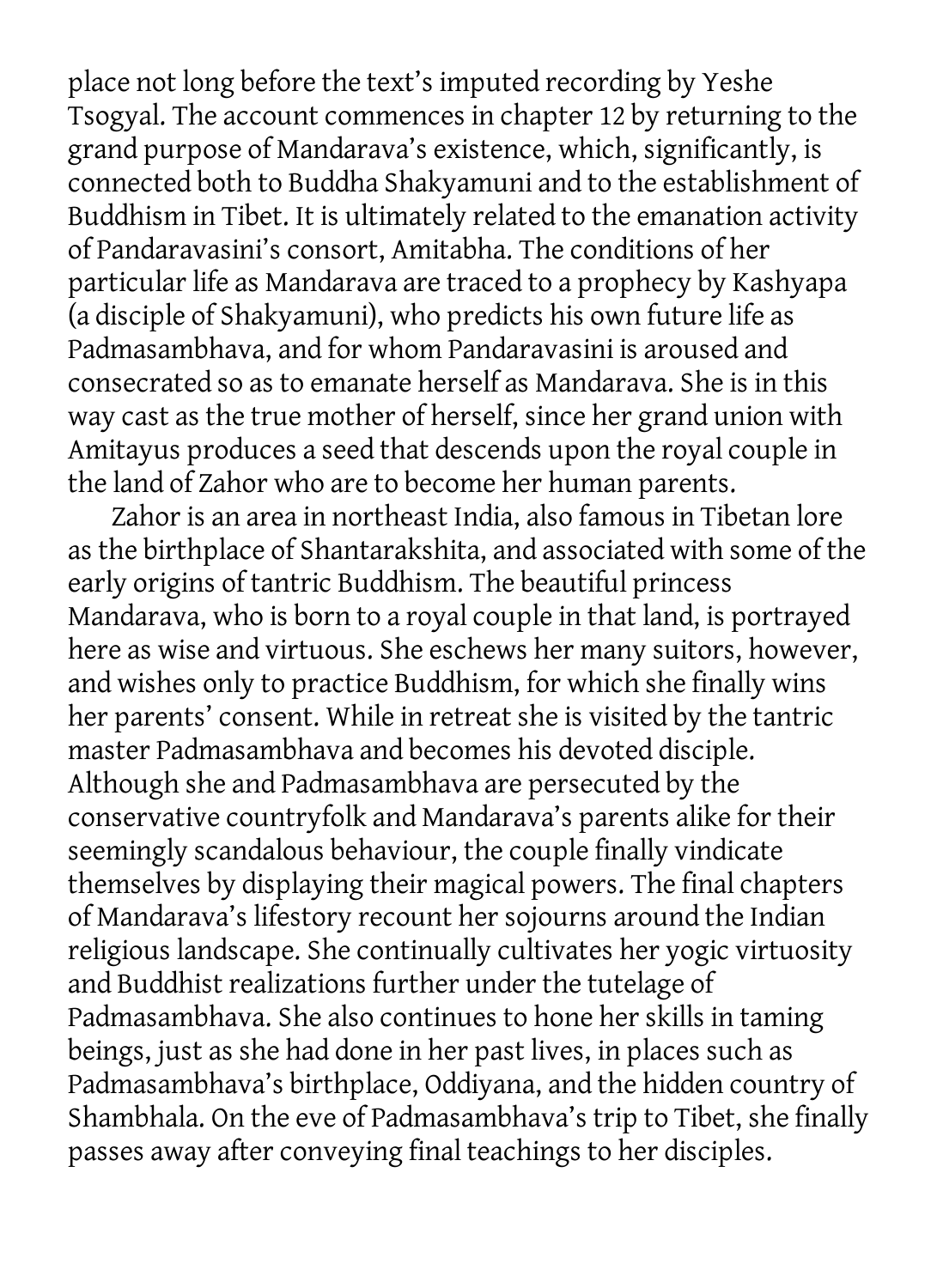place not long before the text's imputed recording by Yeshe Tsogyal. The account commences in chapter 12 by returning to the grand purpose of Mandarava's existence, which, significantly, is connected both to Buddha Shakyamuni and to the establishment of Buddhism in Tibet. It is ultimately related to the emanation activity of Pandaravasini's consort, Amitabha. The conditions of her particular life as Mandarava are traced to a prophecy by Kashyapa (a disciple of Shakyamuni), who predicts his own future life as Padmasambhava, and for whom Pandaravasini is aroused and consecrated so as to emanate herself as Mandarava. She is in this way cast as the true mother of herself, since her grand union with Amitayus produces a seed that descends upon the royal couple in the land of Zahor who are to become her human parents.

Zahor is an area in northeast India, also famous in Tibetan lore as the birthplace of Shantarakshita, and associated with some of the early origins of tantric Buddhism. The beautiful princess Mandarava, who is born to a royal couple in that land, is portrayed here as wise and virtuous. She eschews her many suitors, however, and wishes only to practice Buddhism, for which she finally wins her parents' consent. While in retreat she is visited by the tantric master Padmasambhava and becomes his devoted disciple. Although she and Padmasambhava are persecuted by the conservative countryfolk and Mandarava's parents alike for their seemingly scandalous behaviour, the couple finally vindicate themselves by displaying their magical powers. The final chapters of Mandarava's lifestory recount her sojourns around the Indian religious landscape. She continually cultivates her yogic virtuosity and Buddhist realizations further under the tutelage of Padmasambhava. She also continues to hone her skills in taming beings, just as she had done in her past lives, in places such as Padmasambhava's birthplace, Oddiyana, and the hidden country of Shambhala. On the eve of Padmasambhava's trip to Tibet, she finally passes away after conveying final teachings to her disciples.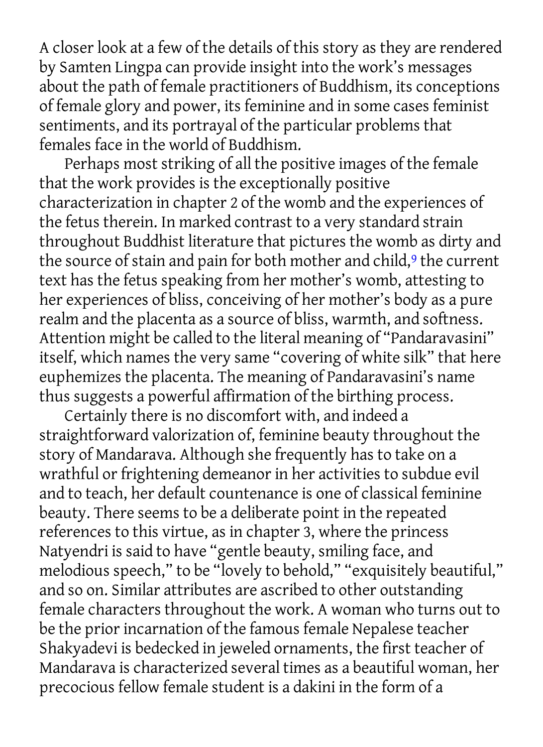A closer look at a few of the details of this story as they are rendered by Samten Lingpa can provide insight into the work's messages about the path of female practitioners of Buddhism, its conceptions of female glory and power, its feminine and in some cases feminist sentiments, and its portrayal of the particular problems that females face in the world of Buddhism.

Perhaps most striking of all the positive images of the female that the work provides is the exceptionally positive characterization in chapter 2 of the womb and the experiences of the fetus therein. In marked contrast to a very standard strain throughout Buddhist literature that pictures the womb as dirty and the source of stain and pain for both mother and child,[9] the current text has the fetus speaking from her mother's womb, attesting to her experiences of bliss, conceiving of her mother's body as a pure realm and the placenta as a source of bliss, warmth, and softness. Attention might be called to the literal meaning of "Pandaravasini" itself, which names the very same "covering of white silk" that here euphemizes the placenta. The meaning of Pandaravasini's name thus suggests a powerful affirmation of the birthing process.

Certainly there is no discomfort with, and indeed a straightforward valorization of, feminine beauty throughout the story of Mandarava. Although she frequently has to take on a wrathful or frightening demeanor in her activities to subdue evil and to teach, her default countenance is one of classical feminine beauty. There seems to be a deliberate point in the repeated references to this virtue, as in chapter 3, where the princess Natyendri is said to have "gentle beauty, smiling face, and melodious speech," to be "lovely to behold," "exquisitely beautiful," and so on. Similar attributes are ascribed to other outstanding female characters throughout the work. A woman who turns out to be the prior incarnation of the famous female Nepalese teacher Shakyadevi is bedecked in jeweled ornaments, the first teacher of Mandarava is characterized several times as a beautiful woman, her precocious fellow female student is a dakini in the form of a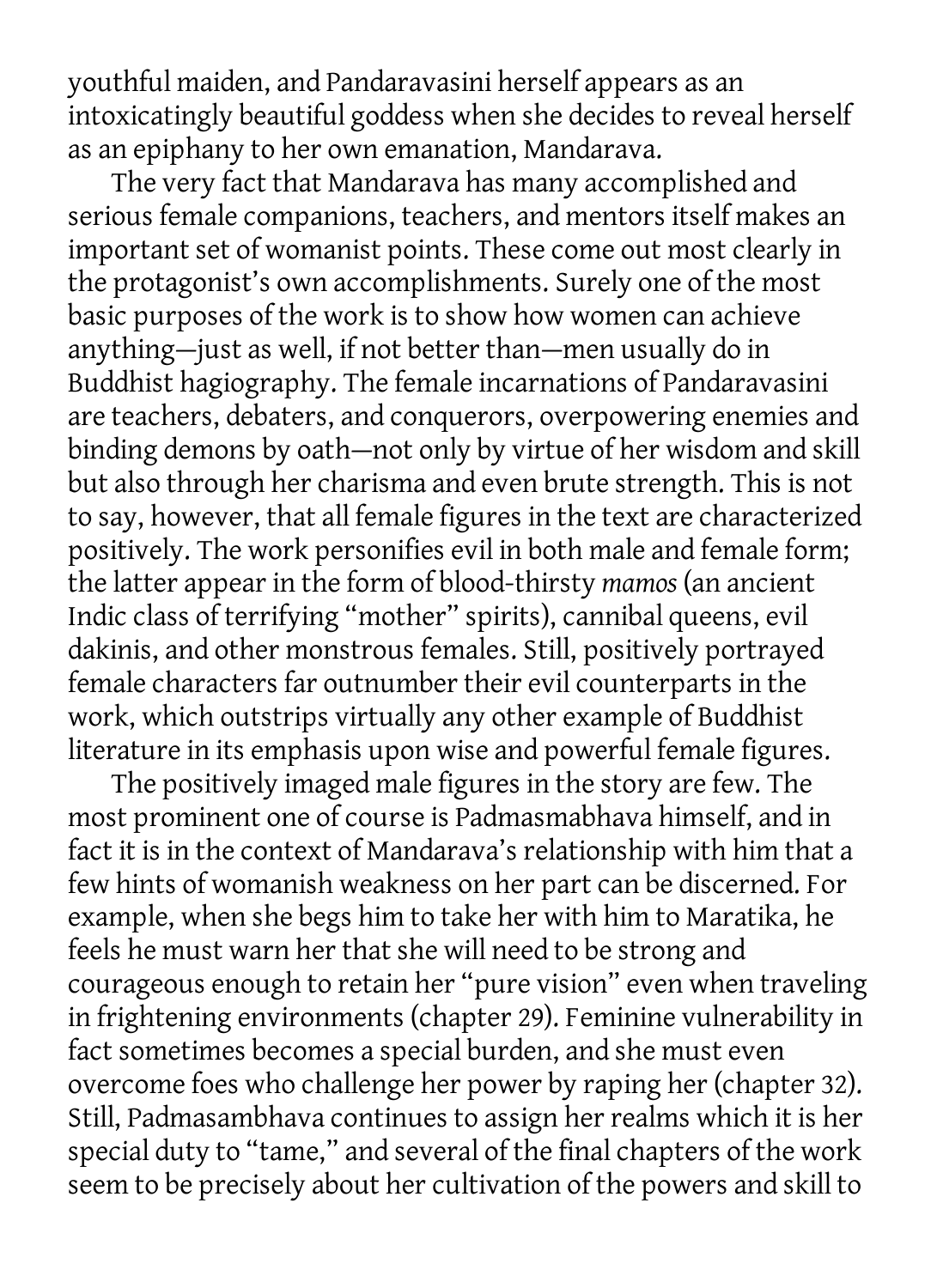youthful maiden, and Pandaravasini herself appears as an intoxicatingly beautiful goddess when she decides to reveal herself as an epiphany to her own emanation, Mandarava.

The very fact that Mandarava has many accomplished and serious female companions, teachers, and mentors itself makes an important set of womanist points. These come out most clearly in the protagonist's own accomplishments. Surely one of the most basic purposes of the work is to show how women can achieve anything—just as well, if not better than—men usually do in Buddhist hagiography. The female incarnations of Pandaravasini are teachers, debaters, and conquerors, overpowering enemies and binding demons by oath—not only by virtue of her wisdom and skill but also through her charisma and even brute strength. This is not to say, however, that all female figures in the text are characterized positively. The work personifies evil in both male and female form; the latter appear in the form of blood-thirsty *mamos* (an ancient Indic class of terrifying "mother" spirits), cannibal queens, evil dakinis, and other monstrous females. Still, positively portrayed female characters far outnumber their evil counterparts in the work, which outstrips virtually any other example of Buddhist literature in its emphasis upon wise and powerful female figures.

The positively imaged male figures in the story are few. The most prominent one of course is Padmasmabhava himself, and in fact it is in the context of Mandarava's relationship with him that a few hints of womanish weakness on her part can be discerned. For example, when she begs him to take her with him to Maratika, he feels he must warn her that she will need to be strong and courageous enough to retain her "pure vision" even when traveling in frightening environments (chapter 29). Feminine vulnerability in fact sometimes becomes a special burden, and she must even overcome foes who challenge her power by raping her (chapter 32). Still, Padmasambhava continues to assign her realms which it is her special duty to "tame," and several of the final chapters of the work seem to be precisely about her cultivation of the powers and skill to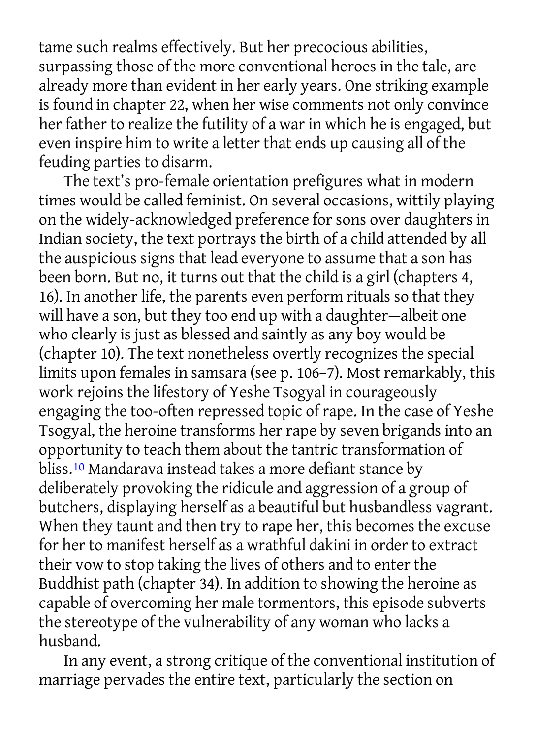tame such realms effectively. But her precocious abilities, surpassing those of the more conventional heroes in the tale, are already more than evident in her early years. One striking example is found in chapter 22, when her wise comments not only convince her father to realize the futility of a war in which he is engaged, but even inspire him to write a letter that ends up causing all of the feuding parties to disarm.

The text's pro-female orientation prefigures what in modern times would be called feminist. On several occasions, wittily playing on the widely-acknowledged preference for sons over daughters in Indian society, the text portrays the birth of a child attended by all the auspicious signs that lead everyone to assume that a son has been born. But no, it turns out that the child is a girl (chapters 4, 16). In another life, the parents even perform rituals so that they will have a son, but they too end up with a daughter—albeit one who clearly is just as blessed and saintly as any boy would be (chapter 10). The text nonetheless overtly recognizes the special limits upon females in samsara (see p. 106–7). Most remarkably, this work rejoins the lifestory of Yeshe Tsogyal in courageously engaging the too-often repressed topic of rape. In the case of Yeshe Tsogyal, the heroine transforms her rape by seven brigands into an opportunity to teach them about the tantric transformation of bliss.[10] Mandarava instead takes a more defiant stance by deliberately provoking the ridicule and aggression of a group of butchers, displaying herself as a beautiful but husbandless vagrant. When they taunt and then try to rape her, this becomes the excuse for her to manifest herself as a wrathful dakini in order to extract their vow to stop taking the lives of others and to enter the Buddhist path (chapter 34). In addition to showing the heroine as capable of overcoming her male tormentors, this episode subverts the stereotype of the vulnerability of any woman who lacks a husband.

In any event, a strong critique of the conventional institution of marriage pervades the entire text, particularly the section on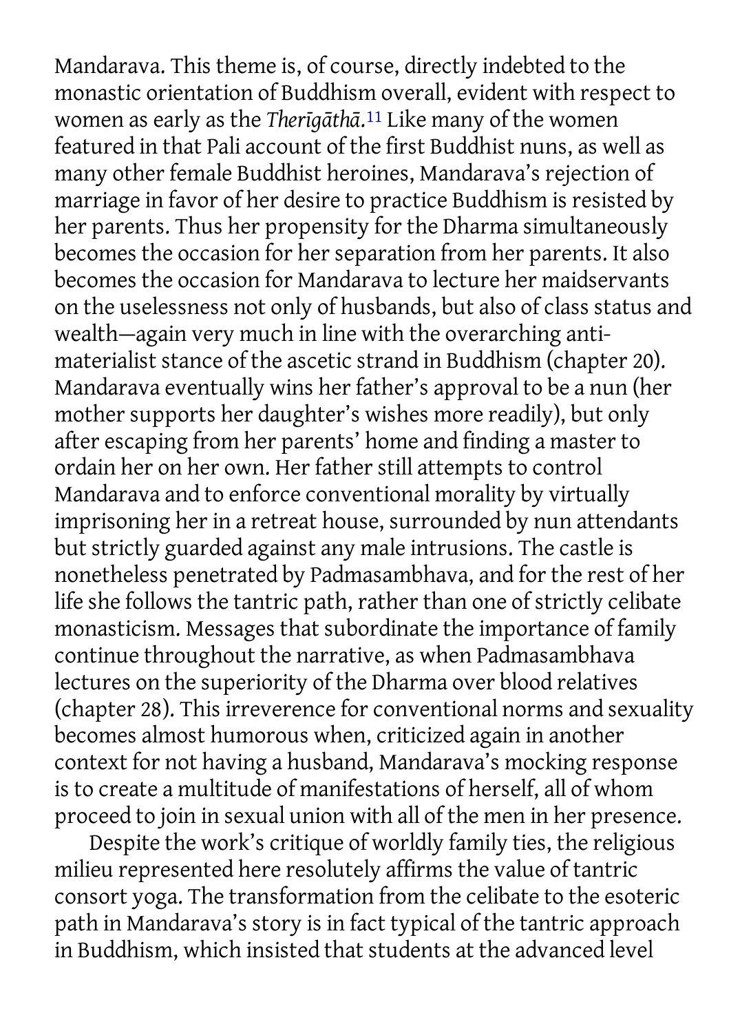Mandarava. This theme is, of course, directly indebted to the monastic orientation of Buddhism overall, evident with respect to women as early as the *Therīgāthā*.[11] Like many of the women featured in that Pali account of the first Buddhist nuns, as well as many other female Buddhist heroines, Mandarava's rejection of marriage in favor of her desire to practice Buddhism is resisted by her parents. Thus her propensity for the Dharma simultaneously becomes the occasion for her separation from her parents. It also becomes the occasion for Mandarava to lecture her maidservants on the uselessness not only of husbands, but also of class status and wealth—again very much in line with the overarching anti-materialist stance of the ascetic strand in Buddhism (chapter 20). Mandarava eventually wins her father's approval to be a nun (her mother supports her daughter's wishes more readily), but only after escaping from her parents' home and finding a master to ordain her on her own. Her father still attempts to control Mandarava and to enforce conventional morality by virtually imprisoning her in a retreat house, surrounded by nun attendants but strictly guarded against any male intrusions. The castle is nonetheless penetrated by Padmasambhava, and for the rest of her life she follows the tantric path, rather than one of strictly celibate monasticism. Messages that subordinate the importance of family continue throughout the narrative, as when Padmasambhava lectures on the superiority of the Dharma over blood relatives (chapter 28). This irreverence for conventional norms and sexuality becomes almost humorous when, criticized again in another context for not having a husband, Mandarava's mocking response is to create a multitude of manifestations of herself, all of whom proceed to join in sexual union with all of the men in her presence.

Despite the work's critique of worldly family ties, the religious milieu represented here resolutely affirms the value of tantric consort yoga. The transformation from the celibate to the esoteric path in Mandarava's story is in fact typical of the tantric approach in Buddhism, which insisted that students at the advanced level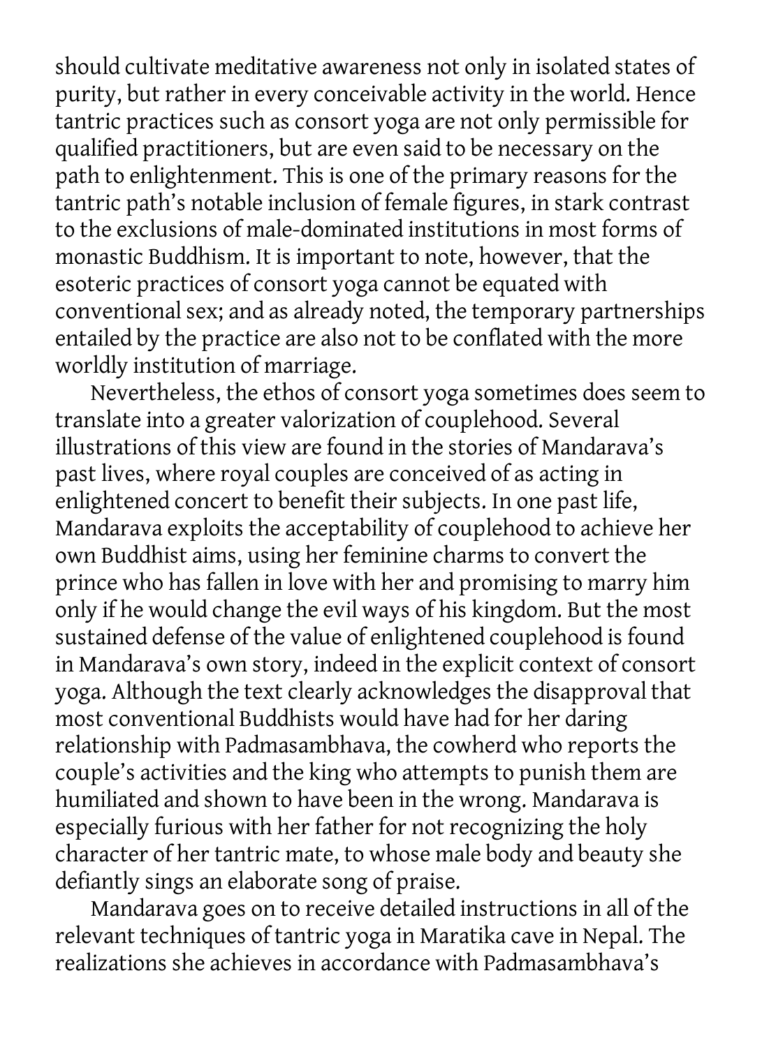should cultivate meditative awareness not only in isolated states of purity, but rather in every conceivable activity in the world. Hence tantric practices such as consort yoga are not only permissible for qualified practitioners, but are even said to be necessary on the path to enlightenment. This is one of the primary reasons for the tantric path's notable inclusion of female figures, in stark contrast to the exclusions of male-dominated institutions in most forms of monastic Buddhism. It is important to note, however, that the esoteric practices of consort yoga cannot be equated with conventional sex; and as already noted, the temporary partnerships entailed by the practice are also not to be conflated with the more worldly institution of marriage.

Nevertheless, the ethos of consort yoga sometimes does seem to translate into a greater valorization of couplehood. Several illustrations of this view are found in the stories of Mandarava's past lives, where royal couples are conceived of as acting in enlightened concert to benefit their subjects. In one past life, Mandarava exploits the acceptability of couplehood to achieve her own Buddhist aims, using her feminine charms to convert the prince who has fallen in love with her and promising to marry him only if he would change the evil ways of his kingdom. But the most sustained defense of the value of enlightened couplehood is found in Mandarava's own story, indeed in the explicit context of consort yoga. Although the text clearly acknowledges the disapproval that most conventional Buddhists would have had for her daring relationship with Padmasambhava, the cowherd who reports the couple's activities and the king who attempts to punish them are humiliated and shown to have been in the wrong. Mandarava is especially furious with her father for not recognizing the holy character of her tantric mate, to whose male body and beauty she defiantly sings an elaborate song of praise.

Mandarava goes on to receive detailed instructions in all of the relevant techniques of tantric yoga in Maratika cave in Nepal. The realizations she achieves in accordance with Padmasambhava's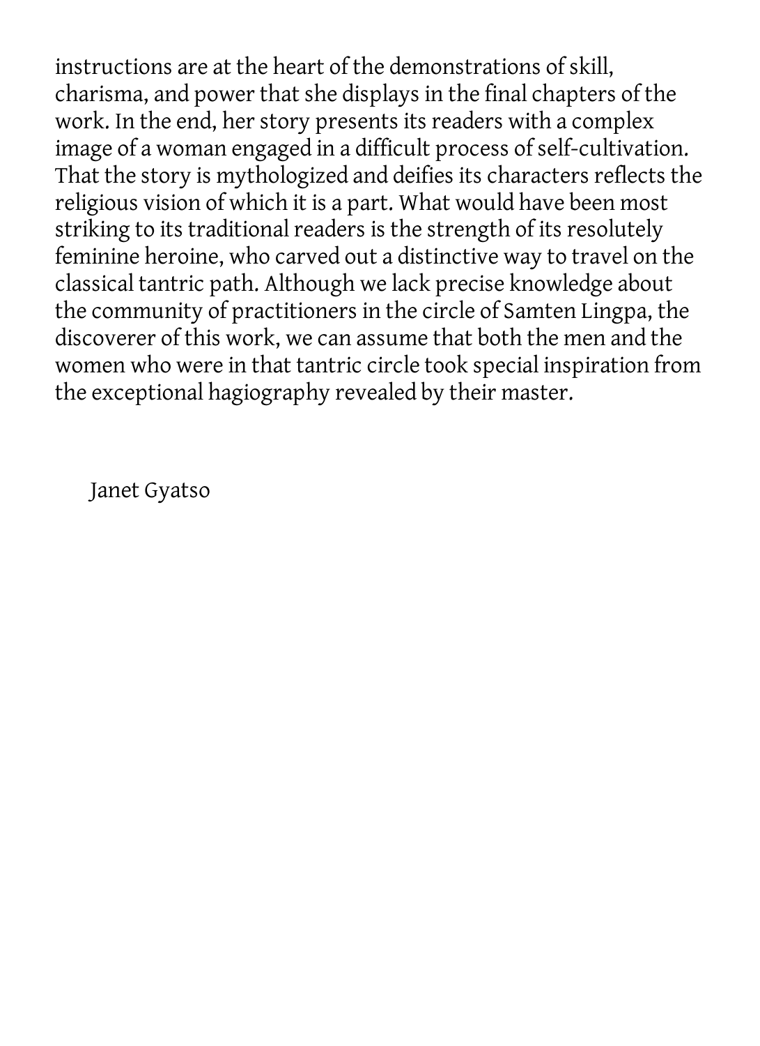instructions are at the heart of the demonstrations of skill, charisma, and power that she displays in the final chapters of the work. In the end, her story presents its readers with a complex image of a woman engaged in a difficult process of self-cultivation. That the story is mythologized and deifies its characters reflects the religious vision of which it is a part. What would have been most striking to its traditional readers is the strength of its resolutely feminine heroine, who carved out a distinctive way to travel on the classical tantric path. Although we lack precise knowledge about the community of practitioners in the circle of Samten Lingpa, the discoverer of this work, we can assume that both the men and the women who were in that tantric circle took special inspiration from the exceptional hagiography revealed by their master.

Janet Gyatso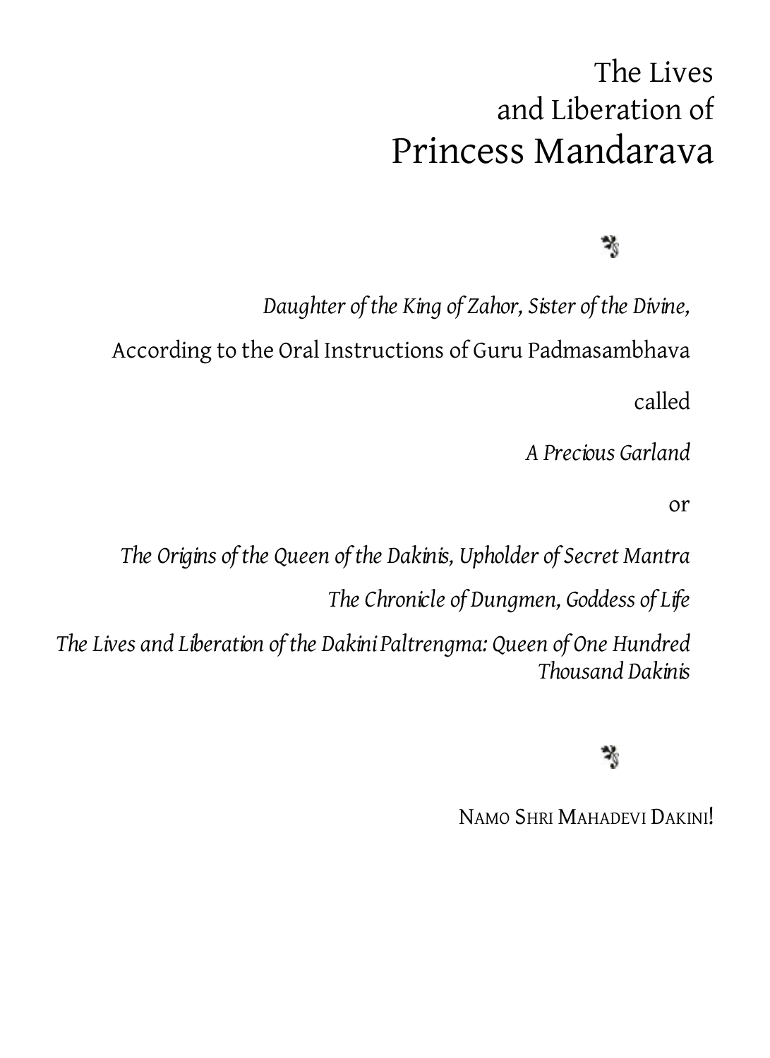# The Lives and Liberation of Princess Mandarava

*Daughter of the King of Zahor, Sister of the Divine,*

According to the Oral Instructions of Guru Padmasambhava

called

*A Precious Garland*

or

*The Origins of the Queen of the Dakinis, Upholder of Secret Mantra*

*The Chronicle of Dungmen, Goddess of Life*

*The Lives and Liberation of the Dakini Paltrengma: Queen of One Hundred Thousand Dakinis*

NAMO SHRI MAHADEVI DAKINI!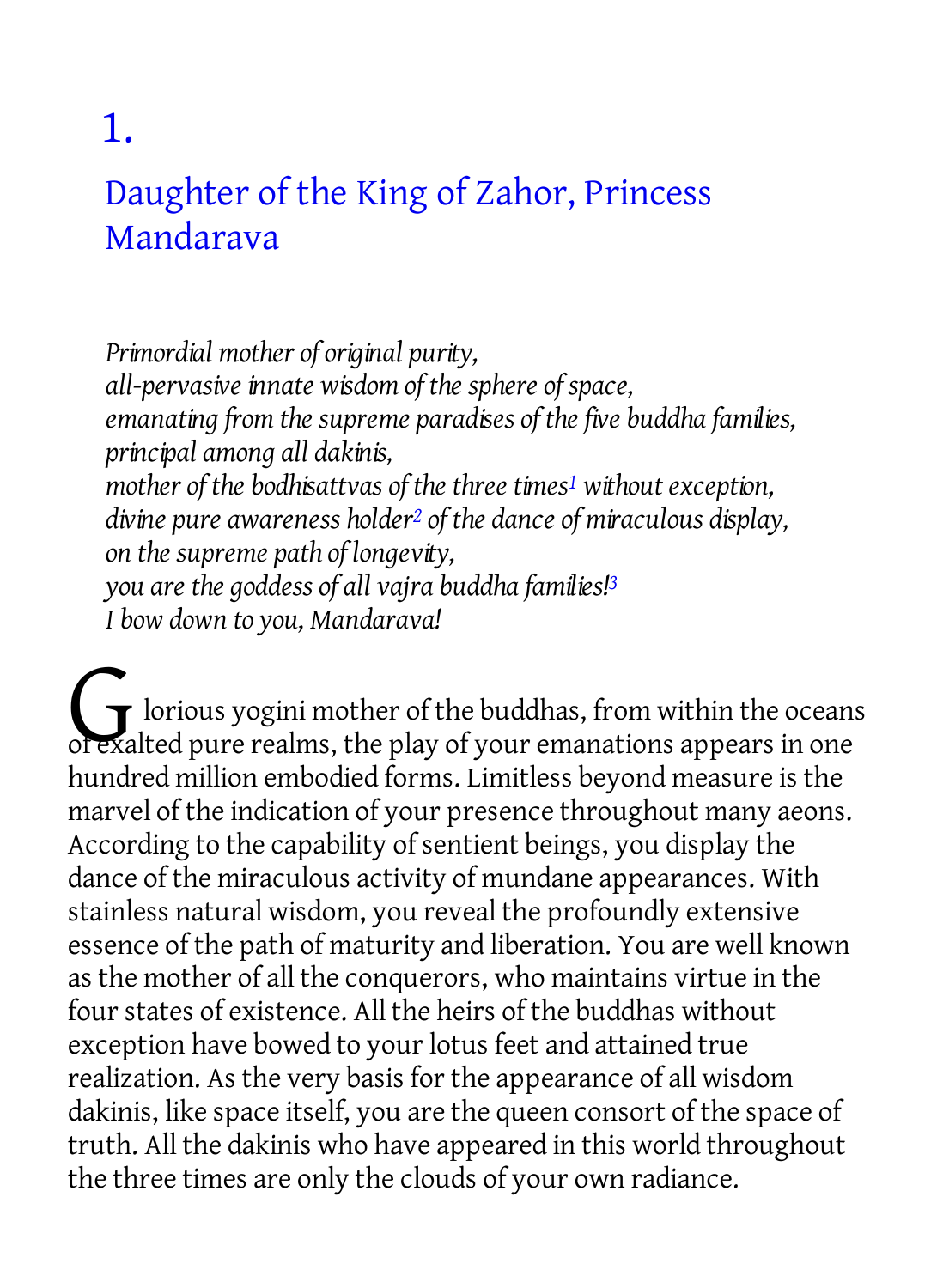# 1.

## Daughter of the King of Zahor, Princess Mandarava

*Primordial mother of original purity,*
*all-pervasive innate wisdom of the sphere of space,*
*emanating from the supreme paradises of the five buddha families,*
*principal among all dakinis,*
*mother of the bodhisattvas of the three times*[1] *without exception,*
*divine pure awareness holder*[2] *of the dance of miraculous display,*
*on the supreme path of longevity,*
*you are the goddess of all vajra buddha families!*[3]
*I bow down to you, Mandarava!*

Glorious yogini mother of the buddhas, from within the oceans of exalted pure realms, the play of your emanations appears in one hundred million embodied forms. Limitless beyond measure is the marvel of the indication of your presence throughout many aeons. According to the capability of sentient beings, you display the dance of the miraculous activity of mundane appearances. With stainless natural wisdom, you reveal the profoundly extensive essence of the path of maturity and liberation. You are well known as the mother of all the conquerors, who maintains virtue in the four states of existence. All the heirs of the buddhas without exception have bowed to your lotus feet and attained true realization. As the very basis for the appearance of all wisdom dakinis, like space itself, you are the queen consort of the space of truth. All the dakinis who have appeared in this world throughout the three times are only the clouds of your own radiance.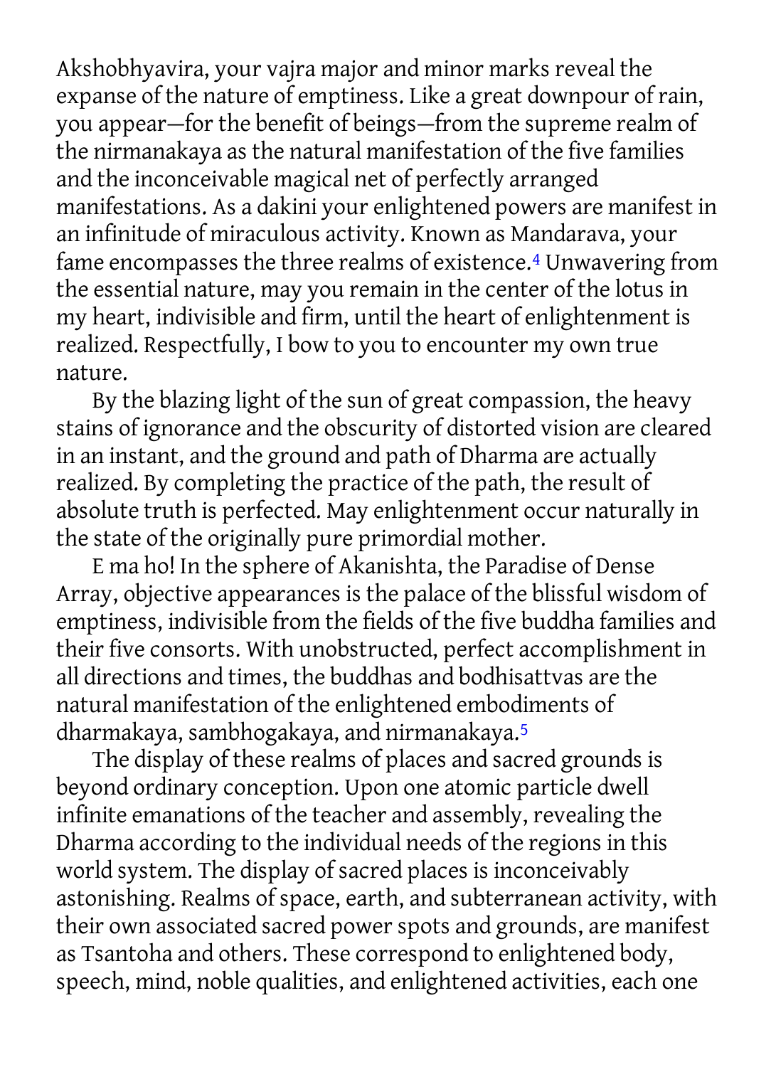Akshobhyavira, your vajra major and minor marks reveal the expanse of the nature of emptiness. Like a great downpour of rain, you appear—for the benefit of beings—from the supreme realm of the nirmanakaya as the natural manifestation of the five families and the inconceivable magical net of perfectly arranged manifestations. As a dakini your enlightened powers are manifest in an infinitude of miraculous activity. Known as Mandarava, your fame encompasses the three realms of existence.[4] Unwavering from the essential nature, may you remain in the center of the lotus in my heart, indivisible and firm, until the heart of enlightenment is realized. Respectfully, I bow to you to encounter my own true nature.

By the blazing light of the sun of great compassion, the heavy stains of ignorance and the obscurity of distorted vision are cleared in an instant, and the ground and path of Dharma are actually realized. By completing the practice of the path, the result of absolute truth is perfected. May enlightenment occur naturally in the state of the originally pure primordial mother.

E ma ho! In the sphere of Akanishta, the Paradise of Dense Array, objective appearances is the palace of the blissful wisdom of emptiness, indivisible from the fields of the five buddha families and their five consorts. With unobstructed, perfect accomplishment in all directions and times, the buddhas and bodhisattvas are the natural manifestation of the enlightened embodiments of dharmakaya, sambhogakaya, and nirmanakaya.[5]

The display of these realms of places and sacred grounds is beyond ordinary conception. Upon one atomic particle dwell infinite emanations of the teacher and assembly, revealing the Dharma according to the individual needs of the regions in this world system. The display of sacred places is inconceivably astonishing. Realms of space, earth, and subterranean activity, with their own associated sacred power spots and grounds, are manifest as Tsantoha and others. These correspond to enlightened body, speech, mind, noble qualities, and enlightened activities, each one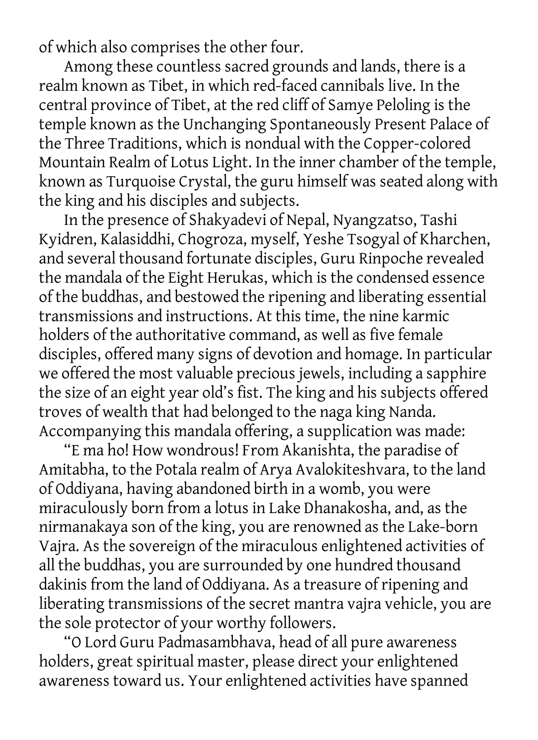of which also comprises the other four.

Among these countless sacred grounds and lands, there is a realm known as Tibet, in which red-faced cannibals live. In the central province of Tibet, at the red cliff of Samye Peloling is the temple known as the Unchanging Spontaneously Present Palace of the Three Traditions, which is nondual with the Copper-colored Mountain Realm of Lotus Light. In the inner chamber of the temple, known as Turquoise Crystal, the guru himself was seated along with the king and his disciples and subjects.

In the presence of Shakyadevi of Nepal, Nyangzatso, Tashi Kyidren, Kalasiddhi, Chogroza, myself, Yeshe Tsogyal of Kharchen, and several thousand fortunate disciples, Guru Rinpoche revealed the mandala of the Eight Herukas, which is the condensed essence of the buddhas, and bestowed the ripening and liberating essential transmissions and instructions. At this time, the nine karmic holders of the authoritative command, as well as five female disciples, offered many signs of devotion and homage. In particular we offered the most valuable precious jewels, including a sapphire the size of an eight year old's fist. The king and his subjects offered troves of wealth that had belonged to the naga king Nanda. Accompanying this mandala offering, a supplication was made:

"E ma ho! How wondrous! From Akanishta, the paradise of Amitabha, to the Potala realm of Arya Avalokiteshvara, to the land of Oddiyana, having abandoned birth in a womb, you were miraculously born from a lotus in Lake Dhanakosha, and, as the nirmanakaya son of the king, you are renowned as the Lake-born Vajra. As the sovereign of the miraculous enlightened activities of all the buddhas, you are surrounded by one hundred thousand dakinis from the land of Oddiyana. As a treasure of ripening and liberating transmissions of the secret mantra vajra vehicle, you are the sole protector of your worthy followers.

"O Lord Guru Padmasambhava, head of all pure awareness holders, great spiritual master, please direct your enlightened awareness toward us. Your enlightened activities have spanned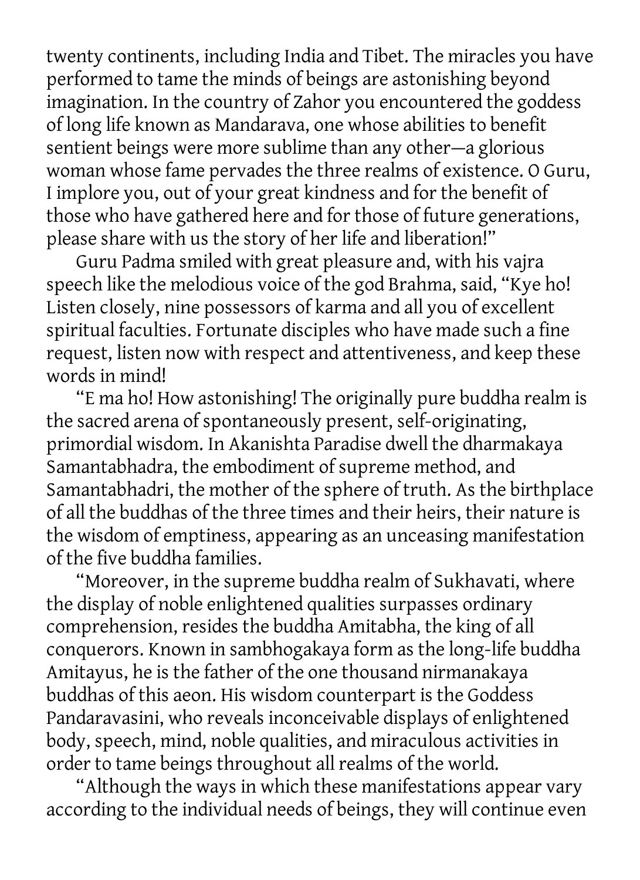twenty continents, including India and Tibet. The miracles you have performed to tame the minds of beings are astonishing beyond imagination. In the country of Zahor you encountered the goddess of long life known as Mandarava, one whose abilities to benefit sentient beings were more sublime than any other—a glorious woman whose fame pervades the three realms of existence. O Guru, I implore you, out of your great kindness and for the benefit of those who have gathered here and for those of future generations, please share with us the story of her life and liberation!"

Guru Padma smiled with great pleasure and, with his vajra speech like the melodious voice of the god Brahma, said, "Kye ho! Listen closely, nine possessors of karma and all you of excellent spiritual faculties. Fortunate disciples who have made such a fine request, listen now with respect and attentiveness, and keep these words in mind!

"E ma ho! How astonishing! The originally pure buddha realm is the sacred arena of spontaneously present, self-originating, primordial wisdom. In Akanishta Paradise dwell the dharmakaya Samantabhadra, the embodiment of supreme method, and Samantabhadri, the mother of the sphere of truth. As the birthplace of all the buddhas of the three times and their heirs, their nature is the wisdom of emptiness, appearing as an unceasing manifestation of the five buddha families.

"Moreover, in the supreme buddha realm of Sukhavati, where the display of noble enlightened qualities surpasses ordinary comprehension, resides the buddha Amitabha, the king of all conquerors. Known in sambhogakaya form as the long-life buddha Amitayus, he is the father of the one thousand nirmanakaya buddhas of this aeon. His wisdom counterpart is the Goddess Pandaravasini, who reveals inconceivable displays of enlightened body, speech, mind, noble qualities, and miraculous activities in order to tame beings throughout all realms of the world.

"Although the ways in which these manifestations appear vary according to the individual needs of beings, they will continue even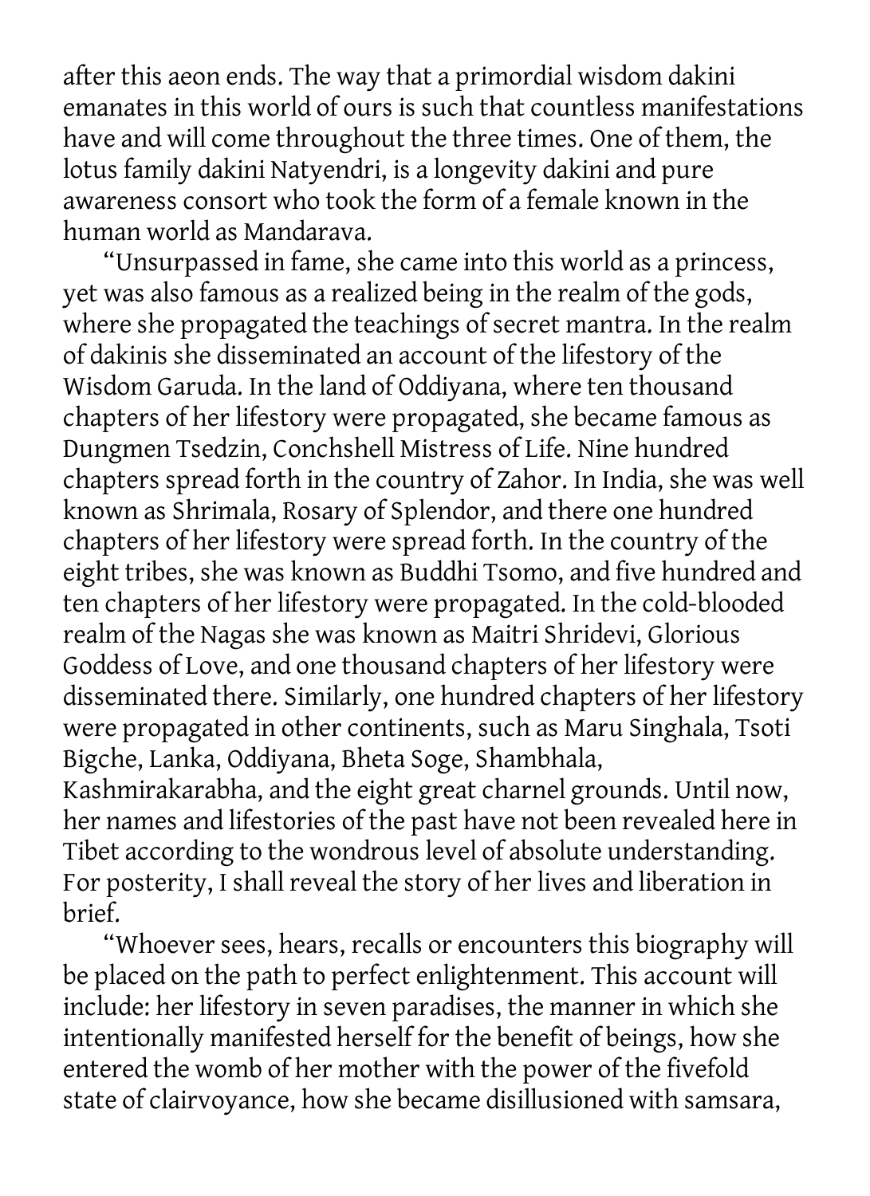after this aeon ends. The way that a primordial wisdom dakini emanates in this world of ours is such that countless manifestations have and will come throughout the three times. One of them, the lotus family dakini Natyendri, is a longevity dakini and pure awareness consort who took the form of a female known in the human world as Mandarava.

"Unsurpassed in fame, she came into this world as a princess, yet was also famous as a realized being in the realm of the gods, where she propagated the teachings of secret mantra. In the realm of dakinis she disseminated an account of the lifestory of the Wisdom Garuda. In the land of Oddiyana, where ten thousand chapters of her lifestory were propagated, she became famous as Dungmen Tsedzin, Conchshell Mistress of Life. Nine hundred chapters spread forth in the country of Zahor. In India, she was well known as Shrimala, Rosary of Splendor, and there one hundred chapters of her lifestory were spread forth. In the country of the eight tribes, she was known as Buddhi Tsomo, and five hundred and ten chapters of her lifestory were propagated. In the cold-blooded realm of the Nagas she was known as Maitri Shridevi, Glorious Goddess of Love, and one thousand chapters of her lifestory were disseminated there. Similarly, one hundred chapters of her lifestory were propagated in other continents, such as Maru Singhala, Tsoti Bigche, Lanka, Oddiyana, Bheta Soge, Shambhala, Kashmirakarabha, and the eight great charnel grounds. Until now, her names and lifestories of the past have not been revealed here in Tibet according to the wondrous level of absolute understanding. For posterity, I shall reveal the story of her lives and liberation in brief.

"Whoever sees, hears, recalls or encounters this biography will be placed on the path to perfect enlightenment. This account will include: her lifestory in seven paradises, the manner in which she intentionally manifested herself for the benefit of beings, how she entered the womb of her mother with the power of the fivefold state of clairvoyance, how she became disillusioned with samsara,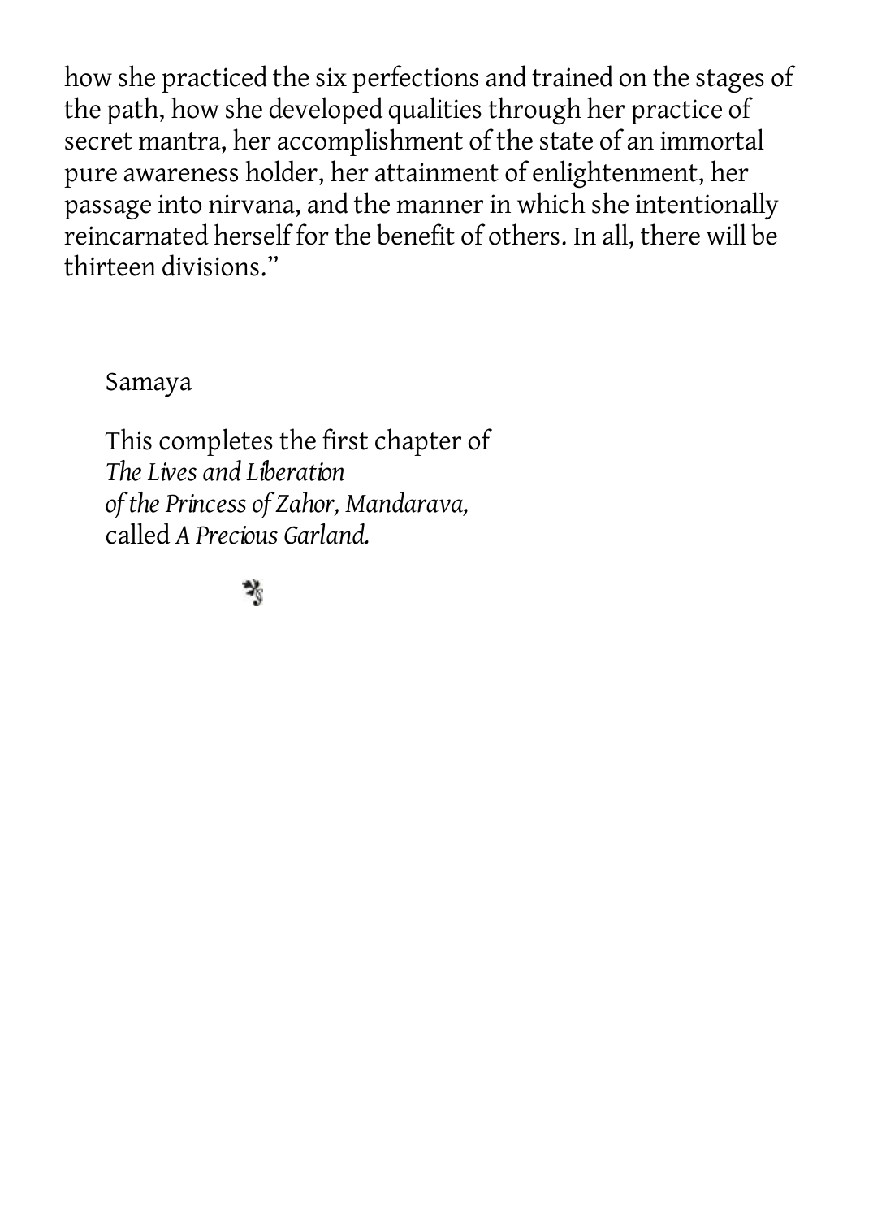how she practiced the six perfections and trained on the stages of the path, how she developed qualities through her practice of secret mantra, her accomplishment of the state of an immortal pure awareness holder, her attainment of enlightenment, her passage into nirvana, and the manner in which she intentionally reincarnated herself for the benefit of others. In all, there will be thirteen divisions."

Samaya

This completes the first chapter of
*The Lives and Liberation*
*of the Princess of Zahor, Mandarava,*
called *A Precious Garland.*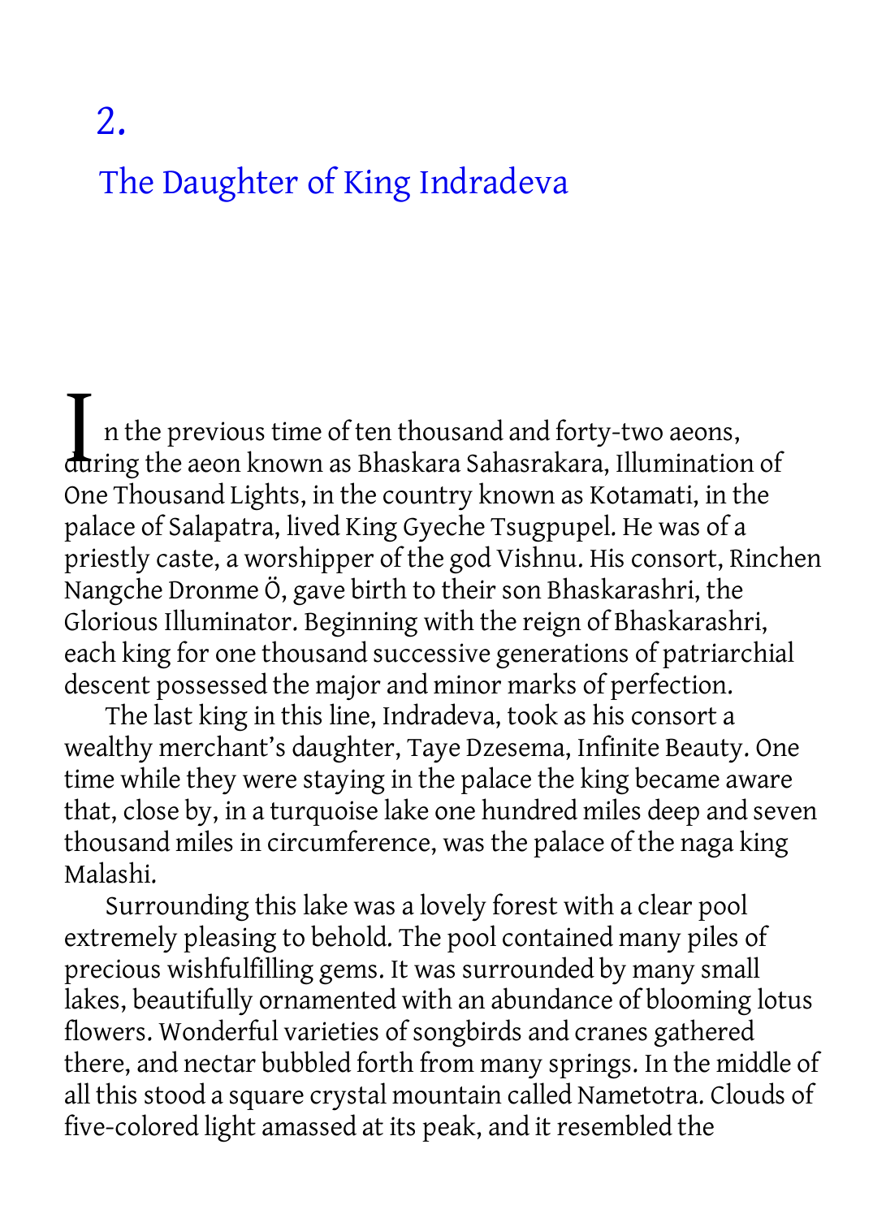# 2.

## The Daughter of King Indradeva

In the previous time of ten thousand and forty-two aeons, during the aeon known as Bhaskara Sahasrakara, Illumination of One Thousand Lights, in the country known as Kotamati, in the palace of Salapatra, lived King Gyeche Tsugpupel. He was of a priestly caste, a worshipper of the god Vishnu. His consort, Rinchen Nangche Dronme Ö, gave birth to their son Bhaskarashri, the Glorious Illuminator. Beginning with the reign of Bhaskarashri, each king for one thousand successive generations of patriarchial descent possessed the major and minor marks of perfection.

The last king in this line, Indradeva, took as his consort a wealthy merchant's daughter, Taye Dzesema, Infinite Beauty. One time while they were staying in the palace the king became aware that, close by, in a turquoise lake one hundred miles deep and seven thousand miles in circumference, was the palace of the naga king Malashi.

Surrounding this lake was a lovely forest with a clear pool extremely pleasing to behold. The pool contained many piles of precious wishfulfilling gems. It was surrounded by many small lakes, beautifully ornamented with an abundance of blooming lotus flowers. Wonderful varieties of songbirds and cranes gathered there, and nectar bubbled forth from many springs. In the middle of all this stood a square crystal mountain called Nametotra. Clouds of five-colored light amassed at its peak, and it resembled the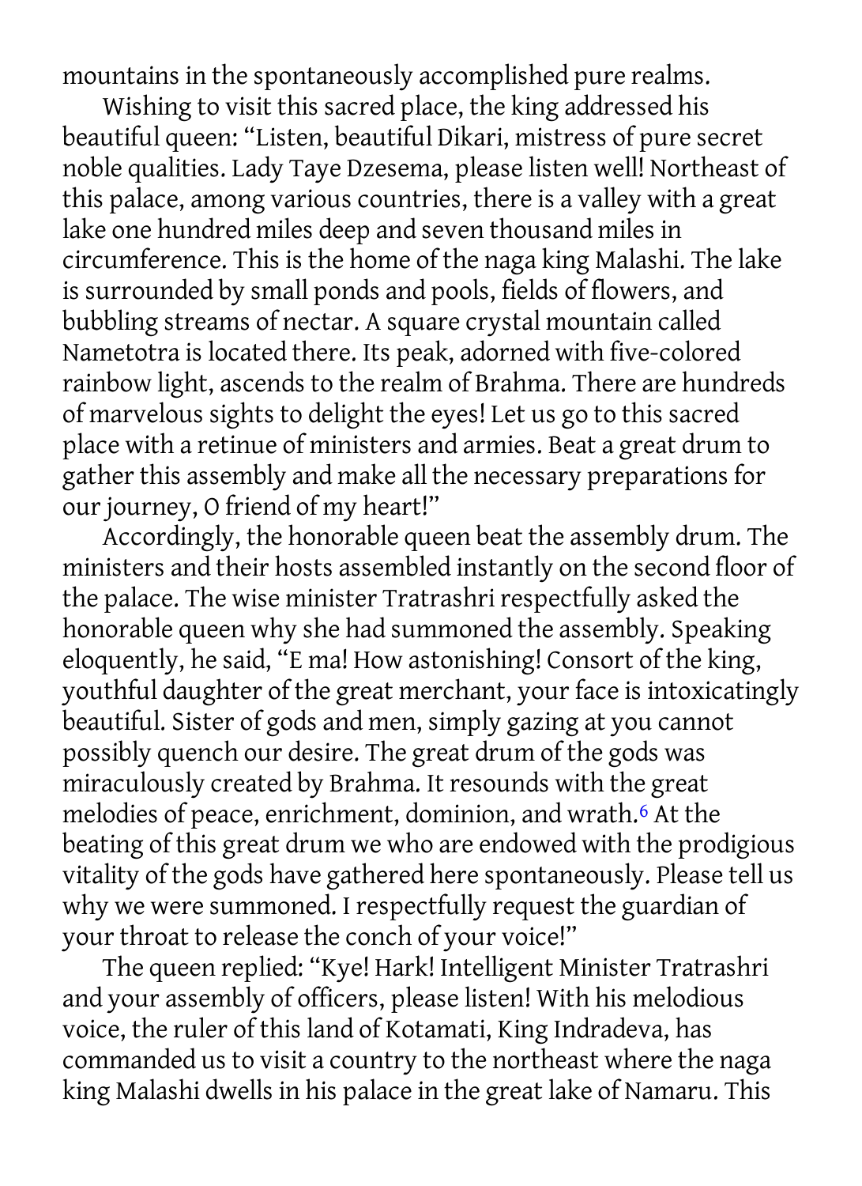mountains in the spontaneously accomplished pure realms.

Wishing to visit this sacred place, the king addressed his beautiful queen: "Listen, beautiful Dikari, mistress of pure secret noble qualities. Lady Taye Dzesema, please listen well! Northeast of this palace, among various countries, there is a valley with a great lake one hundred miles deep and seven thousand miles in circumference. This is the home of the naga king Malashi. The lake is surrounded by small ponds and pools, fields of flowers, and bubbling streams of nectar. A square crystal mountain called Nametotra is located there. Its peak, adorned with five-colored rainbow light, ascends to the realm of Brahma. There are hundreds of marvelous sights to delight the eyes! Let us go to this sacred place with a retinue of ministers and armies. Beat a great drum to gather this assembly and make all the necessary preparations for our journey, O friend of my heart!"

Accordingly, the honorable queen beat the assembly drum. The ministers and their hosts assembled instantly on the second floor of the palace. The wise minister Tratrashri respectfully asked the honorable queen why she had summoned the assembly. Speaking eloquently, he said, "E ma! How astonishing! Consort of the king, youthful daughter of the great merchant, your face is intoxicatingly beautiful. Sister of gods and men, simply gazing at you cannot possibly quench our desire. The great drum of the gods was miraculously created by Brahma. It resounds with the great melodies of peace, enrichment, dominion, and wrath.[6] At the beating of this great drum we who are endowed with the prodigious vitality of the gods have gathered here spontaneously. Please tell us why we were summoned. I respectfully request the guardian of your throat to release the conch of your voice!"

The queen replied: "Kye! Hark! Intelligent Minister Tratrashri and your assembly of officers, please listen! With his melodious voice, the ruler of this land of Kotamati, King Indradeva, has commanded us to visit a country to the northeast where the naga king Malashi dwells in his palace in the great lake of Namaru. This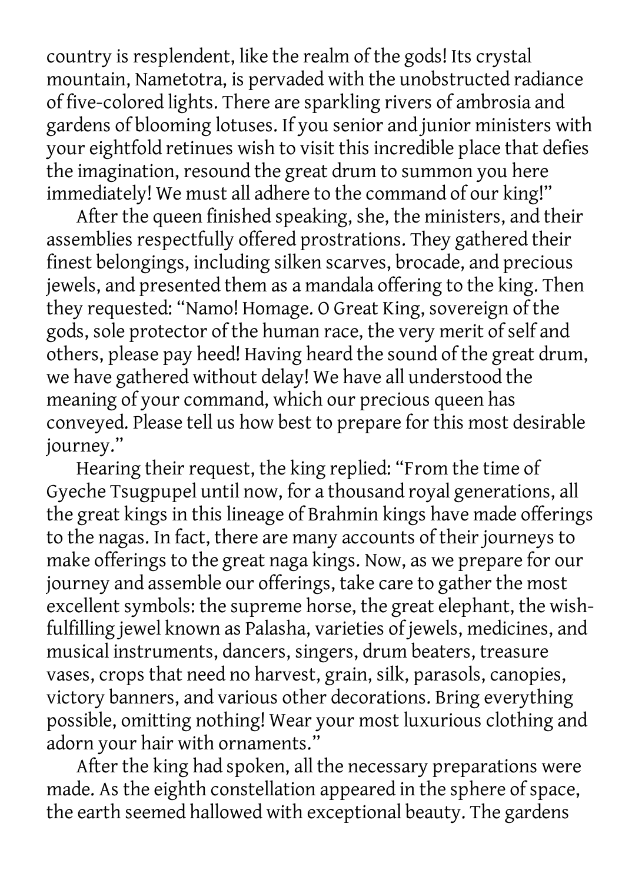country is resplendent, like the realm of the gods! Its crystal mountain, Nametotra, is pervaded with the unobstructed radiance of five-colored lights. There are sparkling rivers of ambrosia and gardens of blooming lotuses. If you senior and junior ministers with your eightfold retinues wish to visit this incredible place that defies the imagination, resound the great drum to summon you here immediately! We must all adhere to the command of our king!"

After the queen finished speaking, she, the ministers, and their assemblies respectfully offered prostrations. They gathered their finest belongings, including silken scarves, brocade, and precious jewels, and presented them as a mandala offering to the king. Then they requested: "Namo! Homage. O Great King, sovereign of the gods, sole protector of the human race, the very merit of self and others, please pay heed! Having heard the sound of the great drum, we have gathered without delay! We have all understood the meaning of your command, which our precious queen has conveyed. Please tell us how best to prepare for this most desirable journey."

Hearing their request, the king replied: "From the time of Gyeche Tsugpupel until now, for a thousand royal generations, all the great kings in this lineage of Brahmin kings have made offerings to the nagas. In fact, there are many accounts of their journeys to make offerings to the great naga kings. Now, as we prepare for our journey and assemble our offerings, take care to gather the most excellent symbols: the supreme horse, the great elephant, the wish-fulfilling jewel known as Palasha, varieties of jewels, medicines, and musical instruments, dancers, singers, drum beaters, treasure vases, crops that need no harvest, grain, silk, parasols, canopies, victory banners, and various other decorations. Bring everything possible, omitting nothing! Wear your most luxurious clothing and adorn your hair with ornaments."

After the king had spoken, all the necessary preparations were made. As the eighth constellation appeared in the sphere of space, the earth seemed hallowed with exceptional beauty. The gardens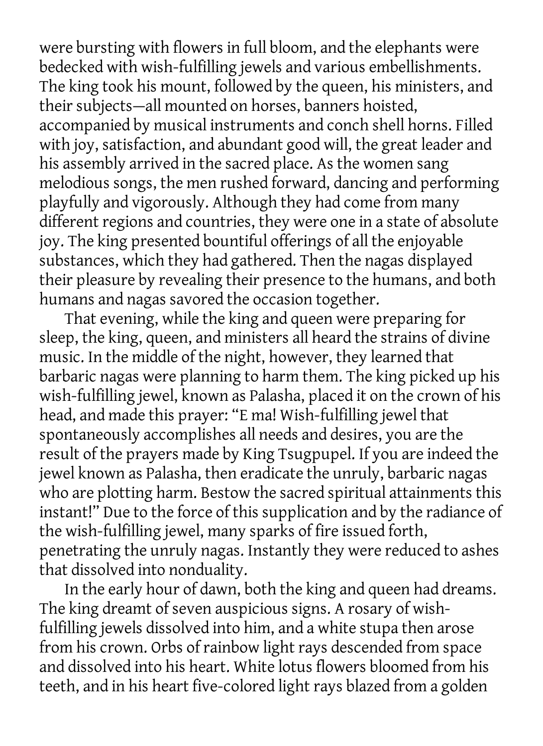were bursting with flowers in full bloom, and the elephants were bedecked with wish-fulfilling jewels and various embellishments. The king took his mount, followed by the queen, his ministers, and their subjects—all mounted on horses, banners hoisted, accompanied by musical instruments and conch shell horns. Filled with joy, satisfaction, and abundant good will, the great leader and his assembly arrived in the sacred place. As the women sang melodious songs, the men rushed forward, dancing and performing playfully and vigorously. Although they had come from many different regions and countries, they were one in a state of absolute joy. The king presented bountiful offerings of all the enjoyable substances, which they had gathered. Then the nagas displayed their pleasure by revealing their presence to the humans, and both humans and nagas savored the occasion together.

That evening, while the king and queen were preparing for sleep, the king, queen, and ministers all heard the strains of divine music. In the middle of the night, however, they learned that barbaric nagas were planning to harm them. The king picked up his wish-fulfilling jewel, known as Palasha, placed it on the crown of his head, and made this prayer: "E ma! Wish-fulfilling jewel that spontaneously accomplishes all needs and desires, you are the result of the prayers made by King Tsugpupel. If you are indeed the jewel known as Palasha, then eradicate the unruly, barbaric nagas who are plotting harm. Bestow the sacred spiritual attainments this instant!" Due to the force of this supplication and by the radiance of the wish-fulfilling jewel, many sparks of fire issued forth, penetrating the unruly nagas. Instantly they were reduced to ashes that dissolved into nonduality.

In the early hour of dawn, both the king and queen had dreams. The king dreamt of seven auspicious signs. A rosary of wish-fulfilling jewels dissolved into him, and a white stupa then arose from his crown. Orbs of rainbow light rays descended from space and dissolved into his heart. White lotus flowers bloomed from his teeth, and in his heart five-colored light rays blazed from a golden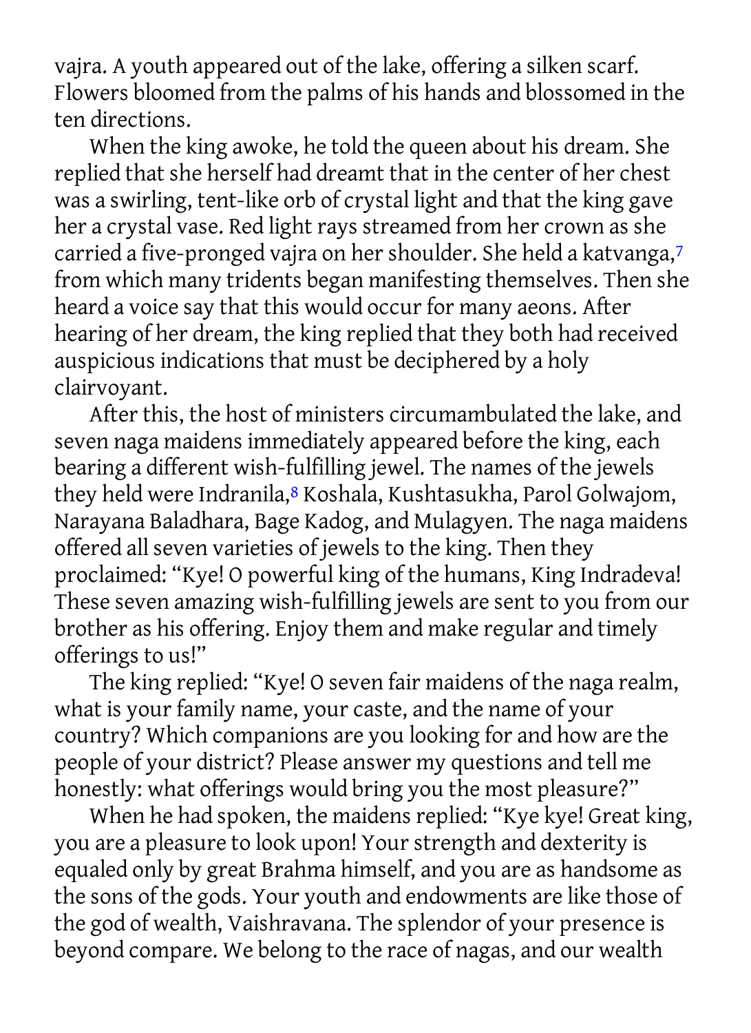vajra. A youth appeared out of the lake, offering a silken scarf. Flowers bloomed from the palms of his hands and blossomed in the ten directions.

When the king awoke, he told the queen about his dream. She replied that she herself had dreamt that in the center of her chest was a swirling, tent-like orb of crystal light and that the king gave her a crystal vase. Red light rays streamed from her crown as she carried a five-pronged vajra on her shoulder. She held a katvanga,[7] from which many tridents began manifesting themselves. Then she heard a voice say that this would occur for many aeons. After hearing of her dream, the king replied that they both had received auspicious indications that must be deciphered by a holy clairvoyant.

After this, the host of ministers circumambulated the lake, and seven naga maidens immediately appeared before the king, each bearing a different wish-fulfilling jewel. The names of the jewels they held were Indranila,[8] Koshala, Kushtasukha, Parol Golwajom, Narayana Baladhara, Bage Kadog, and Mulagyen. The naga maidens offered all seven varieties of jewels to the king. Then they proclaimed: "Kye! O powerful king of the humans, King Indradeva! These seven amazing wish-fulfilling jewels are sent to you from our brother as his offering. Enjoy them and make regular and timely offerings to us!"

The king replied: "Kye! O seven fair maidens of the naga realm, what is your family name, your caste, and the name of your country? Which companions are you looking for and how are the people of your district? Please answer my questions and tell me honestly: what offerings would bring you the most pleasure?"

When he had spoken, the maidens replied: "Kye kye! Great king, you are a pleasure to look upon! Your strength and dexterity is equaled only by great Brahma himself, and you are as handsome as the sons of the gods. Your youth and endowments are like those of the god of wealth, Vaishravana. The splendor of your presence is beyond compare. We belong to the race of nagas, and our wealth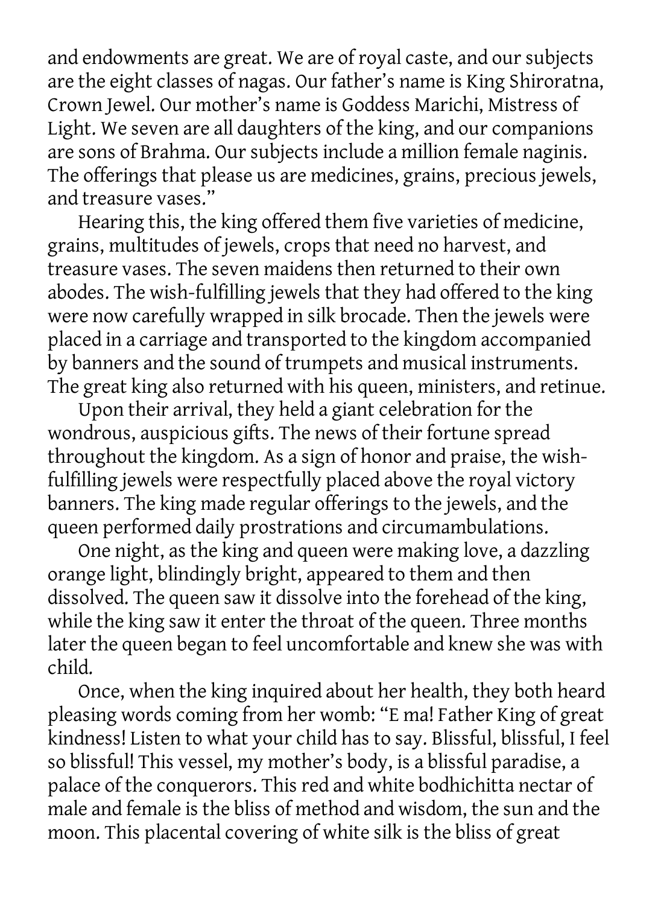and endowments are great. We are of royal caste, and our subjects are the eight classes of nagas. Our father's name is King Shiroratna, Crown Jewel. Our mother's name is Goddess Marichi, Mistress of Light. We seven are all daughters of the king, and our companions are sons of Brahma. Our subjects include a million female naginis. The offerings that please us are medicines, grains, precious jewels, and treasure vases."

Hearing this, the king offered them five varieties of medicine, grains, multitudes of jewels, crops that need no harvest, and treasure vases. The seven maidens then returned to their own abodes. The wish-fulfilling jewels that they had offered to the king were now carefully wrapped in silk brocade. Then the jewels were placed in a carriage and transported to the kingdom accompanied by banners and the sound of trumpets and musical instruments. The great king also returned with his queen, ministers, and retinue.

Upon their arrival, they held a giant celebration for the wondrous, auspicious gifts. The news of their fortune spread throughout the kingdom. As a sign of honor and praise, the wish-fulfilling jewels were respectfully placed above the royal victory banners. The king made regular offerings to the jewels, and the queen performed daily prostrations and circumambulations.

One night, as the king and queen were making love, a dazzling orange light, blindingly bright, appeared to them and then dissolved. The queen saw it dissolve into the forehead of the king, while the king saw it enter the throat of the queen. Three months later the queen began to feel uncomfortable and knew she was with child.

Once, when the king inquired about her health, they both heard pleasing words coming from her womb: "E ma! Father King of great kindness! Listen to what your child has to say. Blissful, blissful, I feel so blissful! This vessel, my mother's body, is a blissful paradise, a palace of the conquerors. This red and white bodhichitta nectar of male and female is the bliss of method and wisdom, the sun and the moon. This placental covering of white silk is the bliss of great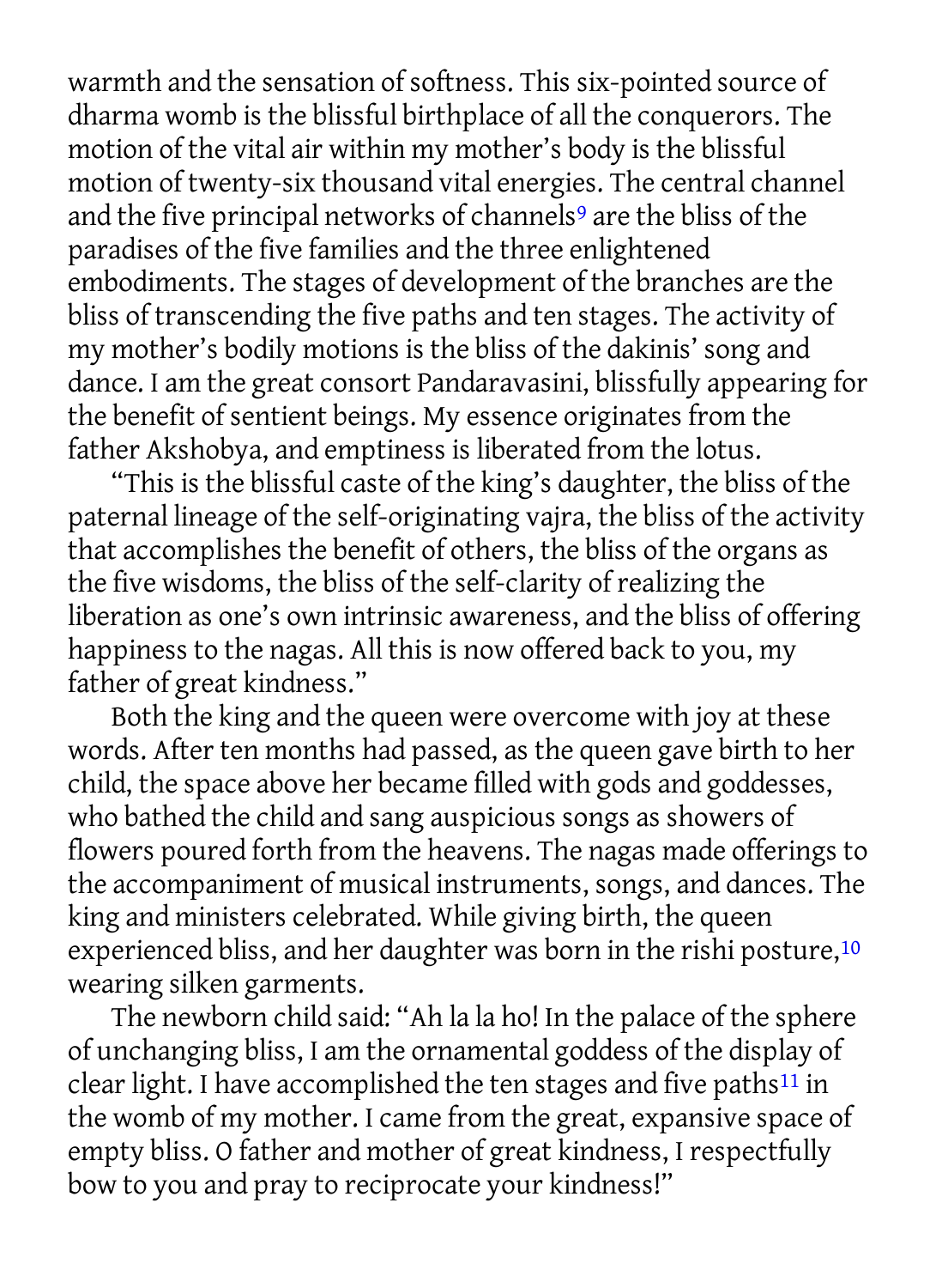warmth and the sensation of softness. This six-pointed source of dharma womb is the blissful birthplace of all the conquerors. The motion of the vital air within my mother's body is the blissful motion of twenty-six thousand vital energies. The central channel and the five principal networks of channels[9] are the bliss of the paradises of the five families and the three enlightened embodiments. The stages of development of the branches are the bliss of transcending the five paths and ten stages. The activity of my mother's bodily motions is the bliss of the dakinis' song and dance. I am the great consort Pandaravasini, blissfully appearing for the benefit of sentient beings. My essence originates from the father Akshobya, and emptiness is liberated from the lotus.

"This is the blissful caste of the king's daughter, the bliss of the paternal lineage of the self-originating vajra, the bliss of the activity that accomplishes the benefit of others, the bliss of the organs as the five wisdoms, the bliss of the self-clarity of realizing the liberation as one's own intrinsic awareness, and the bliss of offering happiness to the nagas. All this is now offered back to you, my father of great kindness."

Both the king and the queen were overcome with joy at these words. After ten months had passed, as the queen gave birth to her child, the space above her became filled with gods and goddesses, who bathed the child and sang auspicious songs as showers of flowers poured forth from the heavens. The nagas made offerings to the accompaniment of musical instruments, songs, and dances. The king and ministers celebrated. While giving birth, the queen experienced bliss, and her daughter was born in the rishi posture,[10] wearing silken garments.

The newborn child said: "Ah la la ho! In the palace of the sphere of unchanging bliss, I am the ornamental goddess of the display of clear light. I have accomplished the ten stages and five paths[11] in the womb of my mother. I came from the great, expansive space of empty bliss. O father and mother of great kindness, I respectfully bow to you and pray to reciprocate your kindness!"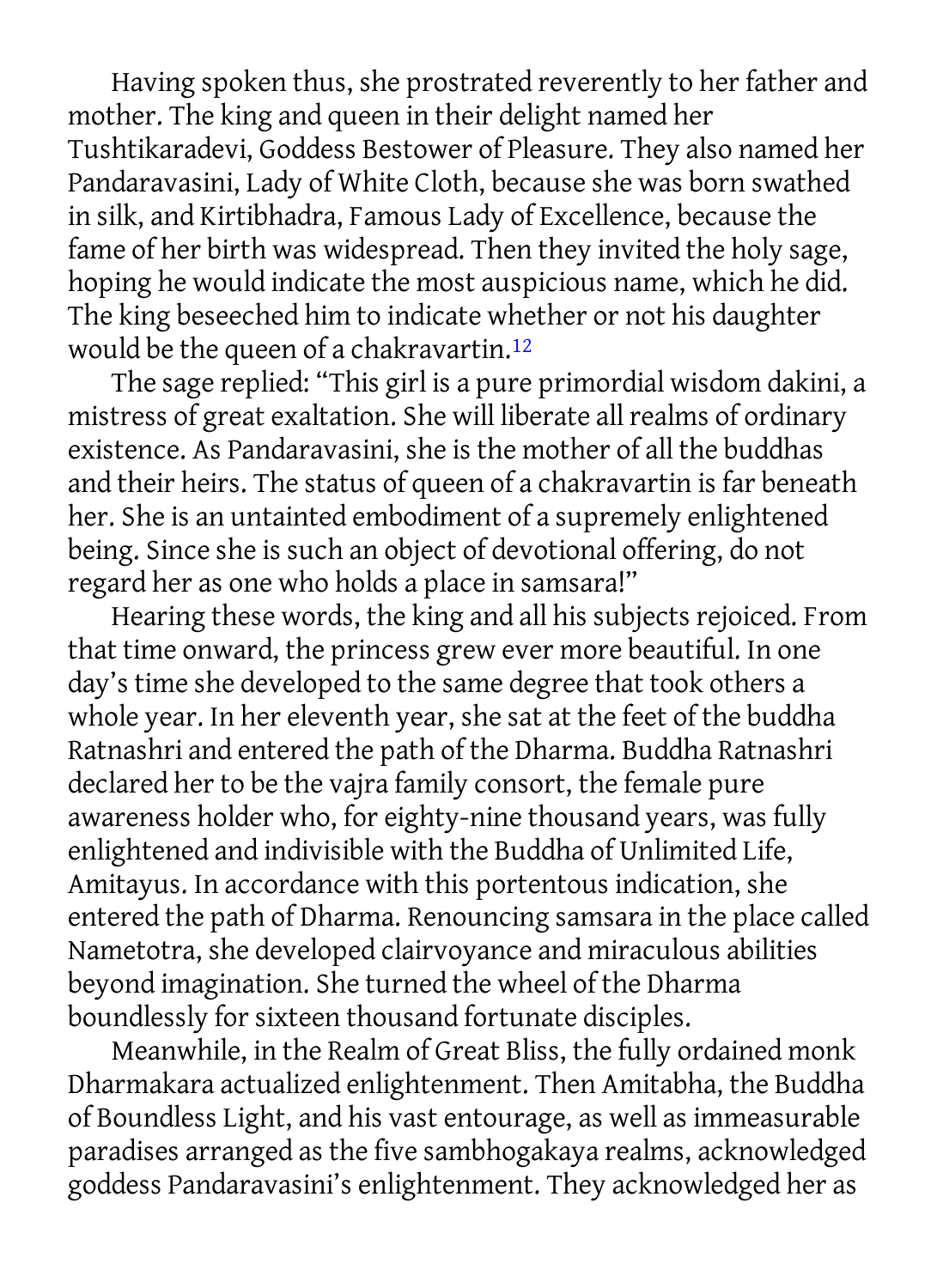Having spoken thus, she prostrated reverently to her father and mother. The king and queen in their delight named her Tushtikaradevi, Goddess Bestower of Pleasure. They also named her Pandaravasini, Lady of White Cloth, because she was born swathed in silk, and Kirtibhadra, Famous Lady of Excellence, because the fame of her birth was widespread. Then they invited the holy sage, hoping he would indicate the most auspicious name, which he did. The king beseeched him to indicate whether or not his daughter would be the queen of a chakravartin.[12]

The sage replied: "This girl is a pure primordial wisdom dakini, a mistress of great exaltation. She will liberate all realms of ordinary existence. As Pandaravasini, she is the mother of all the buddhas and their heirs. The status of queen of a chakravartin is far beneath her. She is an untainted embodiment of a supremely enlightened being. Since she is such an object of devotional offering, do not regard her as one who holds a place in samsara!"

Hearing these words, the king and all his subjects rejoiced. From that time onward, the princess grew ever more beautiful. In one day's time she developed to the same degree that took others a whole year. In her eleventh year, she sat at the feet of the buddha Ratnashri and entered the path of the Dharma. Buddha Ratnashri declared her to be the vajra family consort, the female pure awareness holder who, for eighty-nine thousand years, was fully enlightened and indivisible with the Buddha of Unlimited Life, Amitayus. In accordance with this portentous indication, she entered the path of Dharma. Renouncing samsara in the place called Nametotra, she developed clairvoyance and miraculous abilities beyond imagination. She turned the wheel of the Dharma boundlessly for sixteen thousand fortunate disciples.

Meanwhile, in the Realm of Great Bliss, the fully ordained monk Dharmakara actualized enlightenment. Then Amitabha, the Buddha of Boundless Light, and his vast entourage, as well as immeasurable paradises arranged as the five sambhogakaya realms, acknowledged goddess Pandaravasini's enlightenment. They acknowledged her as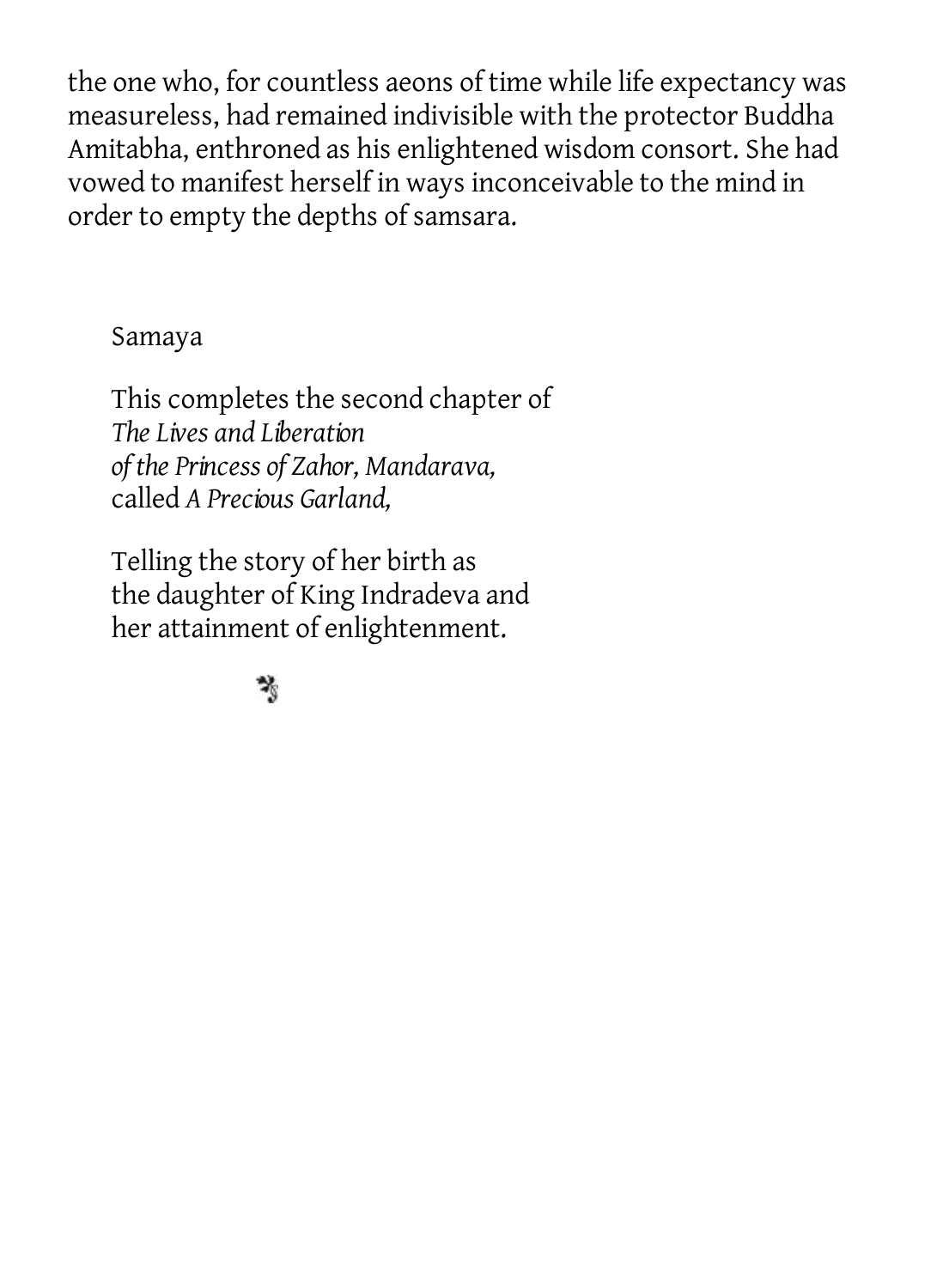the one who, for countless aeons of time while life expectancy was measureless, had remained indivisible with the protector Buddha Amitabha, enthroned as his enlightened wisdom consort. She had vowed to manifest herself in ways inconceivable to the mind in order to empty the depths of samsara.

Samaya

This completes the second chapter of
*The Lives and Liberation*
*of the Princess of Zahor, Mandarava,*
called *A Precious Garland,*

Telling the story of her birth as
the daughter of King Indradeva and
her attainment of enlightenment.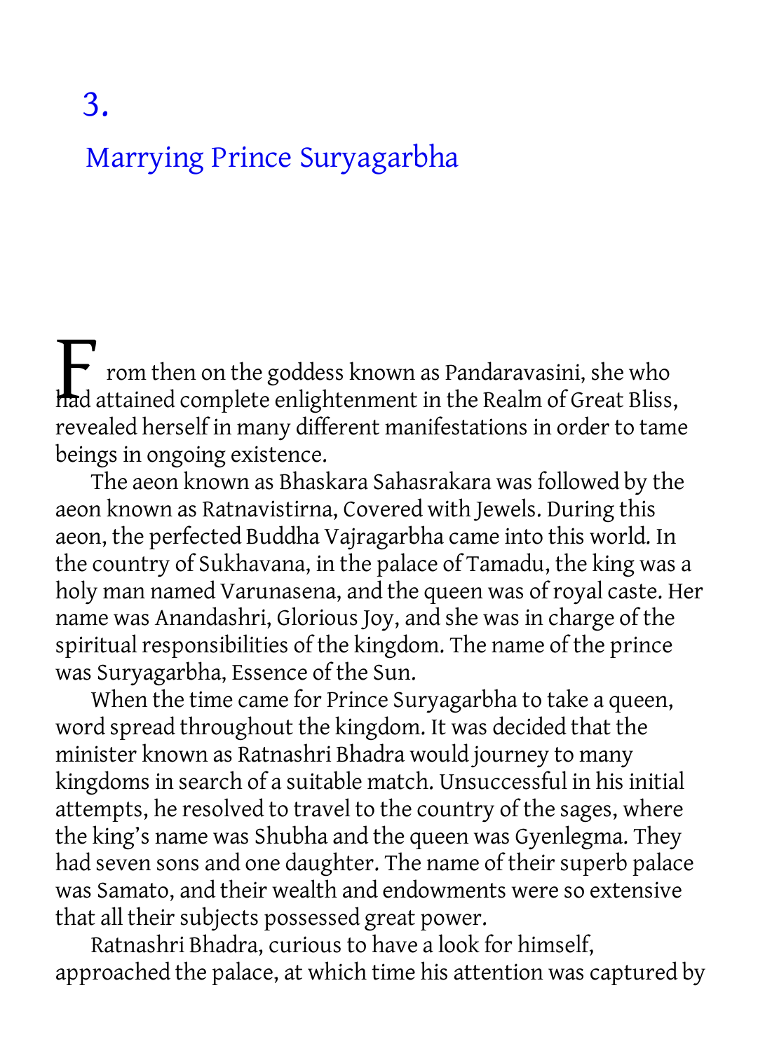# 3.

## Marrying Prince Suryagarbha

From then on the goddess known as Pandaravasini, she who had attained complete enlightenment in the Realm of Great Bliss, revealed herself in many different manifestations in order to tame beings in ongoing existence.

The aeon known as Bhaskara Sahasrakara was followed by the aeon known as Ratnavistirna, Covered with Jewels. During this aeon, the perfected Buddha Vajragarbha came into this world. In the country of Sukhavana, in the palace of Tamadu, the king was a holy man named Varunasena, and the queen was of royal caste. Her name was Anandashri, Glorious Joy, and she was in charge of the spiritual responsibilities of the kingdom. The name of the prince was Suryagarbha, Essence of the Sun.

When the time came for Prince Suryagarbha to take a queen, word spread throughout the kingdom. It was decided that the minister known as Ratnashri Bhadra would journey to many kingdoms in search of a suitable match. Unsuccessful in his initial attempts, he resolved to travel to the country of the sages, where the king's name was Shubha and the queen was Gyenlegma. They had seven sons and one daughter. The name of their superb palace was Samato, and their wealth and endowments were so extensive that all their subjects possessed great power.

Ratnashri Bhadra, curious to have a look for himself, approached the palace, at which time his attention was captured by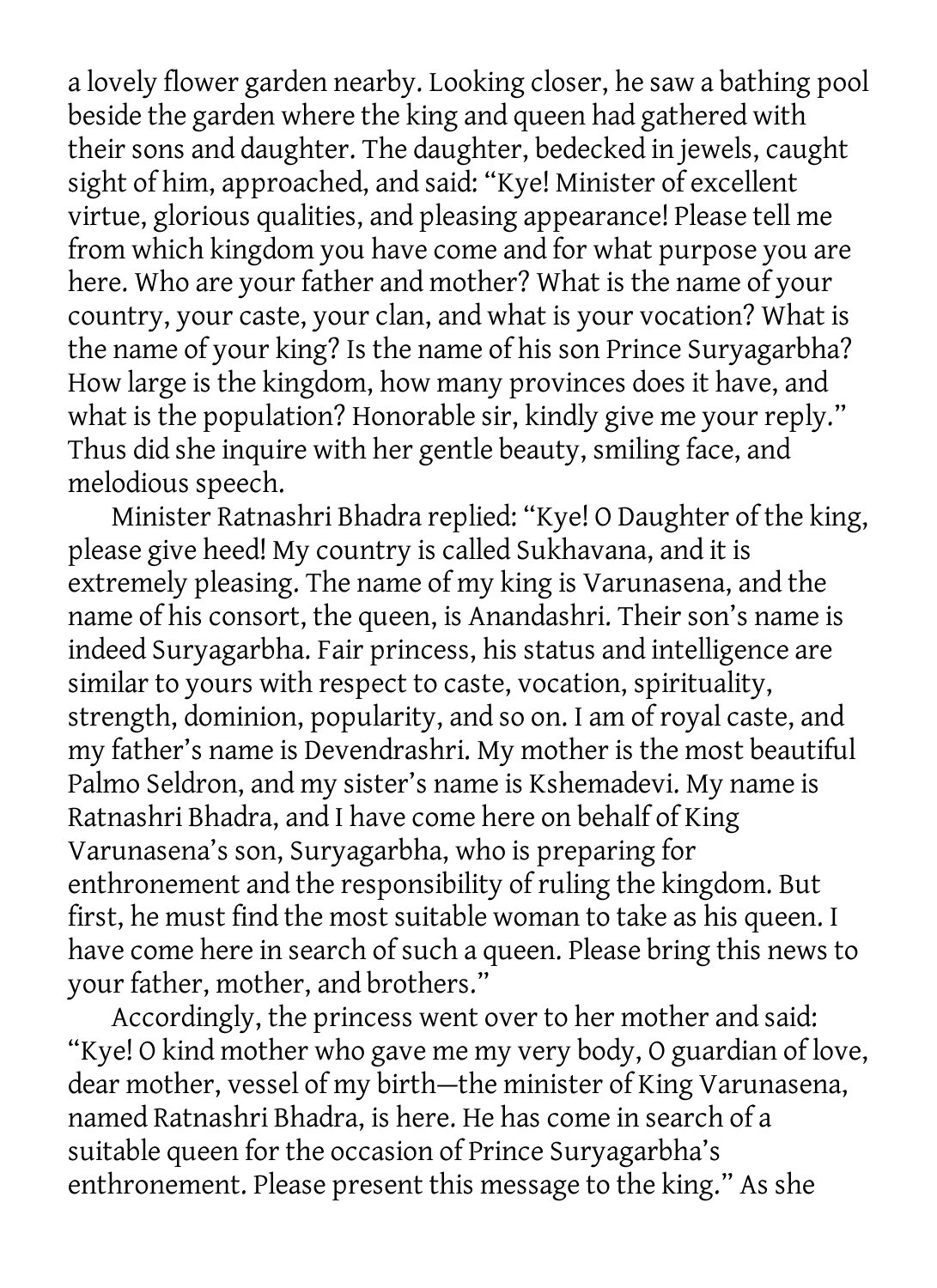a lovely flower garden nearby. Looking closer, he saw a bathing pool beside the garden where the king and queen had gathered with their sons and daughter. The daughter, bedecked in jewels, caught sight of him, approached, and said: "Kye! Minister of excellent virtue, glorious qualities, and pleasing appearance! Please tell me from which kingdom you have come and for what purpose you are here. Who are your father and mother? What is the name of your country, your caste, your clan, and what is your vocation? What is the name of your king? Is the name of his son Prince Suryagarbha? How large is the kingdom, how many provinces does it have, and what is the population? Honorable sir, kindly give me your reply." Thus did she inquire with her gentle beauty, smiling face, and melodious speech.

Minister Ratnashri Bhadra replied: "Kye! O Daughter of the king, please give heed! My country is called Sukhavana, and it is extremely pleasing. The name of my king is Varunasena, and the name of his consort, the queen, is Anandashri. Their son's name is indeed Suryagarbha. Fair princess, his status and intelligence are similar to yours with respect to caste, vocation, spirituality, strength, dominion, popularity, and so on. I am of royal caste, and my father's name is Devendrashri. My mother is the most beautiful Palmo Seldron, and my sister's name is Kshemadevi. My name is Ratnashri Bhadra, and I have come here on behalf of King Varunasena's son, Suryagarbha, who is preparing for enthronement and the responsibility of ruling the kingdom. But first, he must find the most suitable woman to take as his queen. I have come here in search of such a queen. Please bring this news to your father, mother, and brothers."

Accordingly, the princess went over to her mother and said: "Kye! O kind mother who gave me my very body, O guardian of love, dear mother, vessel of my birth—the minister of King Varunasena, named Ratnashri Bhadra, is here. He has come in search of a suitable queen for the occasion of Prince Suryagarbha's enthronement. Please present this message to the king." As she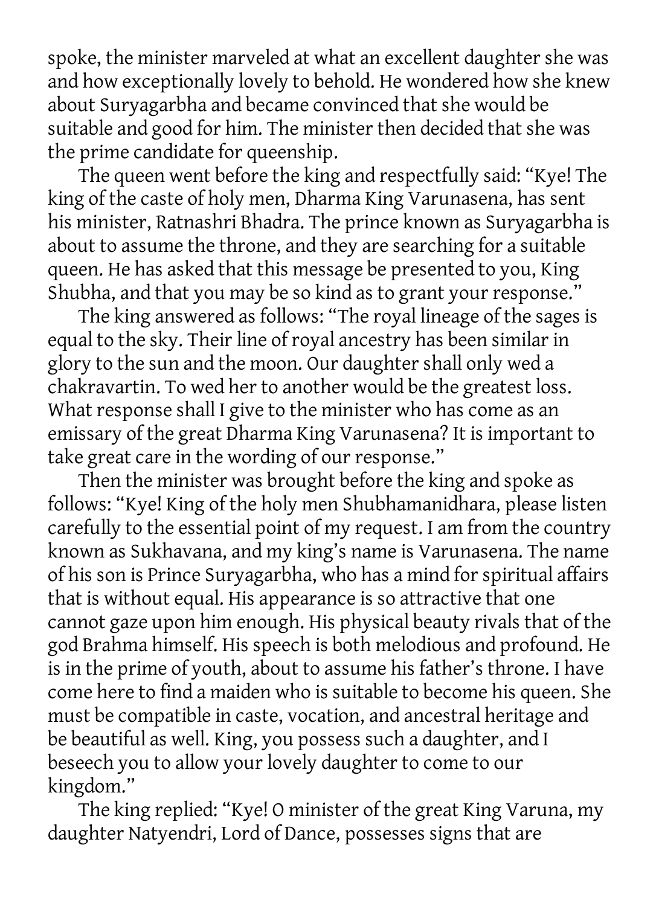spoke, the minister marveled at what an excellent daughter she was and how exceptionally lovely to behold. He wondered how she knew about Suryagarbha and became convinced that she would be suitable and good for him. The minister then decided that she was the prime candidate for queenship.

The queen went before the king and respectfully said: "Kye! The king of the caste of holy men, Dharma King Varunasena, has sent his minister, Ratnashri Bhadra. The prince known as Suryagarbha is about to assume the throne, and they are searching for a suitable queen. He has asked that this message be presented to you, King Shubha, and that you may be so kind as to grant your response."

The king answered as follows: "The royal lineage of the sages is equal to the sky. Their line of royal ancestry has been similar in glory to the sun and the moon. Our daughter shall only wed a chakravartin. To wed her to another would be the greatest loss. What response shall I give to the minister who has come as an emissary of the great Dharma King Varunasena? It is important to take great care in the wording of our response."

Then the minister was brought before the king and spoke as follows: "Kye! King of the holy men Shubhamanidhara, please listen carefully to the essential point of my request. I am from the country known as Sukhavana, and my king's name is Varunasena. The name of his son is Prince Suryagarbha, who has a mind for spiritual affairs that is without equal. His appearance is so attractive that one cannot gaze upon him enough. His physical beauty rivals that of the god Brahma himself. His speech is both melodious and profound. He is in the prime of youth, about to assume his father's throne. I have come here to find a maiden who is suitable to become his queen. She must be compatible in caste, vocation, and ancestral heritage and be beautiful as well. King, you possess such a daughter, and I beseech you to allow your lovely daughter to come to our kingdom."

The king replied: "Kye! O minister of the great King Varuna, my daughter Natyendri, Lord of Dance, possesses signs that are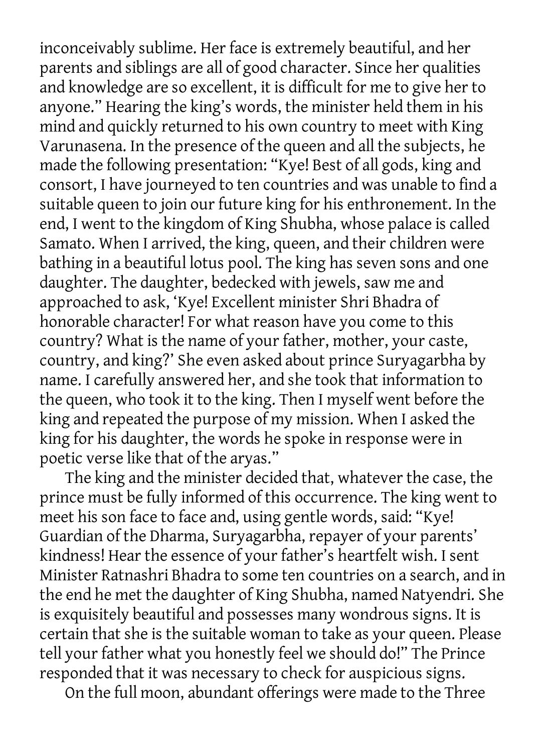inconceivably sublime. Her face is extremely beautiful, and her parents and siblings are all of good character. Since her qualities and knowledge are so excellent, it is difficult for me to give her to anyone." Hearing the king's words, the minister held them in his mind and quickly returned to his own country to meet with King Varunasena. In the presence of the queen and all the subjects, he made the following presentation: "Kye! Best of all gods, king and consort, I have journeyed to ten countries and was unable to find a suitable queen to join our future king for his enthronement. In the end, I went to the kingdom of King Shubha, whose palace is called Samato. When I arrived, the king, queen, and their children were bathing in a beautiful lotus pool. The king has seven sons and one daughter. The daughter, bedecked with jewels, saw me and approached to ask, 'Kye! Excellent minister Shri Bhadra of honorable character! For what reason have you come to this country? What is the name of your father, mother, your caste, country, and king?' She even asked about prince Suryagarbha by name. I carefully answered her, and she took that information to the queen, who took it to the king. Then I myself went before the king and repeated the purpose of my mission. When I asked the king for his daughter, the words he spoke in response were in poetic verse like that of the aryas."

The king and the minister decided that, whatever the case, the prince must be fully informed of this occurrence. The king went to meet his son face to face and, using gentle words, said: "Kye! Guardian of the Dharma, Suryagarbha, repayer of your parents' kindness! Hear the essence of your father's heartfelt wish. I sent Minister Ratnashri Bhadra to some ten countries on a search, and in the end he met the daughter of King Shubha, named Natyendri. She is exquisitely beautiful and possesses many wondrous signs. It is certain that she is the suitable woman to take as your queen. Please tell your father what you honestly feel we should do!" The Prince responded that it was necessary to check for auspicious signs.

On the full moon, abundant offerings were made to the Three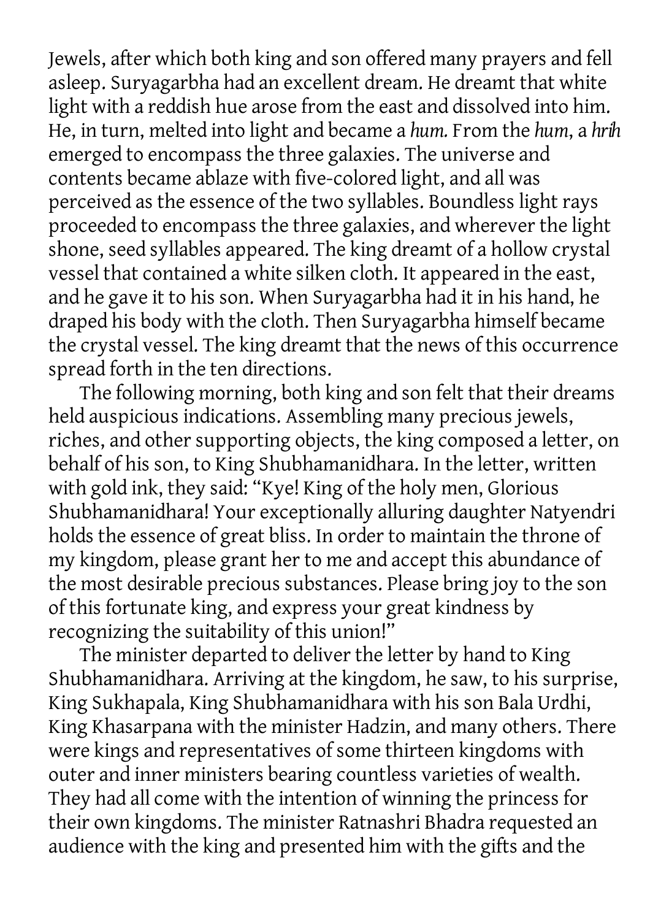Jewels, after which both king and son offered many prayers and fell asleep. Suryagarbha had an excellent dream. He dreamt that white light with a reddish hue arose from the east and dissolved into him. He, in turn, melted into light and became a *hum.* From the *hum*, a *hrih* emerged to encompass the three galaxies. The universe and contents became ablaze with five-colored light, and all was perceived as the essence of the two syllables. Boundless light rays proceeded to encompass the three galaxies, and wherever the light shone, seed syllables appeared. The king dreamt of a hollow crystal vessel that contained a white silken cloth. It appeared in the east, and he gave it to his son. When Suryagarbha had it in his hand, he draped his body with the cloth. Then Suryagarbha himself became the crystal vessel. The king dreamt that the news of this occurrence spread forth in the ten directions.

The following morning, both king and son felt that their dreams held auspicious indications. Assembling many precious jewels, riches, and other supporting objects, the king composed a letter, on behalf of his son, to King Shubhamanidhara. In the letter, written with gold ink, they said: "Kye! King of the holy men, Glorious Shubhamanidhara! Your exceptionally alluring daughter Natyendri holds the essence of great bliss. In order to maintain the throne of my kingdom, please grant her to me and accept this abundance of the most desirable precious substances. Please bring joy to the son of this fortunate king, and express your great kindness by recognizing the suitability of this union!"

The minister departed to deliver the letter by hand to King Shubhamanidhara. Arriving at the kingdom, he saw, to his surprise, King Sukhapala, King Shubhamanidhara with his son Bala Urdhi, King Khasarpana with the minister Hadzin, and many others. There were kings and representatives of some thirteen kingdoms with outer and inner ministers bearing countless varieties of wealth. They had all come with the intention of winning the princess for their own kingdoms. The minister Ratnashri Bhadra requested an audience with the king and presented him with the gifts and the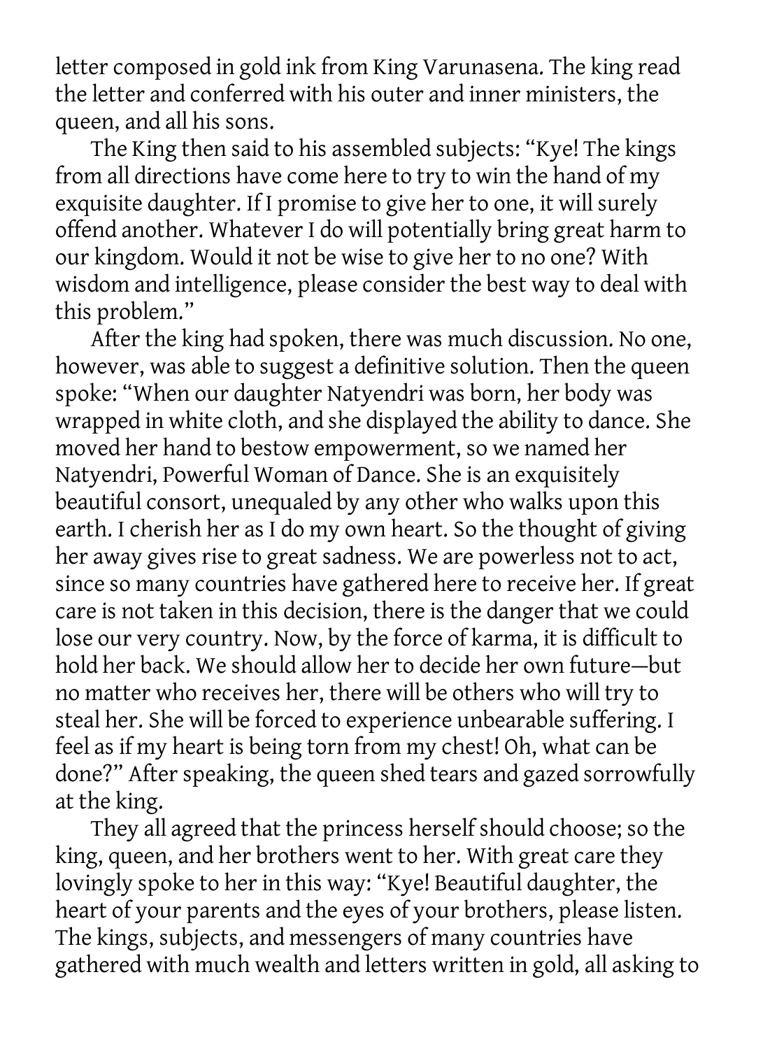letter composed in gold ink from King Varunasena. The king read the letter and conferred with his outer and inner ministers, the queen, and all his sons.

The King then said to his assembled subjects: "Kye! The kings from all directions have come here to try to win the hand of my exquisite daughter. If I promise to give her to one, it will surely offend another. Whatever I do will potentially bring great harm to our kingdom. Would it not be wise to give her to no one? With wisdom and intelligence, please consider the best way to deal with this problem."

After the king had spoken, there was much discussion. No one, however, was able to suggest a definitive solution. Then the queen spoke: "When our daughter Natyendri was born, her body was wrapped in white cloth, and she displayed the ability to dance. She moved her hand to bestow empowerment, so we named her Natyendri, Powerful Woman of Dance. She is an exquisitely beautiful consort, unequaled by any other who walks upon this earth. I cherish her as I do my own heart. So the thought of giving her away gives rise to great sadness. We are powerless not to act, since so many countries have gathered here to receive her. If great care is not taken in this decision, there is the danger that we could lose our very country. Now, by the force of karma, it is difficult to hold her back. We should allow her to decide her own future—but no matter who receives her, there will be others who will try to steal her. She will be forced to experience unbearable suffering. I feel as if my heart is being torn from my chest! Oh, what can be done?" After speaking, the queen shed tears and gazed sorrowfully at the king.

They all agreed that the princess herself should choose; so the king, queen, and her brothers went to her. With great care they lovingly spoke to her in this way: "Kye! Beautiful daughter, the heart of your parents and the eyes of your brothers, please listen. The kings, subjects, and messengers of many countries have gathered with much wealth and letters written in gold, all asking to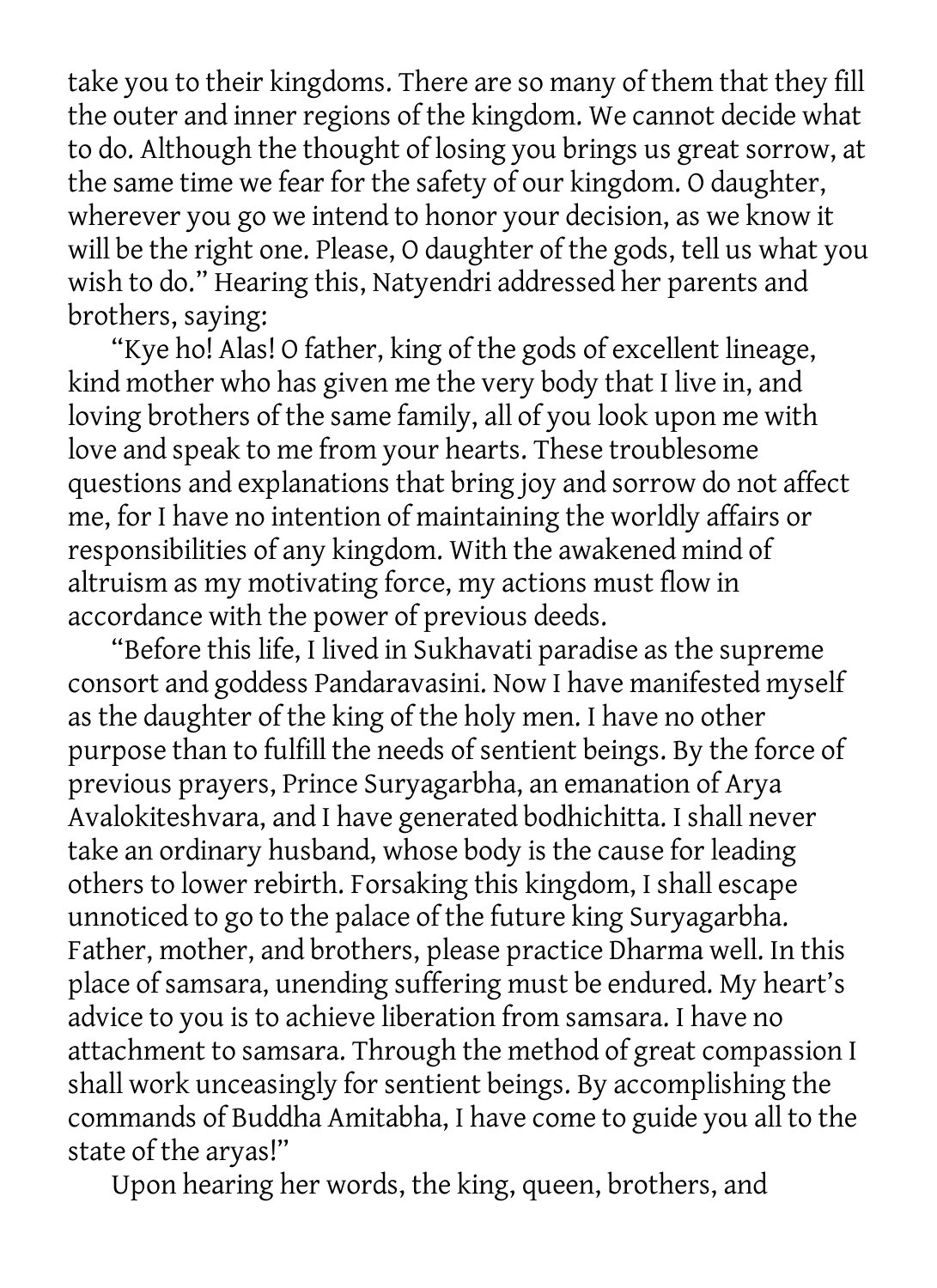take you to their kingdoms. There are so many of them that they fill the outer and inner regions of the kingdom. We cannot decide what to do. Although the thought of losing you brings us great sorrow, at the same time we fear for the safety of our kingdom. O daughter, wherever you go we intend to honor your decision, as we know it will be the right one. Please, O daughter of the gods, tell us what you wish to do." Hearing this, Natyendri addressed her parents and brothers, saying:

"Kye ho! Alas! O father, king of the gods of excellent lineage, kind mother who has given me the very body that I live in, and loving brothers of the same family, all of you look upon me with love and speak to me from your hearts. These troublesome questions and explanations that bring joy and sorrow do not affect me, for I have no intention of maintaining the worldly affairs or responsibilities of any kingdom. With the awakened mind of altruism as my motivating force, my actions must flow in accordance with the power of previous deeds.

"Before this life, I lived in Sukhavati paradise as the supreme consort and goddess Pandaravasini. Now I have manifested myself as the daughter of the king of the holy men. I have no other purpose than to fulfill the needs of sentient beings. By the force of previous prayers, Prince Suryagarbha, an emanation of Arya Avalokiteshvara, and I have generated bodhichitta. I shall never take an ordinary husband, whose body is the cause for leading others to lower rebirth. Forsaking this kingdom, I shall escape unnoticed to go to the palace of the future king Suryagarbha. Father, mother, and brothers, please practice Dharma well. In this place of samsara, unending suffering must be endured. My heart's advice to you is to achieve liberation from samsara. I have no attachment to samsara. Through the method of great compassion I shall work unceasingly for sentient beings. By accomplishing the commands of Buddha Amitabha, I have come to guide you all to the state of the aryas!"

Upon hearing her words, the king, queen, brothers, and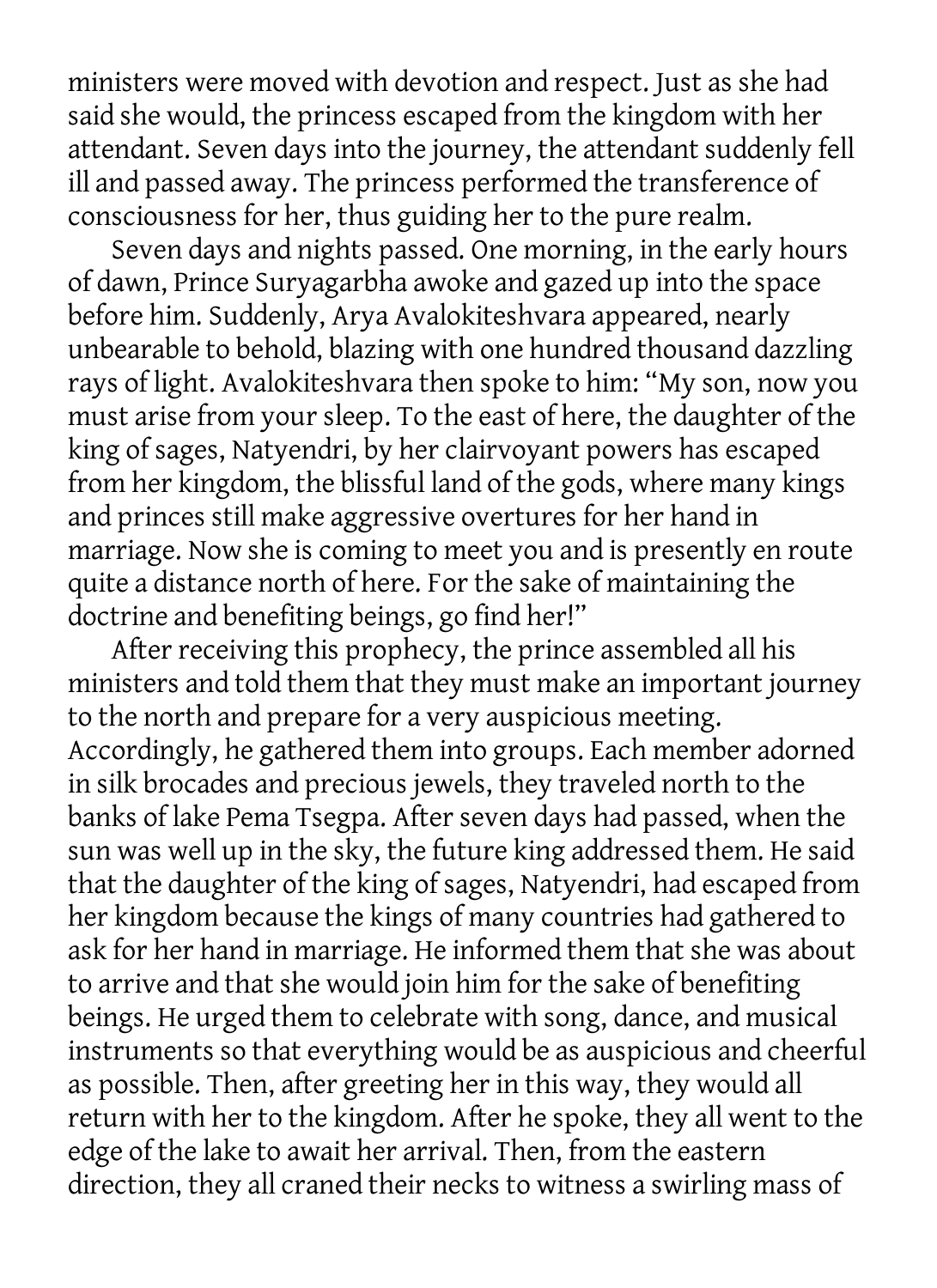ministers were moved with devotion and respect. Just as she had said she would, the princess escaped from the kingdom with her attendant. Seven days into the journey, the attendant suddenly fell ill and passed away. The princess performed the transference of consciousness for her, thus guiding her to the pure realm.

Seven days and nights passed. One morning, in the early hours of dawn, Prince Suryagarbha awoke and gazed up into the space before him. Suddenly, Arya Avalokiteshvara appeared, nearly unbearable to behold, blazing with one hundred thousand dazzling rays of light. Avalokiteshvara then spoke to him: "My son, now you must arise from your sleep. To the east of here, the daughter of the king of sages, Natyendri, by her clairvoyant powers has escaped from her kingdom, the blissful land of the gods, where many kings and princes still make aggressive overtures for her hand in marriage. Now she is coming to meet you and is presently en route quite a distance north of here. For the sake of maintaining the doctrine and benefiting beings, go find her!"

After receiving this prophecy, the prince assembled all his ministers and told them that they must make an important journey to the north and prepare for a very auspicious meeting. Accordingly, he gathered them into groups. Each member adorned in silk brocades and precious jewels, they traveled north to the banks of lake Pema Tsegpa. After seven days had passed, when the sun was well up in the sky, the future king addressed them. He said that the daughter of the king of sages, Natyendri, had escaped from her kingdom because the kings of many countries had gathered to ask for her hand in marriage. He informed them that she was about to arrive and that she would join him for the sake of benefiting beings. He urged them to celebrate with song, dance, and musical instruments so that everything would be as auspicious and cheerful as possible. Then, after greeting her in this way, they would all return with her to the kingdom. After he spoke, they all went to the edge of the lake to await her arrival. Then, from the eastern direction, they all craned their necks to witness a swirling mass of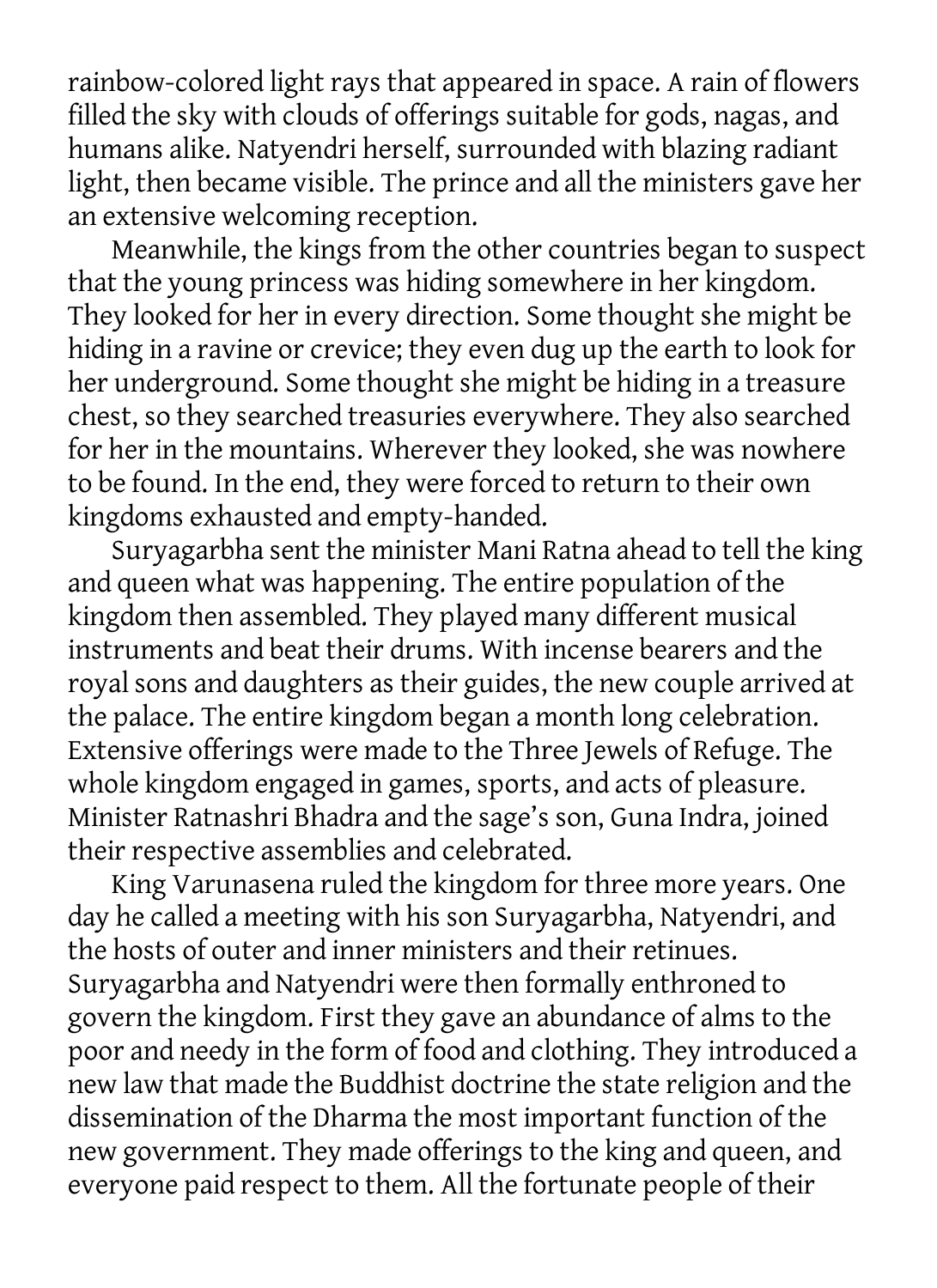rainbow-colored light rays that appeared in space. A rain of flowers filled the sky with clouds of offerings suitable for gods, nagas, and humans alike. Natyendri herself, surrounded with blazing radiant light, then became visible. The prince and all the ministers gave her an extensive welcoming reception.

Meanwhile, the kings from the other countries began to suspect that the young princess was hiding somewhere in her kingdom. They looked for her in every direction. Some thought she might be hiding in a ravine or crevice; they even dug up the earth to look for her underground. Some thought she might be hiding in a treasure chest, so they searched treasuries everywhere. They also searched for her in the mountains. Wherever they looked, she was nowhere to be found. In the end, they were forced to return to their own kingdoms exhausted and empty-handed.

Suryagarbha sent the minister Mani Ratna ahead to tell the king and queen what was happening. The entire population of the kingdom then assembled. They played many different musical instruments and beat their drums. With incense bearers and the royal sons and daughters as their guides, the new couple arrived at the palace. The entire kingdom began a month long celebration. Extensive offerings were made to the Three Jewels of Refuge. The whole kingdom engaged in games, sports, and acts of pleasure. Minister Ratnashri Bhadra and the sage's son, Guna Indra, joined their respective assemblies and celebrated.

King Varunasena ruled the kingdom for three more years. One day he called a meeting with his son Suryagarbha, Natyendri, and the hosts of outer and inner ministers and their retinues. Suryagarbha and Natyendri were then formally enthroned to govern the kingdom. First they gave an abundance of alms to the poor and needy in the form of food and clothing. They introduced a new law that made the Buddhist doctrine the state religion and the dissemination of the Dharma the most important function of the new government. They made offerings to the king and queen, and everyone paid respect to them. All the fortunate people of their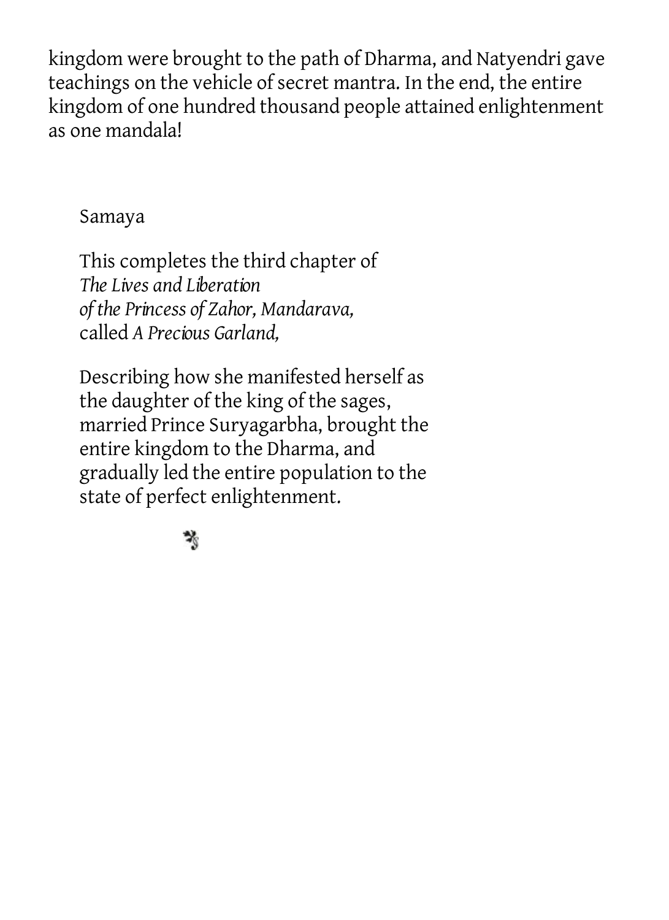kingdom were brought to the path of Dharma, and Natyendri gave teachings on the vehicle of secret mantra. In the end, the entire kingdom of one hundred thousand people attained enlightenment as one mandala!

Samaya

This completes the third chapter of
*The Lives and Liberation*
*of the Princess of Zahor, Mandarava,*
called *A Precious Garland,*

Describing how she manifested herself as the daughter of the king of the sages, married Prince Suryagarbha, brought the entire kingdom to the Dharma, and gradually led the entire population to the state of perfect enlightenment.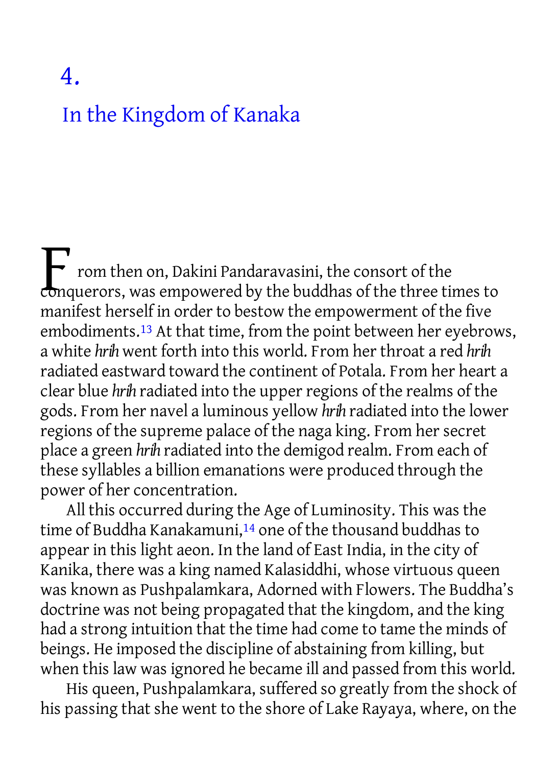# 4.

## In the Kingdom of Kanaka

From then on, Dakini Pandaravasini, the consort of the conquerors, was empowered by the buddhas of the three times to manifest herself in order to bestow the empowerment of the five embodiments.[13] At that time, from the point between her eyebrows, a white *hrih* went forth into this world. From her throat a red *hrih* radiated eastward toward the continent of Potala. From her heart a clear blue *hrih* radiated into the upper regions of the realms of the gods. From her navel a luminous yellow *hrih* radiated into the lower regions of the supreme palace of the naga king. From her secret place a green *hrih* radiated into the demigod realm. From each of these syllables a billion emanations were produced through the power of her concentration.

All this occurred during the Age of Luminosity. This was the time of Buddha Kanakamuni,[14] one of the thousand buddhas to appear in this light aeon. In the land of East India, in the city of Kanika, there was a king named Kalasiddhi, whose virtuous queen was known as Pushpalamkara, Adorned with Flowers. The Buddha's doctrine was not being propagated that the kingdom, and the king had a strong intuition that the time had come to tame the minds of beings. He imposed the discipline of abstaining from killing, but when this law was ignored he became ill and passed from this world.

His queen, Pushpalamkara, suffered so greatly from the shock of his passing that she went to the shore of Lake Rayaya, where, on the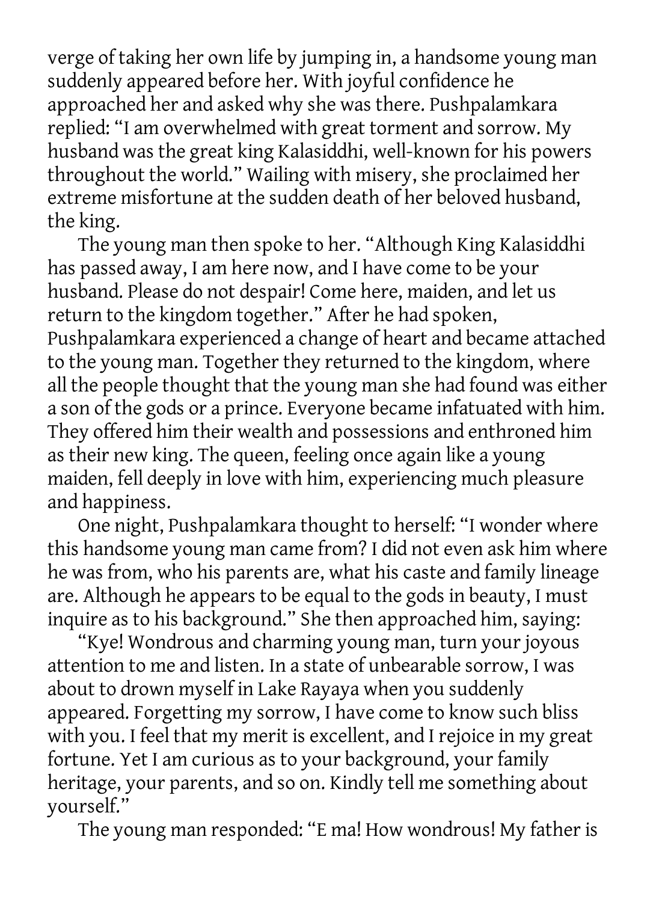verge of taking her own life by jumping in, a handsome young man suddenly appeared before her. With joyful confidence he approached her and asked why she was there. Pushpalamkara replied: "I am overwhelmed with great torment and sorrow. My husband was the great king Kalasiddhi, well-known for his powers throughout the world." Wailing with misery, she proclaimed her extreme misfortune at the sudden death of her beloved husband, the king.

The young man then spoke to her. "Although King Kalasiddhi has passed away, I am here now, and I have come to be your husband. Please do not despair! Come here, maiden, and let us return to the kingdom together." After he had spoken, Pushpalamkara experienced a change of heart and became attached to the young man. Together they returned to the kingdom, where all the people thought that the young man she had found was either a son of the gods or a prince. Everyone became infatuated with him. They offered him their wealth and possessions and enthroned him as their new king. The queen, feeling once again like a young maiden, fell deeply in love with him, experiencing much pleasure and happiness.

One night, Pushpalamkara thought to herself: "I wonder where this handsome young man came from? I did not even ask him where he was from, who his parents are, what his caste and family lineage are. Although he appears to be equal to the gods in beauty, I must inquire as to his background." She then approached him, saying:

"Kye! Wondrous and charming young man, turn your joyous attention to me and listen. In a state of unbearable sorrow, I was about to drown myself in Lake Rayaya when you suddenly appeared. Forgetting my sorrow, I have come to know such bliss with you. I feel that my merit is excellent, and I rejoice in my great fortune. Yet I am curious as to your background, your family heritage, your parents, and so on. Kindly tell me something about yourself."

The young man responded: "E ma! How wondrous! My father is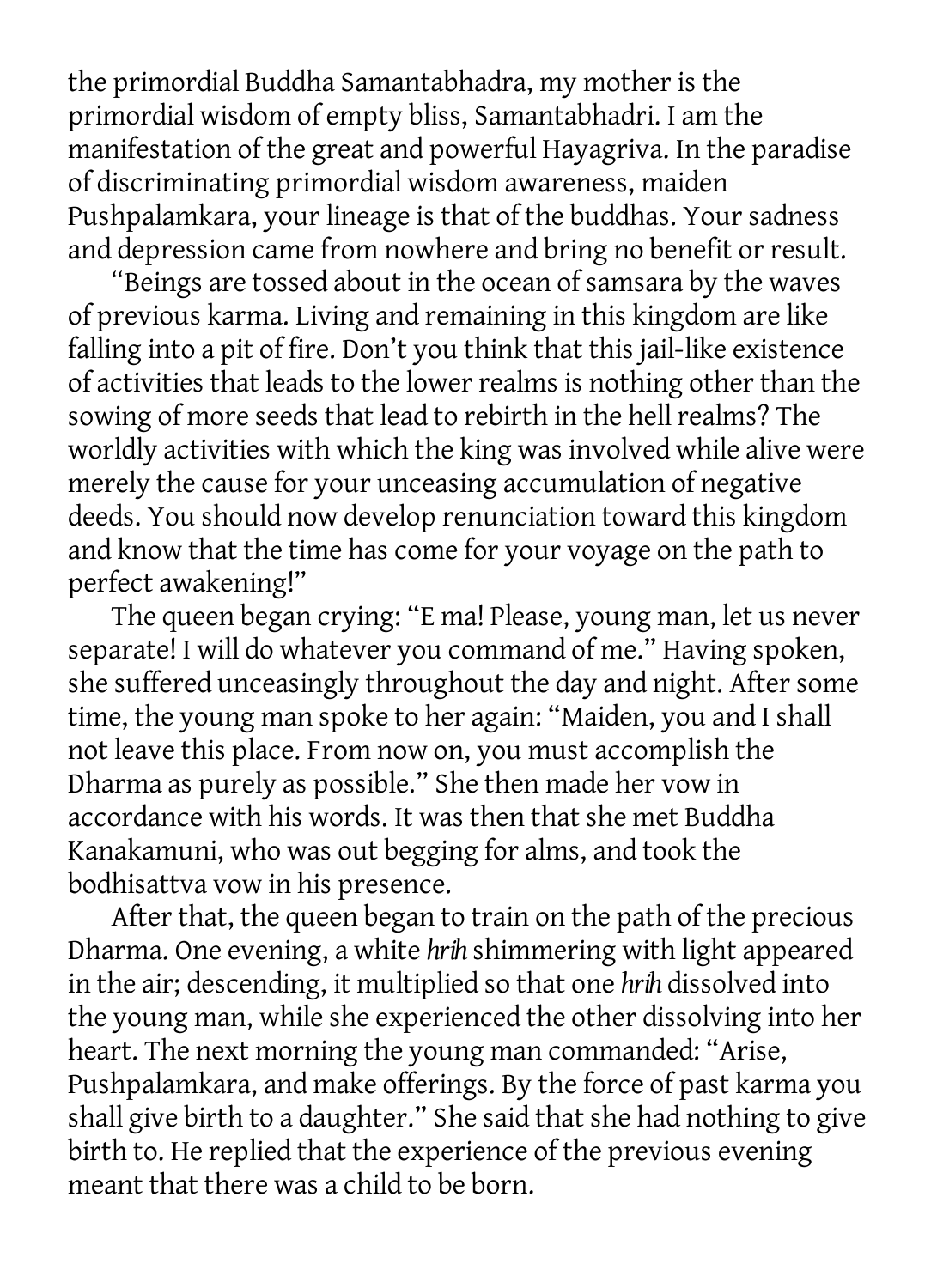the primordial Buddha Samantabhadra, my mother is the primordial wisdom of empty bliss, Samantabhadri. I am the manifestation of the great and powerful Hayagriva. In the paradise of discriminating primordial wisdom awareness, maiden Pushpalamkara, your lineage is that of the buddhas. Your sadness and depression came from nowhere and bring no benefit or result.

"Beings are tossed about in the ocean of samsara by the waves of previous karma. Living and remaining in this kingdom are like falling into a pit of fire. Don't you think that this jail-like existence of activities that leads to the lower realms is nothing other than the sowing of more seeds that lead to rebirth in the hell realms? The worldly activities with which the king was involved while alive were merely the cause for your unceasing accumulation of negative deeds. You should now develop renunciation toward this kingdom and know that the time has come for your voyage on the path to perfect awakening!"

The queen began crying: "E ma! Please, young man, let us never separate! I will do whatever you command of me." Having spoken, she suffered unceasingly throughout the day and night. After some time, the young man spoke to her again: "Maiden, you and I shall not leave this place. From now on, you must accomplish the Dharma as purely as possible." She then made her vow in accordance with his words. It was then that she met Buddha Kanakamuni, who was out begging for alms, and took the bodhisattva vow in his presence.

After that, the queen began to train on the path of the precious Dharma. One evening, a white *hrih* shimmering with light appeared in the air; descending, it multiplied so that one *hrih* dissolved into the young man, while she experienced the other dissolving into her heart. The next morning the young man commanded: "Arise, Pushpalamkara, and make offerings. By the force of past karma you shall give birth to a daughter." She said that she had nothing to give birth to. He replied that the experience of the previous evening meant that there was a child to be born.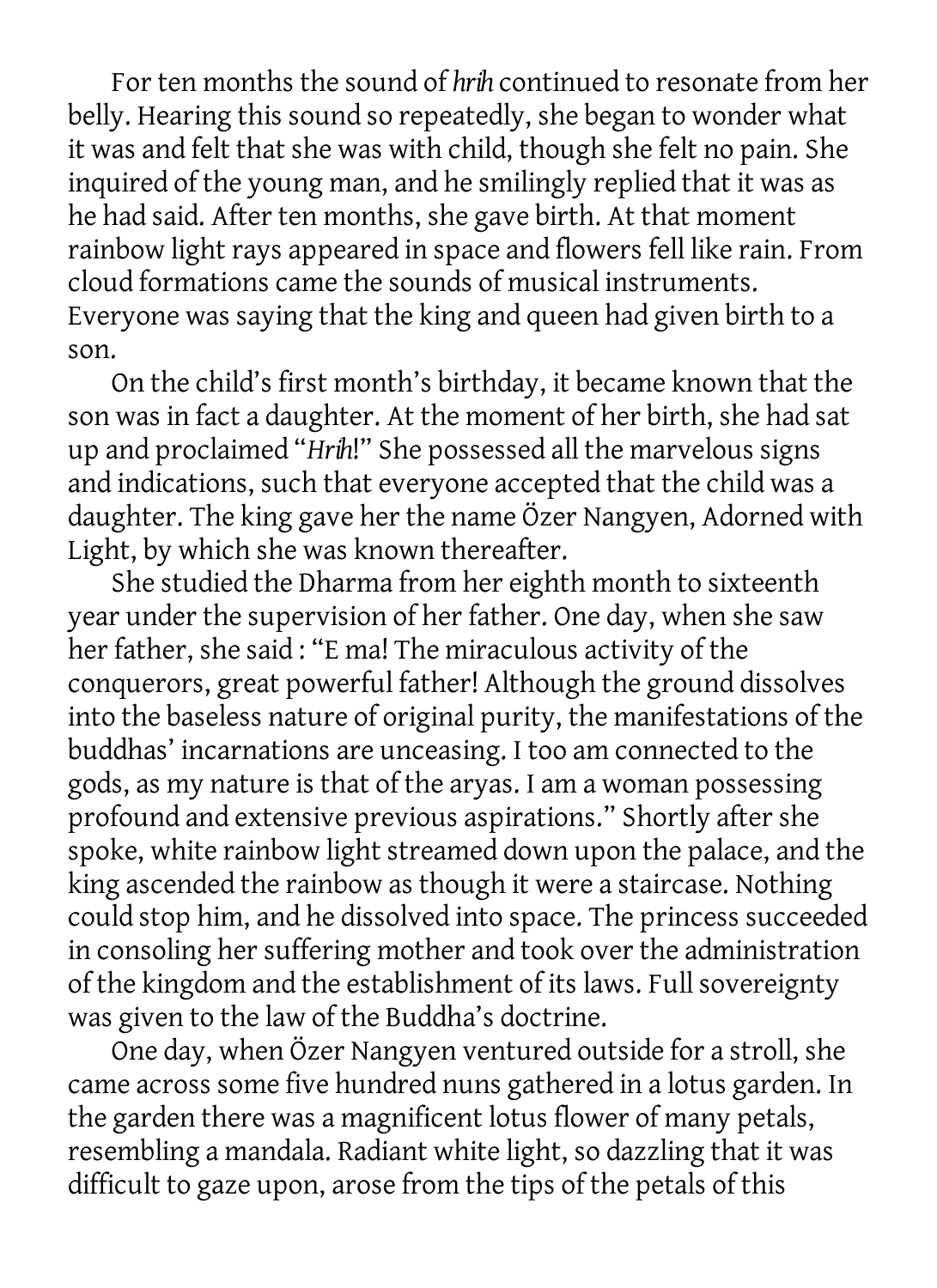For ten months the sound of *hrih* continued to resonate from her belly. Hearing this sound so repeatedly, she began to wonder what it was and felt that she was with child, though she felt no pain. She inquired of the young man, and he smilingly replied that it was as he had said. After ten months, she gave birth. At that moment rainbow light rays appeared in space and flowers fell like rain. From cloud formations came the sounds of musical instruments. Everyone was saying that the king and queen had given birth to a son.

On the child's first month's birthday, it became known that the son was in fact a daughter. At the moment of her birth, she had sat up and proclaimed "*Hrih*!" She possessed all the marvelous signs and indications, such that everyone accepted that the child was a daughter. The king gave her the name Özer Nangyen, Adorned with Light, by which she was known thereafter.

She studied the Dharma from her eighth month to sixteenth year under the supervision of her father. One day, when she saw her father, she said : "E ma! The miraculous activity of the conquerors, great powerful father! Although the ground dissolves into the baseless nature of original purity, the manifestations of the buddhas' incarnations are unceasing. I too am connected to the gods, as my nature is that of the aryas. I am a woman possessing profound and extensive previous aspirations." Shortly after she spoke, white rainbow light streamed down upon the palace, and the king ascended the rainbow as though it were a staircase. Nothing could stop him, and he dissolved into space. The princess succeeded in consoling her suffering mother and took over the administration of the kingdom and the establishment of its laws. Full sovereignty was given to the law of the Buddha's doctrine.

One day, when Özer Nangyen ventured outside for a stroll, she came across some five hundred nuns gathered in a lotus garden. In the garden there was a magnificent lotus flower of many petals, resembling a mandala. Radiant white light, so dazzling that it was difficult to gaze upon, arose from the tips of the petals of this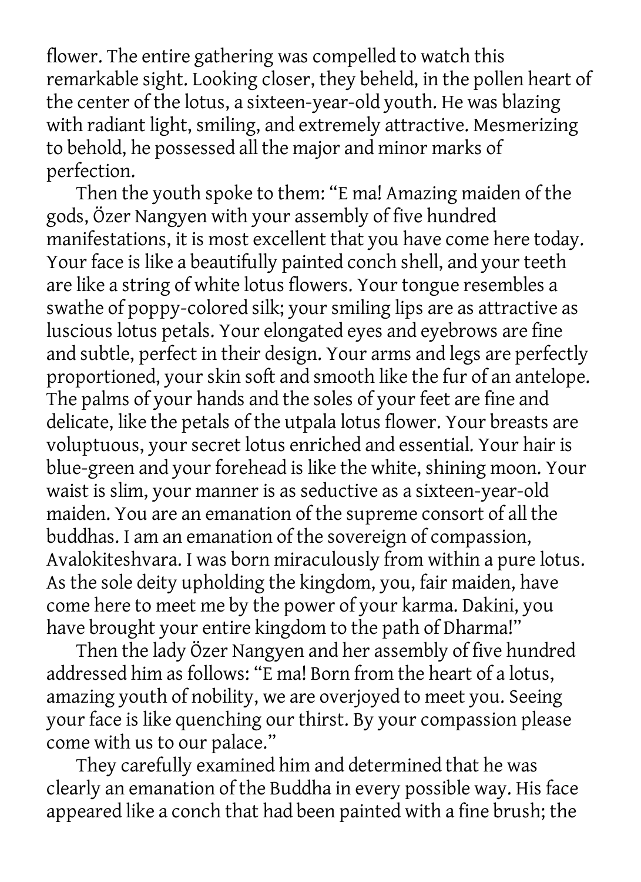flower. The entire gathering was compelled to watch this remarkable sight. Looking closer, they beheld, in the pollen heart of the center of the lotus, a sixteen-year-old youth. He was blazing with radiant light, smiling, and extremely attractive. Mesmerizing to behold, he possessed all the major and minor marks of perfection.

Then the youth spoke to them: "E ma! Amazing maiden of the gods, Özer Nangyen with your assembly of five hundred manifestations, it is most excellent that you have come here today. Your face is like a beautifully painted conch shell, and your teeth are like a string of white lotus flowers. Your tongue resembles a swathe of poppy-colored silk; your smiling lips are as attractive as luscious lotus petals. Your elongated eyes and eyebrows are fine and subtle, perfect in their design. Your arms and legs are perfectly proportioned, your skin soft and smooth like the fur of an antelope. The palms of your hands and the soles of your feet are fine and delicate, like the petals of the utpala lotus flower. Your breasts are voluptuous, your secret lotus enriched and essential. Your hair is blue-green and your forehead is like the white, shining moon. Your waist is slim, your manner is as seductive as a sixteen-year-old maiden. You are an emanation of the supreme consort of all the buddhas. I am an emanation of the sovereign of compassion, Avalokiteshvara. I was born miraculously from within a pure lotus. As the sole deity upholding the kingdom, you, fair maiden, have come here to meet me by the power of your karma. Dakini, you have brought your entire kingdom to the path of Dharma!"

Then the lady Özer Nangyen and her assembly of five hundred addressed him as follows: "E ma! Born from the heart of a lotus, amazing youth of nobility, we are overjoyed to meet you. Seeing your face is like quenching our thirst. By your compassion please come with us to our palace."

They carefully examined him and determined that he was clearly an emanation of the Buddha in every possible way. His face appeared like a conch that had been painted with a fine brush; the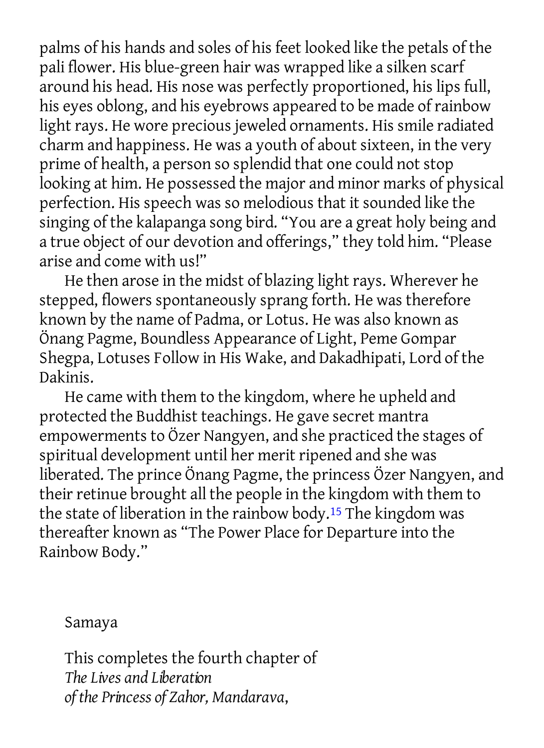palms of his hands and soles of his feet looked like the petals of the pali flower. His blue-green hair was wrapped like a silken scarf around his head. His nose was perfectly proportioned, his lips full, his eyes oblong, and his eyebrows appeared to be made of rainbow light rays. He wore precious jeweled ornaments. His smile radiated charm and happiness. He was a youth of about sixteen, in the very prime of health, a person so splendid that one could not stop looking at him. He possessed the major and minor marks of physical perfection. His speech was so melodious that it sounded like the singing of the kalapanga song bird. "You are a great holy being and a true object of our devotion and offerings," they told him. "Please arise and come with us!"

He then arose in the midst of blazing light rays. Wherever he stepped, flowers spontaneously sprang forth. He was therefore known by the name of Padma, or Lotus. He was also known as Önang Pagme, Boundless Appearance of Light, Peme Gompar Shegpa, Lotuses Follow in His Wake, and Dakadhipati, Lord of the Dakinis.

He came with them to the kingdom, where he upheld and protected the Buddhist teachings. He gave secret mantra empowerments to Özer Nangyen, and she practiced the stages of spiritual development until her merit ripened and she was liberated. The prince Önang Pagme, the princess Özer Nangyen, and their retinue brought all the people in the kingdom with them to the state of liberation in the rainbow body.[15] The kingdom was thereafter known as "The Power Place for Departure into the Rainbow Body."

Samaya

This completes the fourth chapter of
*The Lives and Liberation*
*of the Princess of Zahor, Mandarava*,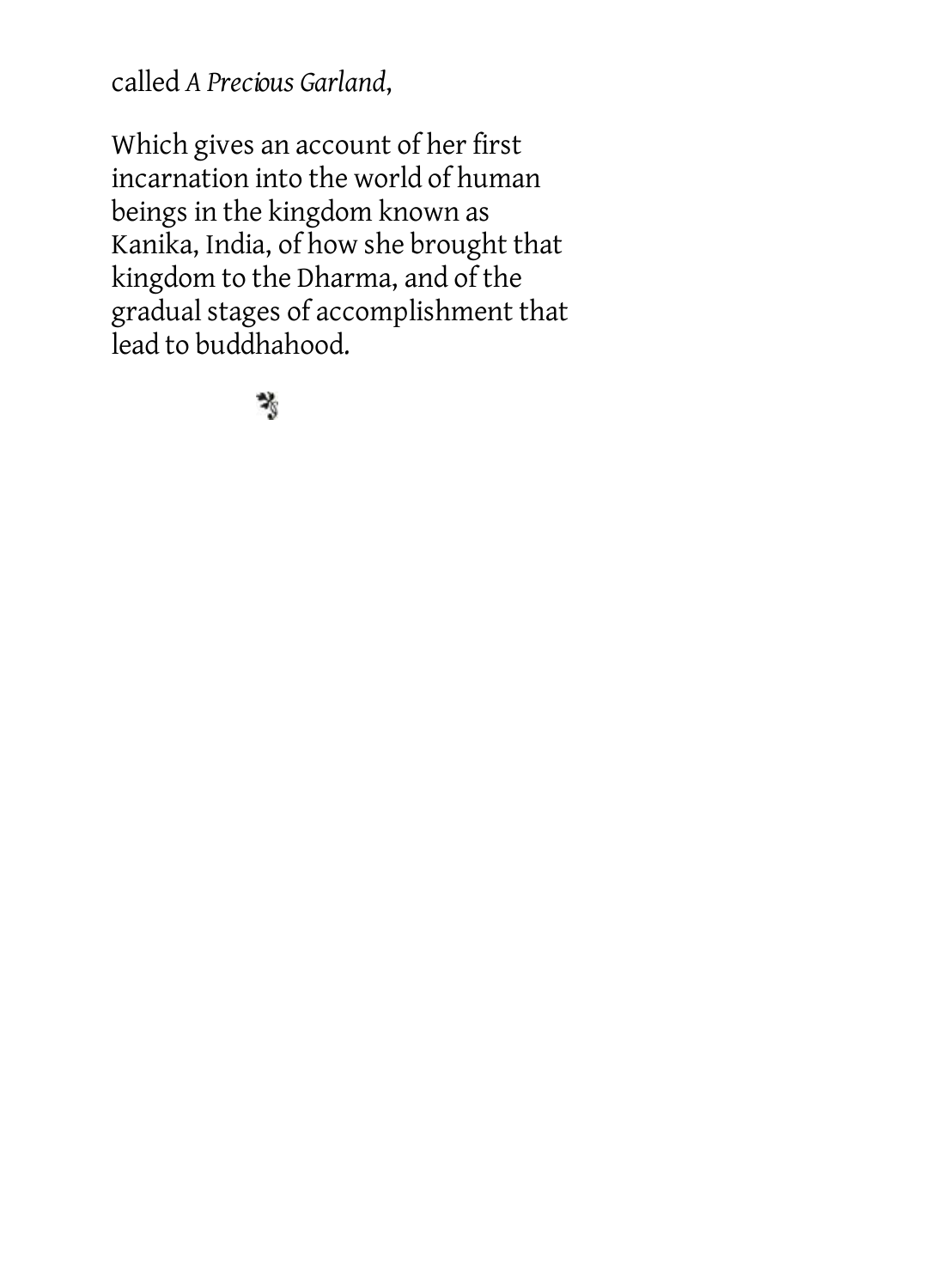called *A Precious Garland*,

Which gives an account of her first incarnation into the world of human beings in the kingdom known as Kanika, India, of how she brought that kingdom to the Dharma, and of the gradual stages of accomplishment that lead to buddhahood.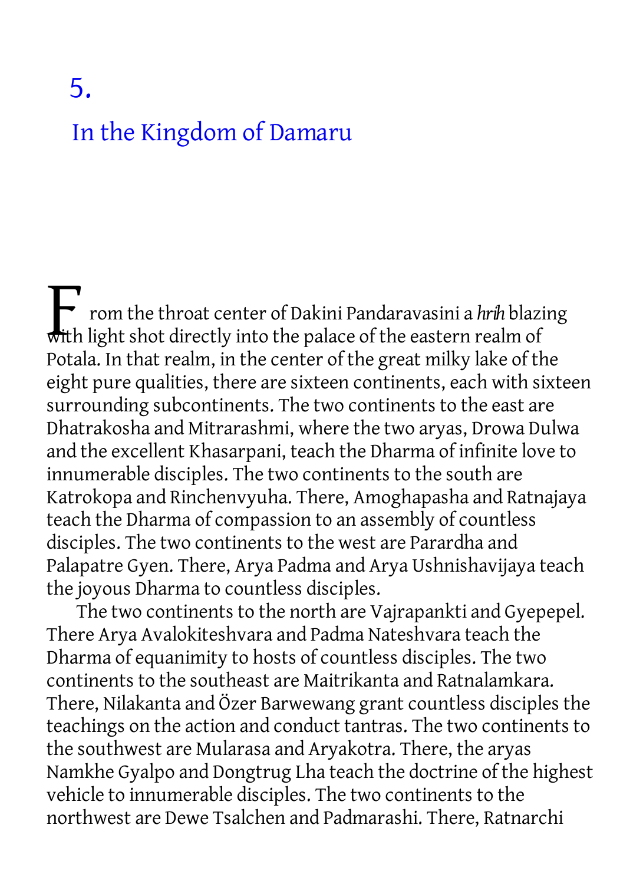# 5.

## In the Kingdom of Damaru

From the throat center of Dakini Pandaravasini a *hrih* blazing with light shot directly into the palace of the eastern realm of Potala. In that realm, in the center of the great milky lake of the eight pure qualities, there are sixteen continents, each with sixteen surrounding subcontinents. The two continents to the east are Dhatrakosha and Mitrarashmi, where the two aryas, Drowa Dulwa and the excellent Khasarpani, teach the Dharma of infinite love to innumerable disciples. The two continents to the south are Katrokopa and Rinchenvyuha. There, Amoghapasha and Ratnajaya teach the Dharma of compassion to an assembly of countless disciples. The two continents to the west are Parardha and Palapatre Gyen. There, Arya Padma and Arya Ushnishavijaya teach the joyous Dharma to countless disciples.

The two continents to the north are Vajrapankti and Gyepepel. There Arya Avalokiteshvara and Padma Nateshvara teach the Dharma of equanimity to hosts of countless disciples. The two continents to the southeast are Maitrikanta and Ratnalamkara. There, Nilakanta and Özer Barwewang grant countless disciples the teachings on the action and conduct tantras. The two continents to the southwest are Mularasa and Aryakotra. There, the aryas Namkhe Gyalpo and Dongtrug Lha teach the doctrine of the highest vehicle to innumerable disciples. The two continents to the northwest are Dewe Tsalchen and Padmarashi. There, Ratnarchi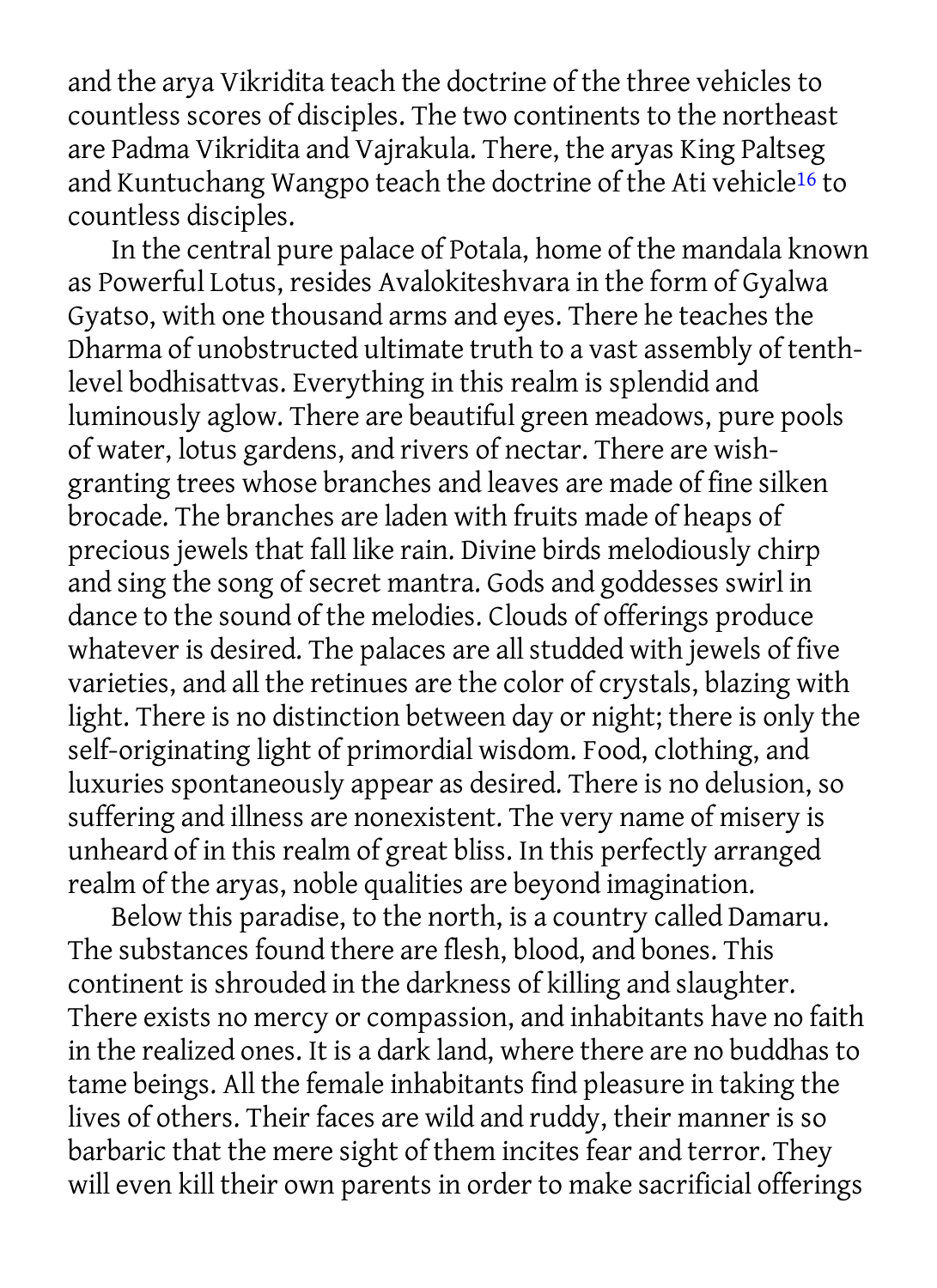and the arya Vikridita teach the doctrine of the three vehicles to countless scores of disciples. The two continents to the northeast are Padma Vikridita and Vajrakula. There, the aryas King Paltseg and Kuntuchang Wangpo teach the doctrine of the Ati vehicle[16] to countless disciples.

In the central pure palace of Potala, home of the mandala known as Powerful Lotus, resides Avalokiteshvara in the form of Gyalwa Gyatso, with one thousand arms and eyes. There he teaches the Dharma of unobstructed ultimate truth to a vast assembly of tenth-level bodhisattvas. Everything in this realm is splendid and luminously aglow. There are beautiful green meadows, pure pools of water, lotus gardens, and rivers of nectar. There are wish-granting trees whose branches and leaves are made of fine silken brocade. The branches are laden with fruits made of heaps of precious jewels that fall like rain. Divine birds melodiously chirp and sing the song of secret mantra. Gods and goddesses swirl in dance to the sound of the melodies. Clouds of offerings produce whatever is desired. The palaces are all studded with jewels of five varieties, and all the retinues are the color of crystals, blazing with light. There is no distinction between day or night; there is only the self-originating light of primordial wisdom. Food, clothing, and luxuries spontaneously appear as desired. There is no delusion, so suffering and illness are nonexistent. The very name of misery is unheard of in this realm of great bliss. In this perfectly arranged realm of the aryas, noble qualities are beyond imagination.

Below this paradise, to the north, is a country called Damaru. The substances found there are flesh, blood, and bones. This continent is shrouded in the darkness of killing and slaughter. There exists no mercy or compassion, and inhabitants have no faith in the realized ones. It is a dark land, where there are no buddhas to tame beings. All the female inhabitants find pleasure in taking the lives of others. Their faces are wild and ruddy, their manner is so barbaric that the mere sight of them incites fear and terror. They will even kill their own parents in order to make sacrificial offerings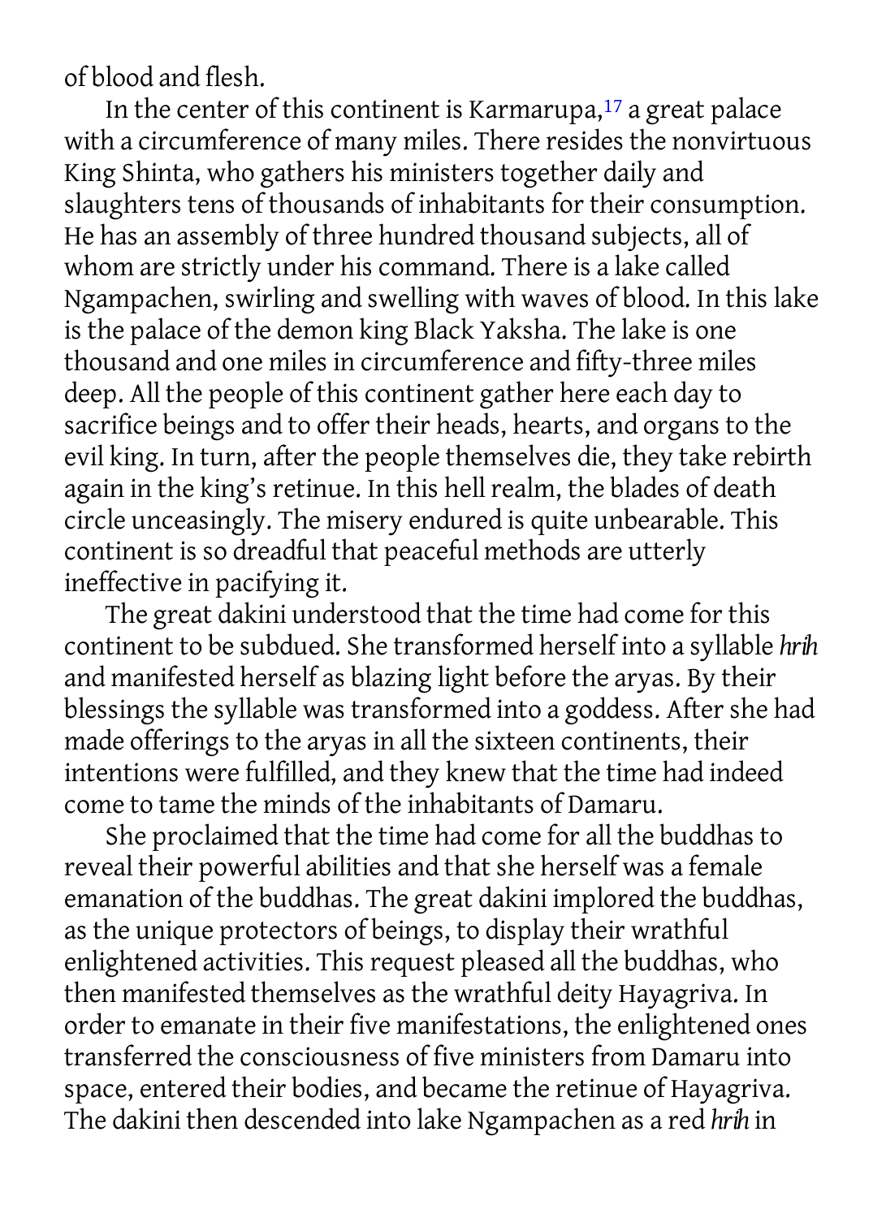of blood and flesh.

In the center of this continent is Karmarupa,[17] a great palace with a circumference of many miles. There resides the nonvirtuous King Shinta, who gathers his ministers together daily and slaughters tens of thousands of inhabitants for their consumption. He has an assembly of three hundred thousand subjects, all of whom are strictly under his command. There is a lake called Ngampachen, swirling and swelling with waves of blood. In this lake is the palace of the demon king Black Yaksha. The lake is one thousand and one miles in circumference and fifty-three miles deep. All the people of this continent gather here each day to sacrifice beings and to offer their heads, hearts, and organs to the evil king. In turn, after the people themselves die, they take rebirth again in the king's retinue. In this hell realm, the blades of death circle unceasingly. The misery endured is quite unbearable. This continent is so dreadful that peaceful methods are utterly ineffective in pacifying it.

The great dakini understood that the time had come for this continent to be subdued. She transformed herself into a syllable *hrih* and manifested herself as blazing light before the aryas. By their blessings the syllable was transformed into a goddess. After she had made offerings to the aryas in all the sixteen continents, their intentions were fulfilled, and they knew that the time had indeed come to tame the minds of the inhabitants of Damaru.

She proclaimed that the time had come for all the buddhas to reveal their powerful abilities and that she herself was a female emanation of the buddhas. The great dakini implored the buddhas, as the unique protectors of beings, to display their wrathful enlightened activities. This request pleased all the buddhas, who then manifested themselves as the wrathful deity Hayagriva. In order to emanate in their five manifestations, the enlightened ones transferred the consciousness of five ministers from Damaru into space, entered their bodies, and became the retinue of Hayagriva. The dakini then descended into lake Ngampachen as a red *hrih* in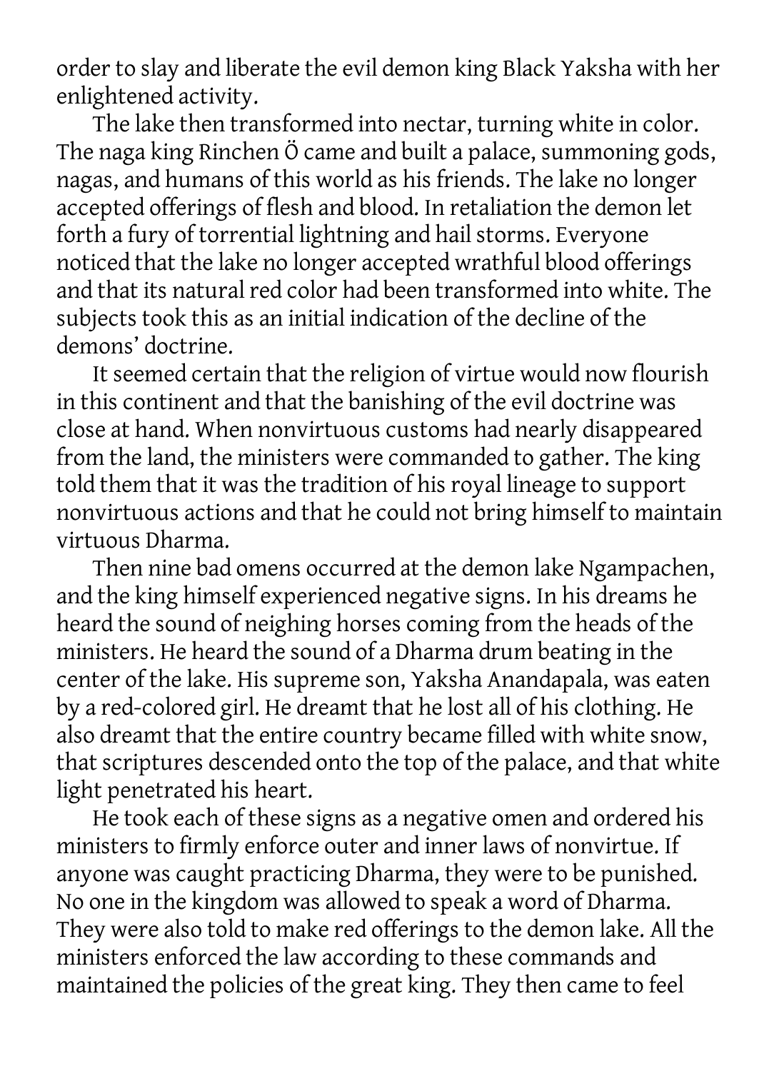order to slay and liberate the evil demon king Black Yaksha with her enlightened activity.

The lake then transformed into nectar, turning white in color. The naga king Rinchen Ö came and built a palace, summoning gods, nagas, and humans of this world as his friends. The lake no longer accepted offerings of flesh and blood. In retaliation the demon let forth a fury of torrential lightning and hail storms. Everyone noticed that the lake no longer accepted wrathful blood offerings and that its natural red color had been transformed into white. The subjects took this as an initial indication of the decline of the demons' doctrine.

It seemed certain that the religion of virtue would now flourish in this continent and that the banishing of the evil doctrine was close at hand. When nonvirtuous customs had nearly disappeared from the land, the ministers were commanded to gather. The king told them that it was the tradition of his royal lineage to support nonvirtuous actions and that he could not bring himself to maintain virtuous Dharma.

Then nine bad omens occurred at the demon lake Ngampachen, and the king himself experienced negative signs. In his dreams he heard the sound of neighing horses coming from the heads of the ministers. He heard the sound of a Dharma drum beating in the center of the lake. His supreme son, Yaksha Anandapala, was eaten by a red-colored girl. He dreamt that he lost all of his clothing. He also dreamt that the entire country became filled with white snow, that scriptures descended onto the top of the palace, and that white light penetrated his heart.

He took each of these signs as a negative omen and ordered his ministers to firmly enforce outer and inner laws of nonvirtue. If anyone was caught practicing Dharma, they were to be punished. No one in the kingdom was allowed to speak a word of Dharma. They were also told to make red offerings to the demon lake. All the ministers enforced the law according to these commands and maintained the policies of the great king. They then came to feel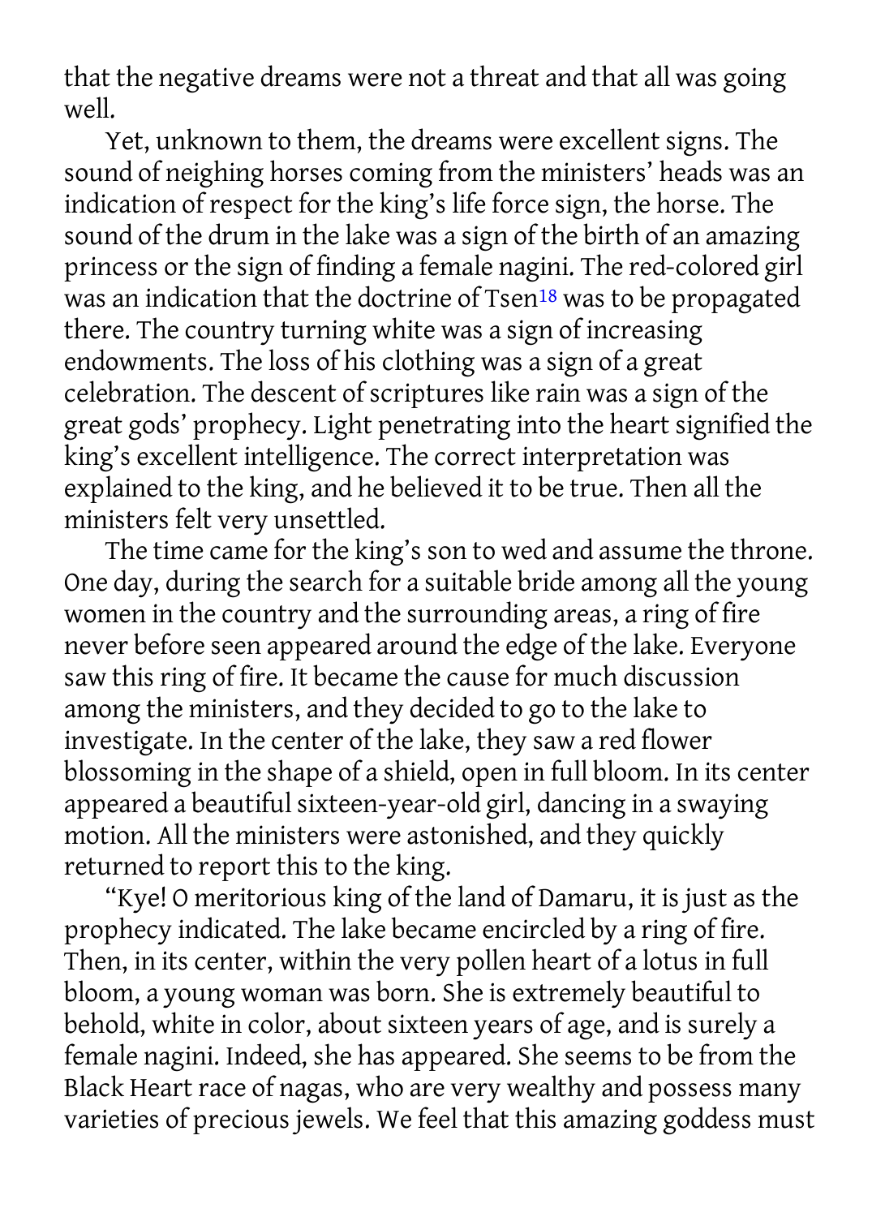that the negative dreams were not a threat and that all was going well.

Yet, unknown to them, the dreams were excellent signs. The sound of neighing horses coming from the ministers' heads was an indication of respect for the king's life force sign, the horse. The sound of the drum in the lake was a sign of the birth of an amazing princess or the sign of finding a female nagini. The red-colored girl was an indication that the doctrine of Tsen[18] was to be propagated there. The country turning white was a sign of increasing endowments. The loss of his clothing was a sign of a great celebration. The descent of scriptures like rain was a sign of the great gods' prophecy. Light penetrating into the heart signified the king's excellent intelligence. The correct interpretation was explained to the king, and he believed it to be true. Then all the ministers felt very unsettled.

The time came for the king's son to wed and assume the throne. One day, during the search for a suitable bride among all the young women in the country and the surrounding areas, a ring of fire never before seen appeared around the edge of the lake. Everyone saw this ring of fire. It became the cause for much discussion among the ministers, and they decided to go to the lake to investigate. In the center of the lake, they saw a red flower blossoming in the shape of a shield, open in full bloom. In its center appeared a beautiful sixteen-year-old girl, dancing in a swaying motion. All the ministers were astonished, and they quickly returned to report this to the king.

"Kye! O meritorious king of the land of Damaru, it is just as the prophecy indicated. The lake became encircled by a ring of fire. Then, in its center, within the very pollen heart of a lotus in full bloom, a young woman was born. She is extremely beautiful to behold, white in color, about sixteen years of age, and is surely a female nagini. Indeed, she has appeared. She seems to be from the Black Heart race of nagas, who are very wealthy and possess many varieties of precious jewels. We feel that this amazing goddess must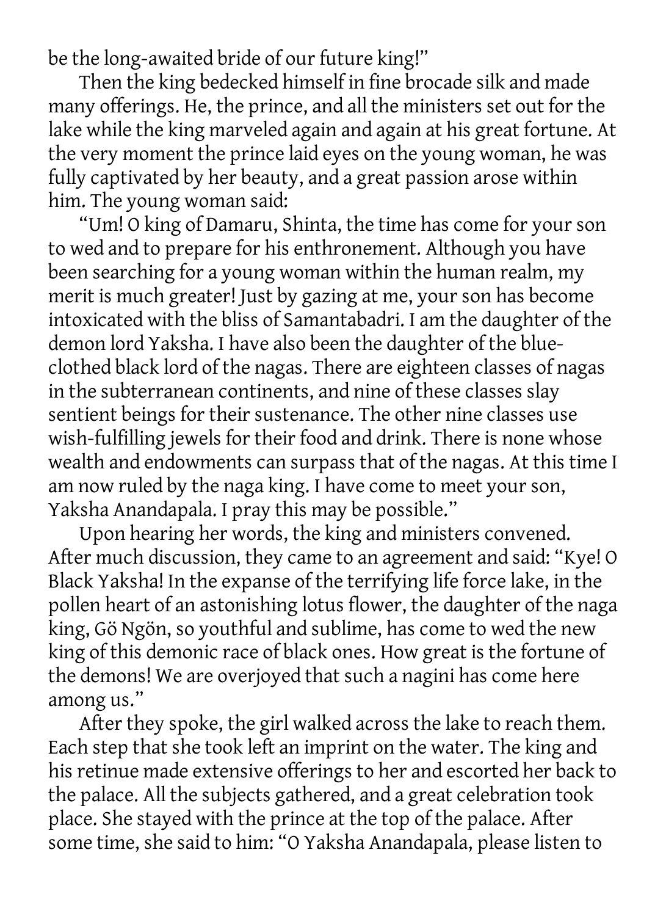be the long-awaited bride of our future king!"

Then the king bedecked himself in fine brocade silk and made many offerings. He, the prince, and all the ministers set out for the lake while the king marveled again and again at his great fortune. At the very moment the prince laid eyes on the young woman, he was fully captivated by her beauty, and a great passion arose within him. The young woman said:

"Um! O king of Damaru, Shinta, the time has come for your son to wed and to prepare for his enthronement. Although you have been searching for a young woman within the human realm, my merit is much greater! Just by gazing at me, your son has become intoxicated with the bliss of Samantabadri. I am the daughter of the demon lord Yaksha. I have also been the daughter of the blue-clothed black lord of the nagas. There are eighteen classes of nagas in the subterranean continents, and nine of these classes slay sentient beings for their sustenance. The other nine classes use wish-fulfilling jewels for their food and drink. There is none whose wealth and endowments can surpass that of the nagas. At this time I am now ruled by the naga king. I have come to meet your son, Yaksha Anandapala. I pray this may be possible."

Upon hearing her words, the king and ministers convened. After much discussion, they came to an agreement and said: "Kye! O Black Yaksha! In the expanse of the terrifying life force lake, in the pollen heart of an astonishing lotus flower, the daughter of the naga king, Gö Ngön, so youthful and sublime, has come to wed the new king of this demonic race of black ones. How great is the fortune of the demons! We are overjoyed that such a nagini has come here among us."

After they spoke, the girl walked across the lake to reach them. Each step that she took left an imprint on the water. The king and his retinue made extensive offerings to her and escorted her back to the palace. All the subjects gathered, and a great celebration took place. She stayed with the prince at the top of the palace. After some time, she said to him: "O Yaksha Anandapala, please listen to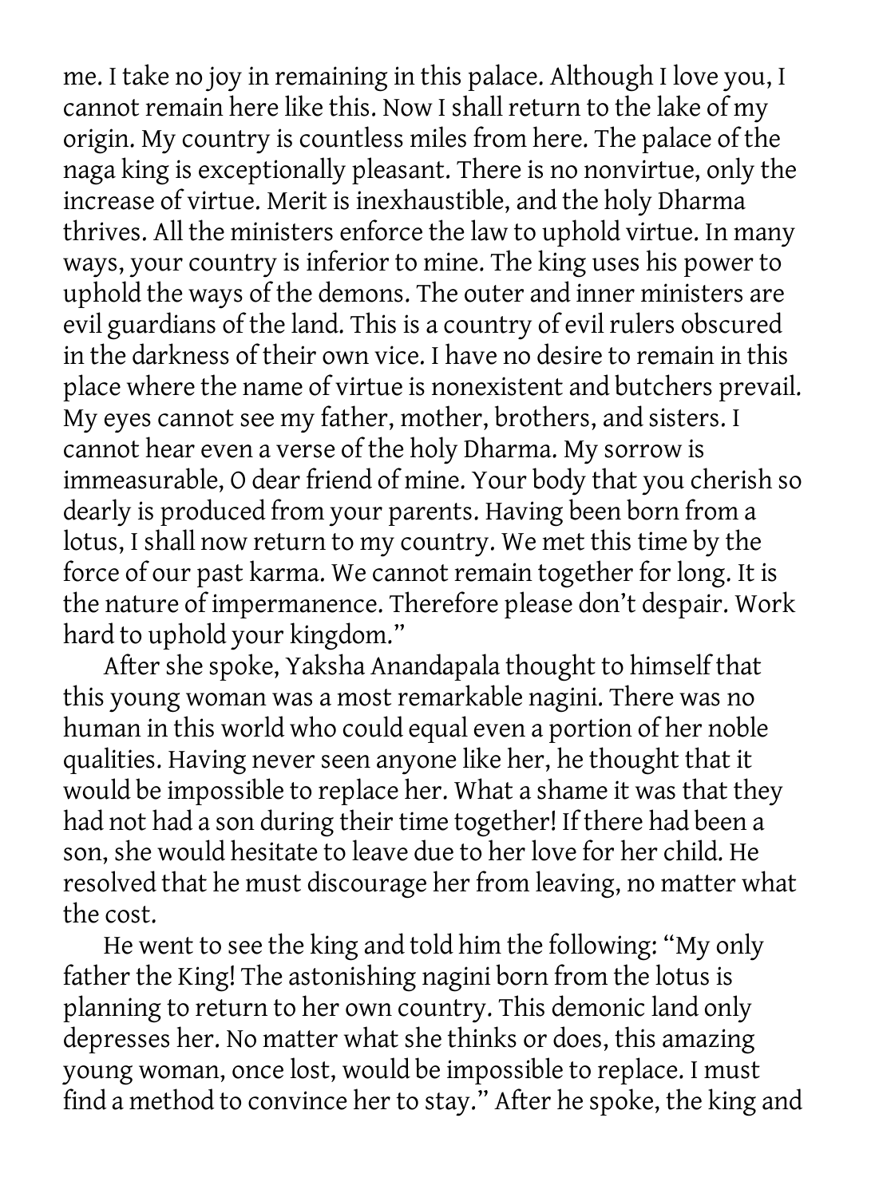me. I take no joy in remaining in this palace. Although I love you, I cannot remain here like this. Now I shall return to the lake of my origin. My country is countless miles from here. The palace of the naga king is exceptionally pleasant. There is no nonvirtue, only the increase of virtue. Merit is inexhaustible, and the holy Dharma thrives. All the ministers enforce the law to uphold virtue. In many ways, your country is inferior to mine. The king uses his power to uphold the ways of the demons. The outer and inner ministers are evil guardians of the land. This is a country of evil rulers obscured in the darkness of their own vice. I have no desire to remain in this place where the name of virtue is nonexistent and butchers prevail. My eyes cannot see my father, mother, brothers, and sisters. I cannot hear even a verse of the holy Dharma. My sorrow is immeasurable, O dear friend of mine. Your body that you cherish so dearly is produced from your parents. Having been born from a lotus, I shall now return to my country. We met this time by the force of our past karma. We cannot remain together for long. It is the nature of impermanence. Therefore please don't despair. Work hard to uphold your kingdom."

After she spoke, Yaksha Anandapala thought to himself that this young woman was a most remarkable nagini. There was no human in this world who could equal even a portion of her noble qualities. Having never seen anyone like her, he thought that it would be impossible to replace her. What a shame it was that they had not had a son during their time together! If there had been a son, she would hesitate to leave due to her love for her child. He resolved that he must discourage her from leaving, no matter what the cost.

He went to see the king and told him the following: "My only father the King! The astonishing nagini born from the lotus is planning to return to her own country. This demonic land only depresses her. No matter what she thinks or does, this amazing young woman, once lost, would be impossible to replace. I must find a method to convince her to stay." After he spoke, the king and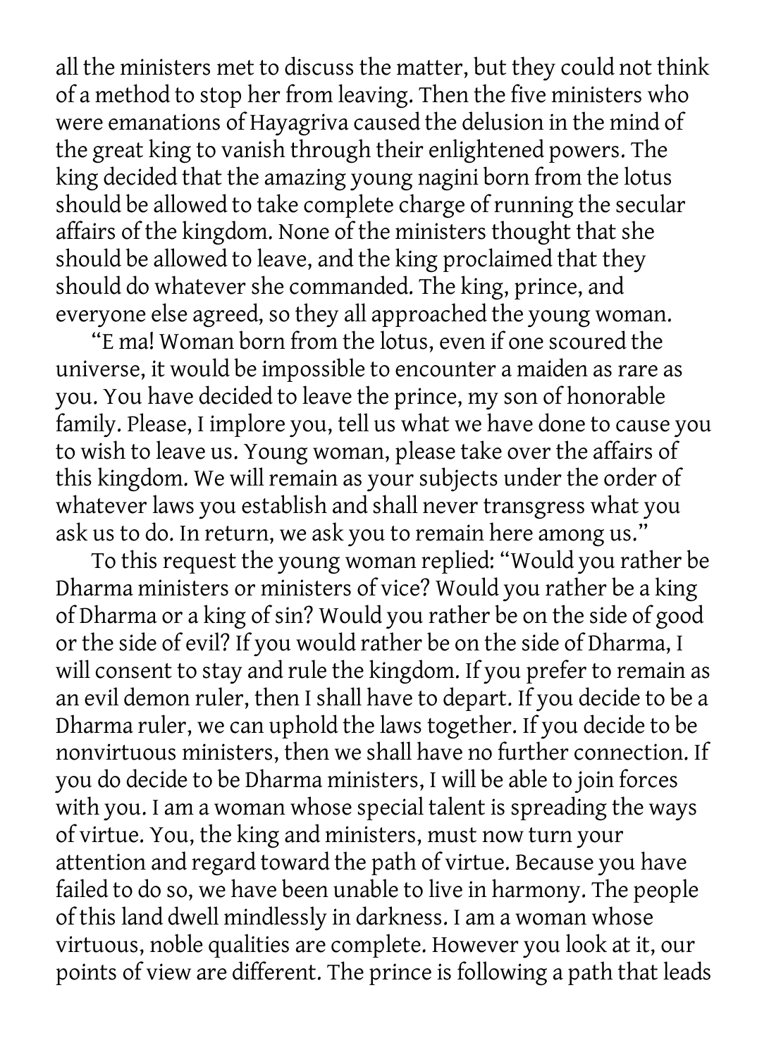all the ministers met to discuss the matter, but they could not think of a method to stop her from leaving. Then the five ministers who were emanations of Hayagriva caused the delusion in the mind of the great king to vanish through their enlightened powers. The king decided that the amazing young nagini born from the lotus should be allowed to take complete charge of running the secular affairs of the kingdom. None of the ministers thought that she should be allowed to leave, and the king proclaimed that they should do whatever she commanded. The king, prince, and everyone else agreed, so they all approached the young woman.

"E ma! Woman born from the lotus, even if one scoured the universe, it would be impossible to encounter a maiden as rare as you. You have decided to leave the prince, my son of honorable family. Please, I implore you, tell us what we have done to cause you to wish to leave us. Young woman, please take over the affairs of this kingdom. We will remain as your subjects under the order of whatever laws you establish and shall never transgress what you ask us to do. In return, we ask you to remain here among us."

To this request the young woman replied: "Would you rather be Dharma ministers or ministers of vice? Would you rather be a king of Dharma or a king of sin? Would you rather be on the side of good or the side of evil? If you would rather be on the side of Dharma, I will consent to stay and rule the kingdom. If you prefer to remain as an evil demon ruler, then I shall have to depart. If you decide to be a Dharma ruler, we can uphold the laws together. If you decide to be nonvirtuous ministers, then we shall have no further connection. If you do decide to be Dharma ministers, I will be able to join forces with you. I am a woman whose special talent is spreading the ways of virtue. You, the king and ministers, must now turn your attention and regard toward the path of virtue. Because you have failed to do so, we have been unable to live in harmony. The people of this land dwell mindlessly in darkness. I am a woman whose virtuous, noble qualities are complete. However you look at it, our points of view are different. The prince is following a path that leads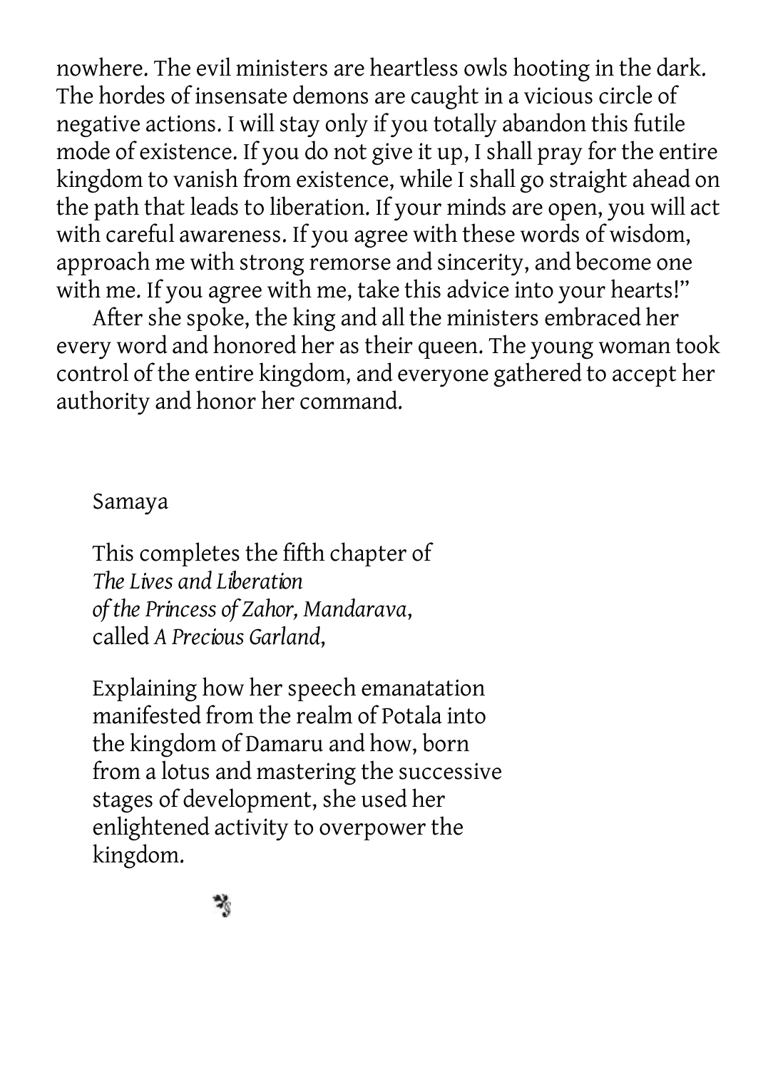nowhere. The evil ministers are heartless owls hooting in the dark. The hordes of insensate demons are caught in a vicious circle of negative actions. I will stay only if you totally abandon this futile mode of existence. If you do not give it up, I shall pray for the entire kingdom to vanish from existence, while I shall go straight ahead on the path that leads to liberation. If your minds are open, you will act with careful awareness. If you agree with these words of wisdom, approach me with strong remorse and sincerity, and become one with me. If you agree with me, take this advice into your hearts!"

After she spoke, the king and all the ministers embraced her every word and honored her as their queen. The young woman took control of the entire kingdom, and everyone gathered to accept her authority and honor her command.

Samaya

This completes the fifth chapter of
*The Lives and Liberation*
*of the Princess of Zahor, Mandarava*,
called *A Precious Garland*,

Explaining how her speech emanatation manifested from the realm of Potala into the kingdom of Damaru and how, born from a lotus and mastering the successive stages of development, she used her enlightened activity to overpower the kingdom.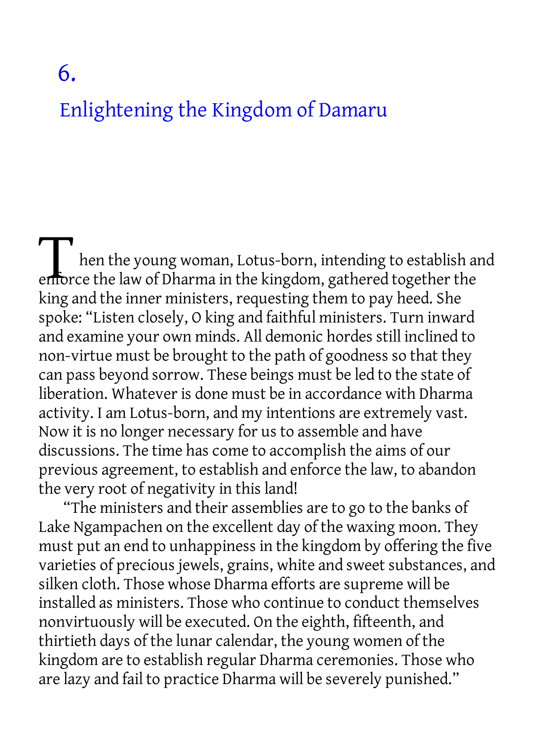# 6.

## Enlightening the Kingdom of Damaru

Then the young woman, Lotus-born, intending to establish and enforce the law of Dharma in the kingdom, gathered together the king and the inner ministers, requesting them to pay heed. She spoke: "Listen closely, O king and faithful ministers. Turn inward and examine your own minds. All demonic hordes still inclined to non-virtue must be brought to the path of goodness so that they can pass beyond sorrow. These beings must be led to the state of liberation. Whatever is done must be in accordance with Dharma activity. I am Lotus-born, and my intentions are extremely vast. Now it is no longer necessary for us to assemble and have discussions. The time has come to accomplish the aims of our previous agreement, to establish and enforce the law, to abandon the very root of negativity in this land!

"The ministers and their assemblies are to go to the banks of Lake Ngampachen on the excellent day of the waxing moon. They must put an end to unhappiness in the kingdom by offering the five varieties of precious jewels, grains, white and sweet substances, and silken cloth. Those whose Dharma efforts are supreme will be installed as ministers. Those who continue to conduct themselves nonvirtuously will be executed. On the eighth, fifteenth, and thirtieth days of the lunar calendar, the young women of the kingdom are to establish regular Dharma ceremonies. Those who are lazy and fail to practice Dharma will be severely punished."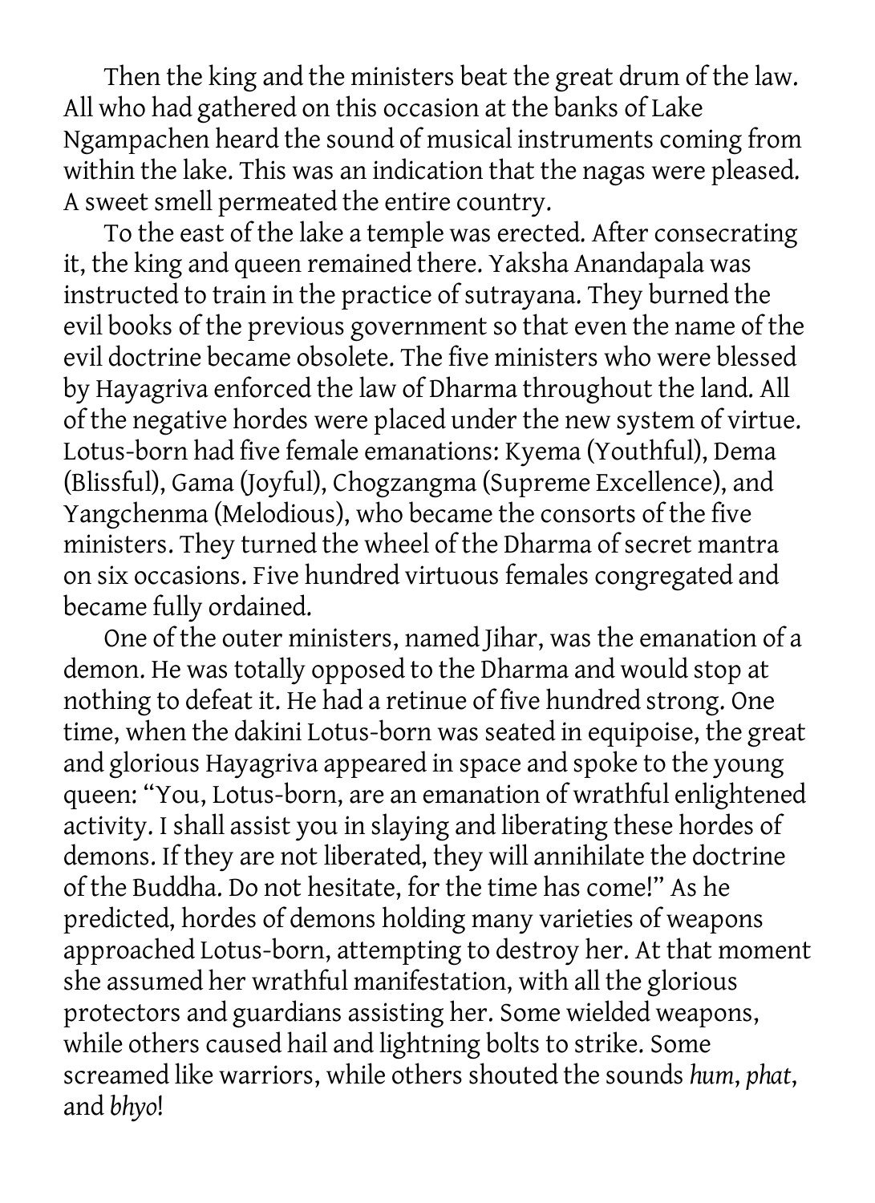Then the king and the ministers beat the great drum of the law. All who had gathered on this occasion at the banks of Lake Ngampachen heard the sound of musical instruments coming from within the lake. This was an indication that the nagas were pleased. A sweet smell permeated the entire country.

To the east of the lake a temple was erected. After consecrating it, the king and queen remained there. Yaksha Anandapala was instructed to train in the practice of sutrayana. They burned the evil books of the previous government so that even the name of the evil doctrine became obsolete. The five ministers who were blessed by Hayagriva enforced the law of Dharma throughout the land. All of the negative hordes were placed under the new system of virtue. Lotus-born had five female emanations: Kyema (Youthful), Dema (Blissful), Gama (Joyful), Chogzangma (Supreme Excellence), and Yangchenma (Melodious), who became the consorts of the five ministers. They turned the wheel of the Dharma of secret mantra on six occasions. Five hundred virtuous females congregated and became fully ordained.

One of the outer ministers, named Jihar, was the emanation of a demon. He was totally opposed to the Dharma and would stop at nothing to defeat it. He had a retinue of five hundred strong. One time, when the dakini Lotus-born was seated in equipoise, the great and glorious Hayagriva appeared in space and spoke to the young queen: "You, Lotus-born, are an emanation of wrathful enlightened activity. I shall assist you in slaying and liberating these hordes of demons. If they are not liberated, they will annihilate the doctrine of the Buddha. Do not hesitate, for the time has come!" As he predicted, hordes of demons holding many varieties of weapons approached Lotus-born, attempting to destroy her. At that moment she assumed her wrathful manifestation, with all the glorious protectors and guardians assisting her. Some wielded weapons, while others caused hail and lightning bolts to strike. Some screamed like warriors, while others shouted the sounds *hum*, *phat*, and *bhyo*!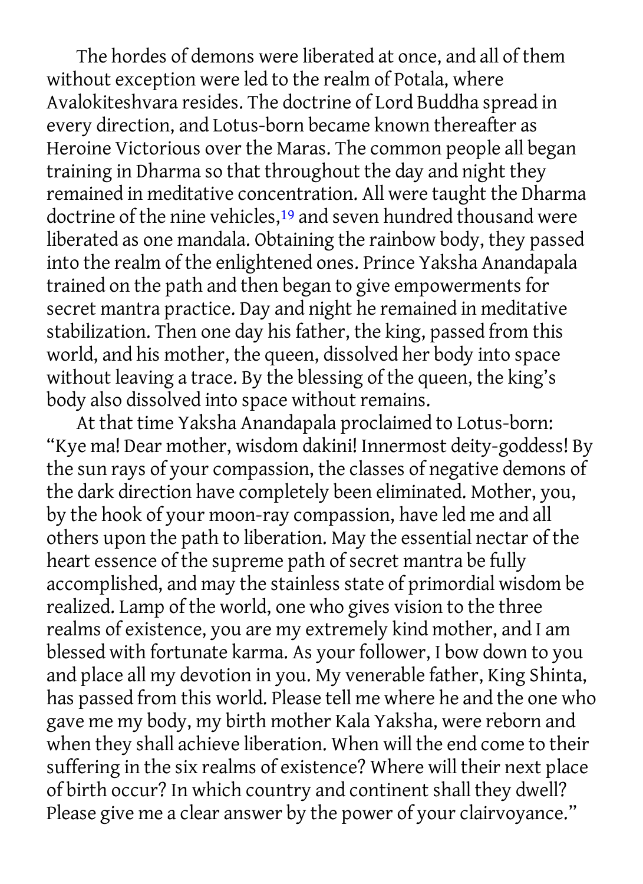The hordes of demons were liberated at once, and all of them without exception were led to the realm of Potala, where Avalokiteshvara resides. The doctrine of Lord Buddha spread in every direction, and Lotus-born became known thereafter as Heroine Victorious over the Maras. The common people all began training in Dharma so that throughout the day and night they remained in meditative concentration. All were taught the Dharma doctrine of the nine vehicles,[19] and seven hundred thousand were liberated as one mandala. Obtaining the rainbow body, they passed into the realm of the enlightened ones. Prince Yaksha Anandapala trained on the path and then began to give empowerments for secret mantra practice. Day and night he remained in meditative stabilization. Then one day his father, the king, passed from this world, and his mother, the queen, dissolved her body into space without leaving a trace. By the blessing of the queen, the king's body also dissolved into space without remains.

At that time Yaksha Anandapala proclaimed to Lotus-born: "Kye ma! Dear mother, wisdom dakini! Innermost deity-goddess! By the sun rays of your compassion, the classes of negative demons of the dark direction have completely been eliminated. Mother, you, by the hook of your moon-ray compassion, have led me and all others upon the path to liberation. May the essential nectar of the heart essence of the supreme path of secret mantra be fully accomplished, and may the stainless state of primordial wisdom be realized. Lamp of the world, one who gives vision to the three realms of existence, you are my extremely kind mother, and I am blessed with fortunate karma. As your follower, I bow down to you and place all my devotion in you. My venerable father, King Shinta, has passed from this world. Please tell me where he and the one who gave me my body, my birth mother Kala Yaksha, were reborn and when they shall achieve liberation. When will the end come to their suffering in the six realms of existence? Where will their next place of birth occur? In which country and continent shall they dwell? Please give me a clear answer by the power of your clairvoyance."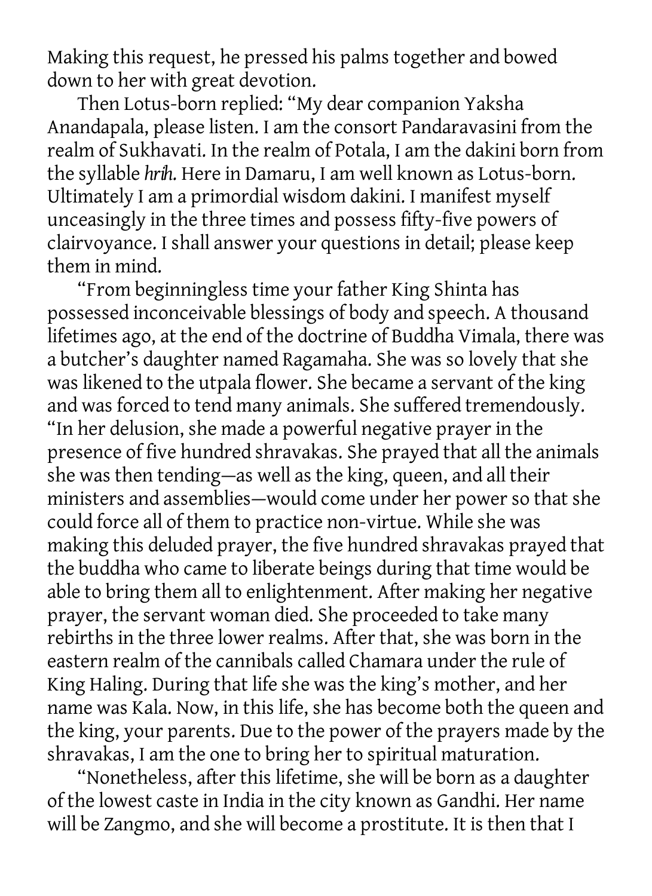Making this request, he pressed his palms together and bowed down to her with great devotion.

Then Lotus-born replied: "My dear companion Yaksha Anandapala, please listen. I am the consort Pandaravasini from the realm of Sukhavati. In the realm of Potala, I am the dakini born from the syllable *hrih*. Here in Damaru, I am well known as Lotus-born. Ultimately I am a primordial wisdom dakini. I manifest myself unceasingly in the three times and possess fifty-five powers of clairvoyance. I shall answer your questions in detail; please keep them in mind.

"From beginningless time your father King Shinta has possessed inconceivable blessings of body and speech. A thousand lifetimes ago, at the end of the doctrine of Buddha Vimala, there was a butcher's daughter named Ragamaha. She was so lovely that she was likened to the utpala flower. She became a servant of the king and was forced to tend many animals. She suffered tremendously.

"In her delusion, she made a powerful negative prayer in the presence of five hundred shravakas. She prayed that all the animals she was then tending—as well as the king, queen, and all their ministers and assemblies—would come under her power so that she could force all of them to practice non-virtue. While she was making this deluded prayer, the five hundred shravakas prayed that the buddha who came to liberate beings during that time would be able to bring them all to enlightenment. After making her negative prayer, the servant woman died. She proceeded to take many rebirths in the three lower realms. After that, she was born in the eastern realm of the cannibals called Chamara under the rule of King Haling. During that life she was the king's mother, and her name was Kala. Now, in this life, she has become both the queen and the king, your parents. Due to the power of the prayers made by the shravakas, I am the one to bring her to spiritual maturation.

"Nonetheless, after this lifetime, she will be born as a daughter of the lowest caste in India in the city known as Gandhi. Her name will be Zangmo, and she will become a prostitute. It is then that I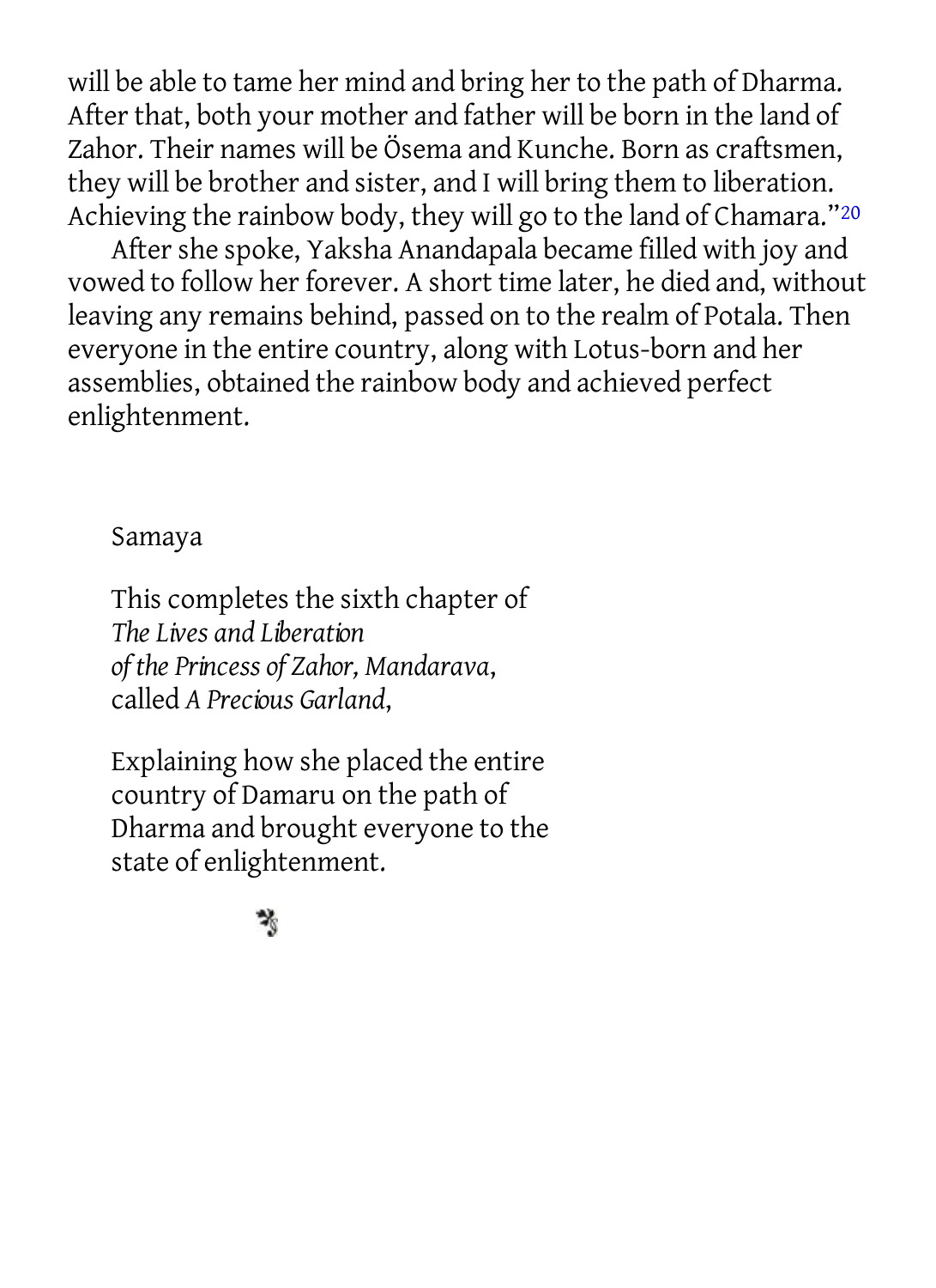will be able to tame her mind and bring her to the path of Dharma. After that, both your mother and father will be born in the land of Zahor. Their names will be Ösema and Kunche. Born as craftsmen, they will be brother and sister, and I will bring them to liberation. Achieving the rainbow body, they will go to the land of Chamara."[20]

After she spoke, Yaksha Anandapala became filled with joy and vowed to follow her forever. A short time later, he died and, without leaving any remains behind, passed on to the realm of Potala. Then everyone in the entire country, along with Lotus-born and her assemblies, obtained the rainbow body and achieved perfect enlightenment.

Samaya

This completes the sixth chapter of *The Lives and Liberation of the Princess of Zahor, Mandarava*, called *A Precious Garland*,

Explaining how she placed the entire country of Damaru on the path of Dharma and brought everyone to the state of enlightenment.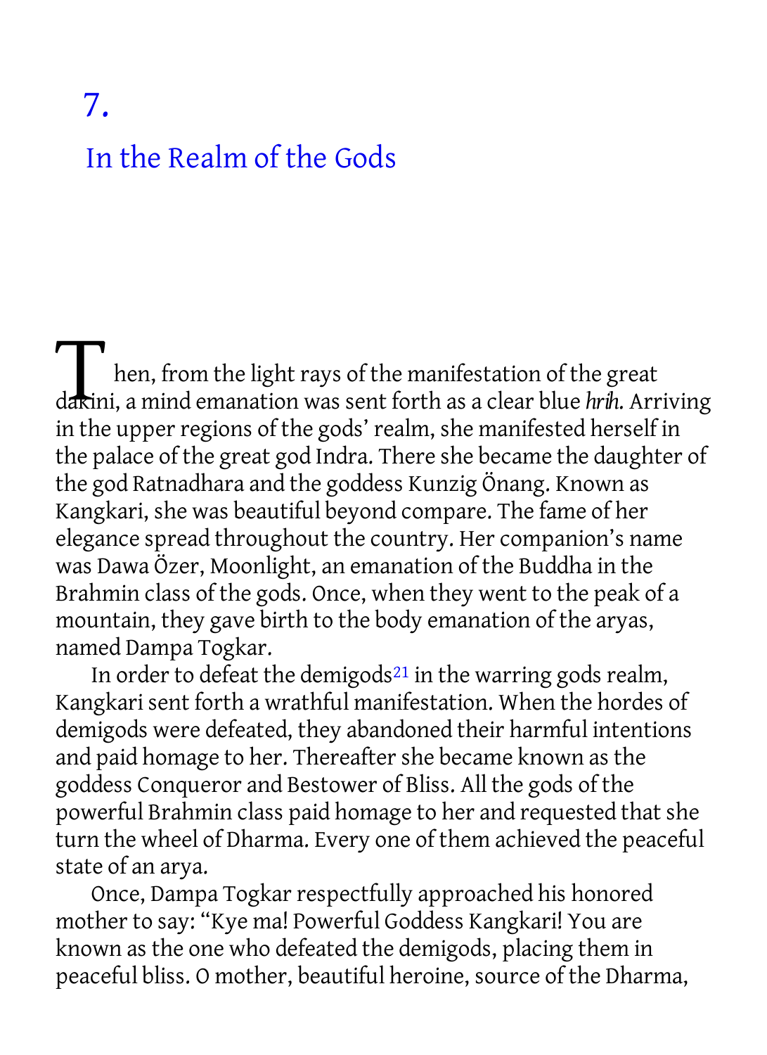# 7.

## In the Realm of the Gods

Then, from the light rays of the manifestation of the great dakini, a mind emanation was sent forth as a clear blue *hrih*. Arriving in the upper regions of the gods' realm, she manifested herself in the palace of the great god Indra. There she became the daughter of the god Ratnadhara and the goddess Kunzig Önang. Known as Kangkari, she was beautiful beyond compare. The fame of her elegance spread throughout the country. Her companion's name was Dawa Özer, Moonlight, an emanation of the Buddha in the Brahmin class of the gods. Once, when they went to the peak of a mountain, they gave birth to the body emanation of the aryas, named Dampa Togkar.

In order to defeat the demigods[21] in the warring gods realm, Kangkari sent forth a wrathful manifestation. When the hordes of demigods were defeated, they abandoned their harmful intentions and paid homage to her. Thereafter she became known as the goddess Conqueror and Bestower of Bliss. All the gods of the powerful Brahmin class paid homage to her and requested that she turn the wheel of Dharma. Every one of them achieved the peaceful state of an arya.

Once, Dampa Togkar respectfully approached his honored mother to say: "Kye ma! Powerful Goddess Kangkari! You are known as the one who defeated the demigods, placing them in peaceful bliss. O mother, beautiful heroine, source of the Dharma,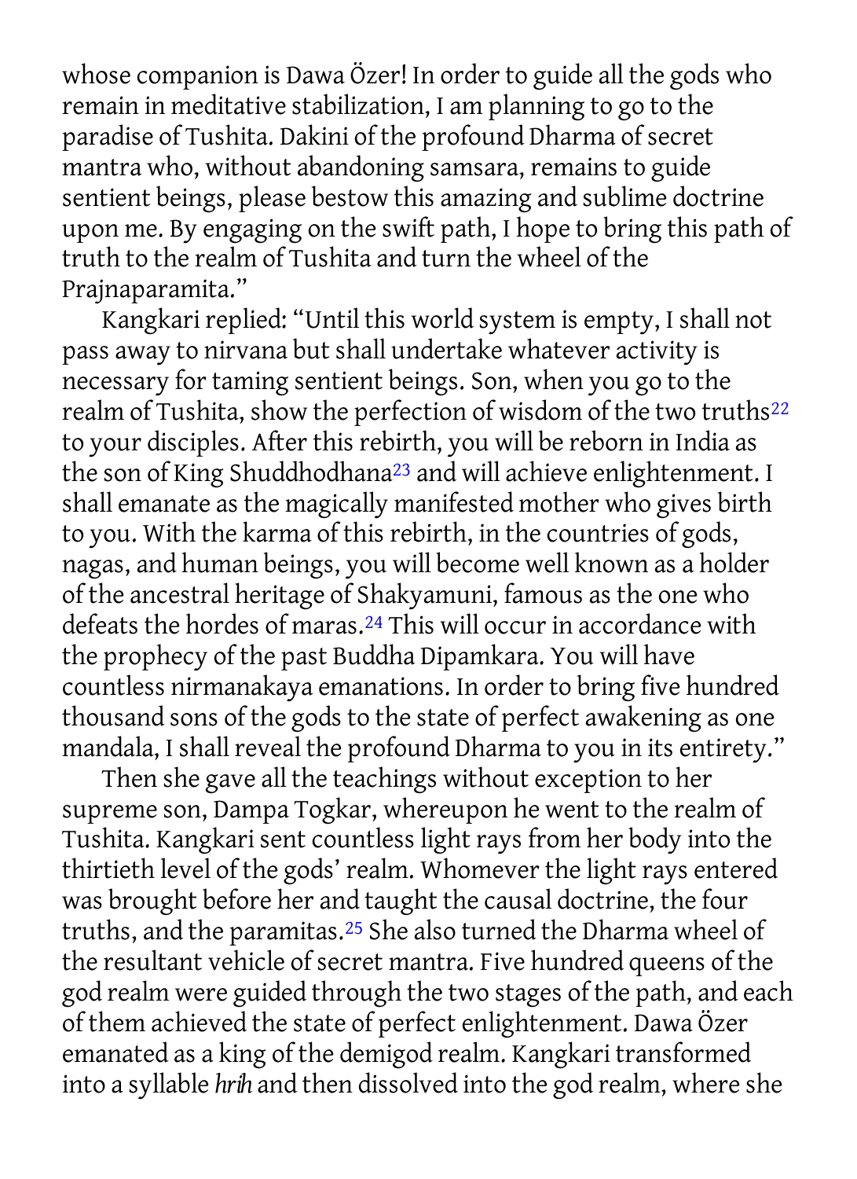whose companion is Dawa Özer! In order to guide all the gods who remain in meditative stabilization, I am planning to go to the paradise of Tushita. Dakini of the profound Dharma of secret mantra who, without abandoning samsara, remains to guide sentient beings, please bestow this amazing and sublime doctrine upon me. By engaging on the swift path, I hope to bring this path of truth to the realm of Tushita and turn the wheel of the Prajnaparamita."

Kangkari replied: "Until this world system is empty, I shall not pass away to nirvana but shall undertake whatever activity is necessary for taming sentient beings. Son, when you go to the realm of Tushita, show the perfection of wisdom of the two truths[22] to your disciples. After this rebirth, you will be reborn in India as the son of King Shuddhodhana[23] and will achieve enlightenment. I shall emanate as the magically manifested mother who gives birth to you. With the karma of this rebirth, in the countries of gods, nagas, and human beings, you will become well known as a holder of the ancestral heritage of Shakyamuni, famous as the one who defeats the hordes of maras.[24] This will occur in accordance with the prophecy of the past Buddha Dipamkara. You will have countless nirmanakaya emanations. In order to bring five hundred thousand sons of the gods to the state of perfect awakening as one mandala, I shall reveal the profound Dharma to you in its entirety."

Then she gave all the teachings without exception to her supreme son, Dampa Togkar, whereupon he went to the realm of Tushita. Kangkari sent countless light rays from her body into the thirtieth level of the gods' realm. Whomever the light rays entered was brought before her and taught the causal doctrine, the four truths, and the paramitas.[25] She also turned the Dharma wheel of the resultant vehicle of secret mantra. Five hundred queens of the god realm were guided through the two stages of the path, and each of them achieved the state of perfect enlightenment. Dawa Özer emanated as a king of the demigod realm. Kangkari transformed into a syllable *hrih* and then dissolved into the god realm, where she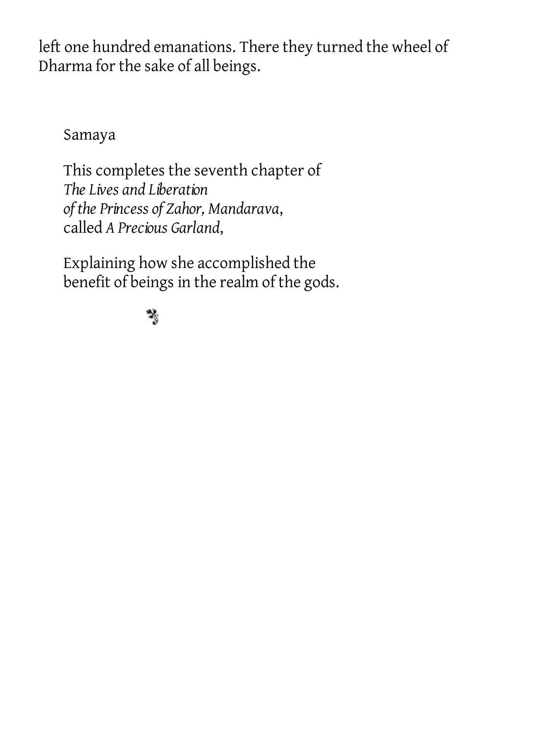left one hundred emanations. There they turned the wheel of Dharma for the sake of all beings.

Samaya

This completes the seventh chapter of
*The Lives and Liberation*
*of the Princess of Zahor, Mandarava*,
called *A Precious Garland*,

Explaining how she accomplished the
benefit of beings in the realm of the gods.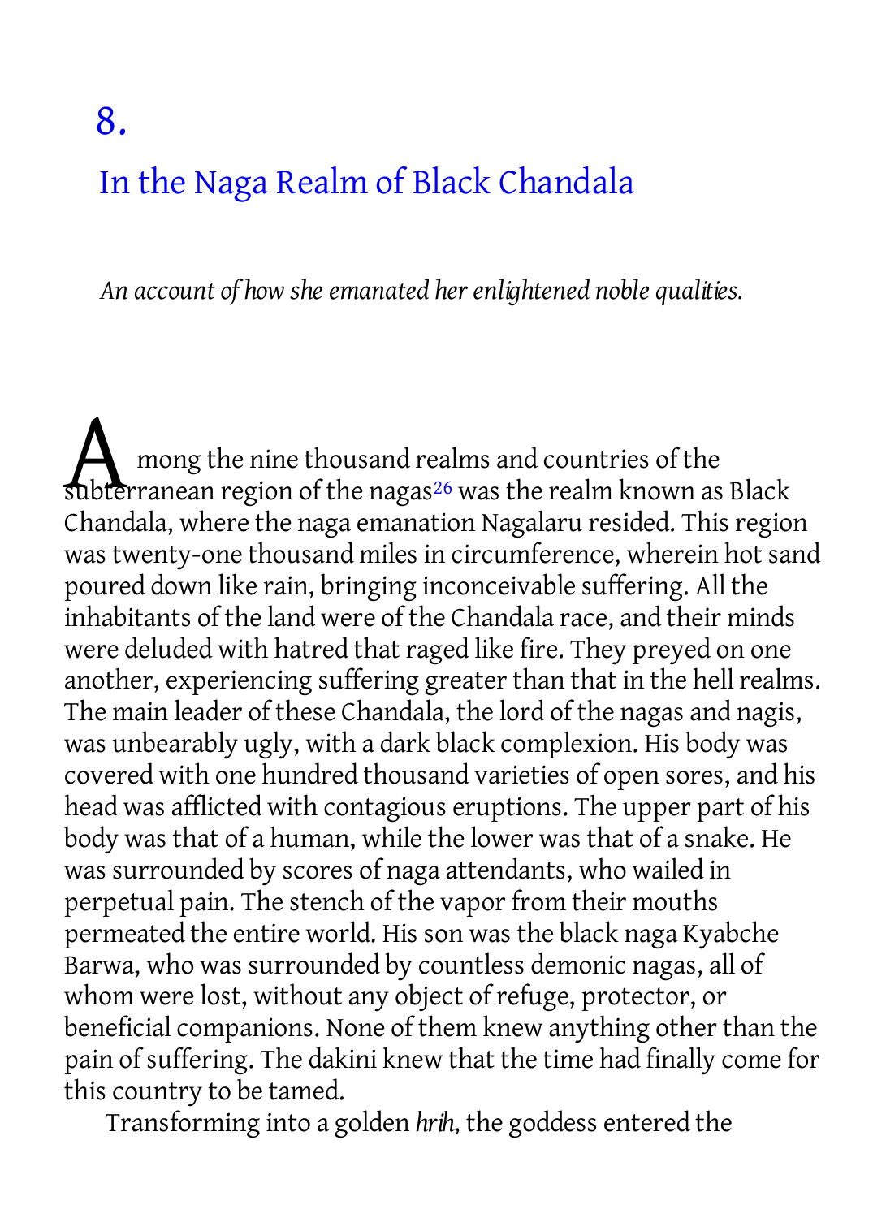# 8.

## In the Naga Realm of Black Chandala

*An account of how she emanated her enlightened noble qualities.*

Among the nine thousand realms and countries of the subterranean region of the nagas[26] was the realm known as Black Chandala, where the naga emanation Nagalaru resided. This region was twenty-one thousand miles in circumference, wherein hot sand poured down like rain, bringing inconceivable suffering. All the inhabitants of the land were of the Chandala race, and their minds were deluded with hatred that raged like fire. They preyed on one another, experiencing suffering greater than that in the hell realms. The main leader of these Chandala, the lord of the nagas and nagis, was unbearably ugly, with a dark black complexion. His body was covered with one hundred thousand varieties of open sores, and his head was afflicted with contagious eruptions. The upper part of his body was that of a human, while the lower was that of a snake. He was surrounded by scores of naga attendants, who wailed in perpetual pain. The stench of the vapor from their mouths permeated the entire world. His son was the black naga Kyabche Barwa, who was surrounded by countless demonic nagas, all of whom were lost, without any object of refuge, protector, or beneficial companions. None of them knew anything other than the pain of suffering. The dakini knew that the time had finally come for this country to be tamed.

Transforming into a golden *hrih*, the goddess entered the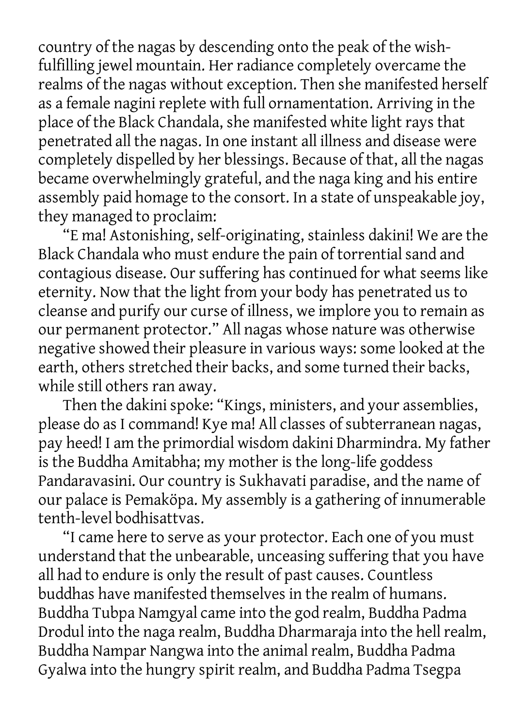country of the nagas by descending onto the peak of the wish-fulfilling jewel mountain. Her radiance completely overcame the realms of the nagas without exception. Then she manifested herself as a female nagini replete with full ornamentation. Arriving in the place of the Black Chandala, she manifested white light rays that penetrated all the nagas. In one instant all illness and disease were completely dispelled by her blessings. Because of that, all the nagas became overwhelmingly grateful, and the naga king and his entire assembly paid homage to the consort. In a state of unspeakable joy, they managed to proclaim:

"E ma! Astonishing, self-originating, stainless dakini! We are the Black Chandala who must endure the pain of torrential sand and contagious disease. Our suffering has continued for what seems like eternity. Now that the light from your body has penetrated us to cleanse and purify our curse of illness, we implore you to remain as our permanent protector." All nagas whose nature was otherwise negative showed their pleasure in various ways: some looked at the earth, others stretched their backs, and some turned their backs, while still others ran away.

Then the dakini spoke: "Kings, ministers, and your assemblies, please do as I command! Kye ma! All classes of subterranean nagas, pay heed! I am the primordial wisdom dakini Dharmindra. My father is the Buddha Amitabha; my mother is the long-life goddess Pandaravasini. Our country is Sukhavati paradise, and the name of our palace is Pemaköpa. My assembly is a gathering of innumerable tenth-level bodhisattvas.

"I came here to serve as your protector. Each one of you must understand that the unbearable, unceasing suffering that you have all had to endure is only the result of past causes. Countless buddhas have manifested themselves in the realm of humans. Buddha Tubpa Namgyal came into the god realm, Buddha Padma Drodul into the naga realm, Buddha Dharmaraja into the hell realm, Buddha Nampar Nangwa into the animal realm, Buddha Padma Gyalwa into the hungry spirit realm, and Buddha Padma Tsegpa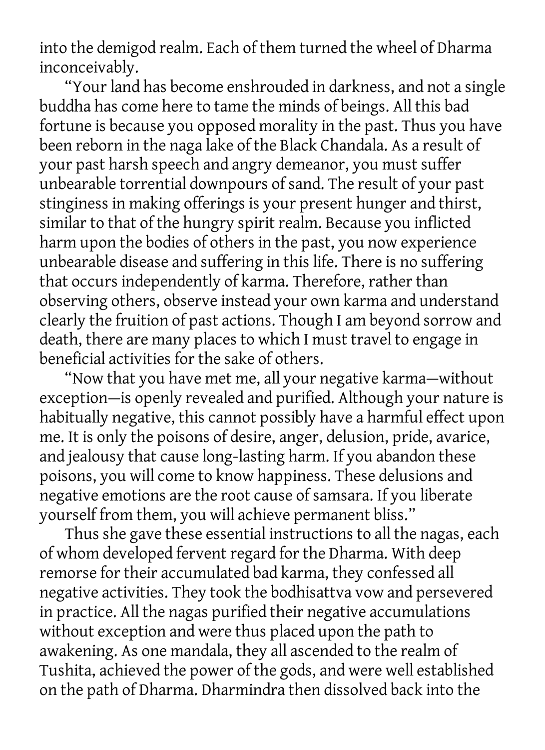into the demigod realm. Each of them turned the wheel of Dharma inconceivably.

"Your land has become enshrouded in darkness, and not a single buddha has come here to tame the minds of beings. All this bad fortune is because you opposed morality in the past. Thus you have been reborn in the naga lake of the Black Chandala. As a result of your past harsh speech and angry demeanor, you must suffer unbearable torrential downpours of sand. The result of your past stinginess in making offerings is your present hunger and thirst, similar to that of the hungry spirit realm. Because you inflicted harm upon the bodies of others in the past, you now experience unbearable disease and suffering in this life. There is no suffering that occurs independently of karma. Therefore, rather than observing others, observe instead your own karma and understand clearly the fruition of past actions. Though I am beyond sorrow and death, there are many places to which I must travel to engage in beneficial activities for the sake of others.

"Now that you have met me, all your negative karma—without exception—is openly revealed and purified. Although your nature is habitually negative, this cannot possibly have a harmful effect upon me. It is only the poisons of desire, anger, delusion, pride, avarice, and jealousy that cause long-lasting harm. If you abandon these poisons, you will come to know happiness. These delusions and negative emotions are the root cause of samsara. If you liberate yourself from them, you will achieve permanent bliss."

Thus she gave these essential instructions to all the nagas, each of whom developed fervent regard for the Dharma. With deep remorse for their accumulated bad karma, they confessed all negative activities. They took the bodhisattva vow and persevered in practice. All the nagas purified their negative accumulations without exception and were thus placed upon the path to awakening. As one mandala, they all ascended to the realm of Tushita, achieved the power of the gods, and were well established on the path of Dharma. Dharmindra then dissolved back into the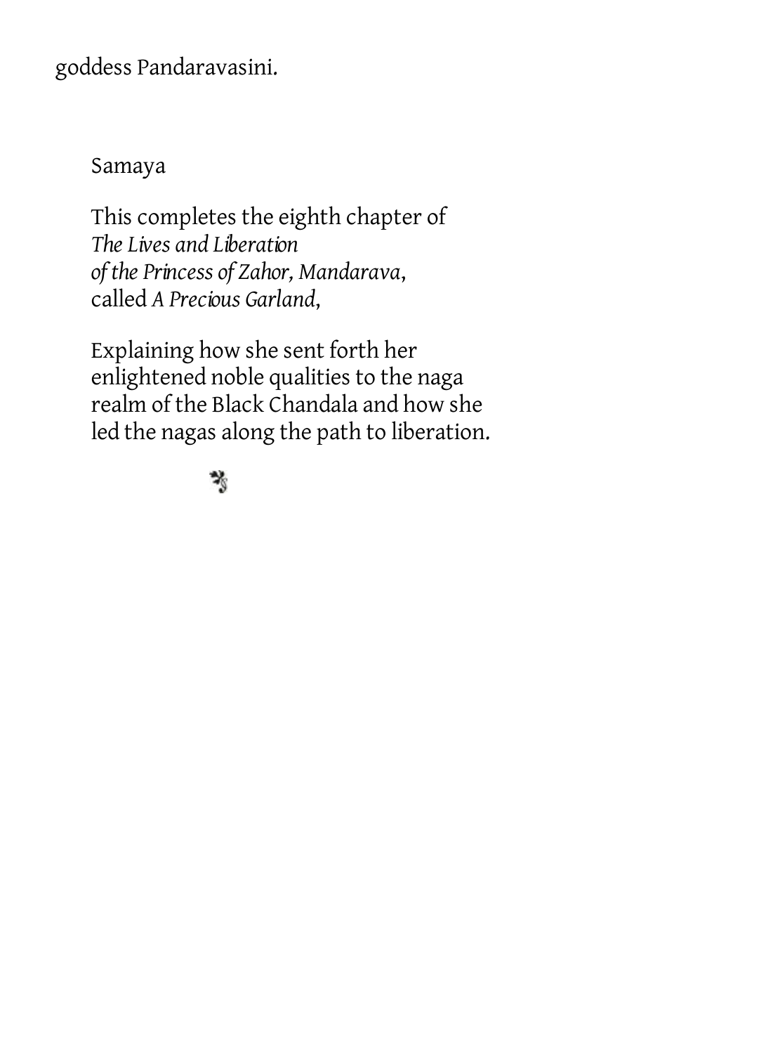goddess Pandaravasini.

Samaya

This completes the eighth chapter of *The Lives and Liberation of the Princess of Zahor, Mandarava*, called *A Precious Garland*,

Explaining how she sent forth her enlightened noble qualities to the naga realm of the Black Chandala and how she led the nagas along the path to liberation.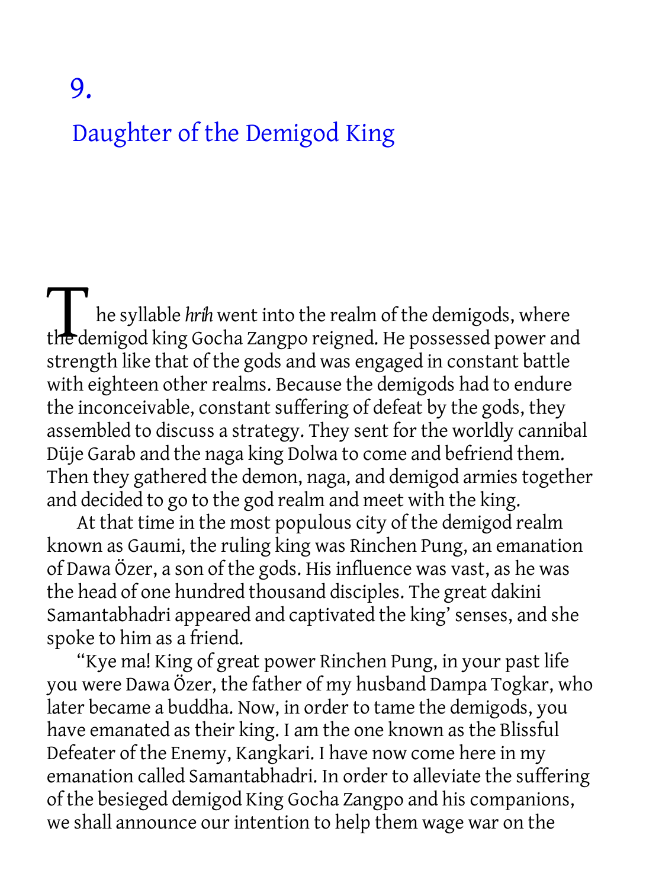# 9. Daughter of the Demigod King

The syllable *hrih* went into the realm of the demigods, where the demigod king Gocha Zangpo reigned. He possessed power and strength like that of the gods and was engaged in constant battle with eighteen other realms. Because the demigods had to endure the inconceivable, constant suffering of defeat by the gods, they assembled to discuss a strategy. They sent for the worldly cannibal Düje Garab and the naga king Dolwa to come and befriend them. Then they gathered the demon, naga, and demigod armies together and decided to go to the god realm and meet with the king.

At that time in the most populous city of the demigod realm known as Gaumi, the ruling king was Rinchen Pung, an emanation of Dawa Özer, a son of the gods. His influence was vast, as he was the head of one hundred thousand disciples. The great dakini Samantabhadri appeared and captivated the king' senses, and she spoke to him as a friend.

"Kye ma! King of great power Rinchen Pung, in your past life you were Dawa Özer, the father of my husband Dampa Togkar, who later became a buddha. Now, in order to tame the demigods, you have emanated as their king. I am the one known as the Blissful Defeater of the Enemy, Kangkari. I have now come here in my emanation called Samantabhadri. In order to alleviate the suffering of the besieged demigod King Gocha Zangpo and his companions, we shall announce our intention to help them wage war on the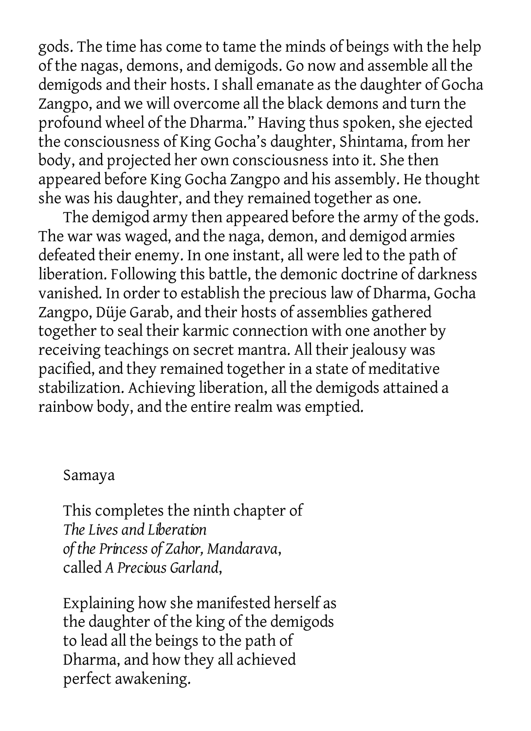gods. The time has come to tame the minds of beings with the help of the nagas, demons, and demigods. Go now and assemble all the demigods and their hosts. I shall emanate as the daughter of Gocha Zangpo, and we will overcome all the black demons and turn the profound wheel of the Dharma." Having thus spoken, she ejected the consciousness of King Gocha's daughter, Shintama, from her body, and projected her own consciousness into it. She then appeared before King Gocha Zangpo and his assembly. He thought she was his daughter, and they remained together as one.

The demigod army then appeared before the army of the gods. The war was waged, and the naga, demon, and demigod armies defeated their enemy. In one instant, all were led to the path of liberation. Following this battle, the demonic doctrine of darkness vanished. In order to establish the precious law of Dharma, Gocha Zangpo, Düje Garab, and their hosts of assemblies gathered together to seal their karmic connection with one another by receiving teachings on secret mantra. All their jealousy was pacified, and they remained together in a state of meditative stabilization. Achieving liberation, all the demigods attained a rainbow body, and the entire realm was emptied.

Samaya

This completes the ninth chapter of
*The Lives and Liberation*
*of the Princess of Zahor, Mandarava*,
called *A Precious Garland*,

Explaining how she manifested herself as
the daughter of the king of the demigods
to lead all the beings to the path of
Dharma, and how they all achieved
perfect awakening.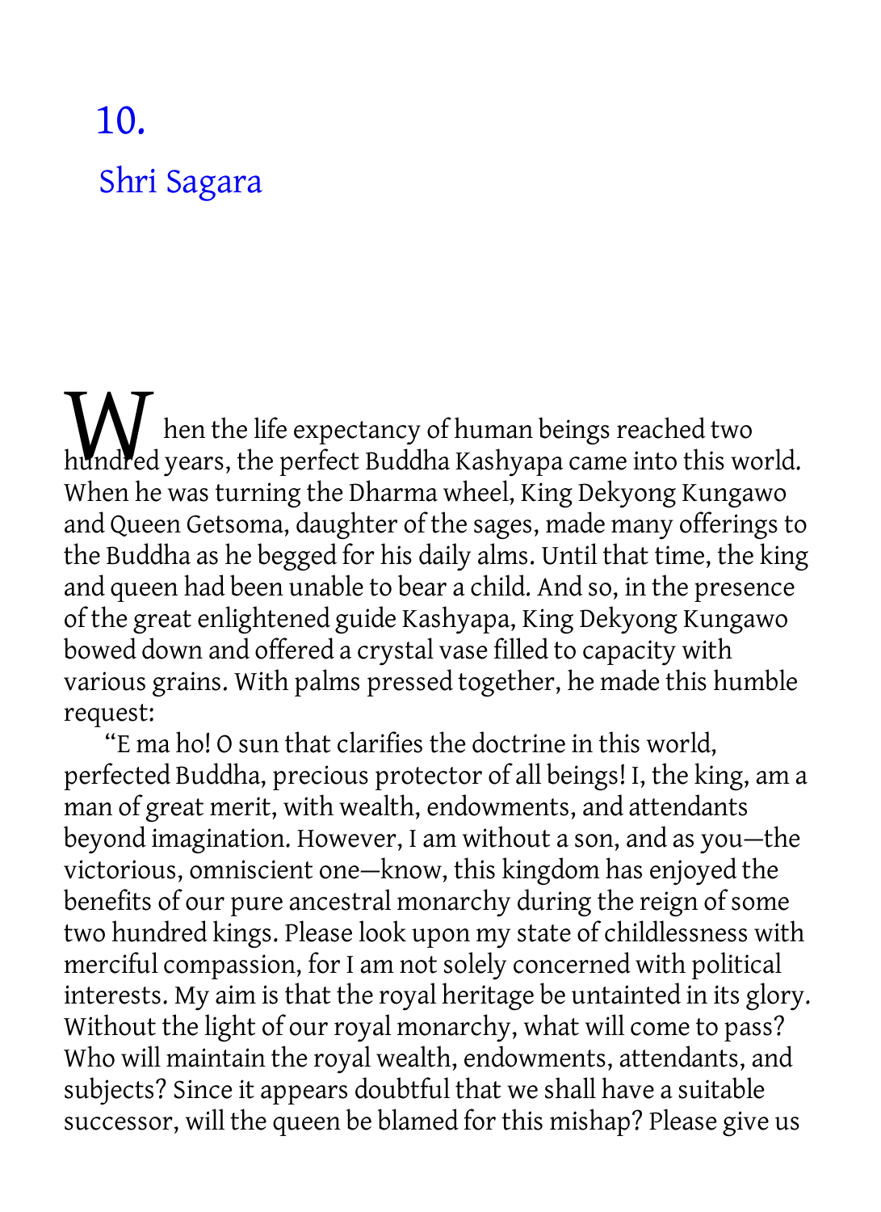# 10.

## Shri Sagara

When the life expectancy of human beings reached two hundred years, the perfect Buddha Kashyapa came into this world. When he was turning the Dharma wheel, King Dekyong Kungawo and Queen Getsoma, daughter of the sages, made many offerings to the Buddha as he begged for his daily alms. Until that time, the king and queen had been unable to bear a child. And so, in the presence of the great enlightened guide Kashyapa, King Dekyong Kungawo bowed down and offered a crystal vase filled to capacity with various grains. With palms pressed together, he made this humble request:

"E ma ho! O sun that clarifies the doctrine in this world, perfected Buddha, precious protector of all beings! I, the king, am a man of great merit, with wealth, endowments, and attendants beyond imagination. However, I am without a son, and as you—the victorious, omniscient one—know, this kingdom has enjoyed the benefits of our pure ancestral monarchy during the reign of some two hundred kings. Please look upon my state of childlessness with merciful compassion, for I am not solely concerned with political interests. My aim is that the royal heritage be untainted in its glory. Without the light of our royal monarchy, what will come to pass? Who will maintain the royal wealth, endowments, attendants, and subjects? Since it appears doubtful that we shall have a suitable successor, will the queen be blamed for this mishap? Please give us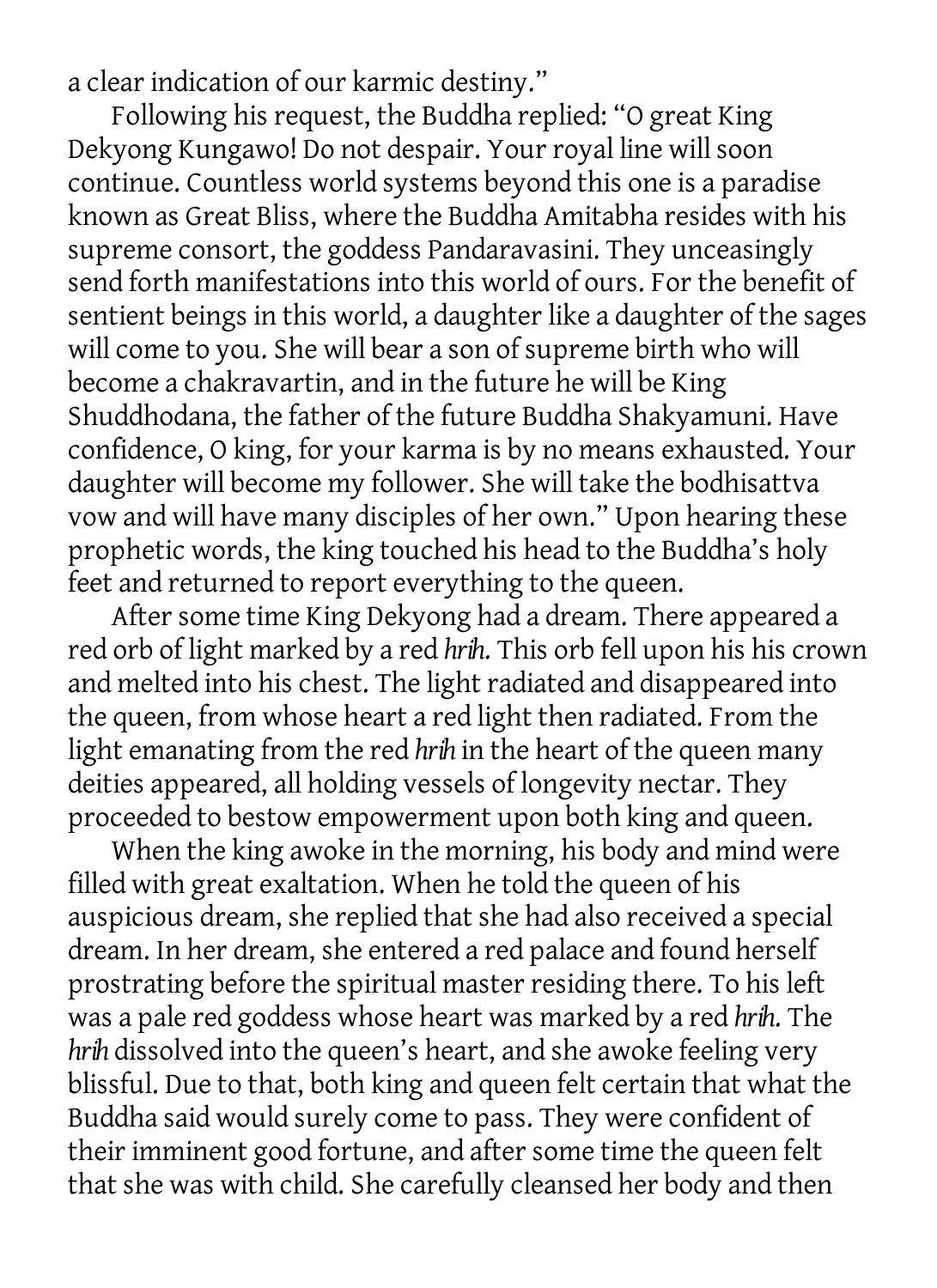a clear indication of our karmic destiny."

Following his request, the Buddha replied: "O great King Dekyong Kungawo! Do not despair. Your royal line will soon continue. Countless world systems beyond this one is a paradise known as Great Bliss, where the Buddha Amitabha resides with his supreme consort, the goddess Pandaravasini. They unceasingly send forth manifestations into this world of ours. For the benefit of sentient beings in this world, a daughter like a daughter of the sages will come to you. She will bear a son of supreme birth who will become a chakravartin, and in the future he will be King Shuddhodana, the father of the future Buddha Shakyamuni. Have confidence, O king, for your karma is by no means exhausted. Your daughter will become my follower. She will take the bodhisattva vow and will have many disciples of her own." Upon hearing these prophetic words, the king touched his head to the Buddha's holy feet and returned to report everything to the queen.

After some time King Dekyong had a dream. There appeared a red orb of light marked by a red *hrih*. This orb fell upon his his crown and melted into his chest. The light radiated and disappeared into the queen, from whose heart a red light then radiated. From the light emanating from the red *hrih* in the heart of the queen many deities appeared, all holding vessels of longevity nectar. They proceeded to bestow empowerment upon both king and queen.

When the king awoke in the morning, his body and mind were filled with great exaltation. When he told the queen of his auspicious dream, she replied that she had also received a special dream. In her dream, she entered a red palace and found herself prostrating before the spiritual master residing there. To his left was a pale red goddess whose heart was marked by a red *hrih*. The *hrih* dissolved into the queen's heart, and she awoke feeling very blissful. Due to that, both king and queen felt certain that what the Buddha said would surely come to pass. They were confident of their imminent good fortune, and after some time the queen felt that she was with child. She carefully cleansed her body and then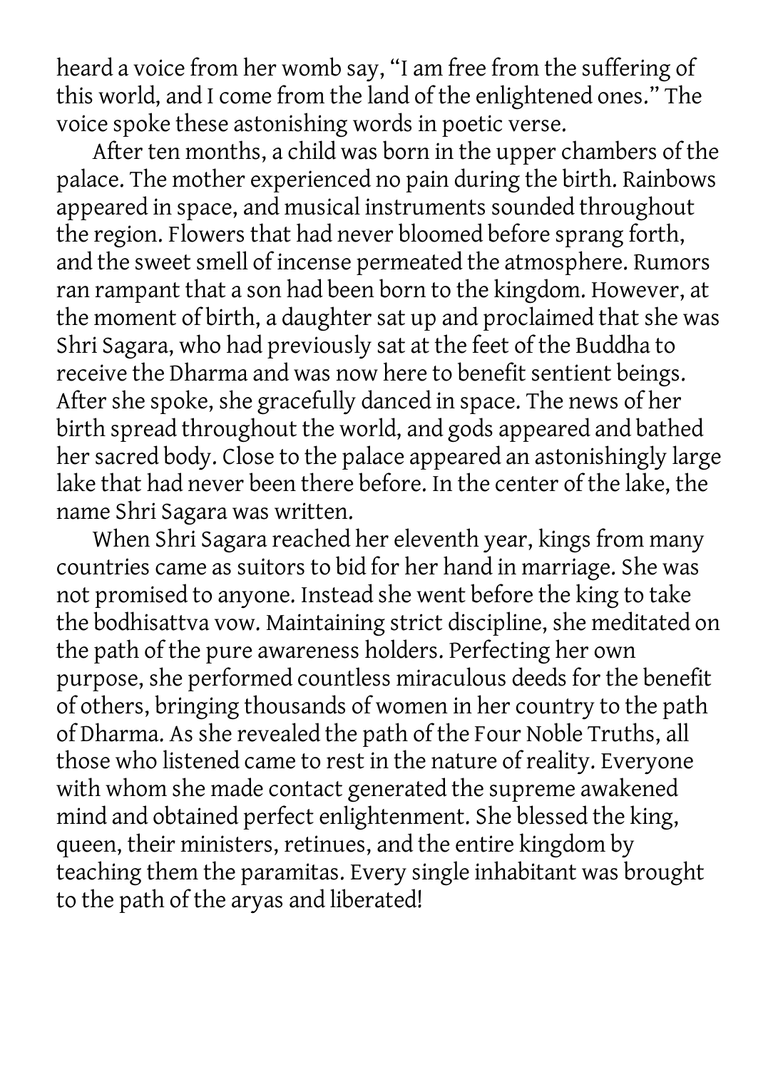heard a voice from her womb say, "I am free from the suffering of this world, and I come from the land of the enlightened ones." The voice spoke these astonishing words in poetic verse.

After ten months, a child was born in the upper chambers of the palace. The mother experienced no pain during the birth. Rainbows appeared in space, and musical instruments sounded throughout the region. Flowers that had never bloomed before sprang forth, and the sweet smell of incense permeated the atmosphere. Rumors ran rampant that a son had been born to the kingdom. However, at the moment of birth, a daughter sat up and proclaimed that she was Shri Sagara, who had previously sat at the feet of the Buddha to receive the Dharma and was now here to benefit sentient beings. After she spoke, she gracefully danced in space. The news of her birth spread throughout the world, and gods appeared and bathed her sacred body. Close to the palace appeared an astonishingly large lake that had never been there before. In the center of the lake, the name Shri Sagara was written.

When Shri Sagara reached her eleventh year, kings from many countries came as suitors to bid for her hand in marriage. She was not promised to anyone. Instead she went before the king to take the bodhisattva vow. Maintaining strict discipline, she meditated on the path of the pure awareness holders. Perfecting her own purpose, she performed countless miraculous deeds for the benefit of others, bringing thousands of women in her country to the path of Dharma. As she revealed the path of the Four Noble Truths, all those who listened came to rest in the nature of reality. Everyone with whom she made contact generated the supreme awakened mind and obtained perfect enlightenment. She blessed the king, queen, their ministers, retinues, and the entire kingdom by teaching them the paramitas. Every single inhabitant was brought to the path of the aryas and liberated!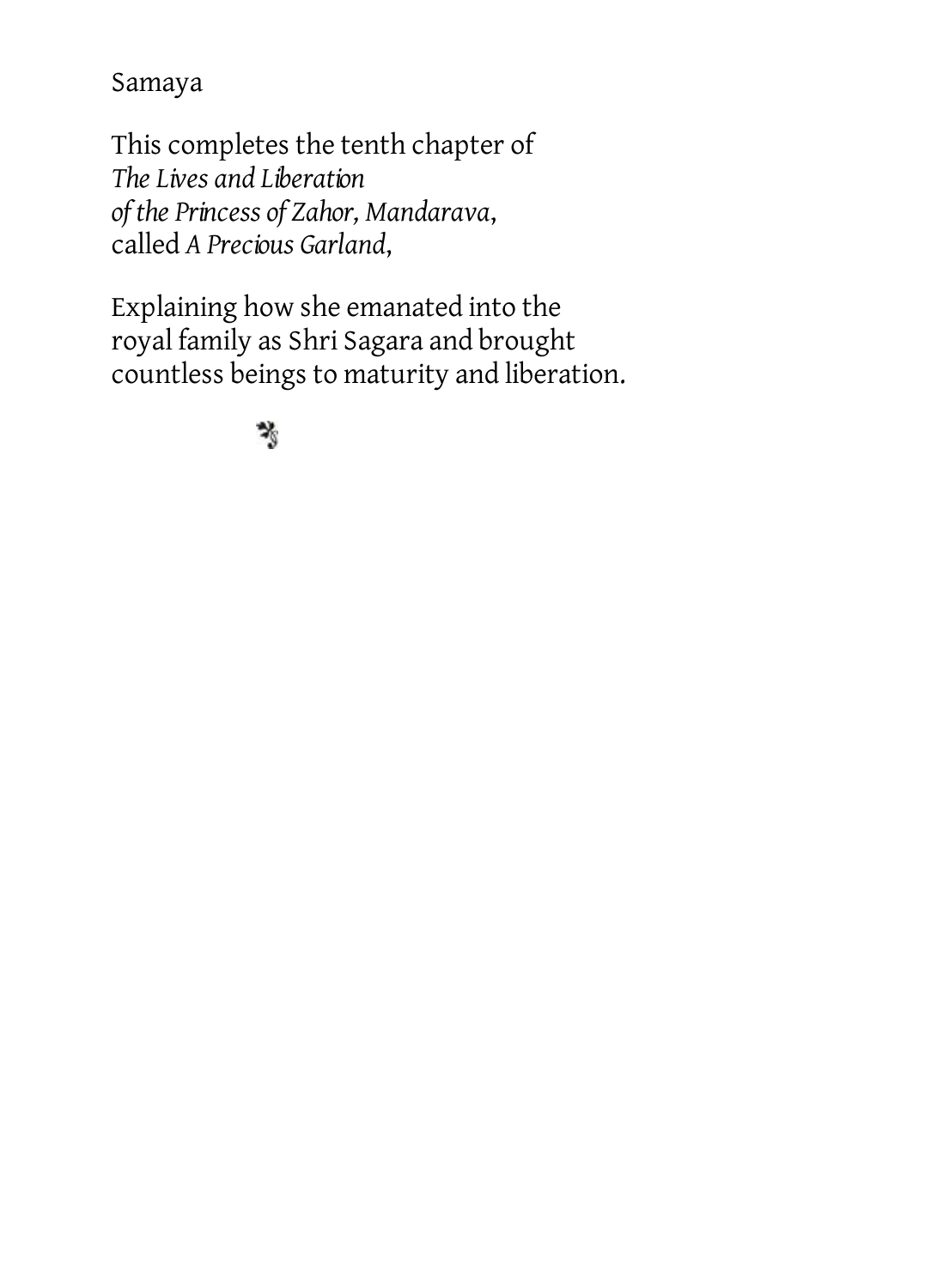Samaya

This completes the tenth chapter of
*The Lives and Liberation*
*of the Princess of Zahor, Mandarava*,
called *A Precious Garland*,

Explaining how she emanated into the
royal family as Shri Sagara and brought
countless beings to maturity and liberation.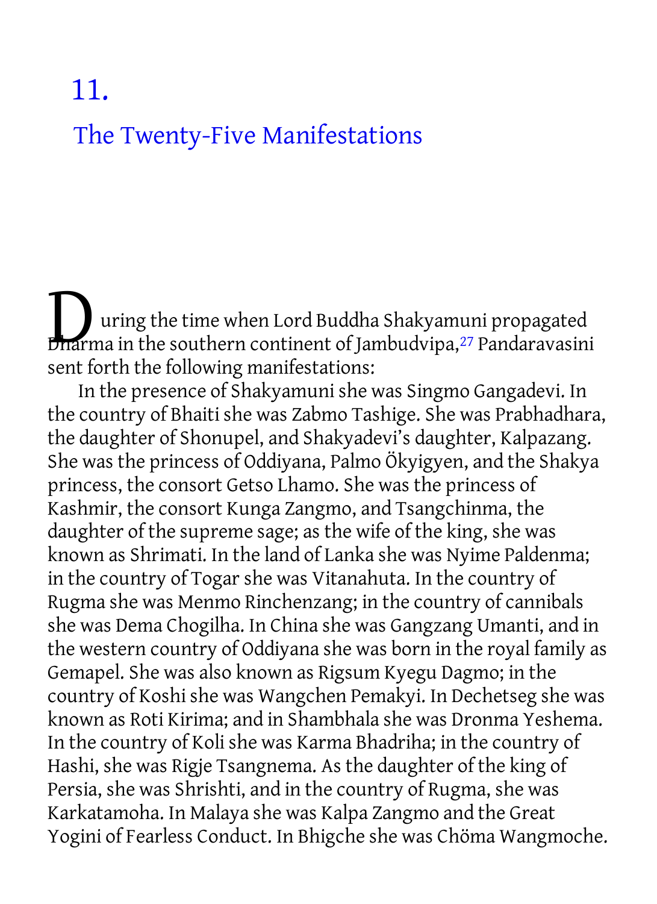# 11.

## The Twenty-Five Manifestations

During the time when Lord Buddha Shakyamuni propagated Dharma in the southern continent of Jambudvipa,[27] Pandaravasini sent forth the following manifestations:

In the presence of Shakyamuni she was Singmo Gangadevi. In the country of Bhaiti she was Zabmo Tashige. She was Prabhadhara, the daughter of Shonupel, and Shakyadevi's daughter, Kalpazang. She was the princess of Oddiyana, Palmo Ökyigyen, and the Shakya princess, the consort Getso Lhamo. She was the princess of Kashmir, the consort Kunga Zangmo, and Tsangchinma, the daughter of the supreme sage; as the wife of the king, she was known as Shrimati. In the land of Lanka she was Nyime Paldenma; in the country of Togar she was Vitanahuta. In the country of Rugma she was Menmo Rinchenzang; in the country of cannibals she was Dema Chogilha. In China she was Gangzang Umanti, and in the western country of Oddiyana she was born in the royal family as Gemapel. She was also known as Rigsum Kyegu Dagmo; in the country of Koshi she was Wangchen Pemakyi. In Dechetseg she was known as Roti Kirima; and in Shambhala she was Dronma Yeshema. In the country of Koli she was Karma Bhadriha; in the country of Hashi, she was Rigje Tsangnema. As the daughter of the king of Persia, she was Shrishti, and in the country of Rugma, she was Karkatamoha. In Malaya she was Kalpa Zangmo and the Great Yogini of Fearless Conduct. In Bhigche she was Chöma Wangmoche.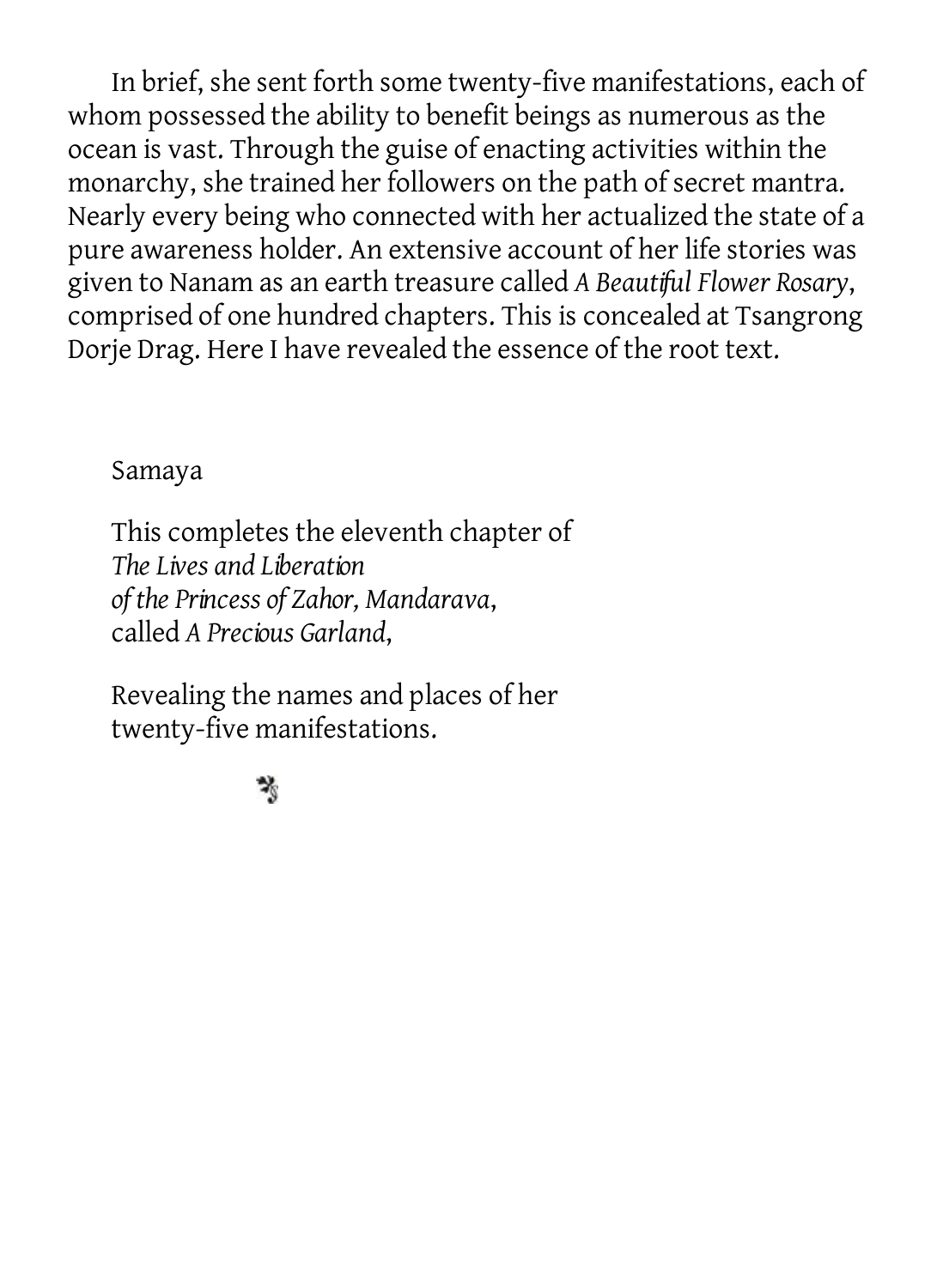In brief, she sent forth some twenty-five manifestations, each of whom possessed the ability to benefit beings as numerous as the ocean is vast. Through the guise of enacting activities within the monarchy, she trained her followers on the path of secret mantra. Nearly every being who connected with her actualized the state of a pure awareness holder. An extensive account of her life stories was given to Nanam as an earth treasure called *A Beautiful Flower Rosary*, comprised of one hundred chapters. This is concealed at Tsangrong Dorje Drag. Here I have revealed the essence of the root text.

Samaya

This completes the eleventh chapter of *The Lives and Liberation of the Princess of Zahor, Mandarava*, called *A Precious Garland*,

Revealing the names and places of her twenty-five manifestations.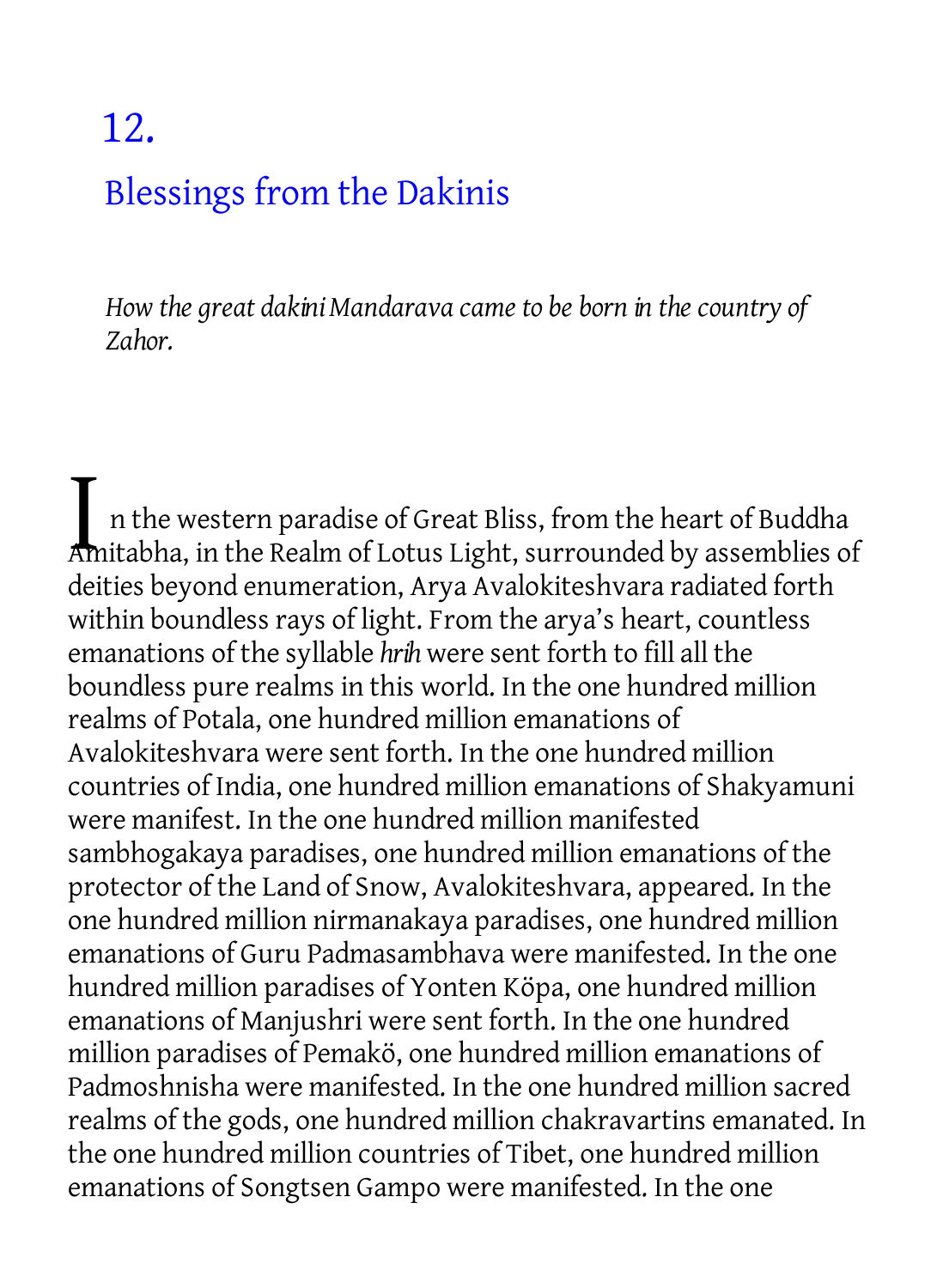# 12.

## Blessings from the Dakinis

*How the great dakini Mandarava came to be born in the country of Zahor.*

In the western paradise of Great Bliss, from the heart of Buddha Amitabha, in the Realm of Lotus Light, surrounded by assemblies of deities beyond enumeration, Arya Avalokiteshvara radiated forth within boundless rays of light. From the arya's heart, countless emanations of the syllable *hrih* were sent forth to fill all the boundless pure realms in this world. In the one hundred million realms of Potala, one hundred million emanations of Avalokiteshvara were sent forth. In the one hundred million countries of India, one hundred million emanations of Shakyamuni were manifest. In the one hundred million manifested sambhogakaya paradises, one hundred million emanations of the protector of the Land of Snow, Avalokiteshvara, appeared. In the one hundred million nirmanakaya paradises, one hundred million emanations of Guru Padmasambhava were manifested. In the one hundred million paradises of Yonten Köpa, one hundred million emanations of Manjushri were sent forth. In the one hundred million paradises of Pemakö, one hundred million emanations of Padmoshnisha were manifested. In the one hundred million sacred realms of the gods, one hundred million chakravartins emanated. In the one hundred million countries of Tibet, one hundred million emanations of Songtsen Gampo were manifested. In the one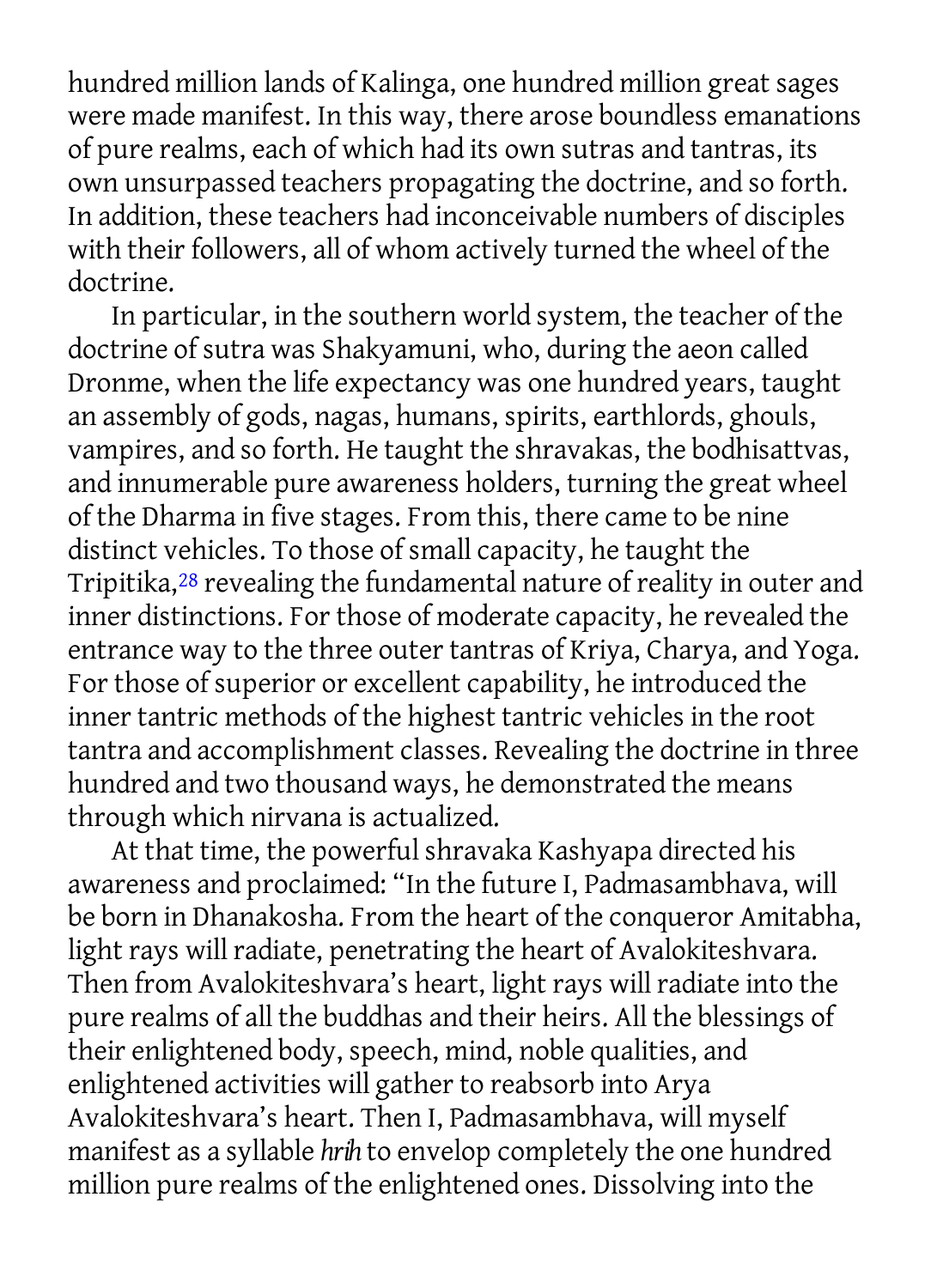hundred million lands of Kalinga, one hundred million great sages were made manifest. In this way, there arose boundless emanations of pure realms, each of which had its own sutras and tantras, its own unsurpassed teachers propagating the doctrine, and so forth. In addition, these teachers had inconceivable numbers of disciples with their followers, all of whom actively turned the wheel of the doctrine.

In particular, in the southern world system, the teacher of the doctrine of sutra was Shakyamuni, who, during the aeon called Dronme, when the life expectancy was one hundred years, taught an assembly of gods, nagas, humans, spirits, earthlords, ghouls, vampires, and so forth. He taught the shravakas, the bodhisattvas, and innumerable pure awareness holders, turning the great wheel of the Dharma in five stages. From this, there came to be nine distinct vehicles. To those of small capacity, he taught the Tripitika,[28] revealing the fundamental nature of reality in outer and inner distinctions. For those of moderate capacity, he revealed the entrance way to the three outer tantras of Kriya, Charya, and Yoga. For those of superior or excellent capability, he introduced the inner tantric methods of the highest tantric vehicles in the root tantra and accomplishment classes. Revealing the doctrine in three hundred and two thousand ways, he demonstrated the means through which nirvana is actualized.

At that time, the powerful shravaka Kashyapa directed his awareness and proclaimed: "In the future I, Padmasambhava, will be born in Dhanakosha. From the heart of the conqueror Amitabha, light rays will radiate, penetrating the heart of Avalokiteshvara. Then from Avalokiteshvara's heart, light rays will radiate into the pure realms of all the buddhas and their heirs. All the blessings of their enlightened body, speech, mind, noble qualities, and enlightened activities will gather to reabsorb into Arya Avalokiteshvara's heart. Then I, Padmasambhava, will myself manifest as a syllable *hrih* to envelop completely the one hundred million pure realms of the enlightened ones. Dissolving into the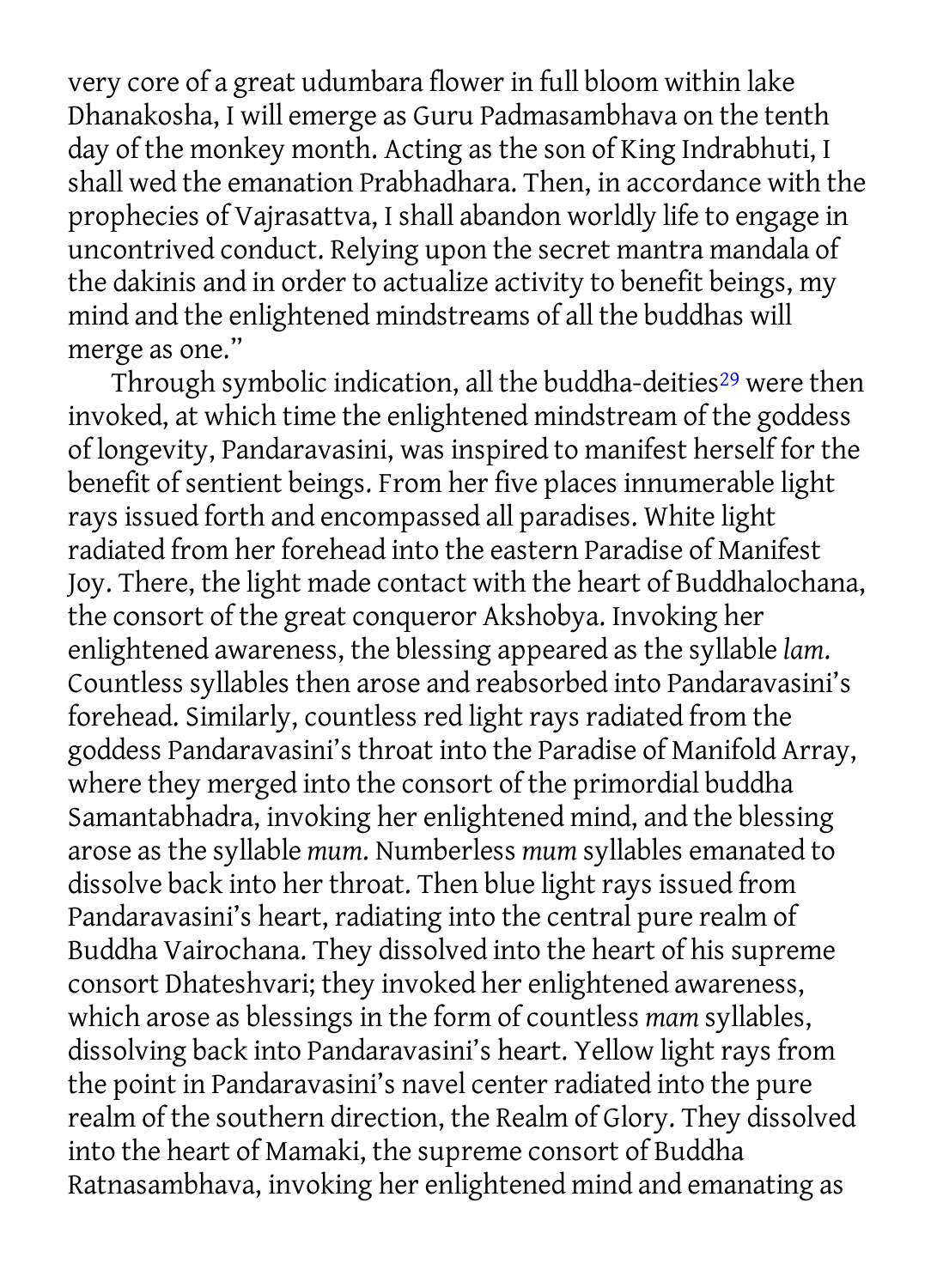very core of a great udumbara flower in full bloom within lake Dhanakosha, I will emerge as Guru Padmasambhava on the tenth day of the monkey month. Acting as the son of King Indrabhuti, I shall wed the emanation Prabhadhara. Then, in accordance with the prophecies of Vajrasattva, I shall abandon worldly life to engage in uncontrived conduct. Relying upon the secret mantra mandala of the dakinis and in order to actualize activity to benefit beings, my mind and the enlightened mindstreams of all the buddhas will merge as one."

Through symbolic indication, all the buddha-deities[29] were then invoked, at which time the enlightened mindstream of the goddess of longevity, Pandaravasini, was inspired to manifest herself for the benefit of sentient beings. From her five places innumerable light rays issued forth and encompassed all paradises. White light radiated from her forehead into the eastern Paradise of Manifest Joy. There, the light made contact with the heart of Buddhalochana, the consort of the great conqueror Akshobya. Invoking her enlightened awareness, the blessing appeared as the syllable *lam*. Countless syllables then arose and reabsorbed into Pandaravasini's forehead. Similarly, countless red light rays radiated from the goddess Pandaravasini's throat into the Paradise of Manifold Array, where they merged into the consort of the primordial buddha Samantabhadra, invoking her enlightened mind, and the blessing arose as the syllable *mum*. Numberless *mum* syllables emanated to dissolve back into her throat. Then blue light rays issued from Pandaravasini's heart, radiating into the central pure realm of Buddha Vairochana. They dissolved into the heart of his supreme consort Dhateshvari; they invoked her enlightened awareness, which arose as blessings in the form of countless *mam* syllables, dissolving back into Pandaravasini's heart. Yellow light rays from the point in Pandaravasini's navel center radiated into the pure realm of the southern direction, the Realm of Glory. They dissolved into the heart of Mamaki, the supreme consort of Buddha Ratnasambhava, invoking her enlightened mind and emanating as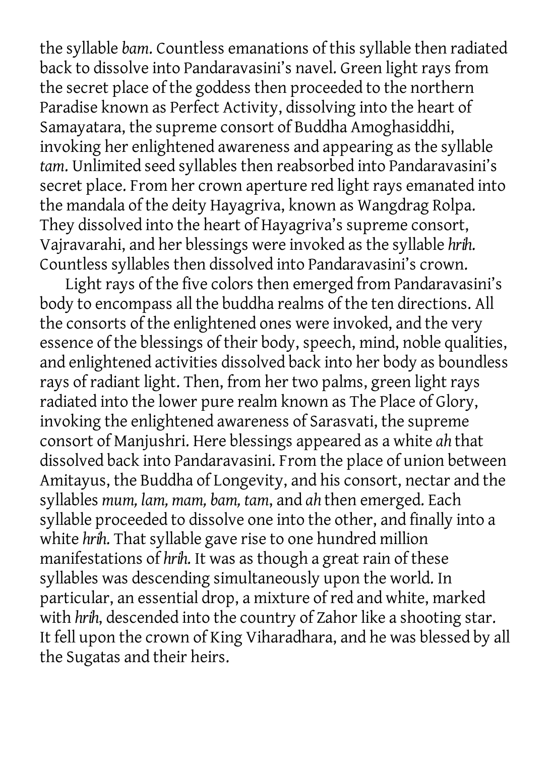the syllable *bam*. Countless emanations of this syllable then radiated back to dissolve into Pandaravasini's navel. Green light rays from the secret place of the goddess then proceeded to the northern Paradise known as Perfect Activity, dissolving into the heart of Samayatara, the supreme consort of Buddha Amoghasiddhi, invoking her enlightened awareness and appearing as the syllable *tam*. Unlimited seed syllables then reabsorbed into Pandaravasini's secret place. From her crown aperture red light rays emanated into the mandala of the deity Hayagriva, known as Wangdrag Rolpa. They dissolved into the heart of Hayagriva's supreme consort, Vajravarahi, and her blessings were invoked as the syllable *hrih*. Countless syllables then dissolved into Pandaravasini's crown.

Light rays of the five colors then emerged from Pandaravasini's body to encompass all the buddha realms of the ten directions. All the consorts of the enlightened ones were invoked, and the very essence of the blessings of their body, speech, mind, noble qualities, and enlightened activities dissolved back into her body as boundless rays of radiant light. Then, from her two palms, green light rays radiated into the lower pure realm known as The Place of Glory, invoking the enlightened awareness of Sarasvati, the supreme consort of Manjushri. Here blessings appeared as a white *ah* that dissolved back into Pandaravasini. From the place of union between Amitayus, the Buddha of Longevity, and his consort, nectar and the syllables *mum, lam, mam, bam, tam*, and *ah* then emerged. Each syllable proceeded to dissolve one into the other, and finally into a white *hrih*. That syllable gave rise to one hundred million manifestations of *hrih*. It was as though a great rain of these syllables was descending simultaneously upon the world. In particular, an essential drop, a mixture of red and white, marked with *hrih*, descended into the country of Zahor like a shooting star. It fell upon the crown of King Viharadhara, and he was blessed by all the Sugatas and their heirs.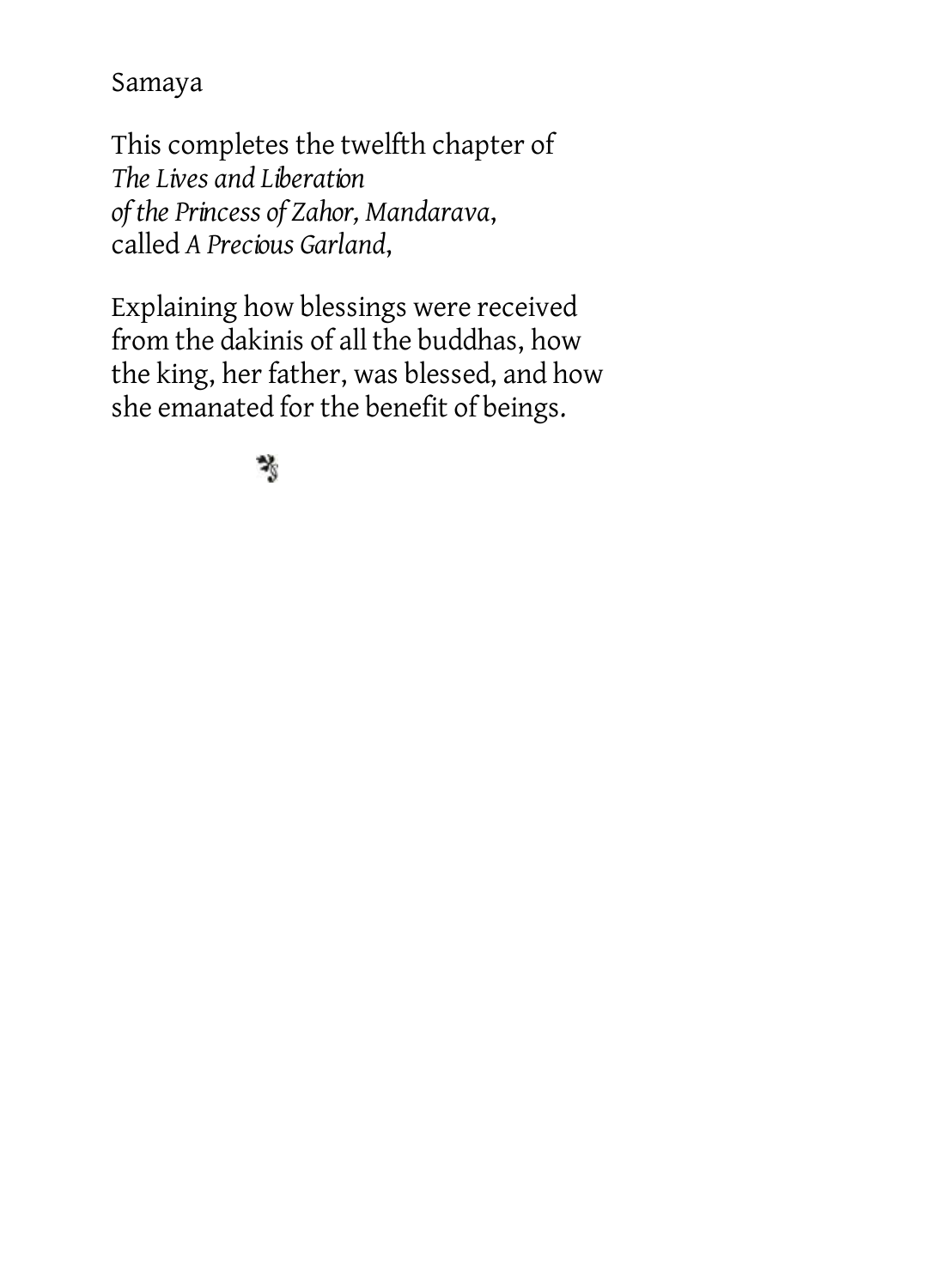Samaya

This completes the twelfth chapter of
*The Lives and Liberation*
*of the Princess of Zahor, Mandarava*,
called *A Precious Garland*,

Explaining how blessings were received from the dakinis of all the buddhas, how the king, her father, was blessed, and how she emanated for the benefit of beings.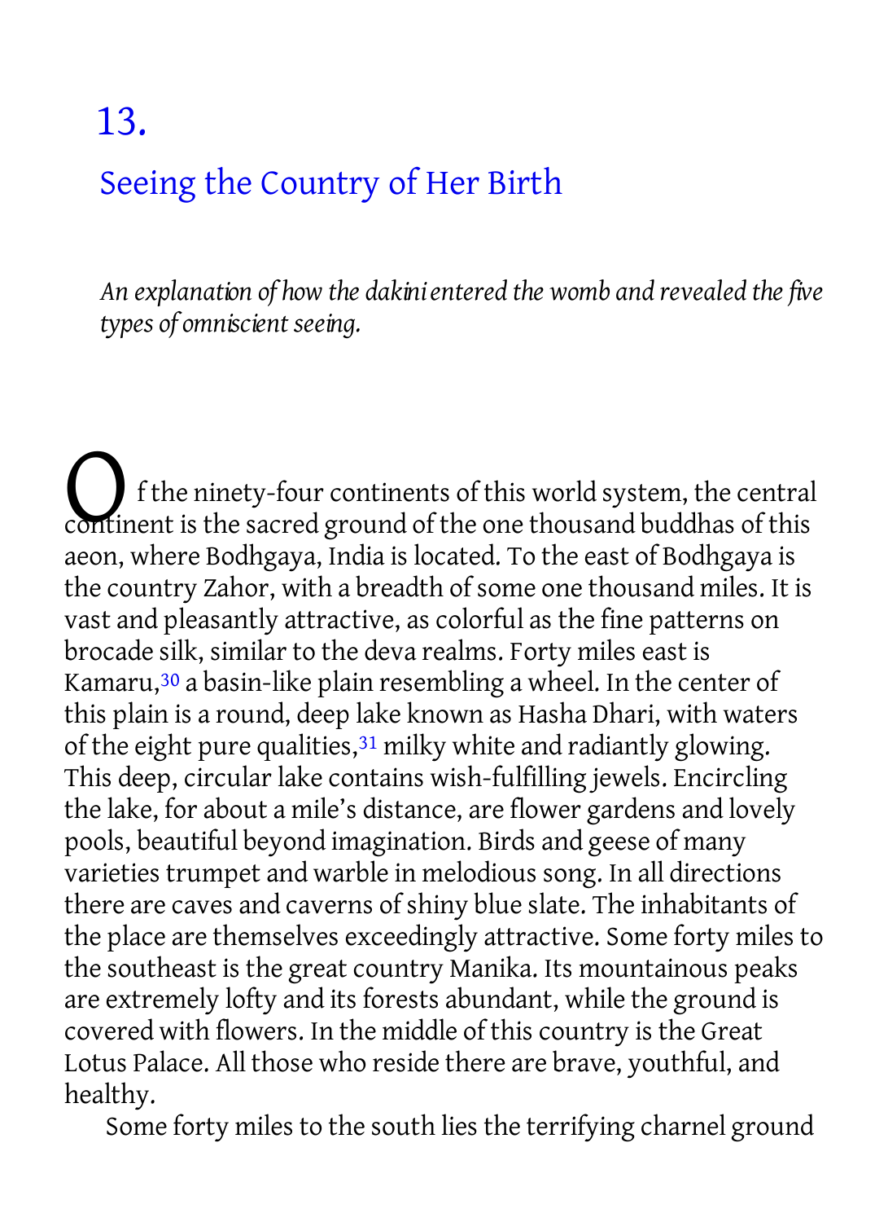# 13.

## Seeing the Country of Her Birth

*An explanation of how the dakini entered the womb and revealed the five types of omniscient seeing.*

Of the ninety-four continents of this world system, the central continent is the sacred ground of the one thousand buddhas of this aeon, where Bodhgaya, India is located. To the east of Bodhgaya is the country Zahor, with a breadth of some one thousand miles. It is vast and pleasantly attractive, as colorful as the fine patterns on brocade silk, similar to the deva realms. Forty miles east is Kamaru,[30] a basin-like plain resembling a wheel. In the center of this plain is a round, deep lake known as Hasha Dhari, with waters of the eight pure qualities,[31] milky white and radiantly glowing. This deep, circular lake contains wish-fulfilling jewels. Encircling the lake, for about a mile's distance, are flower gardens and lovely pools, beautiful beyond imagination. Birds and geese of many varieties trumpet and warble in melodious song. In all directions there are caves and caverns of shiny blue slate. The inhabitants of the place are themselves exceedingly attractive. Some forty miles to the southeast is the great country Manika. Its mountainous peaks are extremely lofty and its forests abundant, while the ground is covered with flowers. In the middle of this country is the Great Lotus Palace. All those who reside there are brave, youthful, and healthy.

Some forty miles to the south lies the terrifying charnel ground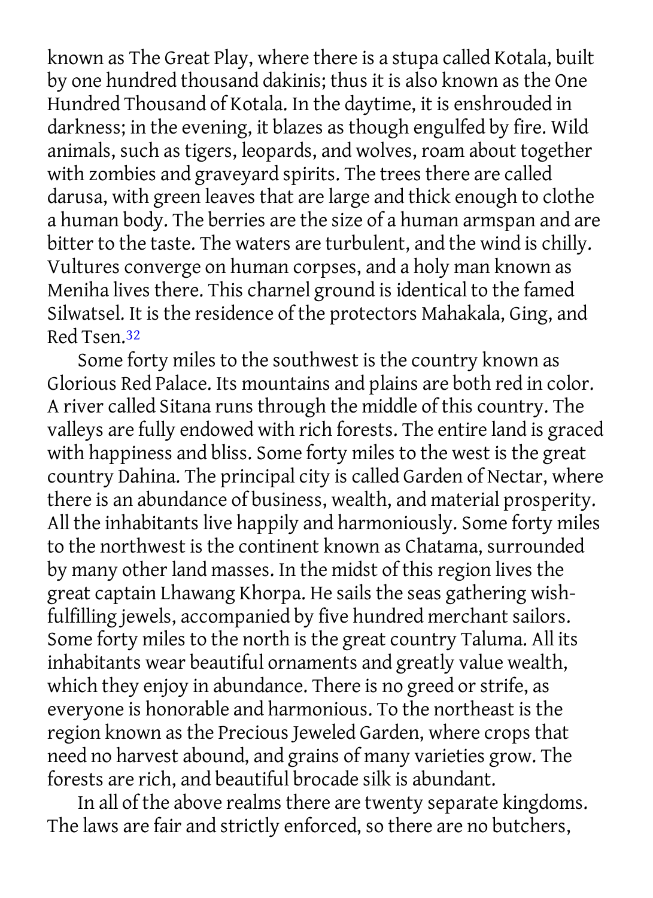known as The Great Play, where there is a stupa called Kotala, built by one hundred thousand dakinis; thus it is also known as the One Hundred Thousand of Kotala. In the daytime, it is enshrouded in darkness; in the evening, it blazes as though engulfed by fire. Wild animals, such as tigers, leopards, and wolves, roam about together with zombies and graveyard spirits. The trees there are called darusa, with green leaves that are large and thick enough to clothe a human body. The berries are the size of a human armspan and are bitter to the taste. The waters are turbulent, and the wind is chilly. Vultures converge on human corpses, and a holy man known as Meniha lives there. This charnel ground is identical to the famed Silwatsel. It is the residence of the protectors Mahakala, Ging, and Red Tsen.[32]

Some forty miles to the southwest is the country known as Glorious Red Palace. Its mountains and plains are both red in color. A river called Sitana runs through the middle of this country. The valleys are fully endowed with rich forests. The entire land is graced with happiness and bliss. Some forty miles to the west is the great country Dahina. The principal city is called Garden of Nectar, where there is an abundance of business, wealth, and material prosperity. All the inhabitants live happily and harmoniously. Some forty miles to the northwest is the continent known as Chatama, surrounded by many other land masses. In the midst of this region lives the great captain Lhawang Khorpa. He sails the seas gathering wish-fulfilling jewels, accompanied by five hundred merchant sailors. Some forty miles to the north is the great country Taluma. All its inhabitants wear beautiful ornaments and greatly value wealth, which they enjoy in abundance. There is no greed or strife, as everyone is honorable and harmonious. To the northeast is the region known as the Precious Jeweled Garden, where crops that need no harvest abound, and grains of many varieties grow. The forests are rich, and beautiful brocade silk is abundant.

In all of the above realms there are twenty separate kingdoms. The laws are fair and strictly enforced, so there are no butchers,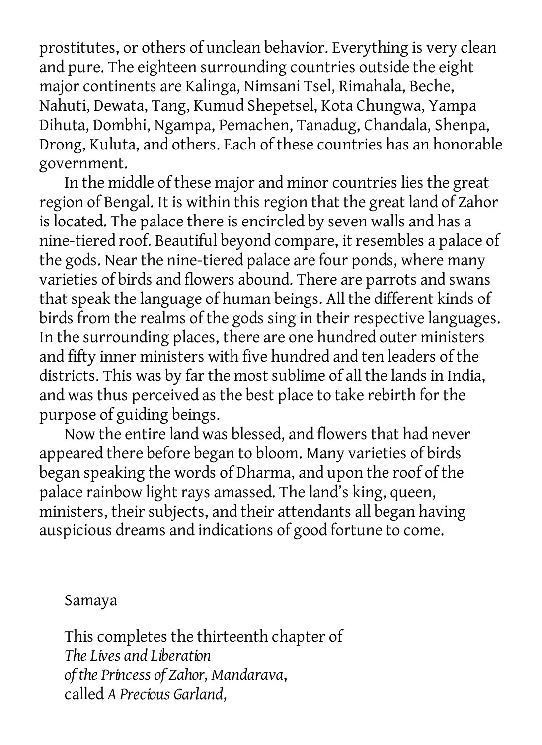prostitutes, or others of unclean behavior. Everything is very clean and pure. The eighteen surrounding countries outside the eight major continents are Kalinga, Nimsani Tsel, Rimahala, Beche, Nahuti, Dewata, Tang, Kumud Shepetsel, Kota Chungwa, Yampa Dihuta, Dombhi, Ngampa, Pemachen, Tanadug, Chandala, Shenpa, Drong, Kuluta, and others. Each of these countries has an honorable government.

In the middle of these major and minor countries lies the great region of Bengal. It is within this region that the great land of Zahor is located. The palace there is encircled by seven walls and has a nine-tiered roof. Beautiful beyond compare, it resembles a palace of the gods. Near the nine-tiered palace are four ponds, where many varieties of birds and flowers abound. There are parrots and swans that speak the language of human beings. All the different kinds of birds from the realms of the gods sing in their respective languages. In the surrounding places, there are one hundred outer ministers and fifty inner ministers with five hundred and ten leaders of the districts. This was by far the most sublime of all the lands in India, and was thus perceived as the best place to take rebirth for the purpose of guiding beings.

Now the entire land was blessed, and flowers that had never appeared there before began to bloom. Many varieties of birds began speaking the words of Dharma, and upon the roof of the palace rainbow light rays amassed. The land's king, queen, ministers, their subjects, and their attendants all began having auspicious dreams and indications of good fortune to come.

Samaya

This completes the thirteenth chapter of
*The Lives and Liberation*
*of the Princess of Zahor, Mandarava*,
called *A Precious Garland*,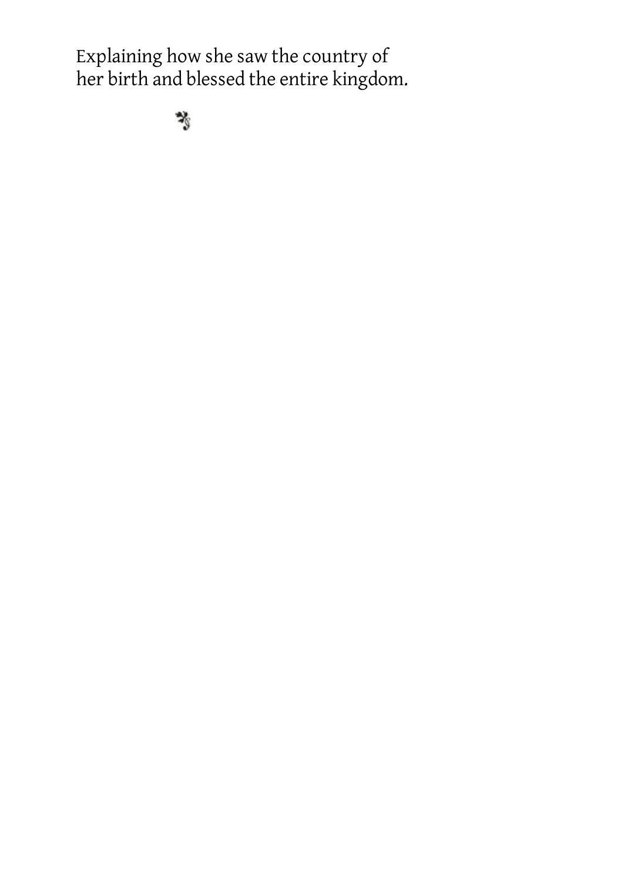Explaining how she saw the country of her birth and blessed the entire kingdom.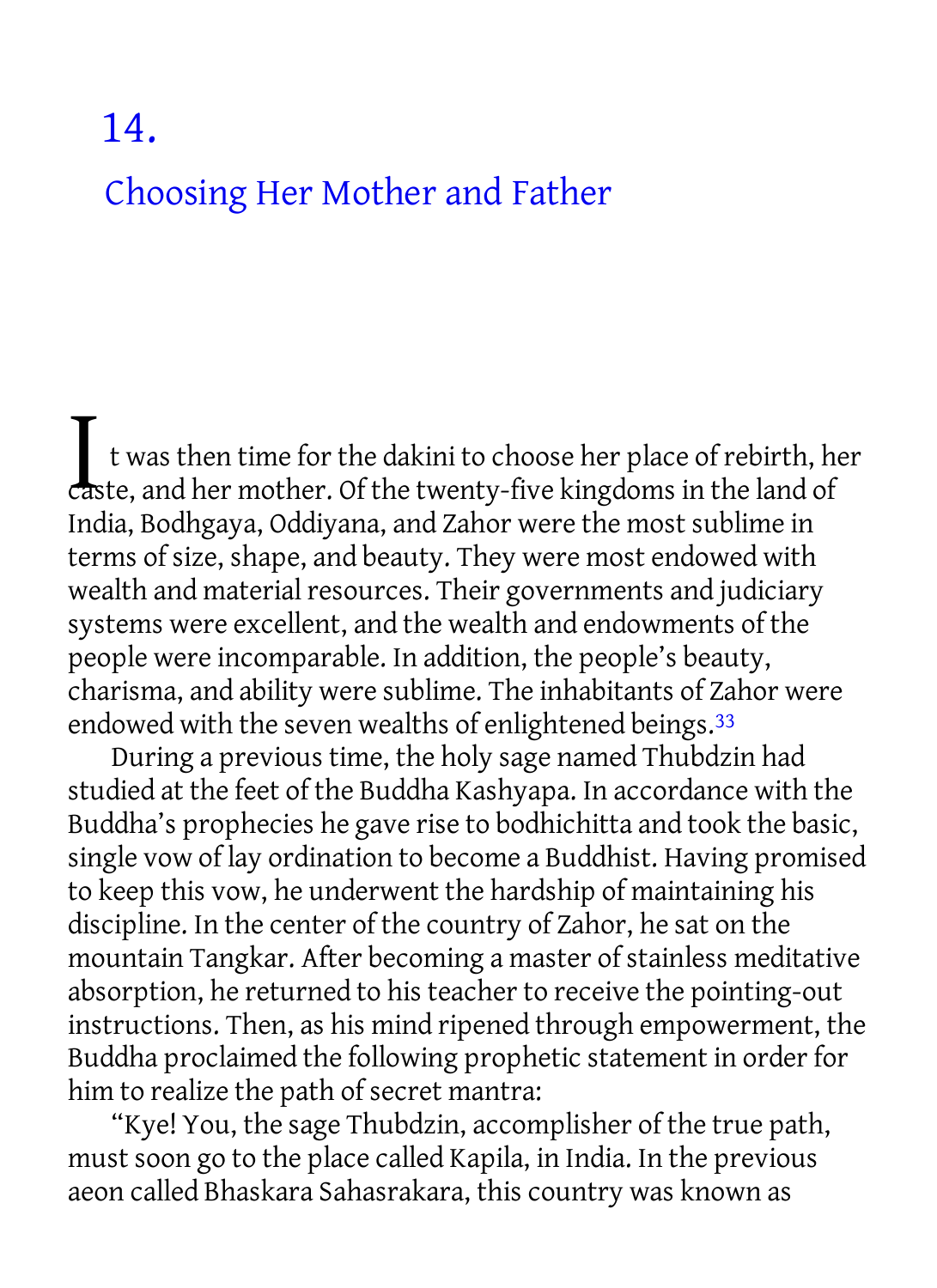# 14.

## Choosing Her Mother and Father

It was then time for the dakini to choose her place of rebirth, her caste, and her mother. Of the twenty-five kingdoms in the land of India, Bodhgaya, Oddiyana, and Zahor were the most sublime in terms of size, shape, and beauty. They were most endowed with wealth and material resources. Their governments and judiciary systems were excellent, and the wealth and endowments of the people were incomparable. In addition, the people's beauty, charisma, and ability were sublime. The inhabitants of Zahor were endowed with the seven wealths of enlightened beings.[33]

During a previous time, the holy sage named Thubdzin had studied at the feet of the Buddha Kashyapa. In accordance with the Buddha's prophecies he gave rise to bodhichitta and took the basic, single vow of lay ordination to become a Buddhist. Having promised to keep this vow, he underwent the hardship of maintaining his discipline. In the center of the country of Zahor, he sat on the mountain Tangkar. After becoming a master of stainless meditative absorption, he returned to his teacher to receive the pointing-out instructions. Then, as his mind ripened through empowerment, the Buddha proclaimed the following prophetic statement in order for him to realize the path of secret mantra:

"Kye! You, the sage Thubdzin, accomplisher of the true path, must soon go to the place called Kapila, in India. In the previous aeon called Bhaskara Sahasrakara, this country was known as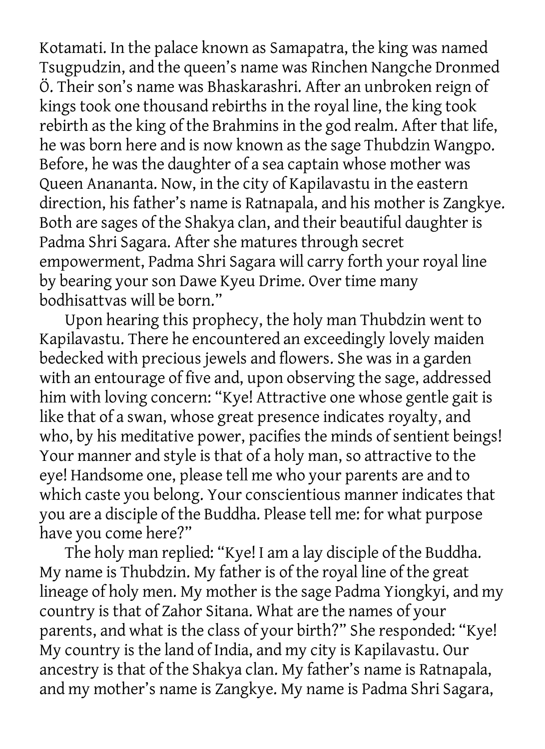Kotamati. In the palace known as Samapatra, the king was named Tsugpudzin, and the queen's name was Rinchen Nangche Dronmed Ö. Their son's name was Bhaskarashri. After an unbroken reign of kings took one thousand rebirths in the royal line, the king took rebirth as the king of the Brahmins in the god realm. After that life, he was born here and is now known as the sage Thubdzin Wangpo. Before, he was the daughter of a sea captain whose mother was Queen Ananata. Now, in the city of Kapilavastu in the eastern direction, his father's name is Ratnapala, and his mother is Zangkye. Both are sages of the Shakya clan, and their beautiful daughter is Padma Shri Sagara. After she matures through secret empowerment, Padma Shri Sagara will carry forth your royal line by bearing your son Dawe Kyeu Drime. Over time many bodhisattvas will be born."

Upon hearing this prophecy, the holy man Thubdzin went to Kapilavastu. There he encountered an exceedingly lovely maiden bedecked with precious jewels and flowers. She was in a garden with an entourage of five and, upon observing the sage, addressed him with loving concern: "Kye! Attractive one whose gentle gait is like that of a swan, whose great presence indicates royalty, and who, by his meditative power, pacifies the minds of sentient beings! Your manner and style is that of a holy man, so attractive to the eye! Handsome one, please tell me who your parents are and to which caste you belong. Your conscientious manner indicates that you are a disciple of the Buddha. Please tell me: for what purpose have you come here?"

The holy man replied: "Kye! I am a lay disciple of the Buddha. My name is Thubdzin. My father is of the royal line of the great lineage of holy men. My mother is the sage Padma Yiongkyi, and my country is that of Zahor Sitana. What are the names of your parents, and what is the class of your birth?" She responded: "Kye! My country is the land of India, and my city is Kapilavastu. Our ancestry is that of the Shakya clan. My father's name is Ratnapala, and my mother's name is Zangkye. My name is Padma Shri Sagara,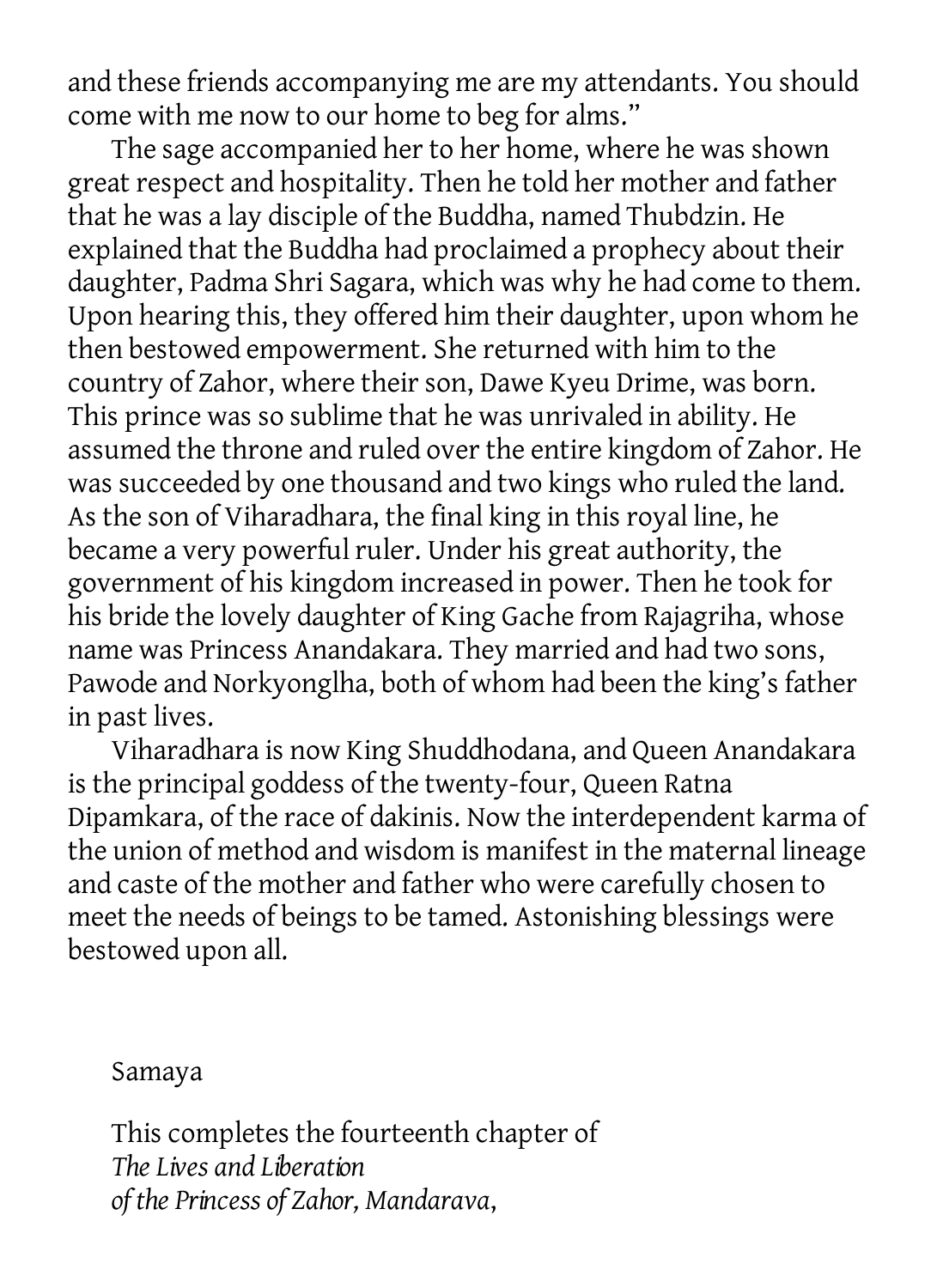and these friends accompanying me are my attendants. You should come with me now to our home to beg for alms."

The sage accompanied her to her home, where he was shown great respect and hospitality. Then he told her mother and father that he was a lay disciple of the Buddha, named Thubdzin. He explained that the Buddha had proclaimed a prophecy about their daughter, Padma Shri Sagara, which was why he had come to them. Upon hearing this, they offered him their daughter, upon whom he then bestowed empowerment. She returned with him to the country of Zahor, where their son, Dawe Kyeu Drime, was born. This prince was so sublime that he was unrivaled in ability. He assumed the throne and ruled over the entire kingdom of Zahor. He was succeeded by one thousand and two kings who ruled the land. As the son of Viharadhara, the final king in this royal line, he became a very powerful ruler. Under his great authority, the government of his kingdom increased in power. Then he took for his bride the lovely daughter of King Gache from Rajagriha, whose name was Princess Anandakara. They married and had two sons, Pawode and Norkyonglha, both of whom had been the king's father in past lives.

Viharadhara is now King Shuddhodana, and Queen Anandakara is the principal goddess of the twenty-four, Queen Ratna Dipamkara, of the race of dakinis. Now the interdependent karma of the union of method and wisdom is manifest in the maternal lineage and caste of the mother and father who were carefully chosen to meet the needs of beings to be tamed. Astonishing blessings were bestowed upon all.

Samaya

This completes the fourteenth chapter of
*The Lives and Liberation*
*of the Princess of Zahor, Mandarava*,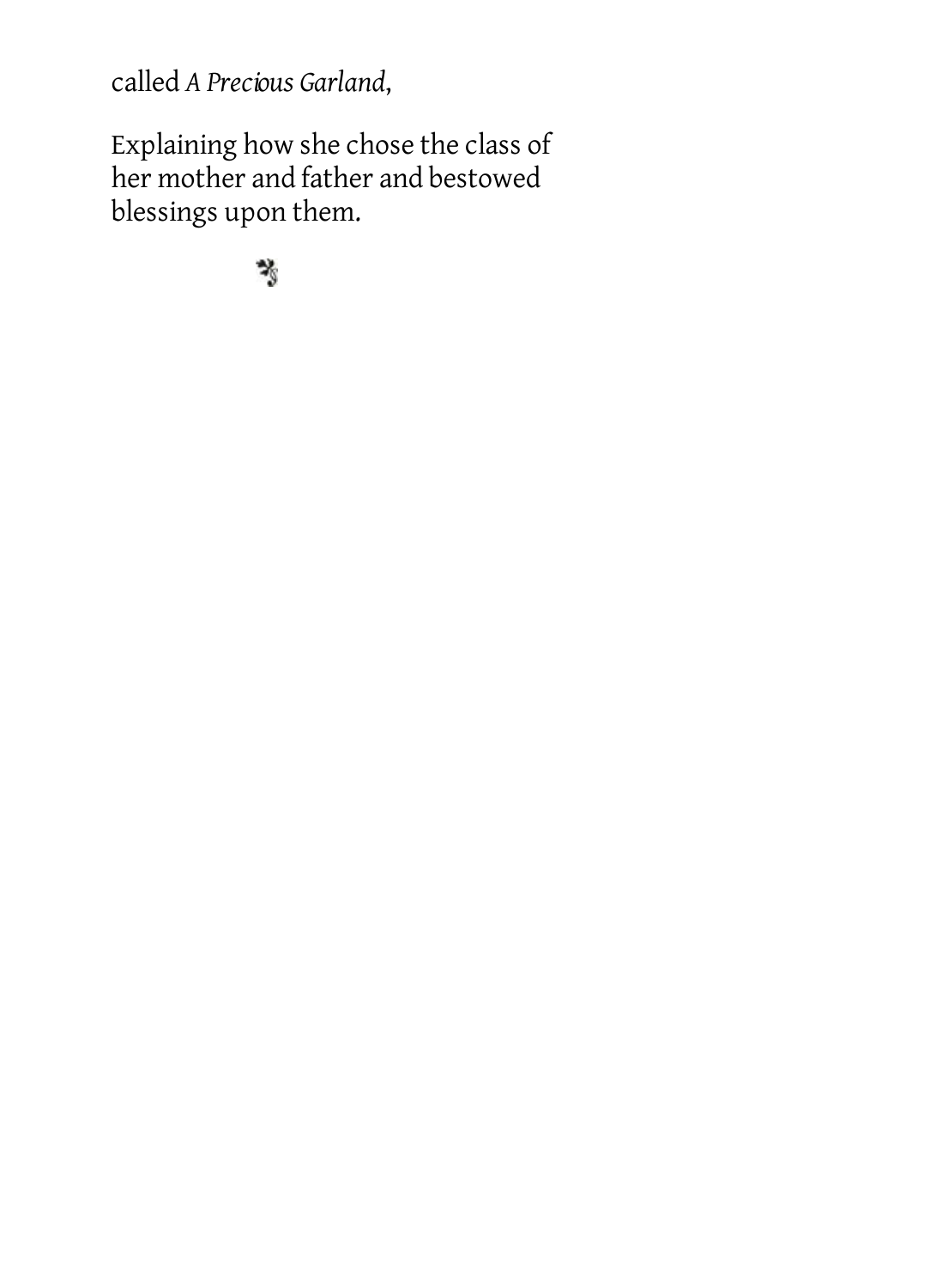called *A Precious Garland*,

Explaining how she chose the class of her mother and father and bestowed blessings upon them.

❧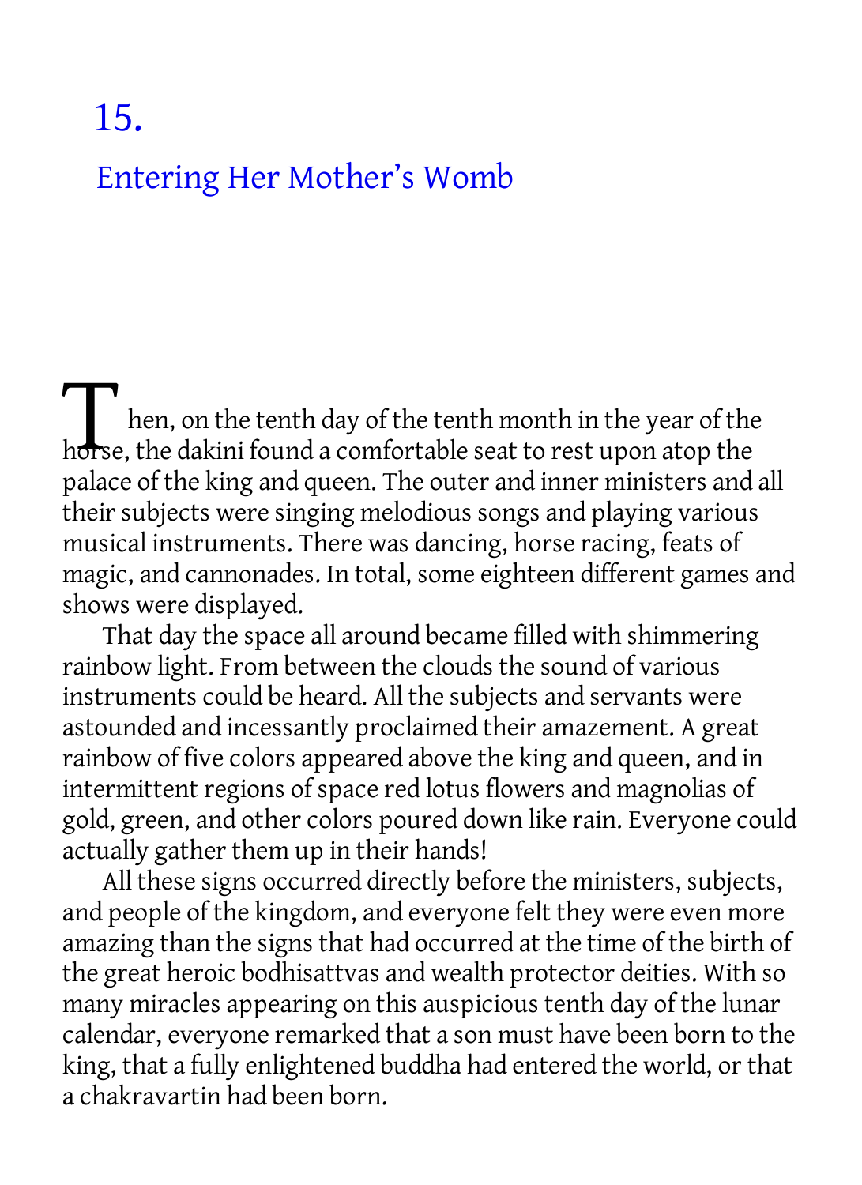# 15.

## Entering Her Mother's Womb

Then, on the tenth day of the tenth month in the year of the horse, the dakini found a comfortable seat to rest upon atop the palace of the king and queen. The outer and inner ministers and all their subjects were singing melodious songs and playing various musical instruments. There was dancing, horse racing, feats of magic, and cannonades. In total, some eighteen different games and shows were displayed.

That day the space all around became filled with shimmering rainbow light. From between the clouds the sound of various instruments could be heard. All the subjects and servants were astounded and incessantly proclaimed their amazement. A great rainbow of five colors appeared above the king and queen, and in intermittent regions of space red lotus flowers and magnolias of gold, green, and other colors poured down like rain. Everyone could actually gather them up in their hands!

All these signs occurred directly before the ministers, subjects, and people of the kingdom, and everyone felt they were even more amazing than the signs that had occurred at the time of the birth of the great heroic bodhisattvas and wealth protector deities. With so many miracles appearing on this auspicious tenth day of the lunar calendar, everyone remarked that a son must have been born to the king, that a fully enlightened buddha had entered the world, or that a chakravartin had been born.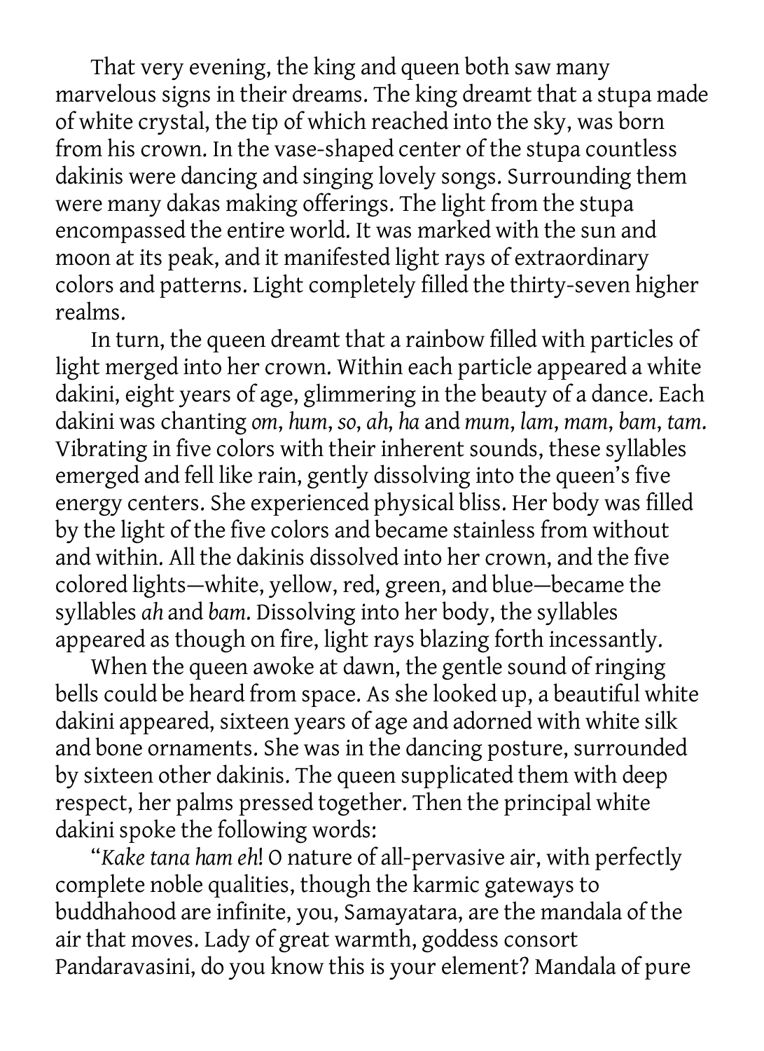That very evening, the king and queen both saw many marvelous signs in their dreams. The king dreamt that a stupa made of white crystal, the tip of which reached into the sky, was born from his crown. In the vase-shaped center of the stupa countless dakinis were dancing and singing lovely songs. Surrounding them were many dakas making offerings. The light from the stupa encompassed the entire world. It was marked with the sun and moon at its peak, and it manifested light rays of extraordinary colors and patterns. Light completely filled the thirty-seven higher realms.

In turn, the queen dreamt that a rainbow filled with particles of light merged into her crown. Within each particle appeared a white dakini, eight years of age, glimmering in the beauty of a dance. Each dakini was chanting *om*, *hum*, *so*, *ah*, *ha* and *mum*, *lam*, *mam*, *bam*, *tam*. Vibrating in five colors with their inherent sounds, these syllables emerged and fell like rain, gently dissolving into the queen's five energy centers. She experienced physical bliss. Her body was filled by the light of the five colors and became stainless from without and within. All the dakinis dissolved into her crown, and the five colored lights—white, yellow, red, green, and blue—became the syllables *ah* and *bam*. Dissolving into her body, the syllables appeared as though on fire, light rays blazing forth incessantly.

When the queen awoke at dawn, the gentle sound of ringing bells could be heard from space. As she looked up, a beautiful white dakini appeared, sixteen years of age and adorned with white silk and bone ornaments. She was in the dancing posture, surrounded by sixteen other dakinis. The queen supplicated them with deep respect, her palms pressed together. Then the principal white dakini spoke the following words:

"*Kake tana ham eh*! O nature of all-pervasive air, with perfectly complete noble qualities, though the karmic gateways to buddhahood are infinite, you, Samayatara, are the mandala of the air that moves. Lady of great warmth, goddess consort Pandaravasini, do you know this is your element? Mandala of pure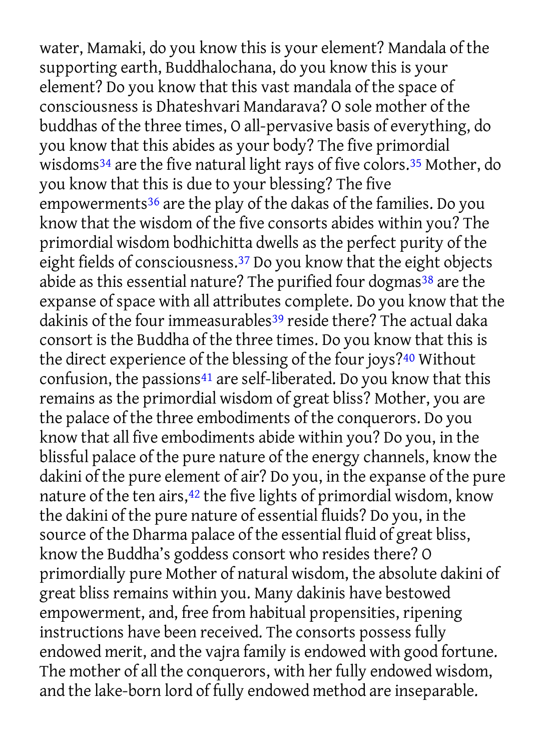water, Mamaki, do you know this is your element? Mandala of the supporting earth, Buddhalochana, do you know this is your element? Do you know that this vast mandala of the space of consciousness is Dhateshvari Mandarava? O sole mother of the buddhas of the three times, O all-pervasive basis of everything, do you know that this abides as your body? The five primordial wisdoms[34] are the five natural light rays of five colors.[35] Mother, do you know that this is due to your blessing? The five empowerments[36] are the play of the dakas of the families. Do you know that the wisdom of the five consorts abides within you? The primordial wisdom bodhichitta dwells as the perfect purity of the eight fields of consciousness.[37] Do you know that the eight objects abide as this essential nature? The purified four dogmas[38] are the expanse of space with all attributes complete. Do you know that the dakinis of the four immeasurables[39] reside there? The actual daka consort is the Buddha of the three times. Do you know that this is the direct experience of the blessing of the four joys?[40] Without confusion, the passions[41] are self-liberated. Do you know that this remains as the primordial wisdom of great bliss? Mother, you are the palace of the three embodiments of the conquerors. Do you know that all five embodiments abide within you? Do you, in the blissful palace of the pure nature of the energy channels, know the dakini of the pure element of air? Do you, in the expanse of the pure nature of the ten airs,[42] the five lights of primordial wisdom, know the dakini of the pure nature of essential fluids? Do you, in the source of the Dharma palace of the essential fluid of great bliss, know the Buddha's goddess consort who resides there? O primordially pure Mother of natural wisdom, the absolute dakini of great bliss remains within you. Many dakinis have bestowed empowerment, and, free from habitual propensities, ripening instructions have been received. The consorts possess fully endowed merit, and the vajra family is endowed with good fortune. The mother of all the conquerors, with her fully endowed wisdom, and the lake-born lord of fully endowed method are inseparable.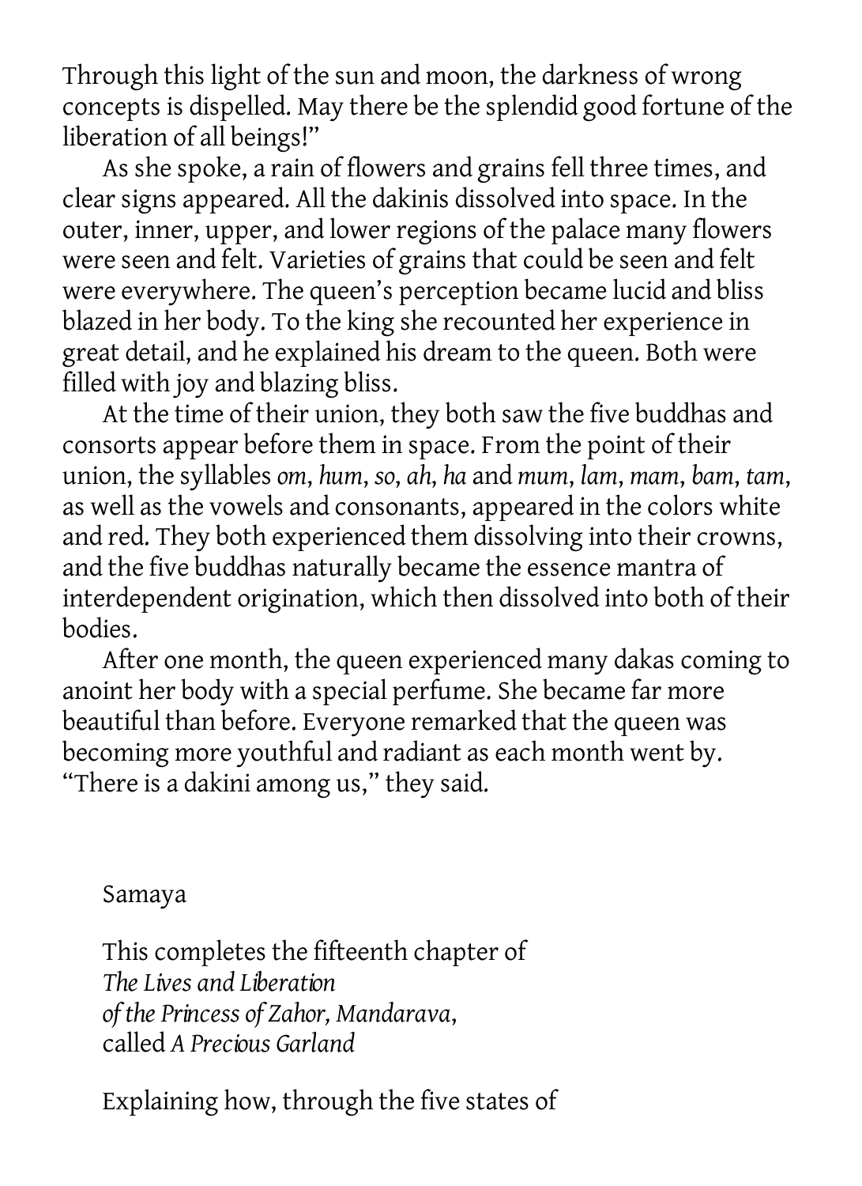Through this light of the sun and moon, the darkness of wrong concepts is dispelled. May there be the splendid good fortune of the liberation of all beings!"

As she spoke, a rain of flowers and grains fell three times, and clear signs appeared. All the dakinis dissolved into space. In the outer, inner, upper, and lower regions of the palace many flowers were seen and felt. Varieties of grains that could be seen and felt were everywhere. The queen's perception became lucid and bliss blazed in her body. To the king she recounted her experience in great detail, and he explained his dream to the queen. Both were filled with joy and blazing bliss.

At the time of their union, they both saw the five buddhas and consorts appear before them in space. From the point of their union, the syllables *om*, *hum*, *so*, *ah*, *ha* and *mum*, *lam*, *mam*, *bam*, *tam*, as well as the vowels and consonants, appeared in the colors white and red. They both experienced them dissolving into their crowns, and the five buddhas naturally became the essence mantra of interdependent origination, which then dissolved into both of their bodies.

After one month, the queen experienced many dakas coming to anoint her body with a special perfume. She became far more beautiful than before. Everyone remarked that the queen was becoming more youthful and radiant as each month went by. "There is a dakini among us," they said.

Samaya

This completes the fifteenth chapter of
*The Lives and Liberation*
*of the Princess of Zahor, Mandarava*,
called *A Precious Garland*

Explaining how, through the five states of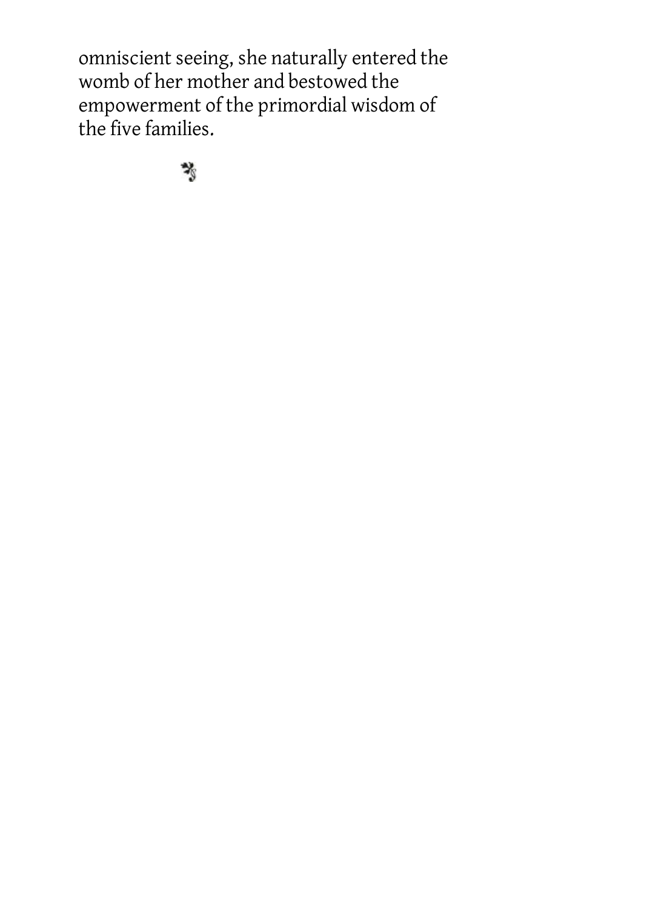omniscient seeing, she naturally entered the womb of her mother and bestowed the empowerment of the primordial wisdom of the five families.

❧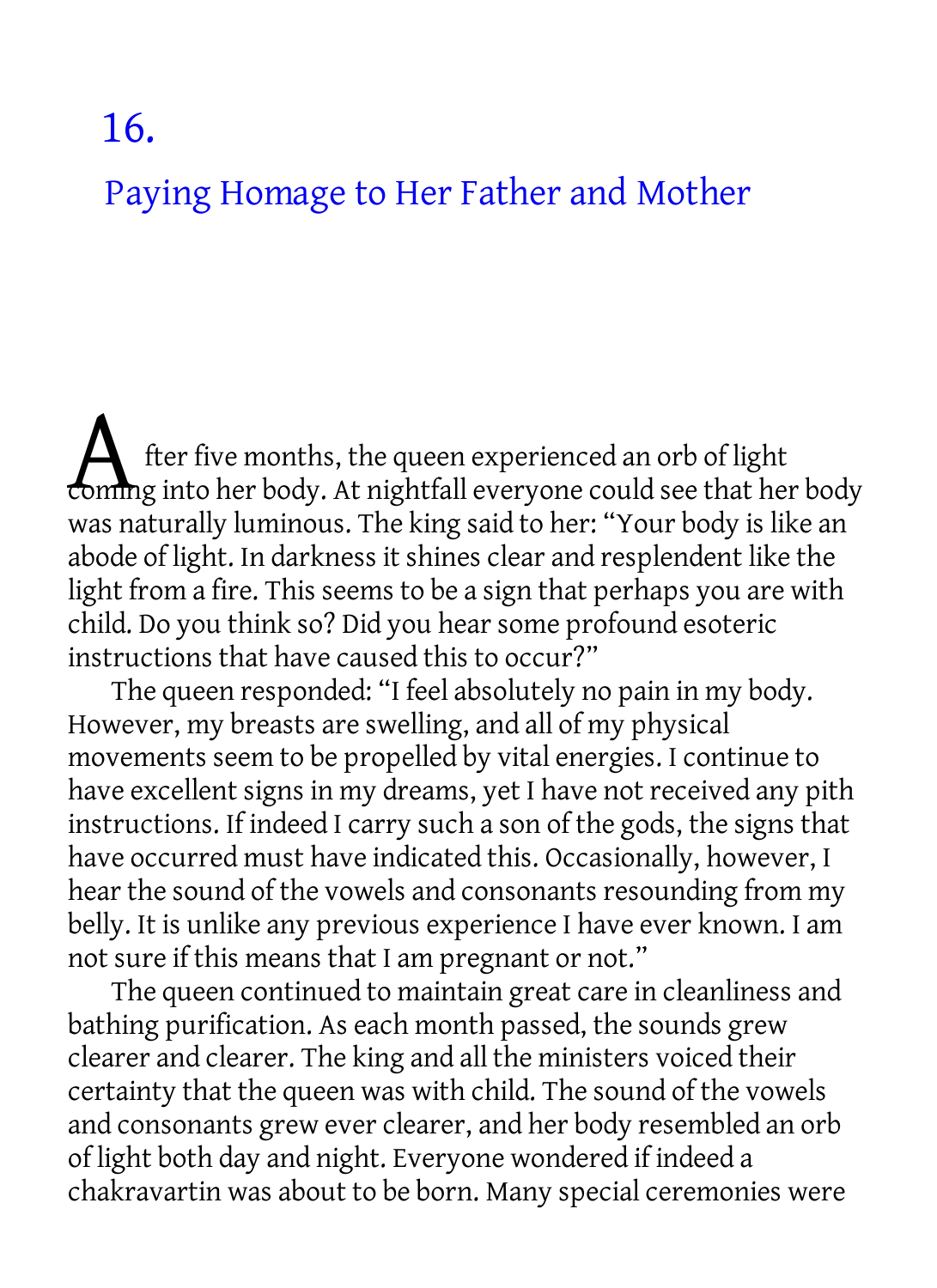# 16. Paying Homage to Her Father and Mother

After five months, the queen experienced an orb of light coming into her body. At nightfall everyone could see that her body was naturally luminous. The king said to her: "Your body is like an abode of light. In darkness it shines clear and resplendent like the light from a fire. This seems to be a sign that perhaps you are with child. Do you think so? Did you hear some profound esoteric instructions that have caused this to occur?"

The queen responded: "I feel absolutely no pain in my body. However, my breasts are swelling, and all of my physical movements seem to be propelled by vital energies. I continue to have excellent signs in my dreams, yet I have not received any pith instructions. If indeed I carry such a son of the gods, the signs that have occurred must have indicated this. Occasionally, however, I hear the sound of the vowels and consonants resounding from my belly. It is unlike any previous experience I have ever known. I am not sure if this means that I am pregnant or not."

The queen continued to maintain great care in cleanliness and bathing purification. As each month passed, the sounds grew clearer and clearer. The king and all the ministers voiced their certainty that the queen was with child. The sound of the vowels and consonants grew ever clearer, and her body resembled an orb of light both day and night. Everyone wondered if indeed a chakravartin was about to be born. Many special ceremonies were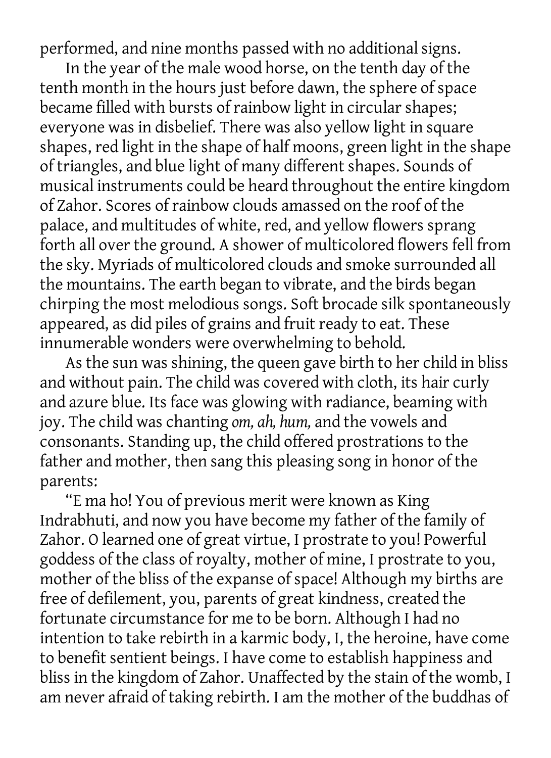performed, and nine months passed with no additional signs.

In the year of the male wood horse, on the tenth day of the tenth month in the hours just before dawn, the sphere of space became filled with bursts of rainbow light in circular shapes; everyone was in disbelief. There was also yellow light in square shapes, red light in the shape of half moons, green light in the shape of triangles, and blue light of many different shapes. Sounds of musical instruments could be heard throughout the entire kingdom of Zahor. Scores of rainbow clouds amassed on the roof of the palace, and multitudes of white, red, and yellow flowers sprang forth all over the ground. A shower of multicolored flowers fell from the sky. Myriads of multicolored clouds and smoke surrounded all the mountains. The earth began to vibrate, and the birds began chirping the most melodious songs. Soft brocade silk spontaneously appeared, as did piles of grains and fruit ready to eat. These innumerable wonders were overwhelming to behold.

As the sun was shining, the queen gave birth to her child in bliss and without pain. The child was covered with cloth, its hair curly and azure blue. Its face was glowing with radiance, beaming with joy. The child was chanting *om, ah, hum,* and the vowels and consonants. Standing up, the child offered prostrations to the father and mother, then sang this pleasing song in honor of the parents:

"E ma ho! You of previous merit were known as King Indrabhuti, and now you have become my father of the family of Zahor. O learned one of great virtue, I prostrate to you! Powerful goddess of the class of royalty, mother of mine, I prostrate to you, mother of the bliss of the expanse of space! Although my births are free of defilement, you, parents of great kindness, created the fortunate circumstance for me to be born. Although I had no intention to take rebirth in a karmic body, I, the heroine, have come to benefit sentient beings. I have come to establish happiness and bliss in the kingdom of Zahor. Unaffected by the stain of the womb, I am never afraid of taking rebirth. I am the mother of the buddhas of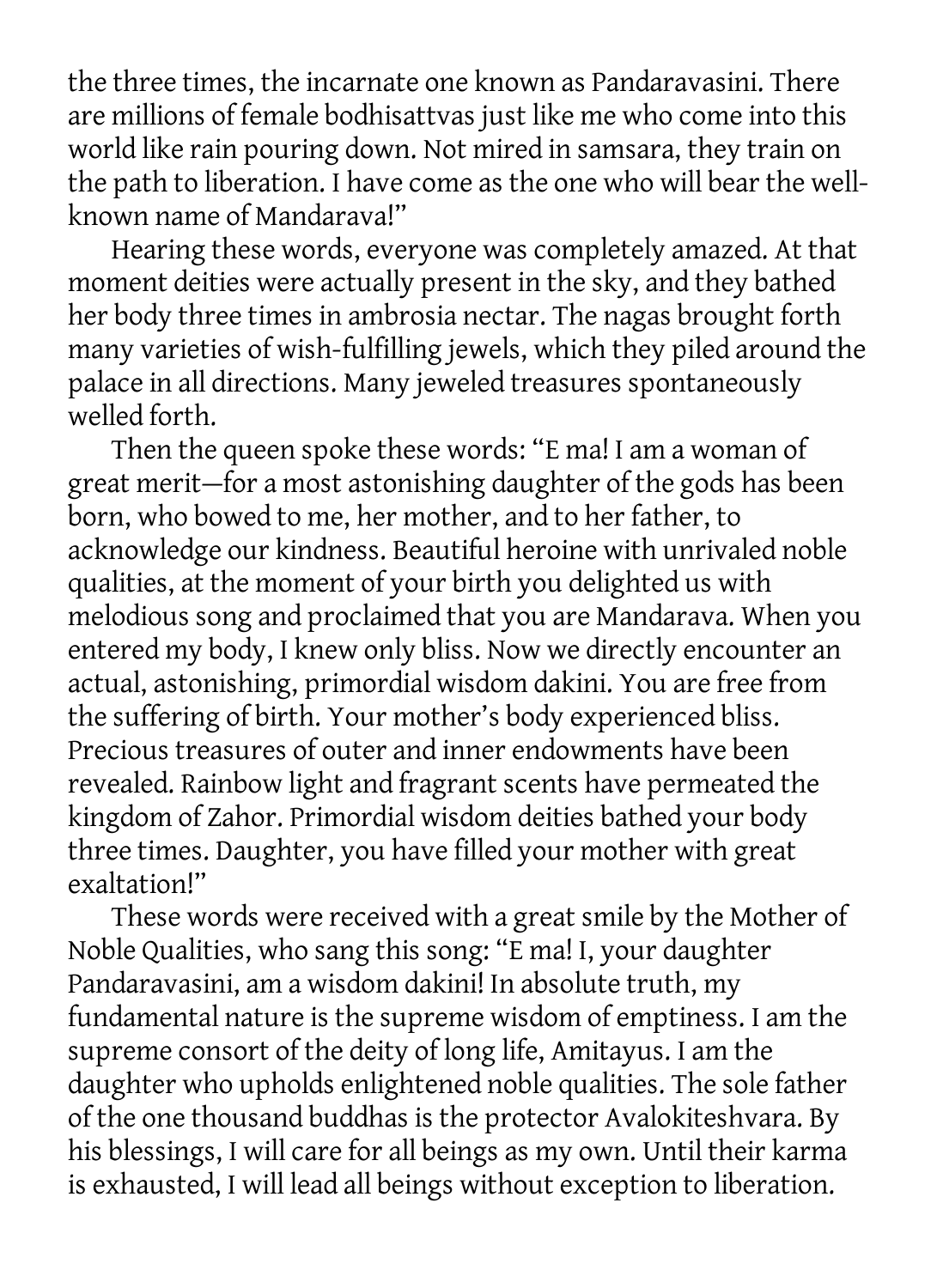the three times, the incarnate one known as Pandaravasini. There are millions of female bodhisattvas just like me who come into this world like rain pouring down. Not mired in samsara, they train on the path to liberation. I have come as the one who will bear the well-known name of Mandarava!"

Hearing these words, everyone was completely amazed. At that moment deities were actually present in the sky, and they bathed her body three times in ambrosia nectar. The nagas brought forth many varieties of wish-fulfilling jewels, which they piled around the palace in all directions. Many jeweled treasures spontaneously welled forth.

Then the queen spoke these words: "E ma! I am a woman of great merit—for a most astonishing daughter of the gods has been born, who bowed to me, her mother, and to her father, to acknowledge our kindness. Beautiful heroine with unrivaled noble qualities, at the moment of your birth you delighted us with melodious song and proclaimed that you are Mandarava. When you entered my body, I knew only bliss. Now we directly encounter an actual, astonishing, primordial wisdom dakini. You are free from the suffering of birth. Your mother's body experienced bliss. Precious treasures of outer and inner endowments have been revealed. Rainbow light and fragrant scents have permeated the kingdom of Zahor. Primordial wisdom deities bathed your body three times. Daughter, you have filled your mother with great exaltation!"

These words were received with a great smile by the Mother of Noble Qualities, who sang this song: "E ma! I, your daughter Pandaravasini, am a wisdom dakini! In absolute truth, my fundamental nature is the supreme wisdom of emptiness. I am the supreme consort of the deity of long life, Amitayus. I am the daughter who upholds enlightened noble qualities. The sole father of the one thousand buddhas is the protector Avalokiteshvara. By his blessings, I will care for all beings as my own. Until their karma is exhausted, I will lead all beings without exception to liberation.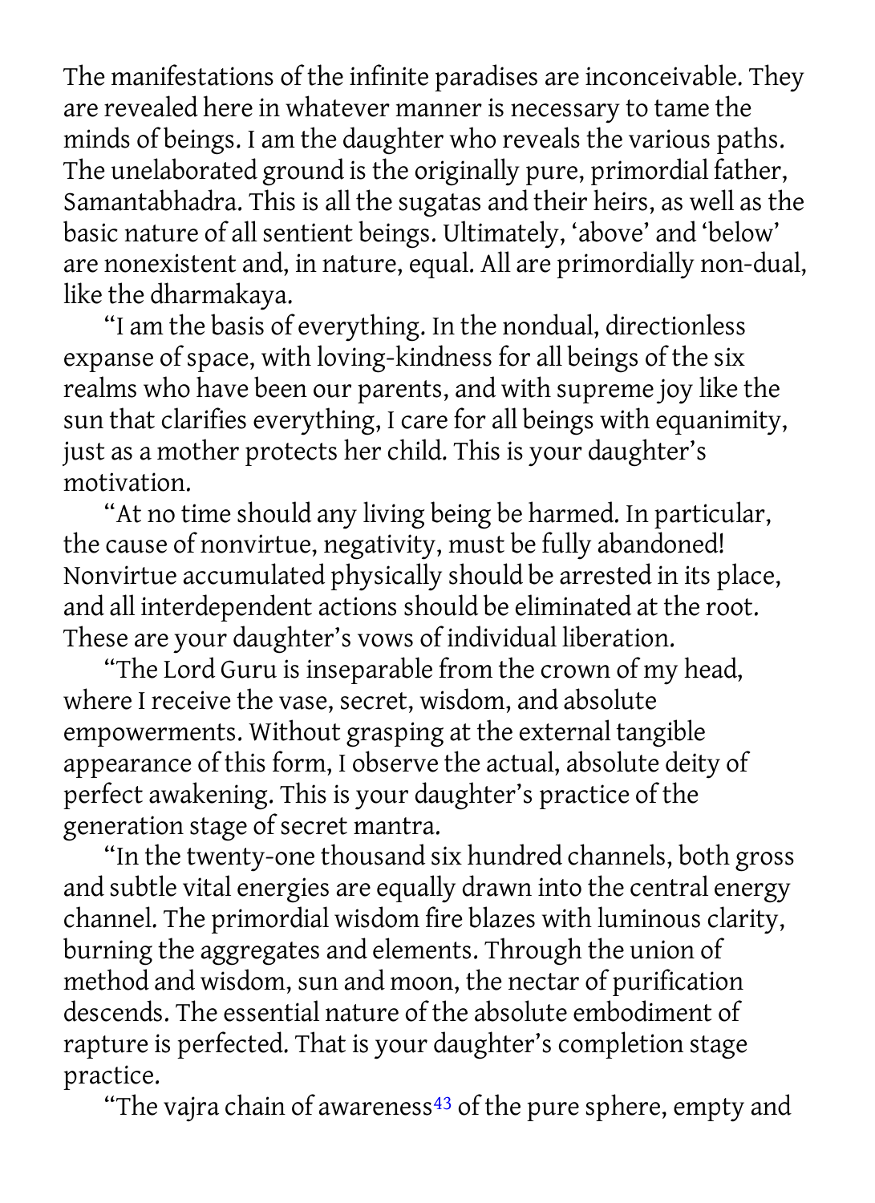The manifestations of the infinite paradises are inconceivable. They are revealed here in whatever manner is necessary to tame the minds of beings. I am the daughter who reveals the various paths. The unelaborated ground is the originally pure, primordial father, Samantabhadra. This is all the sugatas and their heirs, as well as the basic nature of all sentient beings. Ultimately, 'above' and 'below' are nonexistent and, in nature, equal. All are primordially non-dual, like the dharmakaya.

"I am the basis of everything. In the nondual, directionless expanse of space, with loving-kindness for all beings of the six realms who have been our parents, and with supreme joy like the sun that clarifies everything, I care for all beings with equanimity, just as a mother protects her child. This is your daughter's motivation.

"At no time should any living being be harmed. In particular, the cause of nonvirtue, negativity, must be fully abandoned! Nonvirtue accumulated physically should be arrested in its place, and all interdependent actions should be eliminated at the root. These are your daughter's vows of individual liberation.

"The Lord Guru is inseparable from the crown of my head, where I receive the vase, secret, wisdom, and absolute empowerments. Without grasping at the external tangible appearance of this form, I observe the actual, absolute deity of perfect awakening. This is your daughter's practice of the generation stage of secret mantra.

"In the twenty-one thousand six hundred channels, both gross and subtle vital energies are equally drawn into the central energy channel. The primordial wisdom fire blazes with luminous clarity, burning the aggregates and elements. Through the union of method and wisdom, sun and moon, the nectar of purification descends. The essential nature of the absolute embodiment of rapture is perfected. That is your daughter's completion stage practice.

"The vajra chain of awareness[43] of the pure sphere, empty and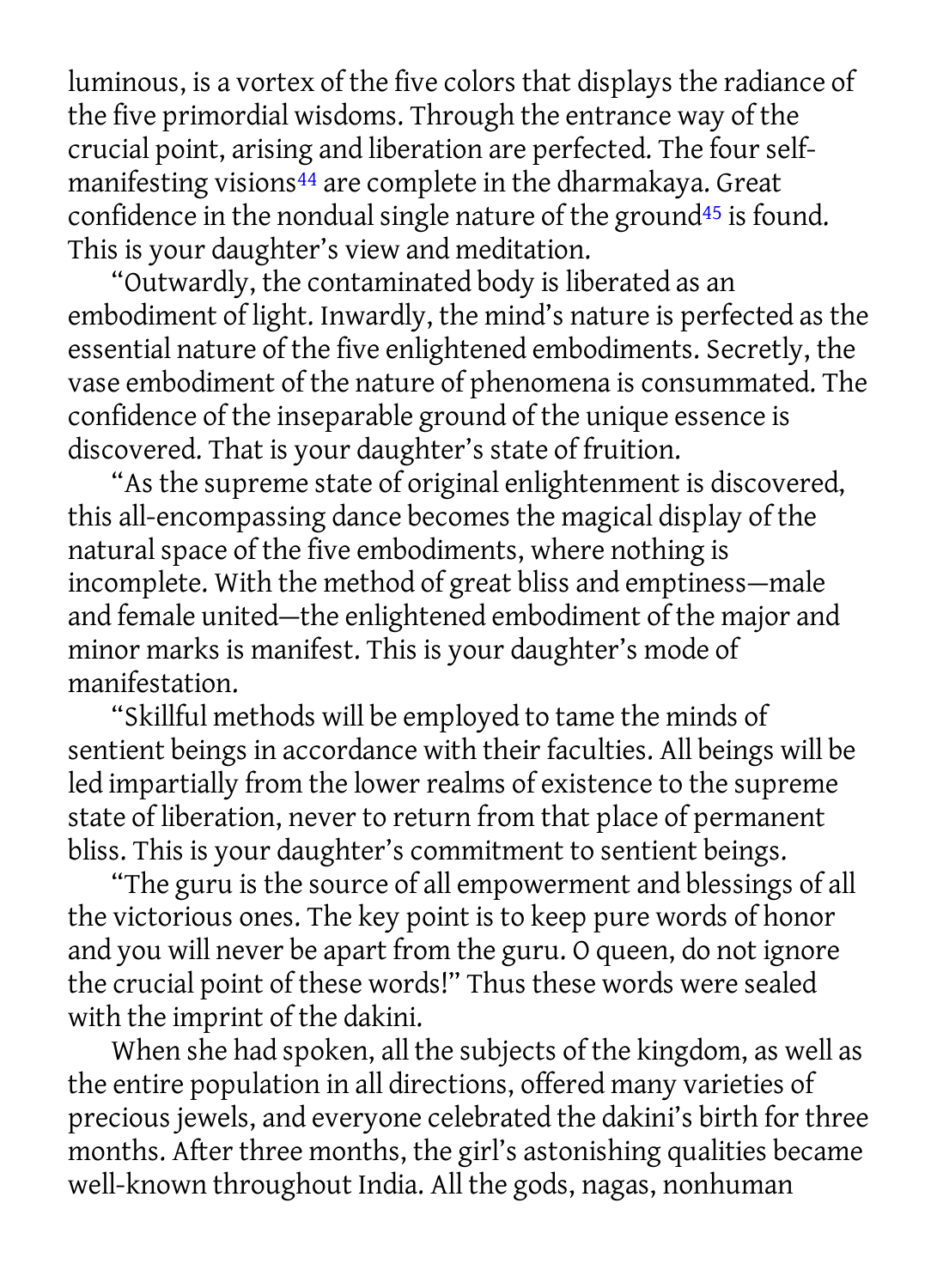luminous, is a vortex of the five colors that displays the radiance of the five primordial wisdoms. Through the entrance way of the crucial point, arising and liberation are perfected. The four self-manifesting visions[44] are complete in the dharmakaya. Great confidence in the nondual single nature of the ground[45] is found. This is your daughter's view and meditation.

"Outwardly, the contaminated body is liberated as an embodiment of light. Inwardly, the mind's nature is perfected as the essential nature of the five enlightened embodiments. Secretly, the vase embodiment of the nature of phenomena is consummated. The confidence of the inseparable ground of the unique essence is discovered. That is your daughter's state of fruition.

"As the supreme state of original enlightenment is discovered, this all-encompassing dance becomes the magical display of the natural space of the five embodiments, where nothing is incomplete. With the method of great bliss and emptiness—male and female united—the enlightened embodiment of the major and minor marks is manifest. This is your daughter's mode of manifestation.

"Skillful methods will be employed to tame the minds of sentient beings in accordance with their faculties. All beings will be led impartially from the lower realms of existence to the supreme state of liberation, never to return from that place of permanent bliss. This is your daughter's commitment to sentient beings.

"The guru is the source of all empowerment and blessings of all the victorious ones. The key point is to keep pure words of honor and you will never be apart from the guru. O queen, do not ignore the crucial point of these words!" Thus these words were sealed with the imprint of the dakini.

When she had spoken, all the subjects of the kingdom, as well as the entire population in all directions, offered many varieties of precious jewels, and everyone celebrated the dakini's birth for three months. After three months, the girl's astonishing qualities became well-known throughout India. All the gods, nagas, nonhuman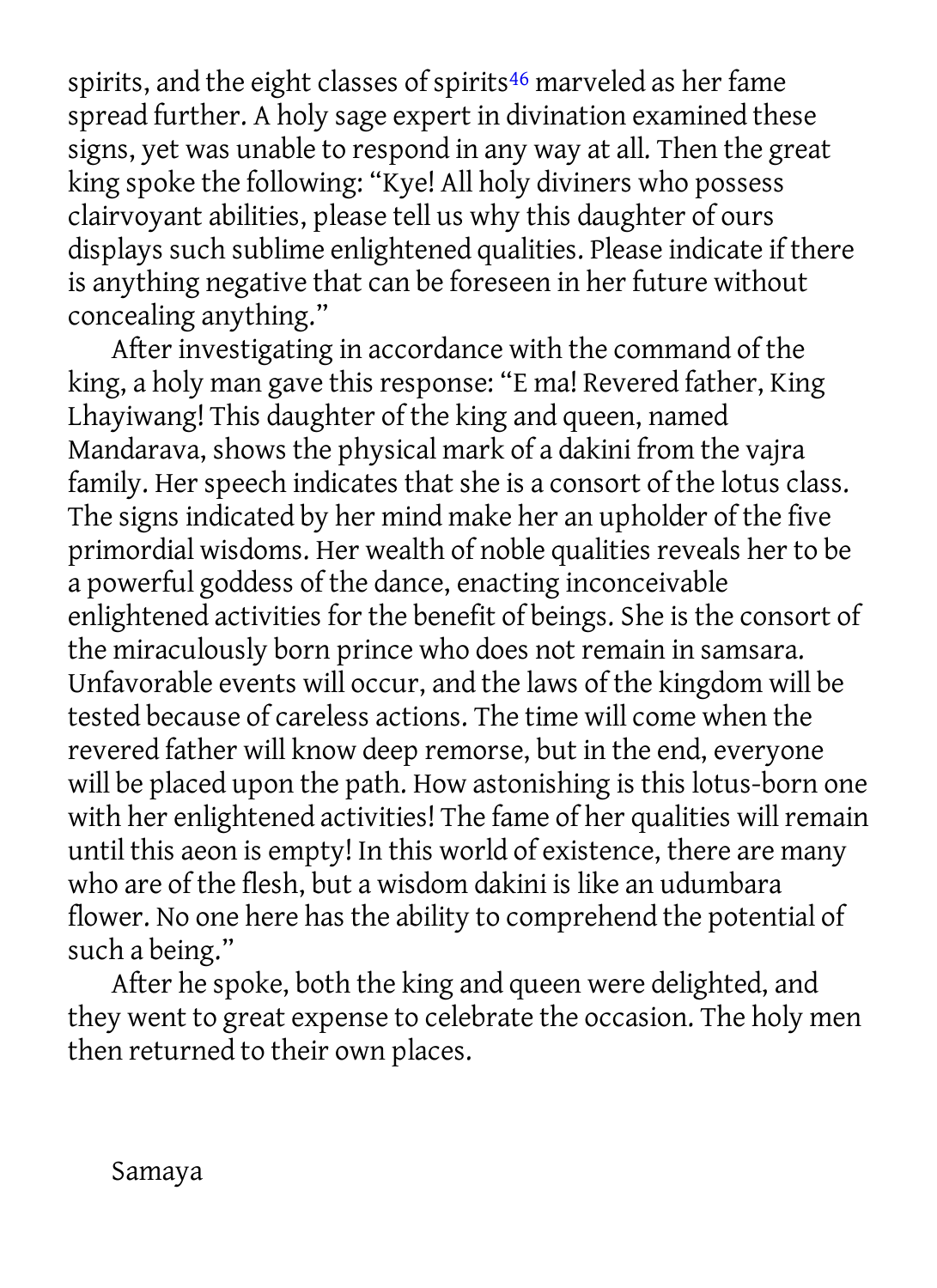spirits, and the eight classes of spirits[46] marveled as her fame spread further. A holy sage expert in divination examined these signs, yet was unable to respond in any way at all. Then the great king spoke the following: "Kye! All holy diviners who possess clairvoyant abilities, please tell us why this daughter of ours displays such sublime enlightened qualities. Please indicate if there is anything negative that can be foreseen in her future without concealing anything."

After investigating in accordance with the command of the king, a holy man gave this response: "E ma! Revered father, King Lhayiwang! This daughter of the king and queen, named Mandarava, shows the physical mark of a dakini from the vajra family. Her speech indicates that she is a consort of the lotus class. The signs indicated by her mind make her an upholder of the five primordial wisdoms. Her wealth of noble qualities reveals her to be a powerful goddess of the dance, enacting inconceivable enlightened activities for the benefit of beings. She is the consort of the miraculously born prince who does not remain in samsara. Unfavorable events will occur, and the laws of the kingdom will be tested because of careless actions. The time will come when the revered father will know deep remorse, but in the end, everyone will be placed upon the path. How astonishing is this lotus-born one with her enlightened activities! The fame of her qualities will remain until this aeon is empty! In this world of existence, there are many who are of the flesh, but a wisdom dakini is like an udumbara flower. No one here has the ability to comprehend the potential of such a being."

After he spoke, both the king and queen were delighted, and they went to great expense to celebrate the occasion. The holy men then returned to their own places.

Samaya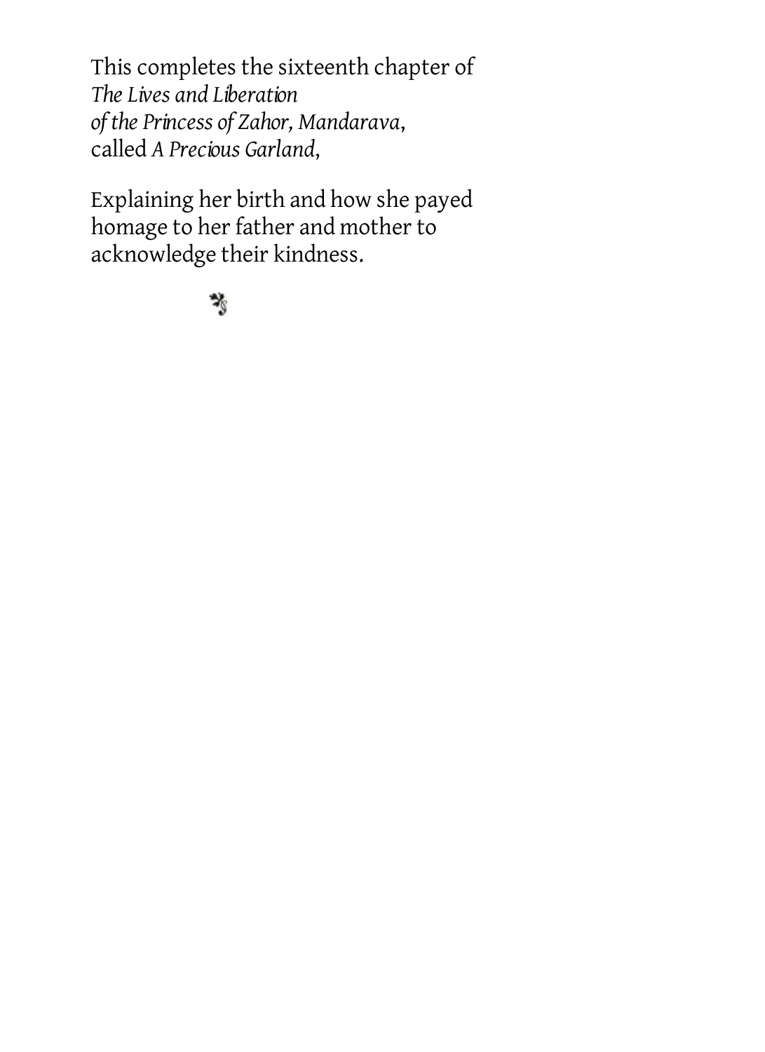This completes the sixteenth chapter of
*The Lives and Liberation*
*of the Princess of Zahor, Mandarava*,
called *A Precious Garland*,

Explaining her birth and how she payed homage to her father and mother to acknowledge their kindness.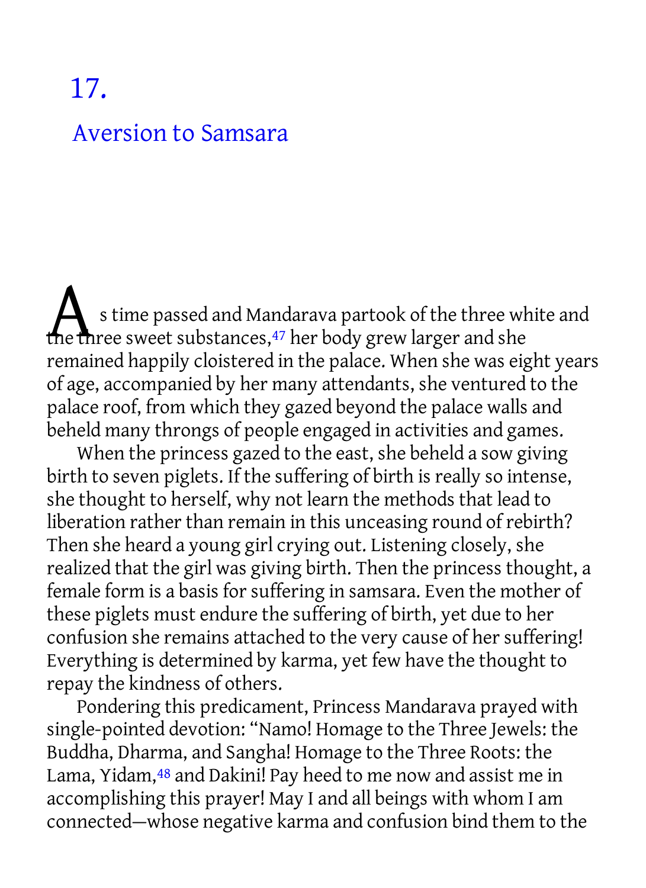# 17.

## Aversion to Samsara

As time passed and Mandarava partook of the three white and the three sweet substances,[47] her body grew larger and she remained happily cloistered in the palace. When she was eight years of age, accompanied by her many attendants, she ventured to the palace roof, from which they gazed beyond the palace walls and beheld many throngs of people engaged in activities and games.

When the princess gazed to the east, she beheld a sow giving birth to seven piglets. If the suffering of birth is really so intense, she thought to herself, why not learn the methods that lead to liberation rather than remain in this unceasing round of rebirth? Then she heard a young girl crying out. Listening closely, she realized that the girl was giving birth. Then the princess thought, a female form is a basis for suffering in samsara. Even the mother of these piglets must endure the suffering of birth, yet due to her confusion she remains attached to the very cause of her suffering! Everything is determined by karma, yet few have the thought to repay the kindness of others.

Pondering this predicament, Princess Mandarava prayed with single-pointed devotion: "Namo! Homage to the Three Jewels: the Buddha, Dharma, and Sangha! Homage to the Three Roots: the Lama, Yidam,[48] and Dakini! Pay heed to me now and assist me in accomplishing this prayer! May I and all beings with whom I am connected—whose negative karma and confusion bind them to the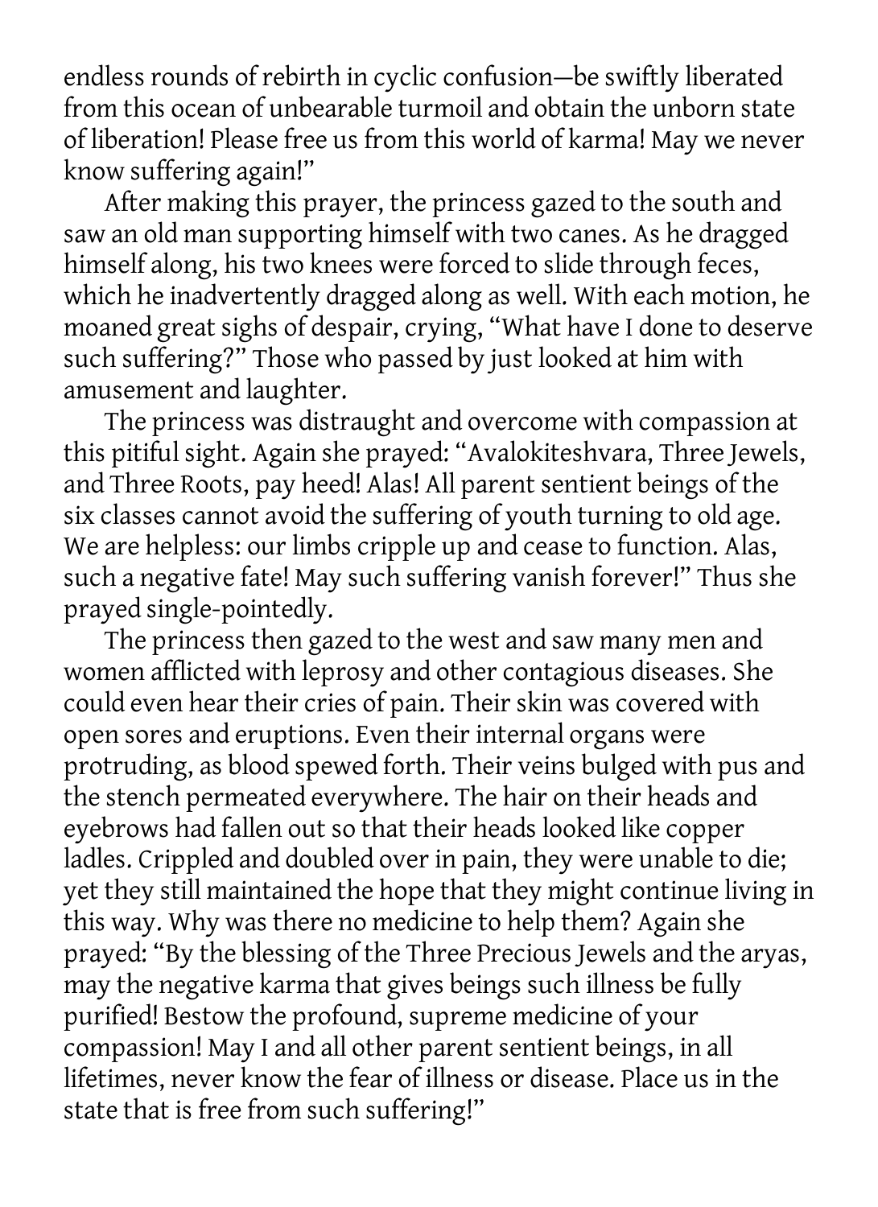endless rounds of rebirth in cyclic confusion—be swiftly liberated from this ocean of unbearable turmoil and obtain the unborn state of liberation! Please free us from this world of karma! May we never know suffering again!"

After making this prayer, the princess gazed to the south and saw an old man supporting himself with two canes. As he dragged himself along, his two knees were forced to slide through feces, which he inadvertently dragged along as well. With each motion, he moaned great sighs of despair, crying, "What have I done to deserve such suffering?" Those who passed by just looked at him with amusement and laughter.

The princess was distraught and overcome with compassion at this pitiful sight. Again she prayed: "Avalokiteshvara, Three Jewels, and Three Roots, pay heed! Alas! All parent sentient beings of the six classes cannot avoid the suffering of youth turning to old age. We are helpless: our limbs cripple up and cease to function. Alas, such a negative fate! May such suffering vanish forever!" Thus she prayed single-pointedly.

The princess then gazed to the west and saw many men and women afflicted with leprosy and other contagious diseases. She could even hear their cries of pain. Their skin was covered with open sores and eruptions. Even their internal organs were protruding, as blood spewed forth. Their veins bulged with pus and the stench permeated everywhere. The hair on their heads and eyebrows had fallen out so that their heads looked like copper ladles. Crippled and doubled over in pain, they were unable to die; yet they still maintained the hope that they might continue living in this way. Why was there no medicine to help them? Again she prayed: "By the blessing of the Three Precious Jewels and the aryas, may the negative karma that gives beings such illness be fully purified! Bestow the profound, supreme medicine of your compassion! May I and all other parent sentient beings, in all lifetimes, never know the fear of illness or disease. Place us in the state that is free from such suffering!"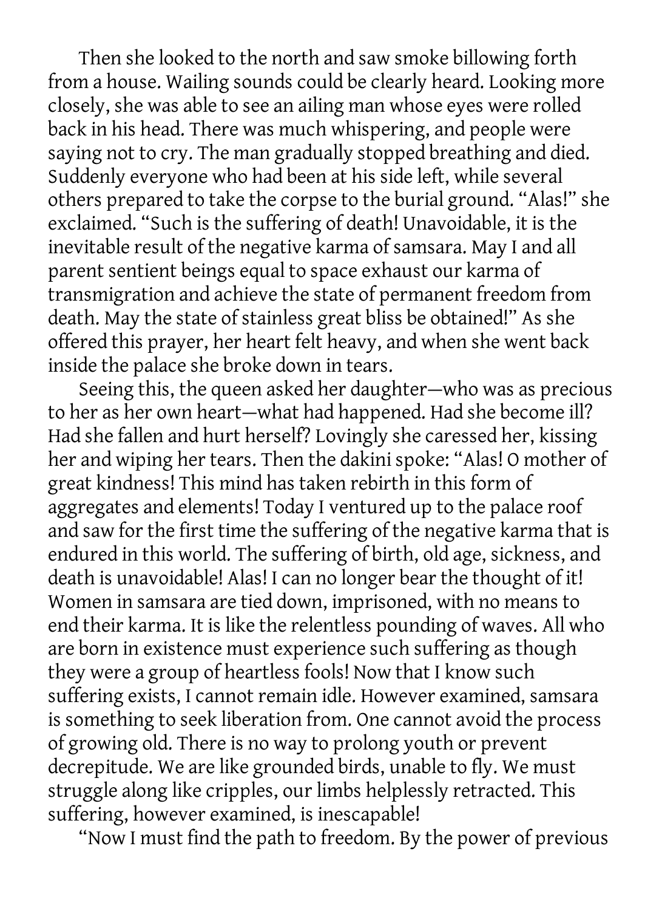Then she looked to the north and saw smoke billowing forth from a house. Wailing sounds could be clearly heard. Looking more closely, she was able to see an ailing man whose eyes were rolled back in his head. There was much whispering, and people were saying not to cry. The man gradually stopped breathing and died. Suddenly everyone who had been at his side left, while several others prepared to take the corpse to the burial ground. "Alas!" she exclaimed. "Such is the suffering of death! Unavoidable, it is the inevitable result of the negative karma of samsara. May I and all parent sentient beings equal to space exhaust our karma of transmigration and achieve the state of permanent freedom from death. May the state of stainless great bliss be obtained!" As she offered this prayer, her heart felt heavy, and when she went back inside the palace she broke down in tears.

Seeing this, the queen asked her daughter—who was as precious to her as her own heart—what had happened. Had she become ill? Had she fallen and hurt herself? Lovingly she caressed her, kissing her and wiping her tears. Then the dakini spoke: "Alas! O mother of great kindness! This mind has taken rebirth in this form of aggregates and elements! Today I ventured up to the palace roof and saw for the first time the suffering of the negative karma that is endured in this world. The suffering of birth, old age, sickness, and death is unavoidable! Alas! I can no longer bear the thought of it! Women in samsara are tied down, imprisoned, with no means to end their karma. It is like the relentless pounding of waves. All who are born in existence must experience such suffering as though they were a group of heartless fools! Now that I know such suffering exists, I cannot remain idle. However examined, samsara is something to seek liberation from. One cannot avoid the process of growing old. There is no way to prolong youth or prevent decrepitude. We are like grounded birds, unable to fly. We must struggle along like cripples, our limbs helplessly retracted. This suffering, however examined, is inescapable!

"Now I must find the path to freedom. By the power of previous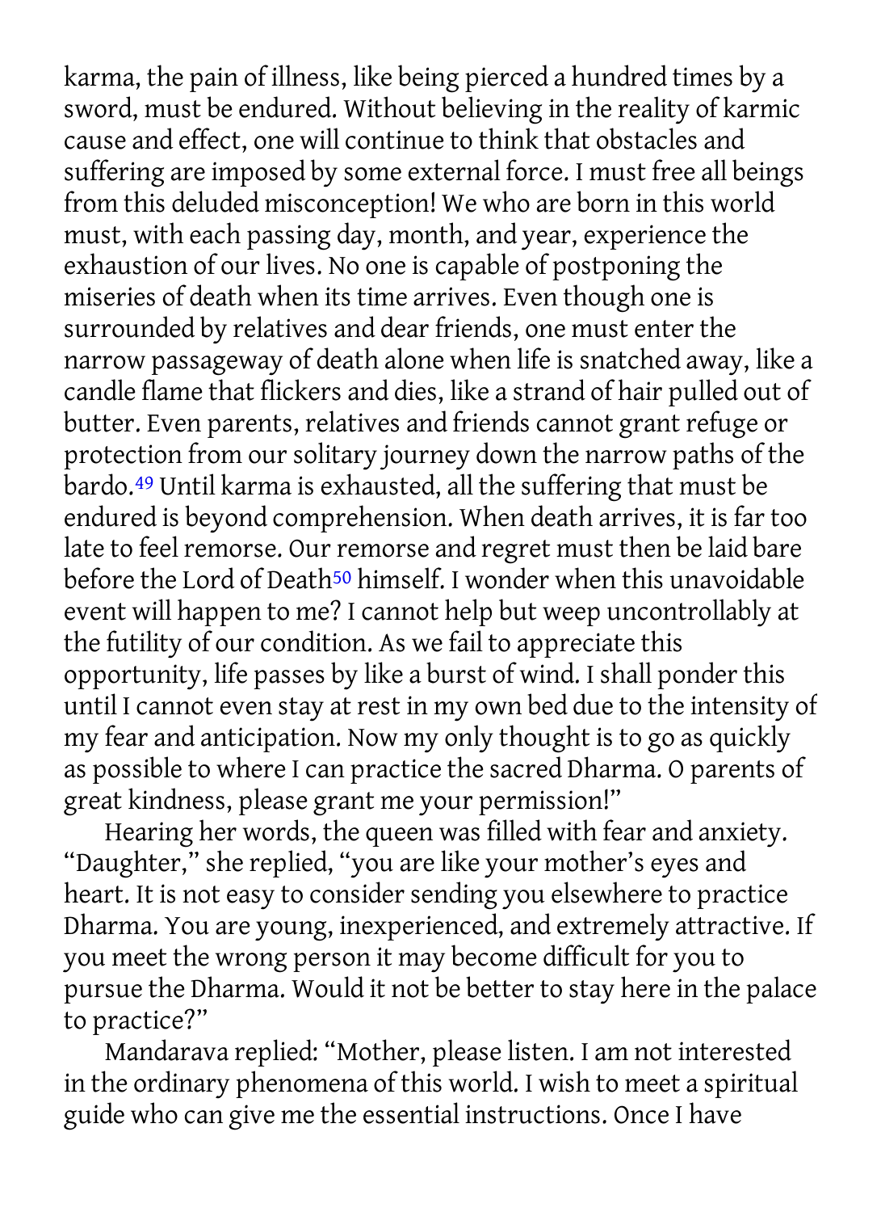karma, the pain of illness, like being pierced a hundred times by a sword, must be endured. Without believing in the reality of karmic cause and effect, one will continue to think that obstacles and suffering are imposed by some external force. I must free all beings from this deluded misconception! We who are born in this world must, with each passing day, month, and year, experience the exhaustion of our lives. No one is capable of postponing the miseries of death when its time arrives. Even though one is surrounded by relatives and dear friends, one must enter the narrow passageway of death alone when life is snatched away, like a candle flame that flickers and dies, like a strand of hair pulled out of butter. Even parents, relatives and friends cannot grant refuge or protection from our solitary journey down the narrow paths of the bardo.[49] Until karma is exhausted, all the suffering that must be endured is beyond comprehension. When death arrives, it is far too late to feel remorse. Our remorse and regret must then be laid bare before the Lord of Death[50] himself. I wonder when this unavoidable event will happen to me? I cannot help but weep uncontrollably at the futility of our condition. As we fail to appreciate this opportunity, life passes by like a burst of wind. I shall ponder this until I cannot even stay at rest in my own bed due to the intensity of my fear and anticipation. Now my only thought is to go as quickly as possible to where I can practice the sacred Dharma. O parents of great kindness, please grant me your permission!"

Hearing her words, the queen was filled with fear and anxiety. "Daughter," she replied, "you are like your mother's eyes and heart. It is not easy to consider sending you elsewhere to practice Dharma. You are young, inexperienced, and extremely attractive. If you meet the wrong person it may become difficult for you to pursue the Dharma. Would it not be better to stay here in the palace to practice?"

Mandarava replied: "Mother, please listen. I am not interested in the ordinary phenomena of this world. I wish to meet a spiritual guide who can give me the essential instructions. Once I have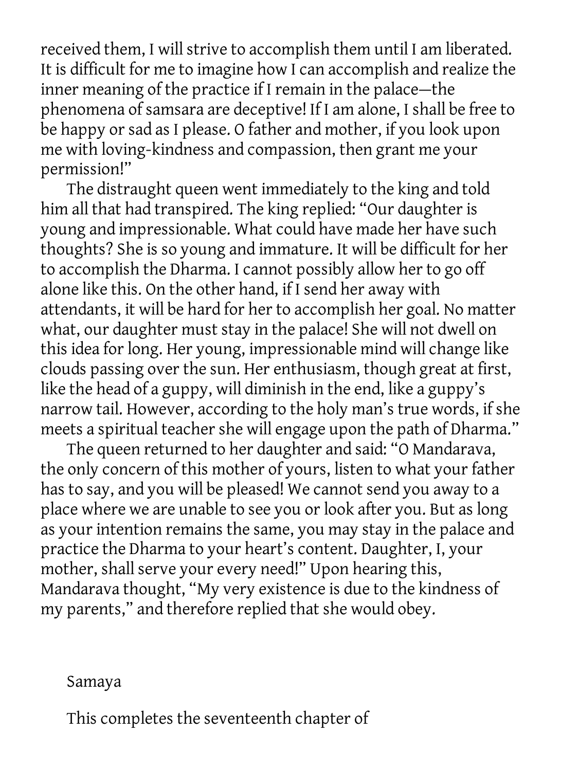received them, I will strive to accomplish them until I am liberated. It is difficult for me to imagine how I can accomplish and realize the inner meaning of the practice if I remain in the palace—the phenomena of samsara are deceptive! If I am alone, I shall be free to be happy or sad as I please. O father and mother, if you look upon me with loving-kindness and compassion, then grant me your permission!"

The distraught queen went immediately to the king and told him all that had transpired. The king replied: "Our daughter is young and impressionable. What could have made her have such thoughts? She is so young and immature. It will be difficult for her to accomplish the Dharma. I cannot possibly allow her to go off alone like this. On the other hand, if I send her away with attendants, it will be hard for her to accomplish her goal. No matter what, our daughter must stay in the palace! She will not dwell on this idea for long. Her young, impressionable mind will change like clouds passing over the sun. Her enthusiasm, though great at first, like the head of a guppy, will diminish in the end, like a guppy's narrow tail. However, according to the holy man's true words, if she meets a spiritual teacher she will engage upon the path of Dharma."

The queen returned to her daughter and said: "O Mandarava, the only concern of this mother of yours, listen to what your father has to say, and you will be pleased! We cannot send you away to a place where we are unable to see you or look after you. But as long as your intention remains the same, you may stay in the palace and practice the Dharma to your heart's content. Daughter, I, your mother, shall serve your every need!" Upon hearing this, Mandarava thought, "My very existence is due to the kindness of my parents," and therefore replied that she would obey.

Samaya

This completes the seventeenth chapter of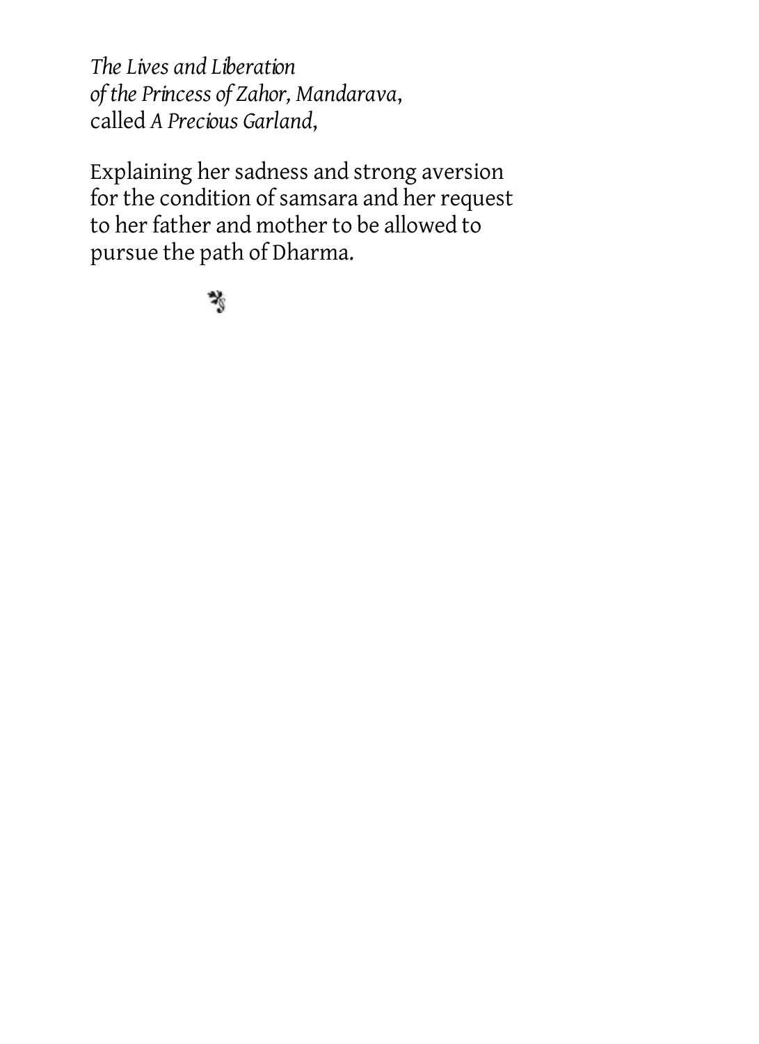*The Lives and Liberation*
*of the Princess of Zahor, Mandarava*,
called *A Precious Garland*,

Explaining her sadness and strong aversion for the condition of samsara and her request to her father and mother to be allowed to pursue the path of Dharma.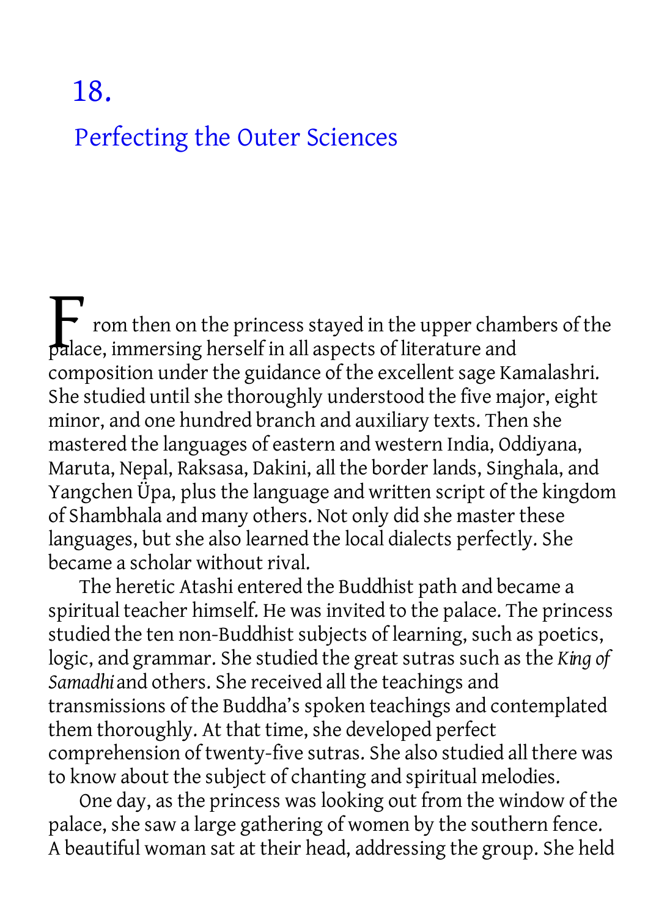# 18.

## Perfecting the Outer Sciences

From then on the princess stayed in the upper chambers of the palace, immersing herself in all aspects of literature and composition under the guidance of the excellent sage Kamalashri. She studied until she thoroughly understood the five major, eight minor, and one hundred branch and auxiliary texts. Then she mastered the languages of eastern and western India, Oddiyana, Maruta, Nepal, Raksasa, Dakini, all the border lands, Singhala, and Yangchen Üpa, plus the language and written script of the kingdom of Shambhala and many others. Not only did she master these languages, but she also learned the local dialects perfectly. She became a scholar without rival.

The heretic Atashi entered the Buddhist path and became a spiritual teacher himself. He was invited to the palace. The princess studied the ten non-Buddhist subjects of learning, such as poetics, logic, and grammar. She studied the great sutras such as the *King of Samadhi* and others. She received all the teachings and transmissions of the Buddha's spoken teachings and contemplated them thoroughly. At that time, she developed perfect comprehension of twenty-five sutras. She also studied all there was to know about the subject of chanting and spiritual melodies.

One day, as the princess was looking out from the window of the palace, she saw a large gathering of women by the southern fence. A beautiful woman sat at their head, addressing the group. She held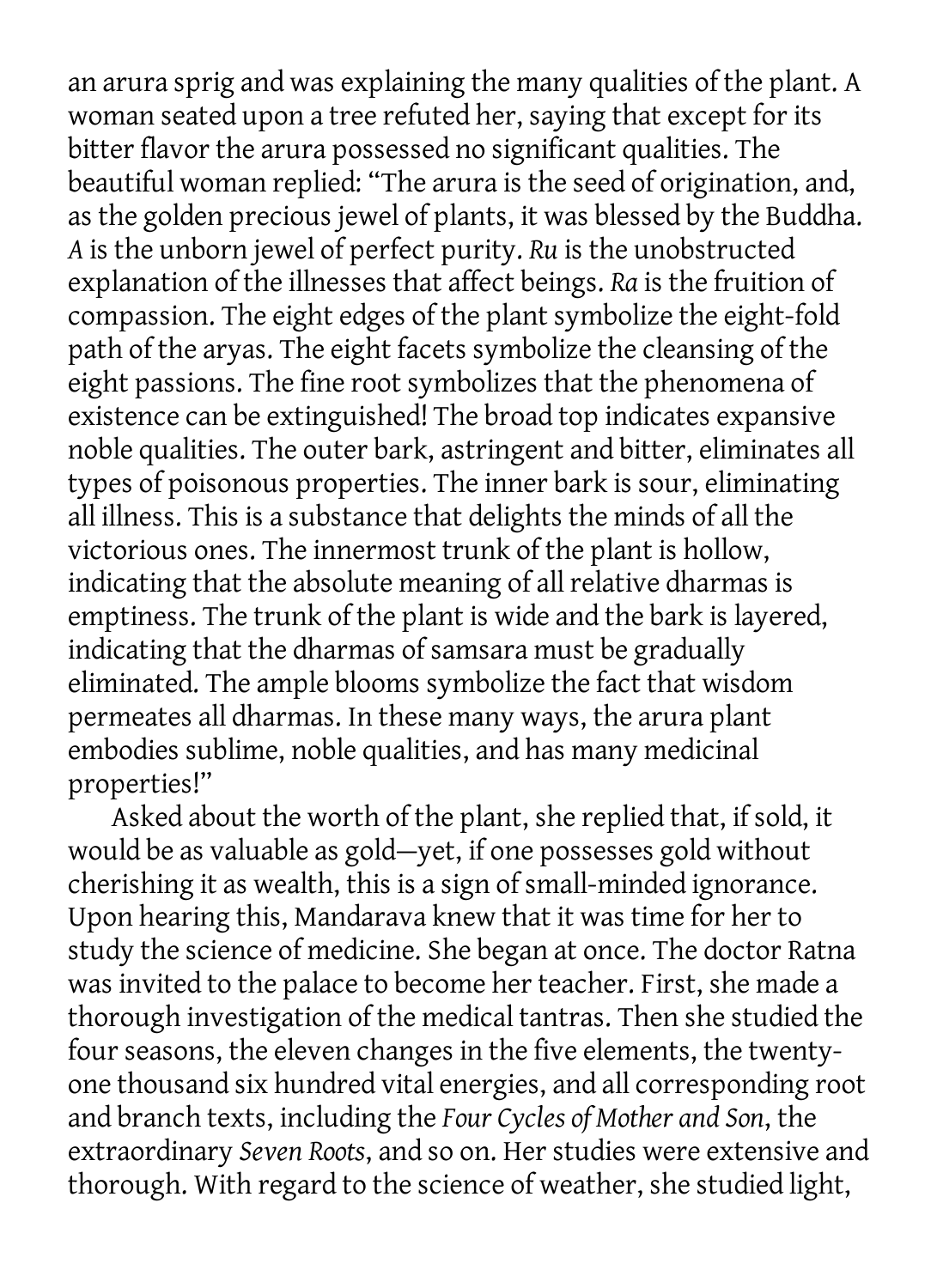an arura sprig and was explaining the many qualities of the plant. A woman seated upon a tree refuted her, saying that except for its bitter flavor the arura possessed no significant qualities. The beautiful woman replied: "The arura is the seed of origination, and, as the golden precious jewel of plants, it was blessed by the Buddha. *A* is the unborn jewel of perfect purity. *Ru* is the unobstructed explanation of the illnesses that affect beings. *Ra* is the fruition of compassion. The eight edges of the plant symbolize the eight-fold path of the aryas. The eight facets symbolize the cleansing of the eight passions. The fine root symbolizes that the phenomena of existence can be extinguished! The broad top indicates expansive noble qualities. The outer bark, astringent and bitter, eliminates all types of poisonous properties. The inner bark is sour, eliminating all illness. This is a substance that delights the minds of all the victorious ones. The innermost trunk of the plant is hollow, indicating that the absolute meaning of all relative dharmas is emptiness. The trunk of the plant is wide and the bark is layered, indicating that the dharmas of samsara must be gradually eliminated. The ample blooms symbolize the fact that wisdom permeates all dharmas. In these many ways, the arura plant embodies sublime, noble qualities, and has many medicinal properties!"

Asked about the worth of the plant, she replied that, if sold, it would be as valuable as gold—yet, if one possesses gold without cherishing it as wealth, this is a sign of small-minded ignorance. Upon hearing this, Mandarava knew that it was time for her to study the science of medicine. She began at once. The doctor Ratna was invited to the palace to become her teacher. First, she made a thorough investigation of the medical tantras. Then she studied the four seasons, the eleven changes in the five elements, the twenty-one thousand six hundred vital energies, and all corresponding root and branch texts, including the *Four Cycles of Mother and Son*, the extraordinary *Seven Roots*, and so on. Her studies were extensive and thorough. With regard to the science of weather, she studied light,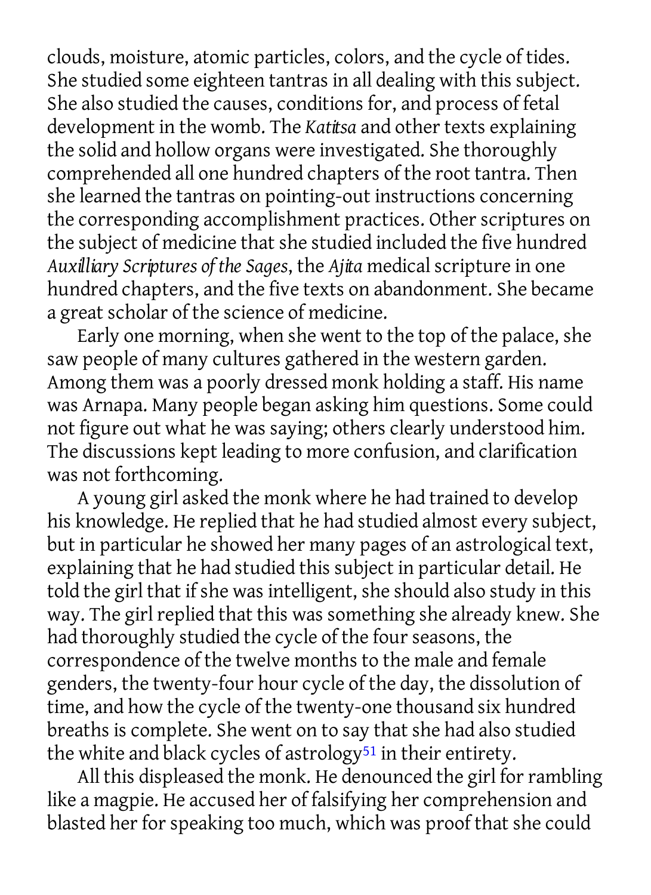clouds, moisture, atomic particles, colors, and the cycle of tides. She studied some eighteen tantras in all dealing with this subject. She also studied the causes, conditions for, and process of fetal development in the womb. The *Katitsa* and other texts explaining the solid and hollow organs were investigated. She thoroughly comprehended all one hundred chapters of the root tantra. Then she learned the tantras on pointing-out instructions concerning the corresponding accomplishment practices. Other scriptures on the subject of medicine that she studied included the five hundred *Auxilliary Scriptures of the Sages*, the *Ajita* medical scripture in one hundred chapters, and the five texts on abandonment. She became a great scholar of the science of medicine.

Early one morning, when she went to the top of the palace, she saw people of many cultures gathered in the western garden. Among them was a poorly dressed monk holding a staff. His name was Arnapa. Many people began asking him questions. Some could not figure out what he was saying; others clearly understood him. The discussions kept leading to more confusion, and clarification was not forthcoming.

A young girl asked the monk where he had trained to develop his knowledge. He replied that he had studied almost every subject, but in particular he showed her many pages of an astrological text, explaining that he had studied this subject in particular detail. He told the girl that if she was intelligent, she should also study in this way. The girl replied that this was something she already knew. She had thoroughly studied the cycle of the four seasons, the correspondence of the twelve months to the male and female genders, the twenty-four hour cycle of the day, the dissolution of time, and how the cycle of the twenty-one thousand six hundred breaths is complete. She went on to say that she had also studied the white and black cycles of astrology[51] in their entirety.

All this displeased the monk. He denounced the girl for rambling like a magpie. He accused her of falsifying her comprehension and blasted her for speaking too much, which was proof that she could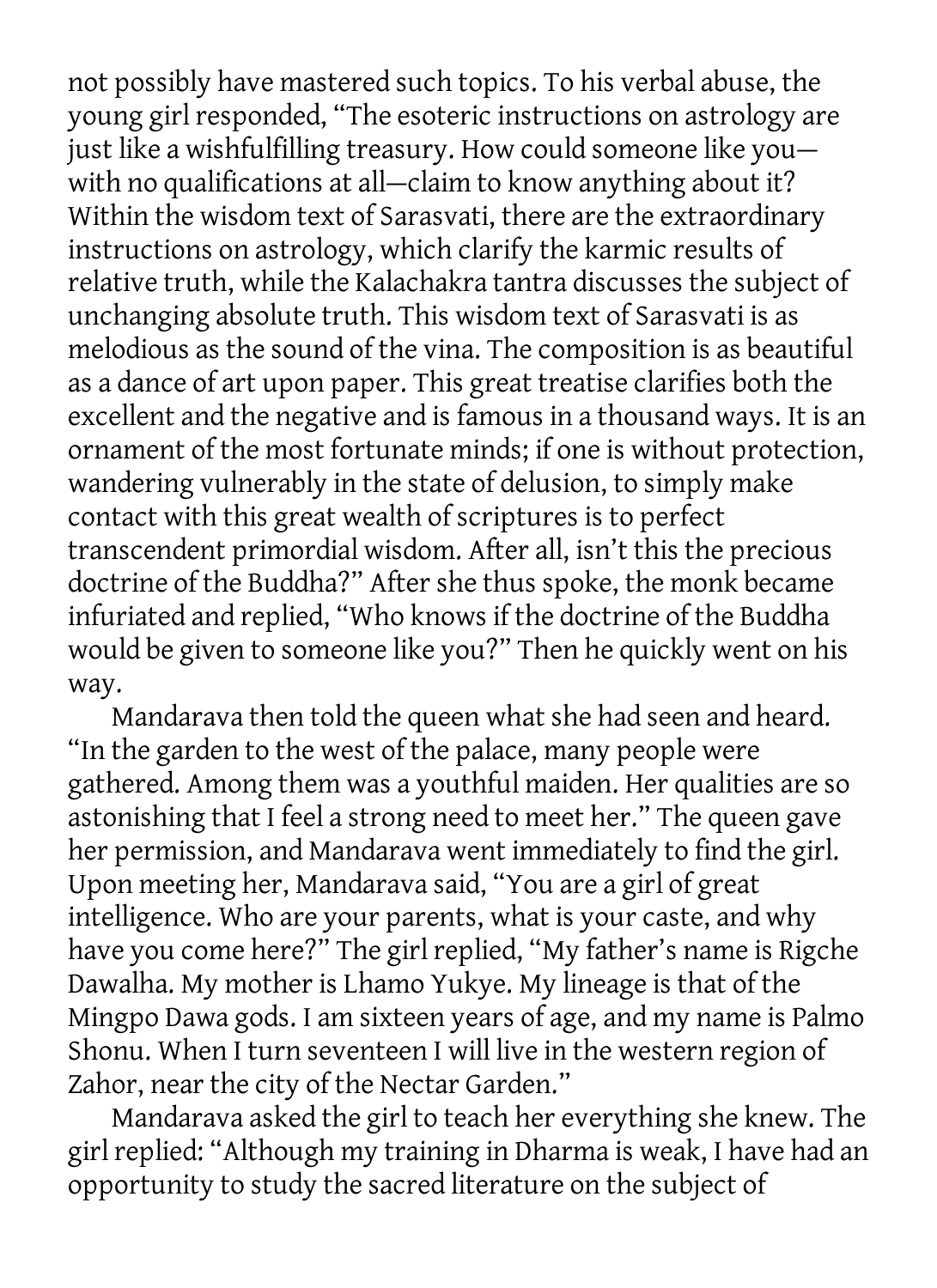not possibly have mastered such topics. To his verbal abuse, the young girl responded, "The esoteric instructions on astrology are just like a wishfulfilling treasury. How could someone like you—with no qualifications at all—claim to know anything about it? Within the wisdom text of Sarasvati, there are the extraordinary instructions on astrology, which clarify the karmic results of relative truth, while the Kalachakra tantra discusses the subject of unchanging absolute truth. This wisdom text of Sarasvati is as melodious as the sound of the vina. The composition is as beautiful as a dance of art upon paper. This great treatise clarifies both the excellent and the negative and is famous in a thousand ways. It is an ornament of the most fortunate minds; if one is without protection, wandering vulnerably in the state of delusion, to simply make contact with this great wealth of scriptures is to perfect transcendent primordial wisdom. After all, isn't this the precious doctrine of the Buddha?" After she thus spoke, the monk became infuriated and replied, "Who knows if the doctrine of the Buddha would be given to someone like you?" Then he quickly went on his way.

Mandarava then told the queen what she had seen and heard. "In the garden to the west of the palace, many people were gathered. Among them was a youthful maiden. Her qualities are so astonishing that I feel a strong need to meet her." The queen gave her permission, and Mandarava went immediately to find the girl. Upon meeting her, Mandarava said, "You are a girl of great intelligence. Who are your parents, what is your caste, and why have you come here?" The girl replied, "My father's name is Rigche Dawalha. My mother is Lhamo Yukye. My lineage is that of the Mingpo Dawa gods. I am sixteen years of age, and my name is Palmo Shonu. When I turn seventeen I will live in the western region of Zahor, near the city of the Nectar Garden."

Mandarava asked the girl to teach her everything she knew. The girl replied: "Although my training in Dharma is weak, I have had an opportunity to study the sacred literature on the subject of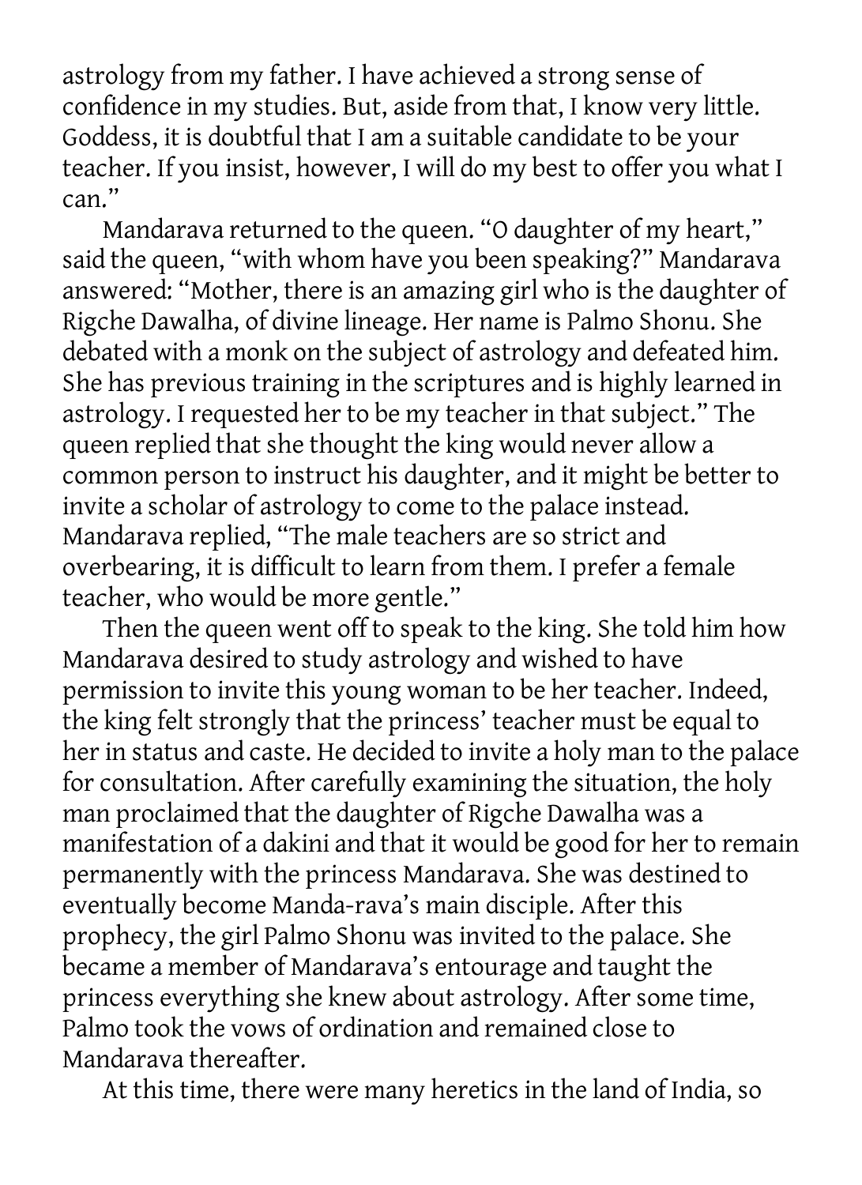astrology from my father. I have achieved a strong sense of confidence in my studies. But, aside from that, I know very little. Goddess, it is doubtful that I am a suitable candidate to be your teacher. If you insist, however, I will do my best to offer you what I can."

Mandarava returned to the queen. "O daughter of my heart," said the queen, "with whom have you been speaking?" Mandarava answered: "Mother, there is an amazing girl who is the daughter of Rigche Dawalha, of divine lineage. Her name is Palmo Shonu. She debated with a monk on the subject of astrology and defeated him. She has previous training in the scriptures and is highly learned in astrology. I requested her to be my teacher in that subject." The queen replied that she thought the king would never allow a common person to instruct his daughter, and it might be better to invite a scholar of astrology to come to the palace instead. Mandarava replied, "The male teachers are so strict and overbearing, it is difficult to learn from them. I prefer a female teacher, who would be more gentle."

Then the queen went off to speak to the king. She told him how Mandarava desired to study astrology and wished to have permission to invite this young woman to be her teacher. Indeed, the king felt strongly that the princess' teacher must be equal to her in status and caste. He decided to invite a holy man to the palace for consultation. After carefully examining the situation, the holy man proclaimed that the daughter of Rigche Dawalha was a manifestation of a dakini and that it would be good for her to remain permanently with the princess Mandarava. She was destined to eventually become Manda-rava's main disciple. After this prophecy, the girl Palmo Shonu was invited to the palace. She became a member of Mandarava's entourage and taught the princess everything she knew about astrology. After some time, Palmo took the vows of ordination and remained close to Mandarava thereafter.

At this time, there were many heretics in the land of India, so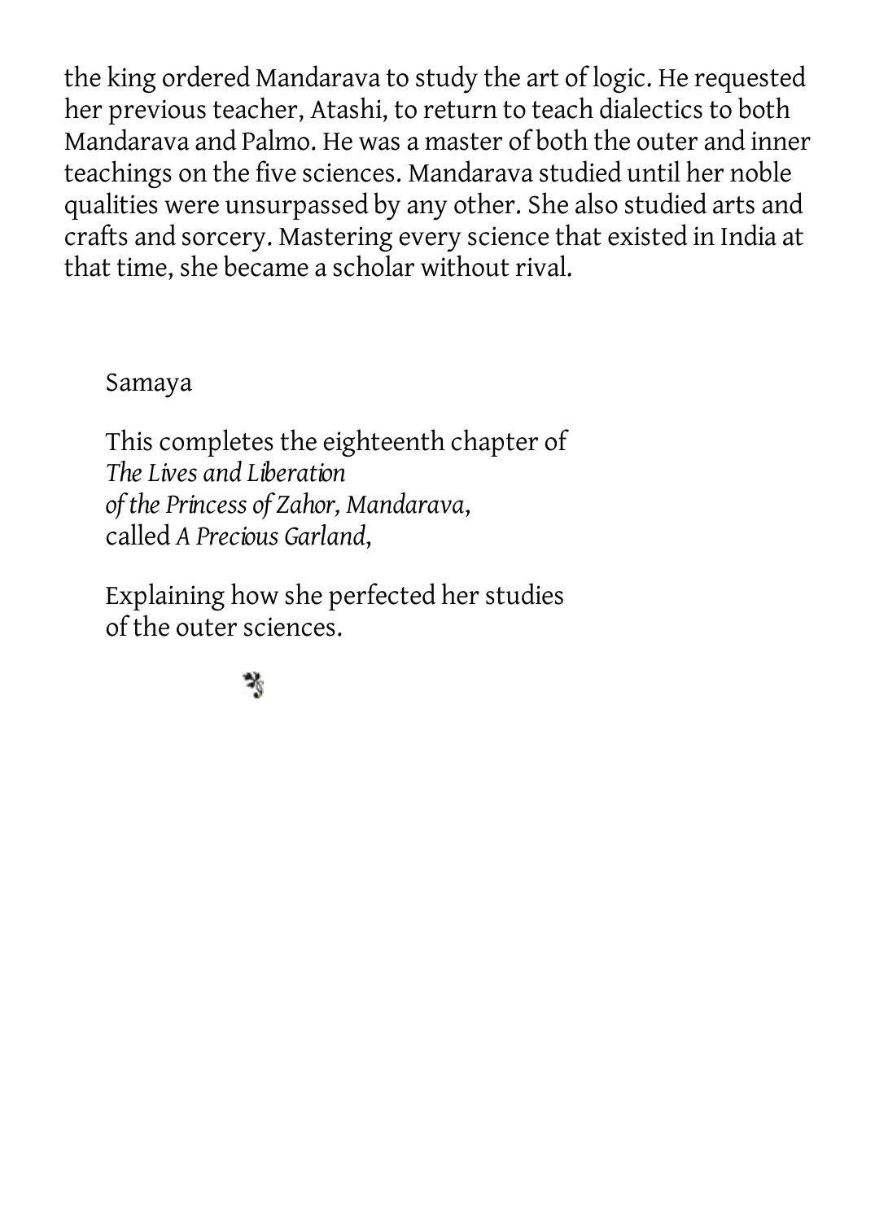the king ordered Mandarava to study the art of logic. He requested her previous teacher, Atashi, to return to teach dialectics to both Mandarava and Palmo. He was a master of both the outer and inner teachings on the five sciences. Mandarava studied until her noble qualities were unsurpassed by any other. She also studied arts and crafts and sorcery. Mastering every science that existed in India at that time, she became a scholar without rival.

Samaya

This completes the eighteenth chapter of
*The Lives and Liberation*
*of the Princess of Zahor, Mandarava*,
called *A Precious Garland*,

Explaining how she perfected her studies
of the outer sciences.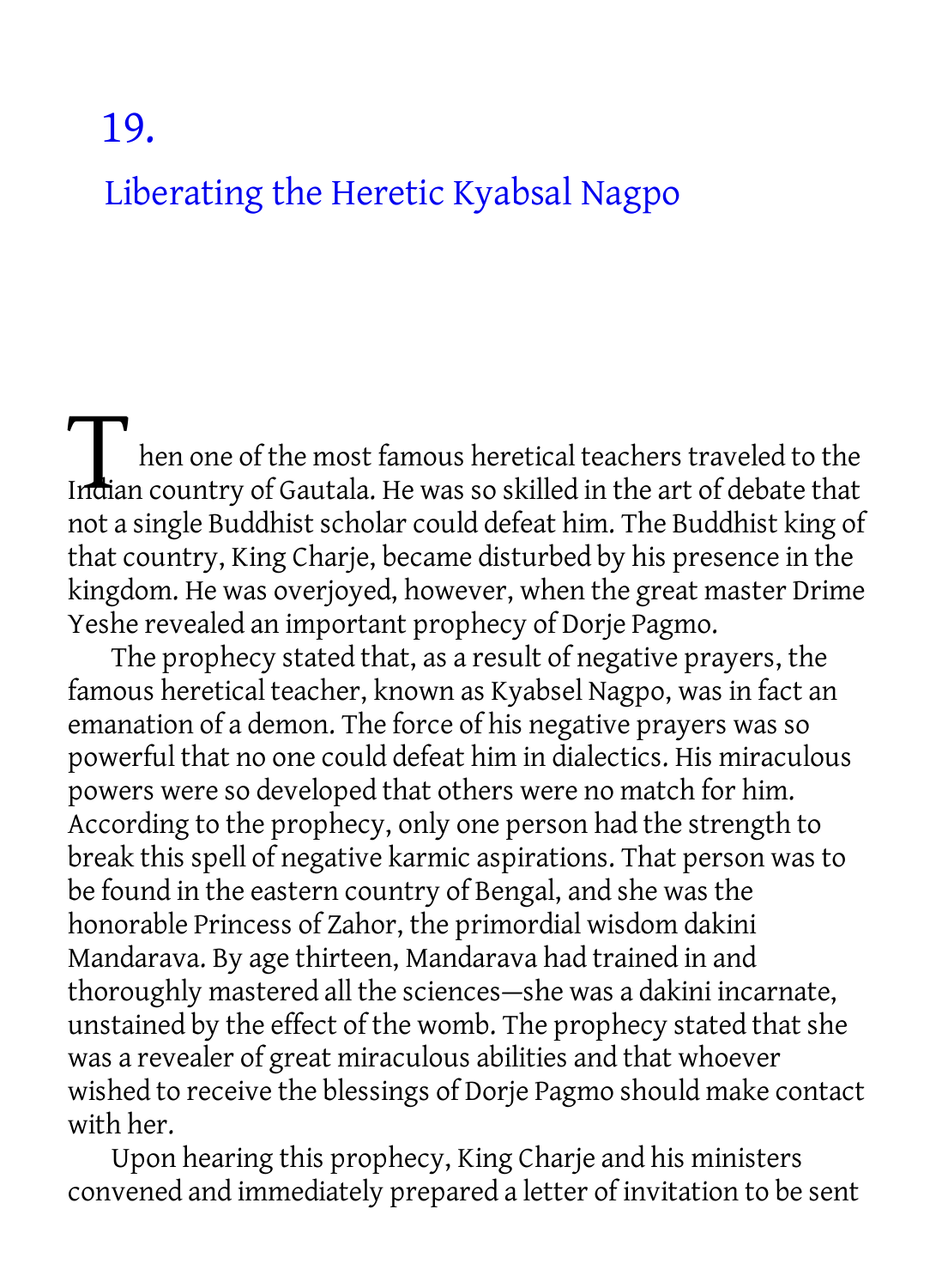# 19.

## Liberating the Heretic Kyabsal Nagpo

Then one of the most famous heretical teachers traveled to the Indian country of Gautala. He was so skilled in the art of debate that not a single Buddhist scholar could defeat him. The Buddhist king of that country, King Charje, became disturbed by his presence in the kingdom. He was overjoyed, however, when the great master Drime Yeshe revealed an important prophecy of Dorje Pagmo.

The prophecy stated that, as a result of negative prayers, the famous heretical teacher, known as Kyabsel Nagpo, was in fact an emanation of a demon. The force of his negative prayers was so powerful that no one could defeat him in dialectics. His miraculous powers were so developed that others were no match for him. According to the prophecy, only one person had the strength to break this spell of negative karmic aspirations. That person was to be found in the eastern country of Bengal, and she was the honorable Princess of Zahor, the primordial wisdom dakini Mandarava. By age thirteen, Mandarava had trained in and thoroughly mastered all the sciences—she was a dakini incarnate, unstained by the effect of the womb. The prophecy stated that she was a revealer of great miraculous abilities and that whoever wished to receive the blessings of Dorje Pagmo should make contact with her.

Upon hearing this prophecy, King Charje and his ministers convened and immediately prepared a letter of invitation to be sent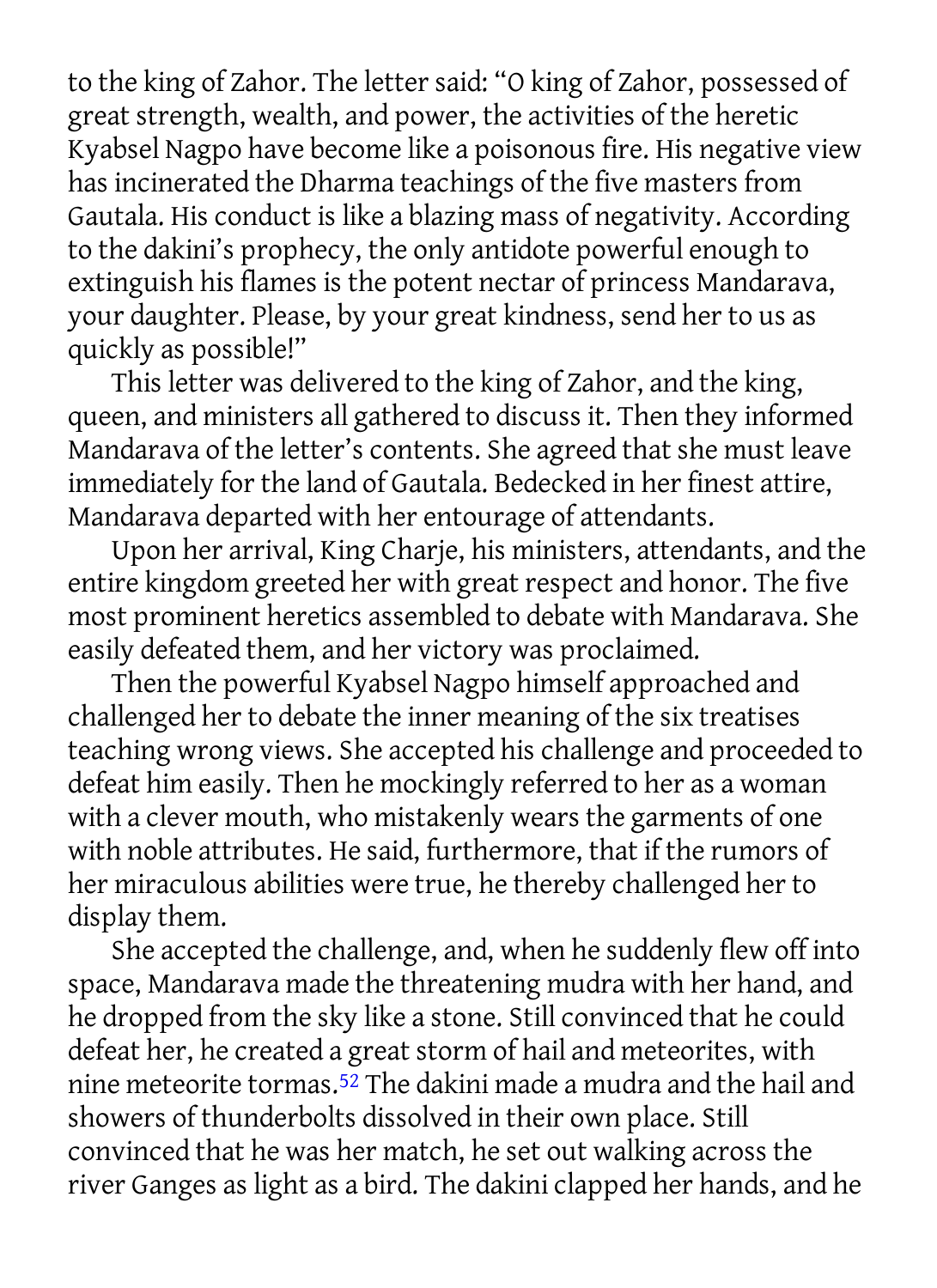to the king of Zahor. The letter said: "O king of Zahor, possessed of great strength, wealth, and power, the activities of the heretic Kyabsel Nagpo have become like a poisonous fire. His negative view has incinerated the Dharma teachings of the five masters from Gautala. His conduct is like a blazing mass of negativity. According to the dakini's prophecy, the only antidote powerful enough to extinguish his flames is the potent nectar of princess Mandarava, your daughter. Please, by your great kindness, send her to us as quickly as possible!"

This letter was delivered to the king of Zahor, and the king, queen, and ministers all gathered to discuss it. Then they informed Mandarava of the letter's contents. She agreed that she must leave immediately for the land of Gautala. Bedecked in her finest attire, Mandarava departed with her entourage of attendants.

Upon her arrival, King Charje, his ministers, attendants, and the entire kingdom greeted her with great respect and honor. The five most prominent heretics assembled to debate with Mandarava. She easily defeated them, and her victory was proclaimed.

Then the powerful Kyabsel Nagpo himself approached and challenged her to debate the inner meaning of the six treatises teaching wrong views. She accepted his challenge and proceeded to defeat him easily. Then he mockingly referred to her as a woman with a clever mouth, who mistakenly wears the garments of one with noble attributes. He said, furthermore, that if the rumors of her miraculous abilities were true, he thereby challenged her to display them.

She accepted the challenge, and, when he suddenly flew off into space, Mandarava made the threatening mudra with her hand, and he dropped from the sky like a stone. Still convinced that he could defeat her, he created a great storm of hail and meteorites, with nine meteorite tormas.[52] The dakini made a mudra and the hail and showers of thunderbolts dissolved in their own place. Still convinced that he was her match, he set out walking across the river Ganges as light as a bird. The dakini clapped her hands, and he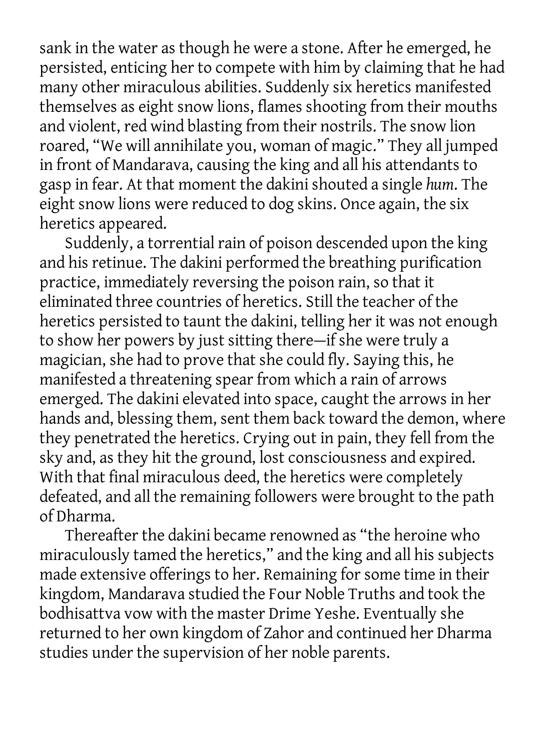sank in the water as though he were a stone. After he emerged, he persisted, enticing her to compete with him by claiming that he had many other miraculous abilities. Suddenly six heretics manifested themselves as eight snow lions, flames shooting from their mouths and violent, red wind blasting from their nostrils. The snow lion roared, "We will annihilate you, woman of magic." They all jumped in front of Mandarava, causing the king and all his attendants to gasp in fear. At that moment the dakini shouted a single *hum*. The eight snow lions were reduced to dog skins. Once again, the six heretics appeared.

Suddenly, a torrential rain of poison descended upon the king and his retinue. The dakini performed the breathing purification practice, immediately reversing the poison rain, so that it eliminated three countries of heretics. Still the teacher of the heretics persisted to taunt the dakini, telling her it was not enough to show her powers by just sitting there—if she were truly a magician, she had to prove that she could fly. Saying this, he manifested a threatening spear from which a rain of arrows emerged. The dakini elevated into space, caught the arrows in her hands and, blessing them, sent them back toward the demon, where they penetrated the heretics. Crying out in pain, they fell from the sky and, as they hit the ground, lost consciousness and expired. With that final miraculous deed, the heretics were completely defeated, and all the remaining followers were brought to the path of Dharma.

Thereafter the dakini became renowned as "the heroine who miraculously tamed the heretics," and the king and all his subjects made extensive offerings to her. Remaining for some time in their kingdom, Mandarava studied the Four Noble Truths and took the bodhisattva vow with the master Drime Yeshe. Eventually she returned to her own kingdom of Zahor and continued her Dharma studies under the supervision of her noble parents.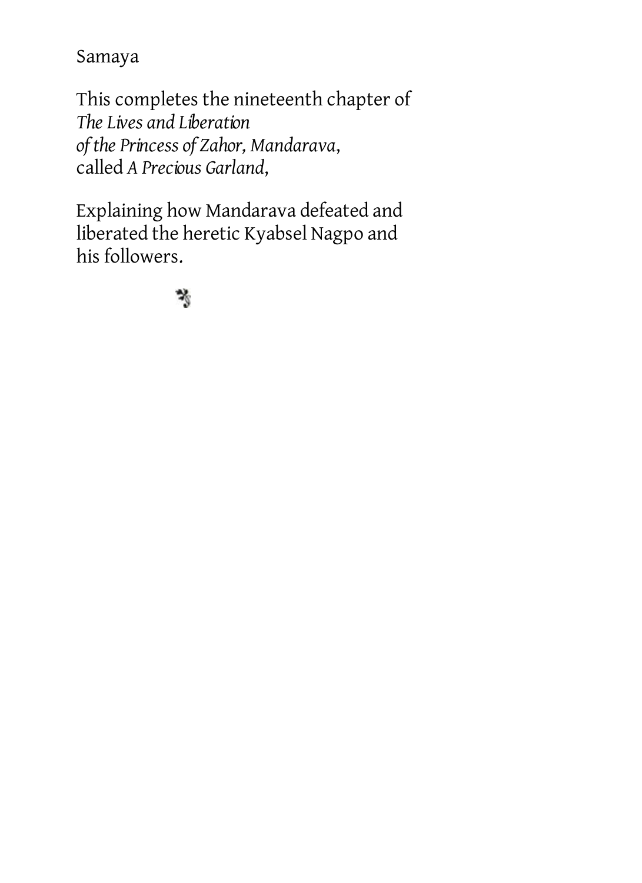Samaya

This completes the nineteenth chapter of
*The Lives and Liberation*
*of the Princess of Zahor, Mandarava*,
called *A Precious Garland*,

Explaining how Mandarava defeated and liberated the heretic Kyabsel Nagpo and his followers.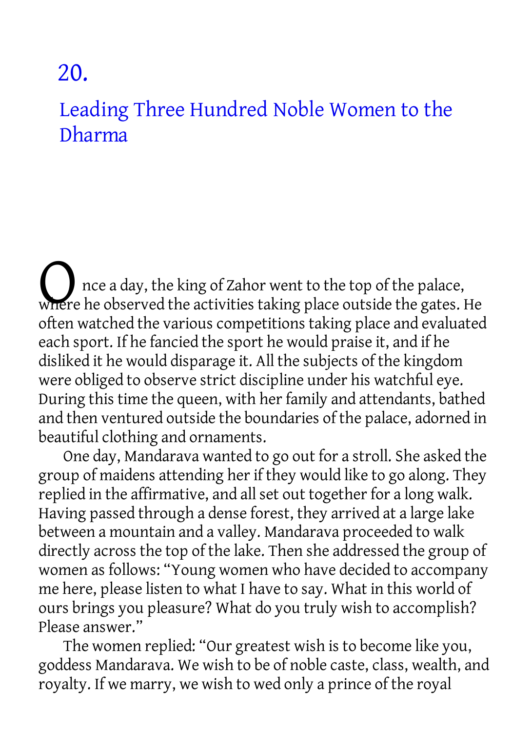# 20.

## Leading Three Hundred Noble Women to the Dharma

Once a day, the king of Zahor went to the top of the palace, where he observed the activities taking place outside the gates. He often watched the various competitions taking place and evaluated each sport. If he fancied the sport he would praise it, and if he disliked it he would disparage it. All the subjects of the kingdom were obliged to observe strict discipline under his watchful eye. During this time the queen, with her family and attendants, bathed and then ventured outside the boundaries of the palace, adorned in beautiful clothing and ornaments.

One day, Mandarava wanted to go out for a stroll. She asked the group of maidens attending her if they would like to go along. They replied in the affirmative, and all set out together for a long walk. Having passed through a dense forest, they arrived at a large lake between a mountain and a valley. Mandarava proceeded to walk directly across the top of the lake. Then she addressed the group of women as follows: "Young women who have decided to accompany me here, please listen to what I have to say. What in this world of ours brings you pleasure? What do you truly wish to accomplish? Please answer."

The women replied: "Our greatest wish is to become like you, goddess Mandarava. We wish to be of noble caste, class, wealth, and royalty. If we marry, we wish to wed only a prince of the royal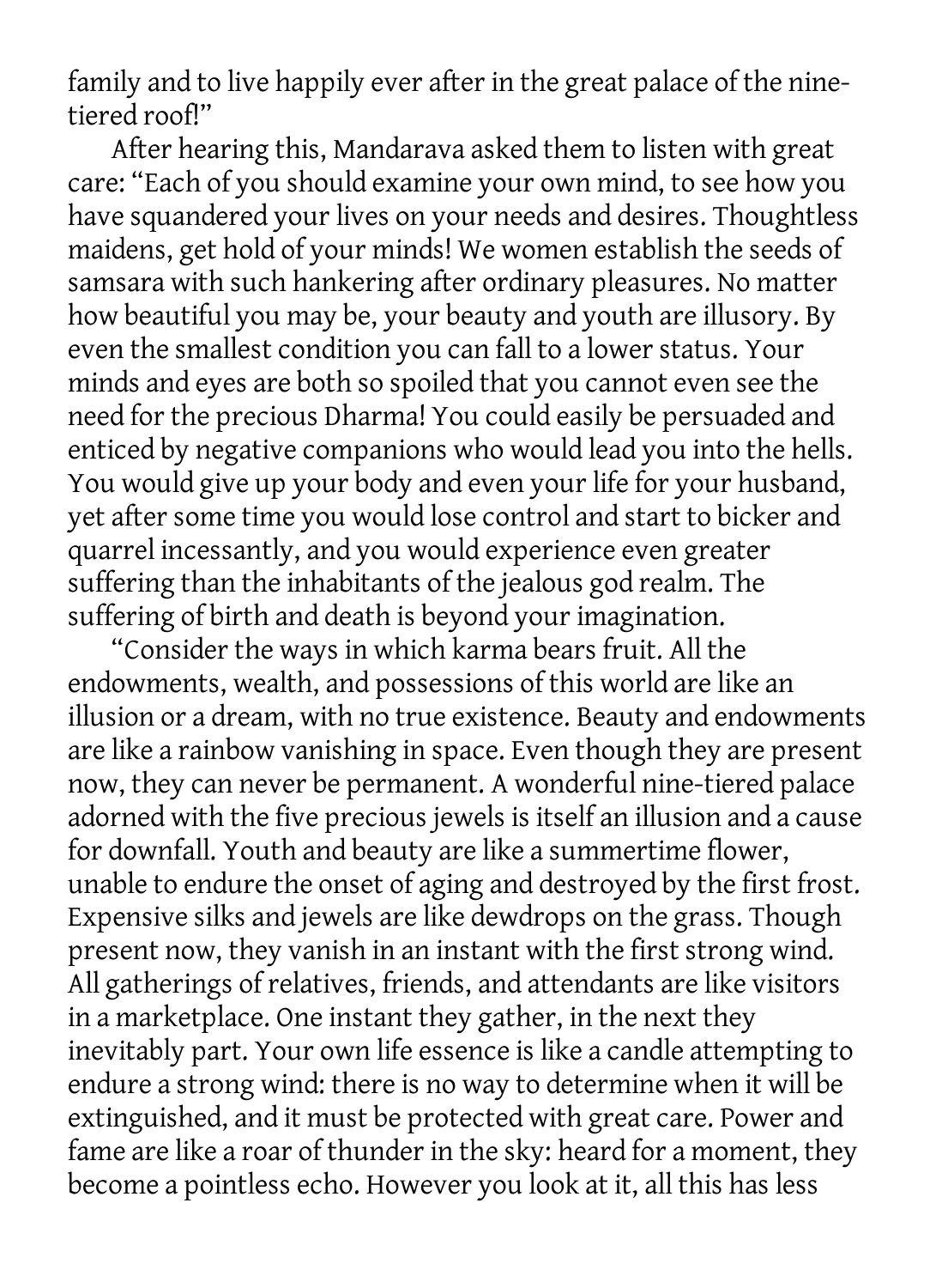family and to live happily ever after in the great palace of the nine-tiered roof!"

After hearing this, Mandarava asked them to listen with great care: "Each of you should examine your own mind, to see how you have squandered your lives on your needs and desires. Thoughtless maidens, get hold of your minds! We women establish the seeds of samsara with such hankering after ordinary pleasures. No matter how beautiful you may be, your beauty and youth are illusory. By even the smallest condition you can fall to a lower status. Your minds and eyes are both so spoiled that you cannot even see the need for the precious Dharma! You could easily be persuaded and enticed by negative companions who would lead you into the hells. You would give up your body and even your life for your husband, yet after some time you would lose control and start to bicker and quarrel incessantly, and you would experience even greater suffering than the inhabitants of the jealous god realm. The suffering of birth and death is beyond your imagination.

"Consider the ways in which karma bears fruit. All the endowments, wealth, and possessions of this world are like an illusion or a dream, with no true existence. Beauty and endowments are like a rainbow vanishing in space. Even though they are present now, they can never be permanent. A wonderful nine-tiered palace adorned with the five precious jewels is itself an illusion and a cause for downfall. Youth and beauty are like a summertime flower, unable to endure the onset of aging and destroyed by the first frost. Expensive silks and jewels are like dewdrops on the grass. Though present now, they vanish in an instant with the first strong wind. All gatherings of relatives, friends, and attendants are like visitors in a marketplace. One instant they gather, in the next they inevitably part. Your own life essence is like a candle attempting to endure a strong wind: there is no way to determine when it will be extinguished, and it must be protected with great care. Power and fame are like a roar of thunder in the sky: heard for a moment, they become a pointless echo. However you look at it, all this has less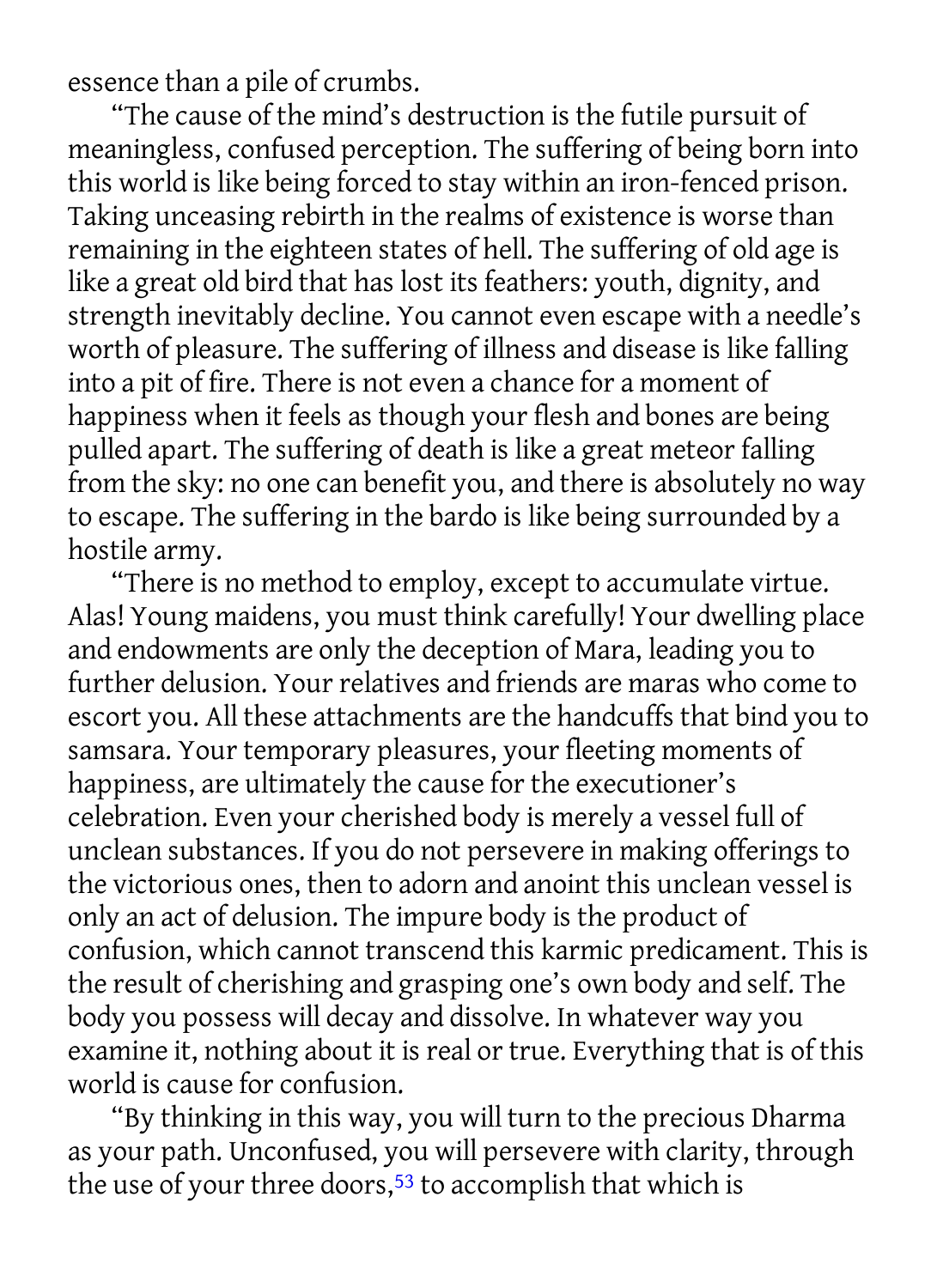essence than a pile of crumbs.

"The cause of the mind's destruction is the futile pursuit of meaningless, confused perception. The suffering of being born into this world is like being forced to stay within an iron-fenced prison. Taking unceasing rebirth in the realms of existence is worse than remaining in the eighteen states of hell. The suffering of old age is like a great old bird that has lost its feathers: youth, dignity, and strength inevitably decline. You cannot even escape with a needle's worth of pleasure. The suffering of illness and disease is like falling into a pit of fire. There is not even a chance for a moment of happiness when it feels as though your flesh and bones are being pulled apart. The suffering of death is like a great meteor falling from the sky: no one can benefit you, and there is absolutely no way to escape. The suffering in the bardo is like being surrounded by a hostile army.

"There is no method to employ, except to accumulate virtue. Alas! Young maidens, you must think carefully! Your dwelling place and endowments are only the deception of Mara, leading you to further delusion. Your relatives and friends are maras who come to escort you. All these attachments are the handcuffs that bind you to samsara. Your temporary pleasures, your fleeting moments of happiness, are ultimately the cause for the executioner's celebration. Even your cherished body is merely a vessel full of unclean substances. If you do not persevere in making offerings to the victorious ones, then to adorn and anoint this unclean vessel is only an act of delusion. The impure body is the product of confusion, which cannot transcend this karmic predicament. This is the result of cherishing and grasping one's own body and self. The body you possess will decay and dissolve. In whatever way you examine it, nothing about it is real or true. Everything that is of this world is cause for confusion.

"By thinking in this way, you will turn to the precious Dharma as your path. Unconfused, you will persevere with clarity, through the use of your three doors,[53] to accomplish that which is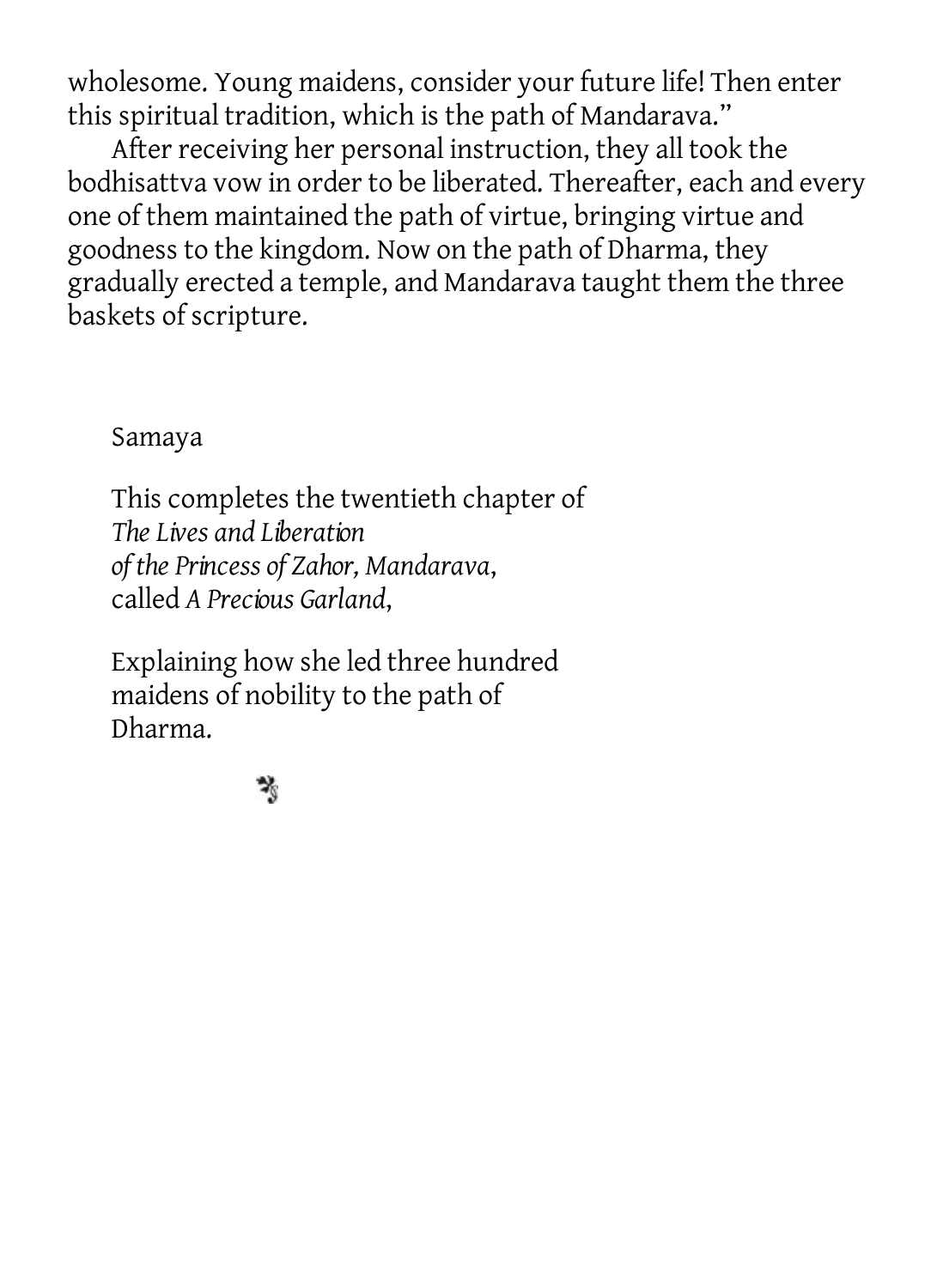wholesome. Young maidens, consider your future life! Then enter this spiritual tradition, which is the path of Mandarava."

After receiving her personal instruction, they all took the bodhisattva vow in order to be liberated. Thereafter, each and every one of them maintained the path of virtue, bringing virtue and goodness to the kingdom. Now on the path of Dharma, they gradually erected a temple, and Mandarava taught them the three baskets of scripture.

Samaya

This completes the twentieth chapter of *The Lives and Liberation of the Princess of Zahor, Mandarava*, called *A Precious Garland*,

Explaining how she led three hundred maidens of nobility to the path of Dharma.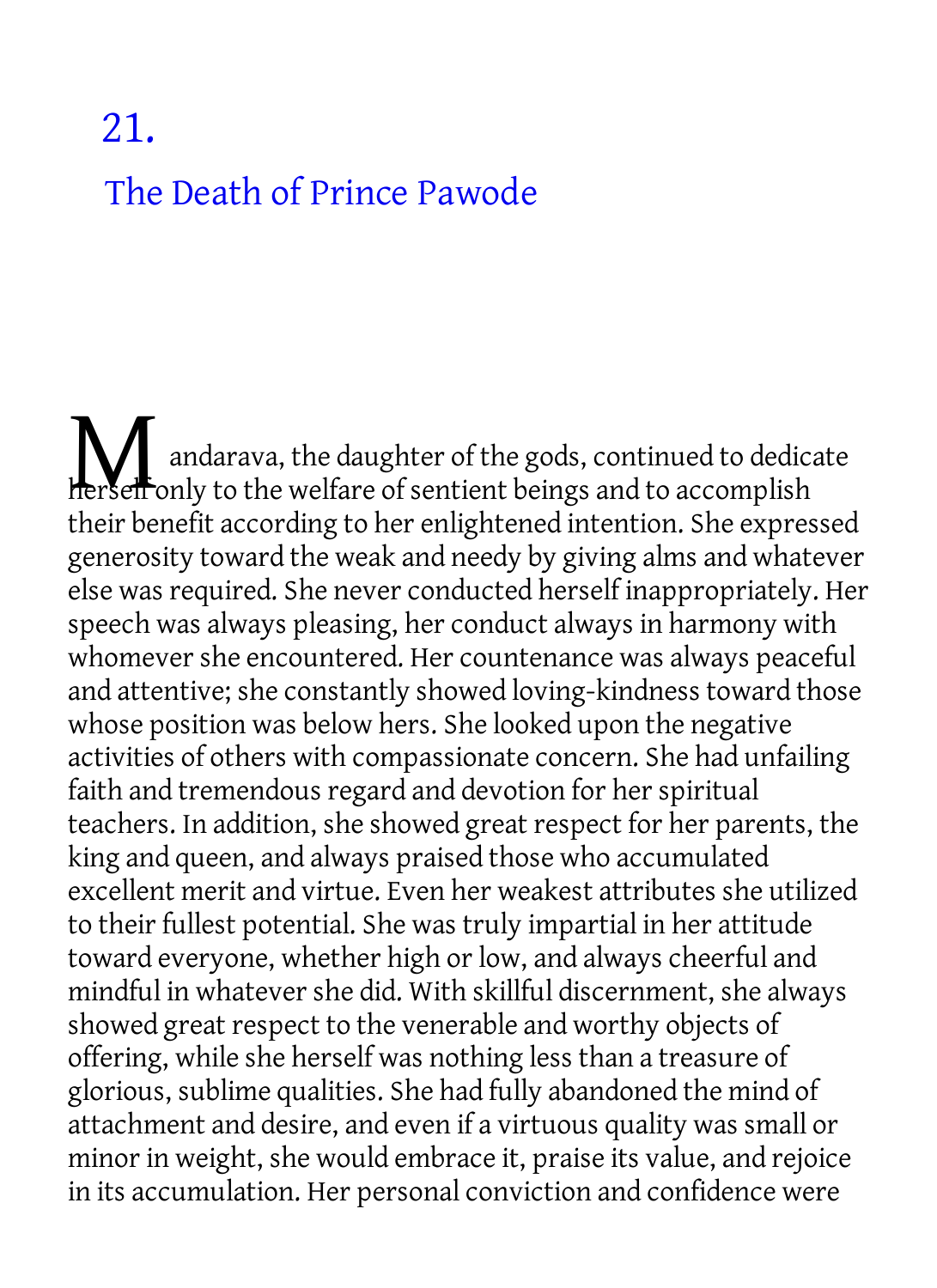# 21.

## The Death of Prince Pawode

Mandarava, the daughter of the gods, continued to dedicate herself only to the welfare of sentient beings and to accomplish their benefit according to her enlightened intention. She expressed generosity toward the weak and needy by giving alms and whatever else was required. She never conducted herself inappropriately. Her speech was always pleasing, her conduct always in harmony with whomever she encountered. Her countenance was always peaceful and attentive; she constantly showed loving-kindness toward those whose position was below hers. She looked upon the negative activities of others with compassionate concern. She had unfailing faith and tremendous regard and devotion for her spiritual teachers. In addition, she showed great respect for her parents, the king and queen, and always praised those who accumulated excellent merit and virtue. Even her weakest attributes she utilized to their fullest potential. She was truly impartial in her attitude toward everyone, whether high or low, and always cheerful and mindful in whatever she did. With skillful discernment, she always showed great respect to the venerable and worthy objects of offering, while she herself was nothing less than a treasure of glorious, sublime qualities. She had fully abandoned the mind of attachment and desire, and even if a virtuous quality was small or minor in weight, she would embrace it, praise its value, and rejoice in its accumulation. Her personal conviction and confidence were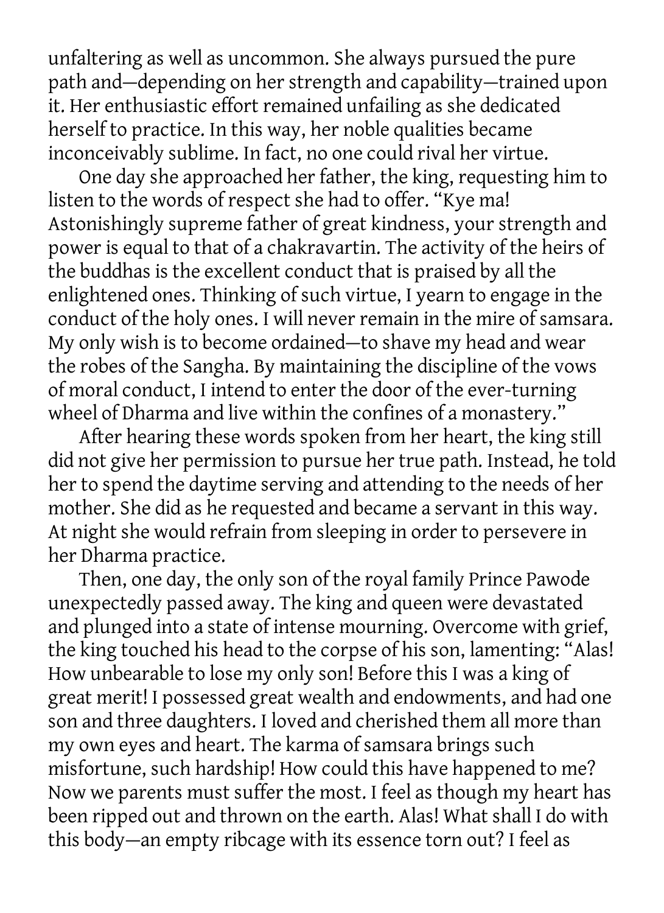unfaltering as well as uncommon. She always pursued the pure path and—depending on her strength and capability—trained upon it. Her enthusiastic effort remained unfailing as she dedicated herself to practice. In this way, her noble qualities became inconceivably sublime. In fact, no one could rival her virtue.

One day she approached her father, the king, requesting him to listen to the words of respect she had to offer. "Kye ma! Astonishingly supreme father of great kindness, your strength and power is equal to that of a chakravartin. The activity of the heirs of the buddhas is the excellent conduct that is praised by all the enlightened ones. Thinking of such virtue, I yearn to engage in the conduct of the holy ones. I will never remain in the mire of samsara. My only wish is to become ordained—to shave my head and wear the robes of the Sangha. By maintaining the discipline of the vows of moral conduct, I intend to enter the door of the ever-turning wheel of Dharma and live within the confines of a monastery."

After hearing these words spoken from her heart, the king still did not give her permission to pursue her true path. Instead, he told her to spend the daytime serving and attending to the needs of her mother. She did as he requested and became a servant in this way. At night she would refrain from sleeping in order to persevere in her Dharma practice.

Then, one day, the only son of the royal family Prince Pawode unexpectedly passed away. The king and queen were devastated and plunged into a state of intense mourning. Overcome with grief, the king touched his head to the corpse of his son, lamenting: "Alas! How unbearable to lose my only son! Before this I was a king of great merit! I possessed great wealth and endowments, and had one son and three daughters. I loved and cherished them all more than my own eyes and heart. The karma of samsara brings such misfortune, such hardship! How could this have happened to me? Now we parents must suffer the most. I feel as though my heart has been ripped out and thrown on the earth. Alas! What shall I do with this body—an empty ribcage with its essence torn out? I feel as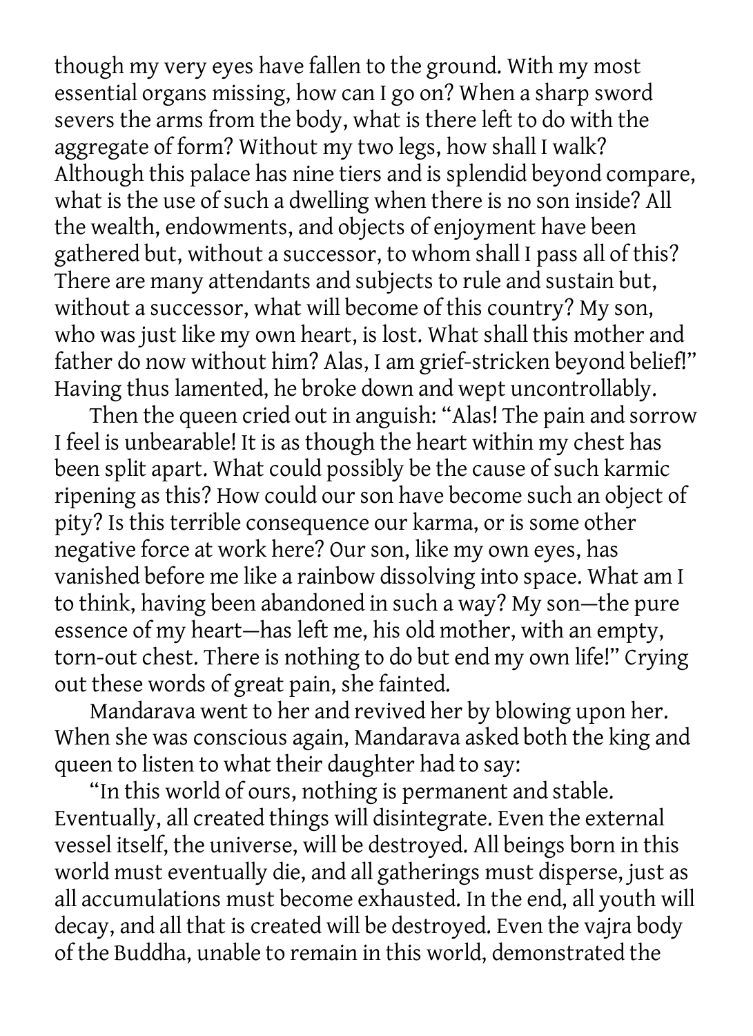though my very eyes have fallen to the ground. With my most essential organs missing, how can I go on? When a sharp sword severs the arms from the body, what is there left to do with the aggregate of form? Without my two legs, how shall I walk? Although this palace has nine tiers and is splendid beyond compare, what is the use of such a dwelling when there is no son inside? All the wealth, endowments, and objects of enjoyment have been gathered but, without a successor, to whom shall I pass all of this? There are many attendants and subjects to rule and sustain but, without a successor, what will become of this country? My son, who was just like my own heart, is lost. What shall this mother and father do now without him? Alas, I am grief-stricken beyond belief!" Having thus lamented, he broke down and wept uncontrollably.

Then the queen cried out in anguish: "Alas! The pain and sorrow I feel is unbearable! It is as though the heart within my chest has been split apart. What could possibly be the cause of such karmic ripening as this? How could our son have become such an object of pity? Is this terrible consequence our karma, or is some other negative force at work here? Our son, like my own eyes, has vanished before me like a rainbow dissolving into space. What am I to think, having been abandoned in such a way? My son—the pure essence of my heart—has left me, his old mother, with an empty, torn-out chest. There is nothing to do but end my own life!" Crying out these words of great pain, she fainted.

Mandarava went to her and revived her by blowing upon her. When she was conscious again, Mandarava asked both the king and queen to listen to what their daughter had to say:

"In this world of ours, nothing is permanent and stable. Eventually, all created things will disintegrate. Even the external vessel itself, the universe, will be destroyed. All beings born in this world must eventually die, and all gatherings must disperse, just as all accumulations must become exhausted. In the end, all youth will decay, and all that is created will be destroyed. Even the vajra body of the Buddha, unable to remain in this world, demonstrated the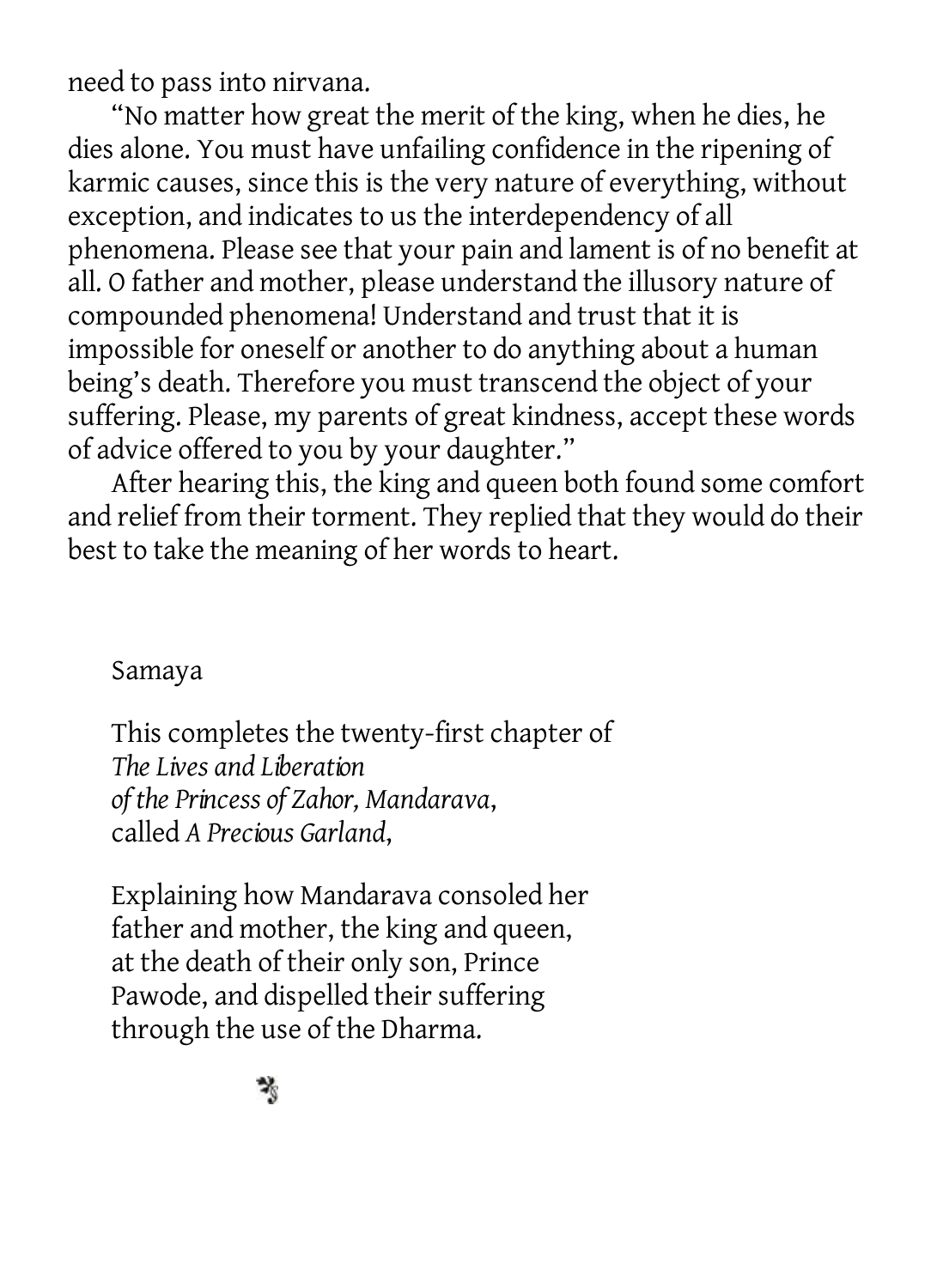need to pass into nirvana.

"No matter how great the merit of the king, when he dies, he dies alone. You must have unfailing confidence in the ripening of karmic causes, since this is the very nature of everything, without exception, and indicates to us the interdependency of all phenomena. Please see that your pain and lament is of no benefit at all. O father and mother, please understand the illusory nature of compounded phenomena! Understand and trust that it is impossible for oneself or another to do anything about a human being's death. Therefore you must transcend the object of your suffering. Please, my parents of great kindness, accept these words of advice offered to you by your daughter."

After hearing this, the king and queen both found some comfort and relief from their torment. They replied that they would do their best to take the meaning of her words to heart.

Samaya

This completes the twenty-first chapter of
*The Lives and Liberation*
*of the Princess of Zahor, Mandarava*,
called *A Precious Garland*,

Explaining how Mandarava consoled her
father and mother, the king and queen,
at the death of their only son, Prince
Pawode, and dispelled their suffering
through the use of the Dharma.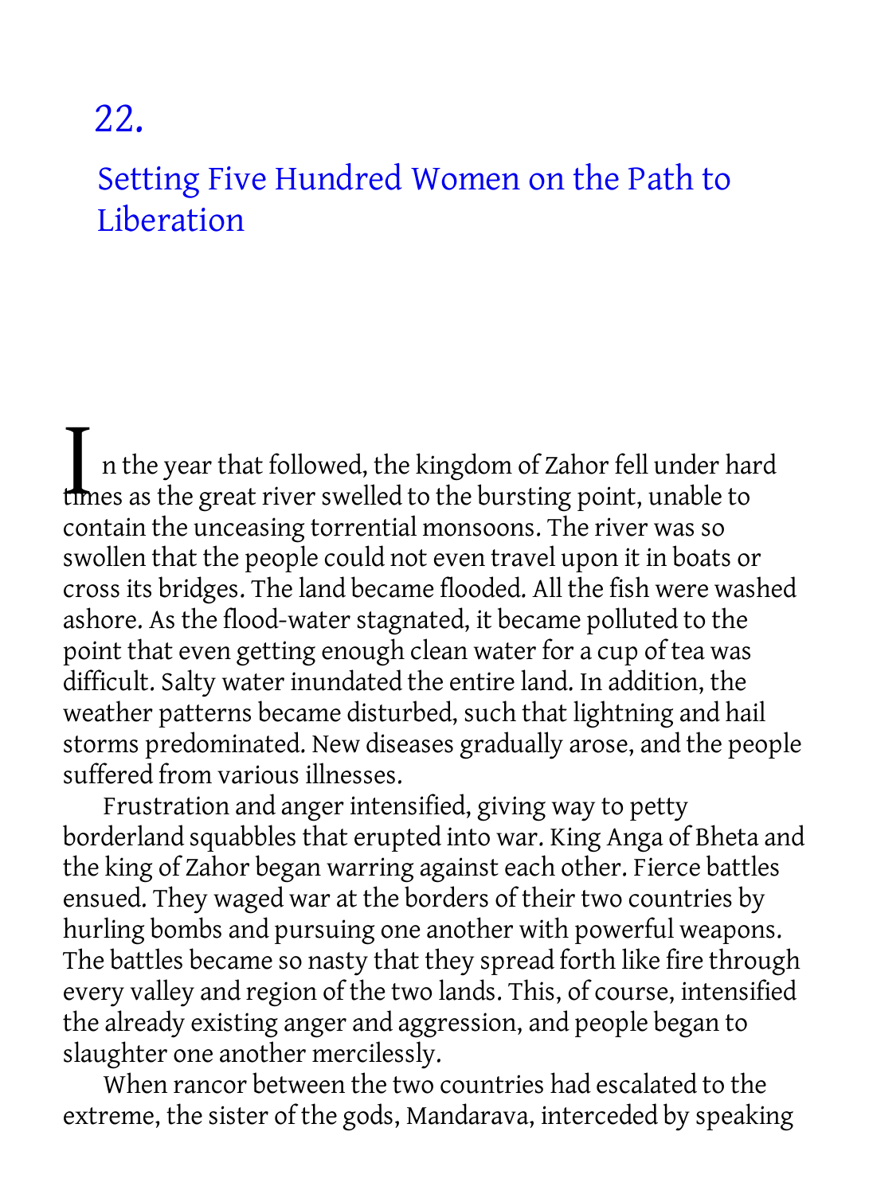# 22.

## Setting Five Hundred Women on the Path to Liberation

In the year that followed, the kingdom of Zahor fell under hard times as the great river swelled to the bursting point, unable to contain the unceasing torrential monsoons. The river was so swollen that the people could not even travel upon it in boats or cross its bridges. The land became flooded. All the fish were washed ashore. As the flood-water stagnated, it became polluted to the point that even getting enough clean water for a cup of tea was difficult. Salty water inundated the entire land. In addition, the weather patterns became disturbed, such that lightning and hail storms predominated. New diseases gradually arose, and the people suffered from various illnesses.

Frustration and anger intensified, giving way to petty borderland squabbles that erupted into war. King Anga of Bheta and the king of Zahor began warring against each other. Fierce battles ensued. They waged war at the borders of their two countries by hurling bombs and pursuing one another with powerful weapons. The battles became so nasty that they spread forth like fire through every valley and region of the two lands. This, of course, intensified the already existing anger and aggression, and people began to slaughter one another mercilessly.

When rancor between the two countries had escalated to the extreme, the sister of the gods, Mandarava, interceded by speaking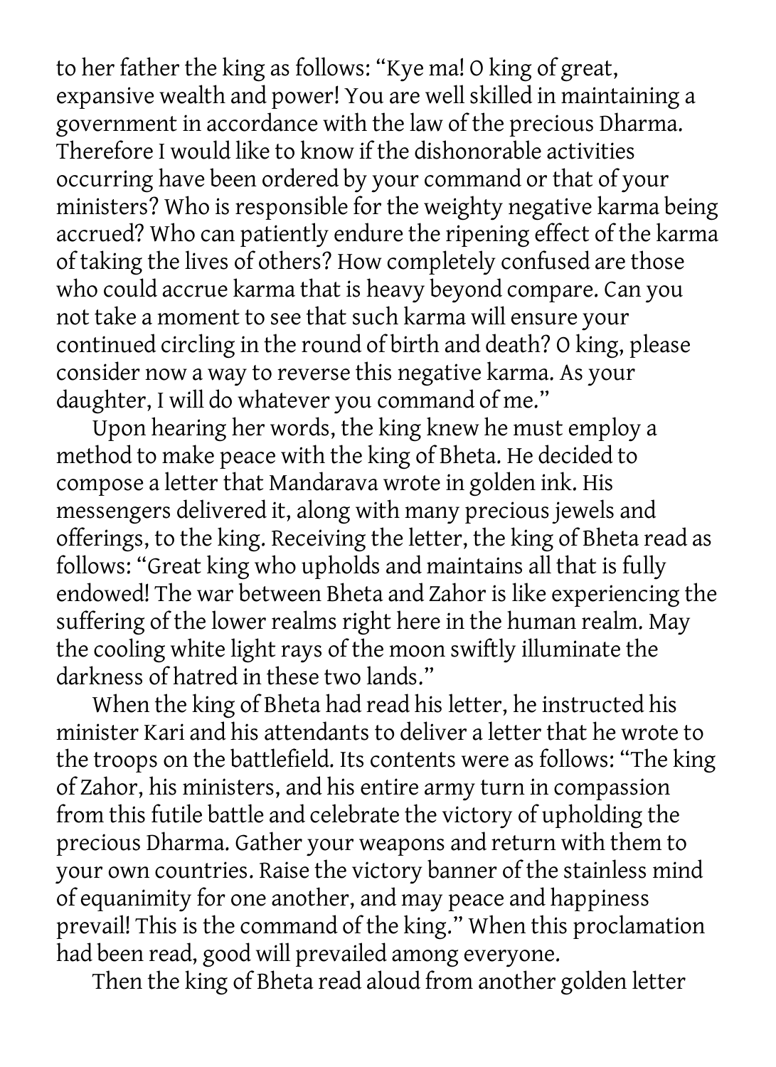to her father the king as follows: "Kye ma! O king of great, expansive wealth and power! You are well skilled in maintaining a government in accordance with the law of the precious Dharma. Therefore I would like to know if the dishonorable activities occurring have been ordered by your command or that of your ministers? Who is responsible for the weighty negative karma being accrued? Who can patiently endure the ripening effect of the karma of taking the lives of others? How completely confused are those who could accrue karma that is heavy beyond compare. Can you not take a moment to see that such karma will ensure your continued circling in the round of birth and death? O king, please consider now a way to reverse this negative karma. As your daughter, I will do whatever you command of me."

Upon hearing her words, the king knew he must employ a method to make peace with the king of Bheta. He decided to compose a letter that Mandarava wrote in golden ink. His messengers delivered it, along with many precious jewels and offerings, to the king. Receiving the letter, the king of Bheta read as follows: "Great king who upholds and maintains all that is fully endowed! The war between Bheta and Zahor is like experiencing the suffering of the lower realms right here in the human realm. May the cooling white light rays of the moon swiftly illuminate the darkness of hatred in these two lands."

When the king of Bheta had read his letter, he instructed his minister Kari and his attendants to deliver a letter that he wrote to the troops on the battlefield. Its contents were as follows: "The king of Zahor, his ministers, and his entire army turn in compassion from this futile battle and celebrate the victory of upholding the precious Dharma. Gather your weapons and return with them to your own countries. Raise the victory banner of the stainless mind of equanimity for one another, and may peace and happiness prevail! This is the command of the king." When this proclamation had been read, good will prevailed among everyone.

Then the king of Bheta read aloud from another golden letter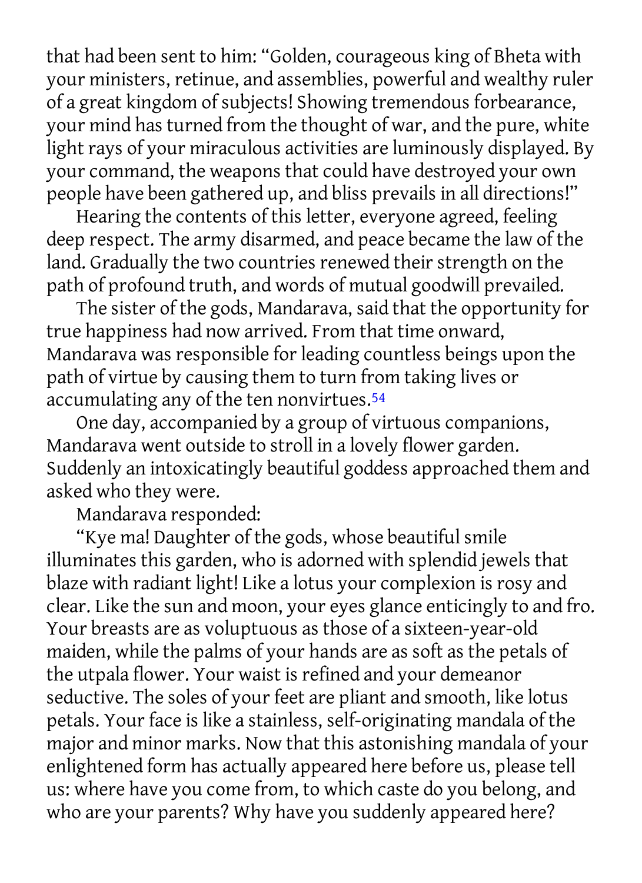that had been sent to him: "Golden, courageous king of Bheta with your ministers, retinue, and assemblies, powerful and wealthy ruler of a great kingdom of subjects! Showing tremendous forbearance, your mind has turned from the thought of war, and the pure, white light rays of your miraculous activities are luminously displayed. By your command, the weapons that could have destroyed your own people have been gathered up, and bliss prevails in all directions!"

Hearing the contents of this letter, everyone agreed, feeling deep respect. The army disarmed, and peace became the law of the land. Gradually the two countries renewed their strength on the path of profound truth, and words of mutual goodwill prevailed.

The sister of the gods, Mandarava, said that the opportunity for true happiness had now arrived. From that time onward, Mandarava was responsible for leading countless beings upon the path of virtue by causing them to turn from taking lives or accumulating any of the ten nonvirtues.[54]

One day, accompanied by a group of virtuous companions, Mandarava went outside to stroll in a lovely flower garden. Suddenly an intoxicatingly beautiful goddess approached them and asked who they were.

Mandarava responded:

"Kye ma! Daughter of the gods, whose beautiful smile illuminates this garden, who is adorned with splendid jewels that blaze with radiant light! Like a lotus your complexion is rosy and clear. Like the sun and moon, your eyes glance enticingly to and fro. Your breasts are as voluptuous as those of a sixteen-year-old maiden, while the palms of your hands are as soft as the petals of the utpala flower. Your waist is refined and your demeanor seductive. The soles of your feet are pliant and smooth, like lotus petals. Your face is like a stainless, self-originating mandala of the major and minor marks. Now that this astonishing mandala of your enlightened form has actually appeared here before us, please tell us: where have you come from, to which caste do you belong, and who are your parents? Why have you suddenly appeared here?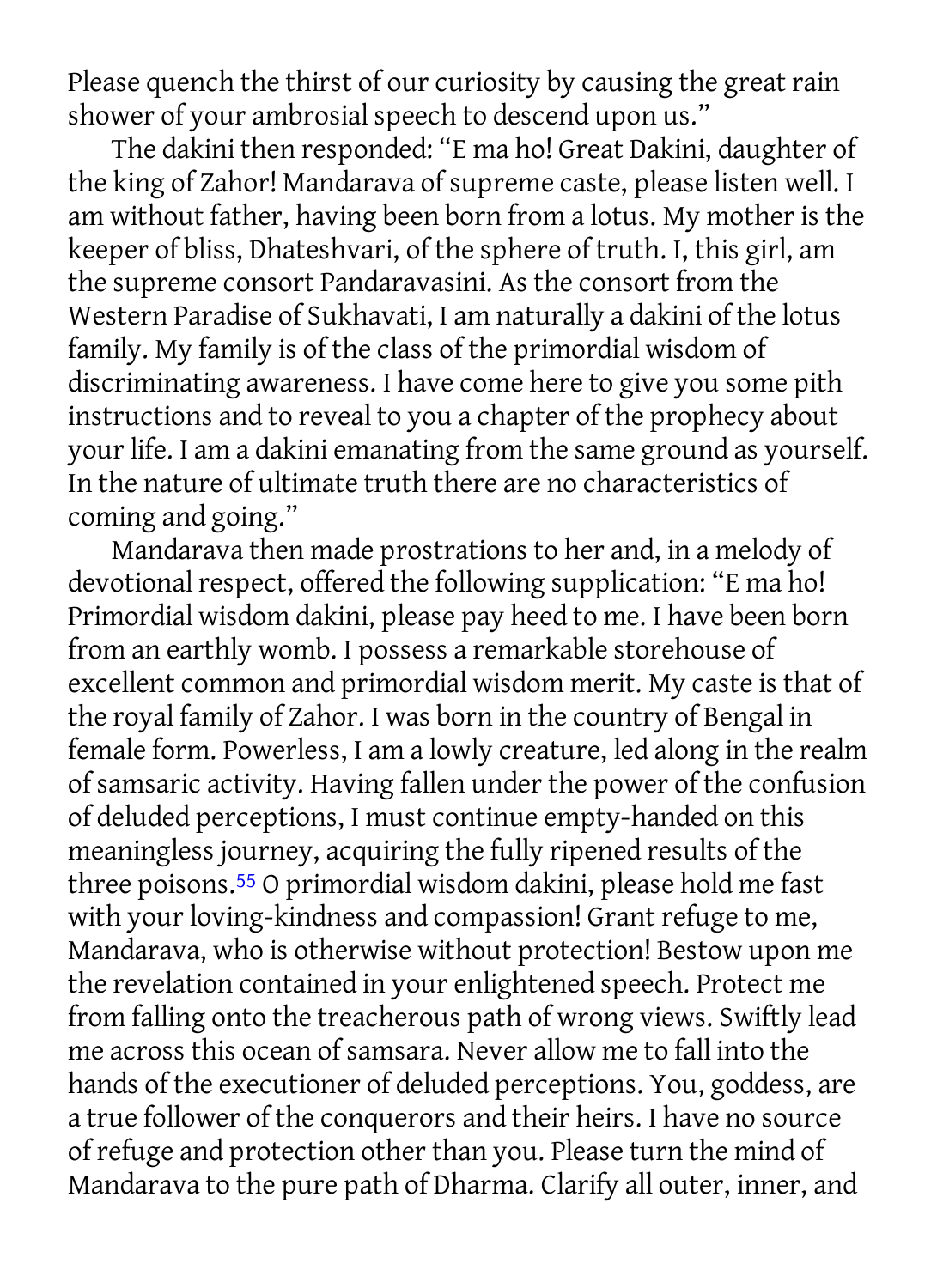Please quench the thirst of our curiosity by causing the great rain shower of your ambrosial speech to descend upon us."

The dakini then responded: "E ma ho! Great Dakini, daughter of the king of Zahor! Mandarava of supreme caste, please listen well. I am without father, having been born from a lotus. My mother is the keeper of bliss, Dhateshvari, of the sphere of truth. I, this girl, am the supreme consort Pandaravasini. As the consort from the Western Paradise of Sukhavati, I am naturally a dakini of the lotus family. My family is of the class of the primordial wisdom of discriminating awareness. I have come here to give you some pith instructions and to reveal to you a chapter of the prophecy about your life. I am a dakini emanating from the same ground as yourself. In the nature of ultimate truth there are no characteristics of coming and going."

Mandarava then made prostrations to her and, in a melody of devotional respect, offered the following supplication: "E ma ho! Primordial wisdom dakini, please pay heed to me. I have been born from an earthly womb. I possess a remarkable storehouse of excellent common and primordial wisdom merit. My caste is that of the royal family of Zahor. I was born in the country of Bengal in female form. Powerless, I am a lowly creature, led along in the realm of samsaric activity. Having fallen under the power of the confusion of deluded perceptions, I must continue empty-handed on this meaningless journey, acquiring the fully ripened results of the three poisons.[55] O primordial wisdom dakini, please hold me fast with your loving-kindness and compassion! Grant refuge to me, Mandarava, who is otherwise without protection! Bestow upon me the revelation contained in your enlightened speech. Protect me from falling onto the treacherous path of wrong views. Swiftly lead me across this ocean of samsara. Never allow me to fall into the hands of the executioner of deluded perceptions. You, goddess, are a true follower of the conquerors and their heirs. I have no source of refuge and protection other than you. Please turn the mind of Mandarava to the pure path of Dharma. Clarify all outer, inner, and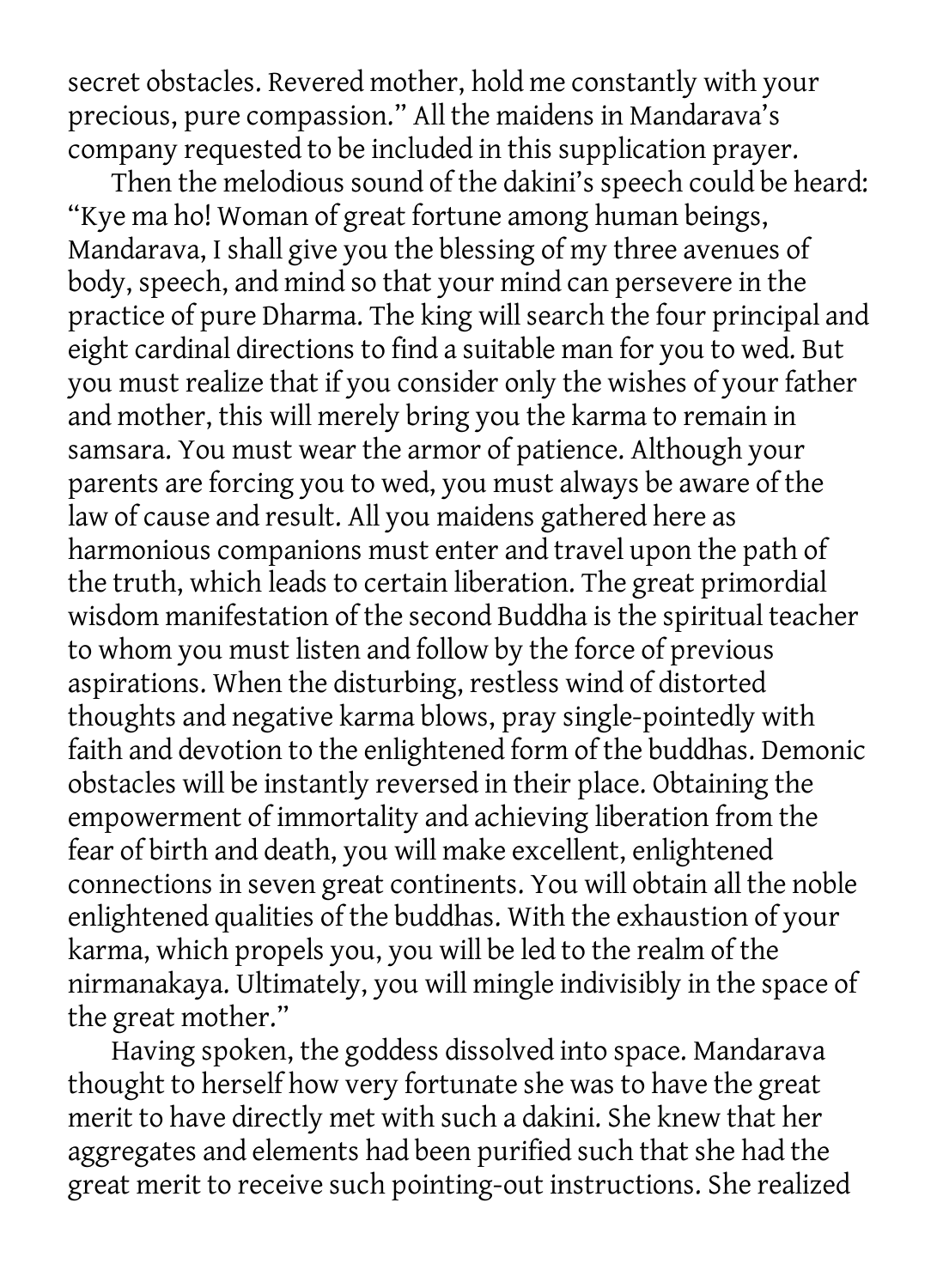secret obstacles. Revered mother, hold me constantly with your precious, pure compassion." All the maidens in Mandarava's company requested to be included in this supplication prayer.

Then the melodious sound of the dakini's speech could be heard: "Kye ma ho! Woman of great fortune among human beings, Mandarava, I shall give you the blessing of my three avenues of body, speech, and mind so that your mind can persevere in the practice of pure Dharma. The king will search the four principal and eight cardinal directions to find a suitable man for you to wed. But you must realize that if you consider only the wishes of your father and mother, this will merely bring you the karma to remain in samsara. You must wear the armor of patience. Although your parents are forcing you to wed, you must always be aware of the law of cause and result. All you maidens gathered here as harmonious companions must enter and travel upon the path of the truth, which leads to certain liberation. The great primordial wisdom manifestation of the second Buddha is the spiritual teacher to whom you must listen and follow by the force of previous aspirations. When the disturbing, restless wind of distorted thoughts and negative karma blows, pray single-pointedly with faith and devotion to the enlightened form of the buddhas. Demonic obstacles will be instantly reversed in their place. Obtaining the empowerment of immortality and achieving liberation from the fear of birth and death, you will make excellent, enlightened connections in seven great continents. You will obtain all the noble enlightened qualities of the buddhas. With the exhaustion of your karma, which propels you, you will be led to the realm of the nirmanakaya. Ultimately, you will mingle indivisibly in the space of the great mother."

Having spoken, the goddess dissolved into space. Mandarava thought to herself how very fortunate she was to have the great merit to have directly met with such a dakini. She knew that her aggregates and elements had been purified such that she had the great merit to receive such pointing-out instructions. She realized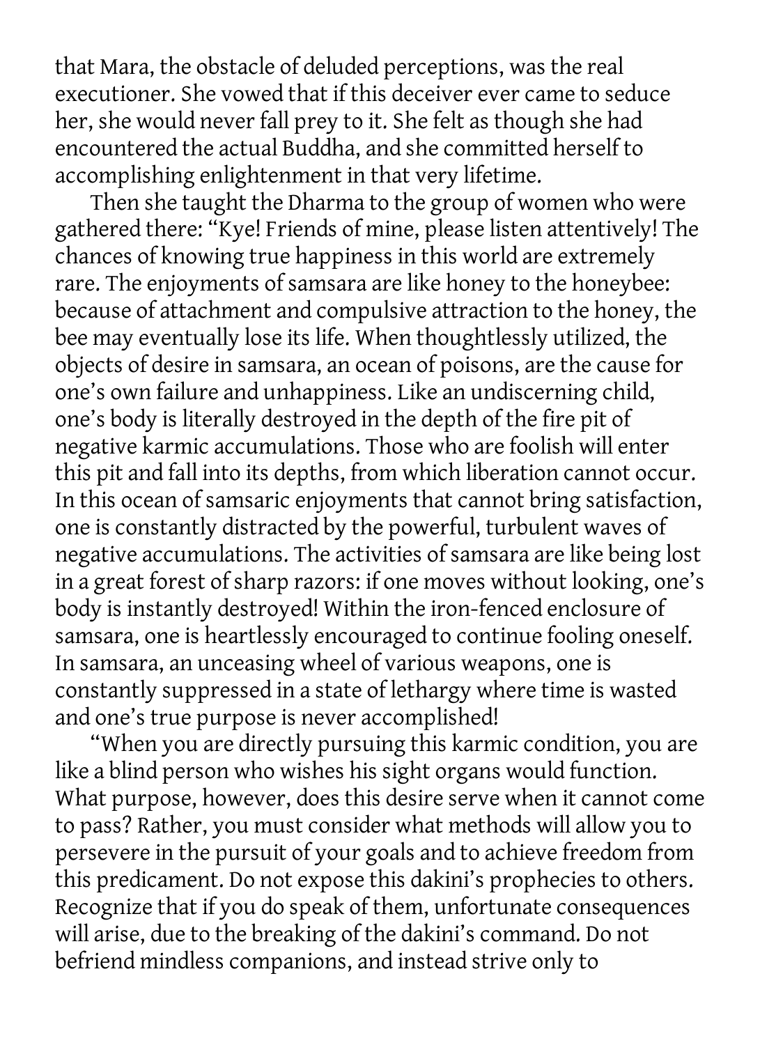that Mara, the obstacle of deluded perceptions, was the real executioner. She vowed that if this deceiver ever came to seduce her, she would never fall prey to it. She felt as though she had encountered the actual Buddha, and she committed herself to accomplishing enlightenment in that very lifetime.

Then she taught the Dharma to the group of women who were gathered there: "Kye! Friends of mine, please listen attentively! The chances of knowing true happiness in this world are extremely rare. The enjoyments of samsara are like honey to the honeybee: because of attachment and compulsive attraction to the honey, the bee may eventually lose its life. When thoughtlessly utilized, the objects of desire in samsara, an ocean of poisons, are the cause for one's own failure and unhappiness. Like an undiscerning child, one's body is literally destroyed in the depth of the fire pit of negative karmic accumulations. Those who are foolish will enter this pit and fall into its depths, from which liberation cannot occur. In this ocean of samsaric enjoyments that cannot bring satisfaction, one is constantly distracted by the powerful, turbulent waves of negative accumulations. The activities of samsara are like being lost in a great forest of sharp razors: if one moves without looking, one's body is instantly destroyed! Within the iron-fenced enclosure of samsara, one is heartlessly encouraged to continue fooling oneself. In samsara, an unceasing wheel of various weapons, one is constantly suppressed in a state of lethargy where time is wasted and one's true purpose is never accomplished!

"When you are directly pursuing this karmic condition, you are like a blind person who wishes his sight organs would function. What purpose, however, does this desire serve when it cannot come to pass? Rather, you must consider what methods will allow you to persevere in the pursuit of your goals and to achieve freedom from this predicament. Do not expose this dakini's prophecies to others. Recognize that if you do speak of them, unfortunate consequences will arise, due to the breaking of the dakini's command. Do not befriend mindless companions, and instead strive only to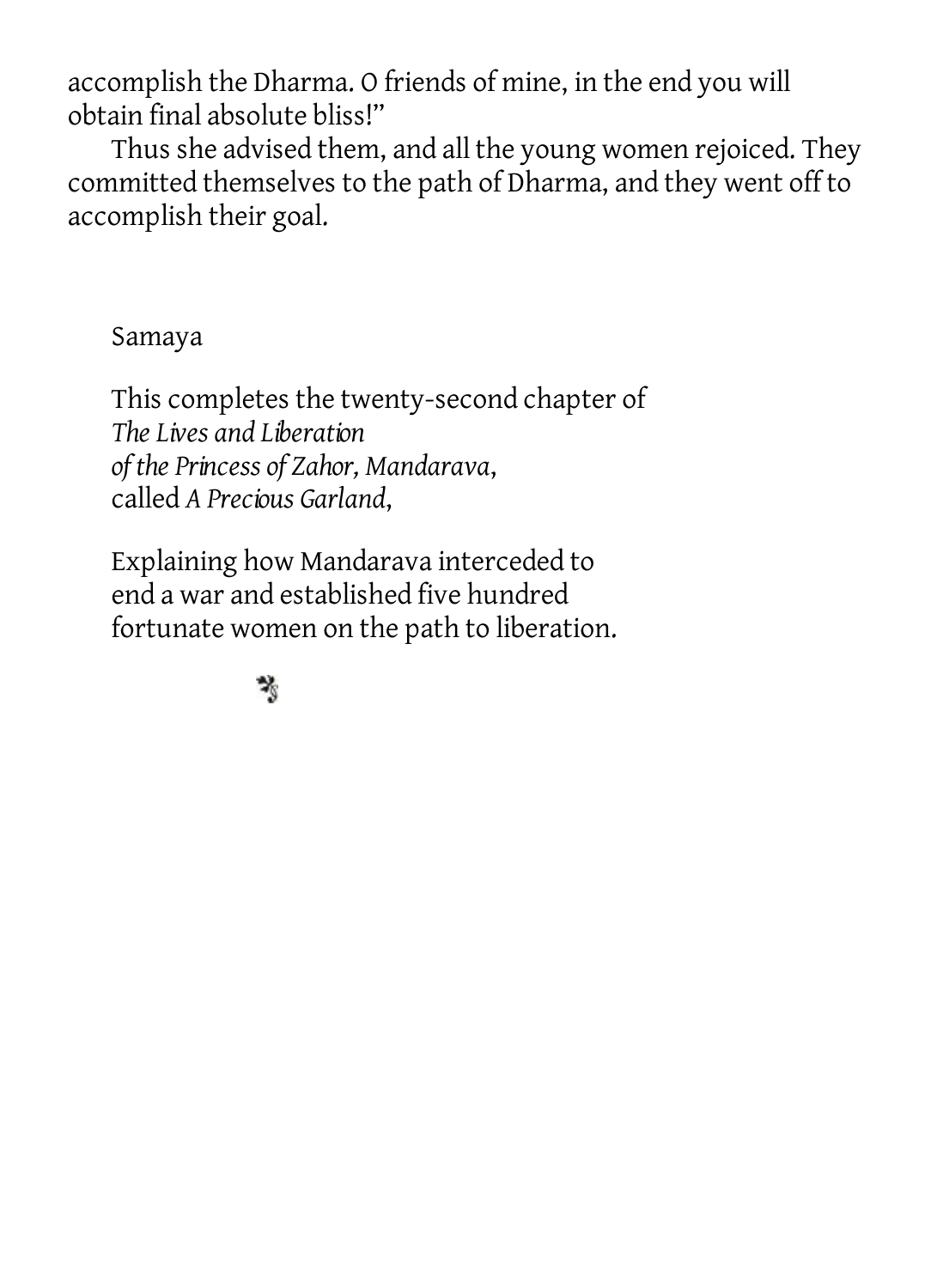accomplish the Dharma. O friends of mine, in the end you will obtain final absolute bliss!"

Thus she advised them, and all the young women rejoiced. They committed themselves to the path of Dharma, and they went off to accomplish their goal.

Samaya

This completes the twenty-second chapter of
*The Lives and Liberation*
*of the Princess of Zahor, Mandarava*,
called *A Precious Garland*,

Explaining how Mandarava interceded to
end a war and established five hundred
fortunate women on the path to liberation.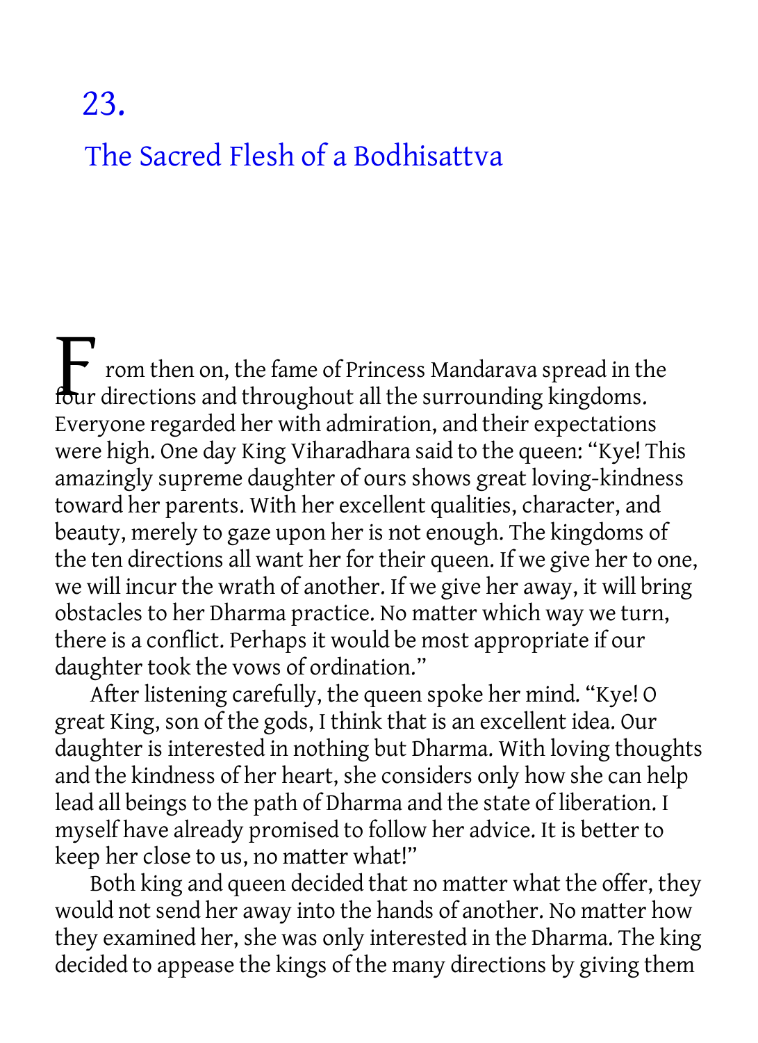# 23.

## The Sacred Flesh of a Bodhisattva

From then on, the fame of Princess Mandarava spread in the four directions and throughout all the surrounding kingdoms. Everyone regarded her with admiration, and their expectations were high. One day King Viharadhara said to the queen: "Kye! This amazingly supreme daughter of ours shows great loving-kindness toward her parents. With her excellent qualities, character, and beauty, merely to gaze upon her is not enough. The kingdoms of the ten directions all want her for their queen. If we give her to one, we will incur the wrath of another. If we give her away, it will bring obstacles to her Dharma practice. No matter which way we turn, there is a conflict. Perhaps it would be most appropriate if our daughter took the vows of ordination."

After listening carefully, the queen spoke her mind. "Kye! O great King, son of the gods, I think that is an excellent idea. Our daughter is interested in nothing but Dharma. With loving thoughts and the kindness of her heart, she considers only how she can help lead all beings to the path of Dharma and the state of liberation. I myself have already promised to follow her advice. It is better to keep her close to us, no matter what!"

Both king and queen decided that no matter what the offer, they would not send her away into the hands of another. No matter how they examined her, she was only interested in the Dharma. The king decided to appease the kings of the many directions by giving them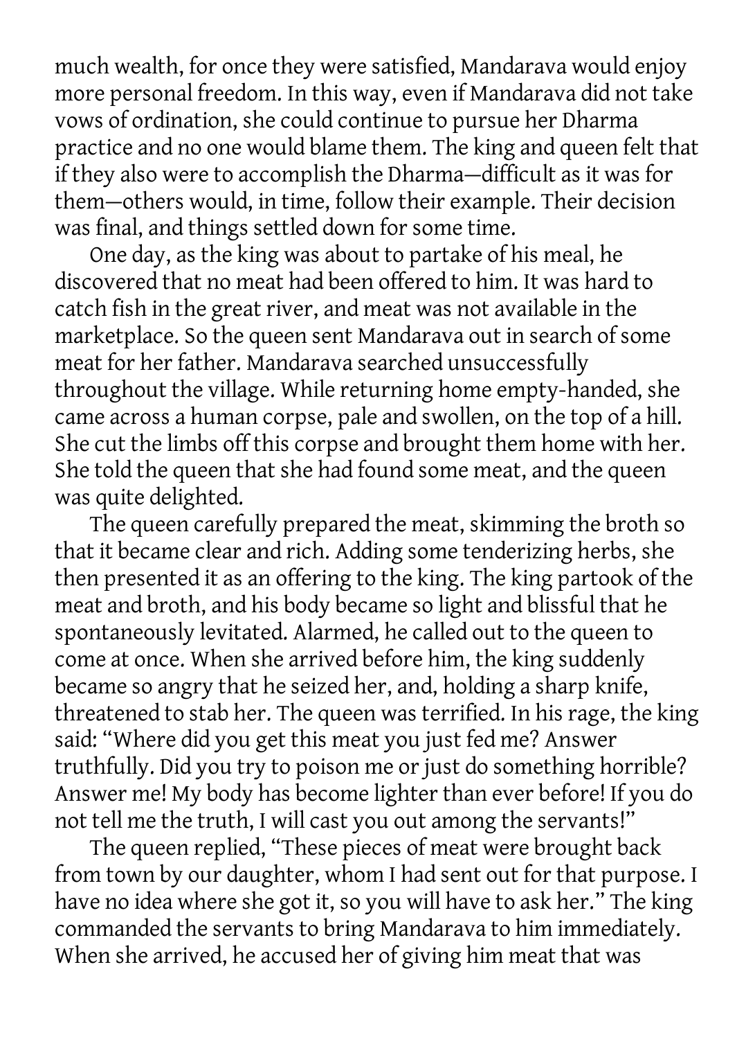much wealth, for once they were satisfied, Mandarava would enjoy more personal freedom. In this way, even if Mandarava did not take vows of ordination, she could continue to pursue her Dharma practice and no one would blame them. The king and queen felt that if they also were to accomplish the Dharma—difficult as it was for them—others would, in time, follow their example. Their decision was final, and things settled down for some time.

One day, as the king was about to partake of his meal, he discovered that no meat had been offered to him. It was hard to catch fish in the great river, and meat was not available in the marketplace. So the queen sent Mandarava out in search of some meat for her father. Mandarava searched unsuccessfully throughout the village. While returning home empty-handed, she came across a human corpse, pale and swollen, on the top of a hill. She cut the limbs off this corpse and brought them home with her. She told the queen that she had found some meat, and the queen was quite delighted.

The queen carefully prepared the meat, skimming the broth so that it became clear and rich. Adding some tenderizing herbs, she then presented it as an offering to the king. The king partook of the meat and broth, and his body became so light and blissful that he spontaneously levitated. Alarmed, he called out to the queen to come at once. When she arrived before him, the king suddenly became so angry that he seized her, and, holding a sharp knife, threatened to stab her. The queen was terrified. In his rage, the king said: "Where did you get this meat you just fed me? Answer truthfully. Did you try to poison me or just do something horrible? Answer me! My body has become lighter than ever before! If you do not tell me the truth, I will cast you out among the servants!"

The queen replied, "These pieces of meat were brought back from town by our daughter, whom I had sent out for that purpose. I have no idea where she got it, so you will have to ask her." The king commanded the servants to bring Mandarava to him immediately. When she arrived, he accused her of giving him meat that was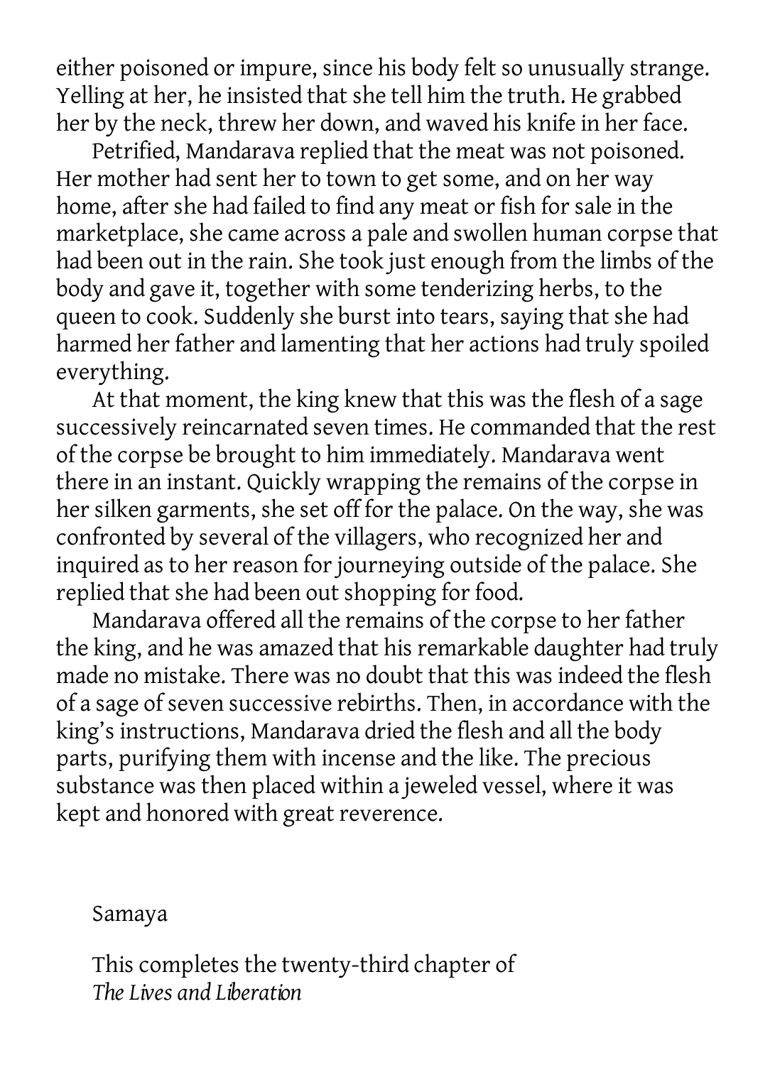either poisoned or impure, since his body felt so unusually strange. Yelling at her, he insisted that she tell him the truth. He grabbed her by the neck, threw her down, and waved his knife in her face.

Petrified, Mandarava replied that the meat was not poisoned. Her mother had sent her to town to get some, and on her way home, after she had failed to find any meat or fish for sale in the marketplace, she came across a pale and swollen human corpse that had been out in the rain. She took just enough from the limbs of the body and gave it, together with some tenderizing herbs, to the queen to cook. Suddenly she burst into tears, saying that she had harmed her father and lamenting that her actions had truly spoiled everything.

At that moment, the king knew that this was the flesh of a sage successively reincarnated seven times. He commanded that the rest of the corpse be brought to him immediately. Mandarava went there in an instant. Quickly wrapping the remains of the corpse in her silken garments, she set off for the palace. On the way, she was confronted by several of the villagers, who recognized her and inquired as to her reason for journeying outside of the palace. She replied that she had been out shopping for food.

Mandarava offered all the remains of the corpse to her father the king, and he was amazed that his remarkable daughter had truly made no mistake. There was no doubt that this was indeed the flesh of a sage of seven successive rebirths. Then, in accordance with the king's instructions, Mandarava dried the flesh and all the body parts, purifying them with incense and the like. The precious substance was then placed within a jeweled vessel, where it was kept and honored with great reverence.

Samaya

This completes the twenty-third chapter of *The Lives and Liberation*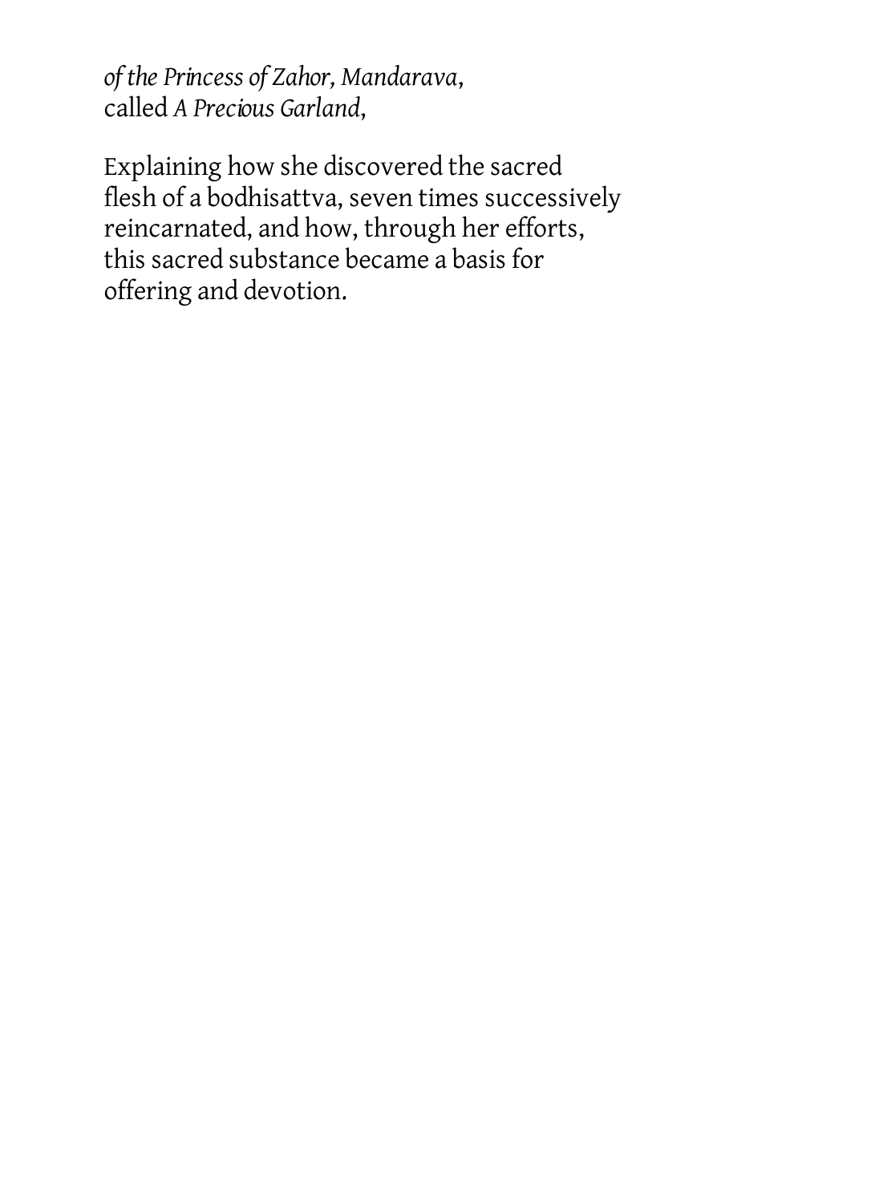*of the Princess of Zahor, Mandarava*,
called *A Precious Garland*,

Explaining how she discovered the sacred flesh of a bodhisattva, seven times successively reincarnated, and how, through her efforts, this sacred substance became a basis for offering and devotion.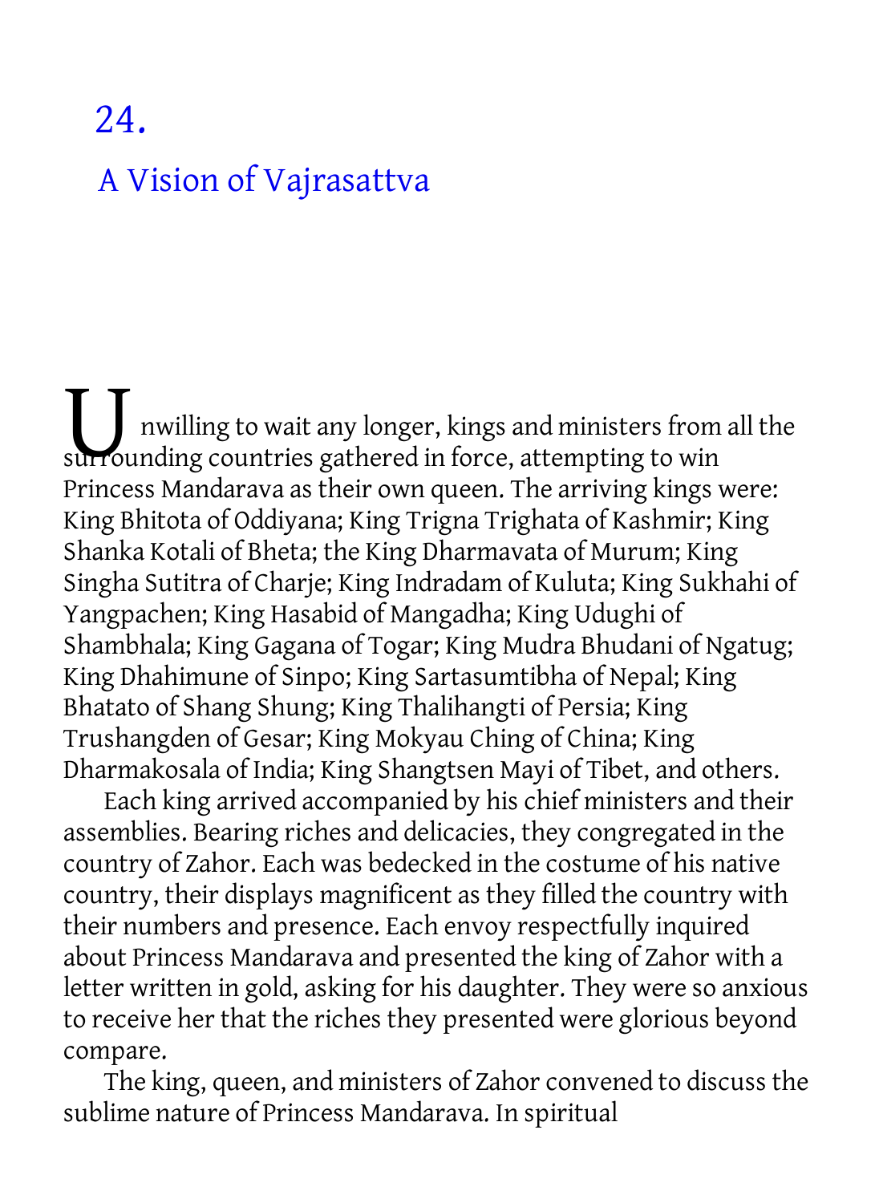# 24.

## A Vision of Vajrasattva

Unwilling to wait any longer, kings and ministers from all the surrounding countries gathered in force, attempting to win Princess Mandarava as their own queen. The arriving kings were: King Bhitota of Oddiyana; King Trigna Trighata of Kashmir; King Shanka Kotali of Bheta; the King Dharmavata of Murum; King Singha Sutitra of Charje; King Indradam of Kuluta; King Sukhahi of Yangpachen; King Hasabid of Mangadha; King Udughi of Shambhala; King Gagana of Togar; King Mudra Bhudani of Ngatug; King Dhahimune of Sinpo; King Sartasumtibha of Nepal; King Bhatato of Shang Shung; King Thalihangti of Persia; King Trushangden of Gesar; King Mokyau Ching of China; King Dharmakosala of India; King Shangtsen Mayi of Tibet, and others.

Each king arrived accompanied by his chief ministers and their assemblies. Bearing riches and delicacies, they congregated in the country of Zahor. Each was bedecked in the costume of his native country, their displays magnificent as they filled the country with their numbers and presence. Each envoy respectfully inquired about Princess Mandarava and presented the king of Zahor with a letter written in gold, asking for his daughter. They were so anxious to receive her that the riches they presented were glorious beyond compare.

The king, queen, and ministers of Zahor convened to discuss the sublime nature of Princess Mandarava. In spiritual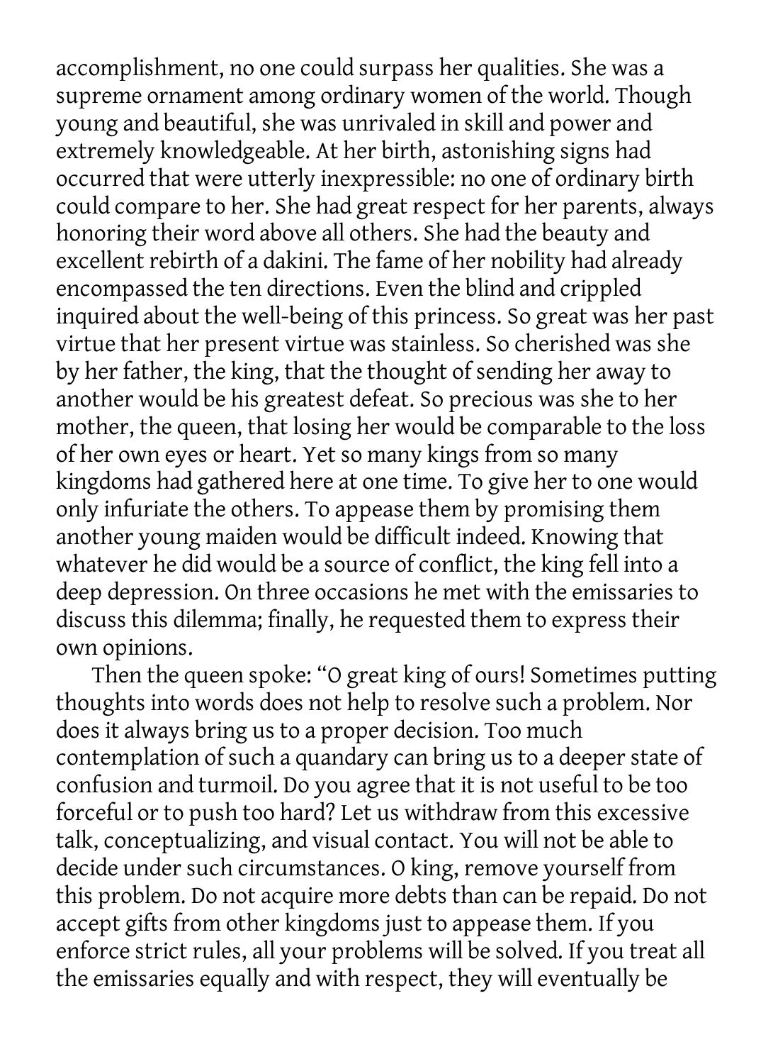accomplishment, no one could surpass her qualities. She was a supreme ornament among ordinary women of the world. Though young and beautiful, she was unrivaled in skill and power and extremely knowledgeable. At her birth, astonishing signs had occurred that were utterly inexpressible: no one of ordinary birth could compare to her. She had great respect for her parents, always honoring their word above all others. She had the beauty and excellent rebirth of a dakini. The fame of her nobility had already encompassed the ten directions. Even the blind and crippled inquired about the well-being of this princess. So great was her past virtue that her present virtue was stainless. So cherished was she by her father, the king, that the thought of sending her away to another would be his greatest defeat. So precious was she to her mother, the queen, that losing her would be comparable to the loss of her own eyes or heart. Yet so many kings from so many kingdoms had gathered here at one time. To give her to one would only infuriate the others. To appease them by promising them another young maiden would be difficult indeed. Knowing that whatever he did would be a source of conflict, the king fell into a deep depression. On three occasions he met with the emissaries to discuss this dilemma; finally, he requested them to express their own opinions.

Then the queen spoke: "O great king of ours! Sometimes putting thoughts into words does not help to resolve such a problem. Nor does it always bring us to a proper decision. Too much contemplation of such a quandary can bring us to a deeper state of confusion and turmoil. Do you agree that it is not useful to be too forceful or to push too hard? Let us withdraw from this excessive talk, conceptualizing, and visual contact. You will not be able to decide under such circumstances. O king, remove yourself from this problem. Do not acquire more debts than can be repaid. Do not accept gifts from other kingdoms just to appease them. If you enforce strict rules, all your problems will be solved. If you treat all the emissaries equally and with respect, they will eventually be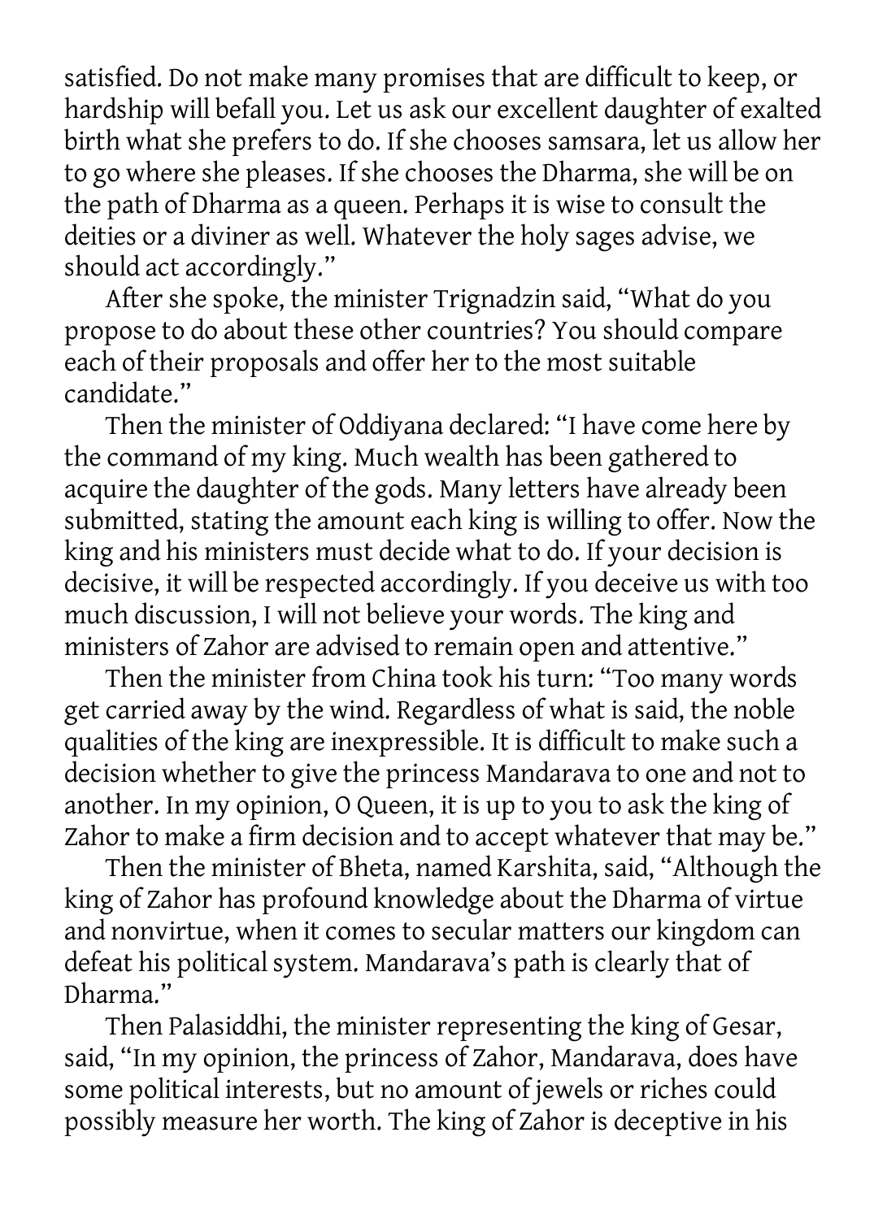satisfied. Do not make many promises that are difficult to keep, or hardship will befall you. Let us ask our excellent daughter of exalted birth what she prefers to do. If she chooses samsara, let us allow her to go where she pleases. If she chooses the Dharma, she will be on the path of Dharma as a queen. Perhaps it is wise to consult the deities or a diviner as well. Whatever the holy sages advise, we should act accordingly."

After she spoke, the minister Trignadzin said, "What do you propose to do about these other countries? You should compare each of their proposals and offer her to the most suitable candidate."

Then the minister of Oddiyana declared: "I have come here by the command of my king. Much wealth has been gathered to acquire the daughter of the gods. Many letters have already been submitted, stating the amount each king is willing to offer. Now the king and his ministers must decide what to do. If your decision is decisive, it will be respected accordingly. If you deceive us with too much discussion, I will not believe your words. The king and ministers of Zahor are advised to remain open and attentive."

Then the minister from China took his turn: "Too many words get carried away by the wind. Regardless of what is said, the noble qualities of the king are inexpressible. It is difficult to make such a decision whether to give the princess Mandarava to one and not to another. In my opinion, O Queen, it is up to you to ask the king of Zahor to make a firm decision and to accept whatever that may be."

Then the minister of Bheta, named Karshita, said, "Although the king of Zahor has profound knowledge about the Dharma of virtue and nonvirtue, when it comes to secular matters our kingdom can defeat his political system. Mandarava's path is clearly that of Dharma."

Then Palasiddhi, the minister representing the king of Gesar, said, "In my opinion, the princess of Zahor, Mandarava, does have some political interests, but no amount of jewels or riches could possibly measure her worth. The king of Zahor is deceptive in his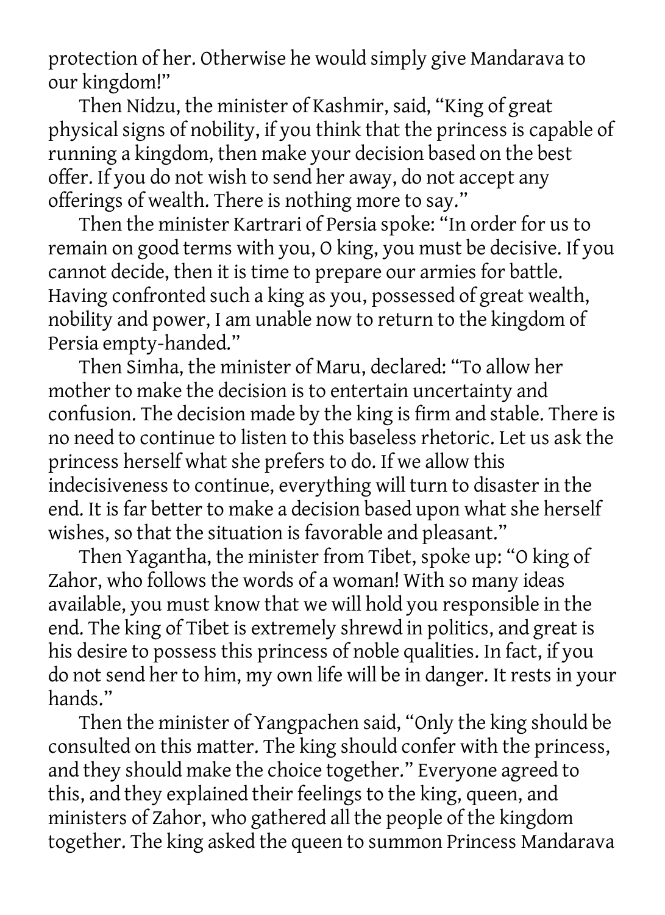protection of her. Otherwise he would simply give Mandarava to our kingdom!"

Then Nidzu, the minister of Kashmir, said, "King of great physical signs of nobility, if you think that the princess is capable of running a kingdom, then make your decision based on the best offer. If you do not wish to send her away, do not accept any offerings of wealth. There is nothing more to say."

Then the minister Kartrari of Persia spoke: "In order for us to remain on good terms with you, O king, you must be decisive. If you cannot decide, then it is time to prepare our armies for battle. Having confronted such a king as you, possessed of great wealth, nobility and power, I am unable now to return to the kingdom of Persia empty-handed."

Then Simha, the minister of Maru, declared: "To allow her mother to make the decision is to entertain uncertainty and confusion. The decision made by the king is firm and stable. There is no need to continue to listen to this baseless rhetoric. Let us ask the princess herself what she prefers to do. If we allow this indecisiveness to continue, everything will turn to disaster in the end. It is far better to make a decision based upon what she herself wishes, so that the situation is favorable and pleasant."

Then Yagantha, the minister from Tibet, spoke up: "O king of Zahor, who follows the words of a woman! With so many ideas available, you must know that we will hold you responsible in the end. The king of Tibet is extremely shrewd in politics, and great is his desire to possess this princess of noble qualities. In fact, if you do not send her to him, my own life will be in danger. It rests in your hands."

Then the minister of Yangpachen said, "Only the king should be consulted on this matter. The king should confer with the princess, and they should make the choice together." Everyone agreed to this, and they explained their feelings to the king, queen, and ministers of Zahor, who gathered all the people of the kingdom together. The king asked the queen to summon Princess Mandarava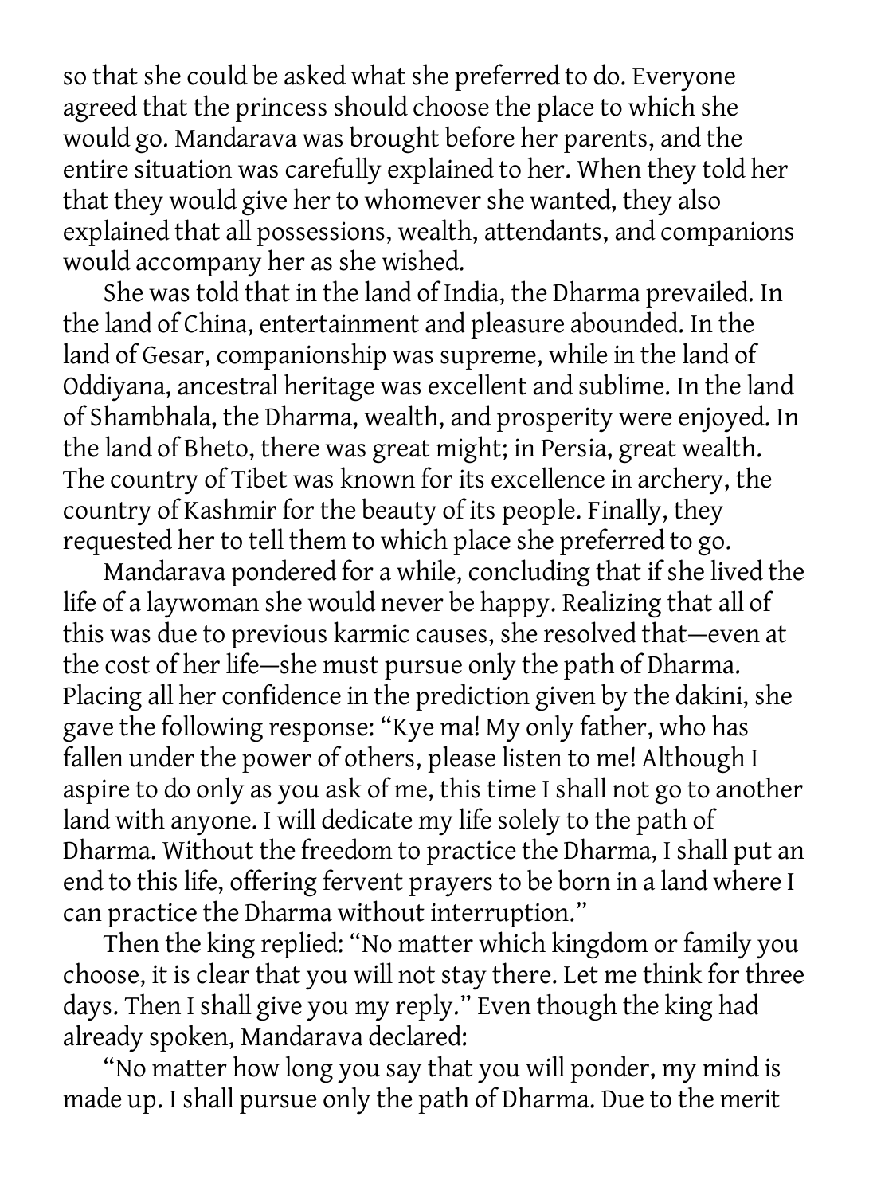so that she could be asked what she preferred to do. Everyone agreed that the princess should choose the place to which she would go. Mandarava was brought before her parents, and the entire situation was carefully explained to her. When they told her that they would give her to whomever she wanted, they also explained that all possessions, wealth, attendants, and companions would accompany her as she wished.

She was told that in the land of India, the Dharma prevailed. In the land of China, entertainment and pleasure abounded. In the land of Gesar, companionship was supreme, while in the land of Oddiyana, ancestral heritage was excellent and sublime. In the land of Shambhala, the Dharma, wealth, and prosperity were enjoyed. In the land of Bheto, there was great might; in Persia, great wealth. The country of Tibet was known for its excellence in archery, the country of Kashmir for the beauty of its people. Finally, they requested her to tell them to which place she preferred to go.

Mandarava pondered for a while, concluding that if she lived the life of a laywoman she would never be happy. Realizing that all of this was due to previous karmic causes, she resolved that—even at the cost of her life—she must pursue only the path of Dharma. Placing all her confidence in the prediction given by the dakini, she gave the following response: "Kye ma! My only father, who has fallen under the power of others, please listen to me! Although I aspire to do only as you ask of me, this time I shall not go to another land with anyone. I will dedicate my life solely to the path of Dharma. Without the freedom to practice the Dharma, I shall put an end to this life, offering fervent prayers to be born in a land where I can practice the Dharma without interruption."

Then the king replied: "No matter which kingdom or family you choose, it is clear that you will not stay there. Let me think for three days. Then I shall give you my reply." Even though the king had already spoken, Mandarava declared:

"No matter how long you say that you will ponder, my mind is made up. I shall pursue only the path of Dharma. Due to the merit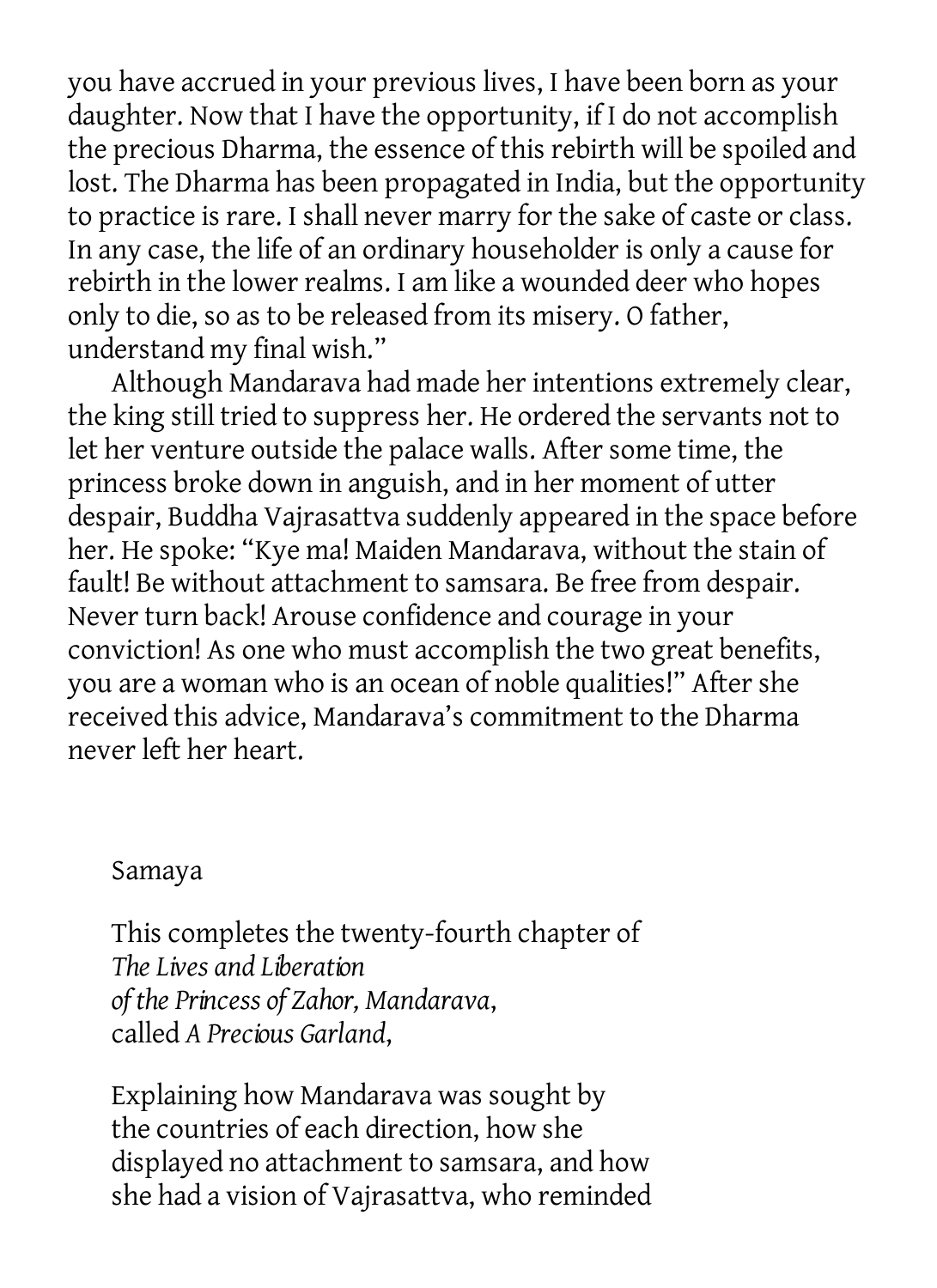you have accrued in your previous lives, I have been born as your daughter. Now that I have the opportunity, if I do not accomplish the precious Dharma, the essence of this rebirth will be spoiled and lost. The Dharma has been propagated in India, but the opportunity to practice is rare. I shall never marry for the sake of caste or class. In any case, the life of an ordinary householder is only a cause for rebirth in the lower realms. I am like a wounded deer who hopes only to die, so as to be released from its misery. O father, understand my final wish."

Although Mandarava had made her intentions extremely clear, the king still tried to suppress her. He ordered the servants not to let her venture outside the palace walls. After some time, the princess broke down in anguish, and in her moment of utter despair, Buddha Vajrasattva suddenly appeared in the space before her. He spoke: "Kye ma! Maiden Mandarava, without the stain of fault! Be without attachment to samsara. Be free from despair. Never turn back! Arouse confidence and courage in your conviction! As one who must accomplish the two great benefits, you are a woman who is an ocean of noble qualities!" After she received this advice, Mandarava's commitment to the Dharma never left her heart.

Samaya

This completes the twenty-fourth chapter of
*The Lives and Liberation*
*of the Princess of Zahor, Mandarava*,
called *A Precious Garland*,

Explaining how Mandarava was sought by the countries of each direction, how she displayed no attachment to samsara, and how she had a vision of Vajrasattva, who reminded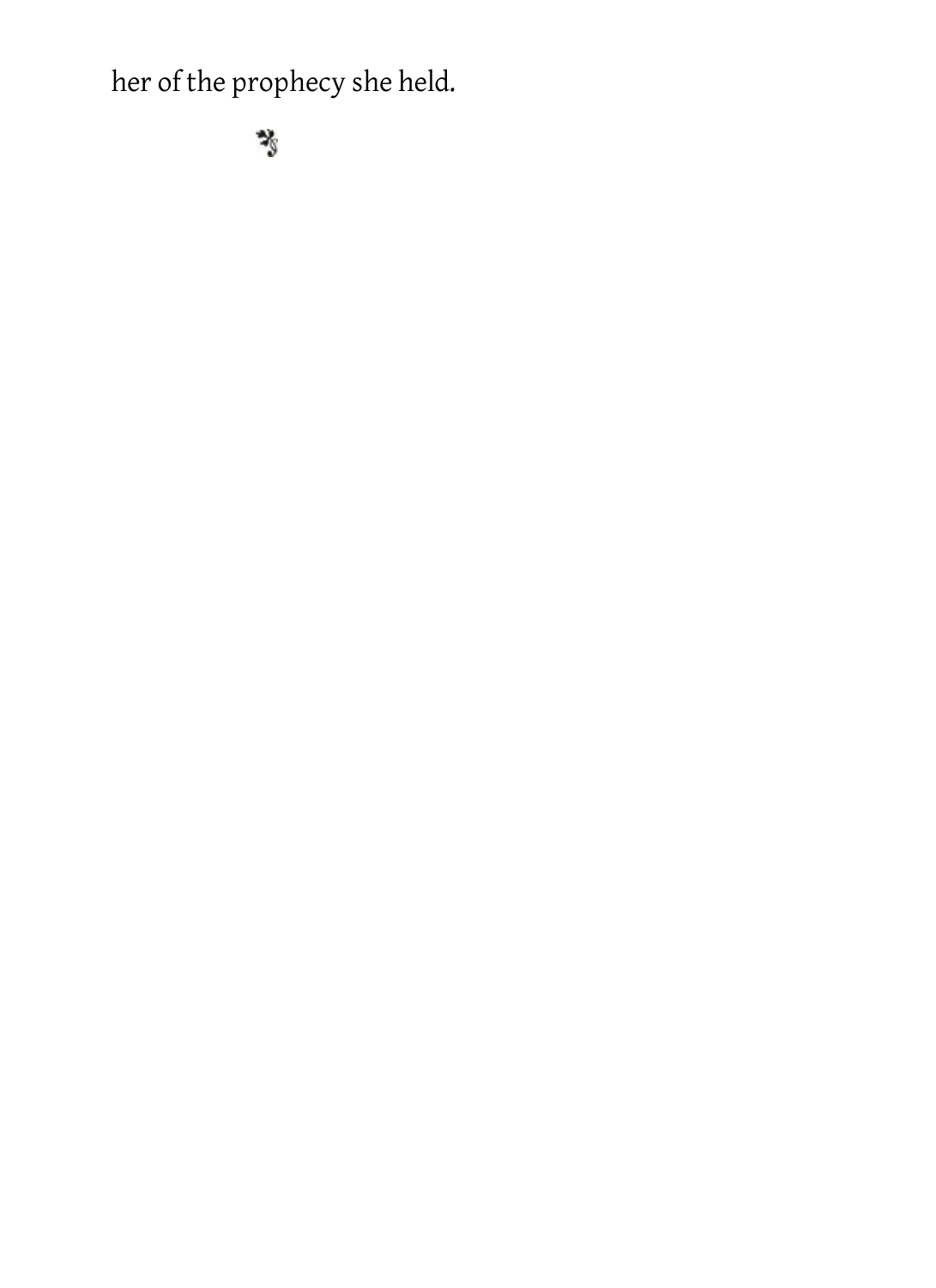her of the prophecy she held.

❧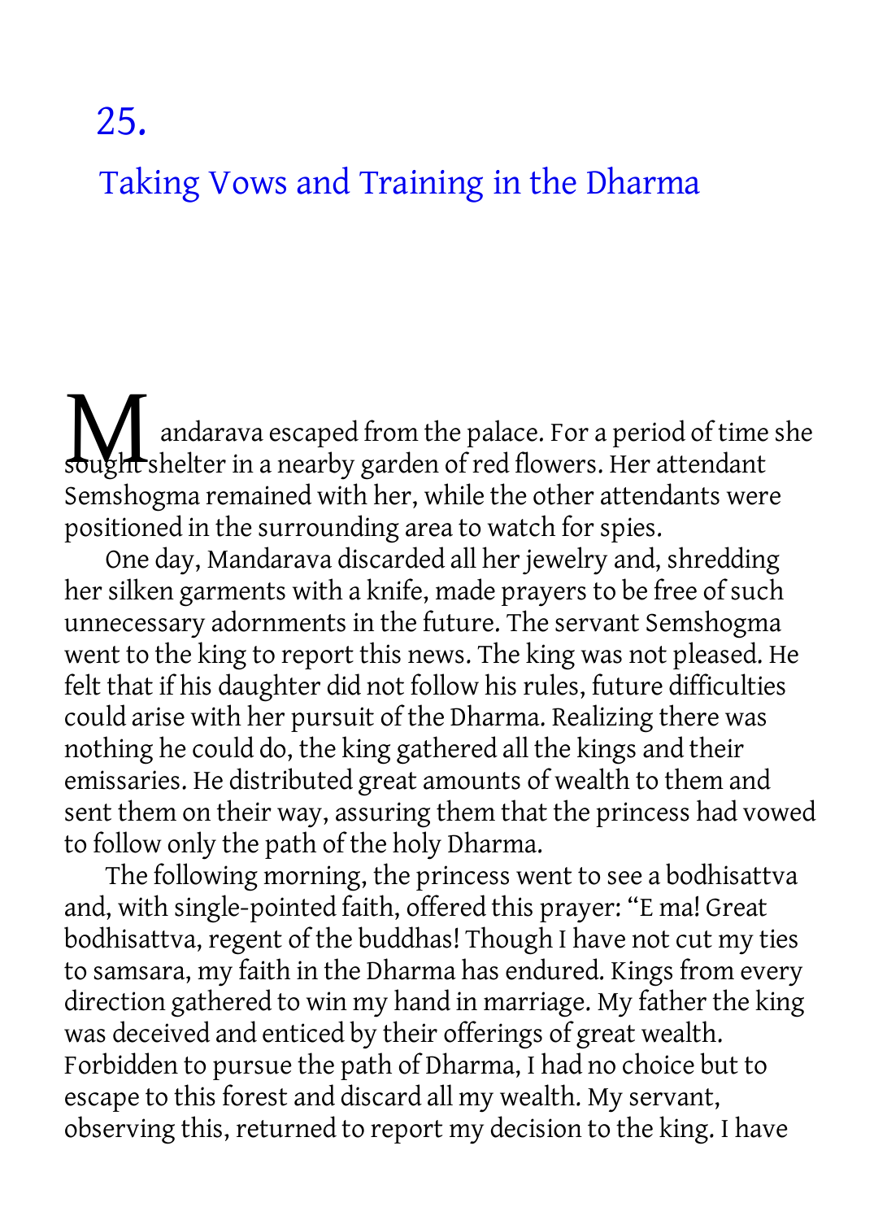# 25.

## Taking Vows and Training in the Dharma

Mandarava escaped from the palace. For a period of time she sought shelter in a nearby garden of red flowers. Her attendant Semshogma remained with her, while the other attendants were positioned in the surrounding area to watch for spies.

One day, Mandarava discarded all her jewelry and, shredding her silken garments with a knife, made prayers to be free of such unnecessary adornments in the future. The servant Semshogma went to the king to report this news. The king was not pleased. He felt that if his daughter did not follow his rules, future difficulties could arise with her pursuit of the Dharma. Realizing there was nothing he could do, the king gathered all the kings and their emissaries. He distributed great amounts of wealth to them and sent them on their way, assuring them that the princess had vowed to follow only the path of the holy Dharma.

The following morning, the princess went to see a bodhisattva and, with single-pointed faith, offered this prayer: "E ma! Great bodhisattva, regent of the buddhas! Though I have not cut my ties to samsara, my faith in the Dharma has endured. Kings from every direction gathered to win my hand in marriage. My father the king was deceived and enticed by their offerings of great wealth. Forbidden to pursue the path of Dharma, I had no choice but to escape to this forest and discard all my wealth. My servant, observing this, returned to report my decision to the king. I have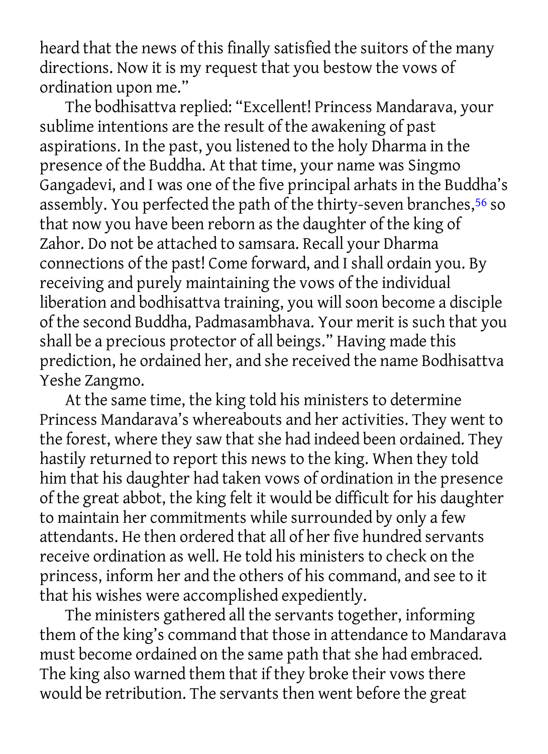heard that the news of this finally satisfied the suitors of the many directions. Now it is my request that you bestow the vows of ordination upon me."

The bodhisattva replied: "Excellent! Princess Mandarava, your sublime intentions are the result of the awakening of past aspirations. In the past, you listened to the holy Dharma in the presence of the Buddha. At that time, your name was Singmo Gangadevi, and I was one of the five principal arhats in the Buddha's assembly. You perfected the path of the thirty-seven branches,[56] so that now you have been reborn as the daughter of the king of Zahor. Do not be attached to samsara. Recall your Dharma connections of the past! Come forward, and I shall ordain you. By receiving and purely maintaining the vows of the individual liberation and bodhisattva training, you will soon become a disciple of the second Buddha, Padmasambhava. Your merit is such that you shall be a precious protector of all beings." Having made this prediction, he ordained her, and she received the name Bodhisattva Yeshe Zangmo.

At the same time, the king told his ministers to determine Princess Mandarava's whereabouts and her activities. They went to the forest, where they saw that she had indeed been ordained. They hastily returned to report this news to the king. When they told him that his daughter had taken vows of ordination in the presence of the great abbot, the king felt it would be difficult for his daughter to maintain her commitments while surrounded by only a few attendants. He then ordered that all of her five hundred servants receive ordination as well. He told his ministers to check on the princess, inform her and the others of his command, and see to it that his wishes were accomplished expediently.

The ministers gathered all the servants together, informing them of the king's command that those in attendance to Mandarava must become ordained on the same path that she had embraced. The king also warned them that if they broke their vows there would be retribution. The servants then went before the great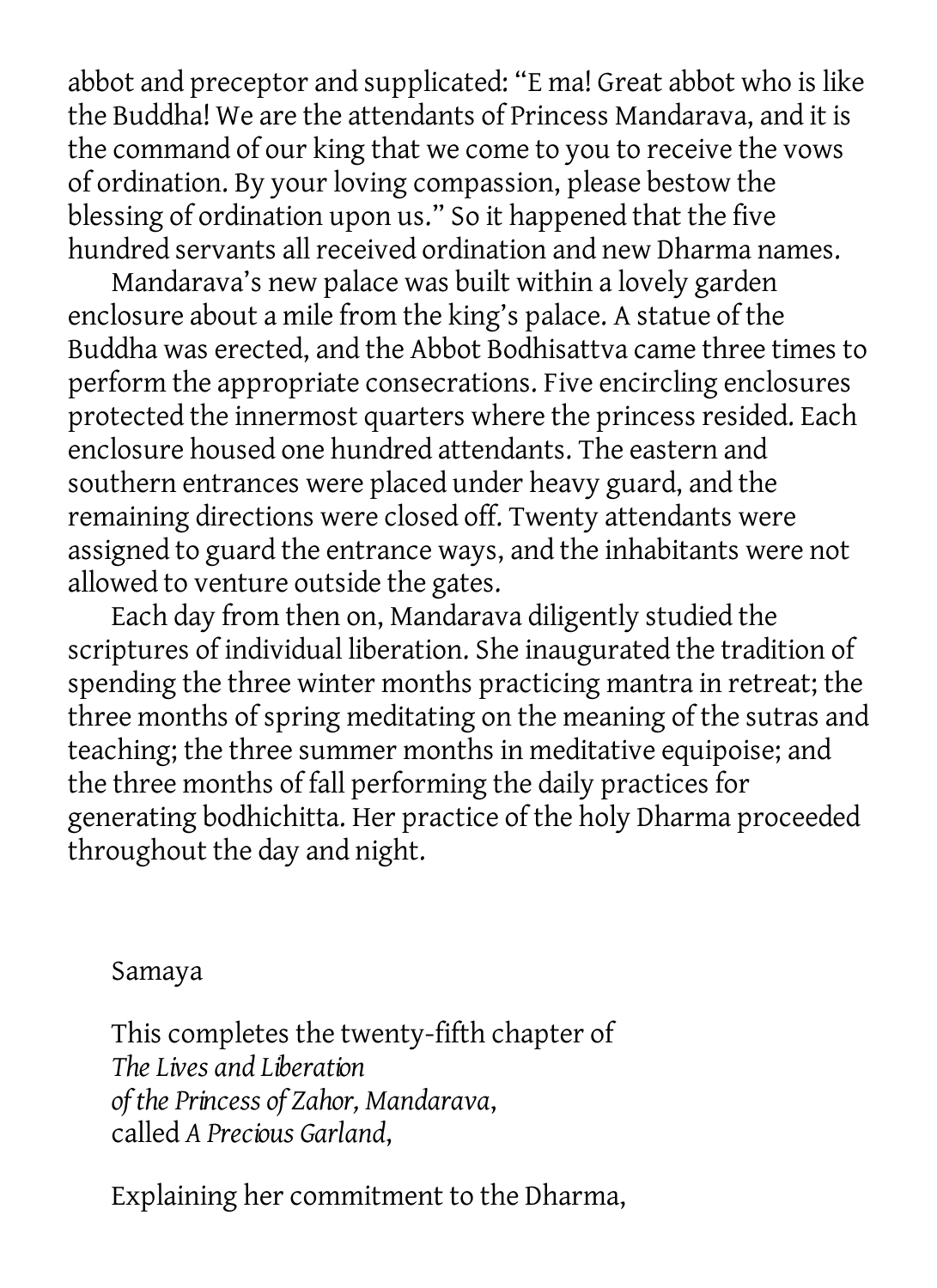abbot and preceptor and supplicated: "E ma! Great abbot who is like the Buddha! We are the attendants of Princess Mandarava, and it is the command of our king that we come to you to receive the vows of ordination. By your loving compassion, please bestow the blessing of ordination upon us." So it happened that the five hundred servants all received ordination and new Dharma names.

Mandarava's new palace was built within a lovely garden enclosure about a mile from the king's palace. A statue of the Buddha was erected, and the Abbot Bodhisattva came three times to perform the appropriate consecrations. Five encircling enclosures protected the innermost quarters where the princess resided. Each enclosure housed one hundred attendants. The eastern and southern entrances were placed under heavy guard, and the remaining directions were closed off. Twenty attendants were assigned to guard the entrance ways, and the inhabitants were not allowed to venture outside the gates.

Each day from then on, Mandarava diligently studied the scriptures of individual liberation. She inaugurated the tradition of spending the three winter months practicing mantra in retreat; the three months of spring meditating on the meaning of the sutras and teaching; the three summer months in meditative equipoise; and the three months of fall performing the daily practices for generating bodhichitta. Her practice of the holy Dharma proceeded throughout the day and night.

Samaya

This completes the twenty-fifth chapter of
*The Lives and Liberation*
*of the Princess of Zahor, Mandarava*,
called *A Precious Garland*,

Explaining her commitment to the Dharma,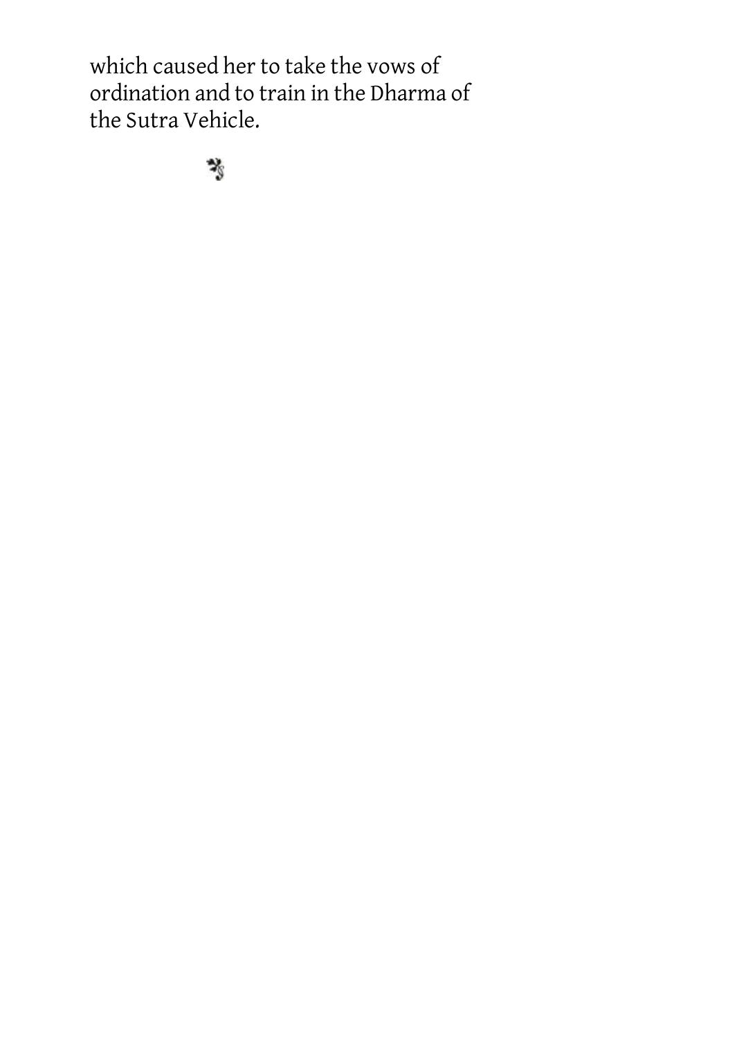which caused her to take the vows of ordination and to train in the Dharma of the Sutra Vehicle.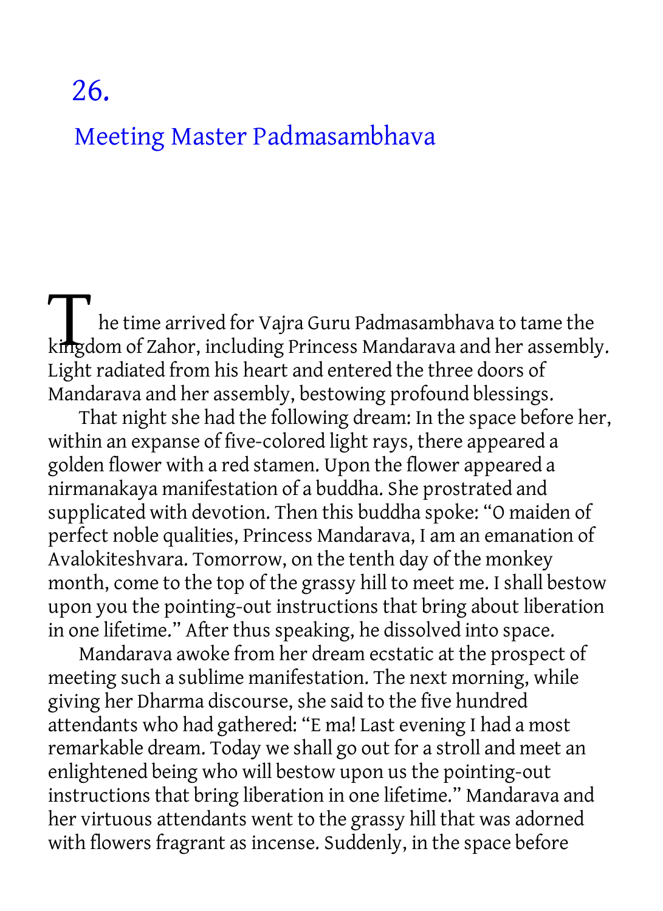# 26.

## Meeting Master Padmasambhava

The time arrived for Vajra Guru Padmasambhava to tame the kingdom of Zahor, including Princess Mandarava and her assembly. Light radiated from his heart and entered the three doors of Mandarava and her assembly, bestowing profound blessings.

That night she had the following dream: In the space before her, within an expanse of five-colored light rays, there appeared a golden flower with a red stamen. Upon the flower appeared a nirmanakaya manifestation of a buddha. She prostrated and supplicated with devotion. Then this buddha spoke: "O maiden of perfect noble qualities, Princess Mandarava, I am an emanation of Avalokiteshvara. Tomorrow, on the tenth day of the monkey month, come to the top of the grassy hill to meet me. I shall bestow upon you the pointing-out instructions that bring about liberation in one lifetime." After thus speaking, he dissolved into space.

Mandarava awoke from her dream ecstatic at the prospect of meeting such a sublime manifestation. The next morning, while giving her Dharma discourse, she said to the five hundred attendants who had gathered: "E ma! Last evening I had a most remarkable dream. Today we shall go out for a stroll and meet an enlightened being who will bestow upon us the pointing-out instructions that bring liberation in one lifetime." Mandarava and her virtuous attendants went to the grassy hill that was adorned with flowers fragrant as incense. Suddenly, in the space before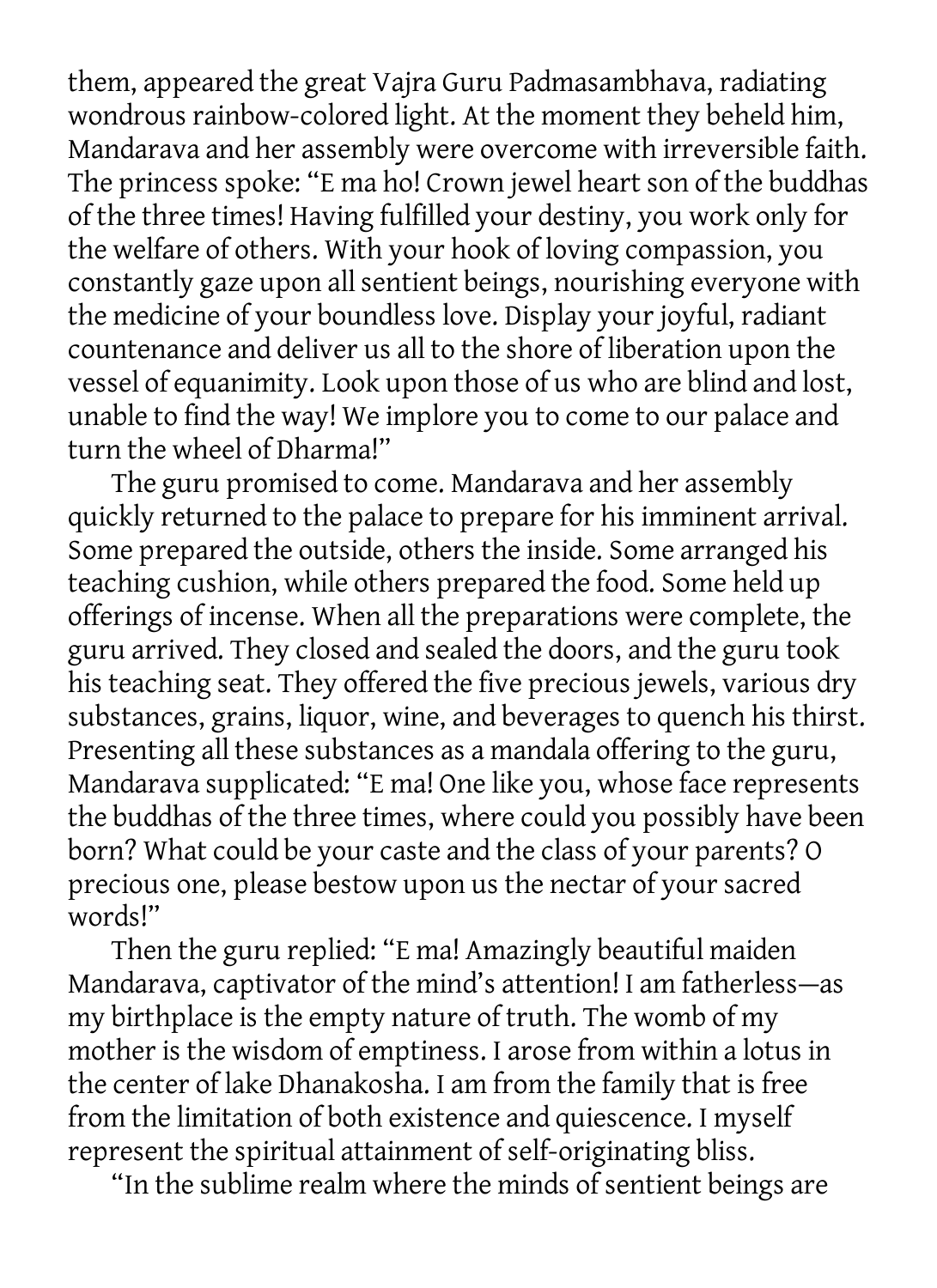them, appeared the great Vajra Guru Padmasambhava, radiating wondrous rainbow-colored light. At the moment they beheld him, Mandarava and her assembly were overcome with irreversible faith. The princess spoke: "E ma ho! Crown jewel heart son of the buddhas of the three times! Having fulfilled your destiny, you work only for the welfare of others. With your hook of loving compassion, you constantly gaze upon all sentient beings, nourishing everyone with the medicine of your boundless love. Display your joyful, radiant countenance and deliver us all to the shore of liberation upon the vessel of equanimity. Look upon those of us who are blind and lost, unable to find the way! We implore you to come to our palace and turn the wheel of Dharma!"

The guru promised to come. Mandarava and her assembly quickly returned to the palace to prepare for his imminent arrival. Some prepared the outside, others the inside. Some arranged his teaching cushion, while others prepared the food. Some held up offerings of incense. When all the preparations were complete, the guru arrived. They closed and sealed the doors, and the guru took his teaching seat. They offered the five precious jewels, various dry substances, grains, liquor, wine, and beverages to quench his thirst. Presenting all these substances as a mandala offering to the guru, Mandarava supplicated: "E ma! One like you, whose face represents the buddhas of the three times, where could you possibly have been born? What could be your caste and the class of your parents? O precious one, please bestow upon us the nectar of your sacred words!"

Then the guru replied: "E ma! Amazingly beautiful maiden Mandarava, captivator of the mind's attention! I am fatherless—as my birthplace is the empty nature of truth. The womb of my mother is the wisdom of emptiness. I arose from within a lotus in the center of lake Dhanakosha. I am from the family that is free from the limitation of both existence and quiescence. I myself represent the spiritual attainment of self-originating bliss.

"In the sublime realm where the minds of sentient beings are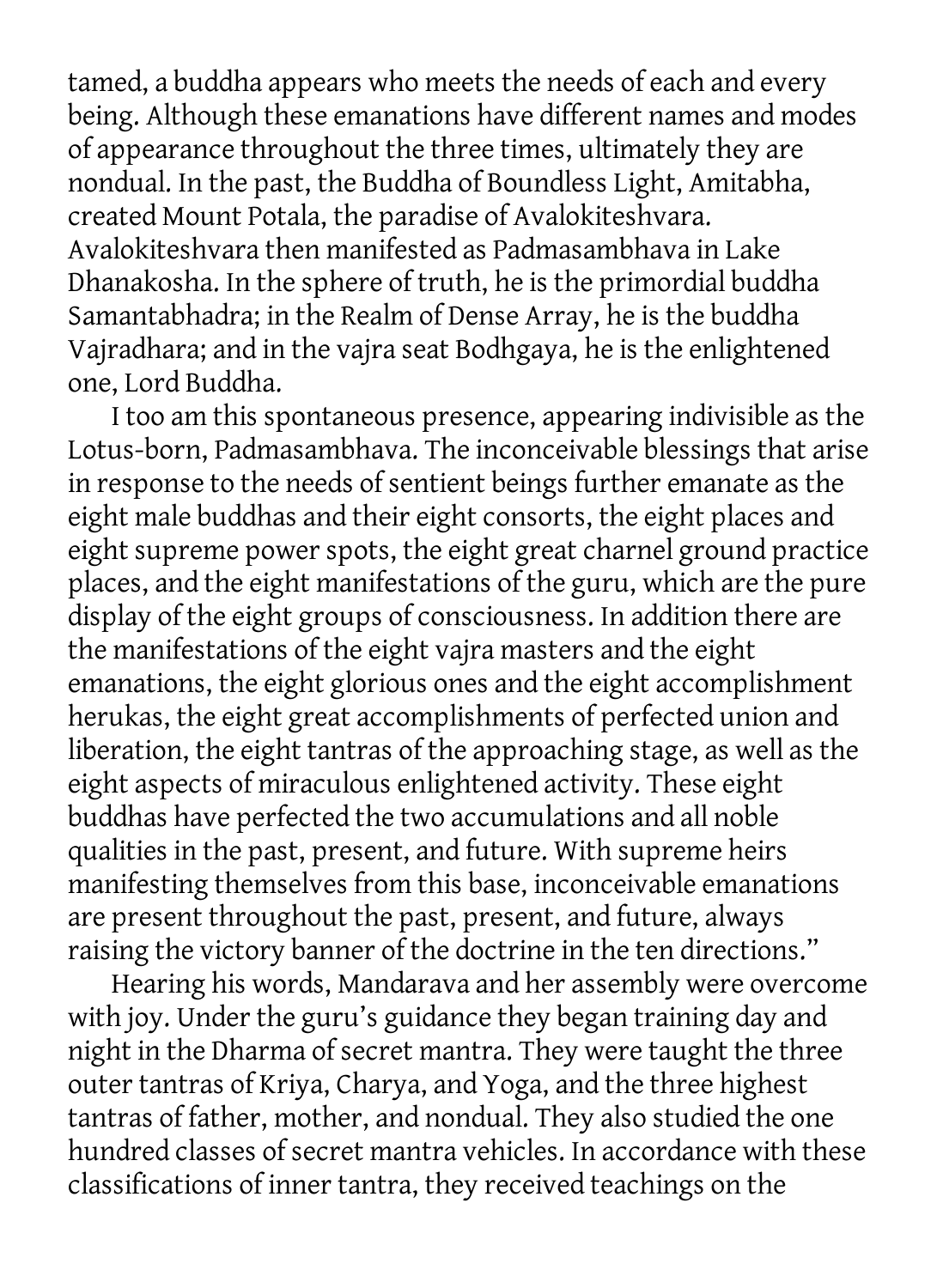tamed, a buddha appears who meets the needs of each and every being. Although these emanations have different names and modes of appearance throughout the three times, ultimately they are nondual. In the past, the Buddha of Boundless Light, Amitabha, created Mount Potala, the paradise of Avalokiteshvara. Avalokiteshvara then manifested as Padmasambhava in Lake Dhanakosha. In the sphere of truth, he is the primordial buddha Samantabhadra; in the Realm of Dense Array, he is the buddha Vajradhara; and in the vajra seat Bodhgaya, he is the enlightened one, Lord Buddha.

I too am this spontaneous presence, appearing indivisible as the Lotus-born, Padmasambhava. The inconceivable blessings that arise in response to the needs of sentient beings further emanate as the eight male buddhas and their eight consorts, the eight places and eight supreme power spots, the eight great charnel ground practice places, and the eight manifestations of the guru, which are the pure display of the eight groups of consciousness. In addition there are the manifestations of the eight vajra masters and the eight emanations, the eight glorious ones and the eight accomplishment herukas, the eight great accomplishments of perfected union and liberation, the eight tantras of the approaching stage, as well as the eight aspects of miraculous enlightened activity. These eight buddhas have perfected the two accumulations and all noble qualities in the past, present, and future. With supreme heirs manifesting themselves from this base, inconceivable emanations are present throughout the past, present, and future, always raising the victory banner of the doctrine in the ten directions."

Hearing his words, Mandarava and her assembly were overcome with joy. Under the guru's guidance they began training day and night in the Dharma of secret mantra. They were taught the three outer tantras of Kriya, Charya, and Yoga, and the three highest tantras of father, mother, and nondual. They also studied the one hundred classes of secret mantra vehicles. In accordance with these classifications of inner tantra, they received teachings on the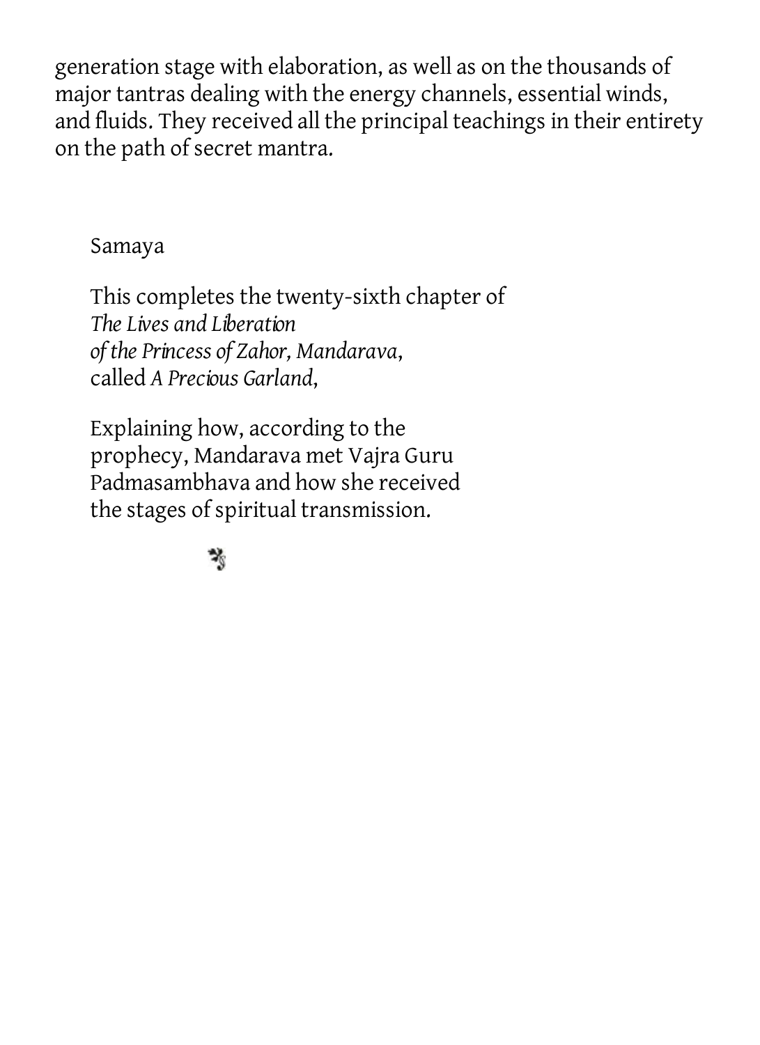generation stage with elaboration, as well as on the thousands of major tantras dealing with the energy channels, essential winds, and fluids. They received all the principal teachings in their entirety on the path of secret mantra.

Samaya

This completes the twenty-sixth chapter of
*The Lives and Liberation*
*of the Princess of Zahor, Mandarava*,
called *A Precious Garland*,

Explaining how, according to the prophecy, Mandarava met Vajra Guru Padmasambhava and how she received the stages of spiritual transmission.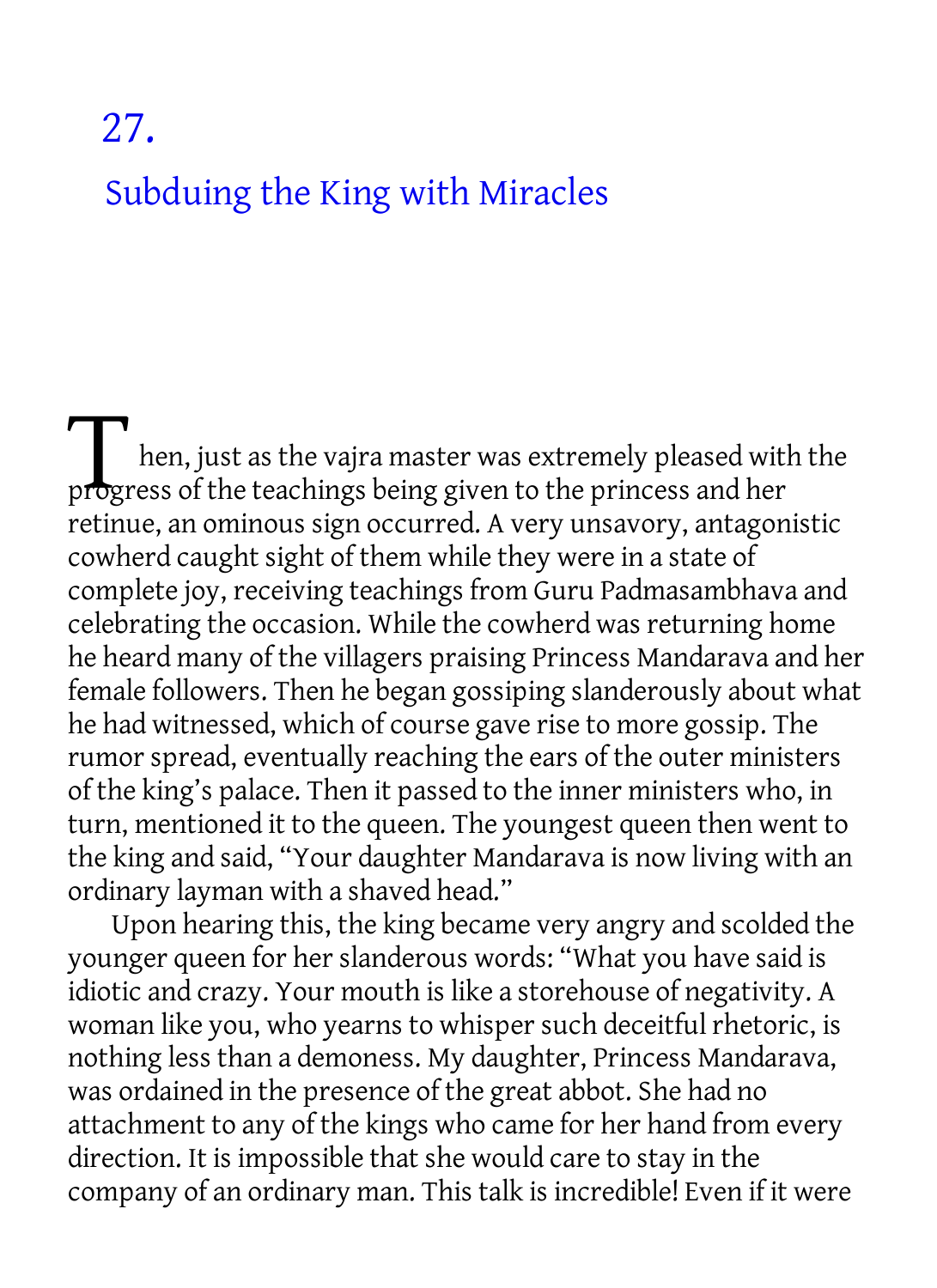# 27.

## Subduing the King with Miracles

Then, just as the vajra master was extremely pleased with the progress of the teachings being given to the princess and her retinue, an ominous sign occurred. A very unsavory, antagonistic cowherd caught sight of them while they were in a state of complete joy, receiving teachings from Guru Padmasambhava and celebrating the occasion. While the cowherd was returning home he heard many of the villagers praising Princess Mandarava and her female followers. Then he began gossiping slanderously about what he had witnessed, which of course gave rise to more gossip. The rumor spread, eventually reaching the ears of the outer ministers of the king's palace. Then it passed to the inner ministers who, in turn, mentioned it to the queen. The youngest queen then went to the king and said, "Your daughter Mandarava is now living with an ordinary layman with a shaved head."

Upon hearing this, the king became very angry and scolded the younger queen for her slanderous words: "What you have said is idiotic and crazy. Your mouth is like a storehouse of negativity. A woman like you, who yearns to whisper such deceitful rhetoric, is nothing less than a demoness. My daughter, Princess Mandarava, was ordained in the presence of the great abbot. She had no attachment to any of the kings who came for her hand from every direction. It is impossible that she would care to stay in the company of an ordinary man. This talk is incredible! Even if it were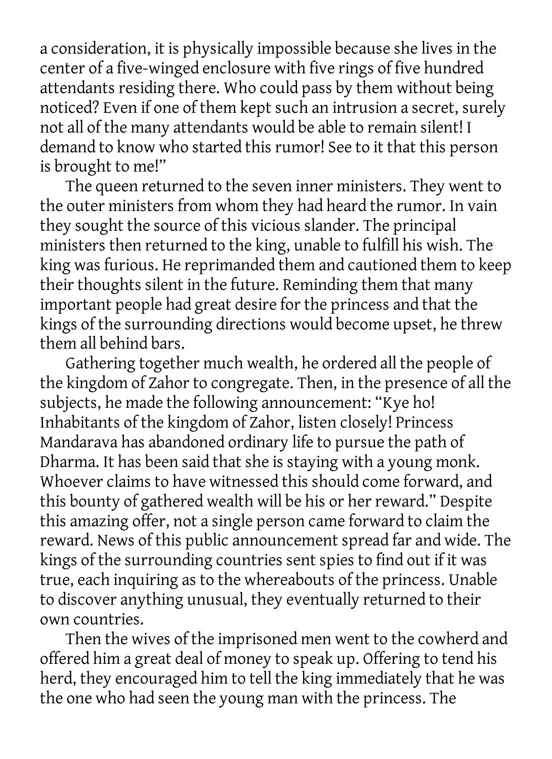a consideration, it is physically impossible because she lives in the center of a five-winged enclosure with five rings of five hundred attendants residing there. Who could pass by them without being noticed? Even if one of them kept such an intrusion a secret, surely not all of the many attendants would be able to remain silent! I demand to know who started this rumor! See to it that this person is brought to me!"

The queen returned to the seven inner ministers. They went to the outer ministers from whom they had heard the rumor. In vain they sought the source of this vicious slander. The principal ministers then returned to the king, unable to fulfill his wish. The king was furious. He reprimanded them and cautioned them to keep their thoughts silent in the future. Reminding them that many important people had great desire for the princess and that the kings of the surrounding directions would become upset, he threw them all behind bars.

Gathering together much wealth, he ordered all the people of the kingdom of Zahor to congregate. Then, in the presence of all the subjects, he made the following announcement: "Kye ho! Inhabitants of the kingdom of Zahor, listen closely! Princess Mandarava has abandoned ordinary life to pursue the path of Dharma. It has been said that she is staying with a young monk. Whoever claims to have witnessed this should come forward, and this bounty of gathered wealth will be his or her reward." Despite this amazing offer, not a single person came forward to claim the reward. News of this public announcement spread far and wide. The kings of the surrounding countries sent spies to find out if it was true, each inquiring as to the whereabouts of the princess. Unable to discover anything unusual, they eventually returned to their own countries.

Then the wives of the imprisoned men went to the cowherd and offered him a great deal of money to speak up. Offering to tend his herd, they encouraged him to tell the king immediately that he was the one who had seen the young man with the princess. The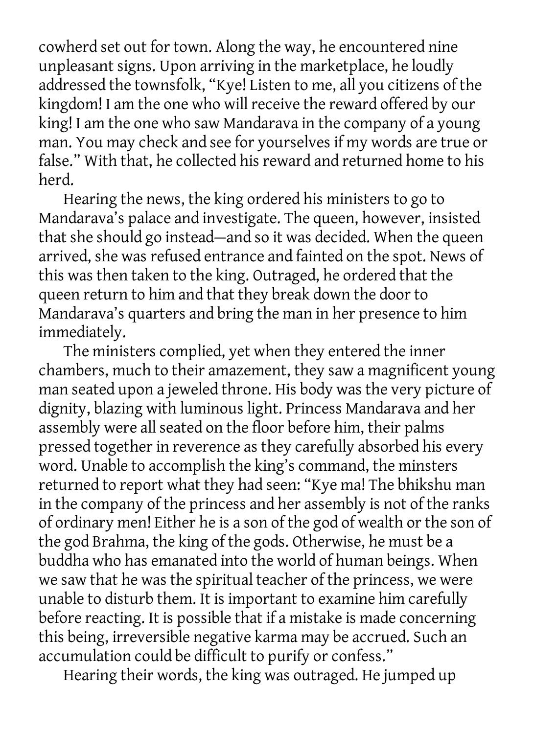cowherd set out for town. Along the way, he encountered nine unpleasant signs. Upon arriving in the marketplace, he loudly addressed the townsfolk, "Kye! Listen to me, all you citizens of the kingdom! I am the one who will receive the reward offered by our king! I am the one who saw Mandarava in the company of a young man. You may check and see for yourselves if my words are true or false." With that, he collected his reward and returned home to his herd.

Hearing the news, the king ordered his ministers to go to Mandarava's palace and investigate. The queen, however, insisted that she should go instead—and so it was decided. When the queen arrived, she was refused entrance and fainted on the spot. News of this was then taken to the king. Outraged, he ordered that the queen return to him and that they break down the door to Mandarava's quarters and bring the man in her presence to him immediately.

The ministers complied, yet when they entered the inner chambers, much to their amazement, they saw a magnificent young man seated upon a jeweled throne. His body was the very picture of dignity, blazing with luminous light. Princess Mandarava and her assembly were all seated on the floor before him, their palms pressed together in reverence as they carefully absorbed his every word. Unable to accomplish the king's command, the minsters returned to report what they had seen: "Kye ma! The bhikshu man in the company of the princess and her assembly is not of the ranks of ordinary men! Either he is a son of the god of wealth or the son of the god Brahma, the king of the gods. Otherwise, he must be a buddha who has emanated into the world of human beings. When we saw that he was the spiritual teacher of the princess, we were unable to disturb them. It is important to examine him carefully before reacting. It is possible that if a mistake is made concerning this being, irreversible negative karma may be accrued. Such an accumulation could be difficult to purify or confess."

Hearing their words, the king was outraged. He jumped up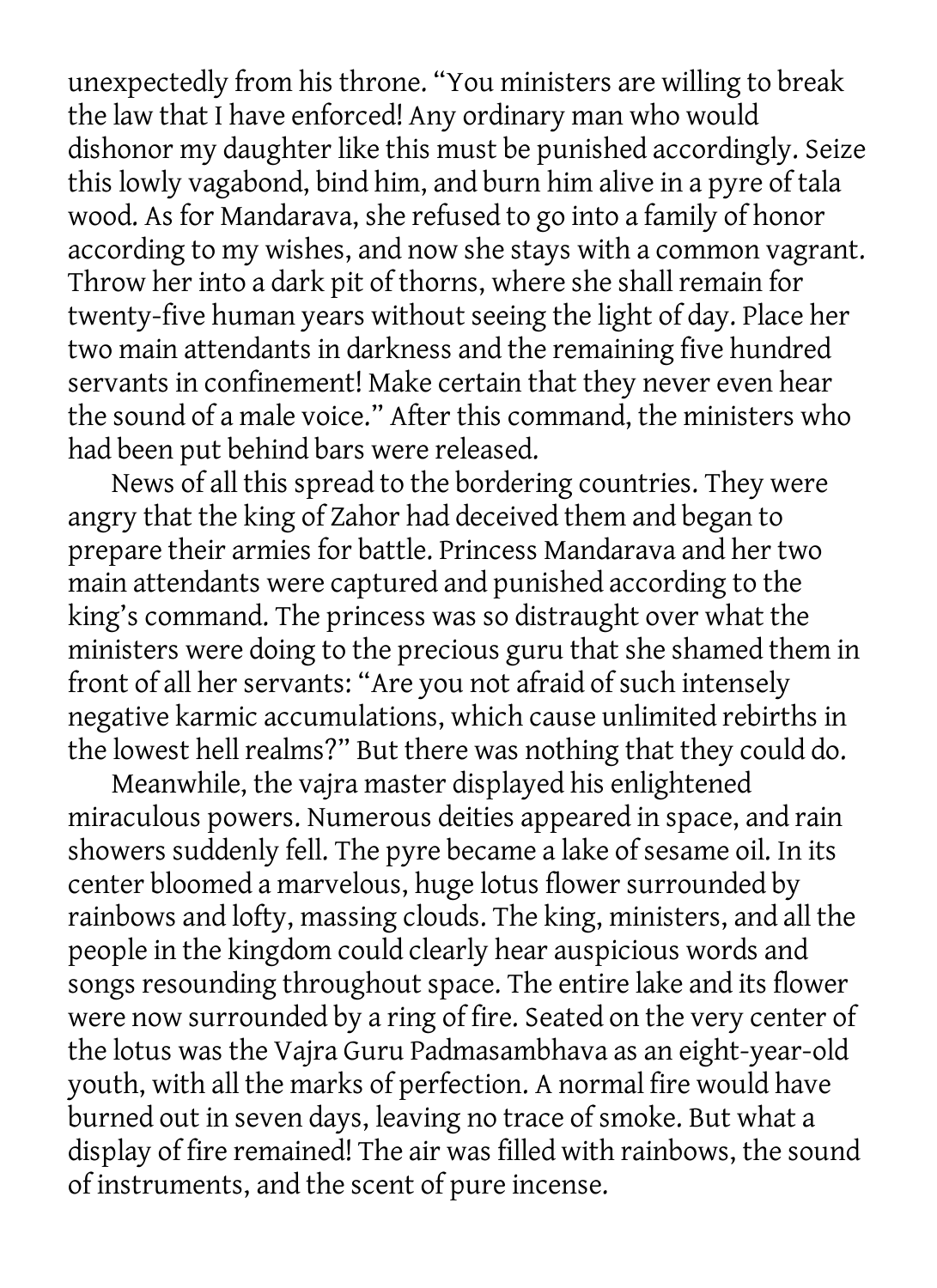unexpectedly from his throne. "You ministers are willing to break the law that I have enforced! Any ordinary man who would dishonor my daughter like this must be punished accordingly. Seize this lowly vagabond, bind him, and burn him alive in a pyre of tala wood. As for Mandarava, she refused to go into a family of honor according to my wishes, and now she stays with a common vagrant. Throw her into a dark pit of thorns, where she shall remain for twenty-five human years without seeing the light of day. Place her two main attendants in darkness and the remaining five hundred servants in confinement! Make certain that they never even hear the sound of a male voice." After this command, the ministers who had been put behind bars were released.

News of all this spread to the bordering countries. They were angry that the king of Zahor had deceived them and began to prepare their armies for battle. Princess Mandarava and her two main attendants were captured and punished according to the king's command. The princess was so distraught over what the ministers were doing to the precious guru that she shamed them in front of all her servants: "Are you not afraid of such intensely negative karmic accumulations, which cause unlimited rebirths in the lowest hell realms?" But there was nothing that they could do.

Meanwhile, the vajra master displayed his enlightened miraculous powers. Numerous deities appeared in space, and rain showers suddenly fell. The pyre became a lake of sesame oil. In its center bloomed a marvelous, huge lotus flower surrounded by rainbows and lofty, massing clouds. The king, ministers, and all the people in the kingdom could clearly hear auspicious words and songs resounding throughout space. The entire lake and its flower were now surrounded by a ring of fire. Seated on the very center of the lotus was the Vajra Guru Padmasambhava as an eight-year-old youth, with all the marks of perfection. A normal fire would have burned out in seven days, leaving no trace of smoke. But what a display of fire remained! The air was filled with rainbows, the sound of instruments, and the scent of pure incense.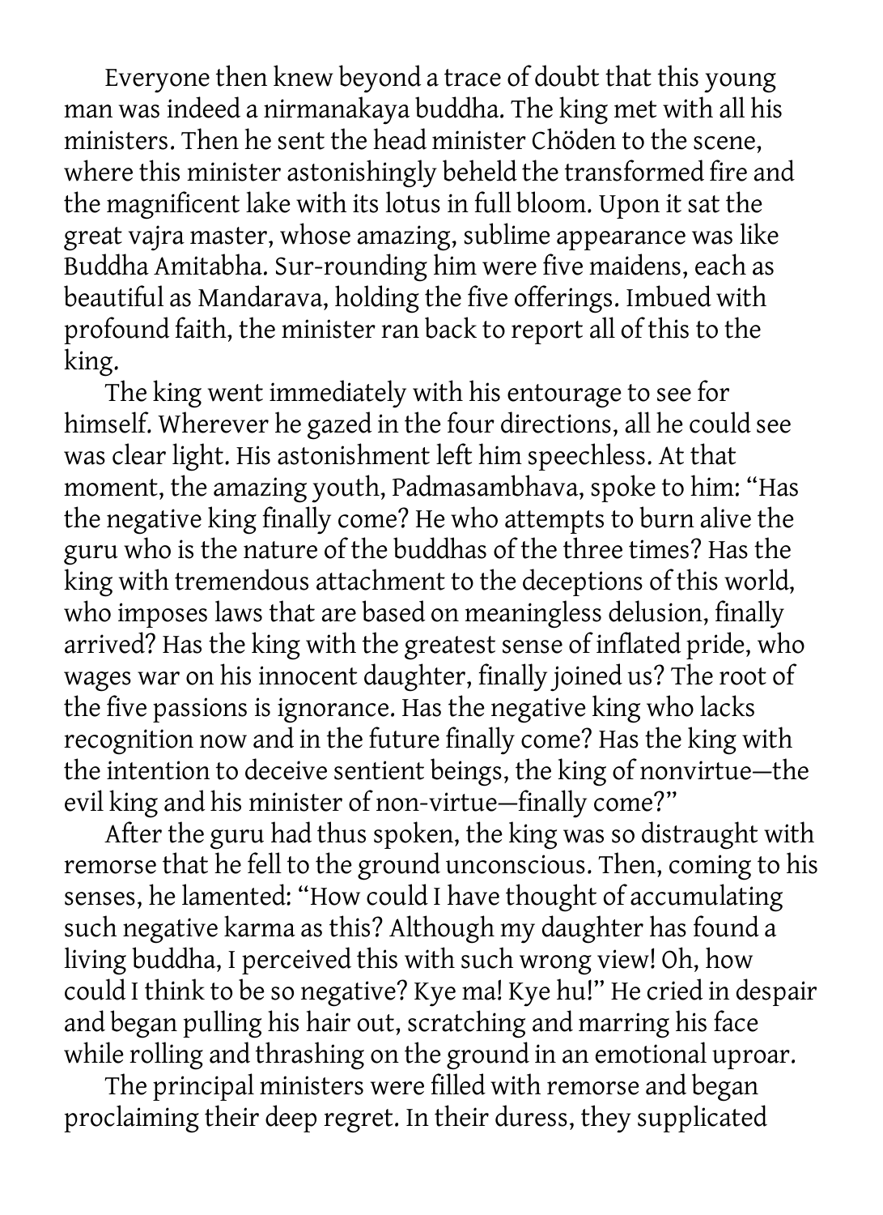Everyone then knew beyond a trace of doubt that this young man was indeed a nirmanakaya buddha. The king met with all his ministers. Then he sent the head minister Chöden to the scene, where this minister astonishingly beheld the transformed fire and the magnificent lake with its lotus in full bloom. Upon it sat the great vajra master, whose amazing, sublime appearance was like Buddha Amitabha. Sur-rounding him were five maidens, each as beautiful as Mandarava, holding the five offerings. Imbued with profound faith, the minister ran back to report all of this to the king.

The king went immediately with his entourage to see for himself. Wherever he gazed in the four directions, all he could see was clear light. His astonishment left him speechless. At that moment, the amazing youth, Padmasambhava, spoke to him: "Has the negative king finally come? He who attempts to burn alive the guru who is the nature of the buddhas of the three times? Has the king with tremendous attachment to the deceptions of this world, who imposes laws that are based on meaningless delusion, finally arrived? Has the king with the greatest sense of inflated pride, who wages war on his innocent daughter, finally joined us? The root of the five passions is ignorance. Has the negative king who lacks recognition now and in the future finally come? Has the king with the intention to deceive sentient beings, the king of nonvirtue—the evil king and his minister of non-virtue—finally come?"

After the guru had thus spoken, the king was so distraught with remorse that he fell to the ground unconscious. Then, coming to his senses, he lamented: "How could I have thought of accumulating such negative karma as this? Although my daughter has found a living buddha, I perceived this with such wrong view! Oh, how could I think to be so negative? Kye ma! Kye hu!" He cried in despair and began pulling his hair out, scratching and marring his face while rolling and thrashing on the ground in an emotional uproar.

The principal ministers were filled with remorse and began proclaiming their deep regret. In their duress, they supplicated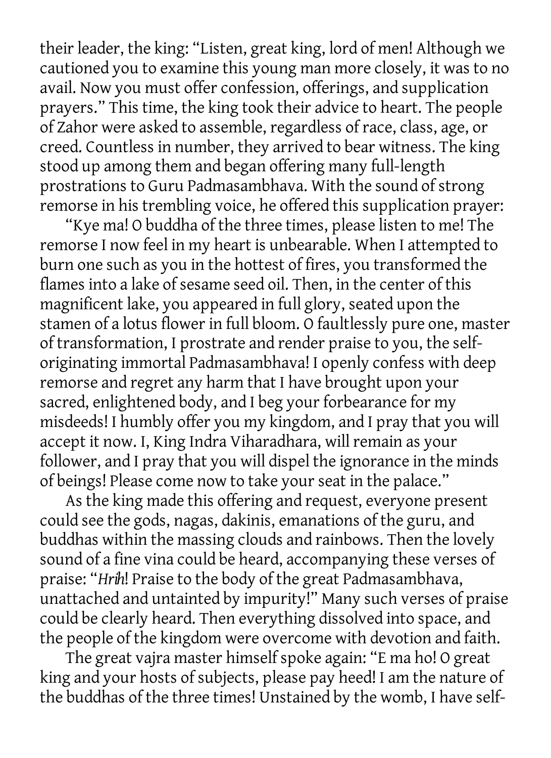their leader, the king: "Listen, great king, lord of men! Although we cautioned you to examine this young man more closely, it was to no avail. Now you must offer confession, offerings, and supplication prayers." This time, the king took their advice to heart. The people of Zahor were asked to assemble, regardless of race, class, age, or creed. Countless in number, they arrived to bear witness. The king stood up among them and began offering many full-length prostrations to Guru Padmasambhava. With the sound of strong remorse in his trembling voice, he offered this supplication prayer:

"Kye ma! O buddha of the three times, please listen to me! The remorse I now feel in my heart is unbearable. When I attempted to burn one such as you in the hottest of fires, you transformed the flames into a lake of sesame seed oil. Then, in the center of this magnificent lake, you appeared in full glory, seated upon the stamen of a lotus flower in full bloom. O faultlessly pure one, master of transformation, I prostrate and render praise to you, the self-originating immortal Padmasambhava! I openly confess with deep remorse and regret any harm that I have brought upon your sacred, enlightened body, and I beg your forbearance for my misdeeds! I humbly offer you my kingdom, and I pray that you will accept it now. I, King Indra Viharadhara, will remain as your follower, and I pray that you will dispel the ignorance in the minds of beings! Please come now to take your seat in the palace."

As the king made this offering and request, everyone present could see the gods, nagas, dakinis, emanations of the guru, and buddhas within the massing clouds and rainbows. Then the lovely sound of a fine vina could be heard, accompanying these verses of praise: "*Hrih*! Praise to the body of the great Padmasambhava, unattached and untainted by impurity!" Many such verses of praise could be clearly heard. Then everything dissolved into space, and the people of the kingdom were overcome with devotion and faith.

The great vajra master himself spoke again: "E ma ho! O great king and your hosts of subjects, please pay heed! I am the nature of the buddhas of the three times! Unstained by the womb, I have self-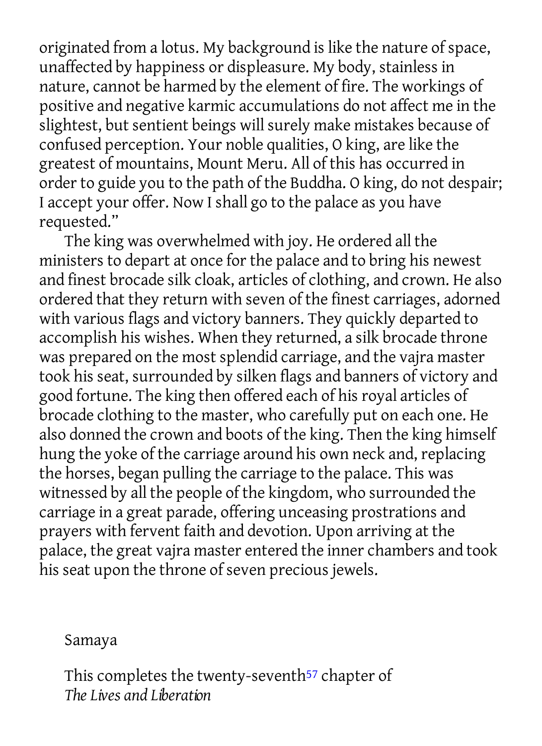originated from a lotus. My background is like the nature of space, unaffected by happiness or displeasure. My body, stainless in nature, cannot be harmed by the element of fire. The workings of positive and negative karmic accumulations do not affect me in the slightest, but sentient beings will surely make mistakes because of confused perception. Your noble qualities, O king, are like the greatest of mountains, Mount Meru. All of this has occurred in order to guide you to the path of the Buddha. O king, do not despair; I accept your offer. Now I shall go to the palace as you have requested."

The king was overwhelmed with joy. He ordered all the ministers to depart at once for the palace and to bring his newest and finest brocade silk cloak, articles of clothing, and crown. He also ordered that they return with seven of the finest carriages, adorned with various flags and victory banners. They quickly departed to accomplish his wishes. When they returned, a silk brocade throne was prepared on the most splendid carriage, and the vajra master took his seat, surrounded by silken flags and banners of victory and good fortune. The king then offered each of his royal articles of brocade clothing to the master, who carefully put on each one. He also donned the crown and boots of the king. Then the king himself hung the yoke of the carriage around his own neck and, replacing the horses, began pulling the carriage to the palace. This was witnessed by all the people of the kingdom, who surrounded the carriage in a great parade, offering unceasing prostrations and prayers with fervent faith and devotion. Upon arriving at the palace, the great vajra master entered the inner chambers and took his seat upon the throne of seven precious jewels.

Samaya

This completes the twenty-seventh[57] chapter of *The Lives and Liberation*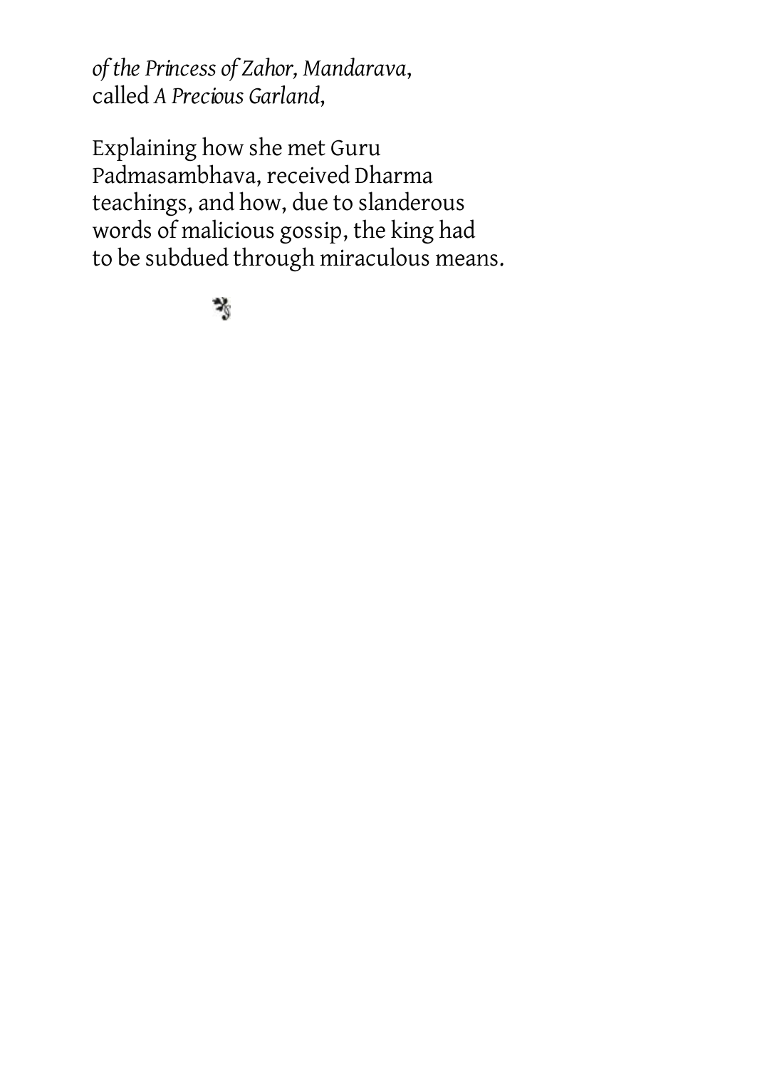*of the Princess of Zahor, Mandarava*,
called *A Precious Garland*,

Explaining how she met Guru Padmasambhava, received Dharma teachings, and how, due to slanderous words of malicious gossip, the king had to be subdued through miraculous means.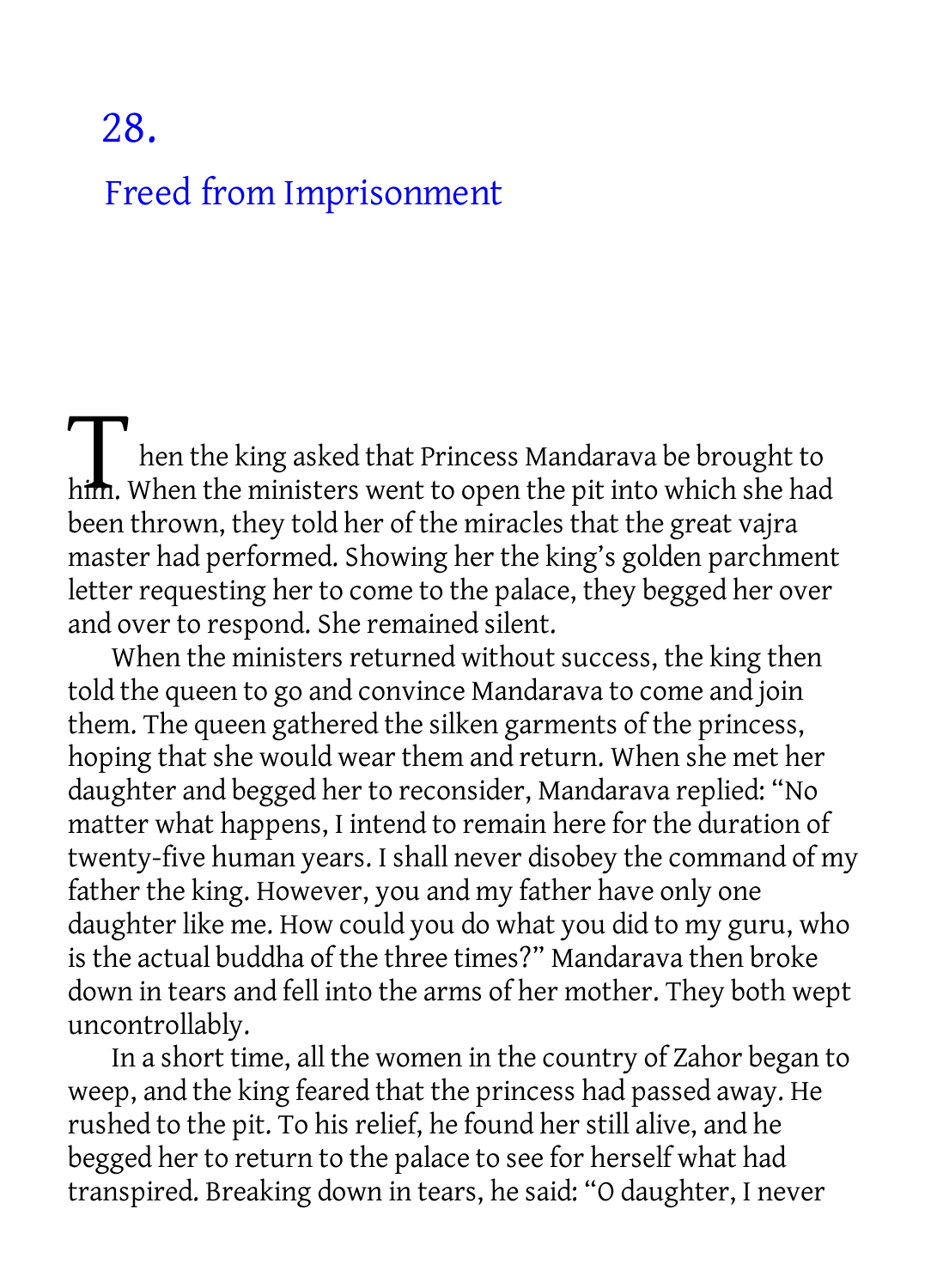# 28.

## Freed from Imprisonment

Then the king asked that Princess Mandarava be brought to him. When the ministers went to open the pit into which she had been thrown, they told her of the miracles that the great vajra master had performed. Showing her the king's golden parchment letter requesting her to come to the palace, they begged her over and over to respond. She remained silent.

When the ministers returned without success, the king then told the queen to go and convince Mandarava to come and join them. The queen gathered the silken garments of the princess, hoping that she would wear them and return. When she met her daughter and begged her to reconsider, Mandarava replied: "No matter what happens, I intend to remain here for the duration of twenty-five human years. I shall never disobey the command of my father the king. However, you and my father have only one daughter like me. How could you do what you did to my guru, who is the actual buddha of the three times?" Mandarava then broke down in tears and fell into the arms of her mother. They both wept uncontrollably.

In a short time, all the women in the country of Zahor began to weep, and the king feared that the princess had passed away. He rushed to the pit. To his relief, he found her still alive, and he begged her to return to the palace to see for herself what had transpired. Breaking down in tears, he said: "O daughter, I never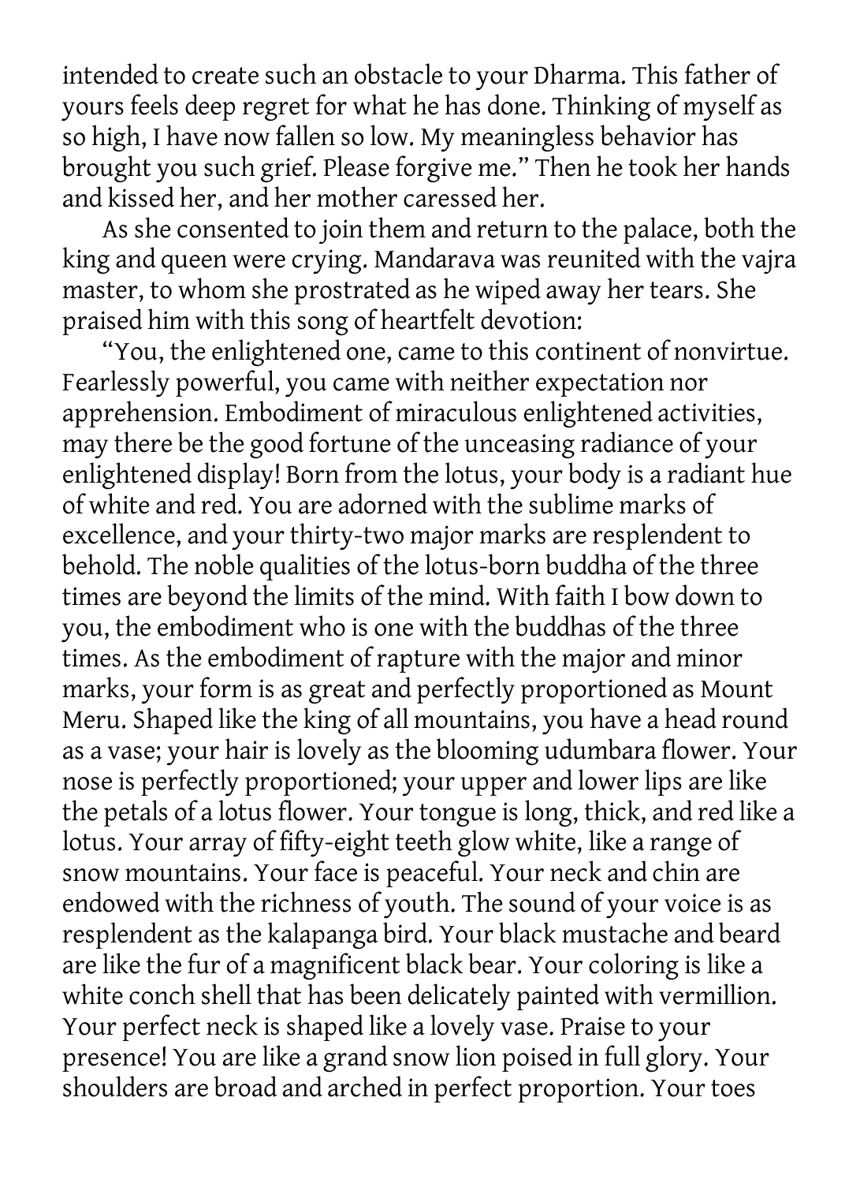intended to create such an obstacle to your Dharma. This father of yours feels deep regret for what he has done. Thinking of myself as so high, I have now fallen so low. My meaningless behavior has brought you such grief. Please forgive me." Then he took her hands and kissed her, and her mother caressed her.

As she consented to join them and return to the palace, both the king and queen were crying. Mandarava was reunited with the vajra master, to whom she prostrated as he wiped away her tears. She praised him with this song of heartfelt devotion:

"You, the enlightened one, came to this continent of nonvirtue. Fearlessly powerful, you came with neither expectation nor apprehension. Embodiment of miraculous enlightened activities, may there be the good fortune of the unceasing radiance of your enlightened display! Born from the lotus, your body is a radiant hue of white and red. You are adorned with the sublime marks of excellence, and your thirty-two major marks are resplendent to behold. The noble qualities of the lotus-born buddha of the three times are beyond the limits of the mind. With faith I bow down to you, the embodiment who is one with the buddhas of the three times. As the embodiment of rapture with the major and minor marks, your form is as great and perfectly proportioned as Mount Meru. Shaped like the king of all mountains, you have a head round as a vase; your hair is lovely as the blooming udumbara flower. Your nose is perfectly proportioned; your upper and lower lips are like the petals of a lotus flower. Your tongue is long, thick, and red like a lotus. Your array of fifty-eight teeth glow white, like a range of snow mountains. Your face is peaceful. Your neck and chin are endowed with the richness of youth. The sound of your voice is as resplendent as the kalapanga bird. Your black mustache and beard are like the fur of a magnificent black bear. Your coloring is like a white conch shell that has been delicately painted with vermillion. Your perfect neck is shaped like a lovely vase. Praise to your presence! You are like a grand snow lion poised in full glory. Your shoulders are broad and arched in perfect proportion. Your toes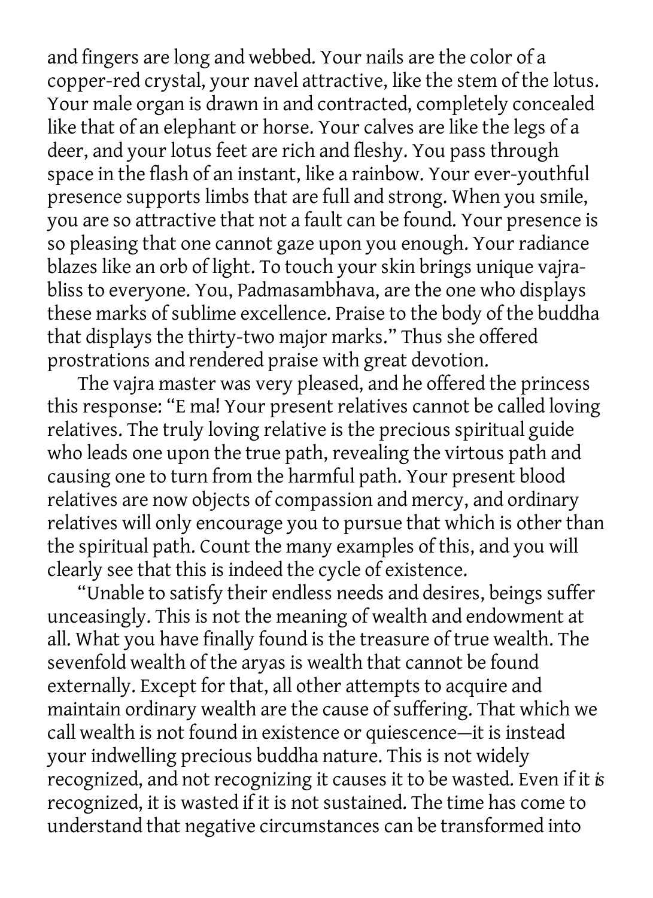and fingers are long and webbed. Your nails are the color of a copper-red crystal, your navel attractive, like the stem of the lotus. Your male organ is drawn in and contracted, completely concealed like that of an elephant or horse. Your calves are like the legs of a deer, and your lotus feet are rich and fleshy. You pass through space in the flash of an instant, like a rainbow. Your ever-youthful presence supports limbs that are full and strong. When you smile, you are so attractive that not a fault can be found. Your presence is so pleasing that one cannot gaze upon you enough. Your radiance blazes like an orb of light. To touch your skin brings unique vajra-bliss to everyone. You, Padmasambhava, are the one who displays these marks of sublime excellence. Praise to the body of the buddha that displays the thirty-two major marks." Thus she offered prostrations and rendered praise with great devotion.

The vajra master was very pleased, and he offered the princess this response: "E ma! Your present relatives cannot be called loving relatives. The truly loving relative is the precious spiritual guide who leads one upon the true path, revealing the virtous path and causing one to turn from the harmful path. Your present blood relatives are now objects of compassion and mercy, and ordinary relatives will only encourage you to pursue that which is other than the spiritual path. Count the many examples of this, and you will clearly see that this is indeed the cycle of existence.

"Unable to satisfy their endless needs and desires, beings suffer unceasingly. This is not the meaning of wealth and endowment at all. What you have finally found is the treasure of true wealth. The sevenfold wealth of the aryas is wealth that cannot be found externally. Except for that, all other attempts to acquire and maintain ordinary wealth are the cause of suffering. That which we call wealth is not found in existence or quiescence—it is instead your indwelling precious buddha nature. This is not widely recognized, and not recognizing it causes it to be wasted. Even if it *is* recognized, it is wasted if it is not sustained. The time has come to understand that negative circumstances can be transformed into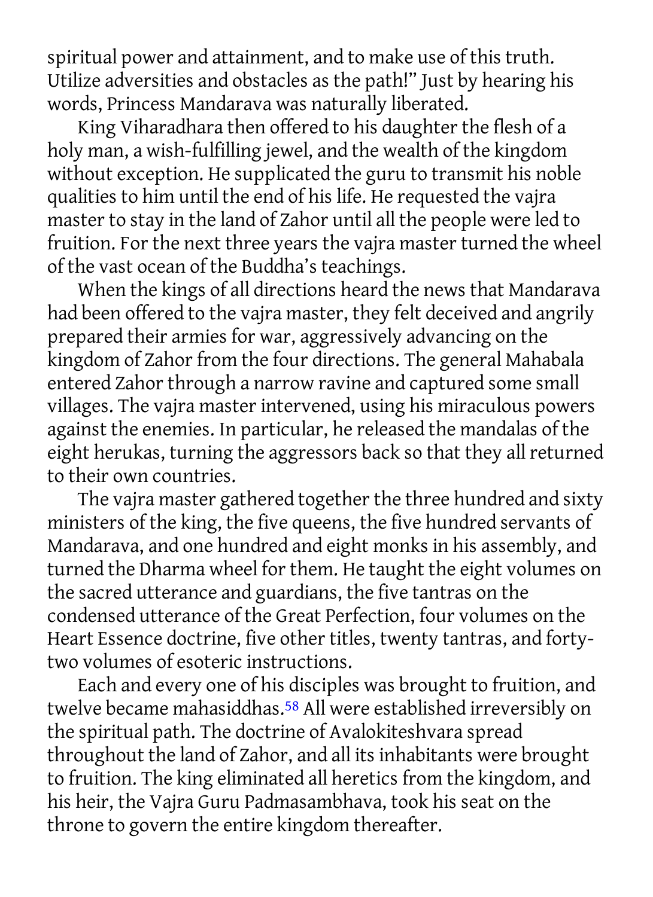spiritual power and attainment, and to make use of this truth. Utilize adversities and obstacles as the path!" Just by hearing his words, Princess Mandarava was naturally liberated.

King Viharadhara then offered to his daughter the flesh of a holy man, a wish-fulfilling jewel, and the wealth of the kingdom without exception. He supplicated the guru to transmit his noble qualities to him until the end of his life. He requested the vajra master to stay in the land of Zahor until all the people were led to fruition. For the next three years the vajra master turned the wheel of the vast ocean of the Buddha's teachings.

When the kings of all directions heard the news that Mandarava had been offered to the vajra master, they felt deceived and angrily prepared their armies for war, aggressively advancing on the kingdom of Zahor from the four directions. The general Mahabala entered Zahor through a narrow ravine and captured some small villages. The vajra master intervened, using his miraculous powers against the enemies. In particular, he released the mandalas of the eight herukas, turning the aggressors back so that they all returned to their own countries.

The vajra master gathered together the three hundred and sixty ministers of the king, the five queens, the five hundred servants of Mandarava, and one hundred and eight monks in his assembly, and turned the Dharma wheel for them. He taught the eight volumes on the sacred utterance and guardians, the five tantras on the condensed utterance of the Great Perfection, four volumes on the Heart Essence doctrine, five other titles, twenty tantras, and forty-two volumes of esoteric instructions.

Each and every one of his disciples was brought to fruition, and twelve became mahasiddhas.[58] All were established irreversibly on the spiritual path. The doctrine of Avalokiteshvara spread throughout the land of Zahor, and all its inhabitants were brought to fruition. The king eliminated all heretics from the kingdom, and his heir, the Vajra Guru Padmasambhava, took his seat on the throne to govern the entire kingdom thereafter.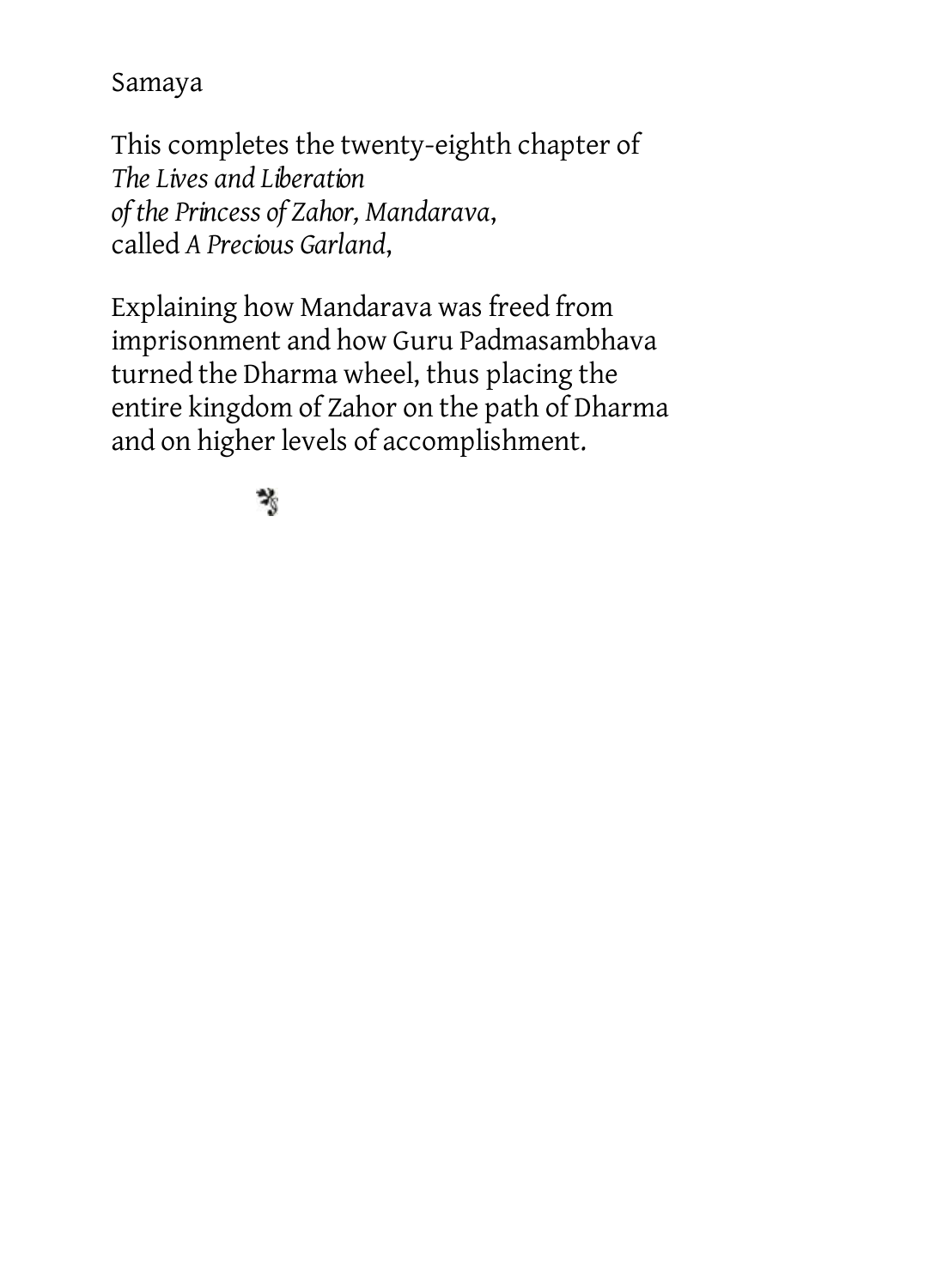Samaya

This completes the twenty-eighth chapter of
*The Lives and Liberation*
*of the Princess of Zahor, Mandarava*,
called *A Precious Garland*,

Explaining how Mandarava was freed from imprisonment and how Guru Padmasambhava turned the Dharma wheel, thus placing the entire kingdom of Zahor on the path of Dharma and on higher levels of accomplishment.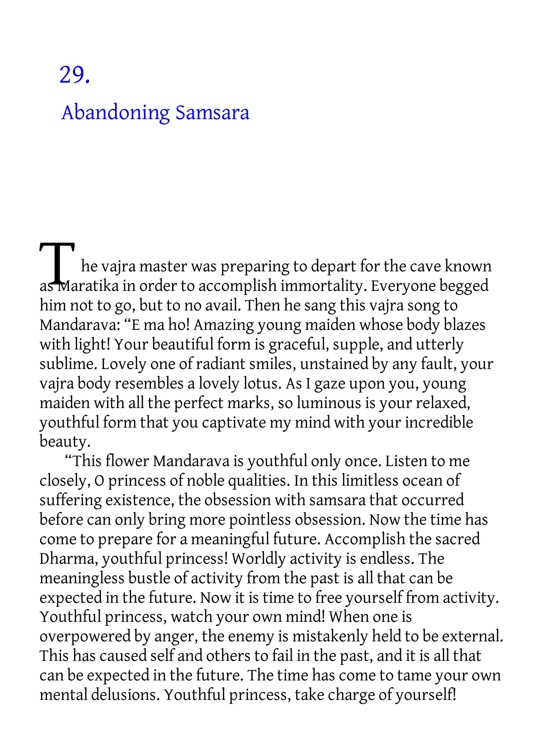# 29.

## Abandoning Samsara

The vajra master was preparing to depart for the cave known as Maratika in order to accomplish immortality. Everyone begged him not to go, but to no avail. Then he sang this vajra song to Mandarava: "E ma ho! Amazing young maiden whose body blazes with light! Your beautiful form is graceful, supple, and utterly sublime. Lovely one of radiant smiles, unstained by any fault, your vajra body resembles a lovely lotus. As I gaze upon you, young maiden with all the perfect marks, so luminous is your relaxed, youthful form that you captivate my mind with your incredible beauty.

"This flower Mandarava is youthful only once. Listen to me closely, O princess of noble qualities. In this limitless ocean of suffering existence, the obsession with samsara that occurred before can only bring more pointless obsession. Now the time has come to prepare for a meaningful future. Accomplish the sacred Dharma, youthful princess! Worldly activity is endless. The meaningless bustle of activity from the past is all that can be expected in the future. Now it is time to free yourself from activity. Youthful princess, watch your own mind! When one is overpowered by anger, the enemy is mistakenly held to be external. This has caused self and others to fail in the past, and it is all that can be expected in the future. The time has come to tame your own mental delusions. Youthful princess, take charge of yourself!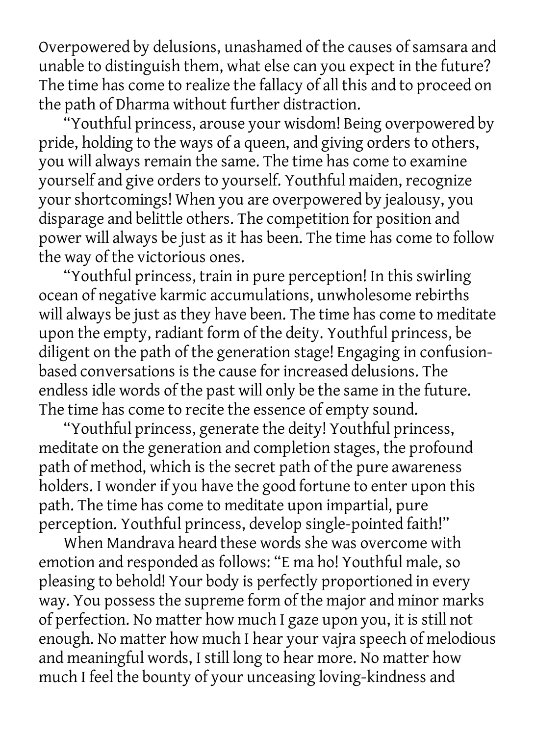Overpowered by delusions, unashamed of the causes of samsara and unable to distinguish them, what else can you expect in the future? The time has come to realize the fallacy of all this and to proceed on the path of Dharma without further distraction.

"Youthful princess, arouse your wisdom! Being overpowered by pride, holding to the ways of a queen, and giving orders to others, you will always remain the same. The time has come to examine yourself and give orders to yourself. Youthful maiden, recognize your shortcomings! When you are overpowered by jealousy, you disparage and belittle others. The competition for position and power will always be just as it has been. The time has come to follow the way of the victorious ones.

"Youthful princess, train in pure perception! In this swirling ocean of negative karmic accumulations, unwholesome rebirths will always be just as they have been. The time has come to meditate upon the empty, radiant form of the deity. Youthful princess, be diligent on the path of the generation stage! Engaging in confusion-based conversations is the cause for increased delusions. The endless idle words of the past will only be the same in the future. The time has come to recite the essence of empty sound.

"Youthful princess, generate the deity! Youthful princess, meditate on the generation and completion stages, the profound path of method, which is the secret path of the pure awareness holders. I wonder if you have the good fortune to enter upon this path. The time has come to meditate upon impartial, pure perception. Youthful princess, develop single-pointed faith!"

When Mandrava heard these words she was overcome with emotion and responded as follows: "E ma ho! Youthful male, so pleasing to behold! Your body is perfectly proportioned in every way. You possess the supreme form of the major and minor marks of perfection. No matter how much I gaze upon you, it is still not enough. No matter how much I hear your vajra speech of melodious and meaningful words, I still long to hear more. No matter how much I feel the bounty of your unceasing loving-kindness and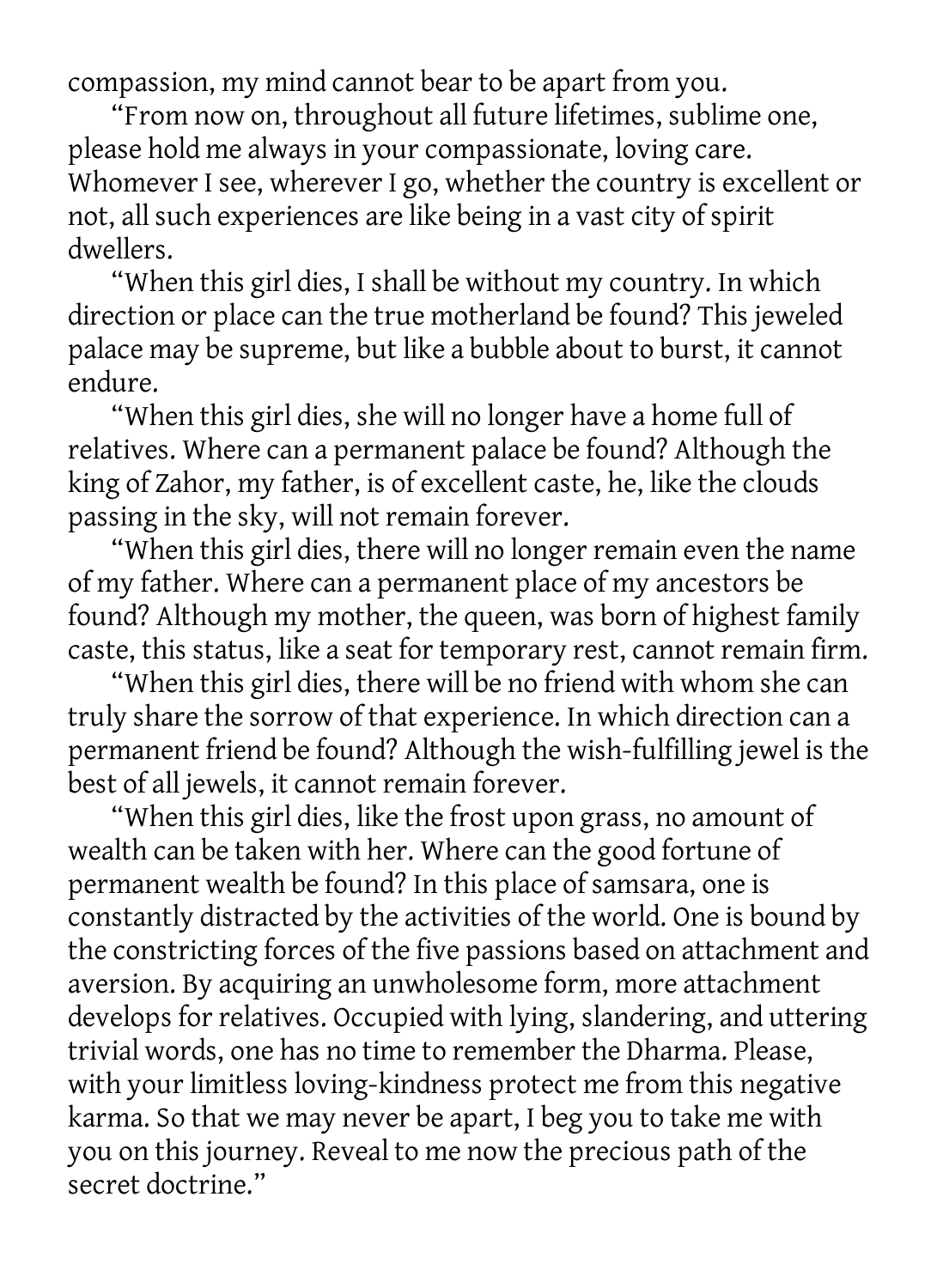compassion, my mind cannot bear to be apart from you.

"From now on, throughout all future lifetimes, sublime one, please hold me always in your compassionate, loving care. Whomever I see, wherever I go, whether the country is excellent or not, all such experiences are like being in a vast city of spirit dwellers.

"When this girl dies, I shall be without my country. In which direction or place can the true motherland be found? This jeweled palace may be supreme, but like a bubble about to burst, it cannot endure.

"When this girl dies, she will no longer have a home full of relatives. Where can a permanent palace be found? Although the king of Zahor, my father, is of excellent caste, he, like the clouds passing in the sky, will not remain forever.

"When this girl dies, there will no longer remain even the name of my father. Where can a permanent place of my ancestors be found? Although my mother, the queen, was born of highest family caste, this status, like a seat for temporary rest, cannot remain firm.

"When this girl dies, there will be no friend with whom she can truly share the sorrow of that experience. In which direction can a permanent friend be found? Although the wish-fulfilling jewel is the best of all jewels, it cannot remain forever.

"When this girl dies, like the frost upon grass, no amount of wealth can be taken with her. Where can the good fortune of permanent wealth be found? In this place of samsara, one is constantly distracted by the activities of the world. One is bound by the constricting forces of the five passions based on attachment and aversion. By acquiring an unwholesome form, more attachment develops for relatives. Occupied with lying, slandering, and uttering trivial words, one has no time to remember the Dharma. Please, with your limitless loving-kindness protect me from this negative karma. So that we may never be apart, I beg you to take me with you on this journey. Reveal to me now the precious path of the secret doctrine."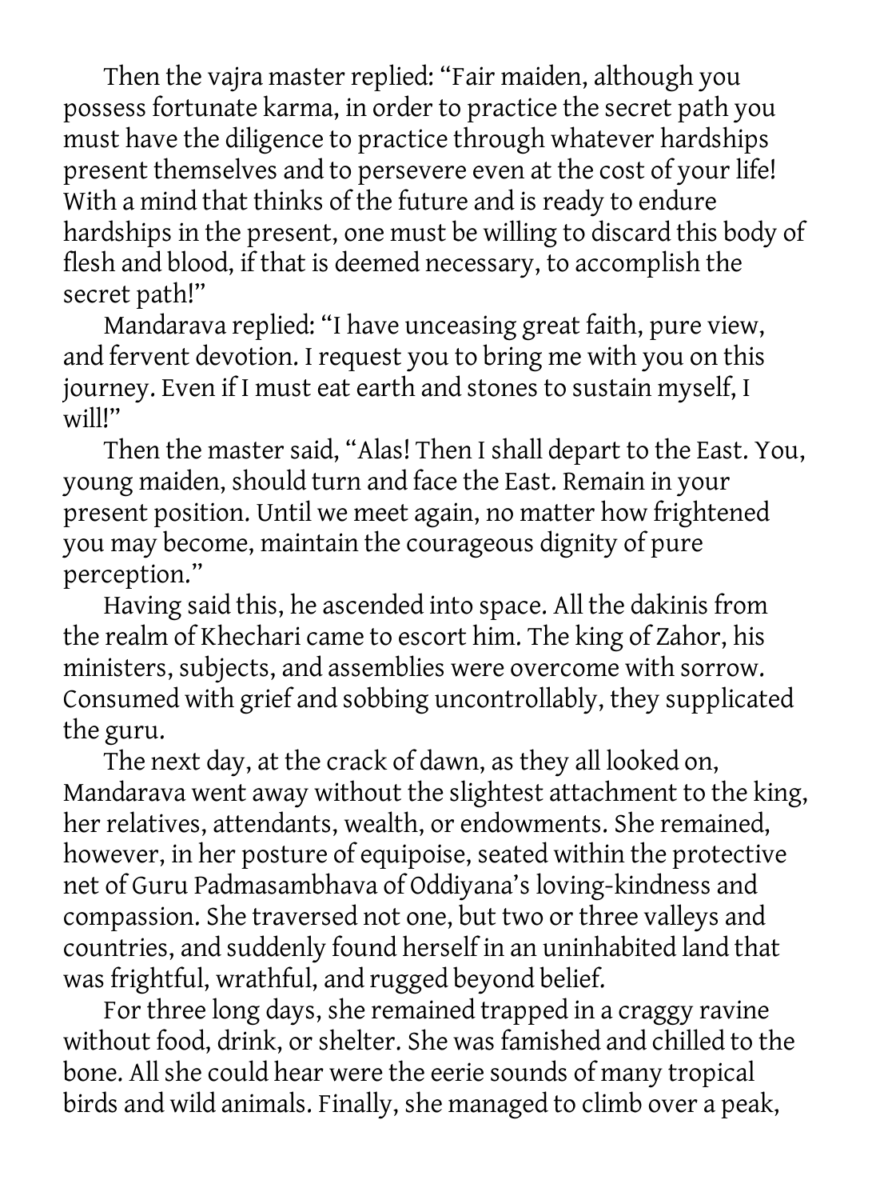Then the vajra master replied: "Fair maiden, although you possess fortunate karma, in order to practice the secret path you must have the diligence to practice through whatever hardships present themselves and to persevere even at the cost of your life! With a mind that thinks of the future and is ready to endure hardships in the present, one must be willing to discard this body of flesh and blood, if that is deemed necessary, to accomplish the secret path!"

Mandarava replied: "I have unceasing great faith, pure view, and fervent devotion. I request you to bring me with you on this journey. Even if I must eat earth and stones to sustain myself, I will!"

Then the master said, "Alas! Then I shall depart to the East. You, young maiden, should turn and face the East. Remain in your present position. Until we meet again, no matter how frightened you may become, maintain the courageous dignity of pure perception."

Having said this, he ascended into space. All the dakinis from the realm of Khechari came to escort him. The king of Zahor, his ministers, subjects, and assemblies were overcome with sorrow. Consumed with grief and sobbing uncontrollably, they supplicated the guru.

The next day, at the crack of dawn, as they all looked on, Mandarava went away without the slightest attachment to the king, her relatives, attendants, wealth, or endowments. She remained, however, in her posture of equipoise, seated within the protective net of Guru Padmasambhava of Oddiyana's loving-kindness and compassion. She traversed not one, but two or three valleys and countries, and suddenly found herself in an uninhabited land that was frightful, wrathful, and rugged beyond belief.

For three long days, she remained trapped in a craggy ravine without food, drink, or shelter. She was famished and chilled to the bone. All she could hear were the eerie sounds of many tropical birds and wild animals. Finally, she managed to climb over a peak,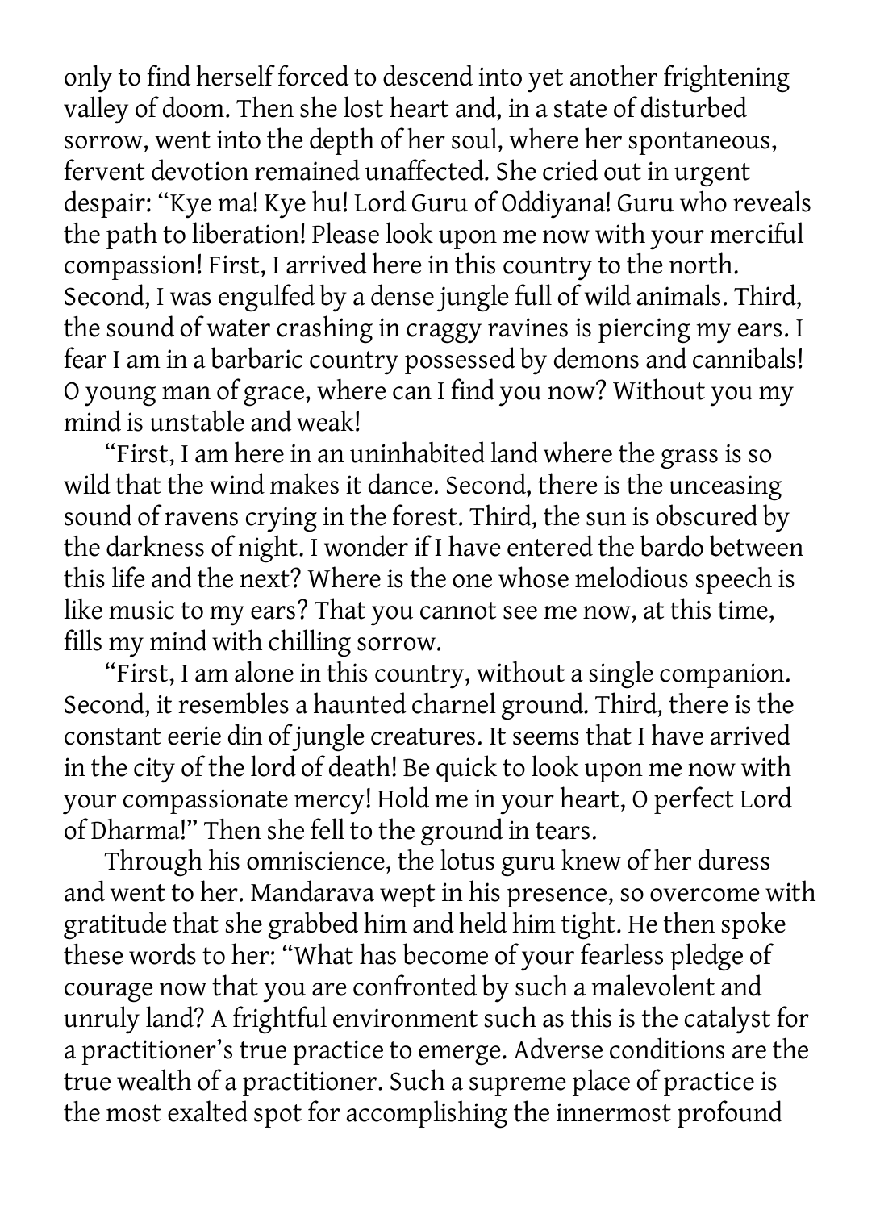only to find herself forced to descend into yet another frightening valley of doom. Then she lost heart and, in a state of disturbed sorrow, went into the depth of her soul, where her spontaneous, fervent devotion remained unaffected. She cried out in urgent despair: "Kye ma! Kye hu! Lord Guru of Oddiyana! Guru who reveals the path to liberation! Please look upon me now with your merciful compassion! First, I arrived here in this country to the north. Second, I was engulfed by a dense jungle full of wild animals. Third, the sound of water crashing in craggy ravines is piercing my ears. I fear I am in a barbaric country possessed by demons and cannibals! O young man of grace, where can I find you now? Without you my mind is unstable and weak!

"First, I am here in an uninhabited land where the grass is so wild that the wind makes it dance. Second, there is the unceasing sound of ravens crying in the forest. Third, the sun is obscured by the darkness of night. I wonder if I have entered the bardo between this life and the next? Where is the one whose melodious speech is like music to my ears? That you cannot see me now, at this time, fills my mind with chilling sorrow.

"First, I am alone in this country, without a single companion. Second, it resembles a haunted charnel ground. Third, there is the constant eerie din of jungle creatures. It seems that I have arrived in the city of the lord of death! Be quick to look upon me now with your compassionate mercy! Hold me in your heart, O perfect Lord of Dharma!" Then she fell to the ground in tears.

Through his omniscience, the lotus guru knew of her duress and went to her. Mandarava wept in his presence, so overcome with gratitude that she grabbed him and held him tight. He then spoke these words to her: "What has become of your fearless pledge of courage now that you are confronted by such a malevolent and unruly land? A frightful environment such as this is the catalyst for a practitioner's true practice to emerge. Adverse conditions are the true wealth of a practitioner. Such a supreme place of practice is the most exalted spot for accomplishing the innermost profound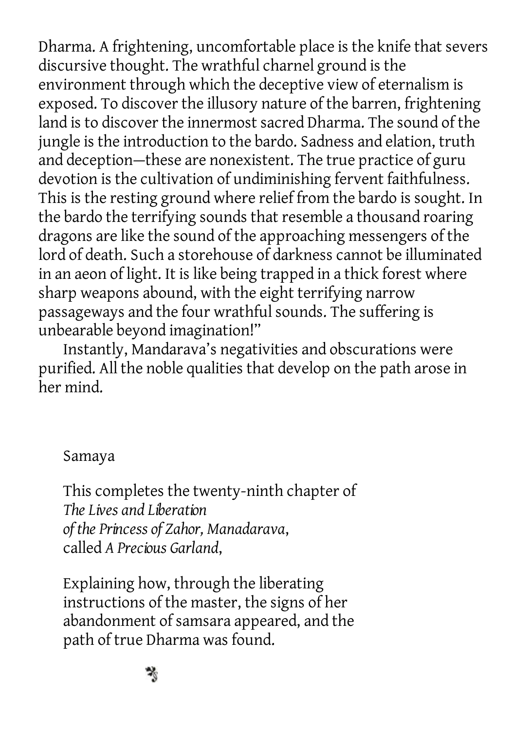Dharma. A frightening, uncomfortable place is the knife that severs discursive thought. The wrathful charnel ground is the environment through which the deceptive view of eternalism is exposed. To discover the illusory nature of the barren, frightening land is to discover the innermost sacred Dharma. The sound of the jungle is the introduction to the bardo. Sadness and elation, truth and deception—these are nonexistent. The true practice of guru devotion is the cultivation of undiminishing fervent faithfulness. This is the resting ground where relief from the bardo is sought. In the bardo the terrifying sounds that resemble a thousand roaring dragons are like the sound of the approaching messengers of the lord of death. Such a storehouse of darkness cannot be illuminated in an aeon of light. It is like being trapped in a thick forest where sharp weapons abound, with the eight terrifying narrow passageways and the four wrathful sounds. The suffering is unbearable beyond imagination!"

Instantly, Mandarava's negativities and obscurations were purified. All the noble qualities that develop on the path arose in her mind.

Samaya

This completes the twenty-ninth chapter of *The Lives and Liberation of the Princess of Zahor, Manadarava*, called *A Precious Garland*,

Explaining how, through the liberating instructions of the master, the signs of her abandonment of samsara appeared, and the path of true Dharma was found.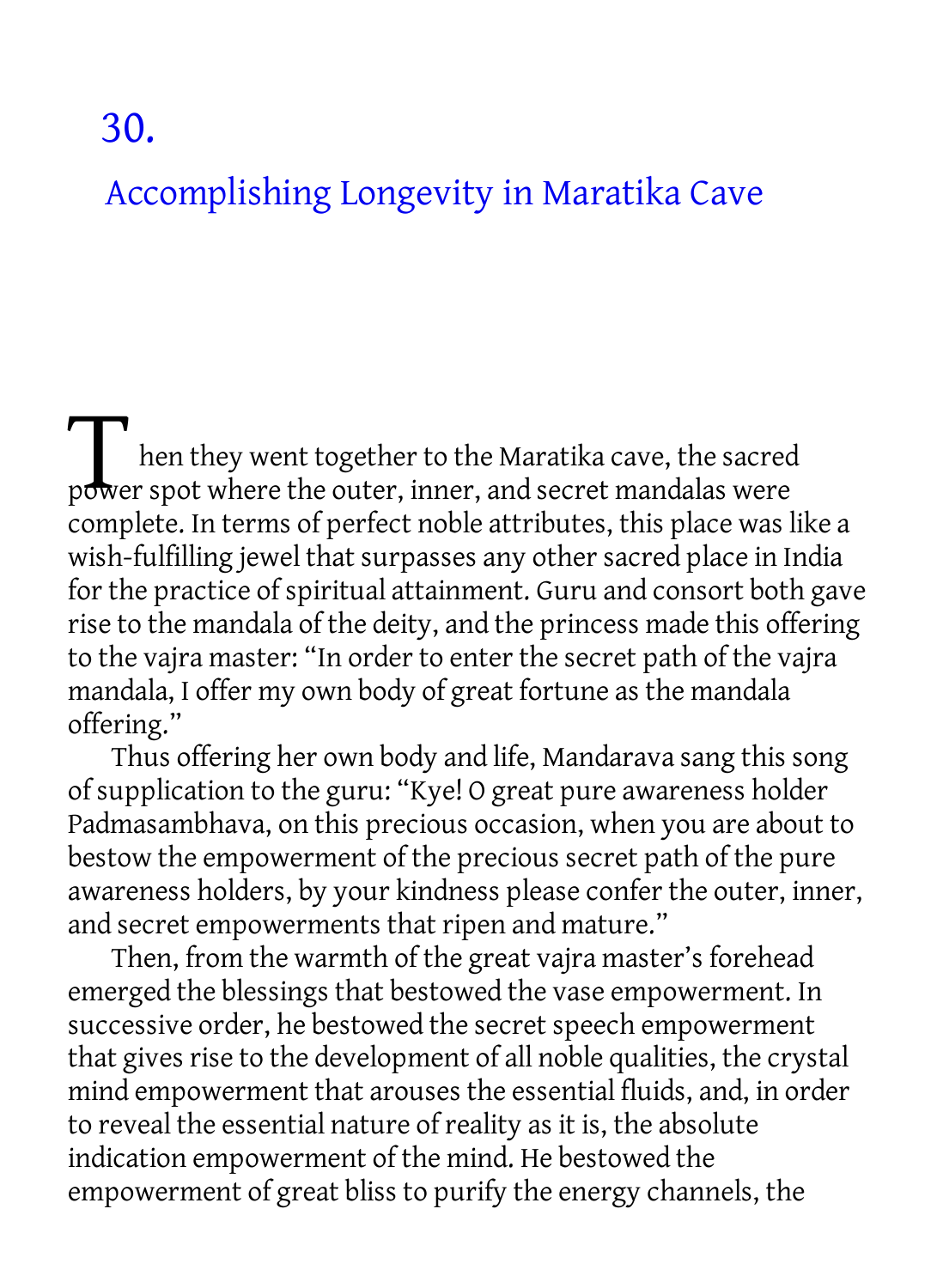# 30.

## Accomplishing Longevity in Maratika Cave

Then they went together to the Maratika cave, the sacred power spot where the outer, inner, and secret mandalas were complete. In terms of perfect noble attributes, this place was like a wish-fulfilling jewel that surpasses any other sacred place in India for the practice of spiritual attainment. Guru and consort both gave rise to the mandala of the deity, and the princess made this offering to the vajra master: "In order to enter the secret path of the vajra mandala, I offer my own body of great fortune as the mandala offering."

Thus offering her own body and life, Mandarava sang this song of supplication to the guru: "Kye! O great pure awareness holder Padmasambhava, on this precious occasion, when you are about to bestow the empowerment of the precious secret path of the pure awareness holders, by your kindness please confer the outer, inner, and secret empowerments that ripen and mature."

Then, from the warmth of the great vajra master's forehead emerged the blessings that bestowed the vase empowerment. In successive order, he bestowed the secret speech empowerment that gives rise to the development of all noble qualities, the crystal mind empowerment that arouses the essential fluids, and, in order to reveal the essential nature of reality as it is, the absolute indication empowerment of the mind. He bestowed the empowerment of great bliss to purify the energy channels, the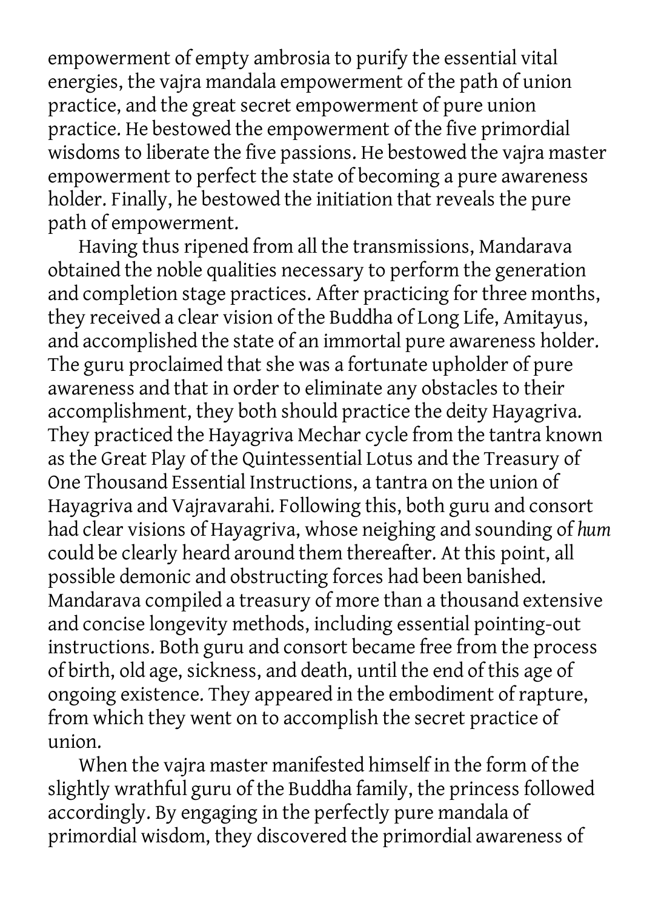empowerment of empty ambrosia to purify the essential vital energies, the vajra mandala empowerment of the path of union practice, and the great secret empowerment of pure union practice. He bestowed the empowerment of the five primordial wisdoms to liberate the five passions. He bestowed the vajra master empowerment to perfect the state of becoming a pure awareness holder. Finally, he bestowed the initiation that reveals the pure path of empowerment.

Having thus ripened from all the transmissions, Mandarava obtained the noble qualities necessary to perform the generation and completion stage practices. After practicing for three months, they received a clear vision of the Buddha of Long Life, Amitayus, and accomplished the state of an immortal pure awareness holder. The guru proclaimed that she was a fortunate upholder of pure awareness and that in order to eliminate any obstacles to their accomplishment, they both should practice the deity Hayagriva. They practiced the Hayagriva Mechar cycle from the tantra known as the Great Play of the Quintessential Lotus and the Treasury of One Thousand Essential Instructions, a tantra on the union of Hayagriva and Vajravarahi. Following this, both guru and consort had clear visions of Hayagriva, whose neighing and sounding of *hum* could be clearly heard around them thereafter. At this point, all possible demonic and obstructing forces had been banished. Mandarava compiled a treasury of more than a thousand extensive and concise longevity methods, including essential pointing-out instructions. Both guru and consort became free from the process of birth, old age, sickness, and death, until the end of this age of ongoing existence. They appeared in the embodiment of rapture, from which they went on to accomplish the secret practice of union.

When the vajra master manifested himself in the form of the slightly wrathful guru of the Buddha family, the princess followed accordingly. By engaging in the perfectly pure mandala of primordial wisdom, they discovered the primordial awareness of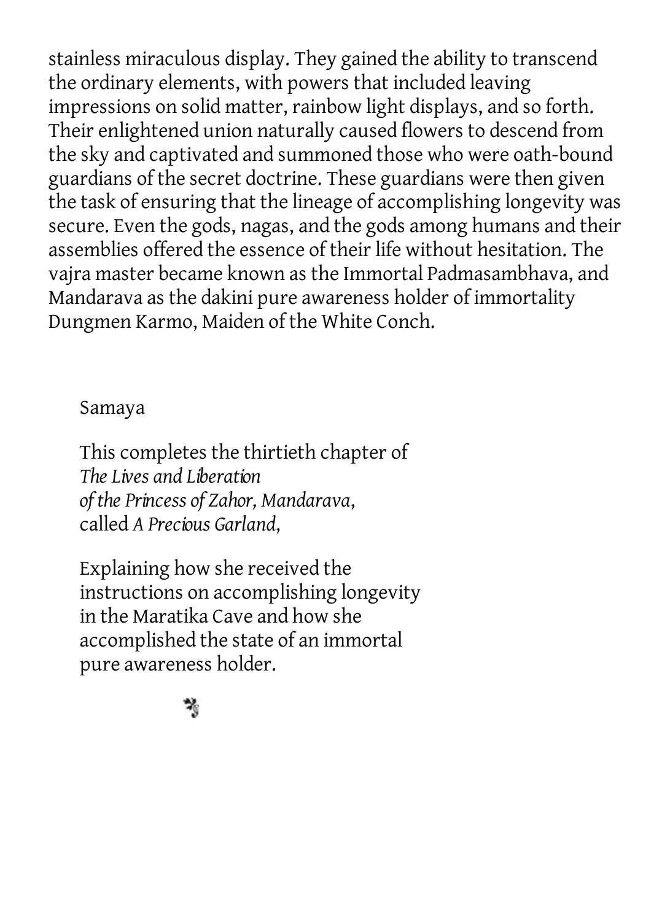stainless miraculous display. They gained the ability to transcend the ordinary elements, with powers that included leaving impressions on solid matter, rainbow light displays, and so forth. Their enlightened union naturally caused flowers to descend from the sky and captivated and summoned those who were oath-bound guardians of the secret doctrine. These guardians were then given the task of ensuring that the lineage of accomplishing longevity was secure. Even the gods, nagas, and the gods among humans and their assemblies offered the essence of their life without hesitation. The vajra master became known as the Immortal Padmasambhava, and Mandarava as the dakini pure awareness holder of immortality Dungmen Karmo, Maiden of the White Conch.

Samaya

This completes the thirtieth chapter of *The Lives and Liberation of the Princess of Zahor, Mandarava*, called *A Precious Garland*,

Explaining how she received the instructions on accomplishing longevity in the Maratika Cave and how she accomplished the state of an immortal pure awareness holder.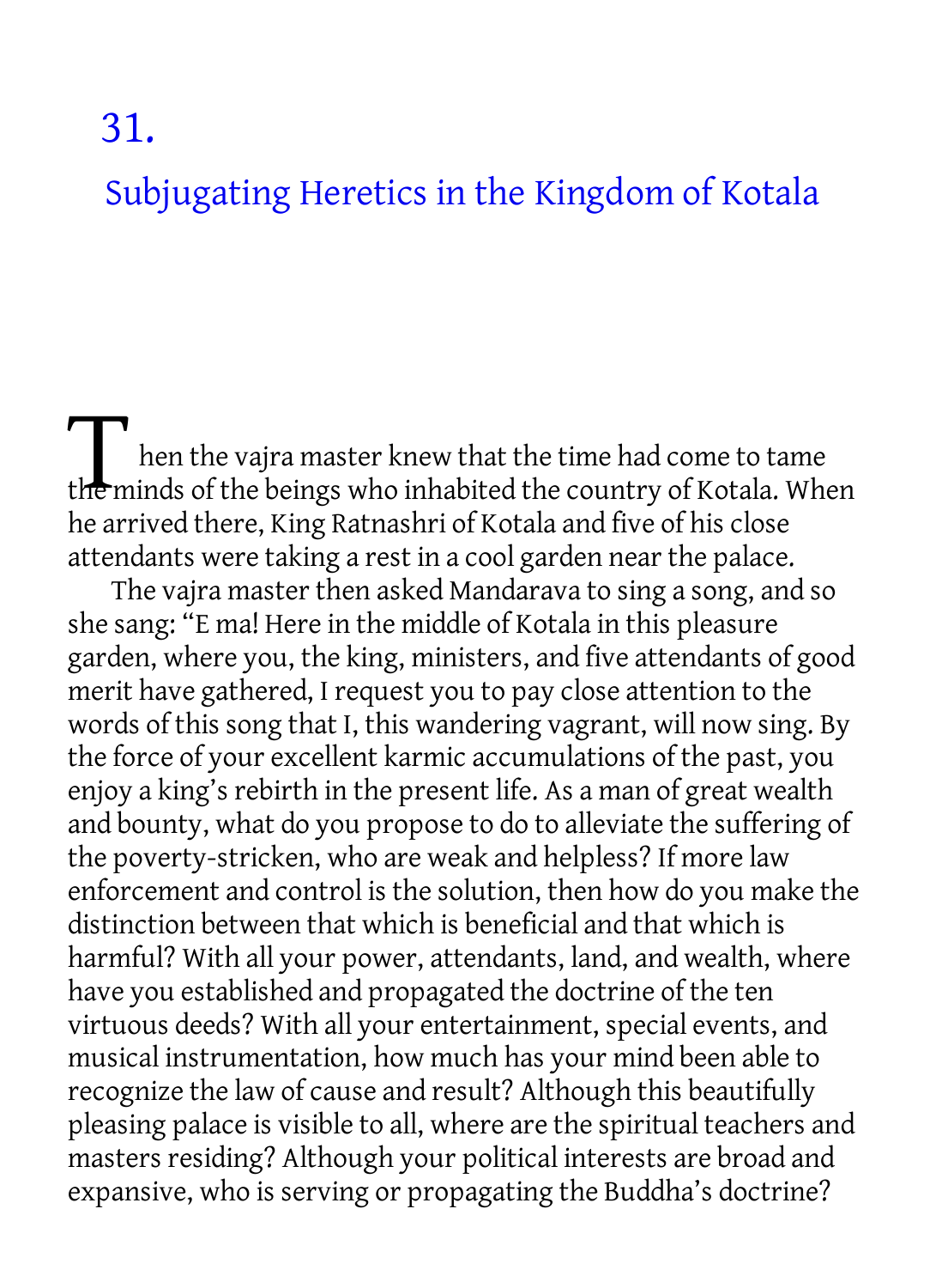# 31.

## Subjugating Heretics in the Kingdom of Kotala

Then the vajra master knew that the time had come to tame the minds of the beings who inhabited the country of Kotala. When he arrived there, King Ratnashri of Kotala and five of his close attendants were taking a rest in a cool garden near the palace.

The vajra master then asked Mandarava to sing a song, and so she sang: "E ma! Here in the middle of Kotala in this pleasure garden, where you, the king, ministers, and five attendants of good merit have gathered, I request you to pay close attention to the words of this song that I, this wandering vagrant, will now sing. By the force of your excellent karmic accumulations of the past, you enjoy a king's rebirth in the present life. As a man of great wealth and bounty, what do you propose to do to alleviate the suffering of the poverty-stricken, who are weak and helpless? If more law enforcement and control is the solution, then how do you make the distinction between that which is beneficial and that which is harmful? With all your power, attendants, land, and wealth, where have you established and propagated the doctrine of the ten virtuous deeds? With all your entertainment, special events, and musical instrumentation, how much has your mind been able to recognize the law of cause and result? Although this beautifully pleasing palace is visible to all, where are the spiritual teachers and masters residing? Although your political interests are broad and expansive, who is serving or propagating the Buddha's doctrine?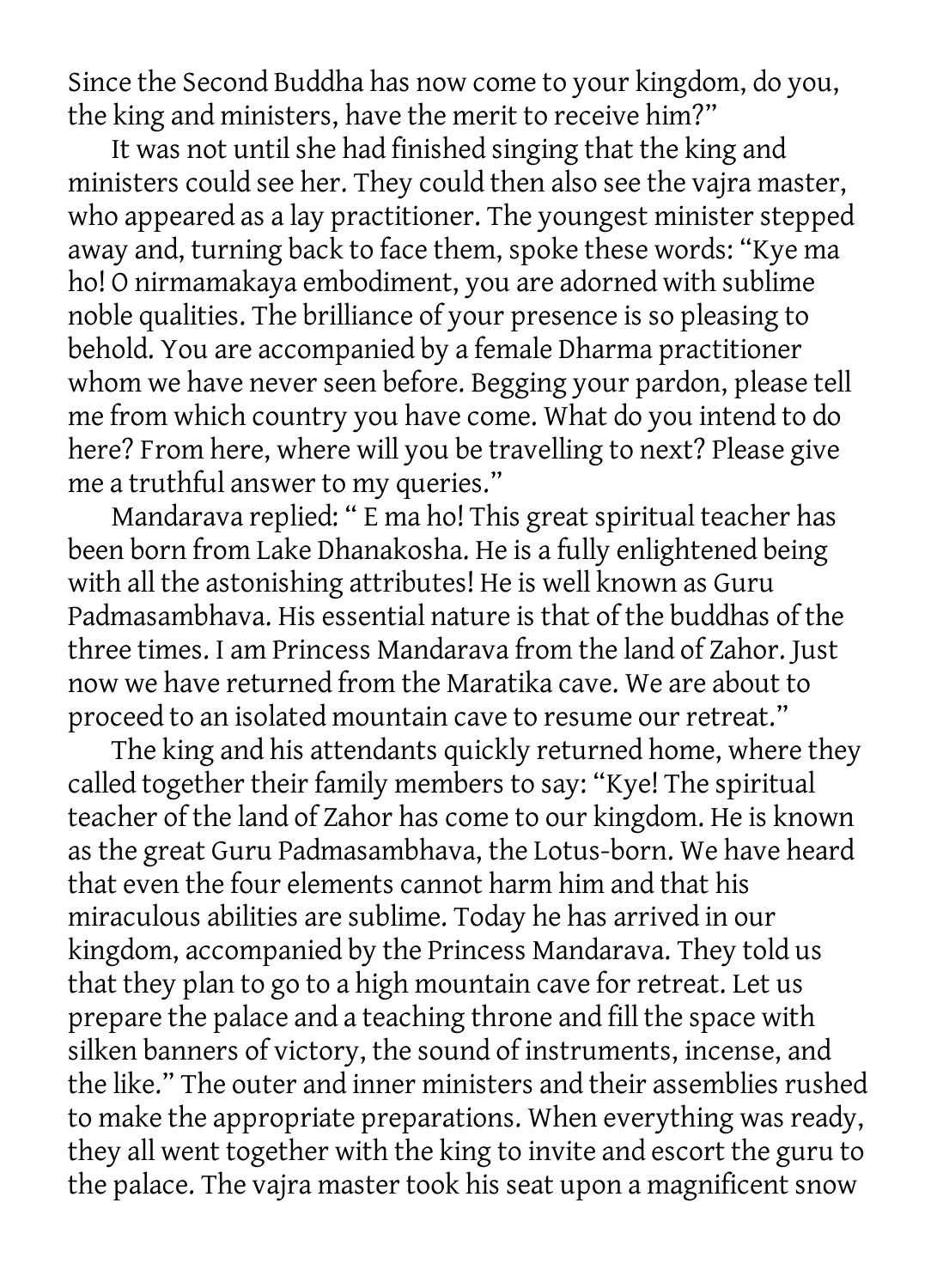Since the Second Buddha has now come to your kingdom, do you, the king and ministers, have the merit to receive him?"

It was not until she had finished singing that the king and ministers could see her. They could then also see the vajra master, who appeared as a lay practitioner. The youngest minister stepped away and, turning back to face them, spoke these words: "Kye ma ho! O nirmamakaya embodiment, you are adorned with sublime noble qualities. The brilliance of your presence is so pleasing to behold. You are accompanied by a female Dharma practitioner whom we have never seen before. Begging your pardon, please tell me from which country you have come. What do you intend to do here? From here, where will you be travelling to next? Please give me a truthful answer to my queries."

Mandarava replied: " E ma ho! This great spiritual teacher has been born from Lake Dhanakosha. He is a fully enlightened being with all the astonishing attributes! He is well known as Guru Padmasambhava. His essential nature is that of the buddhas of the three times. I am Princess Mandarava from the land of Zahor. Just now we have returned from the Maratika cave. We are about to proceed to an isolated mountain cave to resume our retreat."

The king and his attendants quickly returned home, where they called together their family members to say: "Kye! The spiritual teacher of the land of Zahor has come to our kingdom. He is known as the great Guru Padmasambhava, the Lotus-born. We have heard that even the four elements cannot harm him and that his miraculous abilities are sublime. Today he has arrived in our kingdom, accompanied by the Princess Mandarava. They told us that they plan to go to a high mountain cave for retreat. Let us prepare the palace and a teaching throne and fill the space with silken banners of victory, the sound of instruments, incense, and the like." The outer and inner ministers and their assemblies rushed to make the appropriate preparations. When everything was ready, they all went together with the king to invite and escort the guru to the palace. The vajra master took his seat upon a magnificent snow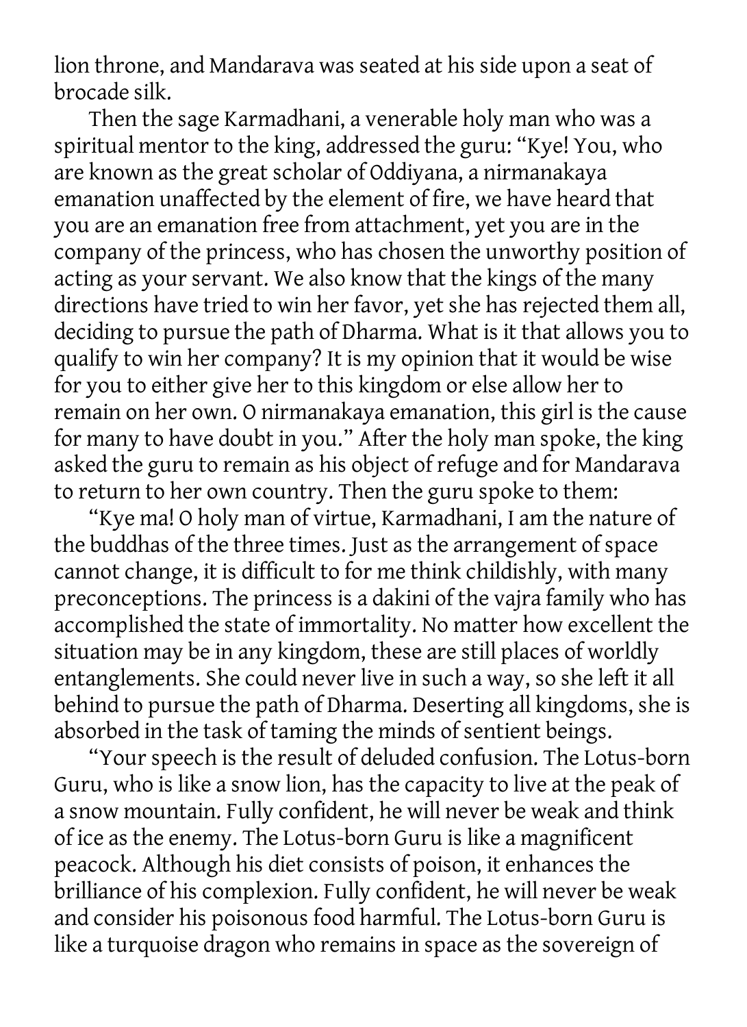lion throne, and Mandarava was seated at his side upon a seat of brocade silk.

Then the sage Karmadhani, a venerable holy man who was a spiritual mentor to the king, addressed the guru: "Kye! You, who are known as the great scholar of Oddiyana, a nirmanakaya emanation unaffected by the element of fire, we have heard that you are an emanation free from attachment, yet you are in the company of the princess, who has chosen the unworthy position of acting as your servant. We also know that the kings of the many directions have tried to win her favor, yet she has rejected them all, deciding to pursue the path of Dharma. What is it that allows you to qualify to win her company? It is my opinion that it would be wise for you to either give her to this kingdom or else allow her to remain on her own. O nirmanakaya emanation, this girl is the cause for many to have doubt in you." After the holy man spoke, the king asked the guru to remain as his object of refuge and for Mandarava to return to her own country. Then the guru spoke to them:

"Kye ma! O holy man of virtue, Karmadhani, I am the nature of the buddhas of the three times. Just as the arrangement of space cannot change, it is difficult to for me think childishly, with many preconceptions. The princess is a dakini of the vajra family who has accomplished the state of immortality. No matter how excellent the situation may be in any kingdom, these are still places of worldly entanglements. She could never live in such a way, so she left it all behind to pursue the path of Dharma. Deserting all kingdoms, she is absorbed in the task of taming the minds of sentient beings.

"Your speech is the result of deluded confusion. The Lotus-born Guru, who is like a snow lion, has the capacity to live at the peak of a snow mountain. Fully confident, he will never be weak and think of ice as the enemy. The Lotus-born Guru is like a magnificent peacock. Although his diet consists of poison, it enhances the brilliance of his complexion. Fully confident, he will never be weak and consider his poisonous food harmful. The Lotus-born Guru is like a turquoise dragon who remains in space as the sovereign of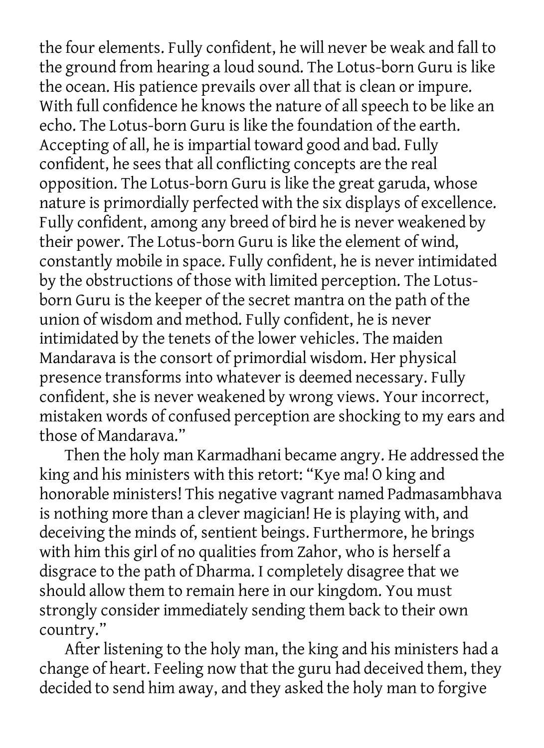the four elements. Fully confident, he will never be weak and fall to the ground from hearing a loud sound. The Lotus-born Guru is like the ocean. His patience prevails over all that is clean or impure. With full confidence he knows the nature of all speech to be like an echo. The Lotus-born Guru is like the foundation of the earth. Accepting of all, he is impartial toward good and bad. Fully confident, he sees that all conflicting concepts are the real opposition. The Lotus-born Guru is like the great garuda, whose nature is primordially perfected with the six displays of excellence. Fully confident, among any breed of bird he is never weakened by their power. The Lotus-born Guru is like the element of wind, constantly mobile in space. Fully confident, he is never intimidated by the obstructions of those with limited perception. The Lotus-born Guru is the keeper of the secret mantra on the path of the union of wisdom and method. Fully confident, he is never intimidated by the tenets of the lower vehicles. The maiden Mandarava is the consort of primordial wisdom. Her physical presence transforms into whatever is deemed necessary. Fully confident, she is never weakened by wrong views. Your incorrect, mistaken words of confused perception are shocking to my ears and those of Mandarava."

Then the holy man Karmadhani became angry. He addressed the king and his ministers with this retort: "Kye ma! O king and honorable ministers! This negative vagrant named Padmasambhava is nothing more than a clever magician! He is playing with, and deceiving the minds of, sentient beings. Furthermore, he brings with him this girl of no qualities from Zahor, who is herself a disgrace to the path of Dharma. I completely disagree that we should allow them to remain here in our kingdom. You must strongly consider immediately sending them back to their own country."

After listening to the holy man, the king and his ministers had a change of heart. Feeling now that the guru had deceived them, they decided to send him away, and they asked the holy man to forgive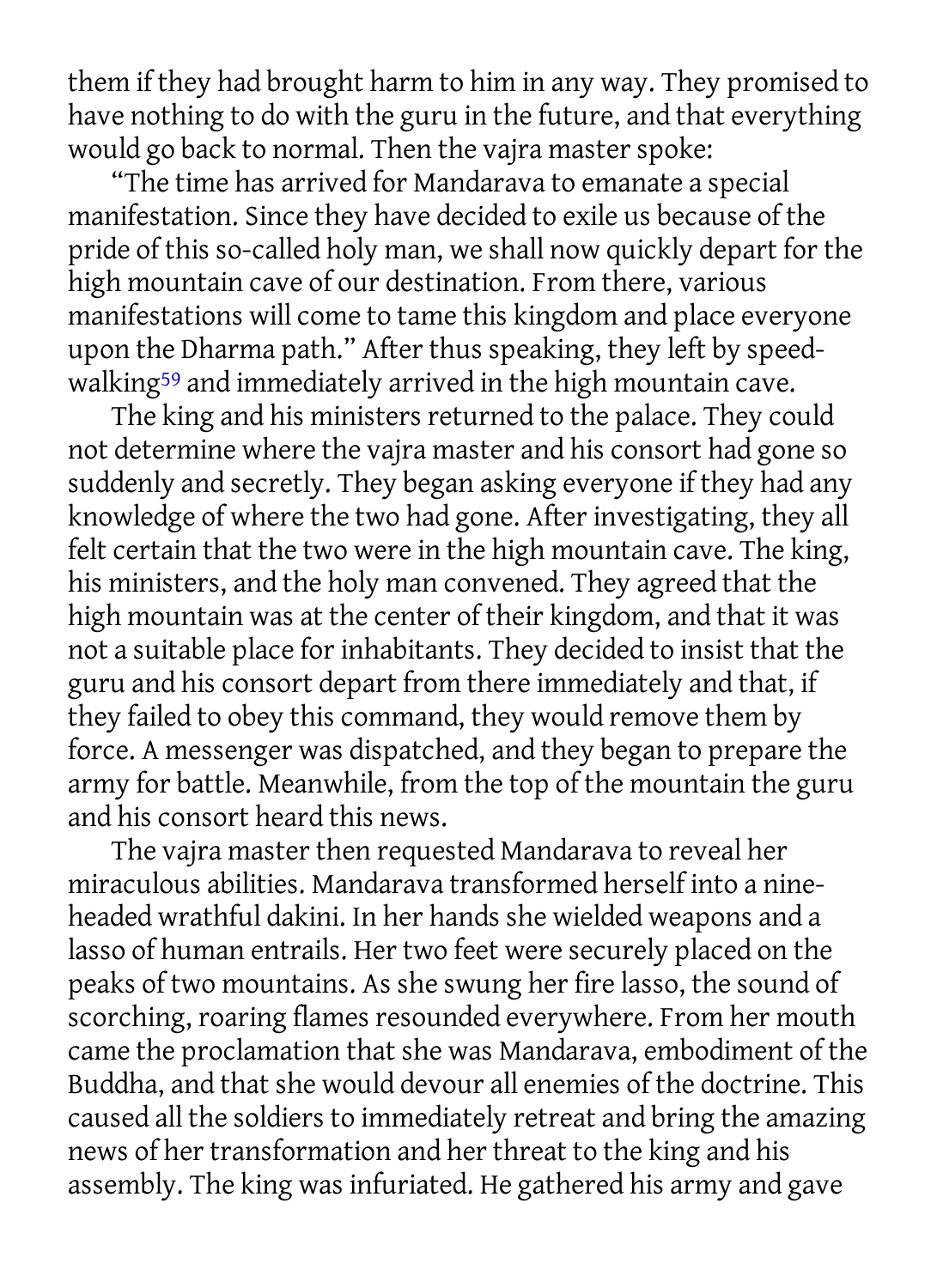them if they had brought harm to him in any way. They promised to have nothing to do with the guru in the future, and that everything would go back to normal. Then the vajra master spoke:

"The time has arrived for Mandarava to emanate a special manifestation. Since they have decided to exile us because of the pride of this so-called holy man, we shall now quickly depart for the high mountain cave of our destination. From there, various manifestations will come to tame this kingdom and place everyone upon the Dharma path." After thus speaking, they left by speed-walking[59] and immediately arrived in the high mountain cave.

The king and his ministers returned to the palace. They could not determine where the vajra master and his consort had gone so suddenly and secretly. They began asking everyone if they had any knowledge of where the two had gone. After investigating, they all felt certain that the two were in the high mountain cave. The king, his ministers, and the holy man convened. They agreed that the high mountain was at the center of their kingdom, and that it was not a suitable place for inhabitants. They decided to insist that the guru and his consort depart from there immediately and that, if they failed to obey this command, they would remove them by force. A messenger was dispatched, and they began to prepare the army for battle. Meanwhile, from the top of the mountain the guru and his consort heard this news.

The vajra master then requested Mandarava to reveal her miraculous abilities. Mandarava transformed herself into a nine-headed wrathful dakini. In her hands she wielded weapons and a lasso of human entrails. Her two feet were securely placed on the peaks of two mountains. As she swung her fire lasso, the sound of scorching, roaring flames resounded everywhere. From her mouth came the proclamation that she was Mandarava, embodiment of the Buddha, and that she would devour all enemies of the doctrine. This caused all the soldiers to immediately retreat and bring the amazing news of her transformation and her threat to the king and his assembly. The king was infuriated. He gathered his army and gave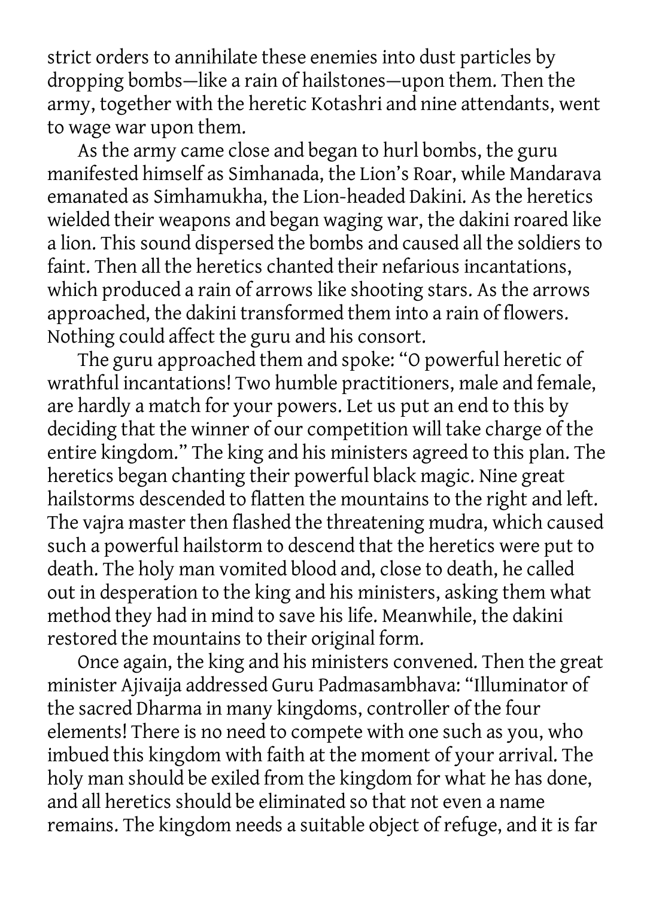strict orders to annihilate these enemies into dust particles by dropping bombs—like a rain of hailstones—upon them. Then the army, together with the heretic Kotashri and nine attendants, went to wage war upon them.

As the army came close and began to hurl bombs, the guru manifested himself as Simhanada, the Lion's Roar, while Mandarava emanated as Simhamukha, the Lion-headed Dakini. As the heretics wielded their weapons and began waging war, the dakini roared like a lion. This sound dispersed the bombs and caused all the soldiers to faint. Then all the heretics chanted their nefarious incantations, which produced a rain of arrows like shooting stars. As the arrows approached, the dakini transformed them into a rain of flowers. Nothing could affect the guru and his consort.

The guru approached them and spoke: "O powerful heretic of wrathful incantations! Two humble practitioners, male and female, are hardly a match for your powers. Let us put an end to this by deciding that the winner of our competition will take charge of the entire kingdom." The king and his ministers agreed to this plan. The heretics began chanting their powerful black magic. Nine great hailstorms descended to flatten the mountains to the right and left. The vajra master then flashed the threatening mudra, which caused such a powerful hailstorm to descend that the heretics were put to death. The holy man vomited blood and, close to death, he called out in desperation to the king and his ministers, asking them what method they had in mind to save his life. Meanwhile, the dakini restored the mountains to their original form.

Once again, the king and his ministers convened. Then the great minister Ajivaija addressed Guru Padmasambhava: "Illuminator of the sacred Dharma in many kingdoms, controller of the four elements! There is no need to compete with one such as you, who imbued this kingdom with faith at the moment of your arrival. The holy man should be exiled from the kingdom for what he has done, and all heretics should be eliminated so that not even a name remains. The kingdom needs a suitable object of refuge, and it is far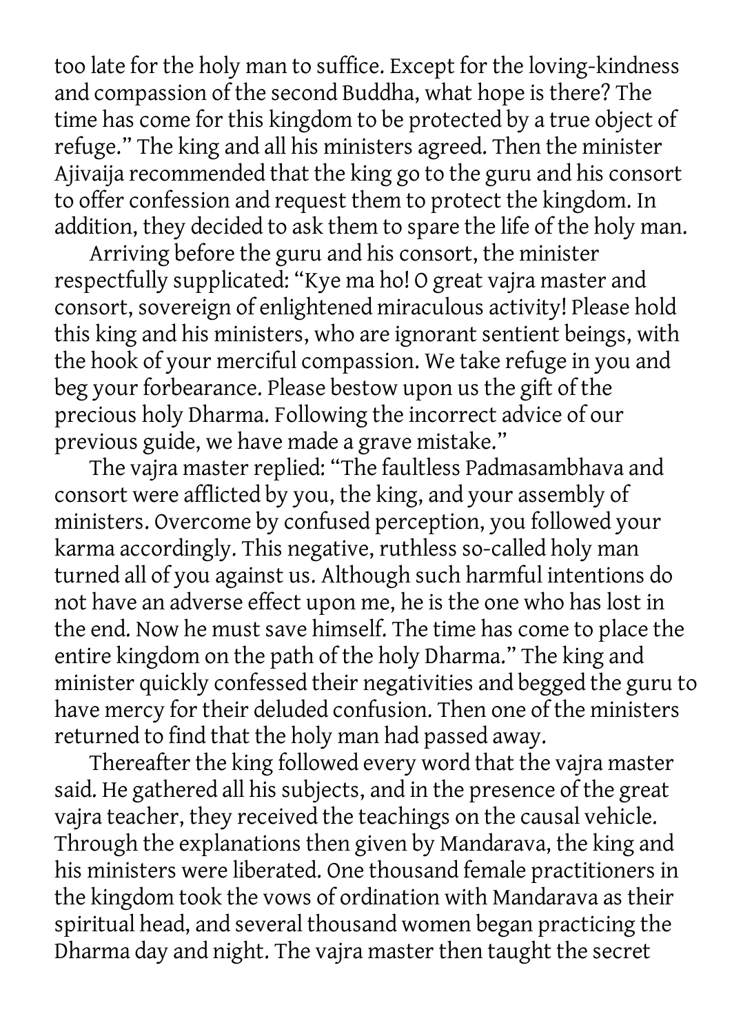too late for the holy man to suffice. Except for the loving-kindness and compassion of the second Buddha, what hope is there? The time has come for this kingdom to be protected by a true object of refuge." The king and all his ministers agreed. Then the minister Ajivaija recommended that the king go to the guru and his consort to offer confession and request them to protect the kingdom. In addition, they decided to ask them to spare the life of the holy man.

Arriving before the guru and his consort, the minister respectfully supplicated: "Kye ma ho! O great vajra master and consort, sovereign of enlightened miraculous activity! Please hold this king and his ministers, who are ignorant sentient beings, with the hook of your merciful compassion. We take refuge in you and beg your forbearance. Please bestow upon us the gift of the precious holy Dharma. Following the incorrect advice of our previous guide, we have made a grave mistake."

The vajra master replied: "The faultless Padmasambhava and consort were afflicted by you, the king, and your assembly of ministers. Overcome by confused perception, you followed your karma accordingly. This negative, ruthless so-called holy man turned all of you against us. Although such harmful intentions do not have an adverse effect upon me, he is the one who has lost in the end. Now he must save himself. The time has come to place the entire kingdom on the path of the holy Dharma." The king and minister quickly confessed their negativities and begged the guru to have mercy for their deluded confusion. Then one of the ministers returned to find that the holy man had passed away.

Thereafter the king followed every word that the vajra master said. He gathered all his subjects, and in the presence of the great vajra teacher, they received the teachings on the causal vehicle. Through the explanations then given by Mandarava, the king and his ministers were liberated. One thousand female practitioners in the kingdom took the vows of ordination with Mandarava as their spiritual head, and several thousand women began practicing the Dharma day and night. The vajra master then taught the secret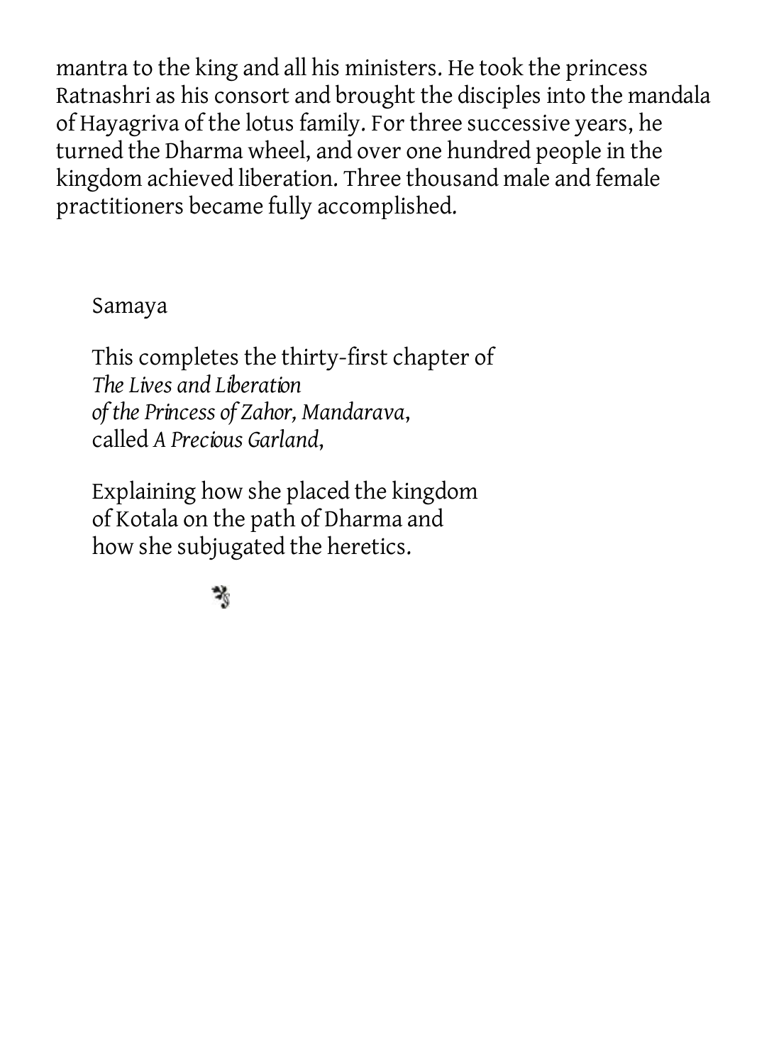mantra to the king and all his ministers. He took the princess Ratnashri as his consort and brought the disciples into the mandala of Hayagriva of the lotus family. For three successive years, he turned the Dharma wheel, and over one hundred people in the kingdom achieved liberation. Three thousand male and female practitioners became fully accomplished.

Samaya

This completes the thirty-first chapter of
*The Lives and Liberation*
*of the Princess of Zahor, Mandarava*,
called *A Precious Garland*,

Explaining how she placed the kingdom
of Kotala on the path of Dharma and
how she subjugated the heretics.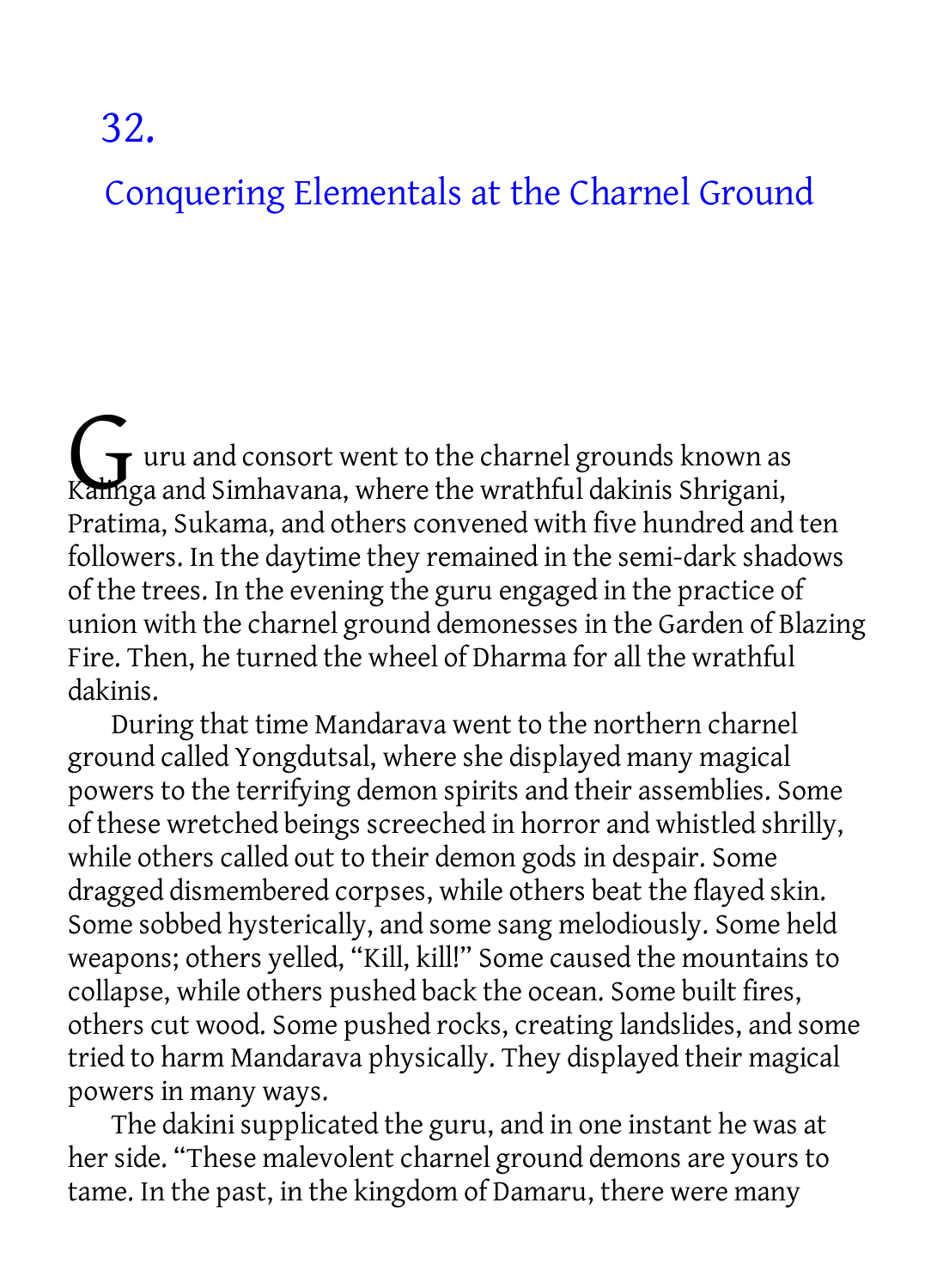# 32.

## Conquering Elementals at the Charnel Ground

Guru and consort went to the charnel grounds known as Kalinga and Simhavana, where the wrathful dakinis Shrigani, Pratima, Sukama, and others convened with five hundred and ten followers. In the daytime they remained in the semi-dark shadows of the trees. In the evening the guru engaged in the practice of union with the charnel ground demonesses in the Garden of Blazing Fire. Then, he turned the wheel of Dharma for all the wrathful dakinis.

During that time Mandarava went to the northern charnel ground called Yongdutsal, where she displayed many magical powers to the terrifying demon spirits and their assemblies. Some of these wretched beings screeched in horror and whistled shrilly, while others called out to their demon gods in despair. Some dragged dismembered corpses, while others beat the flayed skin. Some sobbed hysterically, and some sang melodiously. Some held weapons; others yelled, "Kill, kill!" Some caused the mountains to collapse, while others pushed back the ocean. Some built fires, others cut wood. Some pushed rocks, creating landslides, and some tried to harm Mandarava physically. They displayed their magical powers in many ways.

The dakini supplicated the guru, and in one instant he was at her side. "These malevolent charnel ground demons are yours to tame. In the past, in the kingdom of Damaru, there were many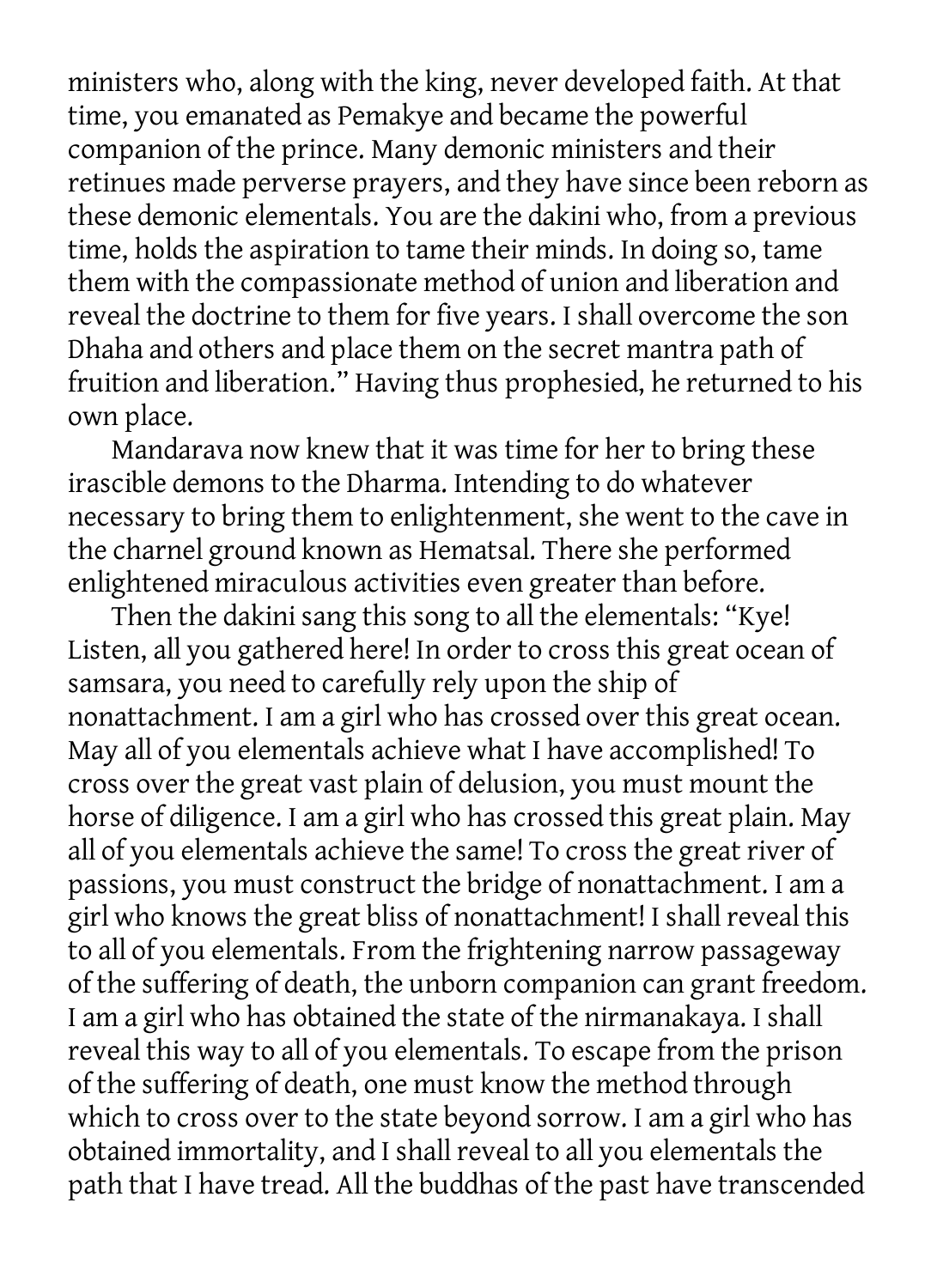ministers who, along with the king, never developed faith. At that time, you emanated as Pemakye and became the powerful companion of the prince. Many demonic ministers and their retinues made perverse prayers, and they have since been reborn as these demonic elementals. You are the dakini who, from a previous time, holds the aspiration to tame their minds. In doing so, tame them with the compassionate method of union and liberation and reveal the doctrine to them for five years. I shall overcome the son Dhaha and others and place them on the secret mantra path of fruition and liberation." Having thus prophesied, he returned to his own place.

Mandarava now knew that it was time for her to bring these irascible demons to the Dharma. Intending to do whatever necessary to bring them to enlightenment, she went to the cave in the charnel ground known as Hematsal. There she performed enlightened miraculous activities even greater than before.

Then the dakini sang this song to all the elementals: "Kye! Listen, all you gathered here! In order to cross this great ocean of samsara, you need to carefully rely upon the ship of nonattachment. I am a girl who has crossed over this great ocean. May all of you elementals achieve what I have accomplished! To cross over the great vast plain of delusion, you must mount the horse of diligence. I am a girl who has crossed this great plain. May all of you elementals achieve the same! To cross the great river of passions, you must construct the bridge of nonattachment. I am a girl who knows the great bliss of nonattachment! I shall reveal this to all of you elementals. From the frightening narrow passageway of the suffering of death, the unborn companion can grant freedom. I am a girl who has obtained the state of the nirmanakaya. I shall reveal this way to all of you elementals. To escape from the prison of the suffering of death, one must know the method through which to cross over to the state beyond sorrow. I am a girl who has obtained immortality, and I shall reveal to all you elementals the path that I have tread. All the buddhas of the past have transcended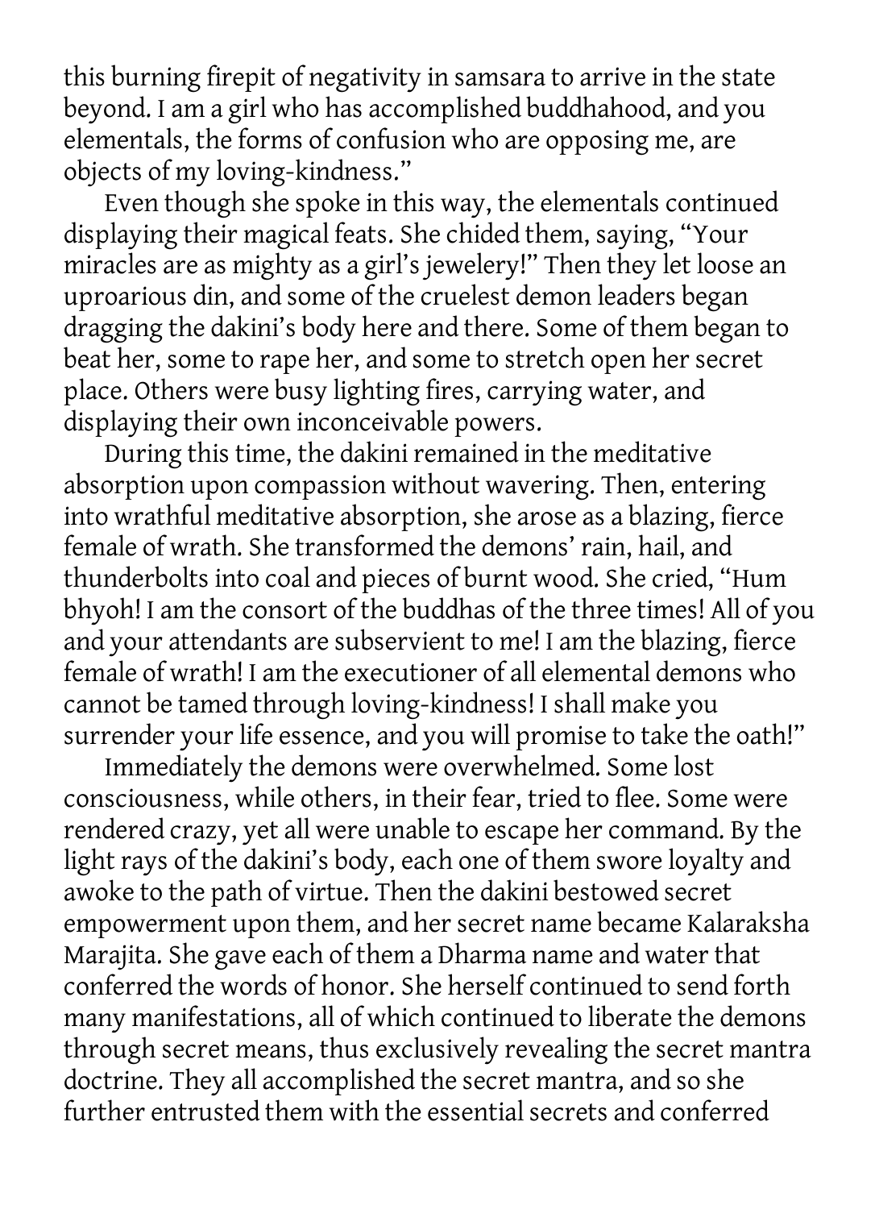this burning firepit of negativity in samsara to arrive in the state beyond. I am a girl who has accomplished buddhahood, and you elementals, the forms of confusion who are opposing me, are objects of my loving-kindness."

Even though she spoke in this way, the elementals continued displaying their magical feats. She chided them, saying, "Your miracles are as mighty as a girl's jewelery!" Then they let loose an uproarious din, and some of the cruelest demon leaders began dragging the dakini's body here and there. Some of them began to beat her, some to rape her, and some to stretch open her secret place. Others were busy lighting fires, carrying water, and displaying their own inconceivable powers.

During this time, the dakini remained in the meditative absorption upon compassion without wavering. Then, entering into wrathful meditative absorption, she arose as a blazing, fierce female of wrath. She transformed the demons' rain, hail, and thunderbolts into coal and pieces of burnt wood. She cried, "Hum bhyoh! I am the consort of the buddhas of the three times! All of you and your attendants are subservient to me! I am the blazing, fierce female of wrath! I am the executioner of all elemental demons who cannot be tamed through loving-kindness! I shall make you surrender your life essence, and you will promise to take the oath!"

Immediately the demons were overwhelmed. Some lost consciousness, while others, in their fear, tried to flee. Some were rendered crazy, yet all were unable to escape her command. By the light rays of the dakini's body, each one of them swore loyalty and awoke to the path of virtue. Then the dakini bestowed secret empowerment upon them, and her secret name became Kalaraksha Marajita. She gave each of them a Dharma name and water that conferred the words of honor. She herself continued to send forth many manifestations, all of which continued to liberate the demons through secret means, thus exclusively revealing the secret mantra doctrine. They all accomplished the secret mantra, and so she further entrusted them with the essential secrets and conferred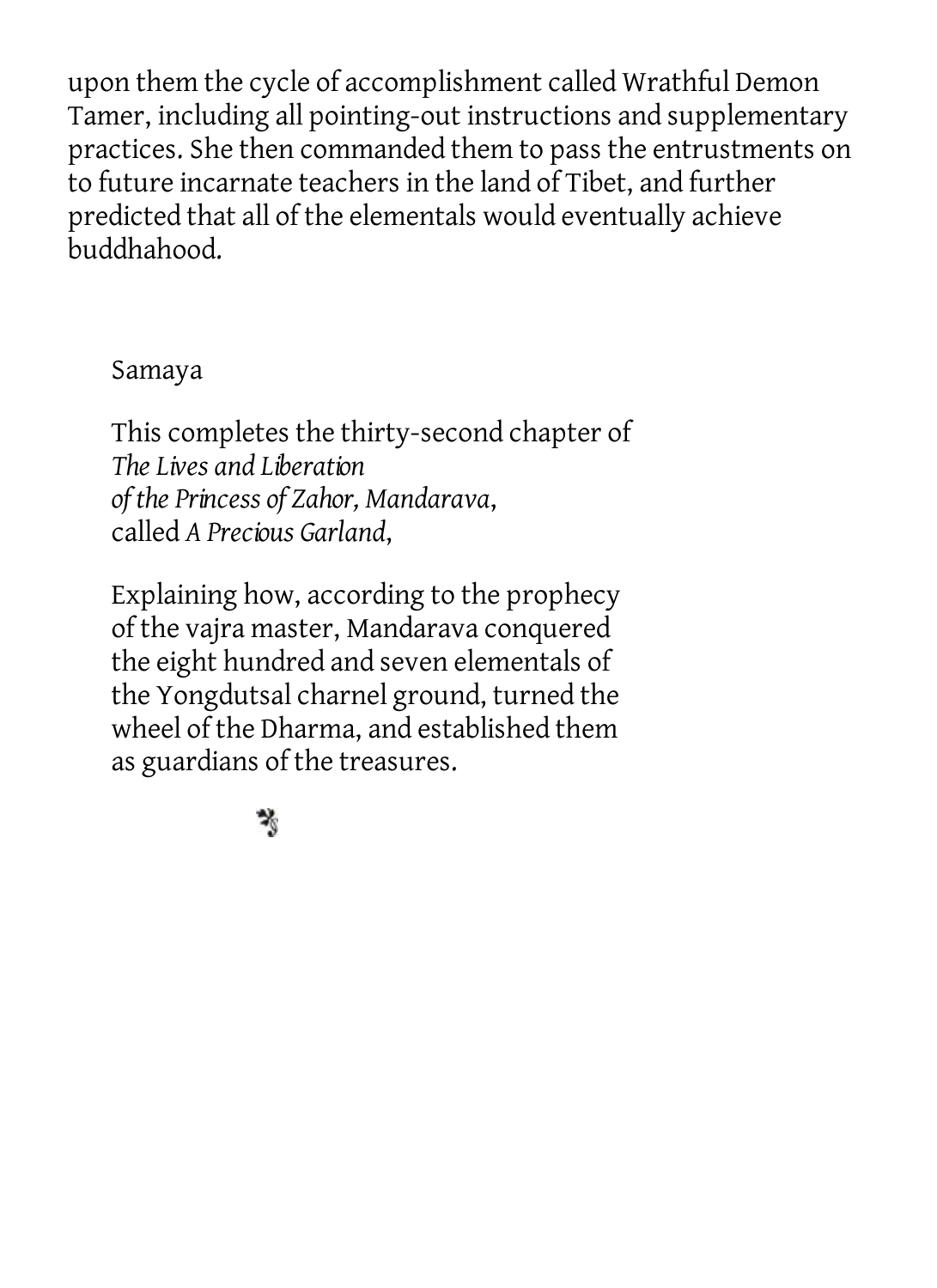upon them the cycle of accomplishment called Wrathful Demon Tamer, including all pointing-out instructions and supplementary practices. She then commanded them to pass the entrustments on to future incarnate teachers in the land of Tibet, and further predicted that all of the elementals would eventually achieve buddhahood.

Samaya

This completes the thirty-second chapter of *The Lives and Liberation of the Princess of Zahor, Mandarava*, called *A Precious Garland*,

Explaining how, according to the prophecy of the vajra master, Mandarava conquered the eight hundred and seven elementals of the Yongdutsal charnel ground, turned the wheel of the Dharma, and established them as guardians of the treasures.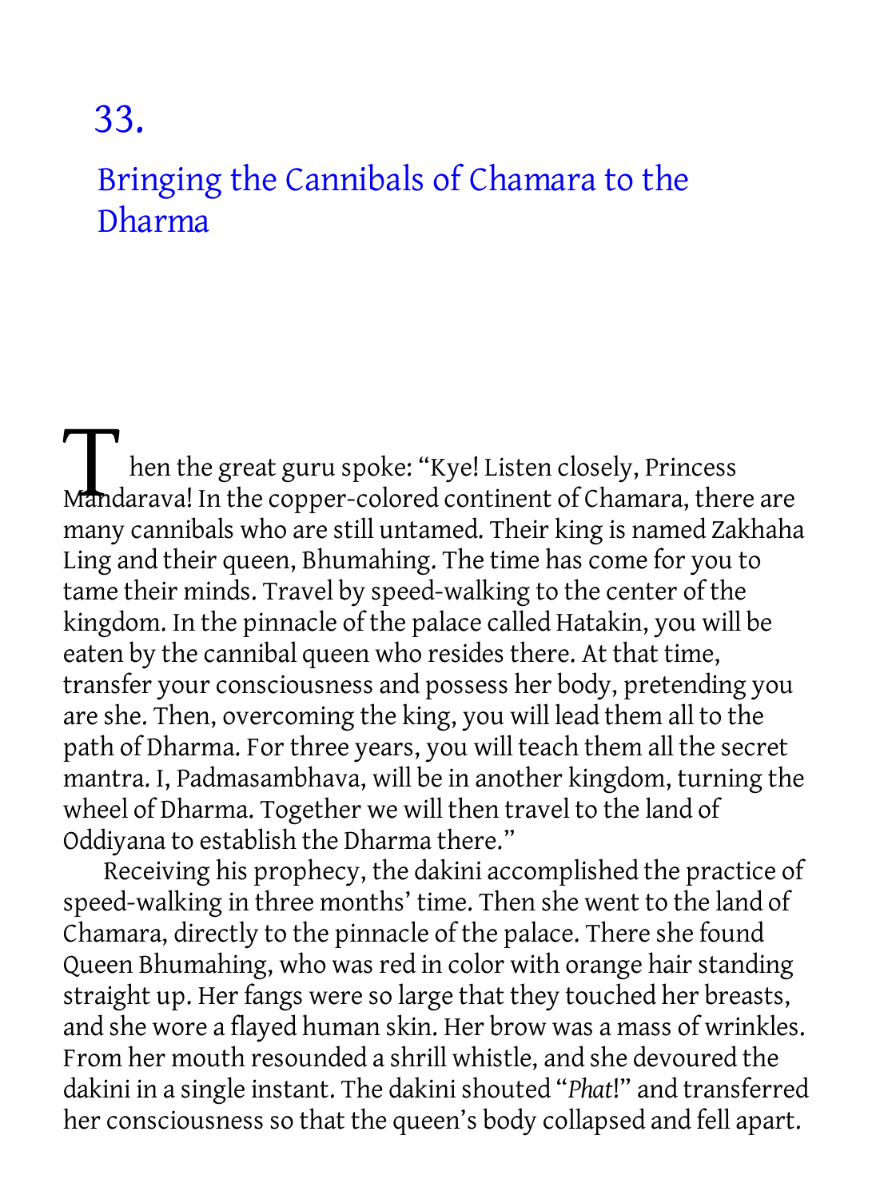# 33.

## Bringing the Cannibals of Chamara to the Dharma

Then the great guru spoke: "Kye! Listen closely, Princess Mandarava! In the copper-colored continent of Chamara, there are many cannibals who are still untamed. Their king is named Zakhaha Ling and their queen, Bhumahing. The time has come for you to tame their minds. Travel by speed-walking to the center of the kingdom. In the pinnacle of the palace called Hatakin, you will be eaten by the cannibal queen who resides there. At that time, transfer your consciousness and possess her body, pretending you are she. Then, overcoming the king, you will lead them all to the path of Dharma. For three years, you will teach them all the secret mantra. I, Padmasambhava, will be in another kingdom, turning the wheel of Dharma. Together we will then travel to the land of Oddiyana to establish the Dharma there."

Receiving his prophecy, the dakini accomplished the practice of speed-walking in three months' time. Then she went to the land of Chamara, directly to the pinnacle of the palace. There she found Queen Bhumahing, who was red in color with orange hair standing straight up. Her fangs were so large that they touched her breasts, and she wore a flayed human skin. Her brow was a mass of wrinkles. From her mouth resounded a shrill whistle, and she devoured the dakini in a single instant. The dakini shouted "*Phat*!" and transferred her consciousness so that the queen's body collapsed and fell apart.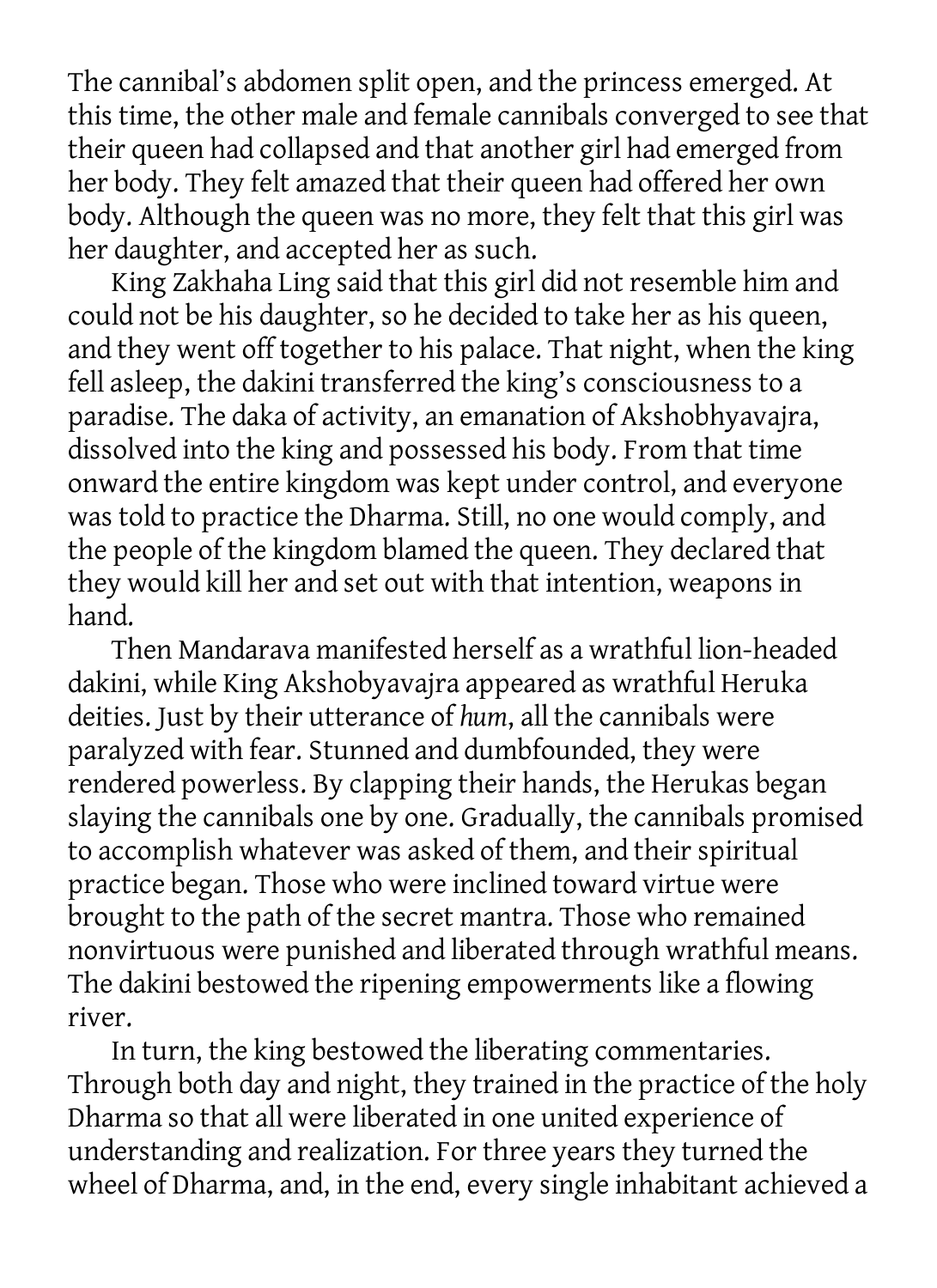The cannibal's abdomen split open, and the princess emerged. At this time, the other male and female cannibals converged to see that their queen had collapsed and that another girl had emerged from her body. They felt amazed that their queen had offered her own body. Although the queen was no more, they felt that this girl was her daughter, and accepted her as such.

King Zakhaha Ling said that this girl did not resemble him and could not be his daughter, so he decided to take her as his queen, and they went off together to his palace. That night, when the king fell asleep, the dakini transferred the king's consciousness to a paradise. The daka of activity, an emanation of Akshobhyavajra, dissolved into the king and possessed his body. From that time onward the entire kingdom was kept under control, and everyone was told to practice the Dharma. Still, no one would comply, and the people of the kingdom blamed the queen. They declared that they would kill her and set out with that intention, weapons in hand.

Then Mandarava manifested herself as a wrathful lion-headed dakini, while King Akshobyavajra appeared as wrathful Heruka deities. Just by their utterance of *hum*, all the cannibals were paralyzed with fear. Stunned and dumbfounded, they were rendered powerless. By clapping their hands, the Herukas began slaying the cannibals one by one. Gradually, the cannibals promised to accomplish whatever was asked of them, and their spiritual practice began. Those who were inclined toward virtue were brought to the path of the secret mantra. Those who remained nonvirtuous were punished and liberated through wrathful means. The dakini bestowed the ripening empowerments like a flowing river.

In turn, the king bestowed the liberating commentaries. Through both day and night, they trained in the practice of the holy Dharma so that all were liberated in one united experience of understanding and realization. For three years they turned the wheel of Dharma, and, in the end, every single inhabitant achieved a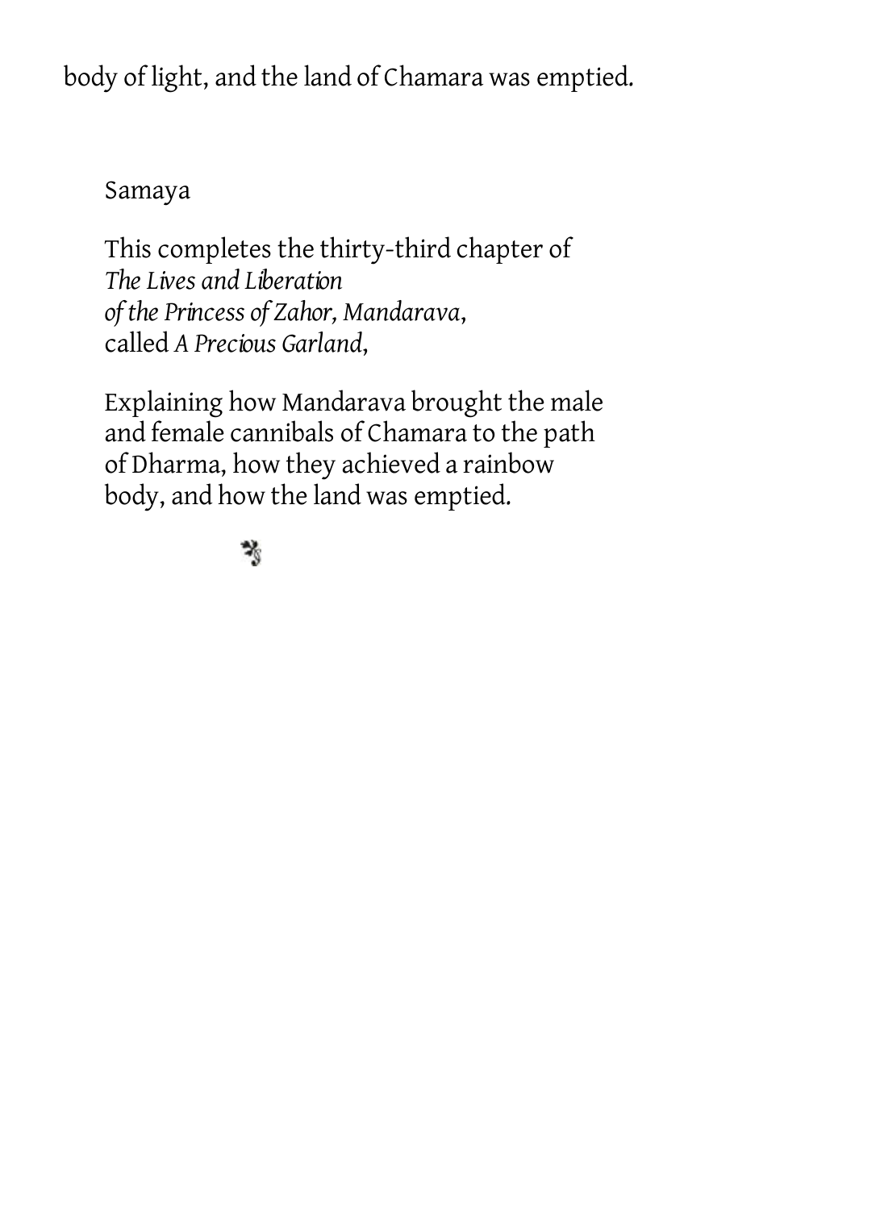body of light, and the land of Chamara was emptied.

Samaya

This completes the thirty-third chapter of *The Lives and Liberation of the Princess of Zahor, Mandarava*, called *A Precious Garland*,

Explaining how Mandarava brought the male and female cannibals of Chamara to the path of Dharma, how they achieved a rainbow body, and how the land was emptied.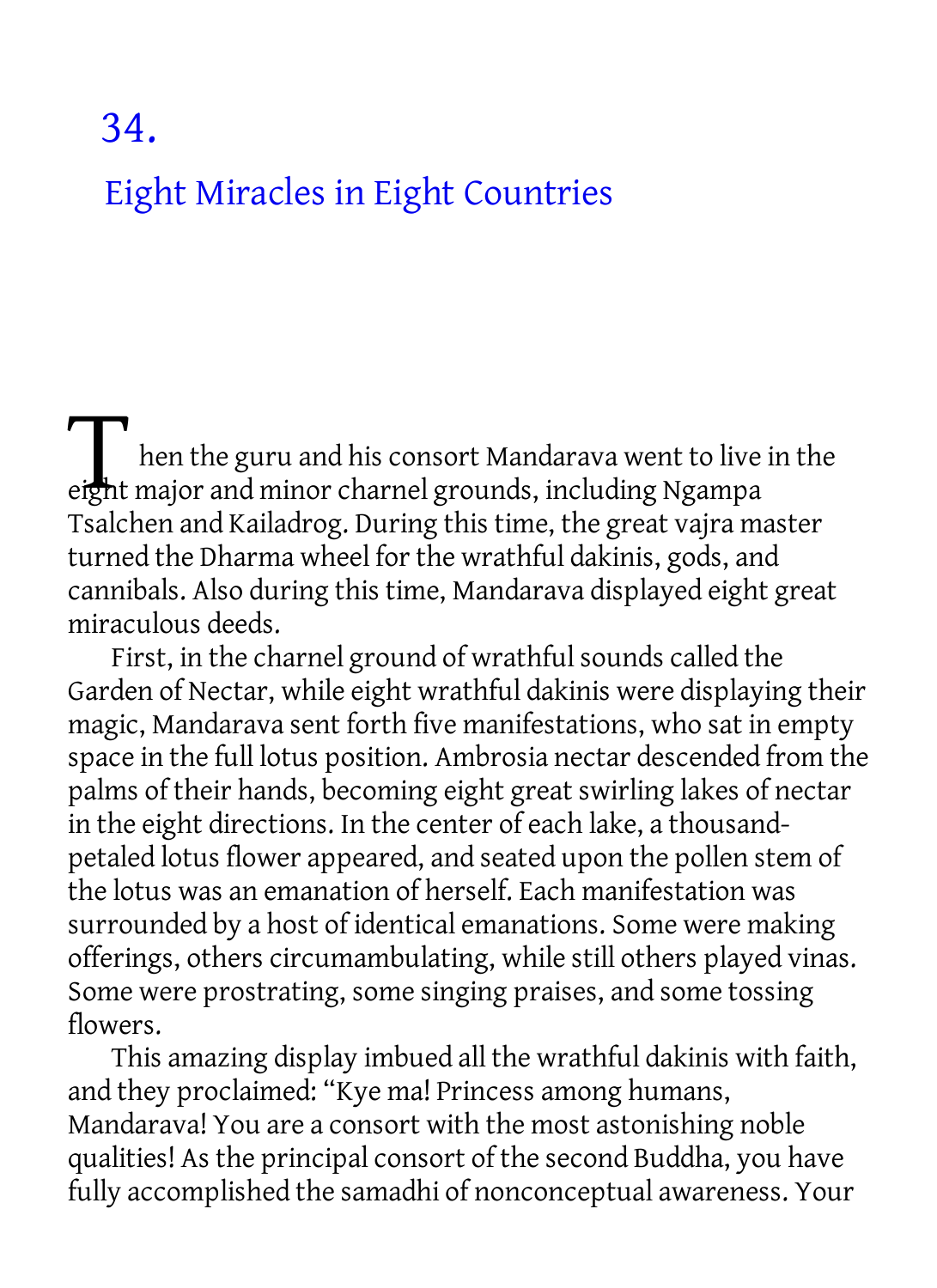# 34.

## Eight Miracles in Eight Countries

Then the guru and his consort Mandarava went to live in the eight major and minor charnel grounds, including Ngampa Tsalchen and Kailadrog. During this time, the great vajra master turned the Dharma wheel for the wrathful dakinis, gods, and cannibals. Also during this time, Mandarava displayed eight great miraculous deeds.

First, in the charnel ground of wrathful sounds called the Garden of Nectar, while eight wrathful dakinis were displaying their magic, Mandarava sent forth five manifestations, who sat in empty space in the full lotus position. Ambrosia nectar descended from the palms of their hands, becoming eight great swirling lakes of nectar in the eight directions. In the center of each lake, a thousand-petaled lotus flower appeared, and seated upon the pollen stem of the lotus was an emanation of herself. Each manifestation was surrounded by a host of identical emanations. Some were making offerings, others circumambulating, while still others played vinas. Some were prostrating, some singing praises, and some tossing flowers.

This amazing display imbued all the wrathful dakinis with faith, and they proclaimed: "Kye ma! Princess among humans, Mandarava! You are a consort with the most astonishing noble qualities! As the principal consort of the second Buddha, you have fully accomplished the samadhi of nonconceptual awareness. Your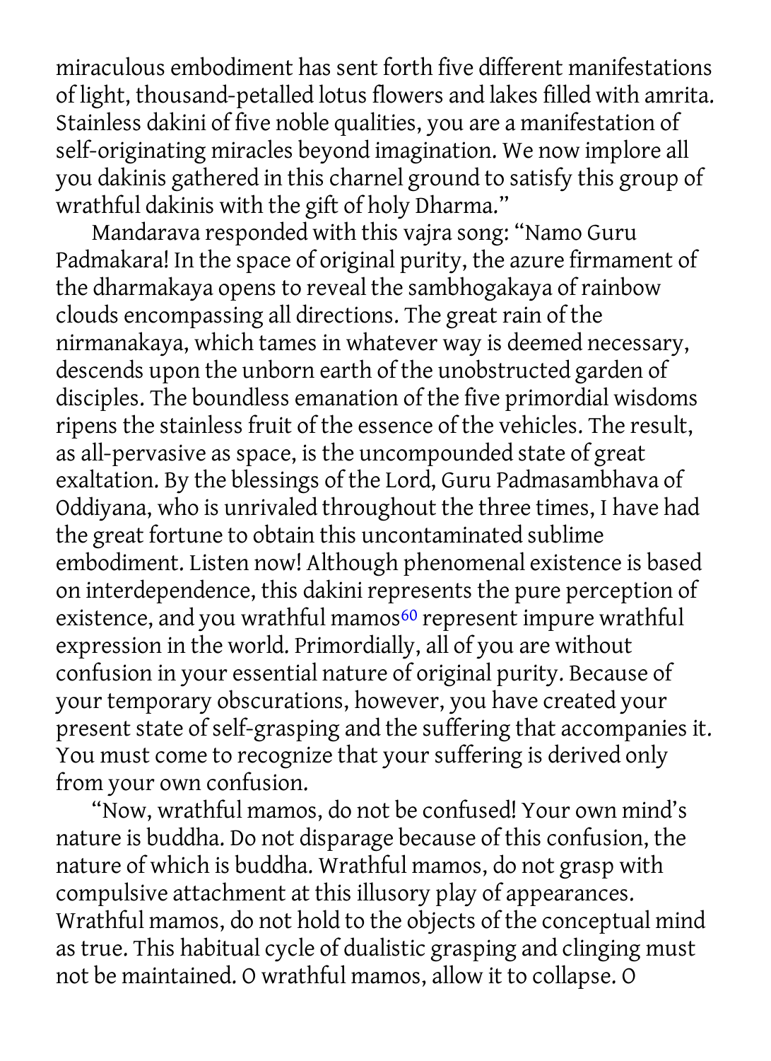miraculous embodiment has sent forth five different manifestations of light, thousand-petalled lotus flowers and lakes filled with amrita. Stainless dakini of five noble qualities, you are a manifestation of self-originating miracles beyond imagination. We now implore all you dakinis gathered in this charnel ground to satisfy this group of wrathful dakinis with the gift of holy Dharma."

Mandarava responded with this vajra song: "Namo Guru Padmakara! In the space of original purity, the azure firmament of the dharmakaya opens to reveal the sambhogakaya of rainbow clouds encompassing all directions. The great rain of the nirmanakaya, which tames in whatever way is deemed necessary, descends upon the unborn earth of the unobstructed garden of disciples. The boundless emanation of the five primordial wisdoms ripens the stainless fruit of the essence of the vehicles. The result, as all-pervasive as space, is the uncompounded state of great exaltation. By the blessings of the Lord, Guru Padmasambhava of Oddiyana, who is unrivaled throughout the three times, I have had the great fortune to obtain this uncontaminated sublime embodiment. Listen now! Although phenomenal existence is based on interdependence, this dakini represents the pure perception of existence, and you wrathful mamos[60] represent impure wrathful expression in the world. Primordially, all of you are without confusion in your essential nature of original purity. Because of your temporary obscurations, however, you have created your present state of self-grasping and the suffering that accompanies it. You must come to recognize that your suffering is derived only from your own confusion.

"Now, wrathful mamos, do not be confused! Your own mind's nature is buddha. Do not disparage because of this confusion, the nature of which is buddha. Wrathful mamos, do not grasp with compulsive attachment at this illusory play of appearances. Wrathful mamos, do not hold to the objects of the conceptual mind as true. This habitual cycle of dualistic grasping and clinging must not be maintained. O wrathful mamos, allow it to collapse. O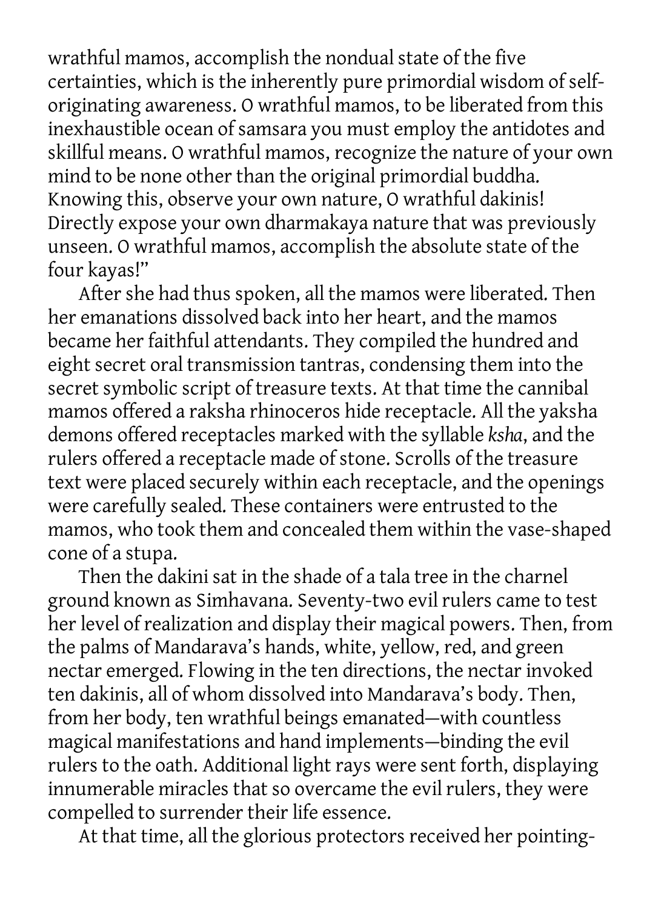wrathful mamos, accomplish the nondual state of the five certainties, which is the inherently pure primordial wisdom of self-originating awareness. O wrathful mamos, to be liberated from this inexhaustible ocean of samsara you must employ the antidotes and skillful means. O wrathful mamos, recognize the nature of your own mind to be none other than the original primordial buddha. Knowing this, observe your own nature, O wrathful dakinis! Directly expose your own dharmakaya nature that was previously unseen. O wrathful mamos, accomplish the absolute state of the four kayas!"

After she had thus spoken, all the mamos were liberated. Then her emanations dissolved back into her heart, and the mamos became her faithful attendants. They compiled the hundred and eight secret oral transmission tantras, condensing them into the secret symbolic script of treasure texts. At that time the cannibal mamos offered a raksha rhinoceros hide receptacle. All the yaksha demons offered receptacles marked with the syllable *ksha*, and the rulers offered a receptacle made of stone. Scrolls of the treasure text were placed securely within each receptacle, and the openings were carefully sealed. These containers were entrusted to the mamos, who took them and concealed them within the vase-shaped cone of a stupa.

Then the dakini sat in the shade of a tala tree in the charnel ground known as Simhavana. Seventy-two evil rulers came to test her level of realization and display their magical powers. Then, from the palms of Mandarava's hands, white, yellow, red, and green nectar emerged. Flowing in the ten directions, the nectar invoked ten dakinis, all of whom dissolved into Mandarava's body. Then, from her body, ten wrathful beings emanated—with countless magical manifestations and hand implements—binding the evil rulers to the oath. Additional light rays were sent forth, displaying innumerable miracles that so overcame the evil rulers, they were compelled to surrender their life essence.

At that time, all the glorious protectors received her pointing-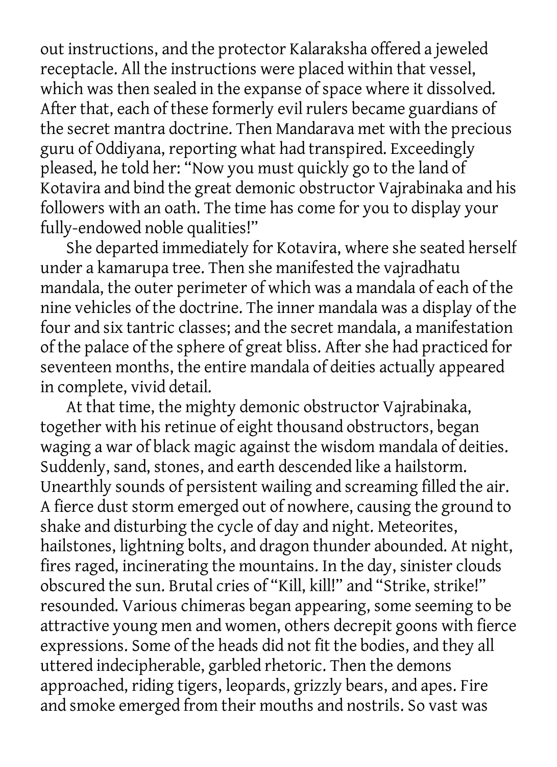out instructions, and the protector Kalaraksha offered a jeweled receptacle. All the instructions were placed within that vessel, which was then sealed in the expanse of space where it dissolved. After that, each of these formerly evil rulers became guardians of the secret mantra doctrine. Then Mandarava met with the precious guru of Oddiyana, reporting what had transpired. Exceedingly pleased, he told her: "Now you must quickly go to the land of Kotavira and bind the great demonic obstructor Vajrabinaka and his followers with an oath. The time has come for you to display your fully-endowed noble qualities!"

She departed immediately for Kotavira, where she seated herself under a kamarupa tree. Then she manifested the vajradhatu mandala, the outer perimeter of which was a mandala of each of the nine vehicles of the doctrine. The inner mandala was a display of the four and six tantric classes; and the secret mandala, a manifestation of the palace of the sphere of great bliss. After she had practiced for seventeen months, the entire mandala of deities actually appeared in complete, vivid detail.

At that time, the mighty demonic obstructor Vajrabinaka, together with his retinue of eight thousand obstructors, began waging a war of black magic against the wisdom mandala of deities. Suddenly, sand, stones, and earth descended like a hailstorm. Unearthly sounds of persistent wailing and screaming filled the air. A fierce dust storm emerged out of nowhere, causing the ground to shake and disturbing the cycle of day and night. Meteorites, hailstones, lightning bolts, and dragon thunder abounded. At night, fires raged, incinerating the mountains. In the day, sinister clouds obscured the sun. Brutal cries of "Kill, kill!" and "Strike, strike!" resounded. Various chimeras began appearing, some seeming to be attractive young men and women, others decrepit goons with fierce expressions. Some of the heads did not fit the bodies, and they all uttered indecipherable, garbled rhetoric. Then the demons approached, riding tigers, leopards, grizzly bears, and apes. Fire and smoke emerged from their mouths and nostrils. So vast was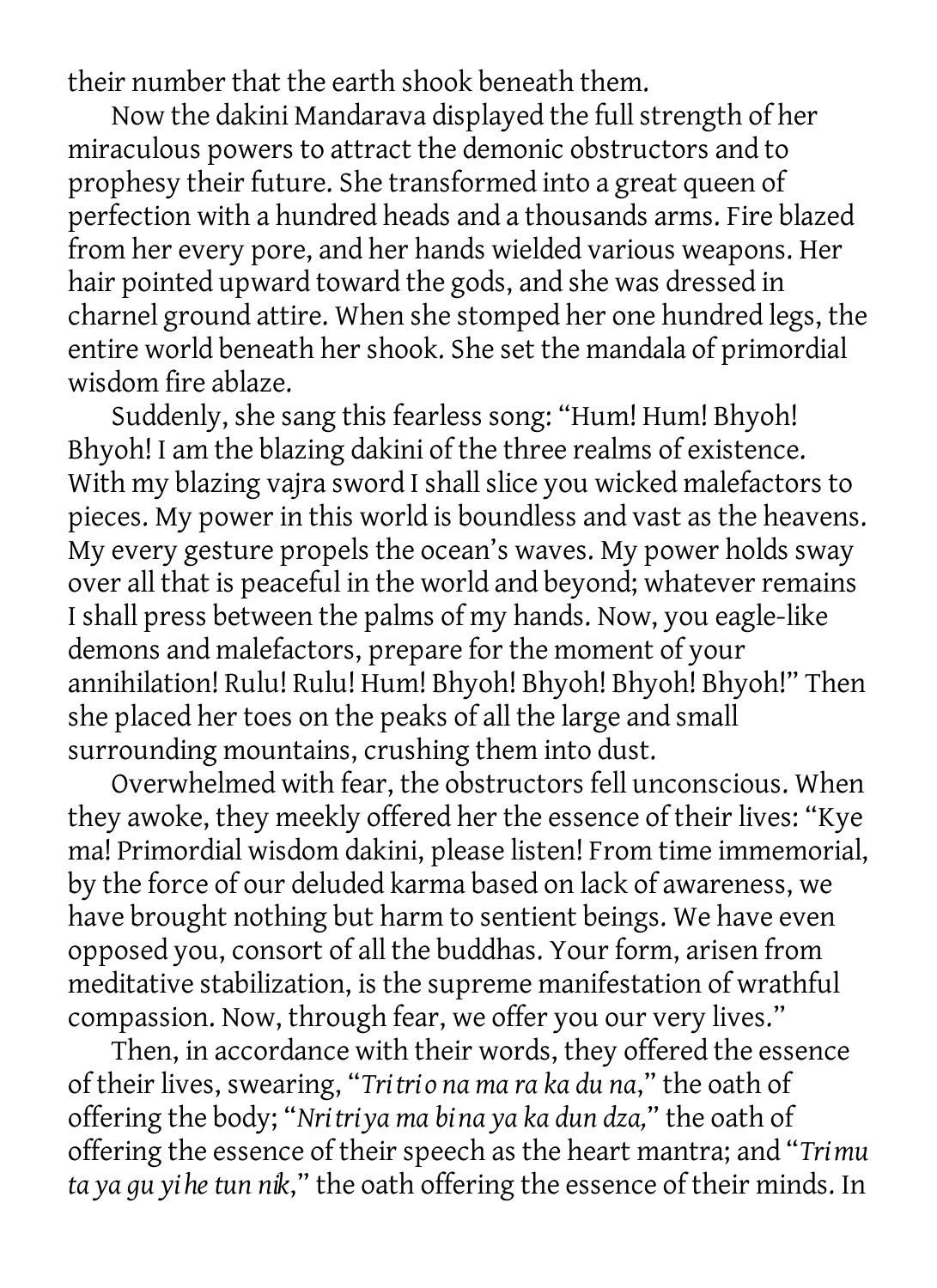their number that the earth shook beneath them.

Now the dakini Mandarava displayed the full strength of her miraculous powers to attract the demonic obstructors and to prophesy their future. She transformed into a great queen of perfection with a hundred heads and a thousands arms. Fire blazed from her every pore, and her hands wielded various weapons. Her hair pointed upward toward the gods, and she was dressed in charnel ground attire. When she stomped her one hundred legs, the entire world beneath her shook. She set the mandala of primordial wisdom fire ablaze.

Suddenly, she sang this fearless song: "Hum! Hum! Bhyoh! Bhyoh! I am the blazing dakini of the three realms of existence. With my blazing vajra sword I shall slice you wicked malefactors to pieces. My power in this world is boundless and vast as the heavens. My every gesture propels the ocean's waves. My power holds sway over all that is peaceful in the world and beyond; whatever remains I shall press between the palms of my hands. Now, you eagle-like demons and malefactors, prepare for the moment of your annihilation! Rulu! Rulu! Hum! Bhyoh! Bhyoh! Bhyoh! Bhyoh!" Then she placed her toes on the peaks of all the large and small surrounding mountains, crushing them into dust.

Overwhelmed with fear, the obstructors fell unconscious. When they awoke, they meekly offered her the essence of their lives: "Kye ma! Primordial wisdom dakini, please listen! From time immemorial, by the force of our deluded karma based on lack of awareness, we have brought nothing but harm to sentient beings. We have even opposed you, consort of all the buddhas. Your form, arisen from meditative stabilization, is the supreme manifestation of wrathful compassion. Now, through fear, we offer you our very lives."

Then, in accordance with their words, they offered the essence of their lives, swearing, "*Tri tri o na ma ra ka du na*," the oath of offering the body; "*Nri tri ya ma bi na ya ka dun dza,*" the oath of offering the essence of their speech as the heart mantra; and "*Tri mu ta ya gu yi he tun nik*," the oath offering the essence of their minds. In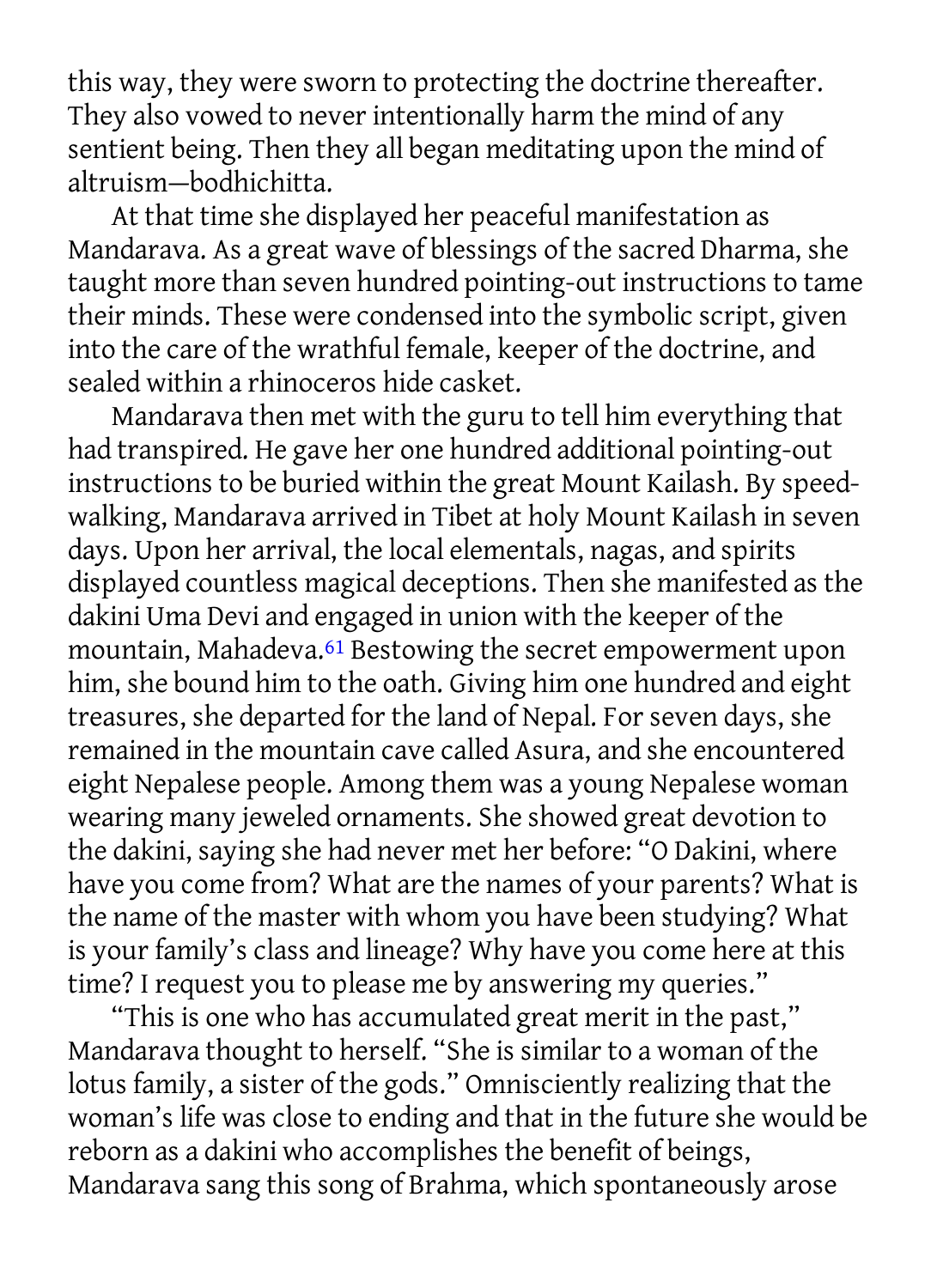this way, they were sworn to protecting the doctrine thereafter. They also vowed to never intentionally harm the mind of any sentient being. Then they all began meditating upon the mind of altruism—bodhichitta.

At that time she displayed her peaceful manifestation as Mandarava. As a great wave of blessings of the sacred Dharma, she taught more than seven hundred pointing-out instructions to tame their minds. These were condensed into the symbolic script, given into the care of the wrathful female, keeper of the doctrine, and sealed within a rhinoceros hide casket.

Mandarava then met with the guru to tell him everything that had transpired. He gave her one hundred additional pointing-out instructions to be buried within the great Mount Kailash. By speed-walking, Mandarava arrived in Tibet at holy Mount Kailash in seven days. Upon her arrival, the local elementals, nagas, and spirits displayed countless magical deceptions. Then she manifested as the dakini Uma Devi and engaged in union with the keeper of the mountain, Mahadeva.[61] Bestowing the secret empowerment upon him, she bound him to the oath. Giving him one hundred and eight treasures, she departed for the land of Nepal. For seven days, she remained in the mountain cave called Asura, and she encountered eight Nepalese people. Among them was a young Nepalese woman wearing many jeweled ornaments. She showed great devotion to the dakini, saying she had never met her before: "O Dakini, where have you come from? What are the names of your parents? What is the name of the master with whom you have been studying? What is your family's class and lineage? Why have you come here at this time? I request you to please me by answering my queries."

"This is one who has accumulated great merit in the past," Mandarava thought to herself. "She is similar to a woman of the lotus family, a sister of the gods." Omnisciently realizing that the woman's life was close to ending and that in the future she would be reborn as a dakini who accomplishes the benefit of beings, Mandarava sang this song of Brahma, which spontaneously arose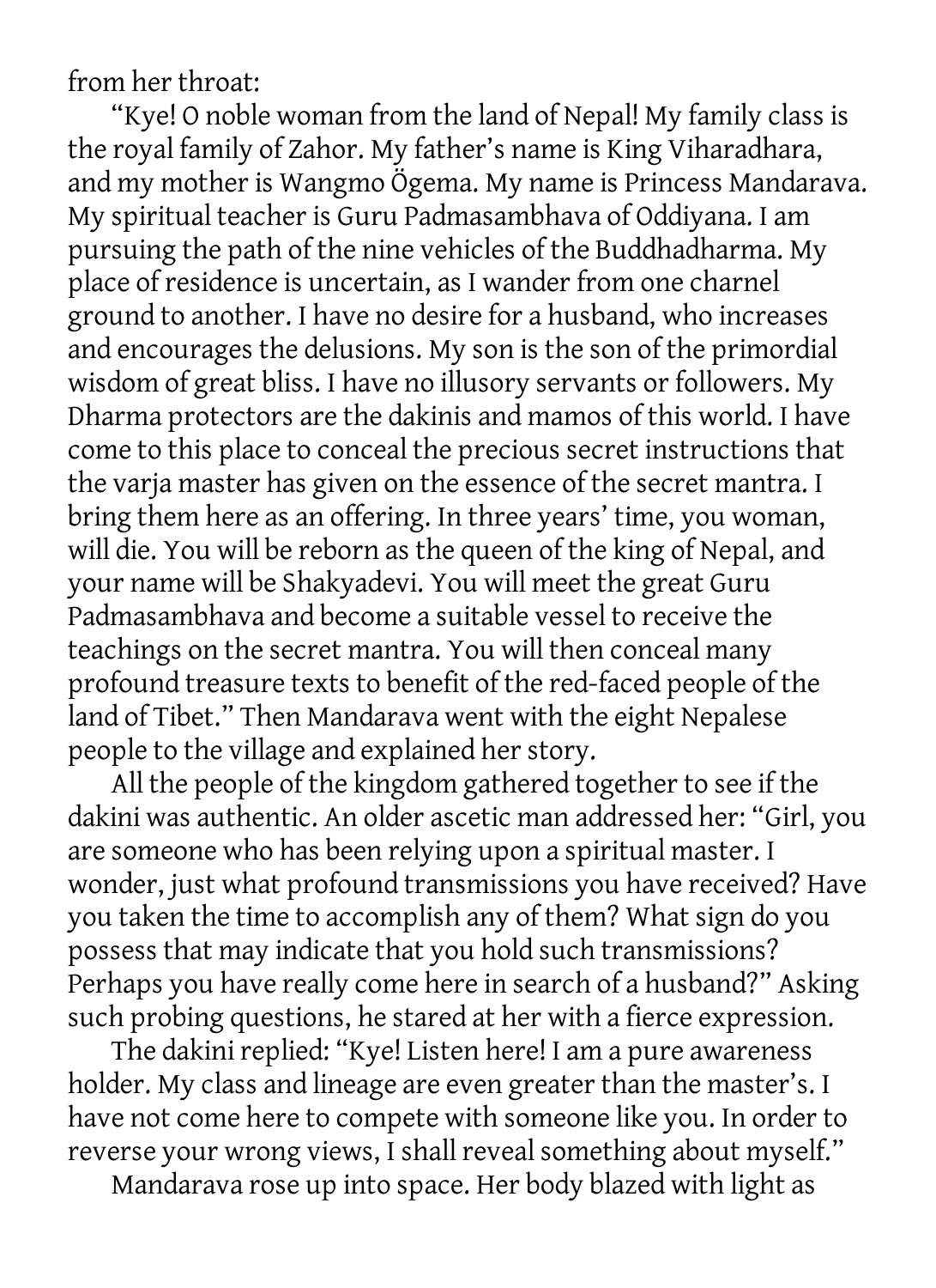from her throat:

"Kye! O noble woman from the land of Nepal! My family class is the royal family of Zahor. My father's name is King Viharadhara, and my mother is Wangmo Ögema. My name is Princess Mandarava. My spiritual teacher is Guru Padmasambhava of Oddiyana. I am pursuing the path of the nine vehicles of the Buddhadharma. My place of residence is uncertain, as I wander from one charnel ground to another. I have no desire for a husband, who increases and encourages the delusions. My son is the son of the primordial wisdom of great bliss. I have no illusory servants or followers. My Dharma protectors are the dakinis and mamos of this world. I have come to this place to conceal the precious secret instructions that the varja master has given on the essence of the secret mantra. I bring them here as an offering. In three years' time, you woman, will die. You will be reborn as the queen of the king of Nepal, and your name will be Shakyadevi. You will meet the great Guru Padmasambhava and become a suitable vessel to receive the teachings on the secret mantra. You will then conceal many profound treasure texts to benefit of the red-faced people of the land of Tibet." Then Mandarava went with the eight Nepalese people to the village and explained her story.

All the people of the kingdom gathered together to see if the dakini was authentic. An older ascetic man addressed her: "Girl, you are someone who has been relying upon a spiritual master. I wonder, just what profound transmissions you have received? Have you taken the time to accomplish any of them? What sign do you possess that may indicate that you hold such transmissions? Perhaps you have really come here in search of a husband?" Asking such probing questions, he stared at her with a fierce expression.

The dakini replied: "Kye! Listen here! I am a pure awareness holder. My class and lineage are even greater than the master's. I have not come here to compete with someone like you. In order to reverse your wrong views, I shall reveal something about myself."

Mandarava rose up into space. Her body blazed with light as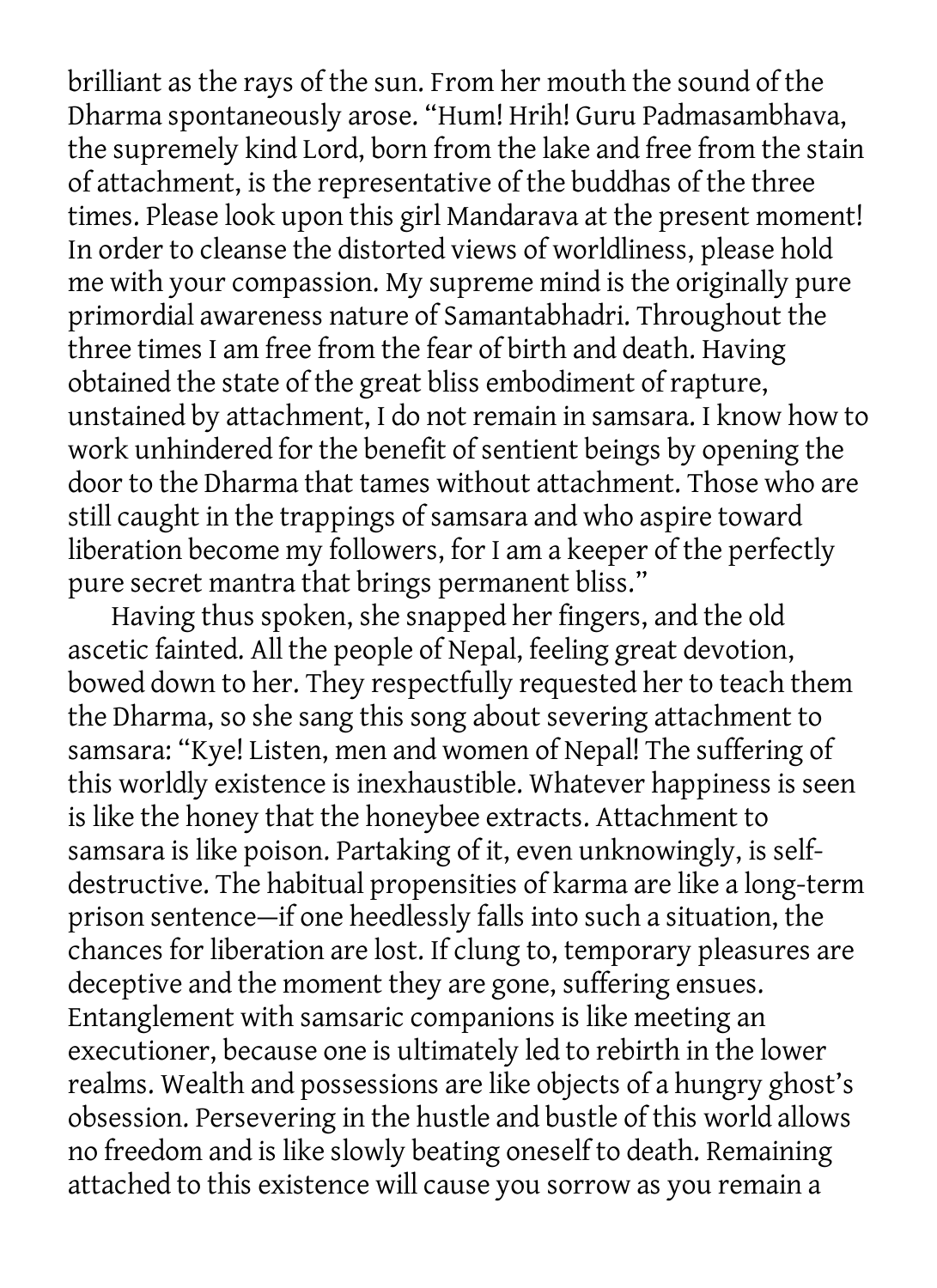brilliant as the rays of the sun. From her mouth the sound of the Dharma spontaneously arose. "Hum! Hrih! Guru Padmasambhava, the supremely kind Lord, born from the lake and free from the stain of attachment, is the representative of the buddhas of the three times. Please look upon this girl Mandarava at the present moment! In order to cleanse the distorted views of worldliness, please hold me with your compassion. My supreme mind is the originally pure primordial awareness nature of Samantabhadri. Throughout the three times I am free from the fear of birth and death. Having obtained the state of the great bliss embodiment of rapture, unstained by attachment, I do not remain in samsara. I know how to work unhindered for the benefit of sentient beings by opening the door to the Dharma that tames without attachment. Those who are still caught in the trappings of samsara and who aspire toward liberation become my followers, for I am a keeper of the perfectly pure secret mantra that brings permanent bliss."

Having thus spoken, she snapped her fingers, and the old ascetic fainted. All the people of Nepal, feeling great devotion, bowed down to her. They respectfully requested her to teach them the Dharma, so she sang this song about severing attachment to samsara: "Kye! Listen, men and women of Nepal! The suffering of this worldly existence is inexhaustible. Whatever happiness is seen is like the honey that the honeybee extracts. Attachment to samsara is like poison. Partaking of it, even unknowingly, is self-destructive. The habitual propensities of karma are like a long-term prison sentence—if one heedlessly falls into such a situation, the chances for liberation are lost. If clung to, temporary pleasures are deceptive and the moment they are gone, suffering ensues. Entanglement with samsaric companions is like meeting an executioner, because one is ultimately led to rebirth in the lower realms. Wealth and possessions are like objects of a hungry ghost's obsession. Persevering in the hustle and bustle of this world allows no freedom and is like slowly beating oneself to death. Remaining attached to this existence will cause you sorrow as you remain a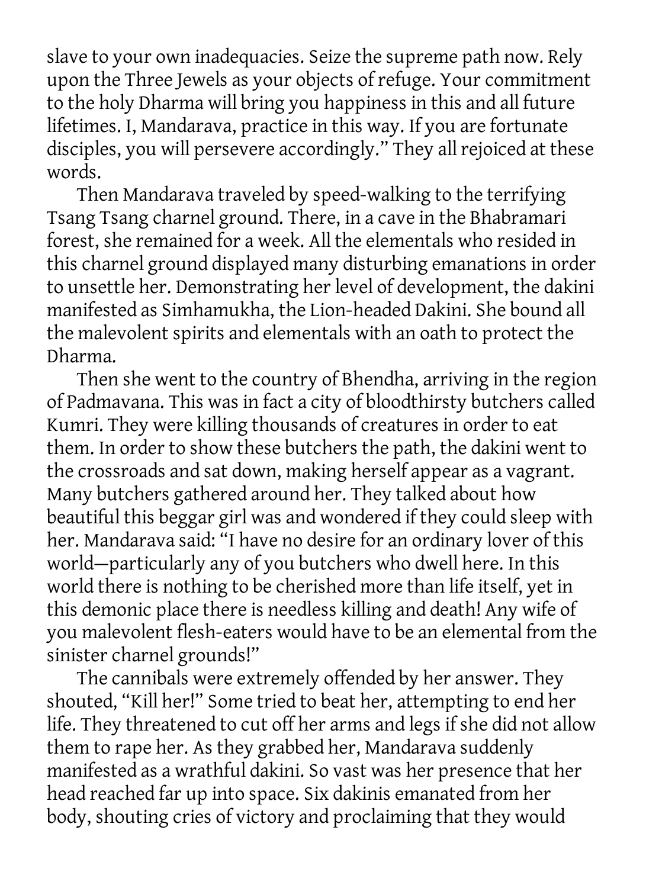slave to your own inadequacies. Seize the supreme path now. Rely upon the Three Jewels as your objects of refuge. Your commitment to the holy Dharma will bring you happiness in this and all future lifetimes. I, Mandarava, practice in this way. If you are fortunate disciples, you will persevere accordingly." They all rejoiced at these words.

Then Mandarava traveled by speed-walking to the terrifying Tsang Tsang charnel ground. There, in a cave in the Bhabramari forest, she remained for a week. All the elementals who resided in this charnel ground displayed many disturbing emanations in order to unsettle her. Demonstrating her level of development, the dakini manifested as Simhamukha, the Lion-headed Dakini. She bound all the malevolent spirits and elementals with an oath to protect the Dharma.

Then she went to the country of Bhendha, arriving in the region of Padmavana. This was in fact a city of bloodthirsty butchers called Kumri. They were killing thousands of creatures in order to eat them. In order to show these butchers the path, the dakini went to the crossroads and sat down, making herself appear as a vagrant. Many butchers gathered around her. They talked about how beautiful this beggar girl was and wondered if they could sleep with her. Mandarava said: "I have no desire for an ordinary lover of this world—particularly any of you butchers who dwell here. In this world there is nothing to be cherished more than life itself, yet in this demonic place there is needless killing and death! Any wife of you malevolent flesh-eaters would have to be an elemental from the sinister charnel grounds!"

The cannibals were extremely offended by her answer. They shouted, "Kill her!" Some tried to beat her, attempting to end her life. They threatened to cut off her arms and legs if she did not allow them to rape her. As they grabbed her, Mandarava suddenly manifested as a wrathful dakini. So vast was her presence that her head reached far up into space. Six dakinis emanated from her body, shouting cries of victory and proclaiming that they would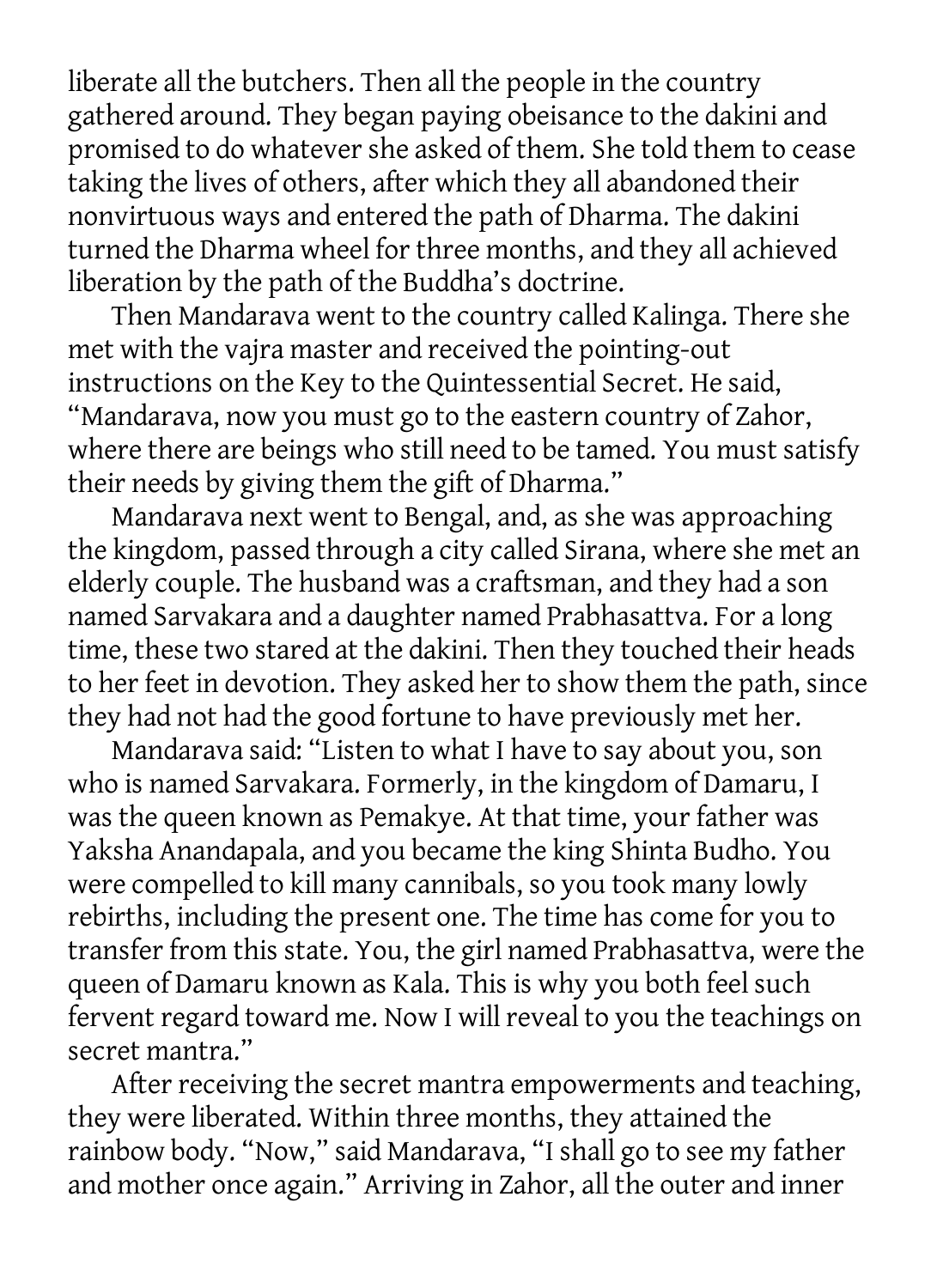liberate all the butchers. Then all the people in the country gathered around. They began paying obeisance to the dakini and promised to do whatever she asked of them. She told them to cease taking the lives of others, after which they all abandoned their nonvirtuous ways and entered the path of Dharma. The dakini turned the Dharma wheel for three months, and they all achieved liberation by the path of the Buddha's doctrine.

Then Mandarava went to the country called Kalinga. There she met with the vajra master and received the pointing-out instructions on the Key to the Quintessential Secret. He said, "Mandarava, now you must go to the eastern country of Zahor, where there are beings who still need to be tamed. You must satisfy their needs by giving them the gift of Dharma."

Mandarava next went to Bengal, and, as she was approaching the kingdom, passed through a city called Sirana, where she met an elderly couple. The husband was a craftsman, and they had a son named Sarvakara and a daughter named Prabhasattva. For a long time, these two stared at the dakini. Then they touched their heads to her feet in devotion. They asked her to show them the path, since they had not had the good fortune to have previously met her.

Mandarava said: "Listen to what I have to say about you, son who is named Sarvakara. Formerly, in the kingdom of Damaru, I was the queen known as Pemakye. At that time, your father was Yaksha Anandapala, and you became the king Shinta Budho. You were compelled to kill many cannibals, so you took many lowly rebirths, including the present one. The time has come for you to transfer from this state. You, the girl named Prabhasattva, were the queen of Damaru known as Kala. This is why you both feel such fervent regard toward me. Now I will reveal to you the teachings on secret mantra."

After receiving the secret mantra empowerments and teaching, they were liberated. Within three months, they attained the rainbow body. "Now," said Mandarava, "I shall go to see my father and mother once again." Arriving in Zahor, all the outer and inner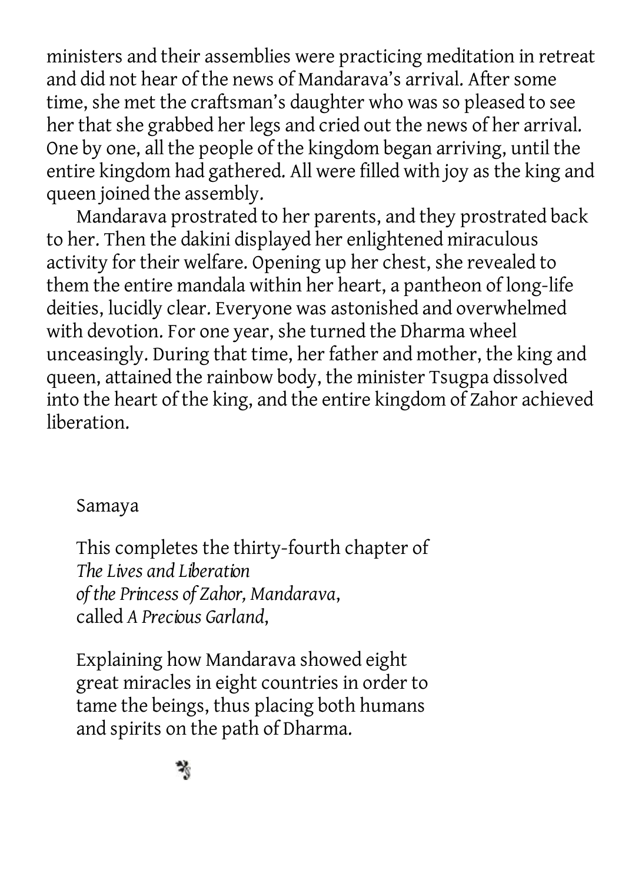ministers and their assemblies were practicing meditation in retreat and did not hear of the news of Mandarava's arrival. After some time, she met the craftsman's daughter who was so pleased to see her that she grabbed her legs and cried out the news of her arrival. One by one, all the people of the kingdom began arriving, until the entire kingdom had gathered. All were filled with joy as the king and queen joined the assembly.

Mandarava prostrated to her parents, and they prostrated back to her. Then the dakini displayed her enlightened miraculous activity for their welfare. Opening up her chest, she revealed to them the entire mandala within her heart, a pantheon of long-life deities, lucidly clear. Everyone was astonished and overwhelmed with devotion. For one year, she turned the Dharma wheel unceasingly. During that time, her father and mother, the king and queen, attained the rainbow body, the minister Tsugpa dissolved into the heart of the king, and the entire kingdom of Zahor achieved liberation.

Samaya

This completes the thirty-fourth chapter of
*The Lives and Liberation*
*of the Princess of Zahor, Mandarava*,
called *A Precious Garland*,

Explaining how Mandarava showed eight great miracles in eight countries in order to tame the beings, thus placing both humans and spirits on the path of Dharma.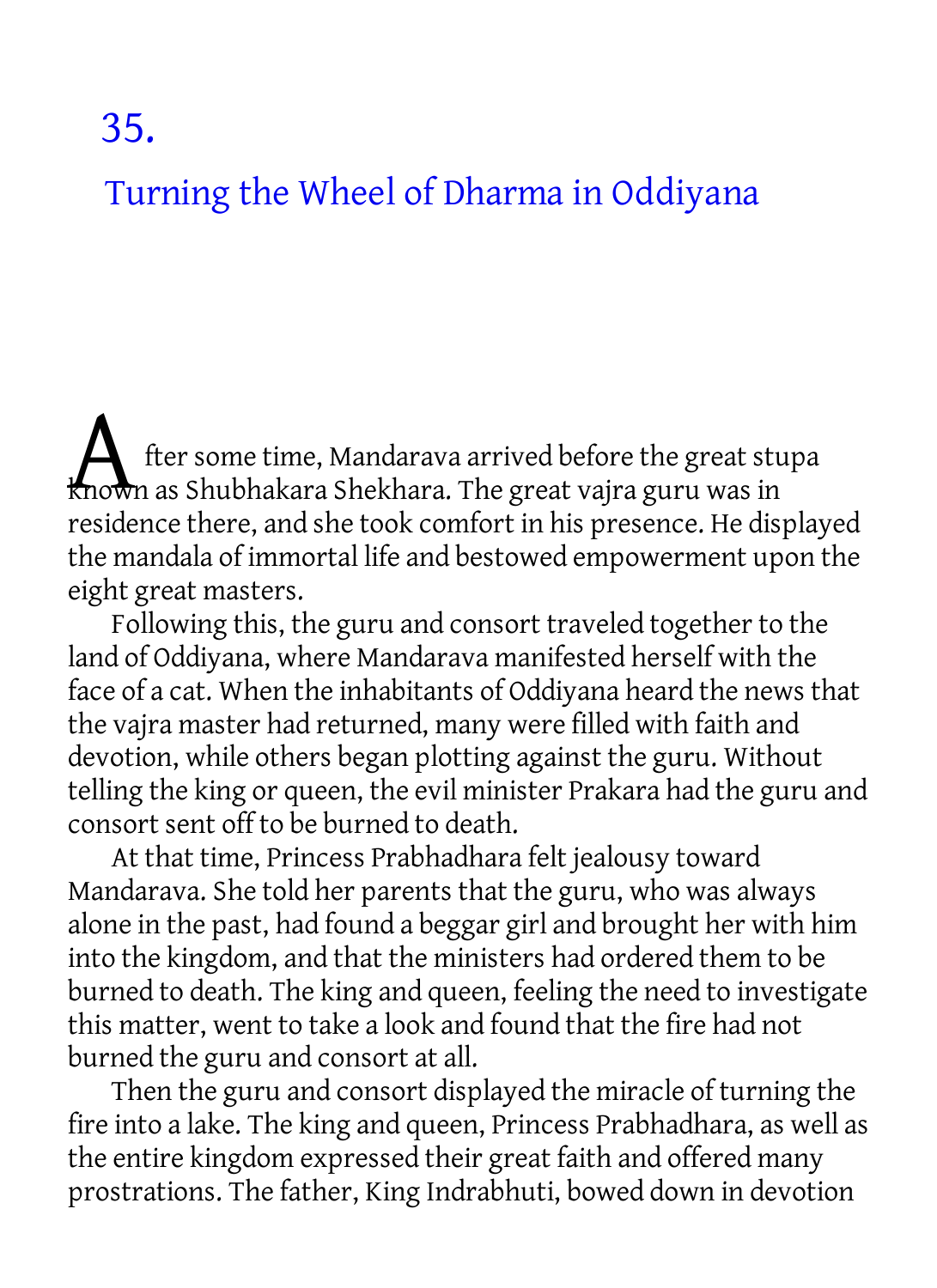# 35.

## Turning the Wheel of Dharma in Oddiyana

After some time, Mandarava arrived before the great stupa known as Shubhakara Shekhara. The great vajra guru was in residence there, and she took comfort in his presence. He displayed the mandala of immortal life and bestowed empowerment upon the eight great masters.

Following this, the guru and consort traveled together to the land of Oddiyana, where Mandarava manifested herself with the face of a cat. When the inhabitants of Oddiyana heard the news that the vajra master had returned, many were filled with faith and devotion, while others began plotting against the guru. Without telling the king or queen, the evil minister Prakara had the guru and consort sent off to be burned to death.

At that time, Princess Prabhadhara felt jealousy toward Mandarava. She told her parents that the guru, who was always alone in the past, had found a beggar girl and brought her with him into the kingdom, and that the ministers had ordered them to be burned to death. The king and queen, feeling the need to investigate this matter, went to take a look and found that the fire had not burned the guru and consort at all.

Then the guru and consort displayed the miracle of turning the fire into a lake. The king and queen, Princess Prabhadhara, as well as the entire kingdom expressed their great faith and offered many prostrations. The father, King Indrabhuti, bowed down in devotion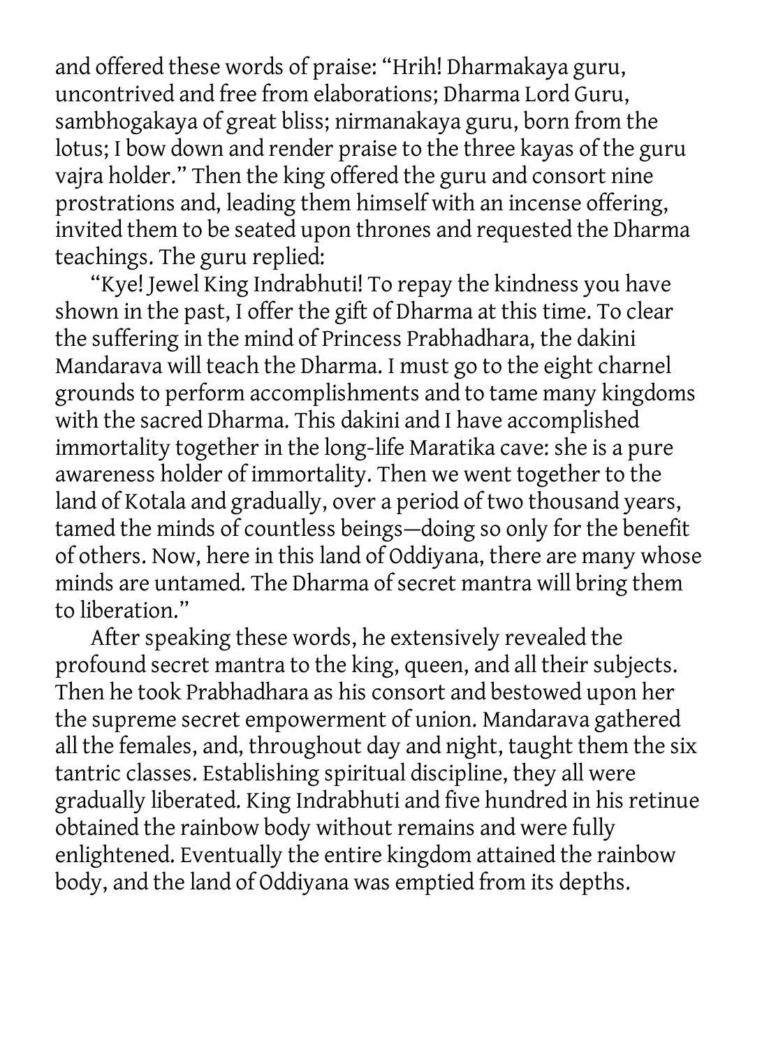and offered these words of praise: "Hrih! Dharmakaya guru, uncontrived and free from elaborations; Dharma Lord Guru, sambhogakaya of great bliss; nirmanakaya guru, born from the lotus; I bow down and render praise to the three kayas of the guru vajra holder." Then the king offered the guru and consort nine prostrations and, leading them himself with an incense offering, invited them to be seated upon thrones and requested the Dharma teachings. The guru replied:

"Kye! Jewel King Indrabhuti! To repay the kindness you have shown in the past, I offer the gift of Dharma at this time. To clear the suffering in the mind of Princess Prabhadhara, the dakini Mandarava will teach the Dharma. I must go to the eight charnel grounds to perform accomplishments and to tame many kingdoms with the sacred Dharma. This dakini and I have accomplished immortality together in the long-life Maratika cave: she is a pure awareness holder of immortality. Then we went together to the land of Kotala and gradually, over a period of two thousand years, tamed the minds of countless beings—doing so only for the benefit of others. Now, here in this land of Oddiyana, there are many whose minds are untamed. The Dharma of secret mantra will bring them to liberation."

After speaking these words, he extensively revealed the profound secret mantra to the king, queen, and all their subjects. Then he took Prabhadhara as his consort and bestowed upon her the supreme secret empowerment of union. Mandarava gathered all the females, and, throughout day and night, taught them the six tantric classes. Establishing spiritual discipline, they all were gradually liberated. King Indrabhuti and five hundred in his retinue obtained the rainbow body without remains and were fully enlightened. Eventually the entire kingdom attained the rainbow body, and the land of Oddiyana was emptied from its depths.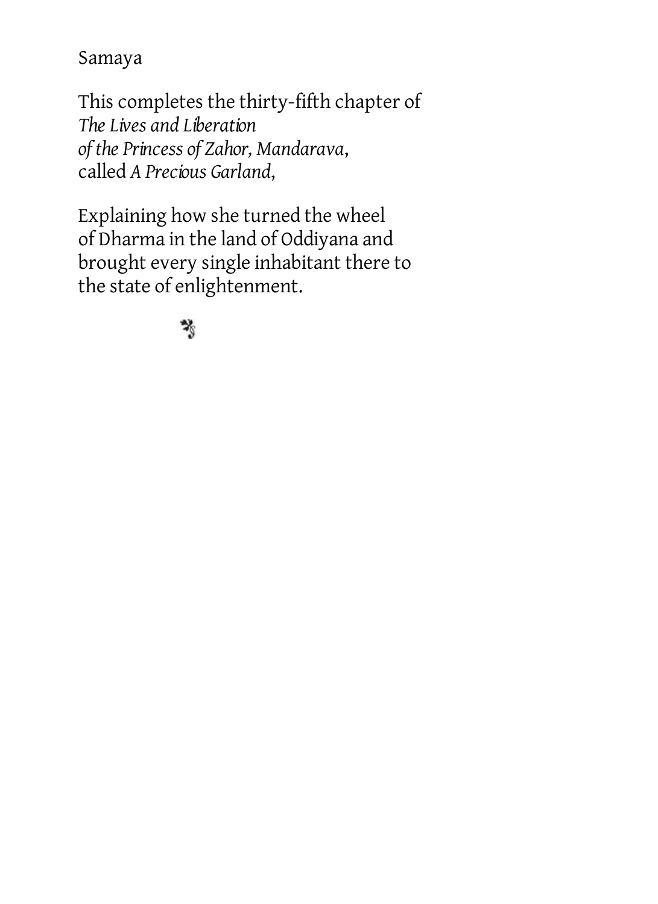Samaya

This completes the thirty-fifth chapter of
*The Lives and Liberation*
*of the Princess of Zahor, Mandarava*,
called *A Precious Garland*,

Explaining how she turned the wheel
of Dharma in the land of Oddiyana and
brought every single inhabitant there to
the state of enlightenment.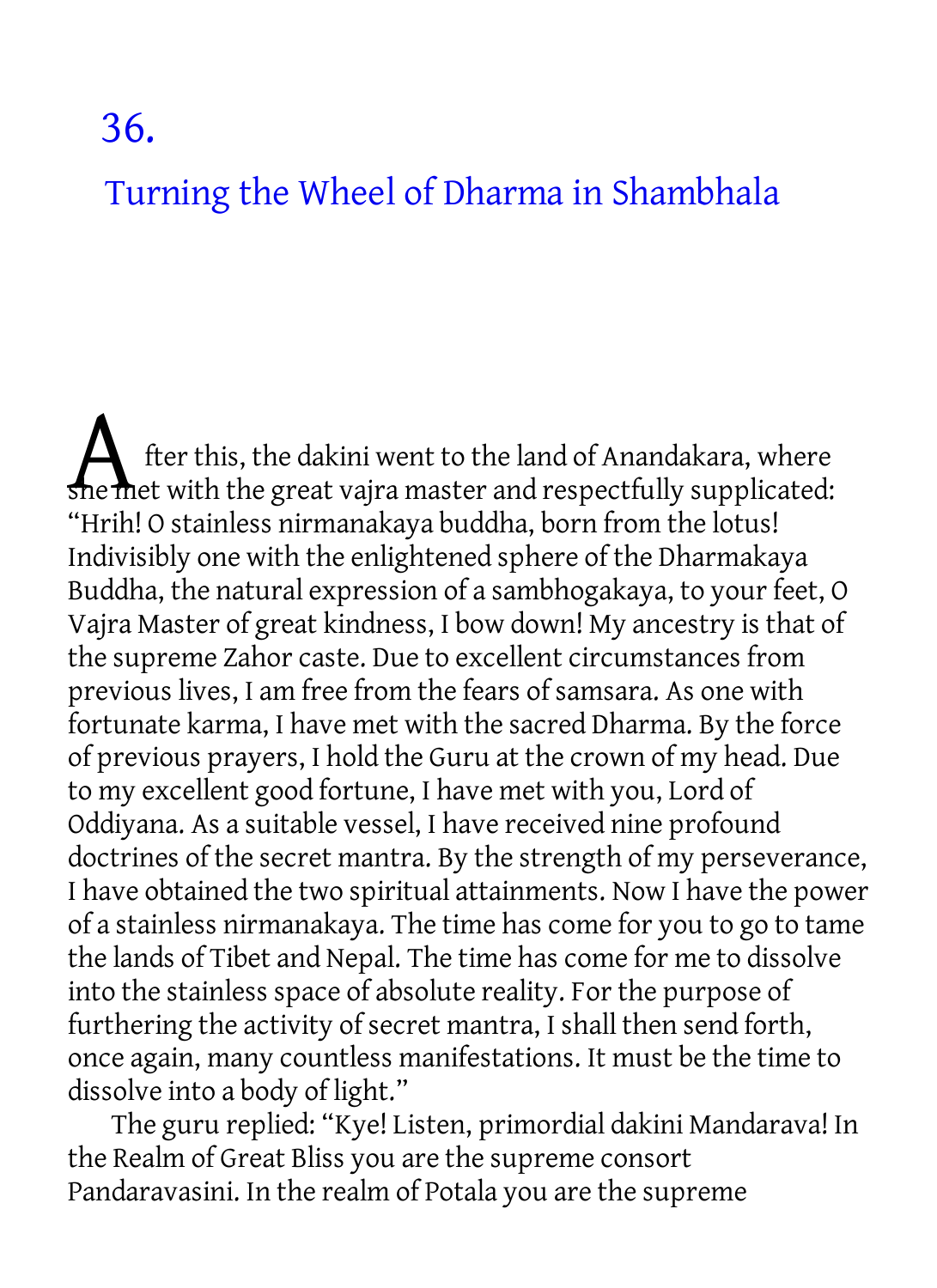# 36.

## Turning the Wheel of Dharma in Shambhala

After this, the dakini went to the land of Anandakara, where she met with the great vajra master and respectfully supplicated: "Hrih! O stainless nirmanakaya buddha, born from the lotus! Indivisibly one with the enlightened sphere of the Dharmakaya Buddha, the natural expression of a sambhogakaya, to your feet, O Vajra Master of great kindness, I bow down! My ancestry is that of the supreme Zahor caste. Due to excellent circumstances from previous lives, I am free from the fears of samsara. As one with fortunate karma, I have met with the sacred Dharma. By the force of previous prayers, I hold the Guru at the crown of my head. Due to my excellent good fortune, I have met with you, Lord of Oddiyana. As a suitable vessel, I have received nine profound doctrines of the secret mantra. By the strength of my perseverance, I have obtained the two spiritual attainments. Now I have the power of a stainless nirmanakaya. The time has come for you to go to tame the lands of Tibet and Nepal. The time has come for me to dissolve into the stainless space of absolute reality. For the purpose of furthering the activity of secret mantra, I shall then send forth, once again, many countless manifestations. It must be the time to dissolve into a body of light."

The guru replied: "Kye! Listen, primordial dakini Mandarava! In the Realm of Great Bliss you are the supreme consort Pandaravasini. In the realm of Potala you are the supreme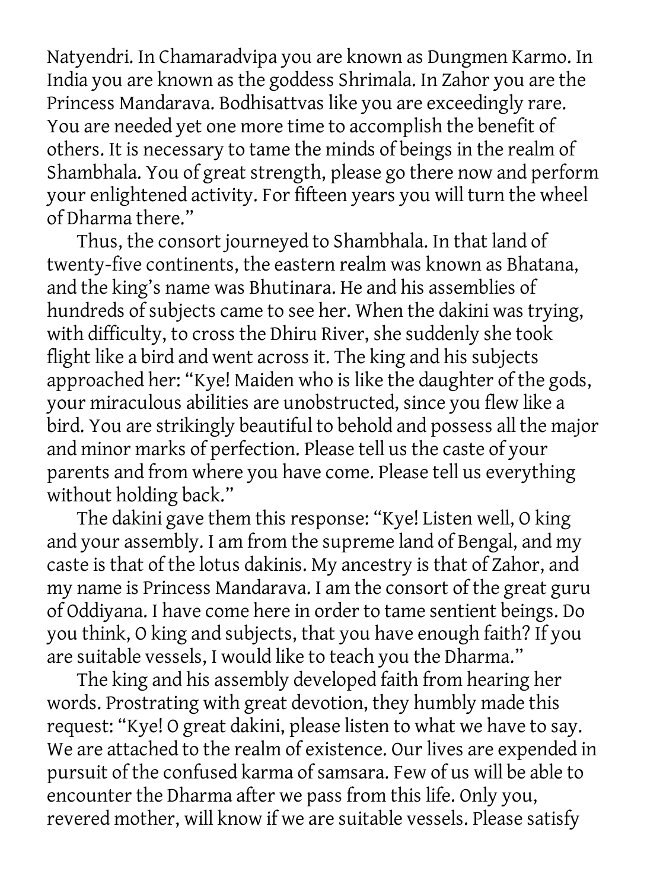Natyendri. In Chamaradvipa you are known as Dungmen Karmo. In India you are known as the goddess Shrimala. In Zahor you are the Princess Mandarava. Bodhisattvas like you are exceedingly rare. You are needed yet one more time to accomplish the benefit of others. It is necessary to tame the minds of beings in the realm of Shambhala. You of great strength, please go there now and perform your enlightened activity. For fifteen years you will turn the wheel of Dharma there."

Thus, the consort journeyed to Shambhala. In that land of twenty-five continents, the eastern realm was known as Bhatana, and the king's name was Bhutinara. He and his assemblies of hundreds of subjects came to see her. When the dakini was trying, with difficulty, to cross the Dhiru River, she suddenly she took flight like a bird and went across it. The king and his subjects approached her: "Kye! Maiden who is like the daughter of the gods, your miraculous abilities are unobstructed, since you flew like a bird. You are strikingly beautiful to behold and possess all the major and minor marks of perfection. Please tell us the caste of your parents and from where you have come. Please tell us everything without holding back."

The dakini gave them this response: "Kye! Listen well, O king and your assembly. I am from the supreme land of Bengal, and my caste is that of the lotus dakinis. My ancestry is that of Zahor, and my name is Princess Mandarava. I am the consort of the great guru of Oddiyana. I have come here in order to tame sentient beings. Do you think, O king and subjects, that you have enough faith? If you are suitable vessels, I would like to teach you the Dharma."

The king and his assembly developed faith from hearing her words. Prostrating with great devotion, they humbly made this request: "Kye! O great dakini, please listen to what we have to say. We are attached to the realm of existence. Our lives are expended in pursuit of the confused karma of samsara. Few of us will be able to encounter the Dharma after we pass from this life. Only you, revered mother, will know if we are suitable vessels. Please satisfy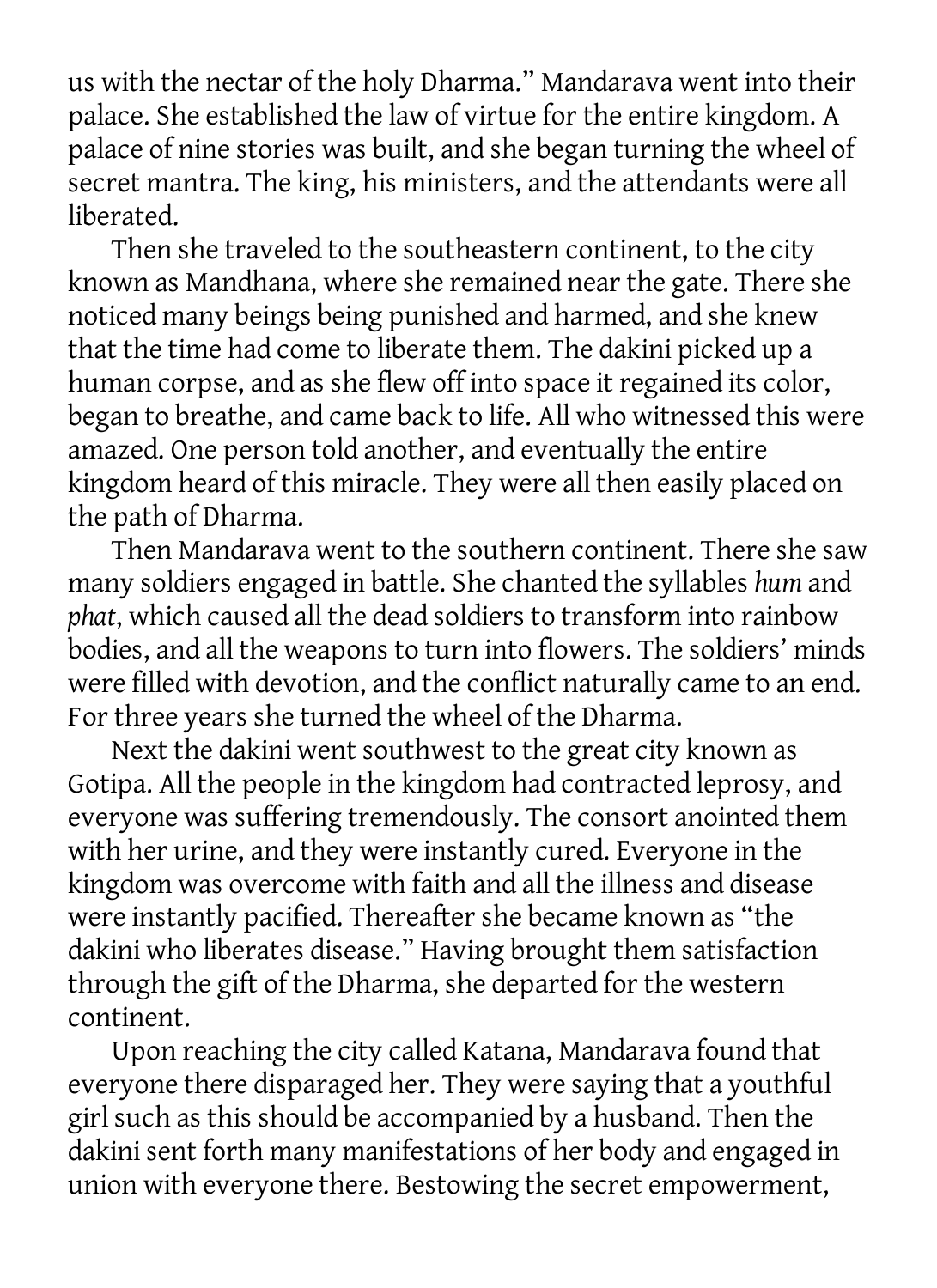us with the nectar of the holy Dharma." Mandarava went into their palace. She established the law of virtue for the entire kingdom. A palace of nine stories was built, and she began turning the wheel of secret mantra. The king, his ministers, and the attendants were all liberated.

Then she traveled to the southeastern continent, to the city known as Mandhana, where she remained near the gate. There she noticed many beings being punished and harmed, and she knew that the time had come to liberate them. The dakini picked up a human corpse, and as she flew off into space it regained its color, began to breathe, and came back to life. All who witnessed this were amazed. One person told another, and eventually the entire kingdom heard of this miracle. They were all then easily placed on the path of Dharma.

Then Mandarava went to the southern continent. There she saw many soldiers engaged in battle. She chanted the syllables *hum* and *phat*, which caused all the dead soldiers to transform into rainbow bodies, and all the weapons to turn into flowers. The soldiers' minds were filled with devotion, and the conflict naturally came to an end. For three years she turned the wheel of the Dharma.

Next the dakini went southwest to the great city known as Gotipa. All the people in the kingdom had contracted leprosy, and everyone was suffering tremendously. The consort anointed them with her urine, and they were instantly cured. Everyone in the kingdom was overcome with faith and all the illness and disease were instantly pacified. Thereafter she became known as "the dakini who liberates disease." Having brought them satisfaction through the gift of the Dharma, she departed for the western continent.

Upon reaching the city called Katana, Mandarava found that everyone there disparaged her. They were saying that a youthful girl such as this should be accompanied by a husband. Then the dakini sent forth many manifestations of her body and engaged in union with everyone there. Bestowing the secret empowerment,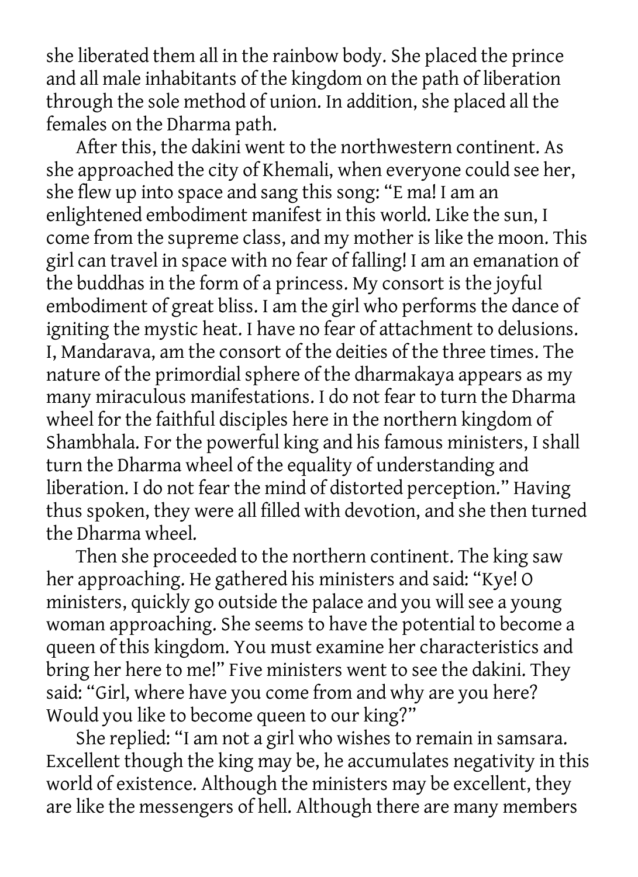she liberated them all in the rainbow body. She placed the prince and all male inhabitants of the kingdom on the path of liberation through the sole method of union. In addition, she placed all the females on the Dharma path.

After this, the dakini went to the northwestern continent. As she approached the city of Khemali, when everyone could see her, she flew up into space and sang this song: "E ma! I am an enlightened embodiment manifest in this world. Like the sun, I come from the supreme class, and my mother is like the moon. This girl can travel in space with no fear of falling! I am an emanation of the buddhas in the form of a princess. My consort is the joyful embodiment of great bliss. I am the girl who performs the dance of igniting the mystic heat. I have no fear of attachment to delusions. I, Mandarava, am the consort of the deities of the three times. The nature of the primordial sphere of the dharmakaya appears as my many miraculous manifestations. I do not fear to turn the Dharma wheel for the faithful disciples here in the northern kingdom of Shambhala. For the powerful king and his famous ministers, I shall turn the Dharma wheel of the equality of understanding and liberation. I do not fear the mind of distorted perception." Having thus spoken, they were all filled with devotion, and she then turned the Dharma wheel.

Then she proceeded to the northern continent. The king saw her approaching. He gathered his ministers and said: "Kye! O ministers, quickly go outside the palace and you will see a young woman approaching. She seems to have the potential to become a queen of this kingdom. You must examine her characteristics and bring her here to me!" Five ministers went to see the dakini. They said: "Girl, where have you come from and why are you here? Would you like to become queen to our king?"

She replied: "I am not a girl who wishes to remain in samsara. Excellent though the king may be, he accumulates negativity in this world of existence. Although the ministers may be excellent, they are like the messengers of hell. Although there are many members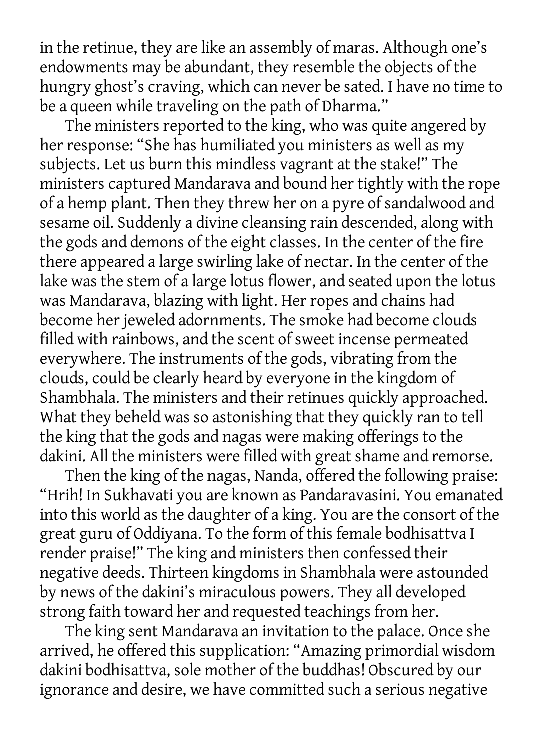in the retinue, they are like an assembly of maras. Although one's endowments may be abundant, they resemble the objects of the hungry ghost's craving, which can never be sated. I have no time to be a queen while traveling on the path of Dharma."

The ministers reported to the king, who was quite angered by her response: "She has humiliated you ministers as well as my subjects. Let us burn this mindless vagrant at the stake!" The ministers captured Mandarava and bound her tightly with the rope of a hemp plant. Then they threw her on a pyre of sandalwood and sesame oil. Suddenly a divine cleansing rain descended, along with the gods and demons of the eight classes. In the center of the fire there appeared a large swirling lake of nectar. In the center of the lake was the stem of a large lotus flower, and seated upon the lotus was Mandarava, blazing with light. Her ropes and chains had become her jeweled adornments. The smoke had become clouds filled with rainbows, and the scent of sweet incense permeated everywhere. The instruments of the gods, vibrating from the clouds, could be clearly heard by everyone in the kingdom of Shambhala. The ministers and their retinues quickly approached. What they beheld was so astonishing that they quickly ran to tell the king that the gods and nagas were making offerings to the dakini. All the ministers were filled with great shame and remorse.

Then the king of the nagas, Nanda, offered the following praise: "Hrih! In Sukhavati you are known as Pandaravasini. You emanated into this world as the daughter of a king. You are the consort of the great guru of Oddiyana. To the form of this female bodhisattva I render praise!" The king and ministers then confessed their negative deeds. Thirteen kingdoms in Shambhala were astounded by news of the dakini's miraculous powers. They all developed strong faith toward her and requested teachings from her.

The king sent Mandarava an invitation to the palace. Once she arrived, he offered this supplication: "Amazing primordial wisdom dakini bodhisattva, sole mother of the buddhas! Obscured by our ignorance and desire, we have committed such a serious negative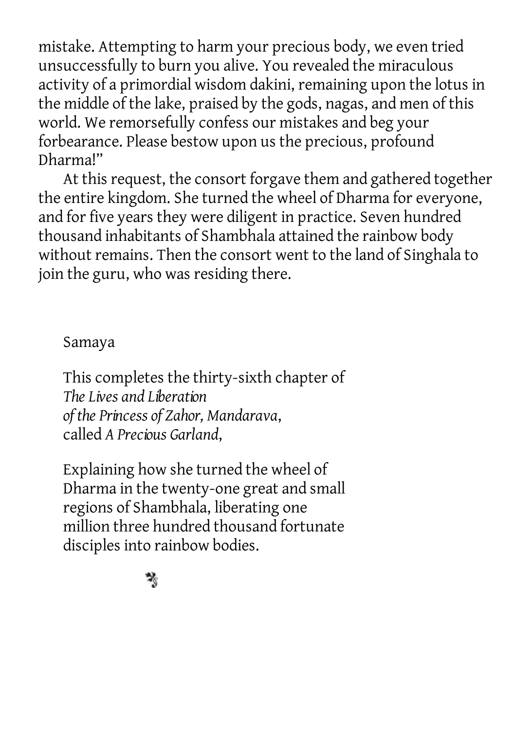mistake. Attempting to harm your precious body, we even tried unsuccessfully to burn you alive. You revealed the miraculous activity of a primordial wisdom dakini, remaining upon the lotus in the middle of the lake, praised by the gods, nagas, and men of this world. We remorsefully confess our mistakes and beg your forbearance. Please bestow upon us the precious, profound Dharma!"

At this request, the consort forgave them and gathered together the entire kingdom. She turned the wheel of Dharma for everyone, and for five years they were diligent in practice. Seven hundred thousand inhabitants of Shambhala attained the rainbow body without remains. Then the consort went to the land of Singhala to join the guru, who was residing there.

Samaya

This completes the thirty-sixth chapter of
*The Lives and Liberation*
*of the Princess of Zahor, Mandarava*,
called *A Precious Garland*,

Explaining how she turned the wheel of Dharma in the twenty-one great and small regions of Shambhala, liberating one million three hundred thousand fortunate disciples into rainbow bodies.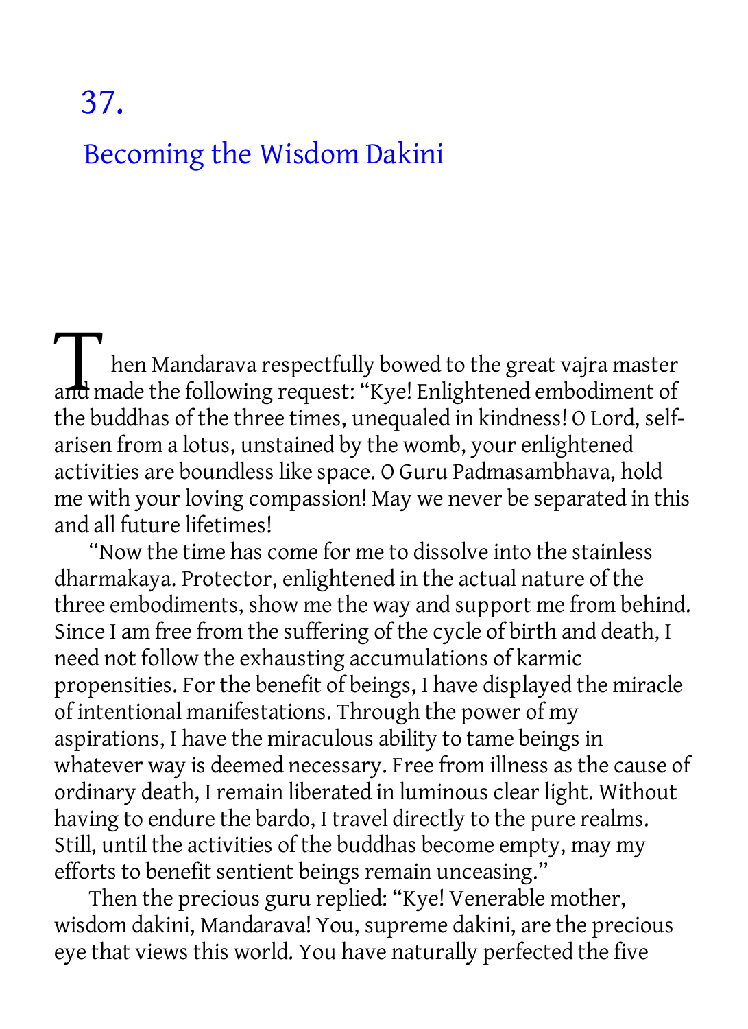# 37.

## Becoming the Wisdom Dakini

Then Mandarava respectfully bowed to the great vajra master and made the following request: "Kye! Enlightened embodiment of the buddhas of the three times, unequaled in kindness! O Lord, self-arisen from a lotus, unstained by the womb, your enlightened activities are boundless like space. O Guru Padmasambhava, hold me with your loving compassion! May we never be separated in this and all future lifetimes!

"Now the time has come for me to dissolve into the stainless dharmakaya. Protector, enlightened in the actual nature of the three embodiments, show me the way and support me from behind. Since I am free from the suffering of the cycle of birth and death, I need not follow the exhausting accumulations of karmic propensities. For the benefit of beings, I have displayed the miracle of intentional manifestations. Through the power of my aspirations, I have the miraculous ability to tame beings in whatever way is deemed necessary. Free from illness as the cause of ordinary death, I remain liberated in luminous clear light. Without having to endure the bardo, I travel directly to the pure realms. Still, until the activities of the buddhas become empty, may my efforts to benefit sentient beings remain unceasing."

Then the precious guru replied: "Kye! Venerable mother, wisdom dakini, Mandarava! You, supreme dakini, are the precious eye that views this world. You have naturally perfected the five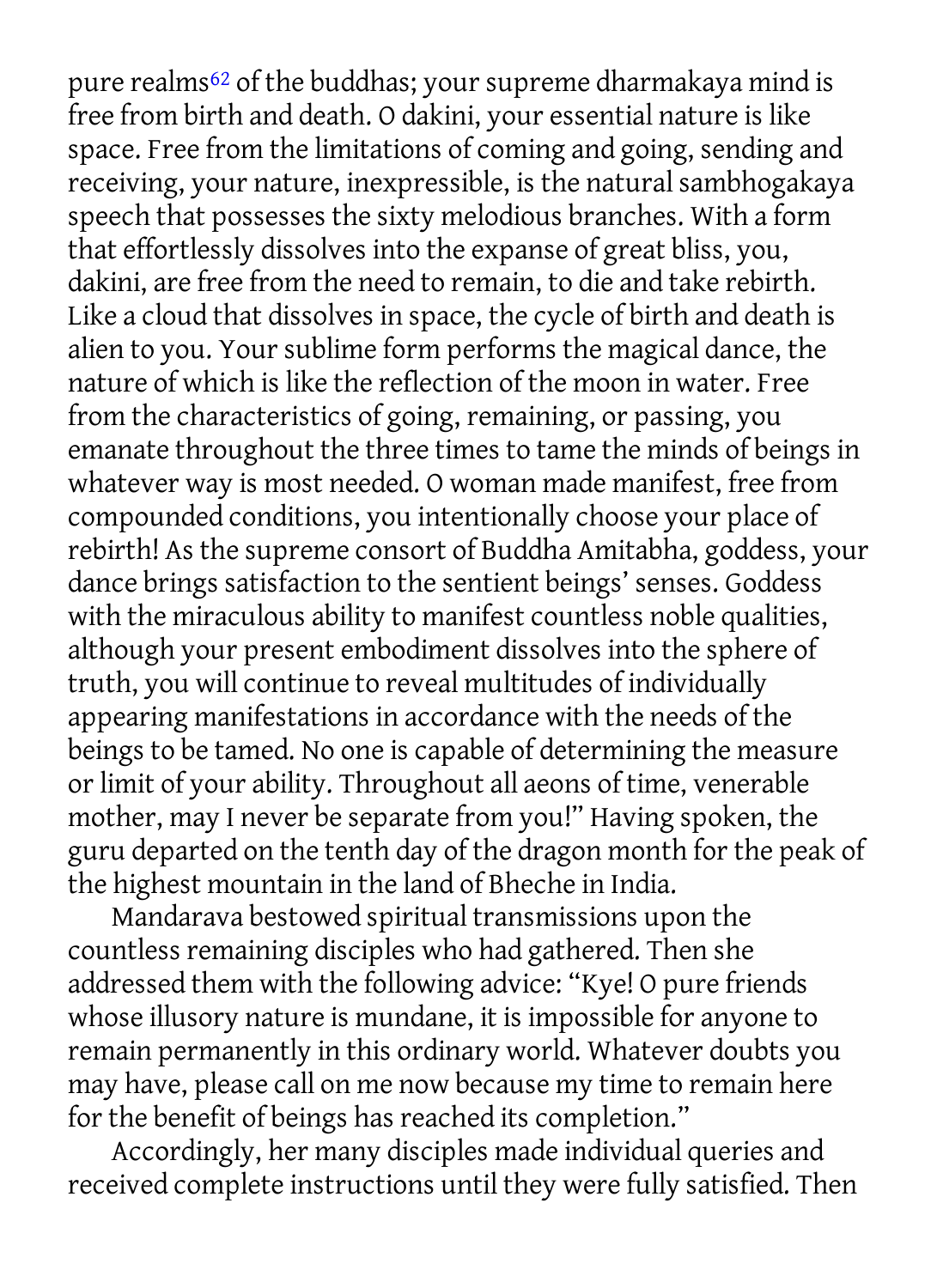pure realms[62] of the buddhas; your supreme dharmakaya mind is free from birth and death. O dakini, your essential nature is like space. Free from the limitations of coming and going, sending and receiving, your nature, inexpressible, is the natural sambhogakaya speech that possesses the sixty melodious branches. With a form that effortlessly dissolves into the expanse of great bliss, you, dakini, are free from the need to remain, to die and take rebirth. Like a cloud that dissolves in space, the cycle of birth and death is alien to you. Your sublime form performs the magical dance, the nature of which is like the reflection of the moon in water. Free from the characteristics of going, remaining, or passing, you emanate throughout the three times to tame the minds of beings in whatever way is most needed. O woman made manifest, free from compounded conditions, you intentionally choose your place of rebirth! As the supreme consort of Buddha Amitabha, goddess, your dance brings satisfaction to the sentient beings' senses. Goddess with the miraculous ability to manifest countless noble qualities, although your present embodiment dissolves into the sphere of truth, you will continue to reveal multitudes of individually appearing manifestations in accordance with the needs of the beings to be tamed. No one is capable of determining the measure or limit of your ability. Throughout all aeons of time, venerable mother, may I never be separate from you!" Having spoken, the guru departed on the tenth day of the dragon month for the peak of the highest mountain in the land of Bheche in India.

Mandarava bestowed spiritual transmissions upon the countless remaining disciples who had gathered. Then she addressed them with the following advice: "Kye! O pure friends whose illusory nature is mundane, it is impossible for anyone to remain permanently in this ordinary world. Whatever doubts you may have, please call on me now because my time to remain here for the benefit of beings has reached its completion."

Accordingly, her many disciples made individual queries and received complete instructions until they were fully satisfied. Then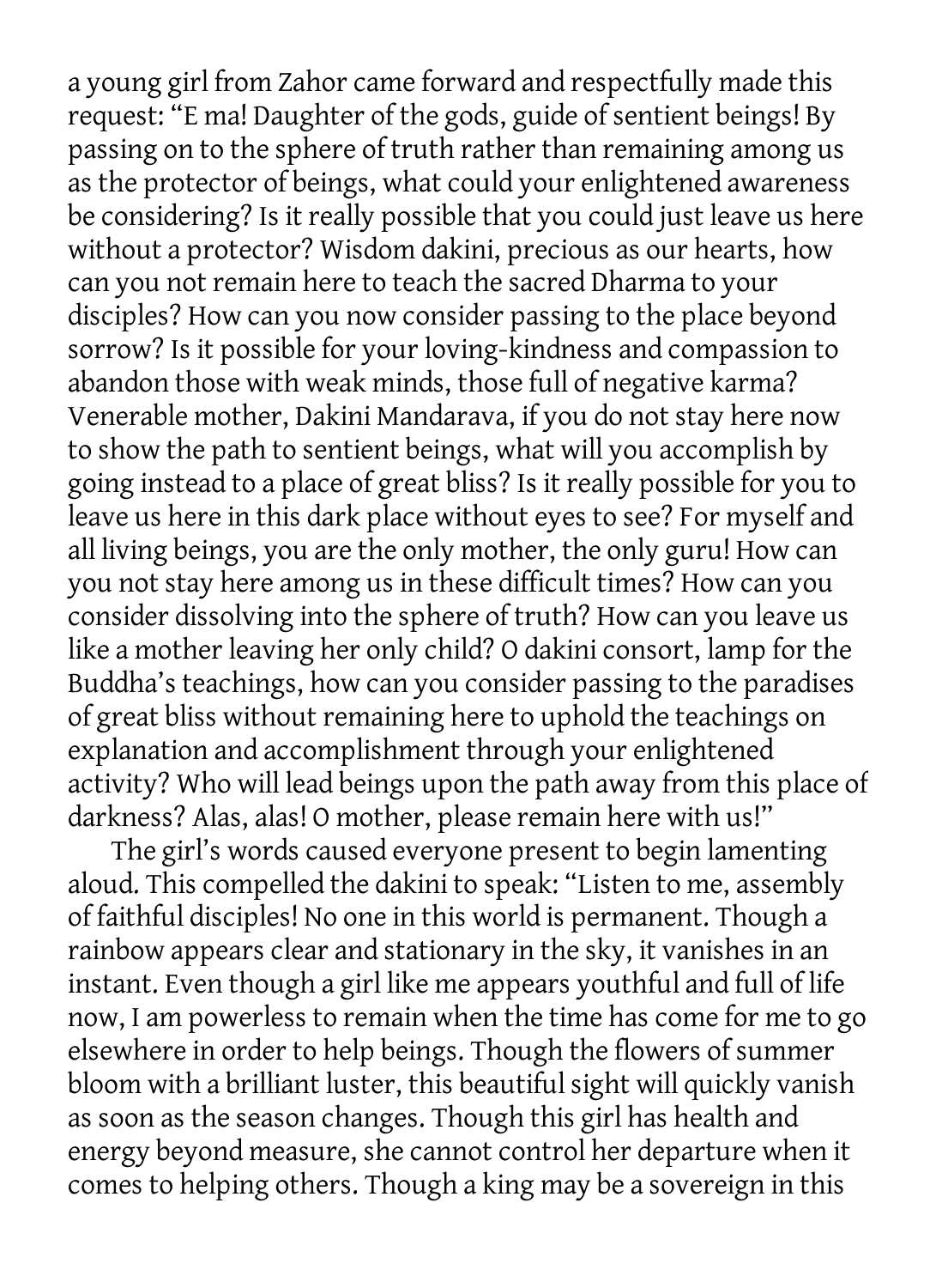a young girl from Zahor came forward and respectfully made this request: "E ma! Daughter of the gods, guide of sentient beings! By passing on to the sphere of truth rather than remaining among us as the protector of beings, what could your enlightened awareness be considering? Is it really possible that you could just leave us here without a protector? Wisdom dakini, precious as our hearts, how can you not remain here to teach the sacred Dharma to your disciples? How can you now consider passing to the place beyond sorrow? Is it possible for your loving-kindness and compassion to abandon those with weak minds, those full of negative karma? Venerable mother, Dakini Mandarava, if you do not stay here now to show the path to sentient beings, what will you accomplish by going instead to a place of great bliss? Is it really possible for you to leave us here in this dark place without eyes to see? For myself and all living beings, you are the only mother, the only guru! How can you not stay here among us in these difficult times? How can you consider dissolving into the sphere of truth? How can you leave us like a mother leaving her only child? O dakini consort, lamp for the Buddha's teachings, how can you consider passing to the paradises of great bliss without remaining here to uphold the teachings on explanation and accomplishment through your enlightened activity? Who will lead beings upon the path away from this place of darkness? Alas, alas! O mother, please remain here with us!"

The girl's words caused everyone present to begin lamenting aloud. This compelled the dakini to speak: "Listen to me, assembly of faithful disciples! No one in this world is permanent. Though a rainbow appears clear and stationary in the sky, it vanishes in an instant. Even though a girl like me appears youthful and full of life now, I am powerless to remain when the time has come for me to go elsewhere in order to help beings. Though the flowers of summer bloom with a brilliant luster, this beautiful sight will quickly vanish as soon as the season changes. Though this girl has health and energy beyond measure, she cannot control her departure when it comes to helping others. Though a king may be a sovereign in this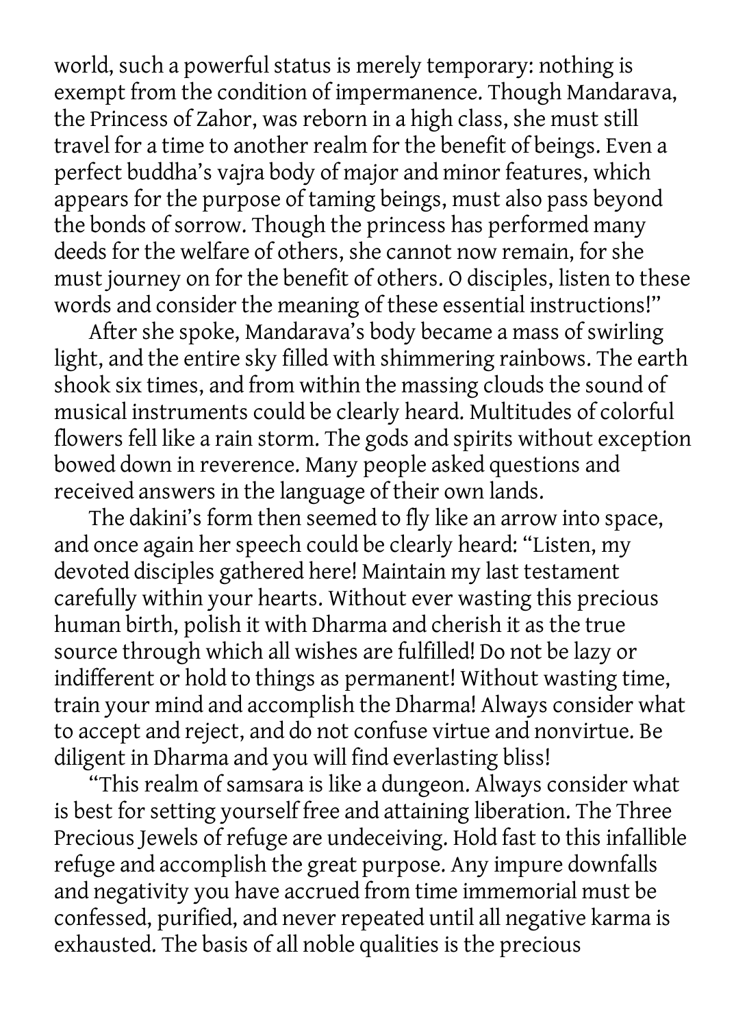world, such a powerful status is merely temporary: nothing is exempt from the condition of impermanence. Though Mandarava, the Princess of Zahor, was reborn in a high class, she must still travel for a time to another realm for the benefit of beings. Even a perfect buddha's vajra body of major and minor features, which appears for the purpose of taming beings, must also pass beyond the bonds of sorrow. Though the princess has performed many deeds for the welfare of others, she cannot now remain, for she must journey on for the benefit of others. O disciples, listen to these words and consider the meaning of these essential instructions!"

After she spoke, Mandarava's body became a mass of swirling light, and the entire sky filled with shimmering rainbows. The earth shook six times, and from within the massing clouds the sound of musical instruments could be clearly heard. Multitudes of colorful flowers fell like a rain storm. The gods and spirits without exception bowed down in reverence. Many people asked questions and received answers in the language of their own lands.

The dakini's form then seemed to fly like an arrow into space, and once again her speech could be clearly heard: "Listen, my devoted disciples gathered here! Maintain my last testament carefully within your hearts. Without ever wasting this precious human birth, polish it with Dharma and cherish it as the true source through which all wishes are fulfilled! Do not be lazy or indifferent or hold to things as permanent! Without wasting time, train your mind and accomplish the Dharma! Always consider what to accept and reject, and do not confuse virtue and nonvirtue. Be diligent in Dharma and you will find everlasting bliss!

"This realm of samsara is like a dungeon. Always consider what is best for setting yourself free and attaining liberation. The Three Precious Jewels of refuge are undeceiving. Hold fast to this infallible refuge and accomplish the great purpose. Any impure downfalls and negativity you have accrued from time immemorial must be confessed, purified, and never repeated until all negative karma is exhausted. The basis of all noble qualities is the precious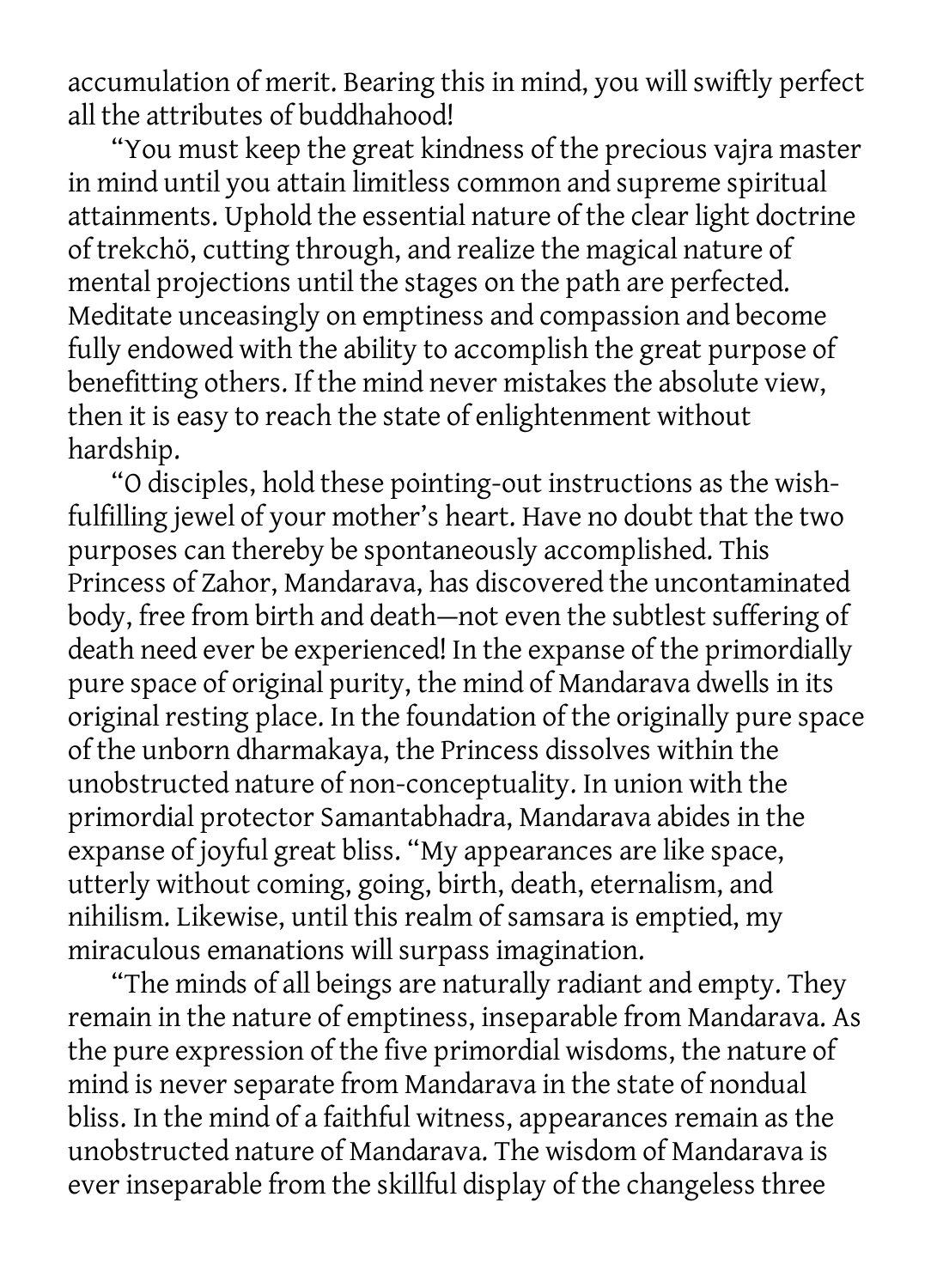accumulation of merit. Bearing this in mind, you will swiftly perfect all the attributes of buddhahood!

"You must keep the great kindness of the precious vajra master in mind until you attain limitless common and supreme spiritual attainments. Uphold the essential nature of the clear light doctrine of trekchö, cutting through, and realize the magical nature of mental projections until the stages on the path are perfected. Meditate unceasingly on emptiness and compassion and become fully endowed with the ability to accomplish the great purpose of benefitting others. If the mind never mistakes the absolute view, then it is easy to reach the state of enlightenment without hardship.

"O disciples, hold these pointing-out instructions as the wish-fulfilling jewel of your mother's heart. Have no doubt that the two purposes can thereby be spontaneously accomplished. This Princess of Zahor, Mandarava, has discovered the uncontaminated body, free from birth and death—not even the subtlest suffering of death need ever be experienced! In the expanse of the primordially pure space of original purity, the mind of Mandarava dwells in its original resting place. In the foundation of the originally pure space of the unborn dharmakaya, the Princess dissolves within the unobstructed nature of non-conceptuality. In union with the primordial protector Samantabhadra, Mandarava abides in the expanse of joyful great bliss. "My appearances are like space, utterly without coming, going, birth, death, eternalism, and nihilism. Likewise, until this realm of samsara is emptied, my miraculous emanations will surpass imagination.

"The minds of all beings are naturally radiant and empty. They remain in the nature of emptiness, inseparable from Mandarava. As the pure expression of the five primordial wisdoms, the nature of mind is never separate from Mandarava in the state of nondual bliss. In the mind of a faithful witness, appearances remain as the unobstructed nature of Mandarava. The wisdom of Mandarava is ever inseparable from the skillful display of the changeless three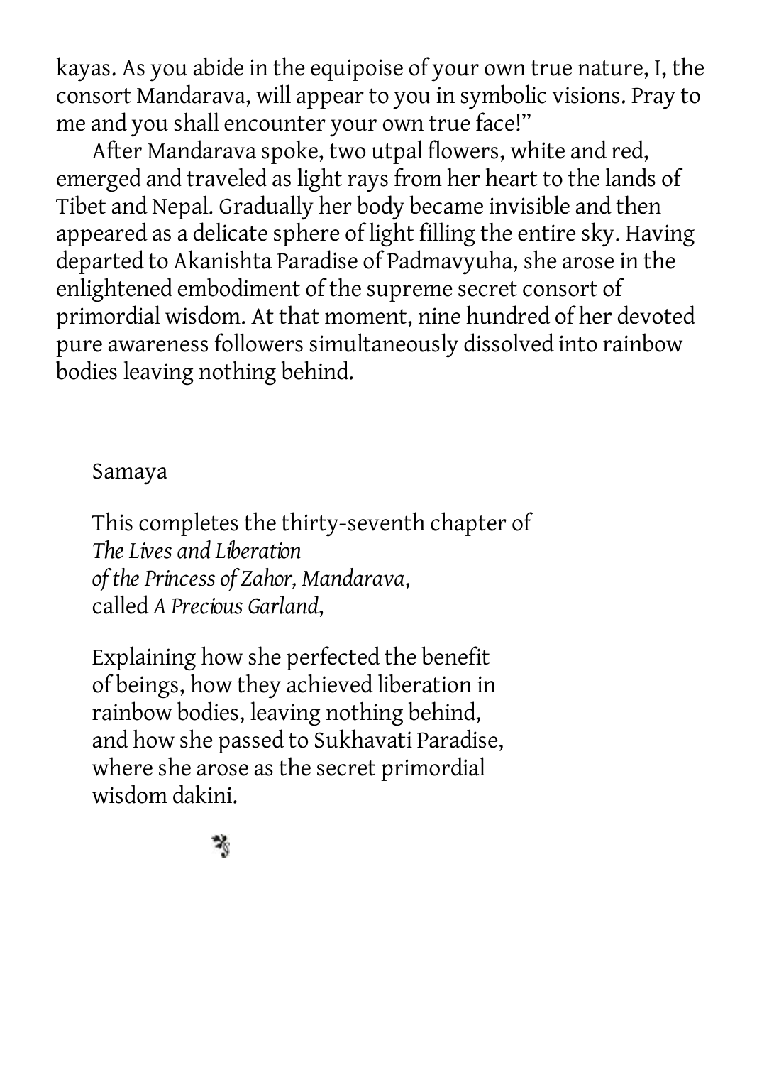kayas. As you abide in the equipoise of your own true nature, I, the consort Mandarava, will appear to you in symbolic visions. Pray to me and you shall encounter your own true face!"

After Mandarava spoke, two utpal flowers, white and red, emerged and traveled as light rays from her heart to the lands of Tibet and Nepal. Gradually her body became invisible and then appeared as a delicate sphere of light filling the entire sky. Having departed to Akanishta Paradise of Padmavyuha, she arose in the enlightened embodiment of the supreme secret consort of primordial wisdom. At that moment, nine hundred of her devoted pure awareness followers simultaneously dissolved into rainbow bodies leaving nothing behind.

Samaya

This completes the thirty-seventh chapter of
*The Lives and Liberation*
*of the Princess of Zahor, Mandarava*,
called *A Precious Garland*,

Explaining how she perfected the benefit
of beings, how they achieved liberation in
rainbow bodies, leaving nothing behind,
and how she passed to Sukhavati Paradise,
where she arose as the secret primordial
wisdom dakini.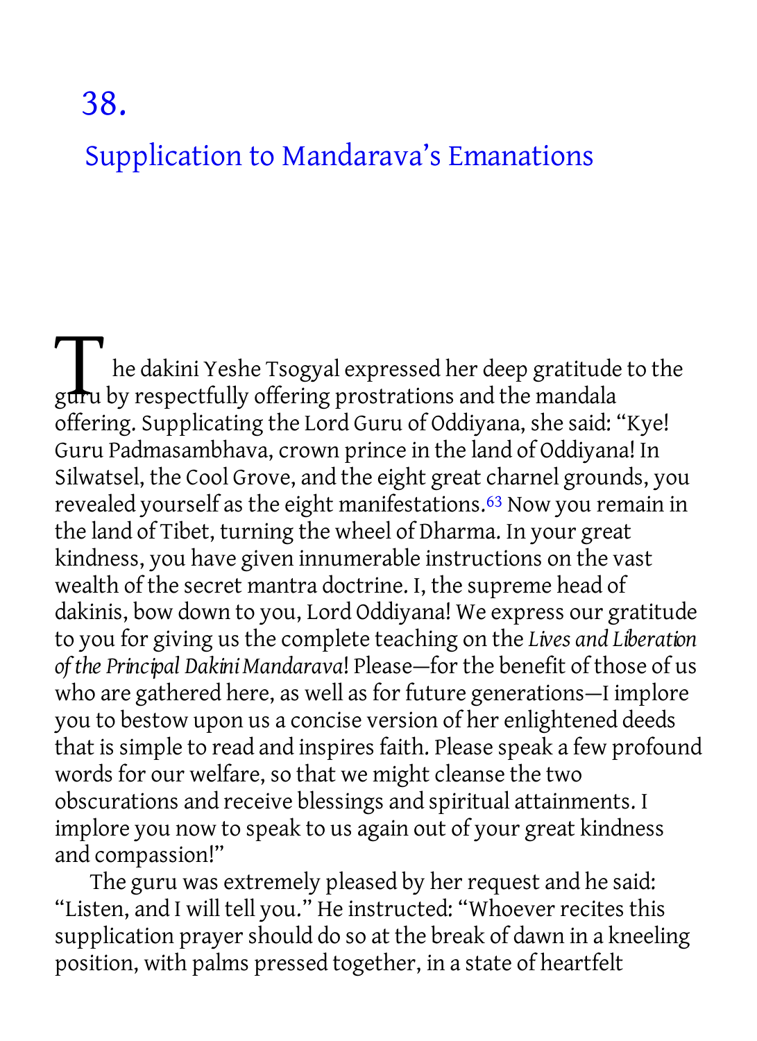# 38.

## Supplication to Mandarava's Emanations

The dakini Yeshe Tsogyal expressed her deep gratitude to the guru by respectfully offering prostrations and the mandala offering. Supplicating the Lord Guru of Oddiyana, she said: "Kye! Guru Padmasambhava, crown prince in the land of Oddiyana! In Silwatsel, the Cool Grove, and the eight great charnel grounds, you revealed yourself as the eight manifestations.[63] Now you remain in the land of Tibet, turning the wheel of Dharma. In your great kindness, you have given innumerable instructions on the vast wealth of the secret mantra doctrine. I, the supreme head of dakinis, bow down to you, Lord Oddiyana! We express our gratitude to you for giving us the complete teaching on the *Lives and Liberation of the Principal Dakini Mandarava*! Please—for the benefit of those of us who are gathered here, as well as for future generations—I implore you to bestow upon us a concise version of her enlightened deeds that is simple to read and inspires faith. Please speak a few profound words for our welfare, so that we might cleanse the two obscurations and receive blessings and spiritual attainments. I implore you now to speak to us again out of your great kindness and compassion!"

The guru was extremely pleased by her request and he said: "Listen, and I will tell you." He instructed: "Whoever recites this supplication prayer should do so at the break of dawn in a kneeling position, with palms pressed together, in a state of heartfelt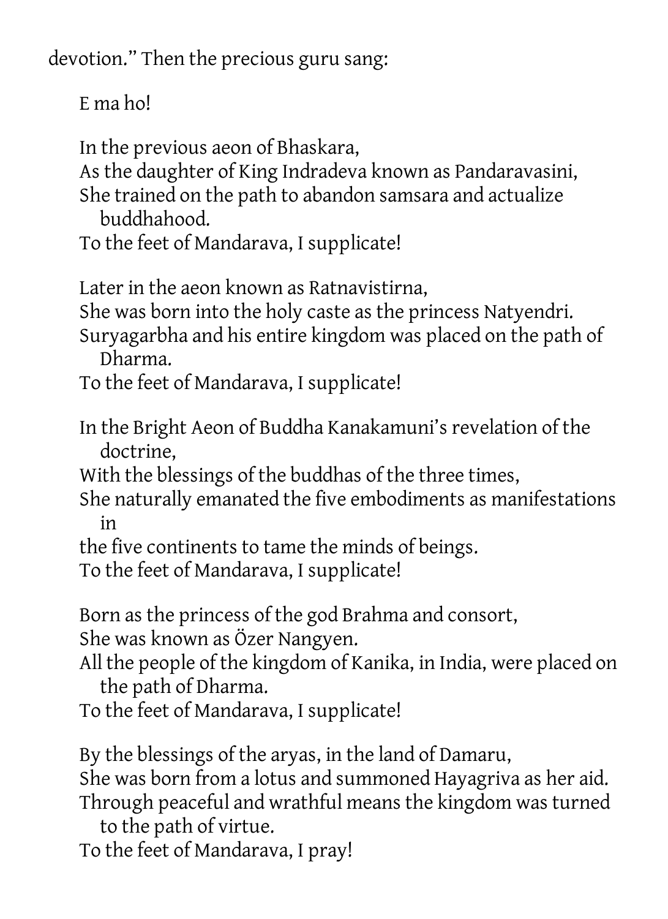devotion." Then the precious guru sang:

> E ma ho!
>
> In the previous aeon of Bhaskara,
> As the daughter of King Indradeva known as Pandaravasini,
> She trained on the path to abandon samsara and actualize buddhahood.
> To the feet of Mandarava, I supplicate!
>
> Later in the aeon known as Ratnavistirna,
> She was born into the holy caste as the princess Natyendri.
> Suryagarbha and his entire kingdom was placed on the path of Dharma.
> To the feet of Mandarava, I supplicate!
>
> In the Bright Aeon of Buddha Kanakamuni's revelation of the doctrine,
> With the blessings of the buddhas of the three times,
> She naturally emanated the five embodiments as manifestations in
> the five continents to tame the minds of beings.
> To the feet of Mandarava, I supplicate!
>
> Born as the princess of the god Brahma and consort,
> She was known as Özer Nangyen.
> All the people of the kingdom of Kanika, in India, were placed on the path of Dharma.
> To the feet of Mandarava, I supplicate!
>
> By the blessings of the aryas, in the land of Damaru,
> She was born from a lotus and summoned Hayagriva as her aid.
> Through peaceful and wrathful means the kingdom was turned to the path of virtue.
> To the feet of Mandarava, I pray!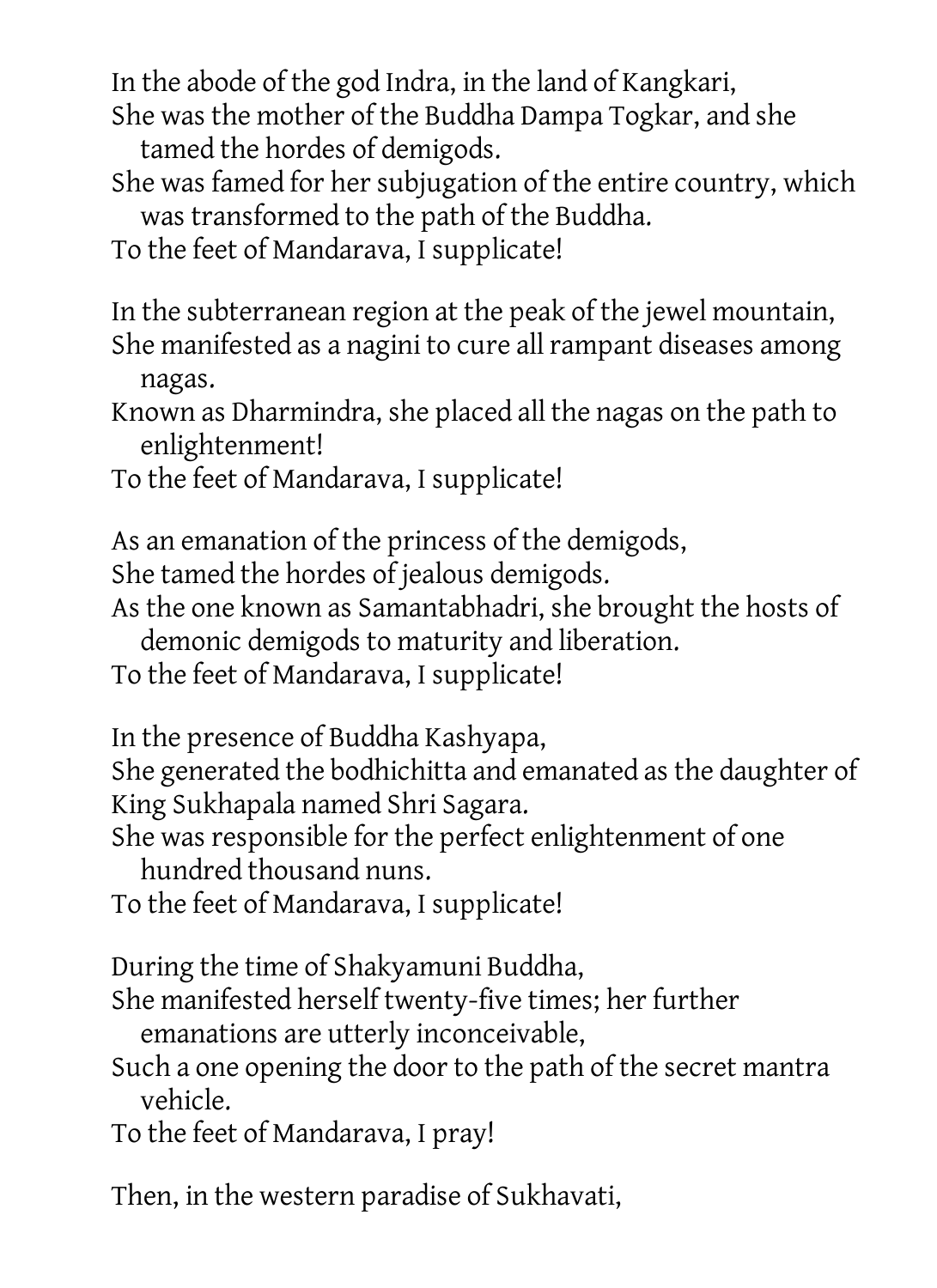In the abode of the god Indra, in the land of Kangkari,
She was the mother of the Buddha Dampa Togkar, and she tamed the hordes of demigods.
She was famed for her subjugation of the entire country, which was transformed to the path of the Buddha.
To the feet of Mandarava, I supplicate!

In the subterranean region at the peak of the jewel mountain,
She manifested as a nagini to cure all rampant diseases among nagas.
Known as Dharmindra, she placed all the nagas on the path to enlightenment!
To the feet of Mandarava, I supplicate!

As an emanation of the princess of the demigods,
She tamed the hordes of jealous demigods.
As the one known as Samantabhadri, she brought the hosts of demonic demigods to maturity and liberation.
To the feet of Mandarava, I supplicate!

In the presence of Buddha Kashyapa,
She generated the bodhichitta and emanated as the daughter of King Sukhapala named Shri Sagara.
She was responsible for the perfect enlightenment of one hundred thousand nuns.
To the feet of Mandarava, I supplicate!

During the time of Shakyamuni Buddha,
She manifested herself twenty-five times; her further emanations are utterly inconceivable,
Such a one opening the door to the path of the secret mantra vehicle.
To the feet of Mandarava, I pray!

Then, in the western paradise of Sukhavati,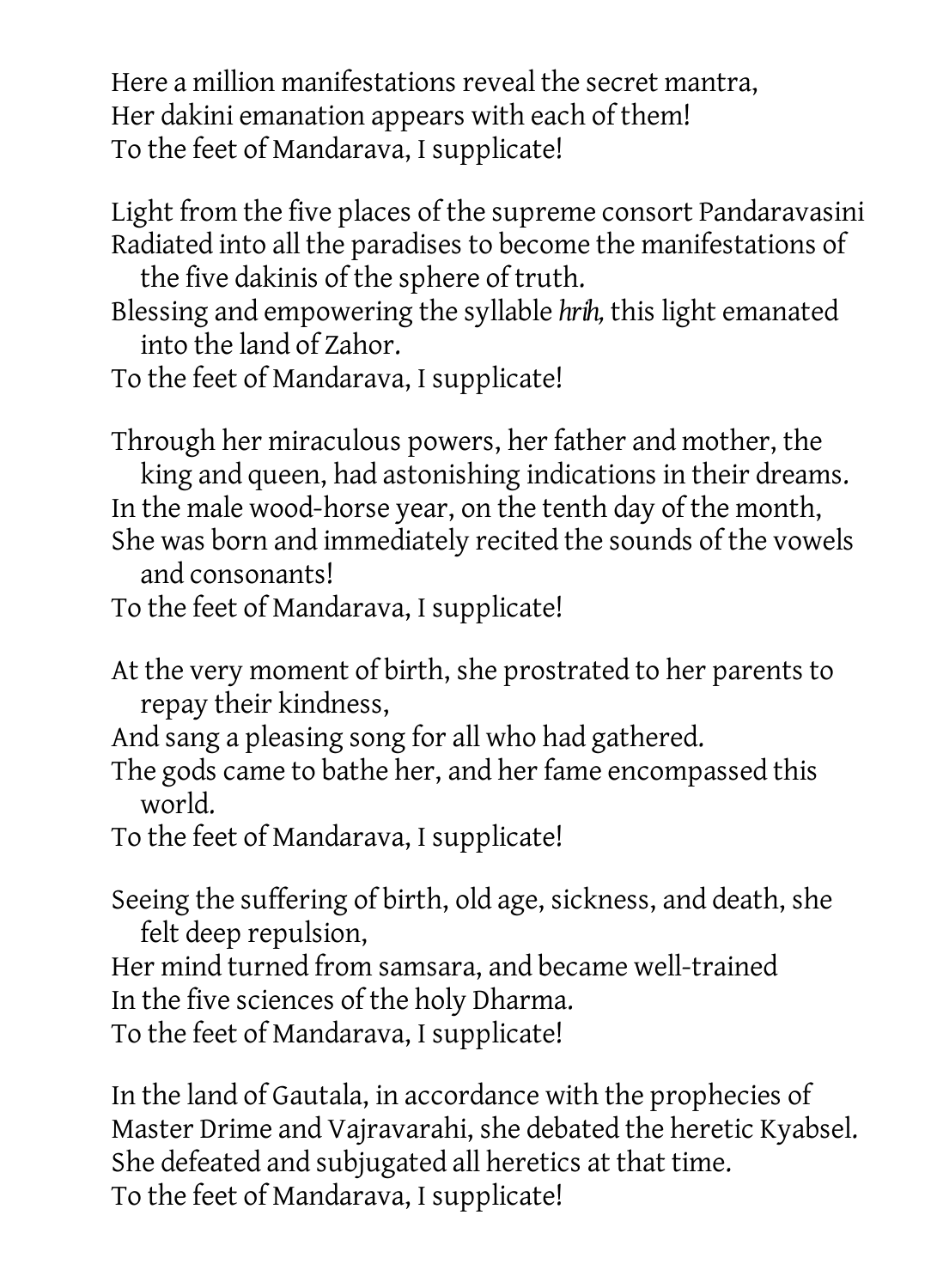Here a million manifestations reveal the secret mantra,  
Her dakini emanation appears with each of them!  
To the feet of Mandarava, I supplicate!

Light from the five places of the supreme consort Pandaravasini  
Radiated into all the paradises to become the manifestations of the five dakinis of the sphere of truth.  
Blessing and empowering the syllable *hrih,* this light emanated into the land of Zahor.  
To the feet of Mandarava, I supplicate!

Through her miraculous powers, her father and mother, the king and queen, had astonishing indications in their dreams.  
In the male wood-horse year, on the tenth day of the month,  
She was born and immediately recited the sounds of the vowels and consonants!  
To the feet of Mandarava, I supplicate!

At the very moment of birth, she prostrated to her parents to repay their kindness,  
And sang a pleasing song for all who had gathered.  
The gods came to bathe her, and her fame encompassed this world.  
To the feet of Mandarava, I supplicate!

Seeing the suffering of birth, old age, sickness, and death, she felt deep repulsion,  
Her mind turned from samsara, and became well-trained  
In the five sciences of the holy Dharma.  
To the feet of Mandarava, I supplicate!

In the land of Gautala, in accordance with the prophecies of  
Master Drime and Vajravarahi, she debated the heretic Kyabsel.  
She defeated and subjugated all heretics at that time.  
To the feet of Mandarava, I supplicate!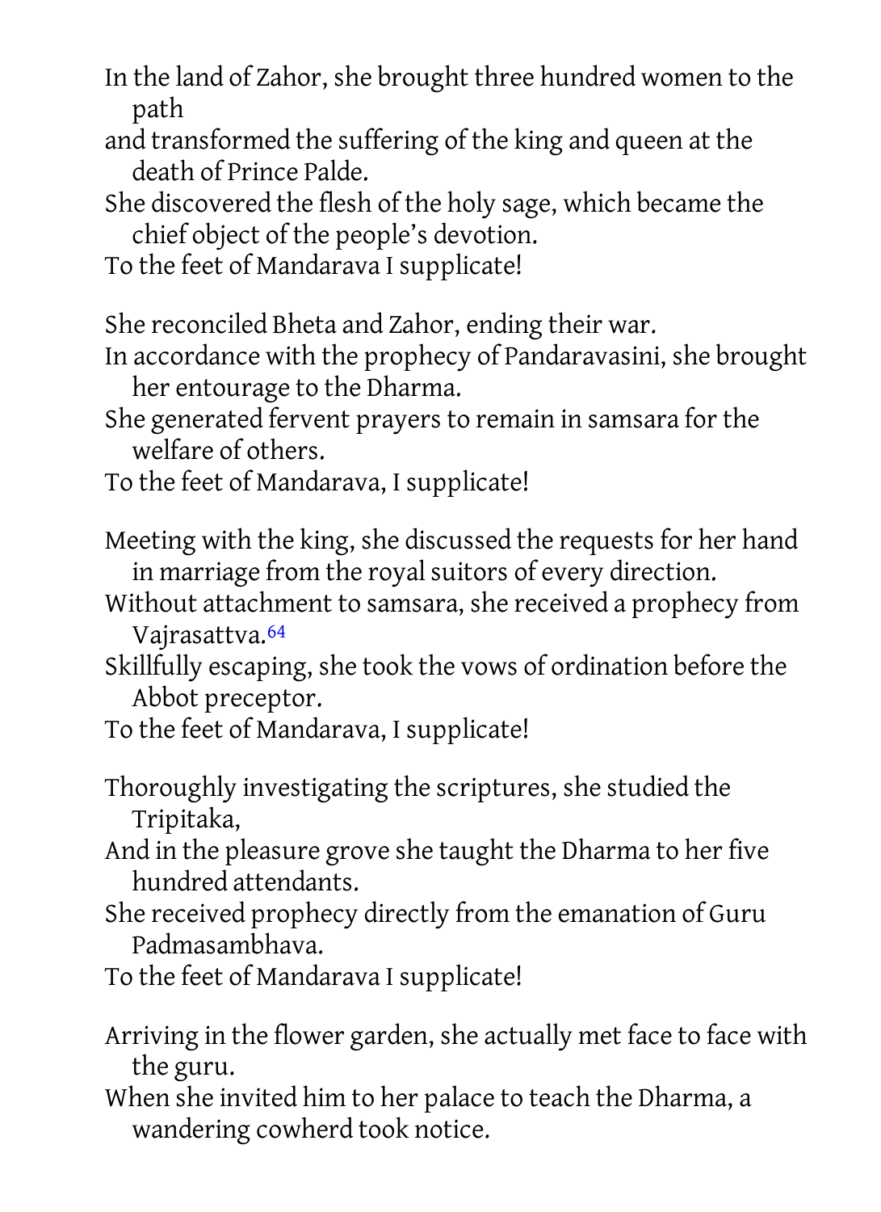In the land of Zahor, she brought three hundred women to the path
and transformed the suffering of the king and queen at the death of Prince Palde.
She discovered the flesh of the holy sage, which became the chief object of the people's devotion.
To the feet of Mandarava I supplicate!

She reconciled Bheta and Zahor, ending their war.
In accordance with the prophecy of Pandaravasini, she brought her entourage to the Dharma.
She generated fervent prayers to remain in samsara for the welfare of others.
To the feet of Mandarava, I supplicate!

Meeting with the king, she discussed the requests for her hand in marriage from the royal suitors of every direction.
Without attachment to samsara, she received a prophecy from Vajrasattva.[64]
Skillfully escaping, she took the vows of ordination before the Abbot preceptor.
To the feet of Mandarava, I supplicate!

Thoroughly investigating the scriptures, she studied the Tripitaka,
And in the pleasure grove she taught the Dharma to her five hundred attendants.
She received prophecy directly from the emanation of Guru Padmasambhava.
To the feet of Mandarava I supplicate!

Arriving in the flower garden, she actually met face to face with the guru.
When she invited him to her palace to teach the Dharma, a wandering cowherd took notice.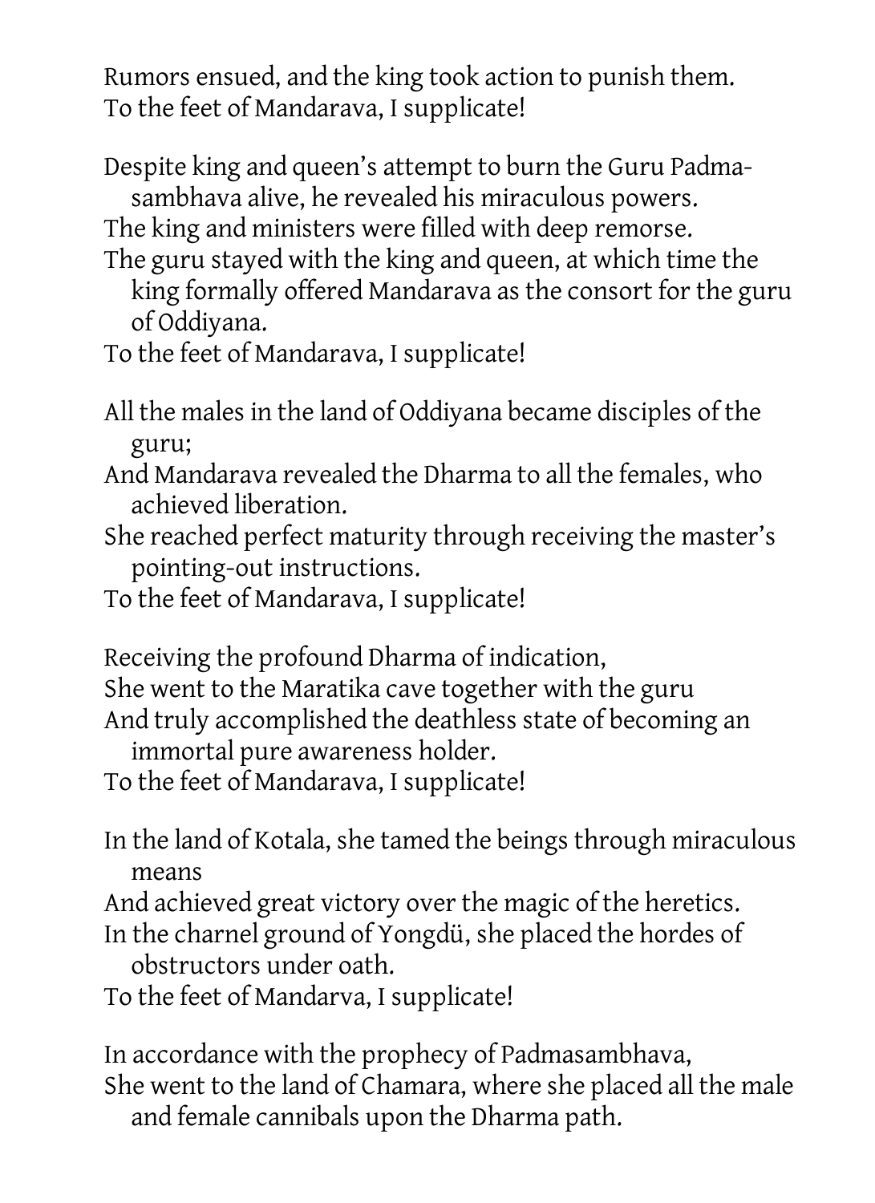Rumors ensued, and the king took action to punish them.
To the feet of Mandarava, I supplicate!

Despite king and queen's attempt to burn the Guru Padmasambhava alive, he revealed his miraculous powers.
The king and ministers were filled with deep remorse.
The guru stayed with the king and queen, at which time the king formally offered Mandarava as the consort for the guru of Oddiyana.
To the feet of Mandarava, I supplicate!

All the males in the land of Oddiyana became disciples of the guru;
And Mandarava revealed the Dharma to all the females, who achieved liberation.
She reached perfect maturity through receiving the master's pointing-out instructions.
To the feet of Mandarava, I supplicate!

Receiving the profound Dharma of indication,
She went to the Maratika cave together with the guru
And truly accomplished the deathless state of becoming an immortal pure awareness holder.
To the feet of Mandarava, I supplicate!

In the land of Kotala, she tamed the beings through miraculous means
And achieved great victory over the magic of the heretics.
In the charnel ground of Yongdü, she placed the hordes of obstructors under oath.
To the feet of Mandarva, I supplicate!

In accordance with the prophecy of Padmasambhava,
She went to the land of Chamara, where she placed all the male and female cannibals upon the Dharma path.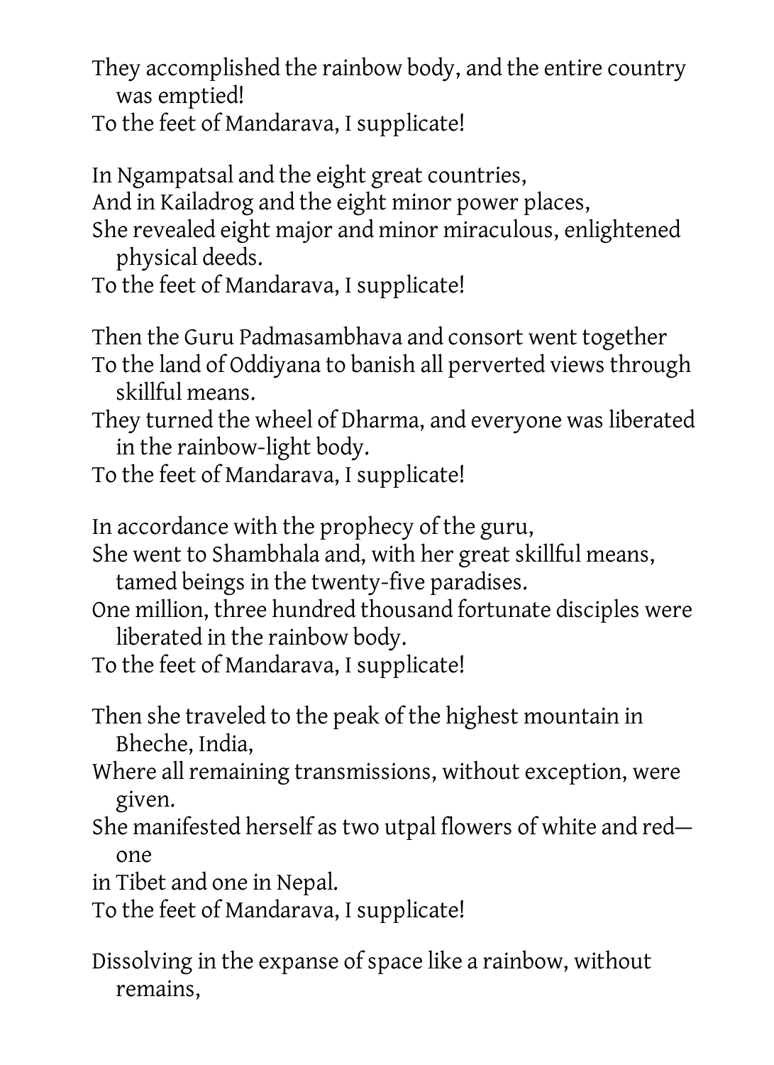They accomplished the rainbow body, and the entire country was emptied!
To the feet of Mandarava, I supplicate!

In Ngampatsal and the eight great countries,
And in Kailadrog and the eight minor power places,
She revealed eight major and minor miraculous, enlightened physical deeds.
To the feet of Mandarava, I supplicate!

Then the Guru Padmasambhava and consort went together
To the land of Oddiyana to banish all perverted views through skillful means.
They turned the wheel of Dharma, and everyone was liberated in the rainbow-light body.
To the feet of Mandarava, I supplicate!

In accordance with the prophecy of the guru,
She went to Shambhala and, with her great skillful means, tamed beings in the twenty-five paradises.
One million, three hundred thousand fortunate disciples were liberated in the rainbow body.
To the feet of Mandarava, I supplicate!

Then she traveled to the peak of the highest mountain in Bheche, India,
Where all remaining transmissions, without exception, were given.
She manifested herself as two utpal flowers of white and red—one
in Tibet and one in Nepal.
To the feet of Mandarava, I supplicate!

Dissolving in the expanse of space like a rainbow, without remains,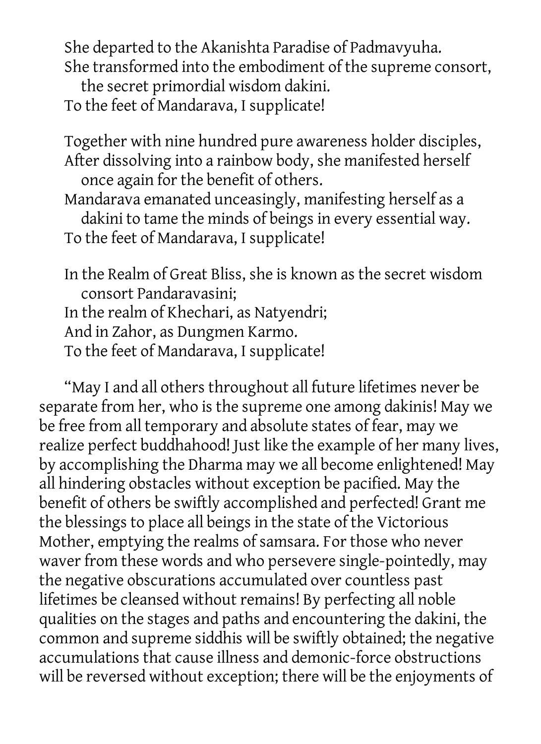She departed to the Akanishta Paradise of Padmavyuha.
She transformed into the embodiment of the supreme consort, the secret primordial wisdom dakini.
To the feet of Mandarava, I supplicate!

Together with nine hundred pure awareness holder disciples,
After dissolving into a rainbow body, she manifested herself once again for the benefit of others.
Mandarava emanated unceasingly, manifesting herself as a dakini to tame the minds of beings in every essential way.
To the feet of Mandarava, I supplicate!

In the Realm of Great Bliss, she is known as the secret wisdom consort Pandaravasini;
In the realm of Khechari, as Natyendri;
And in Zahor, as Dungmen Karmo.
To the feet of Mandarava, I supplicate!

"May I and all others throughout all future lifetimes never be separate from her, who is the supreme one among dakinis! May we be free from all temporary and absolute states of fear, may we realize perfect buddhahood! Just like the example of her many lives, by accomplishing the Dharma may we all become enlightened! May all hindering obstacles without exception be pacified. May the benefit of others be swiftly accomplished and perfected! Grant me the blessings to place all beings in the state of the Victorious Mother, emptying the realms of samsara. For those who never waver from these words and who persevere single-pointedly, may the negative obscurations accumulated over countless past lifetimes be cleansed without remains! By perfecting all noble qualities on the stages and paths and encountering the dakini, the common and supreme siddhis will be swiftly obtained; the negative accumulations that cause illness and demonic-force obstructions will be reversed without exception; there will be the enjoyments of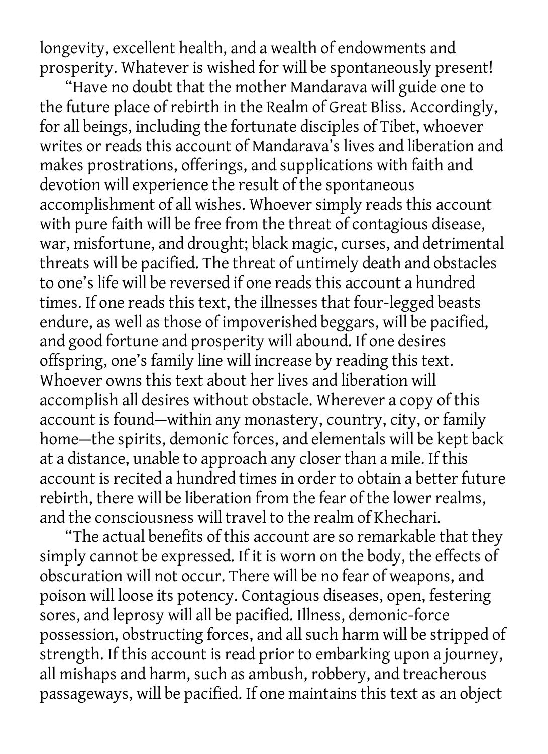longevity, excellent health, and a wealth of endowments and prosperity. Whatever is wished for will be spontaneously present!

"Have no doubt that the mother Mandarava will guide one to the future place of rebirth in the Realm of Great Bliss. Accordingly, for all beings, including the fortunate disciples of Tibet, whoever writes or reads this account of Mandarava's lives and liberation and makes prostrations, offerings, and supplications with faith and devotion will experience the result of the spontaneous accomplishment of all wishes. Whoever simply reads this account with pure faith will be free from the threat of contagious disease, war, misfortune, and drought; black magic, curses, and detrimental threats will be pacified. The threat of untimely death and obstacles to one's life will be reversed if one reads this account a hundred times. If one reads this text, the illnesses that four-legged beasts endure, as well as those of impoverished beggars, will be pacified, and good fortune and prosperity will abound. If one desires offspring, one's family line will increase by reading this text. Whoever owns this text about her lives and liberation will accomplish all desires without obstacle. Wherever a copy of this account is found—within any monastery, country, city, or family home—the spirits, demonic forces, and elementals will be kept back at a distance, unable to approach any closer than a mile. If this account is recited a hundred times in order to obtain a better future rebirth, there will be liberation from the fear of the lower realms, and the consciousness will travel to the realm of Khechari.

"The actual benefits of this account are so remarkable that they simply cannot be expressed. If it is worn on the body, the effects of obscuration will not occur. There will be no fear of weapons, and poison will loose its potency. Contagious diseases, open, festering sores, and leprosy will all be pacified. Illness, demonic-force possession, obstructing forces, and all such harm will be stripped of strength. If this account is read prior to embarking upon a journey, all mishaps and harm, such as ambush, robbery, and treacherous passageways, will be pacified. If one maintains this text as an object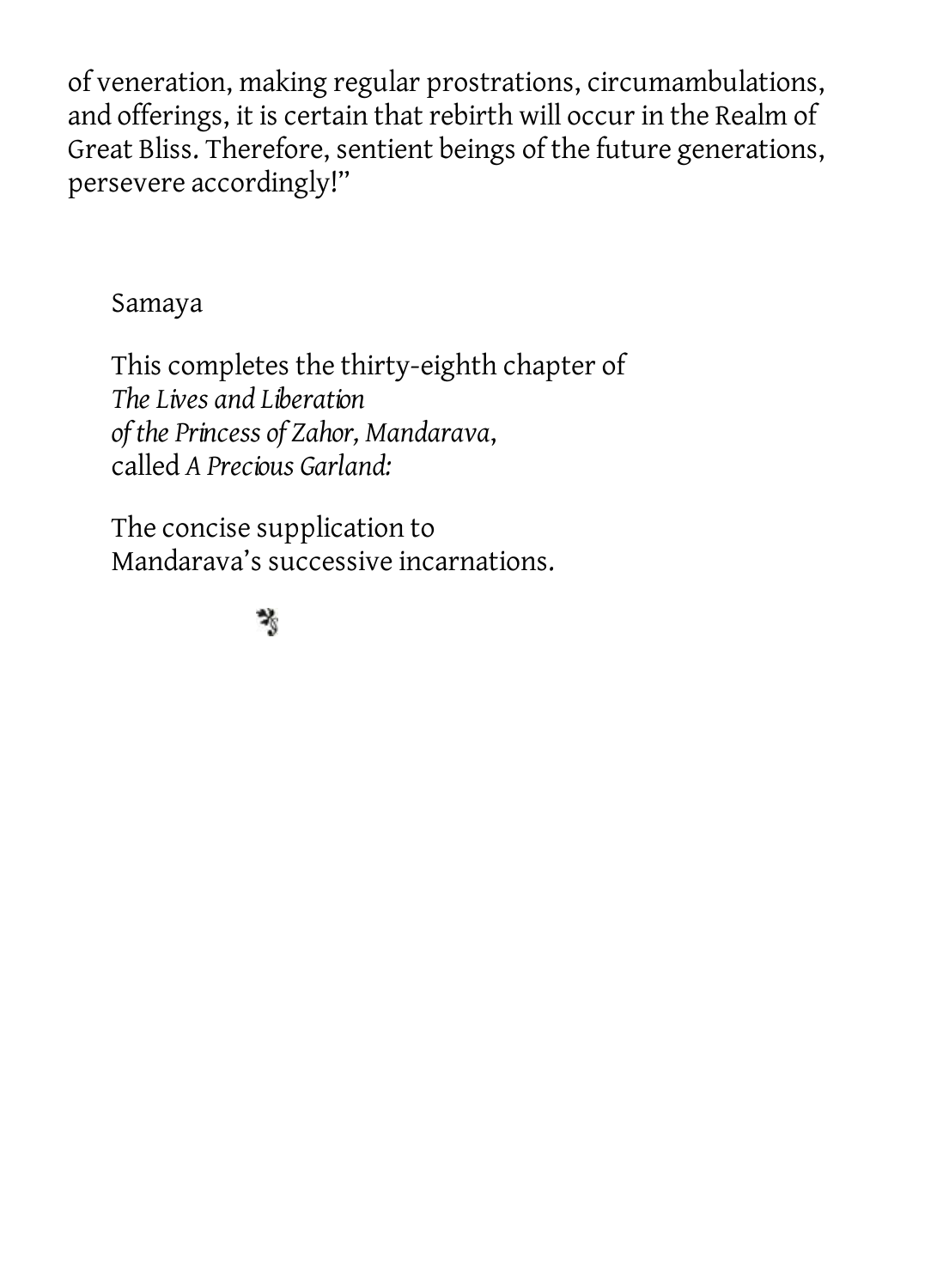of veneration, making regular prostrations, circumambulations, and offerings, it is certain that rebirth will occur in the Realm of Great Bliss. Therefore, sentient beings of the future generations, persevere accordingly!"

Samaya

This completes the thirty-eighth chapter of
*The Lives and Liberation*
*of the Princess of Zahor, Mandarava*,
called *A Precious Garland:*

The concise supplication to
Mandarava's successive incarnations.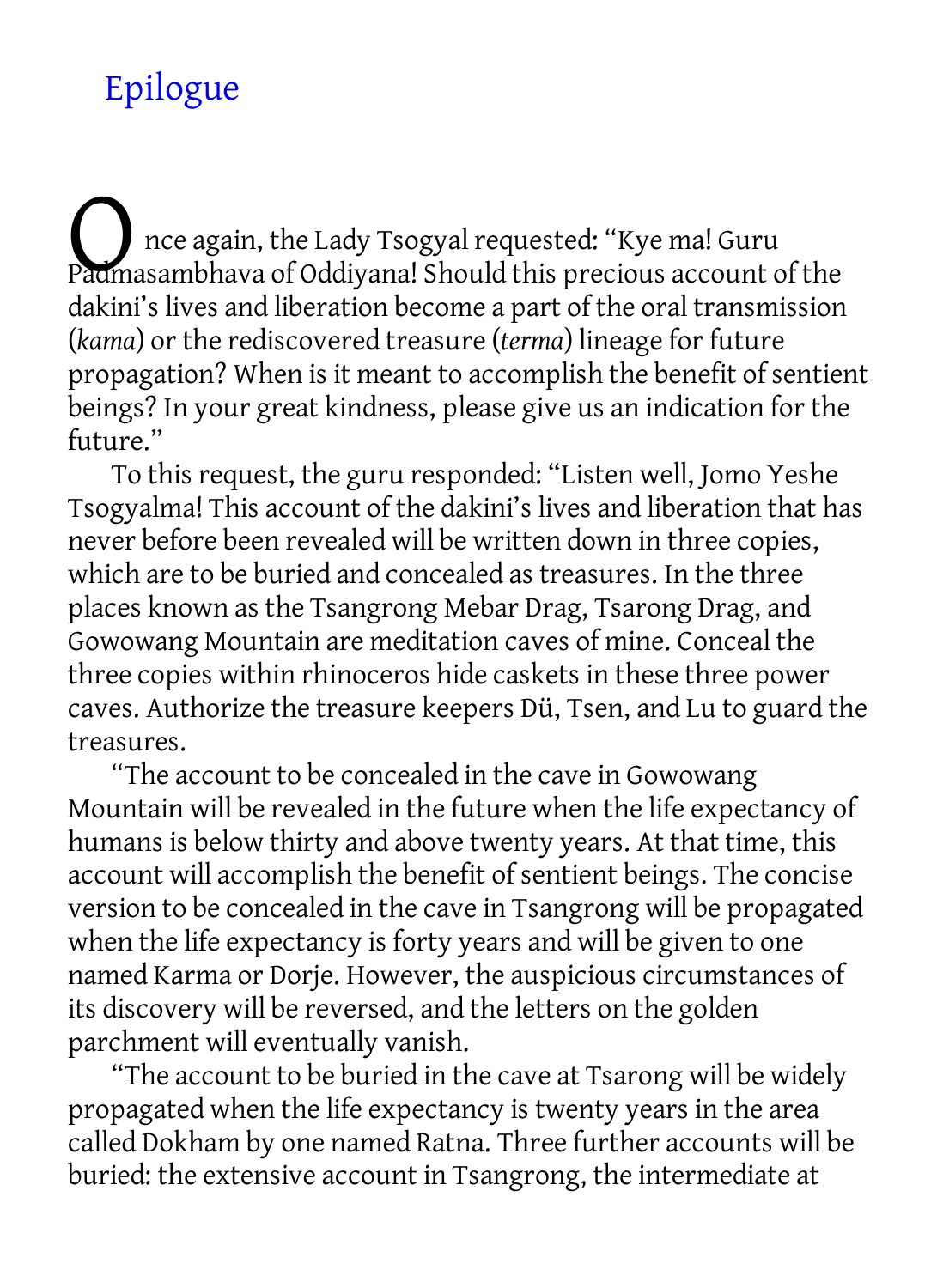# Epilogue

Once again, the Lady Tsogyal requested: "Kye ma! Guru Padmasambhava of Oddiyana! Should this precious account of the dakini's lives and liberation become a part of the oral transmission (*kama*) or the rediscovered treasure (*terma*) lineage for future propagation? When is it meant to accomplish the benefit of sentient beings? In your great kindness, please give us an indication for the future."

To this request, the guru responded: "Listen well, Jomo Yeshe Tsogyalma! This account of the dakini's lives and liberation that has never before been revealed will be written down in three copies, which are to be buried and concealed as treasures. In the three places known as the Tsangrong Mebar Drag, Tsarong Drag, and Gowowang Mountain are meditation caves of mine. Conceal the three copies within rhinoceros hide caskets in these three power caves. Authorize the treasure keepers Dü, Tsen, and Lu to guard the treasures.

"The account to be concealed in the cave in Gowowang Mountain will be revealed in the future when the life expectancy of humans is below thirty and above twenty years. At that time, this account will accomplish the benefit of sentient beings. The concise version to be concealed in the cave in Tsangrong will be propagated when the life expectancy is forty years and will be given to one named Karma or Dorje. However, the auspicious circumstances of its discovery will be reversed, and the letters on the golden parchment will eventually vanish.

"The account to be buried in the cave at Tsarong will be widely propagated when the life expectancy is twenty years in the area called Dokham by one named Ratna. Three further accounts will be buried: the extensive account in Tsangrong, the intermediate at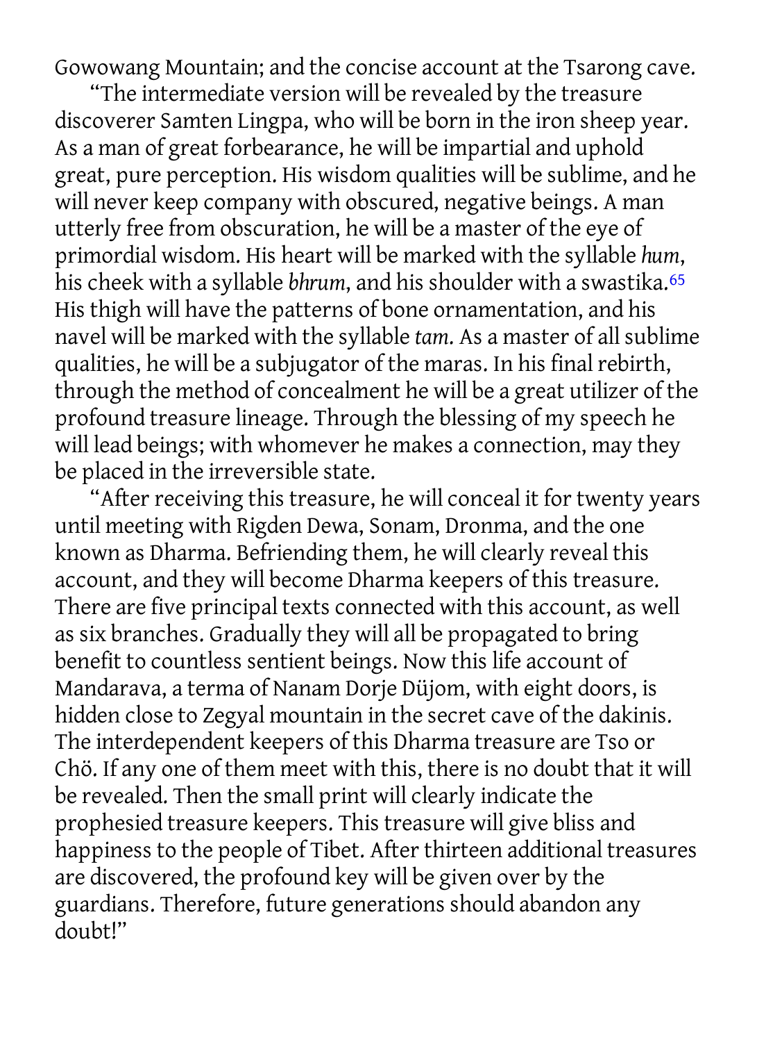Gowowang Mountain; and the concise account at the Tsarong cave.

"The intermediate version will be revealed by the treasure discoverer Samten Lingpa, who will be born in the iron sheep year. As a man of great forbearance, he will be impartial and uphold great, pure perception. His wisdom qualities will be sublime, and he will never keep company with obscured, negative beings. A man utterly free from obscuration, he will be a master of the eye of primordial wisdom. His heart will be marked with the syllable *hum*, his cheek with a syllable *bhrum*, and his shoulder with a swastika.[65] His thigh will have the patterns of bone ornamentation, and his navel will be marked with the syllable *tam*. As a master of all sublime qualities, he will be a subjugator of the maras. In his final rebirth, through the method of concealment he will be a great utilizer of the profound treasure lineage. Through the blessing of my speech he will lead beings; with whomever he makes a connection, may they be placed in the irreversible state.

"After receiving this treasure, he will conceal it for twenty years until meeting with Rigden Dewa, Sonam, Dronma, and the one known as Dharma. Befriending them, he will clearly reveal this account, and they will become Dharma keepers of this treasure. There are five principal texts connected with this account, as well as six branches. Gradually they will all be propagated to bring benefit to countless sentient beings. Now this life account of Mandarava, a terma of Nanam Dorje Düjom, with eight doors, is hidden close to Zegyal mountain in the secret cave of the dakinis. The interdependent keepers of this Dharma treasure are Tso or Chö. If any one of them meet with this, there is no doubt that it will be revealed. Then the small print will clearly indicate the prophesied treasure keepers. This treasure will give bliss and happiness to the people of Tibet. After thirteen additional treasures are discovered, the profound key will be given over by the guardians. Therefore, future generations should abandon any doubt!"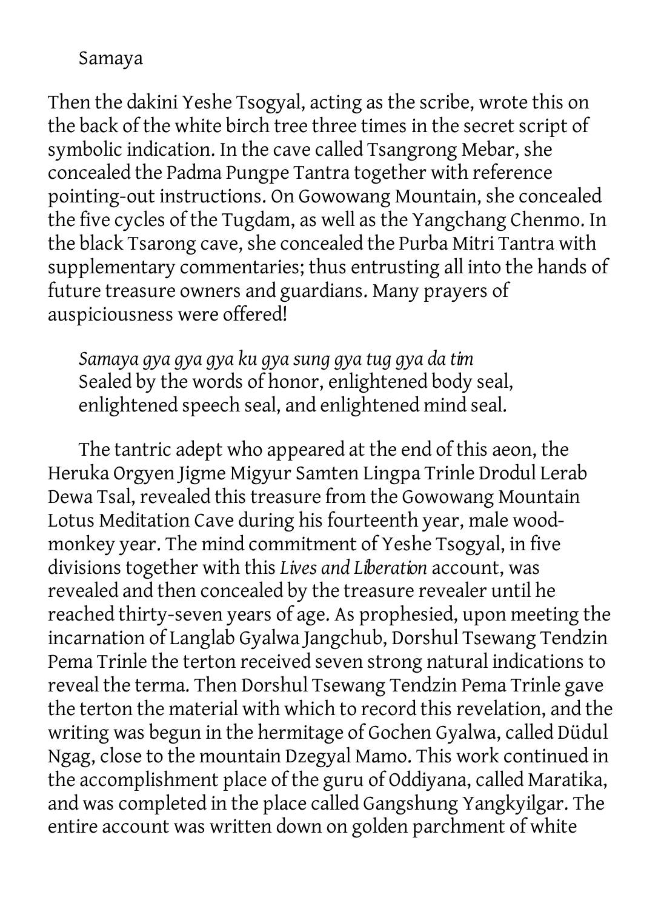Samaya

Then the dakini Yeshe Tsogyal, acting as the scribe, wrote this on the back of the white birch tree three times in the secret script of symbolic indication. In the cave called Tsangrong Mebar, she concealed the Padma Pungpe Tantra together with reference pointing-out instructions. On Gowowang Mountain, she concealed the five cycles of the Tugdam, as well as the Yangchang Chenmo. In the black Tsarong cave, she concealed the Purba Mitri Tantra with supplementary commentaries; thus entrusting all into the hands of future treasure owners and guardians. Many prayers of auspiciousness were offered!

*Samaya gya gya gya ku gya sung gya tug gya da tim*
Sealed by the words of honor, enlightened body seal, enlightened speech seal, and enlightened mind seal.

The tantric adept who appeared at the end of this aeon, the Heruka Orgyen Jigme Migyur Samten Lingpa Trinle Drodul Lerab Dewa Tsal, revealed this treasure from the Gowowang Mountain Lotus Meditation Cave during his fourteenth year, male wood-monkey year. The mind commitment of Yeshe Tsogyal, in five divisions together with this *Lives and Liberation* account, was revealed and then concealed by the treasure revealer until he reached thirty-seven years of age. As prophesied, upon meeting the incarnation of Langlab Gyalwa Jangchub, Dorshul Tsewang Tendzin Pema Trinle the terton received seven strong natural indications to reveal the terma. Then Dorshul Tsewang Tendzin Pema Trinle gave the terton the material with which to record this revelation, and the writing was begun in the hermitage of Gochen Gyalwa, called Düdul Ngag, close to the mountain Dzegyal Mamo. This work continued in the accomplishment place of the guru of Oddiyana, called Maratika, and was completed in the place called Gangshung Yangkyilgar. The entire account was written down on golden parchment of white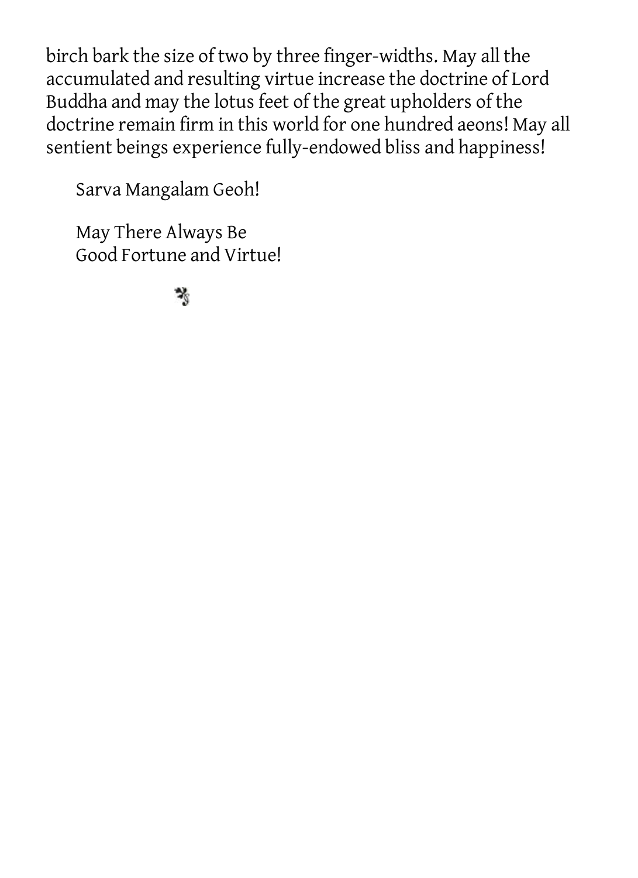birch bark the size of two by three finger-widths. May all the accumulated and resulting virtue increase the doctrine of Lord Buddha and may the lotus feet of the great upholders of the doctrine remain firm in this world for one hundred aeons! May all sentient beings experience fully-endowed bliss and happiness!

Sarva Mangalam Geoh!

May There Always Be
Good Fortune and Virtue!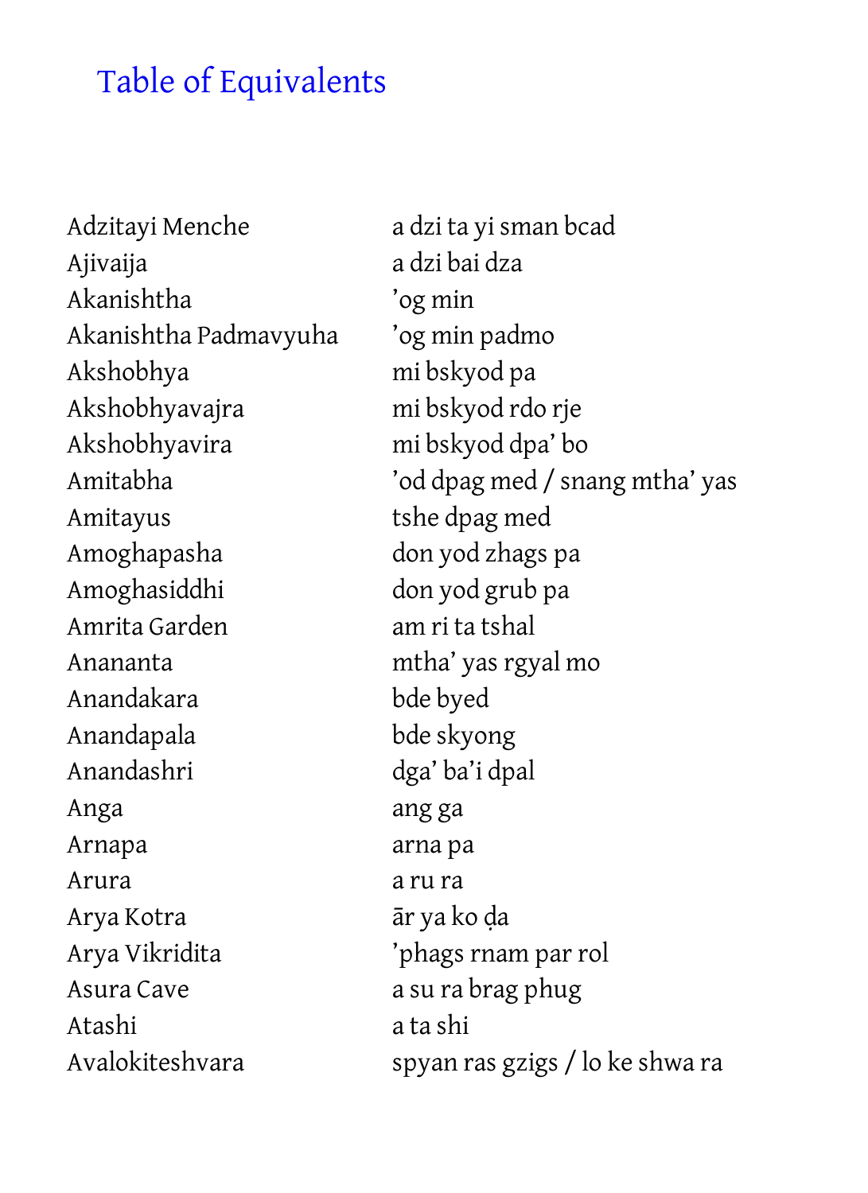# Table of Equivalents

| | |
|---|---|
| Adzitayi Menche | a dzi ta yi sman bcad |
| Ajivaija | a dzi bai dza |
| Akanishtha | ’og min |
| Akanishtha Padmavyuha | ’og min padmo |
| Akshobhya | mi bskyod pa |
| Akshobhyavajra | mi bskyod rdo rje |
| Akshobhyavira | mi bskyod dpa’ bo |
| Amitabha | ’od dpag med / snang mtha’ yas |
| Amitayus | tshe dpag med |
| Amoghapasha | don yod zhags pa |
| Amoghasiddhi | don yod grub pa |
| Amrita Garden | am ri ta tshal |
| Ananta | mtha’ yas rgyal mo |
| Anandakara | bde byed |
| Anandapala | bde skyong |
| Anandashri | dga’ ba’i dpal |
| Anga | ang ga |
| Arnapa | arna pa |
| Arura | a ru ra |
| Arya Kotra | ār ya ko ḍa |
| Arya Vikridita | ’phags rnam par rol |
| Asura Cave | a su ra brag phug |
| Atashi | a ta shi |
| Avalokiteshvara | spyan ras gzigs / lo ke shwa ra |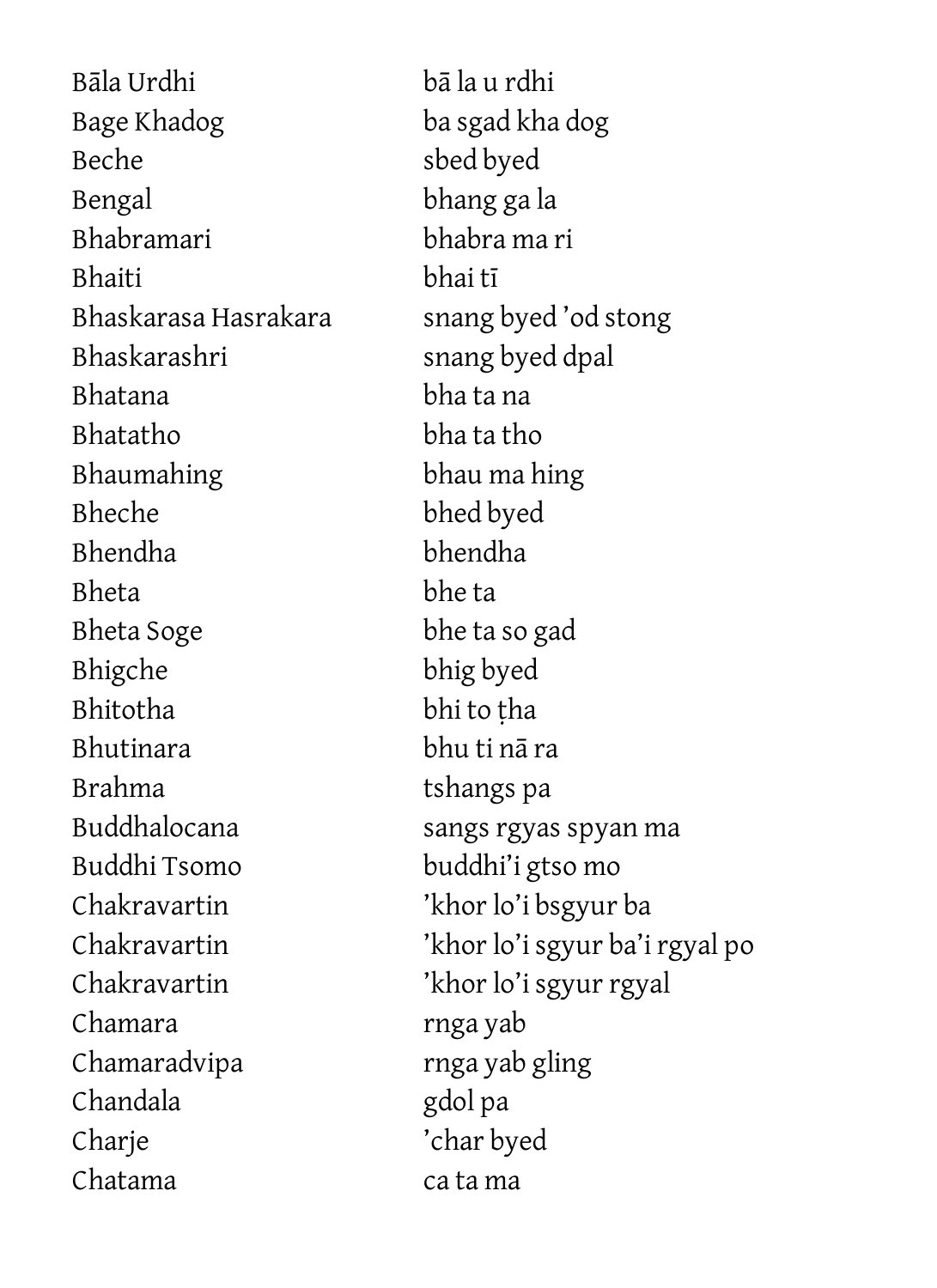| | |
|---|---|
| Bāla Urdhi | bā la u rdhi |
| Bage Khadog | ba sgad kha dog |
| Beche | sbed byed |
| Bengal | bhang ga la |
| Bhabramari | bhabra ma ri |
| Bhaiti | bhai tī |
| Bhaskarasa Hasrakara | snang byed ’od stong |
| Bhaskarashri | snang byed dpal |
| Bhatana | bha ta na |
| Bhatatho | bha ta tho |
| Bhaumahing | bhau ma hing |
| Bheche | bhed byed |
| Bhendha | bhendha |
| Bheta | bhe ta |
| Bheta Soge | bhe ta so gad |
| Bhigche | bhig byed |
| Bhitotha | bhi to ṭha |
| Bhutinara | bhu ti nā ra |
| Brahma | tshangs pa |
| Buddhalocana | sangs rgyas spyan ma |
| Buddhi Tsomo | buddhi’i gtso mo |
| Chakravartin | ’khor lo’i bsgyur ba |
| Chakravartin | ’khor lo’i sgyur ba’i rgyal po |
| Chakravartin | ’khor lo’i sgyur rgyal |
| Chamara | rnga yab |
| Chamaradvipa | rnga yab gling |
| Chandala | gdol pa |
| Charje | ’char byed |
| Chatama | ca ta ma |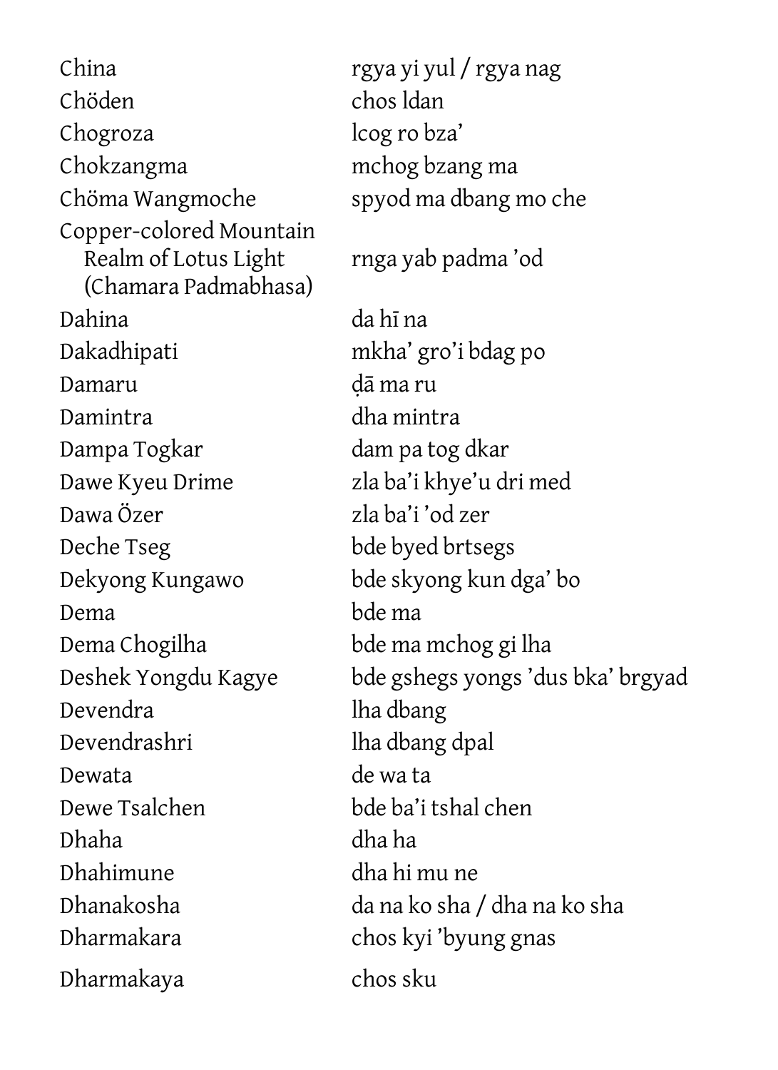| | |
|---|---|
| China | rgya yi yul / rgya nag |
| Chöden | chos ldan |
| Chogroza | lcog ro bza’ |
| Chokzangma | mchog bzang ma |
| Chöma Wangmoche | spyod ma dbang mo che |
| Copper-colored Mountain Realm of Lotus Light (Chamara Padmabhasa) | rnga yab padma ’od |
| Dahina | da hī na |
| Dakadhipati | mkha’ gro’i bdag po |
| Damaru | ḍā ma ru |
| Damintra | dha mintra |
| Dampa Togkar | dam pa tog dkar |
| Dawe Kyeu Drime | zla ba’i khye’u dri med |
| Dawa Özer | zla ba’i ’od zer |
| Deche Tseg | bde byed brtsegs |
| Dekyong Kungawo | bde skyong kun dga’ bo |
| Dema | bde ma |
| Dema Chogilha | bde ma mchog gi lha |
| Deshek Yongdu Kagye | bde gshegs yongs ’dus bka’ brgyad |
| Devendra | lha dbang |
| Devendrashri | lha dbang dpal |
| Dewata | de wa ta |
| Dewe Tsalchen | bde ba’i tshal chen |
| Dhaha | dha ha |
| Dhahimune | dha hi mu ne |
| Dhanakosha | da na ko sha / dha na ko sha |
| Dharmakara | chos kyi ’byung gnas |
| Dharmakaya | chos sku |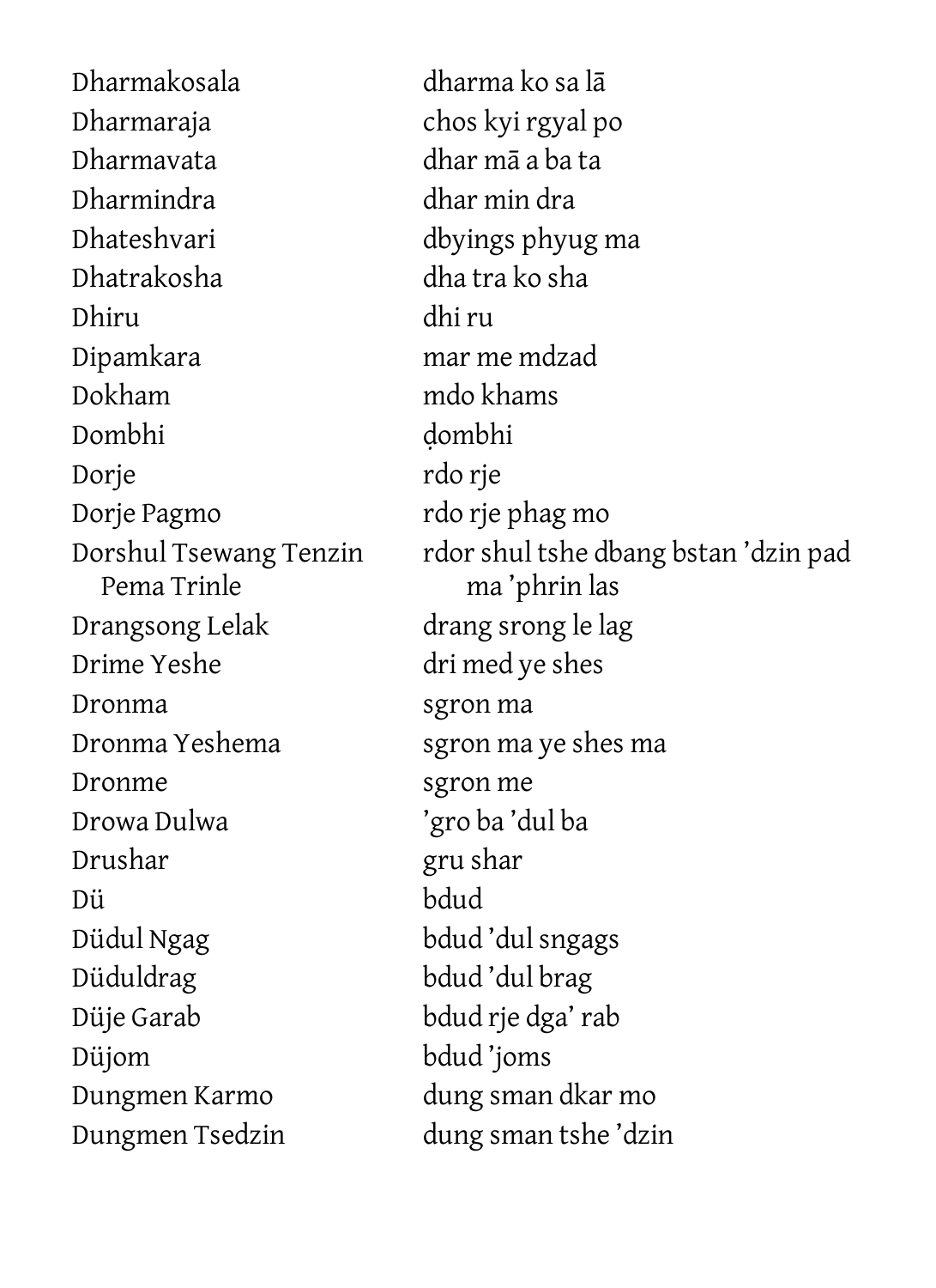| | |
|---|---|
| Dharmakosala | dharma ko sa lā |
| Dharmaraja | chos kyi rgyal po |
| Dharmavata | dhar mā a ba ta |
| Dharmindra | dhar min dra |
| Dhateshvari | dbyings phyug ma |
| Dhatrakosha | dha tra ko sha |
| Dhiru | dhi ru |
| Dipamkara | mar me mdzad |
| Dokham | mdo khams |
| Dombhi | ḍombhi |
| Dorje | rdo rje |
| Dorje Pagmo | rdo rje phag mo |
| Dorshul Tsewang Tenzin Pema Trinle | rdor shul tshe dbang bstan 'dzin pad ma 'phrin las |
| Drangsong Lelak | drang srong le lag |
| Drime Yeshe | dri med ye shes |
| Dronma | sgron ma |
| Dronma Yeshema | sgron ma ye shes ma |
| Dronme | sgron me |
| Drowa Dulwa | 'gro ba 'dul ba |
| Drushar | gru shar |
| Dü | bdud |
| Düdul Ngag | bdud 'dul sngags |
| Düduldrag | bdud 'dul brag |
| Düje Garab | bdud rje dga' rab |
| Düjom | bdud 'joms |
| Dungmen Karmo | dung sman dkar mo |
| Dungmen Tsedzin | dung sman tshe 'dzin |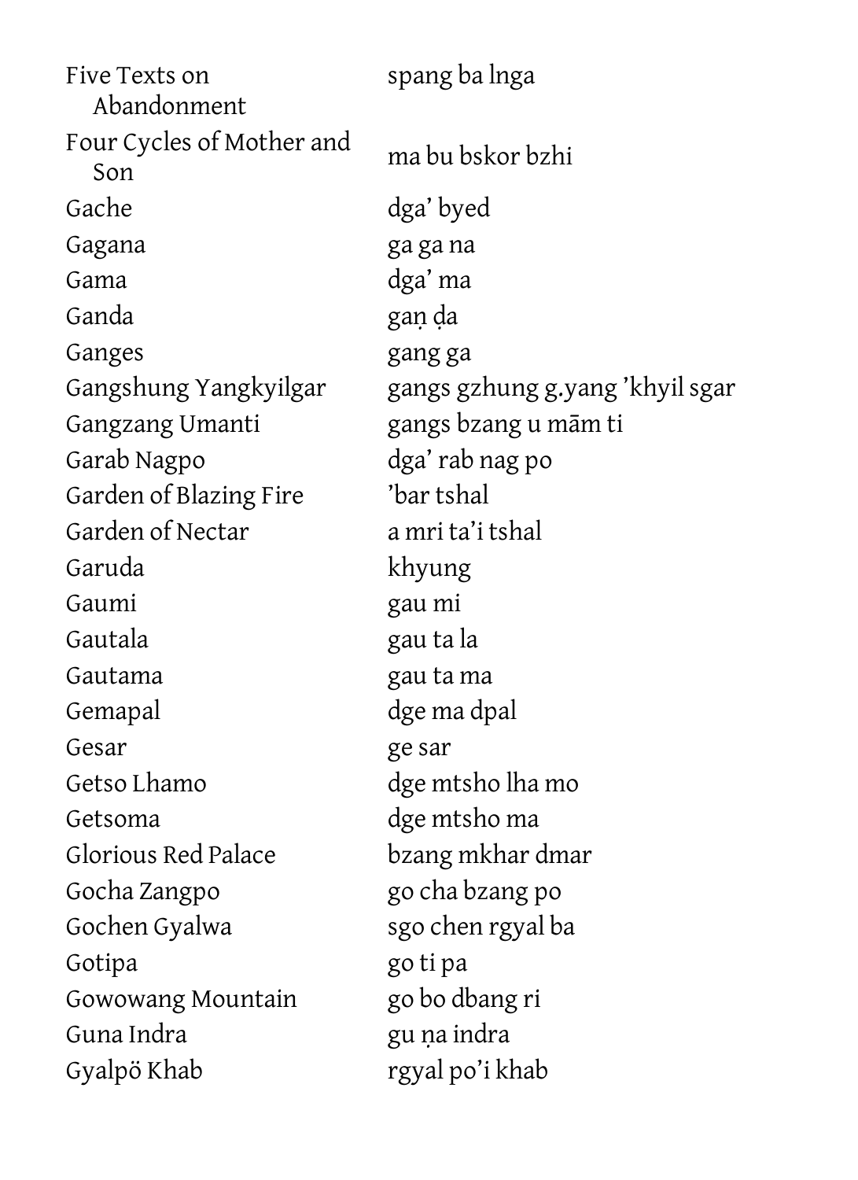| | |
|---|---|
| Five Texts on Abandonment | spang ba lnga |
| Four Cycles of Mother and Son | ma bu bskor bzhi |
| Gache | dga’ byed |
| Gagana | ga ga na |
| Gama | dga’ ma |
| Ganda | gaṇ ḍa |
| Ganges | gang ga |
| Gangshung Yangkyilgar | gangs gzhung g.yang ’khyil sgar |
| Gangzang Umanti | gangs bzang u mām ti |
| Garab Nagpo | dga’ rab nag po |
| Garden of Blazing Fire | ’bar tshal |
| Garden of Nectar | a mri ta’i tshal |
| Garuda | khyung |
| Gaumi | gau mi |
| Gautala | gau ta la |
| Gautama | gau ta ma |
| Gemapal | dge ma dpal |
| Gesar | ge sar |
| Getso Lhamo | dge mtsho lha mo |
| Getsoma | dge mtsho ma |
| Glorious Red Palace | bzang mkhar dmar |
| Gocha Zangpo | go cha bzang po |
| Gochen Gyalwa | sgo chen rgyal ba |
| Gotipa | go ti pa |
| Gowowang Mountain | go bo dbang ri |
| Guna Indra | gu ṇa indra |
| Gyalpö Khab | rgyal po’i khab |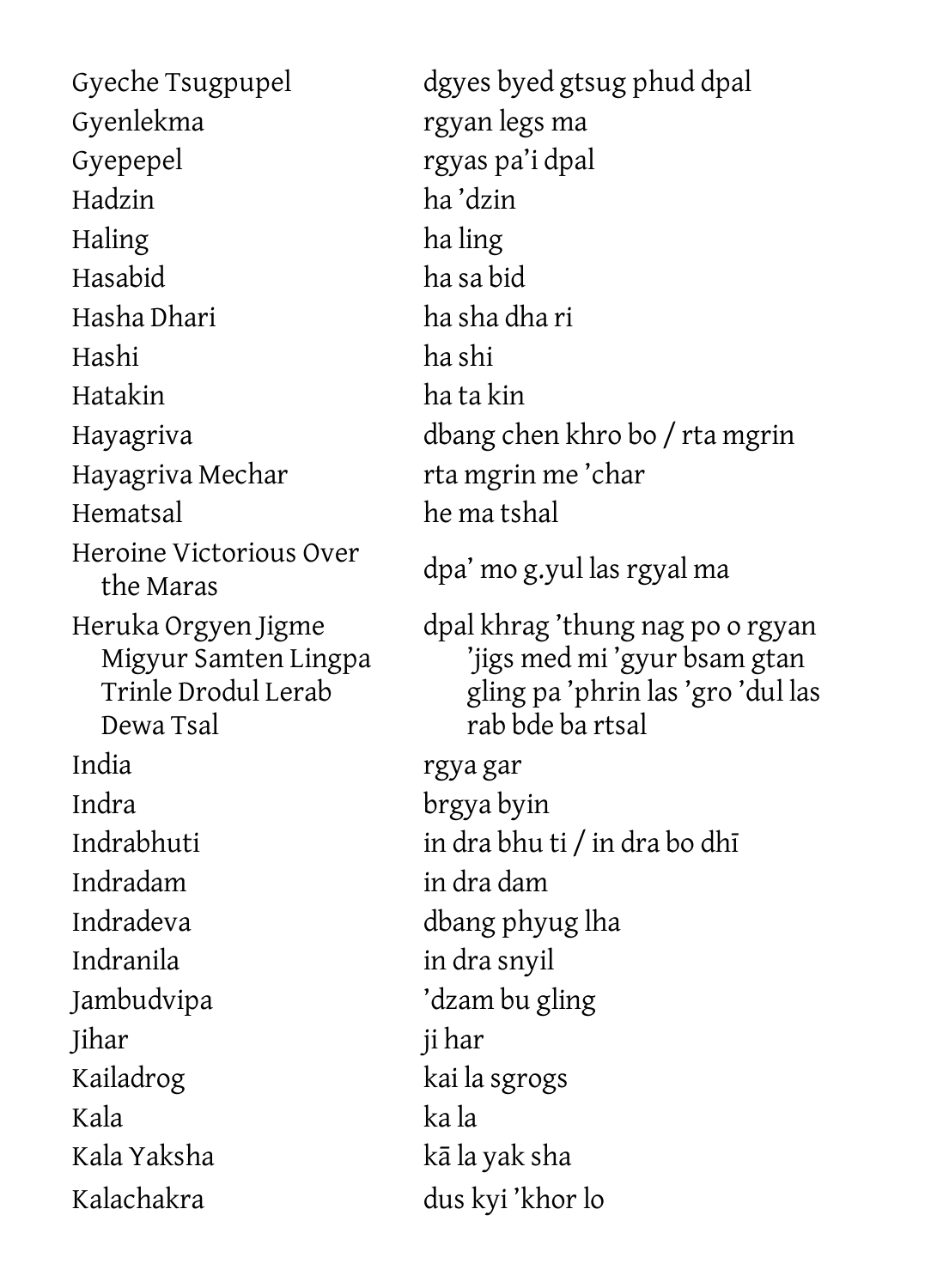| | |
|---|---|
| Gyeche Tsugpupel | dgyes byed gtsug phud dpal |
| Gyenlekma | rgyan legs ma |
| Gyepepel | rgyas pa'i dpal |
| Hadzin | ha 'dzin |
| Haling | ha ling |
| Hasabid | ha sa bid |
| Hasha Dhari | ha sha dha ri |
| Hashi | ha shi |
| Hatakin | ha ta kin |
| Hayagriva | dbang chen khro bo / rta mgrin |
| Hayagriva Mechar | rta mgrin me 'char |
| Hematsal | he ma tshal |
| Heroine Victorious Over the Maras | dpa' mo g.yul las rgyal ma |
| Heruka Orgyen Jigme Migyur Samten Lingpa Trinle Drodul Lerab Dewa Tsal | dpal khrag 'thung nag po o rgyan 'jigs med mi 'gyur bsam gtan gling pa 'phrin las 'gro 'dul las rab bde ba rtsal |
| India | rgya gar |
| Indra | brgya byin |
| Indrabhuti | in dra bhu ti / in dra bo dhī |
| Indradam | in dra dam |
| Indradeva | dbang phyug lha |
| Indranila | in dra snyil |
| Jambudvipa | 'dzam bu gling |
| Jihar | ji har |
| Kailadrog | kai la sgrogs |
| Kala | ka la |
| Kala Yaksha | kā la yak sha |
| Kalachakra | dus kyi 'khor lo |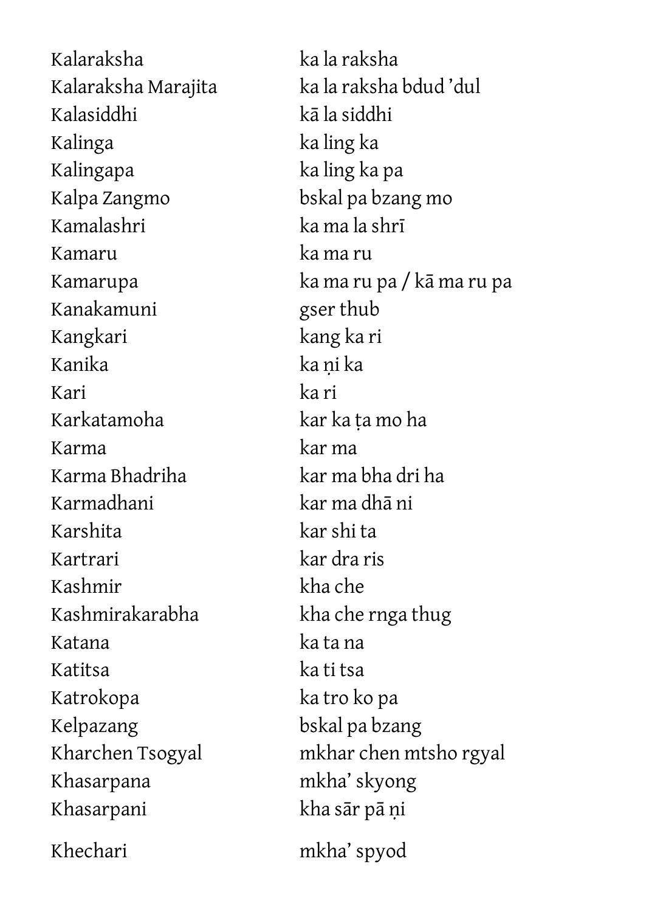| | |
|---|---|
| Kalaraksha | ka la raksha |
| Kalaraksha Marajita | ka la raksha bdud 'dul |
| Kalasiddhi | kā la siddhi |
| Kalinga | ka ling ka |
| Kalingapa | ka ling ka pa |
| Kalpa Zangmo | bskal pa bzang mo |
| Kamalashri | ka ma la shrī |
| Kamaru | ka ma ru |
| Kamarupa | ka ma ru pa / kā ma ru pa |
| Kanakamuni | gser thub |
| Kangkari | kang ka ri |
| Kanika | ka ṇi ka |
| Kari | ka ri |
| Karkatamoha | kar ka ṭa mo ha |
| Karma | kar ma |
| Karma Bhadriha | kar ma bha dri ha |
| Karmadhani | kar ma dhā ni |
| Karshita | kar shi ta |
| Kartrari | kar dra ris |
| Kashmir | kha che |
| Kashmirakarabha | kha che rnga thug |
| Katana | ka ta na |
| Katitsa | ka ti tsa |
| Katrokopa | ka tro ko pa |
| Kelpazang | bskal pa bzang |
| Kharchen Tsogyal | mkhar chen mtsho rgyal |
| Khasarpana | mkha' skyong |
| Khasarpani | kha sār pā ṇi |
| Khechari | mkha' spyod |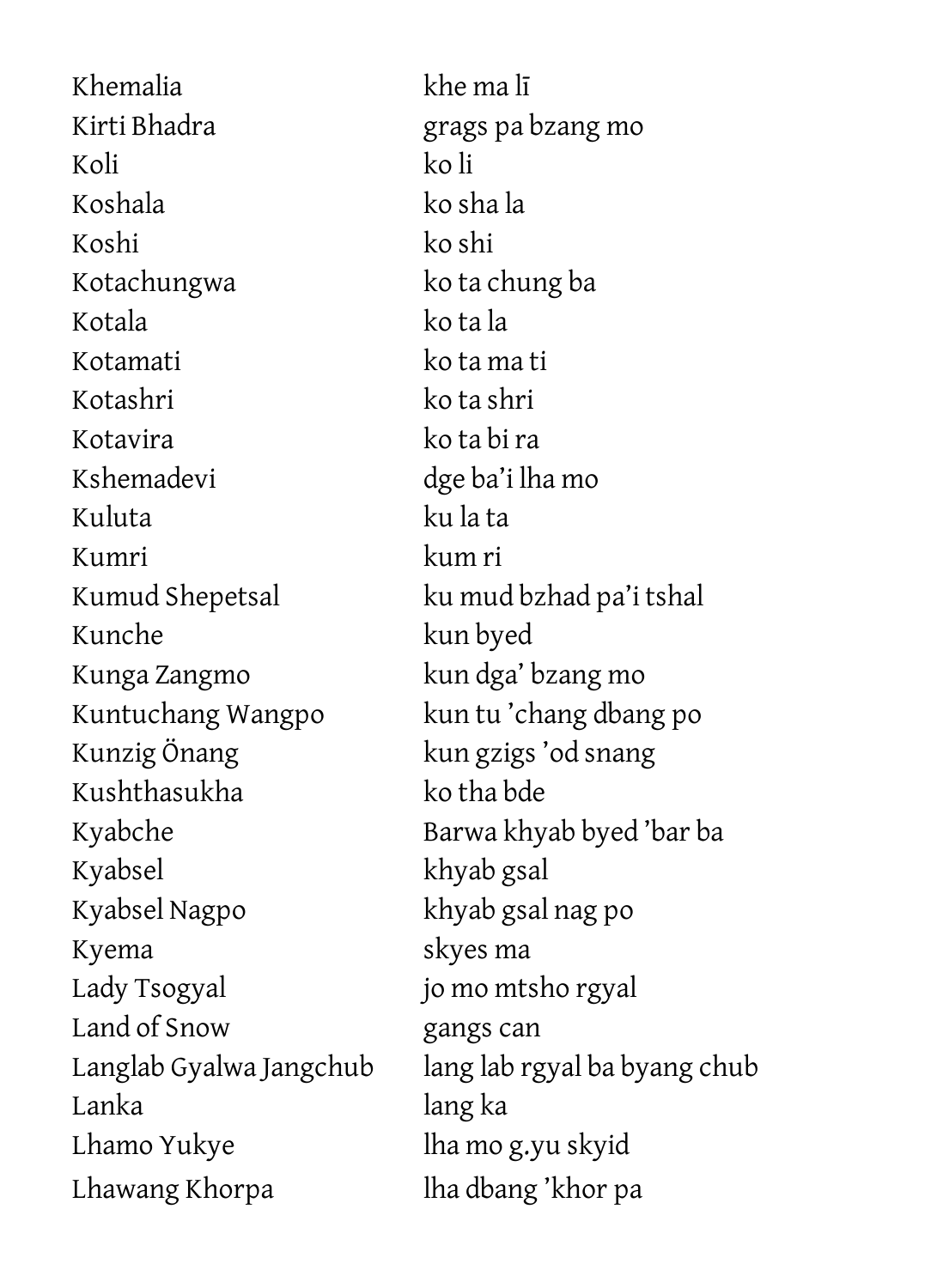| | |
|---|---|
| Khemalia | khe ma lī |
| Kirti Bhadra | grags pa bzang mo |
| Koli | ko li |
| Koshala | ko sha la |
| Koshi | ko shi |
| Kotachungwa | ko ta chung ba |
| Kotala | ko ta la |
| Kotamati | ko ta ma ti |
| Kotashri | ko ta shri |
| Kotavira | ko ta bi ra |
| Kshemadevi | dge ba'i lha mo |
| Kuluta | ku la ta |
| Kumri | kum ri |
| Kumud Shepetsal | ku mud bzhad pa'i tshal |
| Kunche | kun byed |
| Kunga Zangmo | kun dga' bzang mo |
| Kuntuchang Wangpo | kun tu 'chang dbang po |
| Kunzig Önang | kun gzigs 'od snang |
| Kushthasukha | ko tha bde |
| Kyabche | Barwa khyab byed 'bar ba |
| Kyabsel | khyab gsal |
| Kyabsel Nagpo | khyab gsal nag po |
| Kyema | skyes ma |
| Lady Tsogyal | jo mo mtsho rgyal |
| Land of Snow | gangs can |
| Langlab Gyalwa Jangchub | lang lab rgyal ba byang chub |
| Lanka | lang ka |
| Lhamo Yukye | lha mo g.yu skyid |
| Lhawang Khorpa | lha dbang 'khor pa |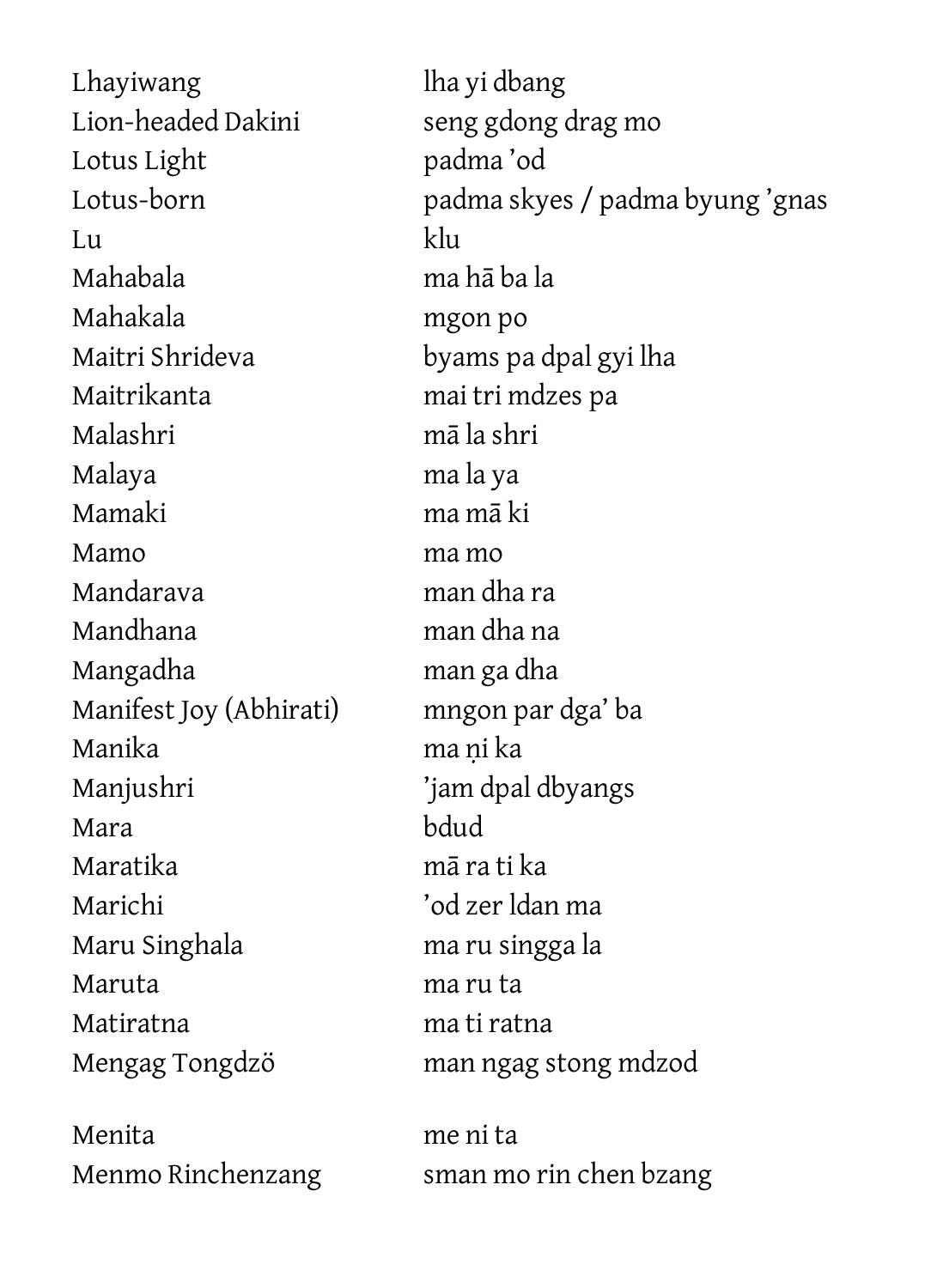| | |
|---|---|
| Lhayiwang | lha yi dbang |
| Lion-headed Dakini | seng gdong drag mo |
| Lotus Light | padma 'od |
| Lotus-born | padma skyes / padma byung 'gnas |
| Lu | klu |
| Mahabala | ma hā ba la |
| Mahakala | mgon po |
| Maitri Shrideva | byams pa dpal gyi lha |
| Maitrikanta | mai tri mdzes pa |
| Malashri | mā la shri |
| Malaya | ma la ya |
| Mamaki | ma mā ki |
| Mamo | ma mo |
| Mandarava | man dha ra |
| Mandhana | man dha na |
| Mangadha | man ga dha |
| Manifest Joy (Abhirati) | mngon par dga' ba |
| Manika | ma ṇi ka |
| Manjushri | 'jam dpal dbyangs |
| Mara | bdud |
| Maratika | mā ra ti ka |
| Marichi | 'od zer ldan ma |
| Maru Singhala | ma ru singga la |
| Maruta | ma ru ta |
| Matiratna | ma ti ratna |
| Mengag Tongdzö | man ngag stong mdzod |
| Menita | me ni ta |
| Menmo Rinchenzang | sman mo rin chen bzang |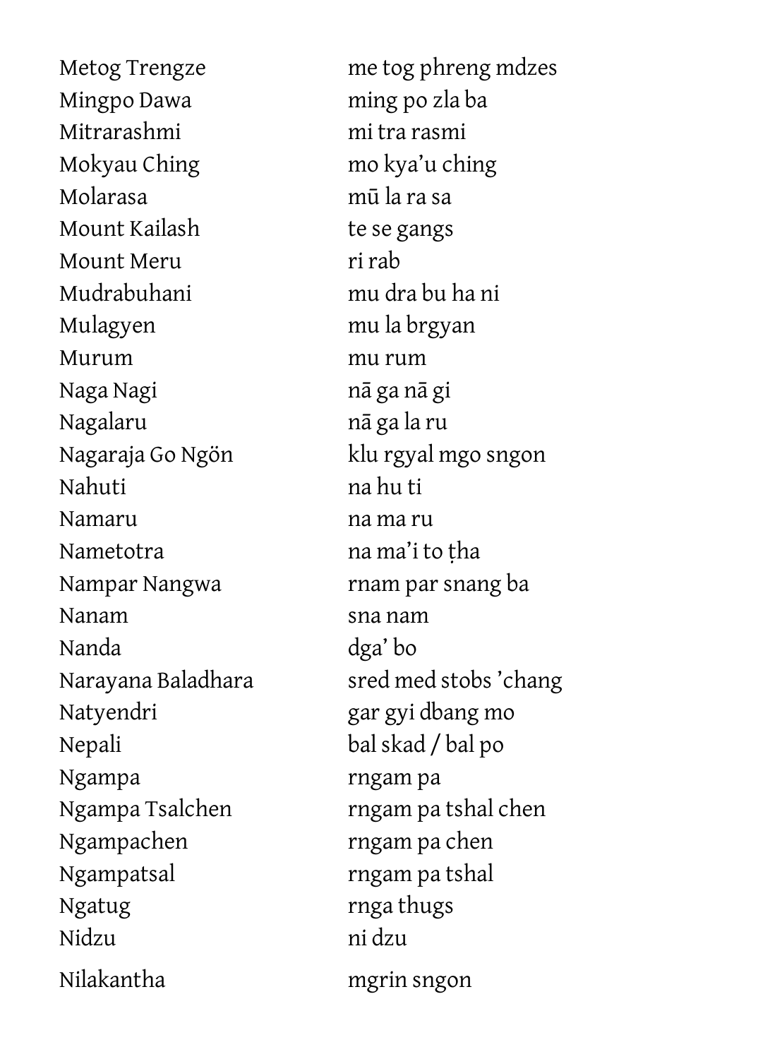| | |
|---|---|
| Metog Trengze | me tog phreng mdzes |
| Mingpo Dawa | ming po zla ba |
| Mitrarashmi | mi tra rasmi |
| Mokyau Ching | mo kya’u ching |
| Molarasa | mū la ra sa |
| Mount Kailash | te se gangs |
| Mount Meru | ri rab |
| Mudrabuhani | mu dra bu ha ni |
| Mulagyen | mu la brgyan |
| Murum | mu rum |
| Naga Nagi | nā ga nā gi |
| Nagalaru | nā ga la ru |
| Nagaraja Go Ngön | klu rgyal mgo sngon |
| Nahuti | na hu ti |
| Namaru | na ma ru |
| Nametotra | na ma’i to ṭha |
| Nampar Nangwa | rnam par snang ba |
| Nanam | sna nam |
| Nanda | dga’ bo |
| Narayana Baladhara | sred med stobs ’chang |
| Natyendri | gar gyi dbang mo |
| Nepali | bal skad / bal po |
| Ngampa | rngam pa |
| Ngampa Tsalchen | rngam pa tshal chen |
| Ngampachen | rngam pa chen |
| Ngampatsal | rngam pa tshal |
| Ngatug | rnga thugs |
| Nidzu | ni dzu |
| Nilakantha | mgrin sngon |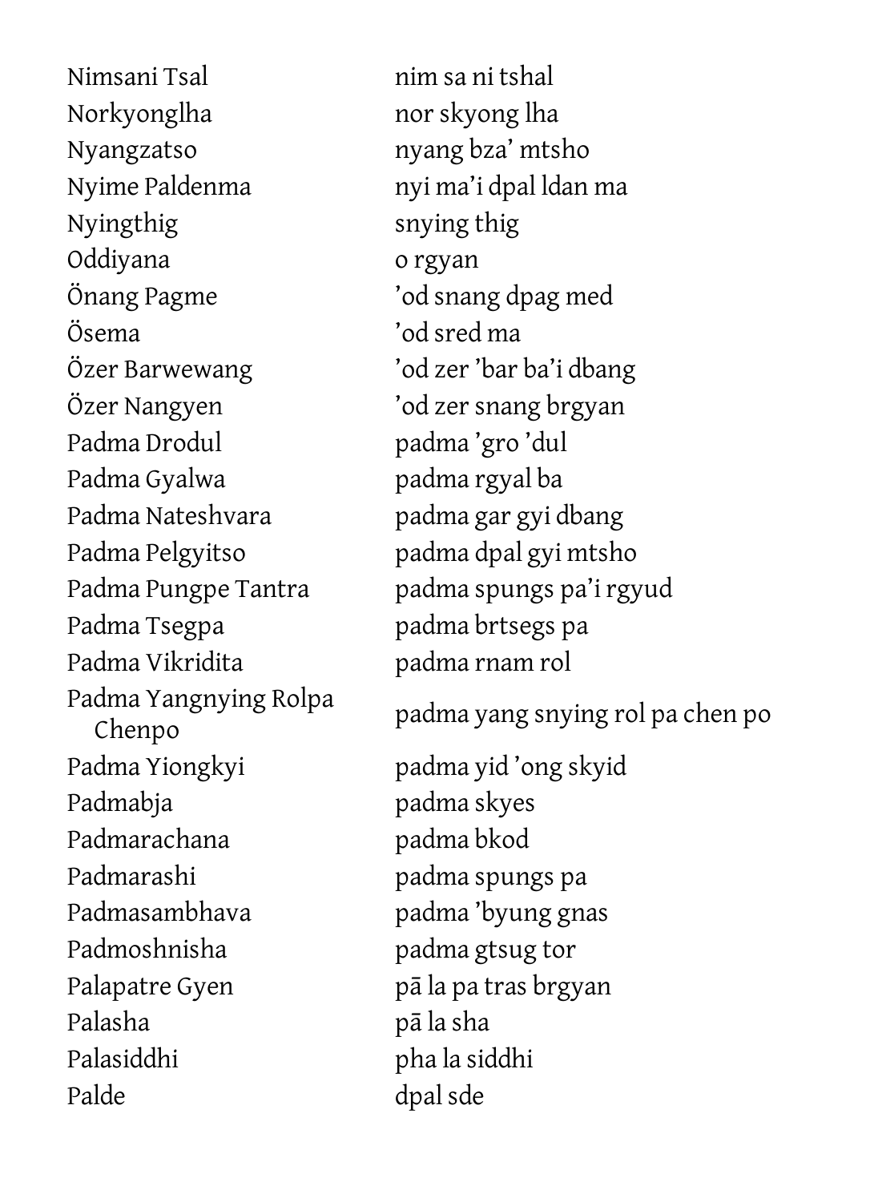| | |
|---|---|
| Nimsani Tsal | nim sa ni tshal |
| Norkyonglha | nor skyong lha |
| Nyangzatso | nyang bza’ mtsho |
| Nyime Paldenma | nyi ma’i dpal ldan ma |
| Nyingthig | snying thig |
| Oddiyana | o rgyan |
| Önang Pagme | ’od snang dpag med |
| Ösema | ’od sred ma |
| Özer Barwewang | ’od zer ’bar ba’i dbang |
| Özer Nangyen | ’od zer snang brgyan |
| Padma Drodul | padma ’gro ’dul |
| Padma Gyalwa | padma rgyal ba |
| Padma Nateshvara | padma gar gyi dbang |
| Padma Pelgyitso | padma dpal gyi mtsho |
| Padma Pungpe Tantra | padma spungs pa’i rgyud |
| Padma Tsegpa | padma brtsegs pa |
| Padma Vikridita | padma rnam rol |
| Padma Yangnying Rolpa Chenpo | padma yang snying rol pa chen po |
| Padma Yiongkyi | padma yid ’ong skyid |
| Padmabja | padma skyes |
| Padmarachana | padma bkod |
| Padmarashi | padma spungs pa |
| Padmasambhava | padma ’byung gnas |
| Padmoshnisha | padma gtsug tor |
| Palapatre Gyen | pā la pa tras brgyan |
| Palasha | pā la sha |
| Palasiddhi | pha la siddhi |
| Palde | dpal sde |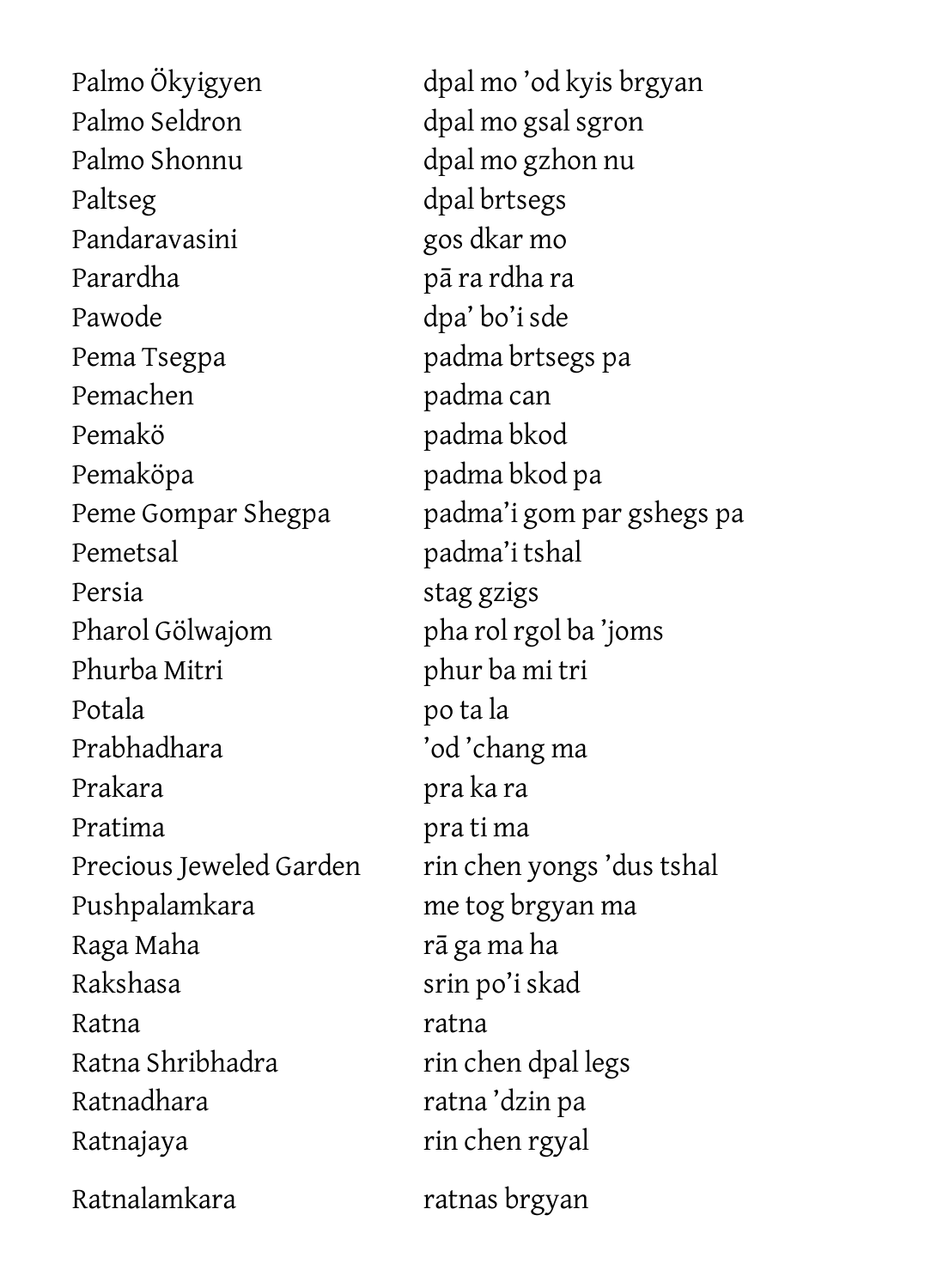| | |
|---|---|
| Palmo Ökyigyen | dpal mo ’od kyis brgyan |
| Palmo Seldron | dpal mo gsal sgron |
| Palmo Shonnu | dpal mo gzhon nu |
| Paltseg | dpal brtsegs |
| Pandaravasini | gos dkar mo |
| Parardha | pā ra rdha ra |
| Pawode | dpa’ bo’i sde |
| Pema Tsegpa | padma brtsegs pa |
| Pemachen | padma can |
| Pemakö | padma bkod |
| Pemaköpa | padma bkod pa |
| Peme Gompar Shegpa | padma’i gom par gshegs pa |
| Pemetsal | padma’i tshal |
| Persia | stag gzigs |
| Pharol Gölwajom | pha rol rgol ba ’joms |
| Phurba Mitri | phur ba mi tri |
| Potala | po ta la |
| Prabhadhara | ’od ’chang ma |
| Prakara | pra ka ra |
| Pratima | pra ti ma |
| Precious Jeweled Garden | rin chen yongs ’dus tshal |
| Pushpalamkara | me tog brgyan ma |
| Raga Maha | rā ga ma ha |
| Rakshasa | srin po’i skad |
| Ratna | ratna |
| Ratna Shribhadra | rin chen dpal legs |
| Ratnadhara | ratna ’dzin pa |
| Ratnajaya | rin chen rgyal |
| Ratnalamkara | ratnas brgyan |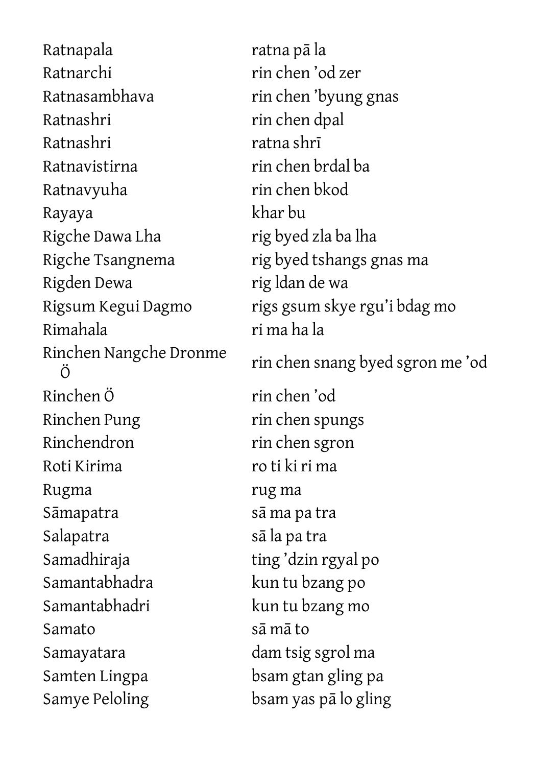| | |
|---|---|
| Ratnapala | ratna pā la |
| Ratnarchi | rin chen ’od zer |
| Ratnasambhava | rin chen ’byung gnas |
| Ratnashri | rin chen dpal |
| Ratnashri | ratna shrī |
| Ratnavistirna | rin chen brdal ba |
| Ratnavyuha | rin chen bkod |
| Rayaya | khar bu |
| Rigche Dawa Lha | rig byed zla ba lha |
| Rigche Tsangnema | rig byed tshangs gnas ma |
| Rigden Dewa | rig ldan de wa |
| Rigsum Kegui Dagmo | rigs gsum skye rgu’i bdag mo |
| Rimahala | ri ma ha la |
| Rinchen Nangche Dronme Ö | rin chen snang byed sgron me ’od |
| Rinchen Ö | rin chen ’od |
| Rinchen Pung | rin chen spungs |
| Rinchendron | rin chen sgron |
| Roti Kirima | ro ti ki ri ma |
| Rugma | rug ma |
| Sāmapatra | sā ma pa tra |
| Salapatra | sā la pa tra |
| Samadhiraja | ting ’dzin rgyal po |
| Samantabhadra | kun tu bzang po |
| Samantabhadri | kun tu bzang mo |
| Samato | sā mā to |
| Samayatara | dam tsig sgrol ma |
| Samten Lingpa | bsam gtan gling pa |
| Samye Peloling | bsam yas pā lo gling |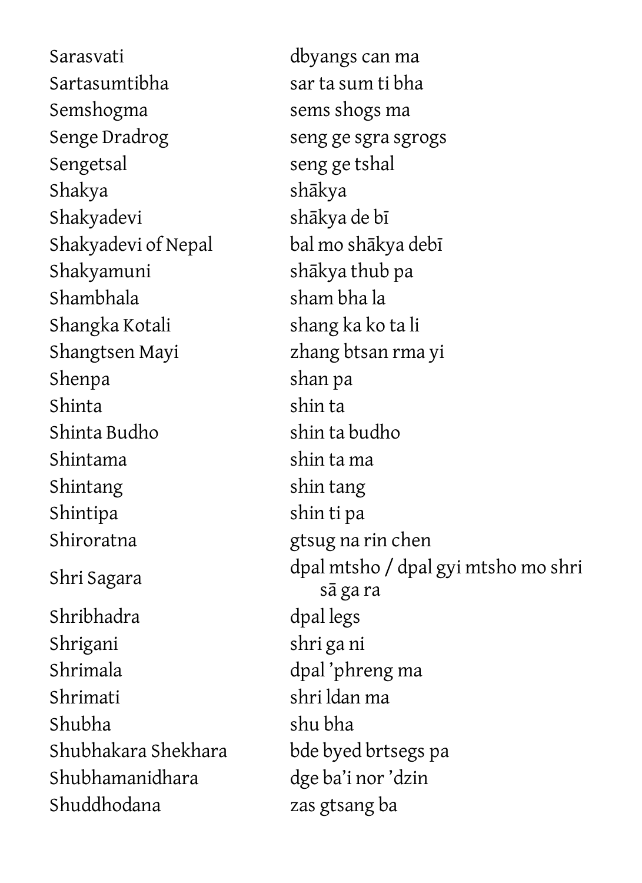| | |
|---|---|
| Sarasvati | dbyangs can ma |
| Sartasumtibha | sar ta sum ti bha |
| Semshogma | sems shogs ma |
| Senge Dradrog | seng ge sgra sgrogs |
| Sengetsal | seng ge tshal |
| Shakya | shākya |
| Shakyadevi | shākya de bī |
| Shakyadevi of Nepal | bal mo shākya debī |
| Shakyamuni | shākya thub pa |
| Shambhala | sham bha la |
| Shangka Kotali | shang ka ko ta li |
| Shangtsen Mayi | zhang btsan rma yi |
| Shenpa | shan pa |
| Shinta | shin ta |
| Shinta Budho | shin ta budho |
| Shintama | shin ta ma |
| Shintang | shin tang |
| Shintipa | shin ti pa |
| Shiroratna | gtsug na rin chen |
| Shri Sagara | dpal mtsho / dpal gyi mtsho mo shri sā ga ra |
| Shribhadra | dpal legs |
| Shrigani | shri ga ni |
| Shrimala | dpal 'phreng ma |
| Shrimati | shri ldan ma |
| Shubha | shu bha |
| Shubhakara Shekhara | bde byed brtsegs pa |
| Shubhamanidhara | dge ba'i nor 'dzin |
| Shuddhodana | zas gtsang ba |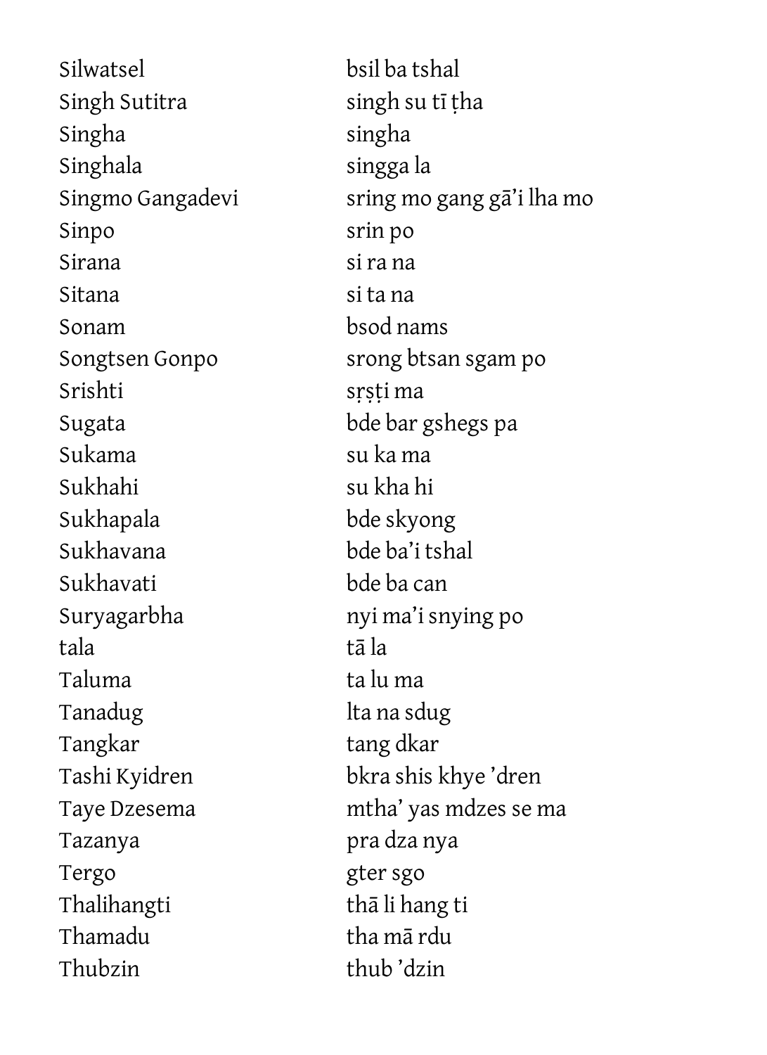| | |
|---|---|
| Silwatsel | bsil ba tshal |
| Singh Sutitra | singh su tī ṭha |
| Singha | singha |
| Singhala | singga la |
| Singmo Gangadevi | sring mo gang gā'i lha mo |
| Sinpo | srin po |
| Sirana | si ra na |
| Sitana | si ta na |
| Sonam | bsod nams |
| Songtsen Gonpo | srong btsan sgam po |
| Srishti | sṛṣṭi ma |
| Sugata | bde bar gshegs pa |
| Sukama | su ka ma |
| Sukhahi | su kha hi |
| Sukhapala | bde skyong |
| Sukhavana | bde ba'i tshal |
| Sukhavati | bde ba can |
| Suryagarbha | nyi ma'i snying po |
| tala | tā la |
| Taluma | ta lu ma |
| Tanadug | lta na sdug |
| Tangkar | tang dkar |
| Tashi Kyidren | bkra shis khye 'dren |
| Taye Dzesema | mtha' yas mdzes se ma |
| Tazanya | pra dza nya |
| Tergo | gter sgo |
| Thalihangti | thā li hang ti |
| Thamadu | tha mā rdu |
| Thubzin | thub 'dzin |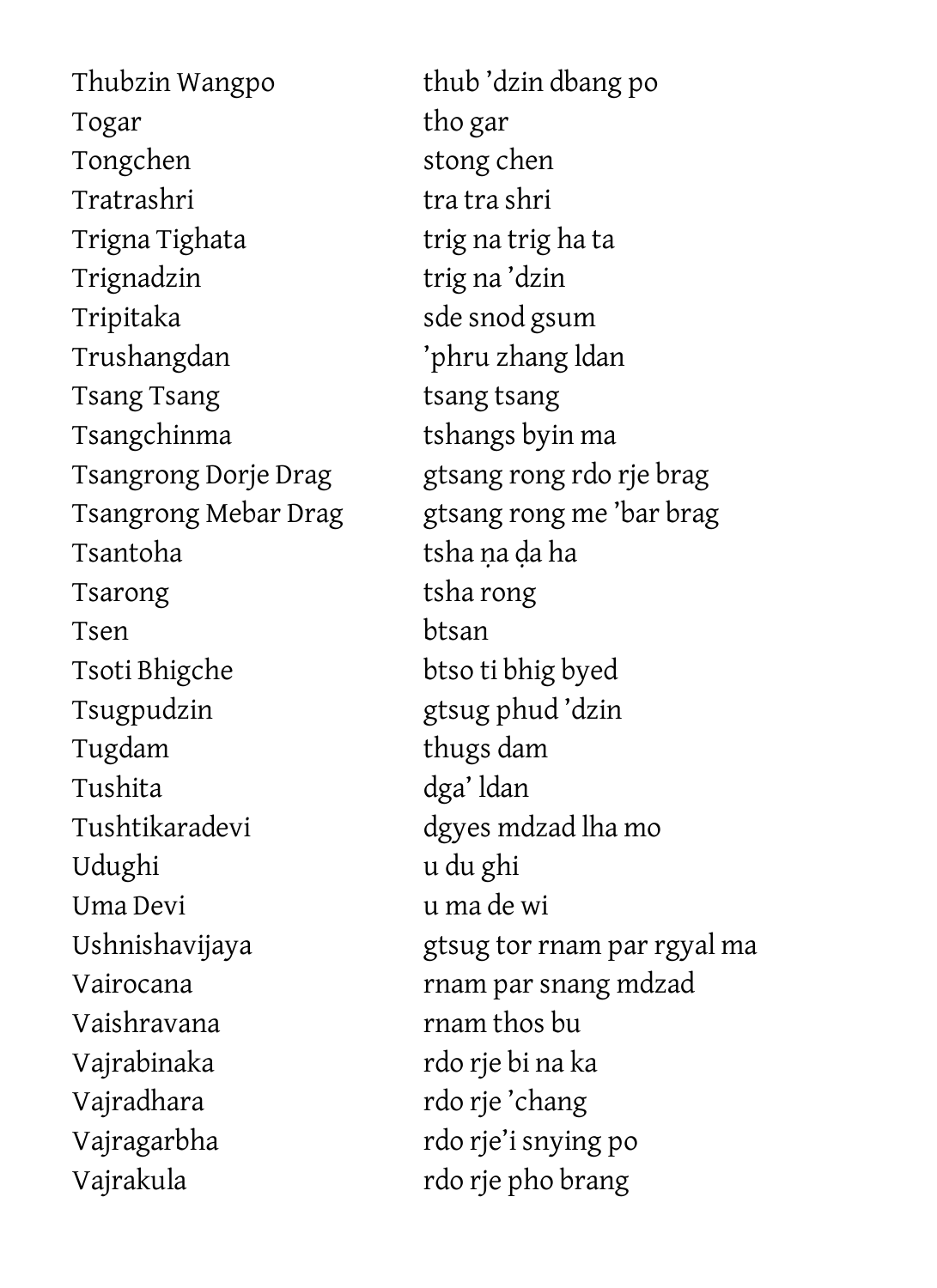| | |
|---|---|
| Thubzin Wangpo | thub ’dzin dbang po |
| Togar | tho gar |
| Tongchen | stong chen |
| Tratrashri | tra tra shri |
| Trigna Tighata | trig na trig ha ta |
| Trignadzin | trig na ’dzin |
| Tripitaka | sde snod gsum |
| Trushangdan | ’phru zhang ldan |
| Tsang Tsang | tsang tsang |
| Tsangchinma | tshangs byin ma |
| Tsangrong Dorje Drag | gtsang rong rdo rje brag |
| Tsangrong Mebar Drag | gtsang rong me ’bar brag |
| Tsantoha | tsha ṇa ḍa ha |
| Tsarong | tsha rong |
| Tsen | btsan |
| Tsoti Bhigche | btso ti bhig byed |
| Tsugpudzin | gtsug phud ’dzin |
| Tugdam | thugs dam |
| Tushita | dga’ ldan |
| Tushtikaradevi | dgyes mdzad lha mo |
| Udughi | u du ghi |
| Uma Devi | u ma de wi |
| Ushnishavijaya | gtsug tor rnam par rgyal ma |
| Vairocana | rnam par snang mdzad |
| Vaishravana | rnam thos bu |
| Vajrabinaka | rdo rje bi na ka |
| Vajradhara | rdo rje ’chang |
| Vajragarbha | rdo rje’i snying po |
| Vajrakula | rdo rje pho brang |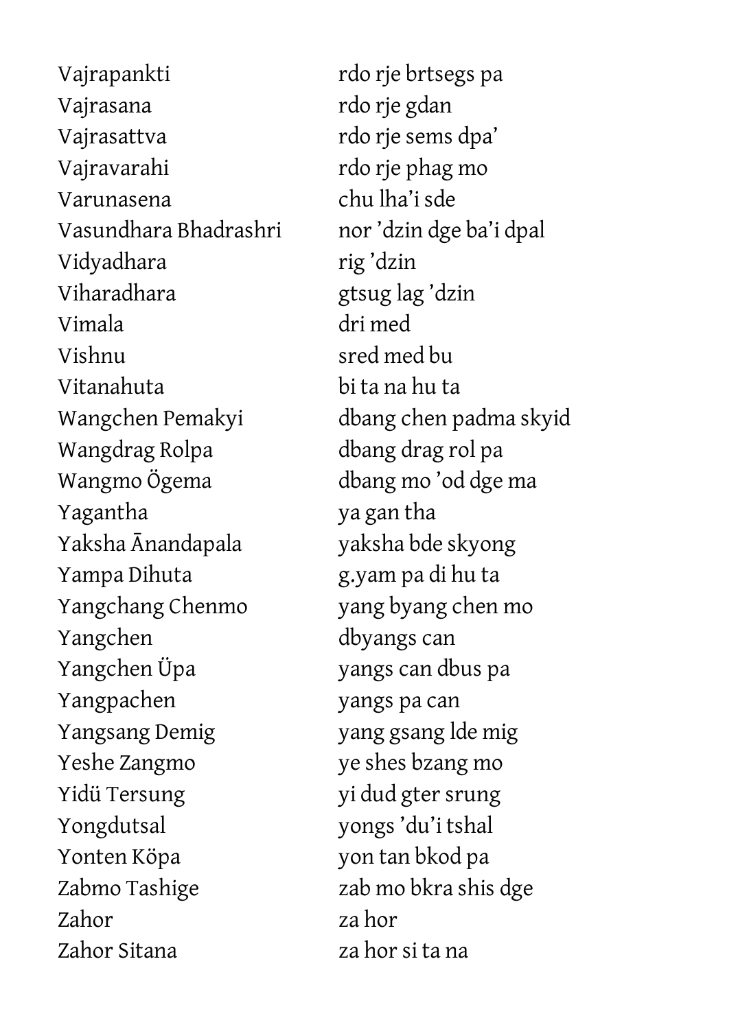| | |
|---|---|
| Vajrapankti | rdo rje brtsegs pa |
| Vajrasana | rdo rje gdan |
| Vajrasattva | rdo rje sems dpa’ |
| Vajravarahi | rdo rje phag mo |
| Varunasena | chu lha’i sde |
| Vasundhara Bhadrashri | nor ’dzin dge ba’i dpal |
| Vidyadhara | rig ’dzin |
| Viharadhara | gtsug lag ’dzin |
| Vimala | dri med |
| Vishnu | sred med bu |
| Vitanahuta | bi ta na hu ta |
| Wangchen Pemakyi | dbang chen padma skyid |
| Wangdrag Rolpa | dbang drag rol pa |
| Wangmo Ögema | dbang mo ’od dge ma |
| Yagantha | ya gan tha |
| Yaksha Ānandapala | yaksha bde skyong |
| Yampa Dihuta | g.yam pa di hu ta |
| Yangchang Chenmo | yang byang chen mo |
| Yangchen | dbyangs can |
| Yangchen Üpa | yangs can dbus pa |
| Yangpachen | yangs pa can |
| Yangsang Demig | yang gsang lde mig |
| Yeshe Zangmo | ye shes bzang mo |
| Yidü Tersung | yi dud gter srung |
| Yongdutsal | yongs ’du’i tshal |
| Yonten Köpa | yon tan bkod pa |
| Zabmo Tashige | zab mo bkra shis dge |
| Zahor | za hor |
| Zahor Sitana | za hor si ta na |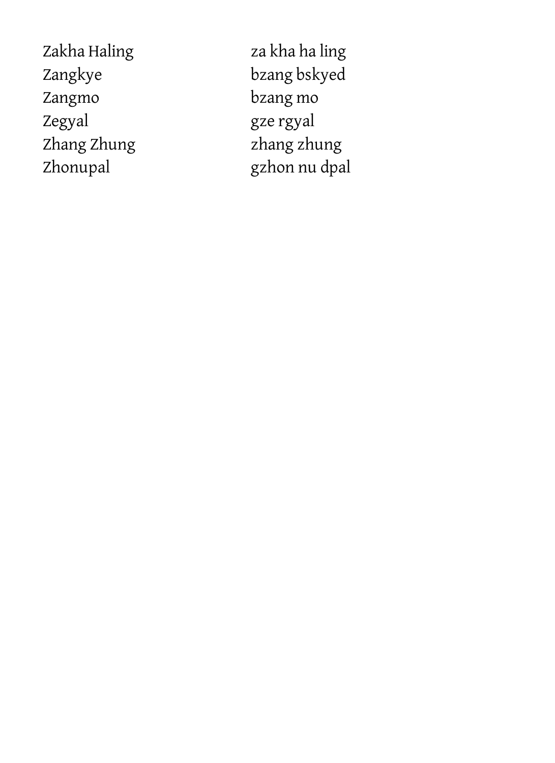| | |
|---|---|
| Zakha Haling | za kha ha ling |
| Zangkye | bzang bskyed |
| Zangmo | bzang mo |
| Zegyal | gze rgyal |
| Zhang Zhung | zhang zhung |
| Zhonupal | gzhon nu dpal |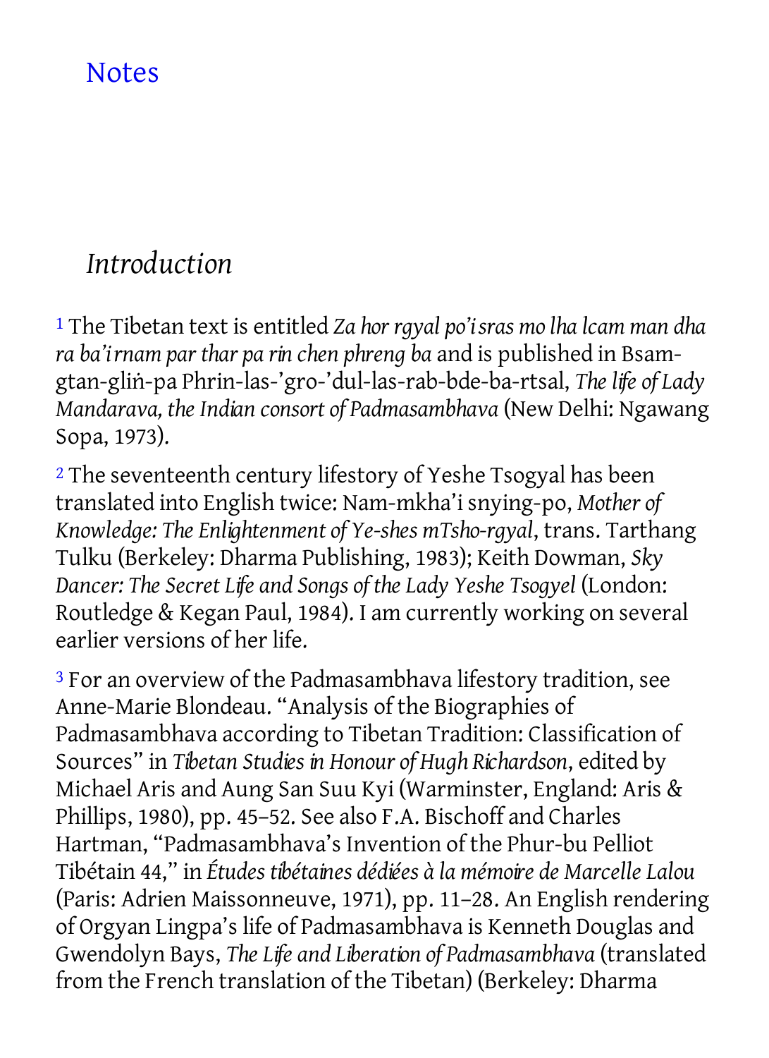# Notes

## *Introduction*

[1] The Tibetan text is entitled *Za hor rgyal po'i sras mo lha lcam man dha ra ba'i rnam par thar pa rin chen phreng ba* and is published in Bsam-gtan-gliṅ-pa Phrin-las-'gro-'dul-las-rab-bde-ba-rtsal, *The life of Lady Mandarava, the Indian consort of Padmasambhava* (New Delhi: Ngawang Sopa, 1973).

[2] The seventeenth century lifestory of Yeshe Tsogyal has been translated into English twice: Nam-mkha'i snying-po, *Mother of Knowledge: The Enlightenment of Ye-shes mTsho-rgyal*, trans. Tarthang Tulku (Berkeley: Dharma Publishing, 1983); Keith Dowman, *Sky Dancer: The Secret Life and Songs of the Lady Yeshe Tsogyel* (London: Routledge & Kegan Paul, 1984). I am currently working on several earlier versions of her life.

[3] For an overview of the Padmasambhava lifestory tradition, see Anne-Marie Blondeau. "Analysis of the Biographies of Padmasambhava according to Tibetan Tradition: Classification of Sources" in *Tibetan Studies in Honour of Hugh Richardson*, edited by Michael Aris and Aung San Suu Kyi (Warminster, England: Aris & Phillips, 1980), pp. 45–52. See also F.A. Bischoff and Charles Hartman, "Padmasambhava's Invention of the Phur-bu Pelliot Tibétain 44," in *Études tibétaines dédiées à la mémoire de Marcelle Lalou* (Paris: Adrien Maissonneuve, 1971), pp. 11–28. An English rendering of Orgyan Lingpa's life of Padmasambhava is Kenneth Douglas and Gwendolyn Bays, *The Life and Liberation of Padmasambhava* (translated from the French translation of the Tibetan) (Berkeley: Dharma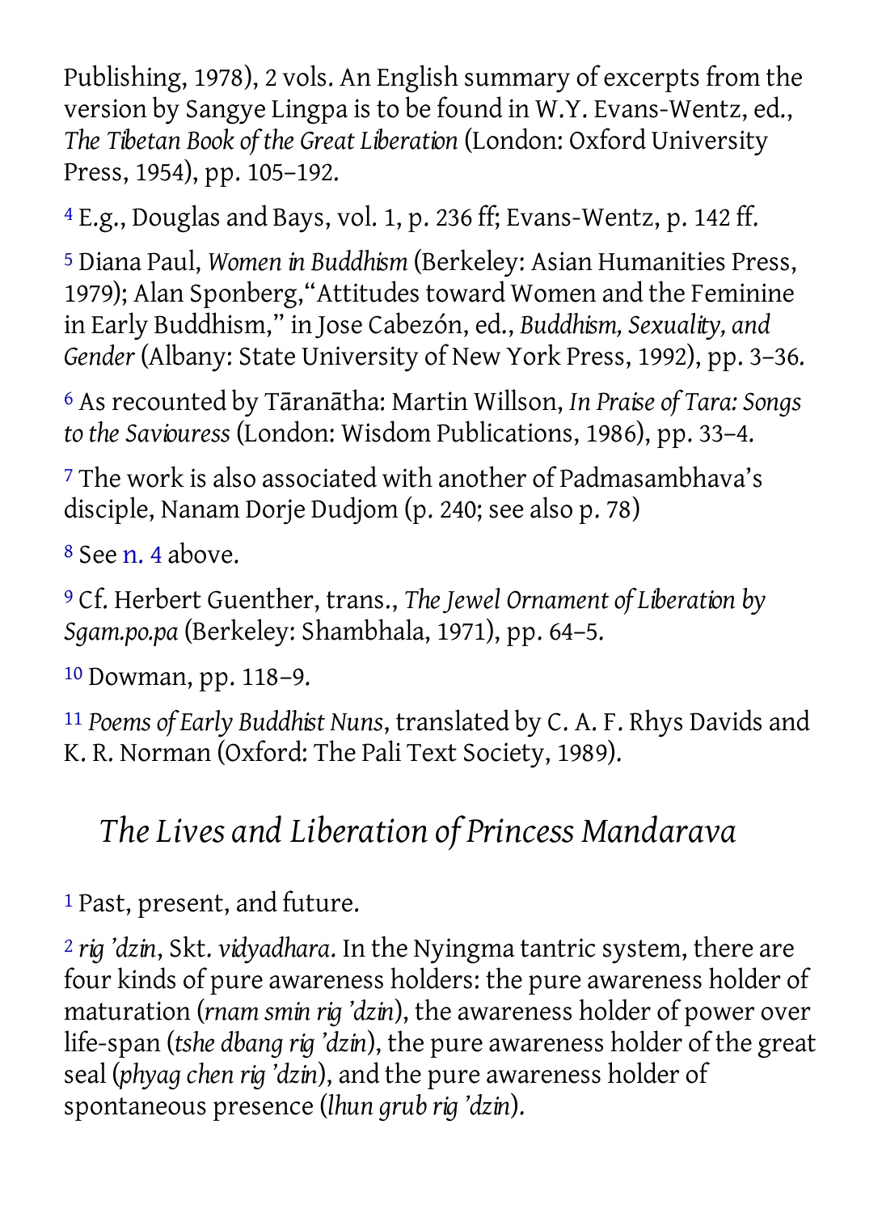Publishing, 1978), 2 vols. An English summary of excerpts from the version by Sangye Lingpa is to be found in W.Y. Evans-Wentz, ed., *The Tibetan Book of the Great Liberation* (London: Oxford University Press, 1954), pp. 105–192.

[4] E.g., Douglas and Bays, vol. 1, p. 236 ff; Evans-Wentz, p. 142 ff.

[5] Diana Paul, *Women in Buddhism* (Berkeley: Asian Humanities Press, 1979); Alan Sponberg,"Attitudes toward Women and the Feminine in Early Buddhism," in Jose Cabezón, ed., *Buddhism, Sexuality, and Gender* (Albany: State University of New York Press, 1992), pp. 3–36.

[6] As recounted by Tāranātha: Martin Willson, *In Praise of Tara: Songs to the Saviouress* (London: Wisdom Publications, 1986), pp. 33–4.

[7] The work is also associated with another of Padmasambhava's disciple, Nanam Dorje Dudjom (p. 240; see also p. 78)

[8] See n. 4 above.

[9] Cf. Herbert Guenther, trans., *The Jewel Ornament of Liberation by Sgam.po.pa* (Berkeley: Shambhala, 1971), pp. 64–5.

[10] Dowman, pp. 118–9.

[11] *Poems of Early Buddhist Nuns*, translated by C. A. F. Rhys Davids and K. R. Norman (Oxford: The Pali Text Society, 1989).

## *The Lives and Liberation of Princess Mandarava*

[1] Past, present, and future.

[2] *rig 'dzin*, Skt. *vidyadhara*. In the Nyingma tantric system, there are four kinds of pure awareness holders: the pure awareness holder of maturation (*rnam smin rig 'dzin*), the awareness holder of power over life-span (*tshe dbang rig 'dzin*), the pure awareness holder of the great seal (*phyag chen rig 'dzin*), and the pure awareness holder of spontaneous presence (*lhun grub rig 'dzin*).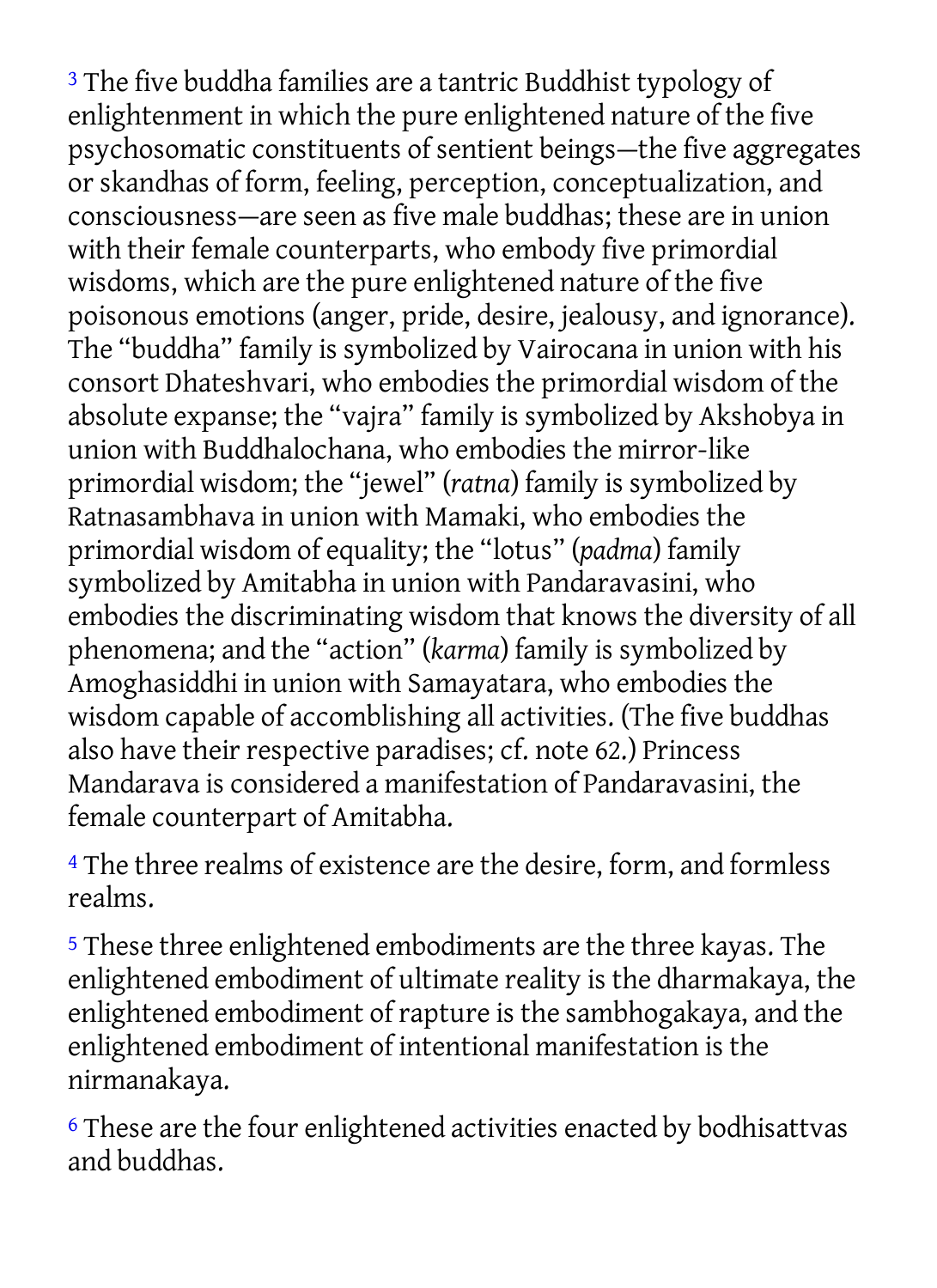[3] The five buddha families are a tantric Buddhist typology of enlightenment in which the pure enlightened nature of the five psychosomatic constituents of sentient beings—the five aggregates or skandhas of form, feeling, perception, conceptualization, and consciousness—are seen as five male buddhas; these are in union with their female counterparts, who embody five primordial wisdoms, which are the pure enlightened nature of the five poisonous emotions (anger, pride, desire, jealousy, and ignorance). The "buddha" family is symbolized by Vairocana in union with his consort Dhateshvari, who embodies the primordial wisdom of the absolute expanse; the "vajra" family is symbolized by Akshobya in union with Buddhalochana, who embodies the mirror-like primordial wisdom; the "jewel" (*ratna*) family is symbolized by Ratnasambhava in union with Mamaki, who embodies the primordial wisdom of equality; the "lotus" (*padma*) family symbolized by Amitabha in union with Pandaravasini, who embodies the discriminating wisdom that knows the diversity of all phenomena; and the "action" (*karma*) family is symbolized by Amoghasiddhi in union with Samayatara, who embodies the wisdom capable of accomblishing all activities. (The five buddhas also have their respective paradises; cf. note 62.) Princess Mandarava is considered a manifestation of Pandaravasini, the female counterpart of Amitabha.

[4] The three realms of existence are the desire, form, and formless realms.

[5] These three enlightened embodiments are the three kayas. The enlightened embodiment of ultimate reality is the dharmakaya, the enlightened embodiment of rapture is the sambhogakaya, and the enlightened embodiment of intentional manifestation is the nirmanakaya.

[6] These are the four enlightened activities enacted by bodhisattvas and buddhas.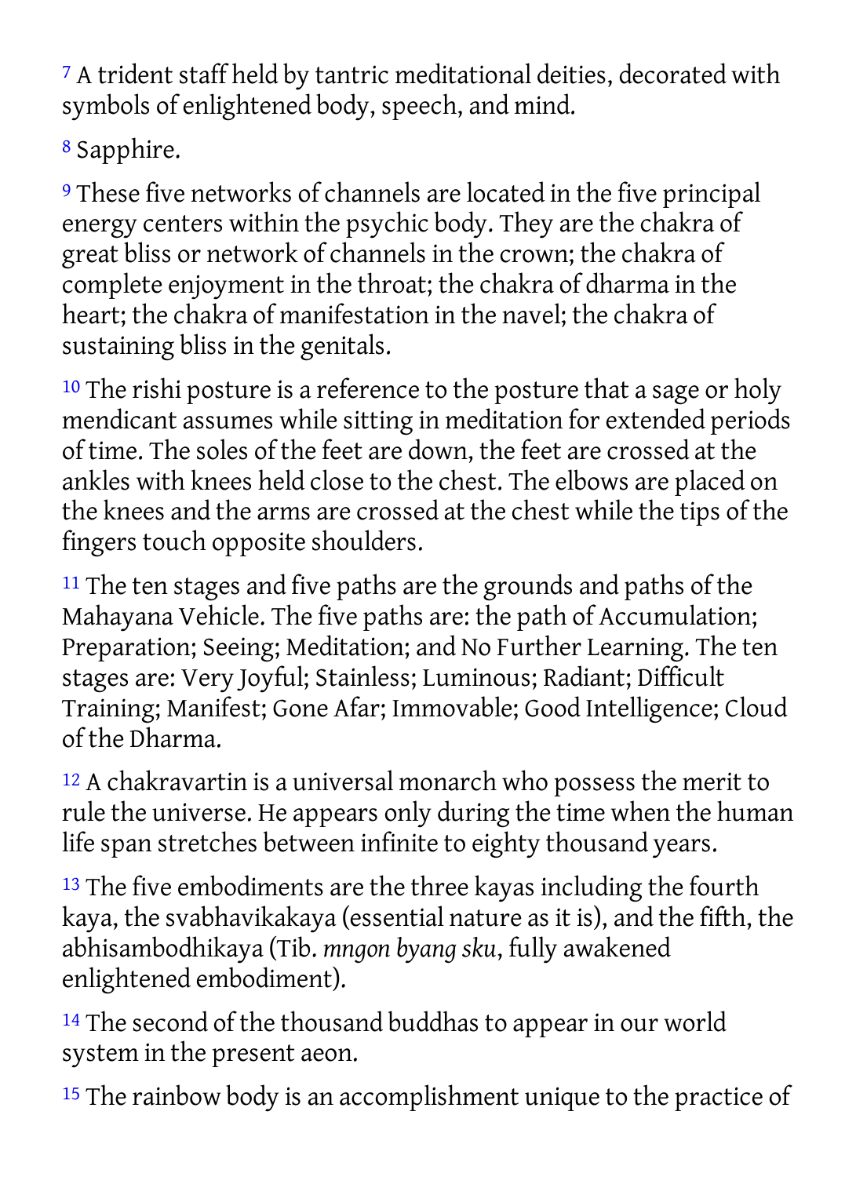[7] A trident staff held by tantric meditational deities, decorated with symbols of enlightened body, speech, and mind.

[8] Sapphire.

[9] These five networks of channels are located in the five principal energy centers within the psychic body. They are the chakra of great bliss or network of channels in the crown; the chakra of complete enjoyment in the throat; the chakra of dharma in the heart; the chakra of manifestation in the navel; the chakra of sustaining bliss in the genitals.

[10] The rishi posture is a reference to the posture that a sage or holy mendicant assumes while sitting in meditation for extended periods of time. The soles of the feet are down, the feet are crossed at the ankles with knees held close to the chest. The elbows are placed on the knees and the arms are crossed at the chest while the tips of the fingers touch opposite shoulders.

[11] The ten stages and five paths are the grounds and paths of the Mahayana Vehicle. The five paths are: the path of Accumulation; Preparation; Seeing; Meditation; and No Further Learning. The ten stages are: Very Joyful; Stainless; Luminous; Radiant; Difficult Training; Manifest; Gone Afar; Immovable; Good Intelligence; Cloud of the Dharma.

[12] A chakravartin is a universal monarch who possess the merit to rule the universe. He appears only during the time when the human life span stretches between infinite to eighty thousand years.

[13] The five embodiments are the three kayas including the fourth kaya, the svabhavikakaya (essential nature as it is), and the fifth, the abhisambodhikaya (Tib. *mngon byang sku*, fully awakened enlightened embodiment).

[14] The second of the thousand buddhas to appear in our world system in the present aeon.

[15] The rainbow body is an accomplishment unique to the practice of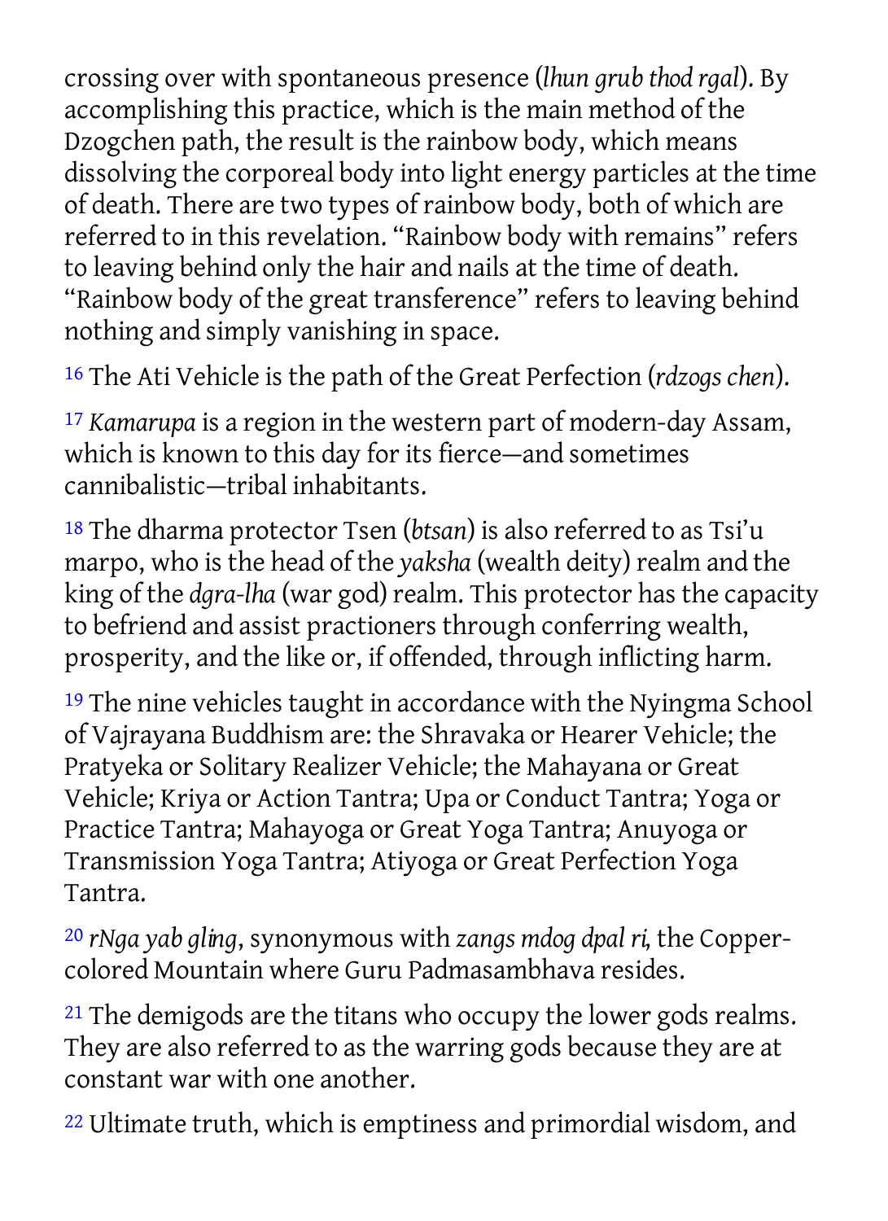crossing over with spontaneous presence (*lhun grub thod rgal*). By accomplishing this practice, which is the main method of the Dzogchen path, the result is the rainbow body, which means dissolving the corporeal body into light energy particles at the time of death. There are two types of rainbow body, both of which are referred to in this revelation. "Rainbow body with remains" refers to leaving behind only the hair and nails at the time of death. "Rainbow body of the great transference" refers to leaving behind nothing and simply vanishing in space.

[16] The Ati Vehicle is the path of the Great Perfection (*rdzogs chen*).

[17] *Kamarupa* is a region in the western part of modern-day Assam, which is known to this day for its fierce—and sometimes cannibalistic—tribal inhabitants.

[18] The dharma protector Tsen (*btsan*) is also referred to as Tsi'u marpo, who is the head of the *yaksha* (wealth deity) realm and the king of the *dgra-lha* (war god) realm. This protector has the capacity to befriend and assist practioners through conferring wealth, prosperity, and the like or, if offended, through inflicting harm.

[19] The nine vehicles taught in accordance with the Nyingma School of Vajrayana Buddhism are: the Shravaka or Hearer Vehicle; the Pratyeka or Solitary Realizer Vehicle; the Mahayana or Great Vehicle; Kriya or Action Tantra; Upa or Conduct Tantra; Yoga or Practice Tantra; Mahayoga or Great Yoga Tantra; Anuyoga or Transmission Yoga Tantra; Atiyoga or Great Perfection Yoga Tantra.

[20] *rNga yab gling*, synonymous with *zangs mdog dpal ri*, the Copper-colored Mountain where Guru Padmasambhava resides.

[21] The demigods are the titans who occupy the lower gods realms. They are also referred to as the warring gods because they are at constant war with one another.

[22] Ultimate truth, which is emptiness and primordial wisdom, and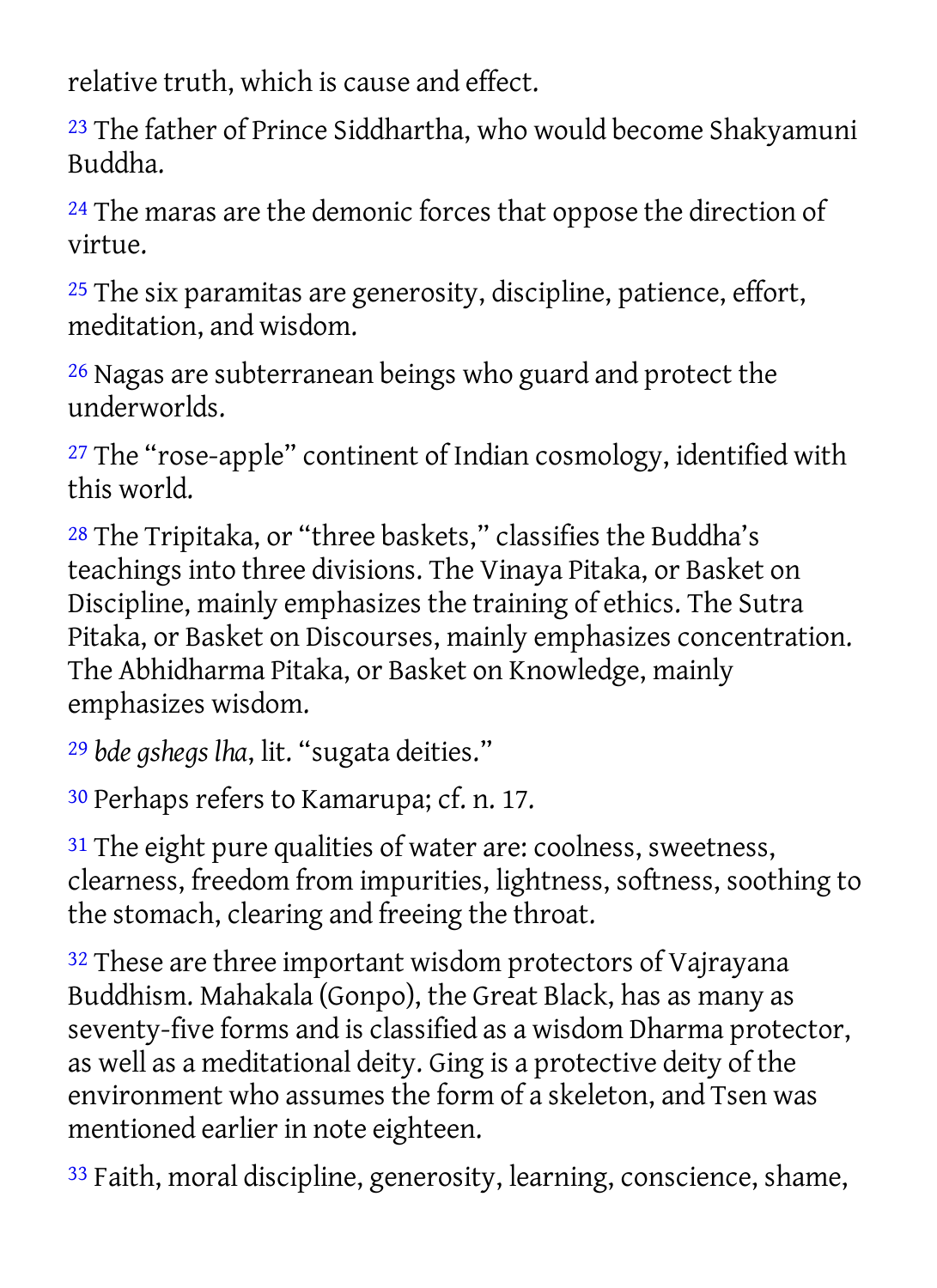relative truth, which is cause and effect.

[23] The father of Prince Siddhartha, who would become Shakyamuni Buddha.

[24] The maras are the demonic forces that oppose the direction of virtue.

[25] The six paramitas are generosity, discipline, patience, effort, meditation, and wisdom.

[26] Nagas are subterranean beings who guard and protect the underworlds.

[27] The "rose-apple" continent of Indian cosmology, identified with this world.

[28] The Tripitaka, or "three baskets," classifies the Buddha's teachings into three divisions. The Vinaya Pitaka, or Basket on Discipline, mainly emphasizes the training of ethics. The Sutra Pitaka, or Basket on Discourses, mainly emphasizes concentration. The Abhidharma Pitaka, or Basket on Knowledge, mainly emphasizes wisdom.

[29] *bde gshegs lha*, lit. "sugata deities."

[30] Perhaps refers to Kamarupa; cf. n. 17.

[31] The eight pure qualities of water are: coolness, sweetness, clearness, freedom from impurities, lightness, softness, soothing to the stomach, clearing and freeing the throat.

[32] These are three important wisdom protectors of Vajrayana Buddhism. Mahakala (Gonpo), the Great Black, has as many as seventy-five forms and is classified as a wisdom Dharma protector, as well as a meditational deity. Ging is a protective deity of the environment who assumes the form of a skeleton, and Tsen was mentioned earlier in note eighteen.

[33] Faith, moral discipline, generosity, learning, conscience, shame,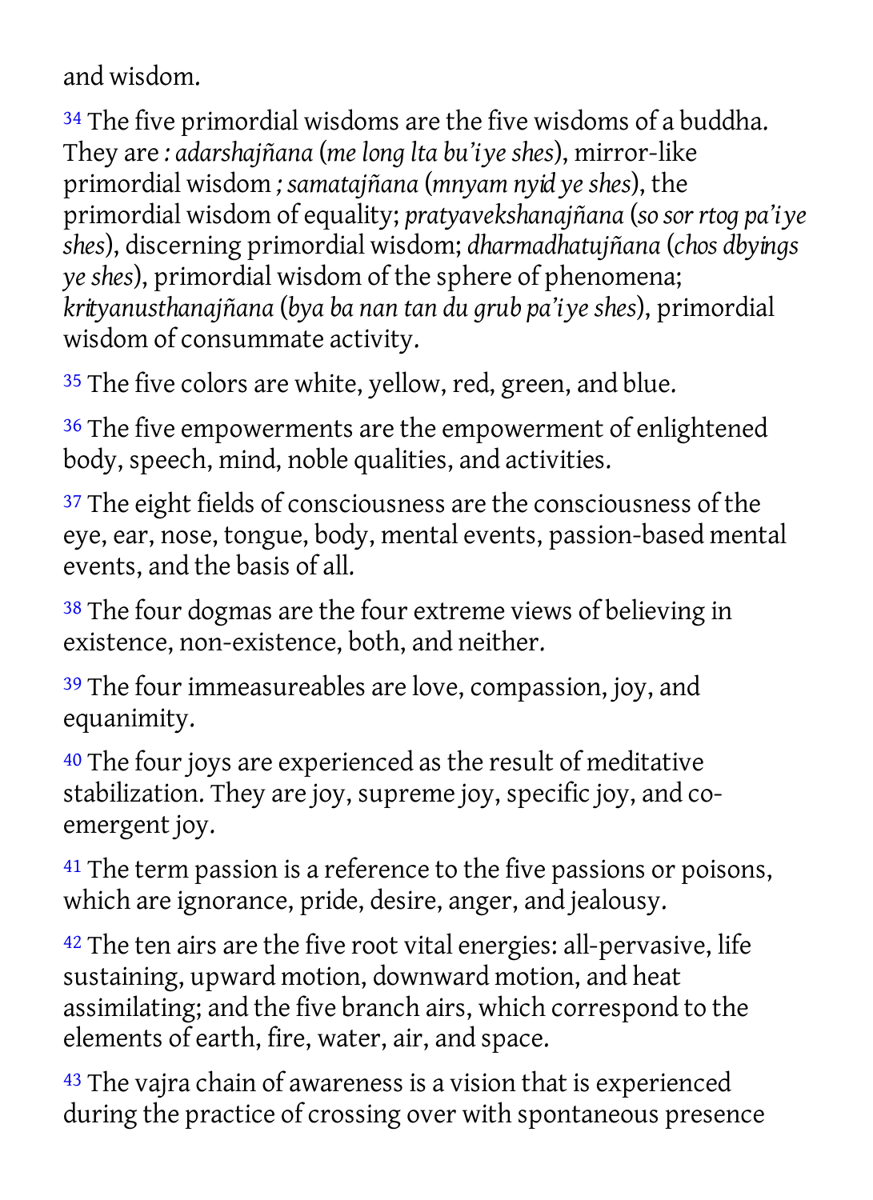and wisdom.

[34] The five primordial wisdoms are the five wisdoms of a buddha. They are *: adarshajñana* (*me long lta bu'i ye shes*), mirror-like primordial wisdom *; samatajñana* (*mnyam nyid ye shes*), the primordial wisdom of equality; *pratyavekshanajñana* (*so sor rtog pa'i ye shes*), discerning primordial wisdom; *dharmadhatujñana* (*chos dbyings ye shes*), primordial wisdom of the sphere of phenomena; *krityanusthanajñana* (*bya ba nan tan du grub pa'i ye shes*), primordial wisdom of consummate activity.

[35] The five colors are white, yellow, red, green, and blue.

[36] The five empowerments are the empowerment of enlightened body, speech, mind, noble qualities, and activities.

[37] The eight fields of consciousness are the consciousness of the eye, ear, nose, tongue, body, mental events, passion-based mental events, and the basis of all.

[38] The four dogmas are the four extreme views of believing in existence, non-existence, both, and neither.

[39] The four immeasureables are love, compassion, joy, and equanimity.

[40] The four joys are experienced as the result of meditative stabilization. They are joy, supreme joy, specific joy, and co-emergent joy.

[41] The term passion is a reference to the five passions or poisons, which are ignorance, pride, desire, anger, and jealousy.

[42] The ten airs are the five root vital energies: all-pervasive, life sustaining, upward motion, downward motion, and heat assimilating; and the five branch airs, which correspond to the elements of earth, fire, water, air, and space.

[43] The vajra chain of awareness is a vision that is experienced during the practice of crossing over with spontaneous presence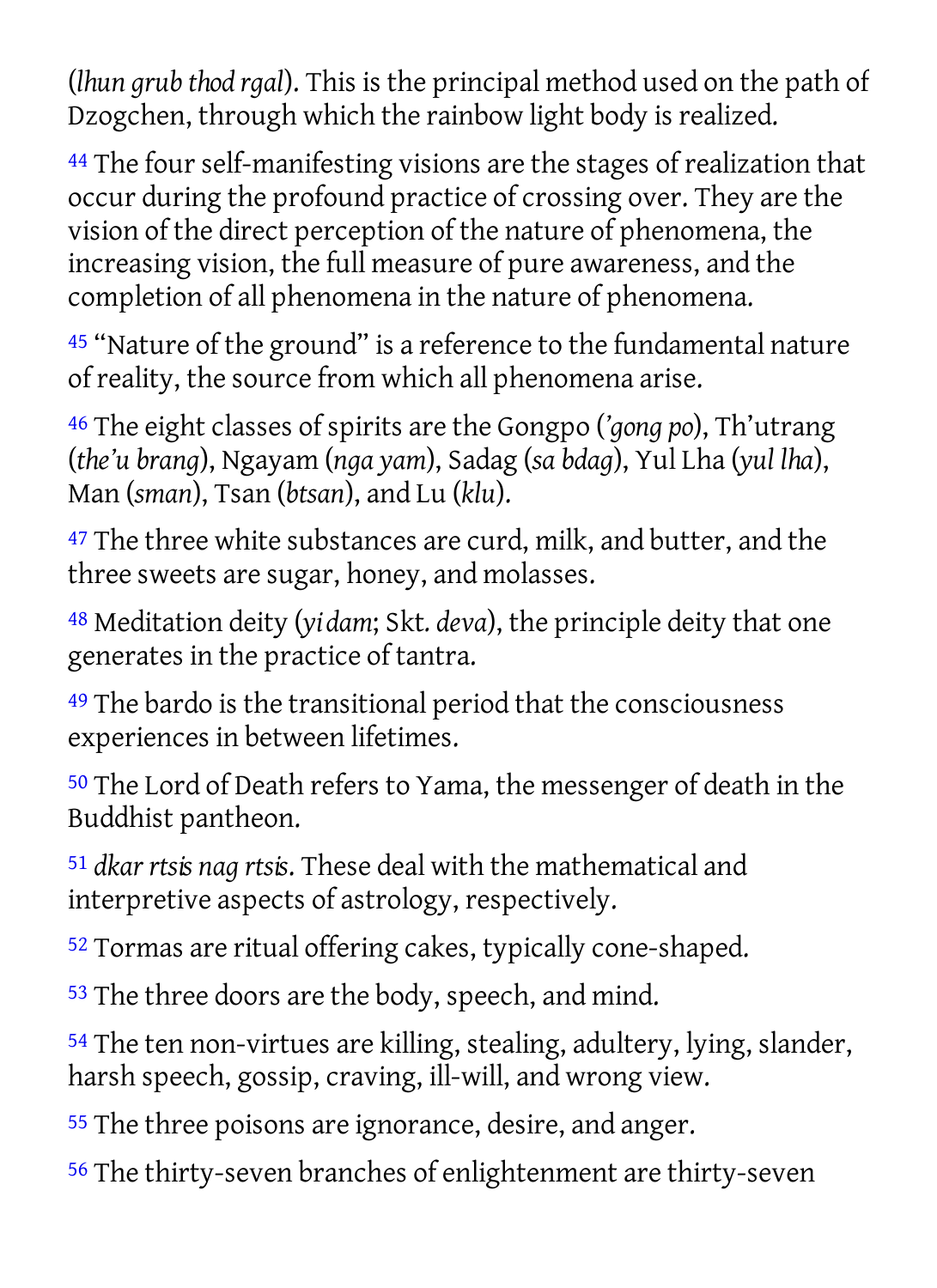(*lhun grub thod rgal*). This is the principal method used on the path of Dzogchen, through which the rainbow light body is realized.

44 The four self-manifesting visions are the stages of realization that occur during the profound practice of crossing over. They are the vision of the direct perception of the nature of phenomena, the increasing vision, the full measure of pure awareness, and the completion of all phenomena in the nature of phenomena.

45 "Nature of the ground" is a reference to the fundamental nature of reality, the source from which all phenomena arise.

46 The eight classes of spirits are the Gongpo (*'gong po*), Th'utrang (*the'u brang*), Ngayam (*nga yam*), Sadag (*sa bdag*), Yul Lha (*yul lha*), Man (*sman*), Tsan (*btsan*), and Lu (*klu*).

47 The three white substances are curd, milk, and butter, and the three sweets are sugar, honey, and molasses.

48 Meditation deity (*yi dam*; Skt. *deva*), the principle deity that one generates in the practice of tantra.

49 The bardo is the transitional period that the consciousness experiences in between lifetimes.

50 The Lord of Death refers to Yama, the messenger of death in the Buddhist pantheon.

51 *dkar rtsis nag rtsis*. These deal with the mathematical and interpretive aspects of astrology, respectively.

52 Tormas are ritual offering cakes, typically cone-shaped.

53 The three doors are the body, speech, and mind.

54 The ten non-virtues are killing, stealing, adultery, lying, slander, harsh speech, gossip, craving, ill-will, and wrong view.

55 The three poisons are ignorance, desire, and anger.

56 The thirty-seven branches of enlightenment are thirty-seven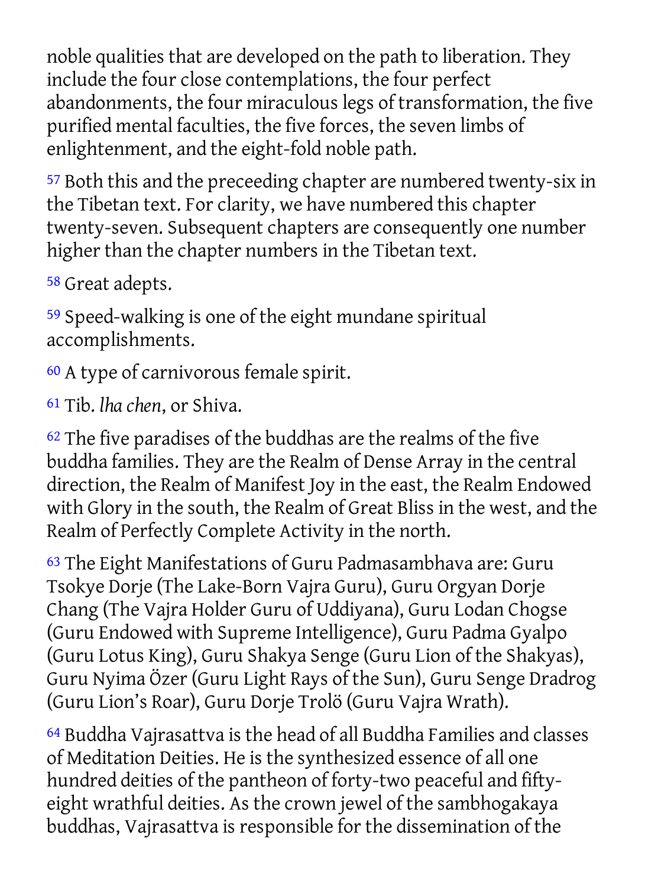noble qualities that are developed on the path to liberation. They include the four close contemplations, the four perfect abandonments, the four miraculous legs of transformation, the five purified mental faculties, the five forces, the seven limbs of enlightenment, and the eight-fold noble path.

57 Both this and the preceeding chapter are numbered twenty-six in the Tibetan text. For clarity, we have numbered this chapter twenty-seven. Subsequent chapters are consequently one number higher than the chapter numbers in the Tibetan text.

58 Great adepts.

59 Speed-walking is one of the eight mundane spiritual accomplishments.

60 A type of carnivorous female spirit.

61 Tib. *lha chen*, or Shiva.

62 The five paradises of the buddhas are the realms of the five buddha families. They are the Realm of Dense Array in the central direction, the Realm of Manifest Joy in the east, the Realm Endowed with Glory in the south, the Realm of Great Bliss in the west, and the Realm of Perfectly Complete Activity in the north.

63 The Eight Manifestations of Guru Padmasambhava are: Guru Tsokye Dorje (The Lake-Born Vajra Guru), Guru Orgyan Dorje Chang (The Vajra Holder Guru of Uddiyana), Guru Lodan Chogse (Guru Endowed with Supreme Intelligence), Guru Padma Gyalpo (Guru Lotus King), Guru Shakya Senge (Guru Lion of the Shakyas), Guru Nyima Özer (Guru Light Rays of the Sun), Guru Senge Dradrog (Guru Lion's Roar), Guru Dorje Trolö (Guru Vajra Wrath).

64 Buddha Vajrasattva is the head of all Buddha Families and classes of Meditation Deities. He is the synthesized essence of all one hundred deities of the pantheon of forty-two peaceful and fifty-eight wrathful deities. As the crown jewel of the sambhogakaya buddhas, Vajrasattva is responsible for the dissemination of the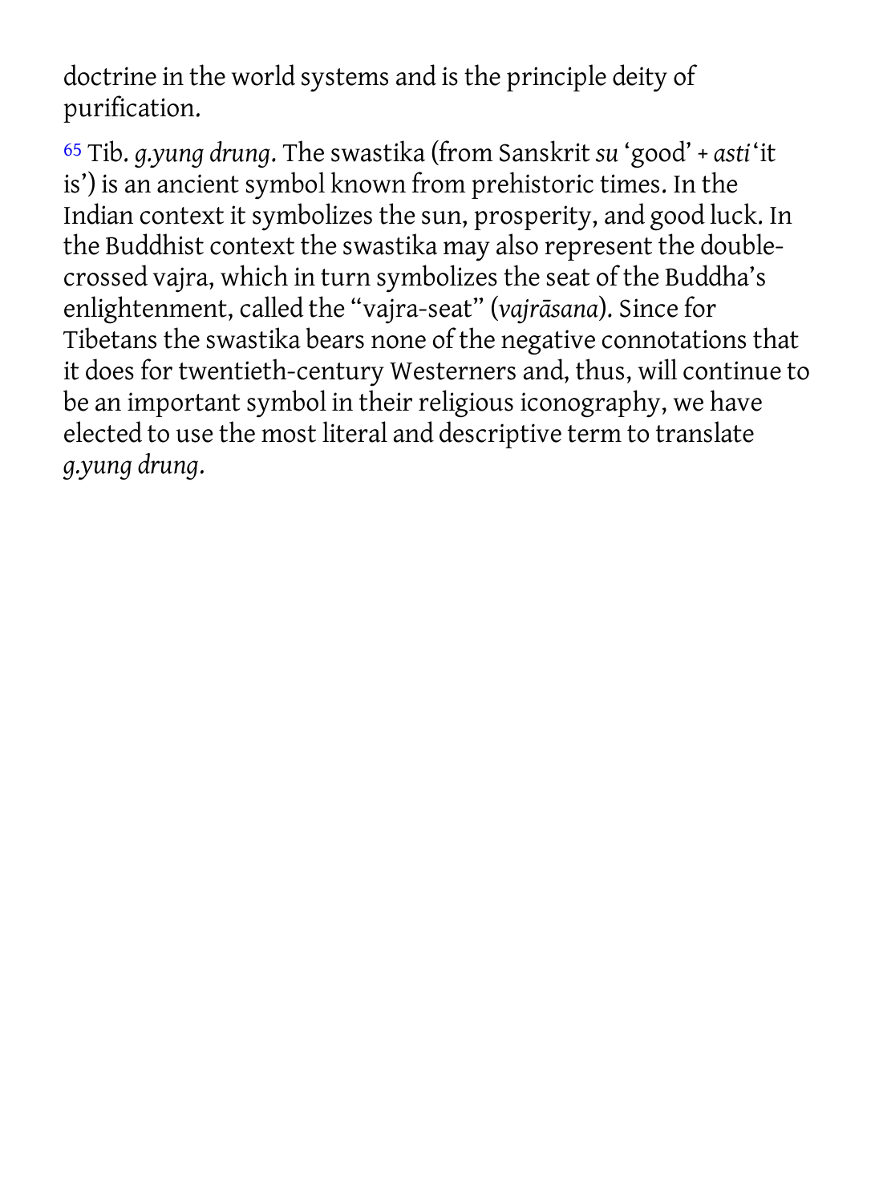doctrine in the world systems and is the principle deity of purification.

[65] Tib. *g.yung drung*. The swastika (from Sanskrit *su* 'good' + *asti* 'it is') is an ancient symbol known from prehistoric times. In the Indian context it symbolizes the sun, prosperity, and good luck. In the Buddhist context the swastika may also represent the double-crossed vajra, which in turn symbolizes the seat of the Buddha's enlightenment, called the "vajra-seat" (*vajrāsana*). Since for Tibetans the swastika bears none of the negative connotations that it does for twentieth-century Westerners and, thus, will continue to be an important symbol in their religious iconography, we have elected to use the most literal and descriptive term to translate *g.yung drung*.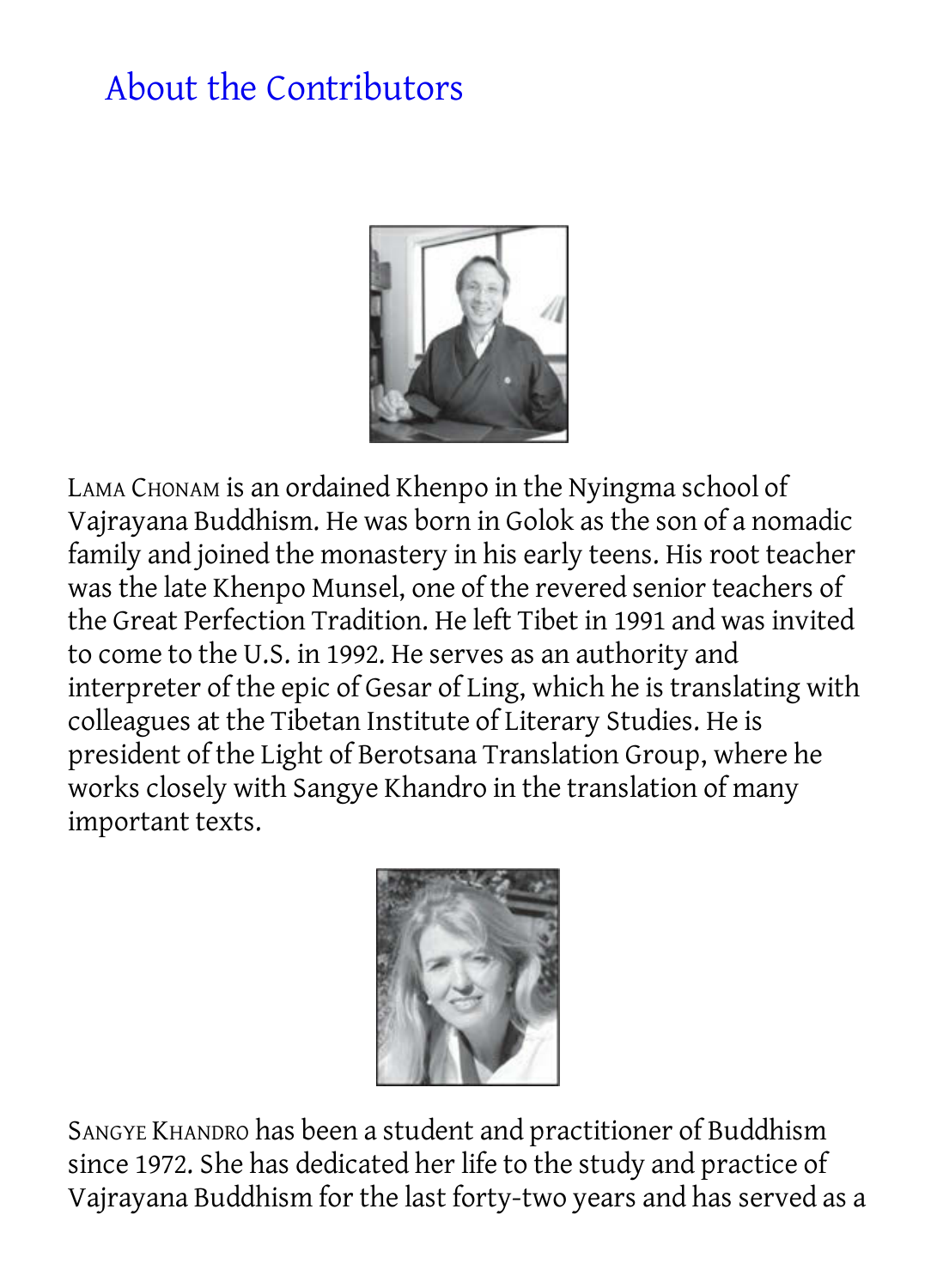## About the Contributors

LAMA CHONAM is an ordained Khenpo in the Nyingma school of Vajrayana Buddhism. He was born in Golok as the son of a nomadic family and joined the monastery in his early teens. His root teacher was the late Khenpo Munsel, one of the revered senior teachers of the Great Perfection Tradition. He left Tibet in 1991 and was invited to come to the U.S. in 1992. He serves as an authority and interpreter of the epic of Gesar of Ling, which he is translating with colleagues at the Tibetan Institute of Literary Studies. He is president of the Light of Berotsana Translation Group, where he works closely with Sangye Khandro in the translation of many important texts.

SANGYE KHANDRO has been a student and practitioner of Buddhism since 1972. She has dedicated her life to the study and practice of Vajrayana Buddhism for the last forty-two years and has served as a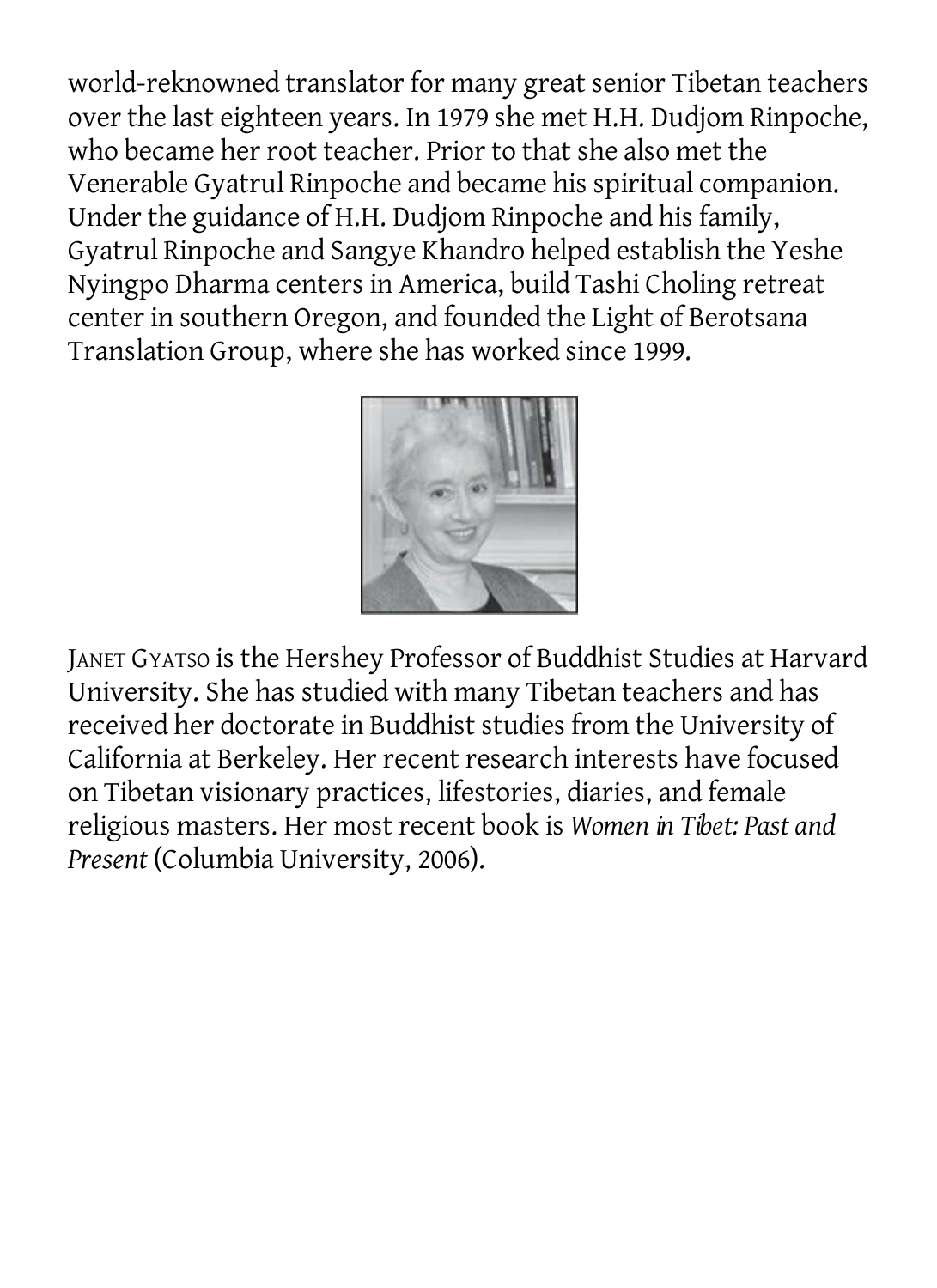world-reknowned translator for many great senior Tibetan teachers over the last eighteen years. In 1979 she met H.H. Dudjom Rinpoche, who became her root teacher. Prior to that she also met the Venerable Gyatrul Rinpoche and became his spiritual companion. Under the guidance of H.H. Dudjom Rinpoche and his family, Gyatrul Rinpoche and Sangye Khandro helped establish the Yeshe Nyingpo Dharma centers in America, build Tashi Choling retreat center in southern Oregon, and founded the Light of Berotsana Translation Group, where she has worked since 1999.

JANET GYATSO is the Hershey Professor of Buddhist Studies at Harvard University. She has studied with many Tibetan teachers and has received her doctorate in Buddhist studies from the University of California at Berkeley. Her recent research interests have focused on Tibetan visionary practices, lifestories, diaries, and female religious masters. Her most recent book is *Women in Tibet: Past and Present* (Columbia University, 2006).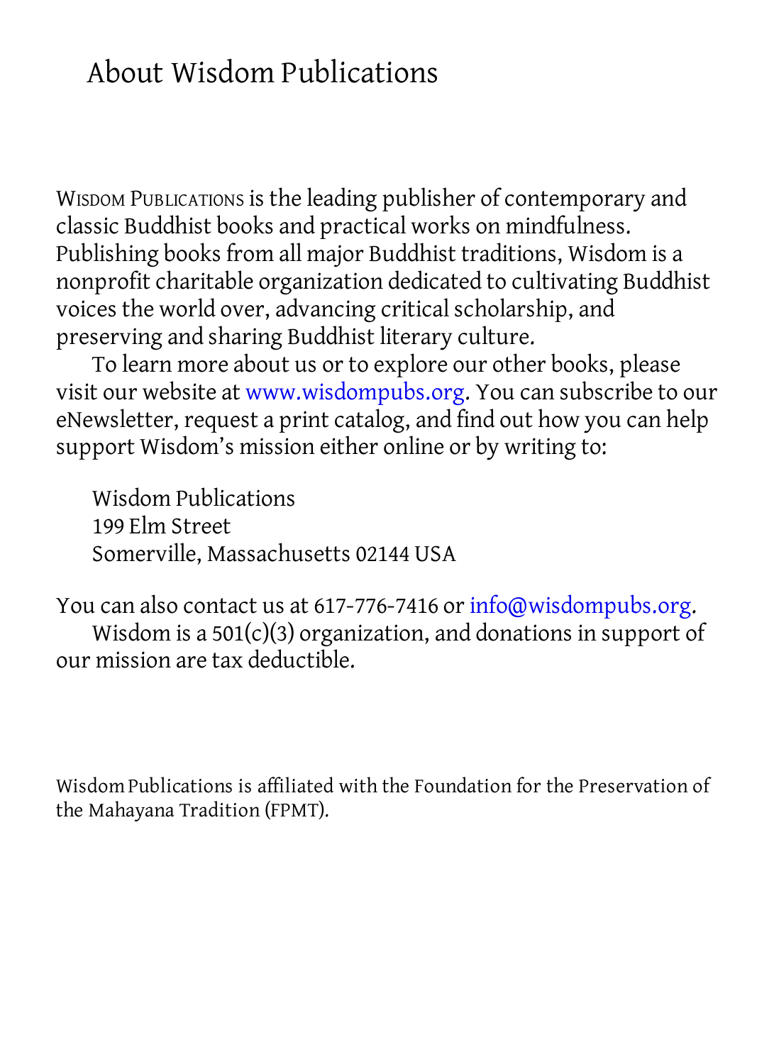# About Wisdom Publications

WISDOM PUBLICATIONS is the leading publisher of contemporary and classic Buddhist books and practical works on mindfulness. Publishing books from all major Buddhist traditions, Wisdom is a nonprofit charitable organization dedicated to cultivating Buddhist voices the world over, advancing critical scholarship, and preserving and sharing Buddhist literary culture.

To learn more about us or to explore our other books, please visit our website at www.wisdompubs.org. You can subscribe to our eNewsletter, request a print catalog, and find out how you can help support Wisdom's mission either online or by writing to:

Wisdom Publications
199 Elm Street
Somerville, Massachusetts 02144 USA

You can also contact us at 617-776-7416 or info@wisdompubs.org.

Wisdom is a 501(c)(3) organization, and donations in support of our mission are tax deductible.

Wisdom Publications is affiliated with the Foundation for the Preservation of the Mahayana Tradition (FPMT).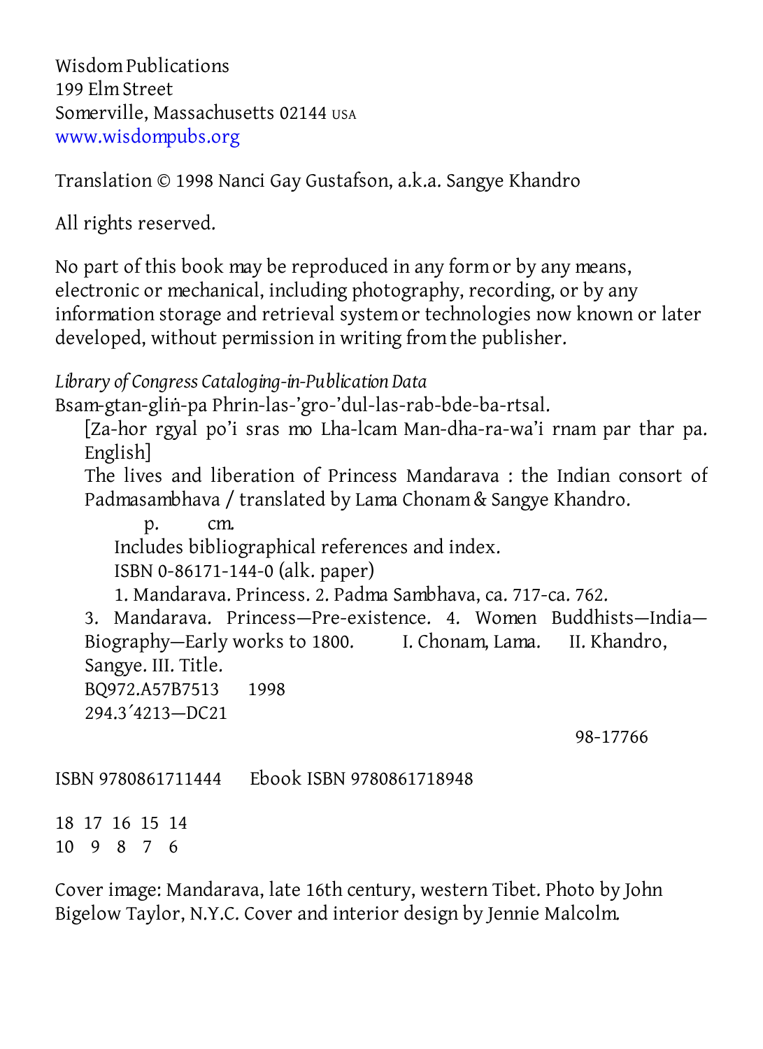Wisdom Publications
199 Elm Street
Somerville, Massachusetts 02144 USA
www.wisdompubs.org

Translation © 1998 Nanci Gay Gustafson, a.k.a. Sangye Khandro

All rights reserved.

No part of this book may be reproduced in any form or by any means, electronic or mechanical, including photography, recording, or by any information storage and retrieval system or technologies now known or later developed, without permission in writing from the publisher.

*Library of Congress Cataloging-in-Publication Data*

Bsam-gtan-gliṅ-pa Phrin-las-'gro-'dul-las-rab-bde-ba-rtsal.

[Za-hor rgyal po'i sras mo Lha-lcam Man-dha-ra-wa'i rnam par thar pa. English]

The lives and liberation of Princess Mandarava : the Indian consort of Padmasambhava / translated by Lama Chonam & Sangye Khandro.

p. cm.

Includes bibliographical references and index.

ISBN 0-86171-144-0 (alk. paper)

1. Mandarava. Princess. 2. Padma Sambhava, ca. 717-ca. 762.

3. Mandarava. Princess—Pre-existence. 4. Women Buddhists—India—Biography—Early works to 1800. I. Chonam, Lama. II. Khandro, Sangye. III. Title.

BQ972.A57B7513 1998

294.3´4213—DC21

98-17766

ISBN 9780861711444 Ebook ISBN 9780861718948

18 17 16 15 14
10 9 8 7 6

Cover image: Mandarava, late 16th century, western Tibet. Photo by John Bigelow Taylor, N.Y.C. Cover and interior design by Jennie Malcolm.